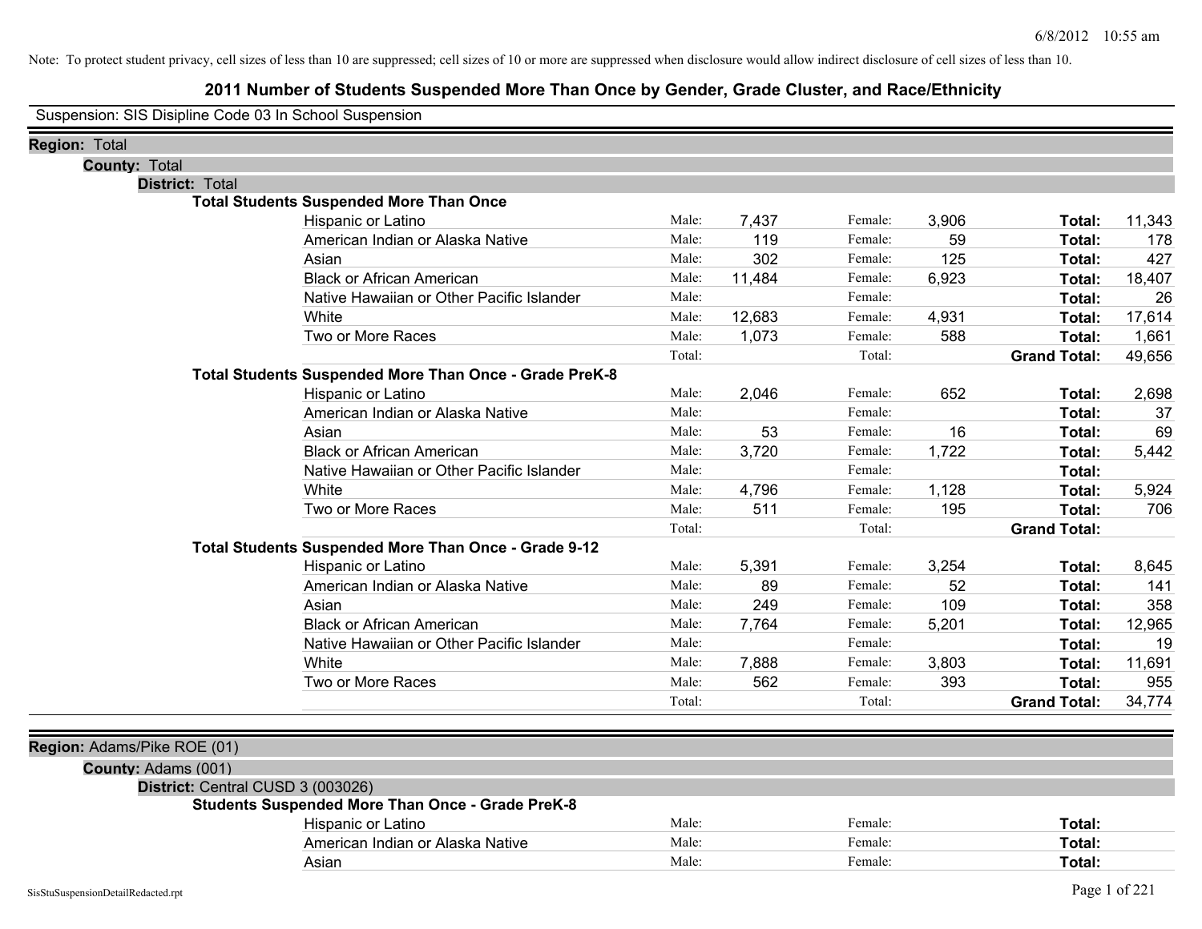Note: To protect student privacy, cell sizes of less than 10 are suppressed; cell sizes of 10 or more are suppressed when disclosure would allow indirect disclosure of cell sizes of less than 10.

# 2011 Number of Students Suspended More Than Once by Gender, Grade Cluster, and Race/Ethnicity

Suspension: SIS Disipline Code 03 In School Suspension

**Region:** Total

**County:** Total

**District:** Total

**Total Students Suspended More Than Once**

| Race/Ethnicity | Male: | | Female: | | | |
|---|---|---|---|---|---|---|
| Hispanic or Latino | Male: | 7,437 | Female: | 3,906 | **Total:** | 11,343 |
| American Indian or Alaska Native | Male: | 119 | Female: | 59 | **Total:** | 178 |
| Asian | Male: | 302 | Female: | 125 | **Total:** | 427 |
| Black or African American | Male: | 11,484 | Female: | 6,923 | **Total:** | 18,407 |
| Native Hawaiian or Other Pacific Islander | Male: | | Female: | | **Total:** | 26 |
| White | Male: | 12,683 | Female: | 4,931 | **Total:** | 17,614 |
| Two or More Races | Male: | 1,073 | Female: | 588 | **Total:** | 1,661 |
| | Total: | | Total: | | **Grand Total:** | 49,656 |

**Total Students Suspended More Than Once - Grade PreK-8**

| Race/Ethnicity | Male: | | Female: | | | |
|---|---|---|---|---|---|---|
| Hispanic or Latino | Male: | 2,046 | Female: | 652 | **Total:** | 2,698 |
| American Indian or Alaska Native | Male: | | Female: | | **Total:** | 37 |
| Asian | Male: | 53 | Female: | 16 | **Total:** | 69 |
| Black or African American | Male: | 3,720 | Female: | 1,722 | **Total:** | 5,442 |
| Native Hawaiian or Other Pacific Islander | Male: | | Female: | | **Total:** | |
| White | Male: | 4,796 | Female: | 1,128 | **Total:** | 5,924 |
| Two or More Races | Male: | 511 | Female: | 195 | **Total:** | 706 |
| | Total: | | Total: | | **Grand Total:** | |

**Total Students Suspended More Than Once - Grade 9-12**

| Race/Ethnicity | Male: | | Female: | | | |
|---|---|---|---|---|---|---|
| Hispanic or Latino | Male: | 5,391 | Female: | 3,254 | **Total:** | 8,645 |
| American Indian or Alaska Native | Male: | 89 | Female: | 52 | **Total:** | 141 |
| Asian | Male: | 249 | Female: | 109 | **Total:** | 358 |
| Black or African American | Male: | 7,764 | Female: | 5,201 | **Total:** | 12,965 |
| Native Hawaiian or Other Pacific Islander | Male: | | Female: | | **Total:** | 19 |
| White | Male: | 7,888 | Female: | 3,803 | **Total:** | 11,691 |
| Two or More Races | Male: | 562 | Female: | 393 | **Total:** | 955 |
| | Total: | | Total: | | **Grand Total:** | 34,774 |

**Region:** Adams/Pike ROE (01)

**County:** Adams (001)

**District:** Central CUSD 3 (003026)

**Students Suspended More Than Once - Grade PreK-8**

| Race/Ethnicity | Male: | | Female: | | | |
|---|---|---|---|---|---|---|
| Hispanic or Latino | Male: | | Female: | | **Total:** | |
| American Indian or Alaska Native | Male: | | Female: | | **Total:** | |
| Asian | Male: | | Female: | | **Total:** | |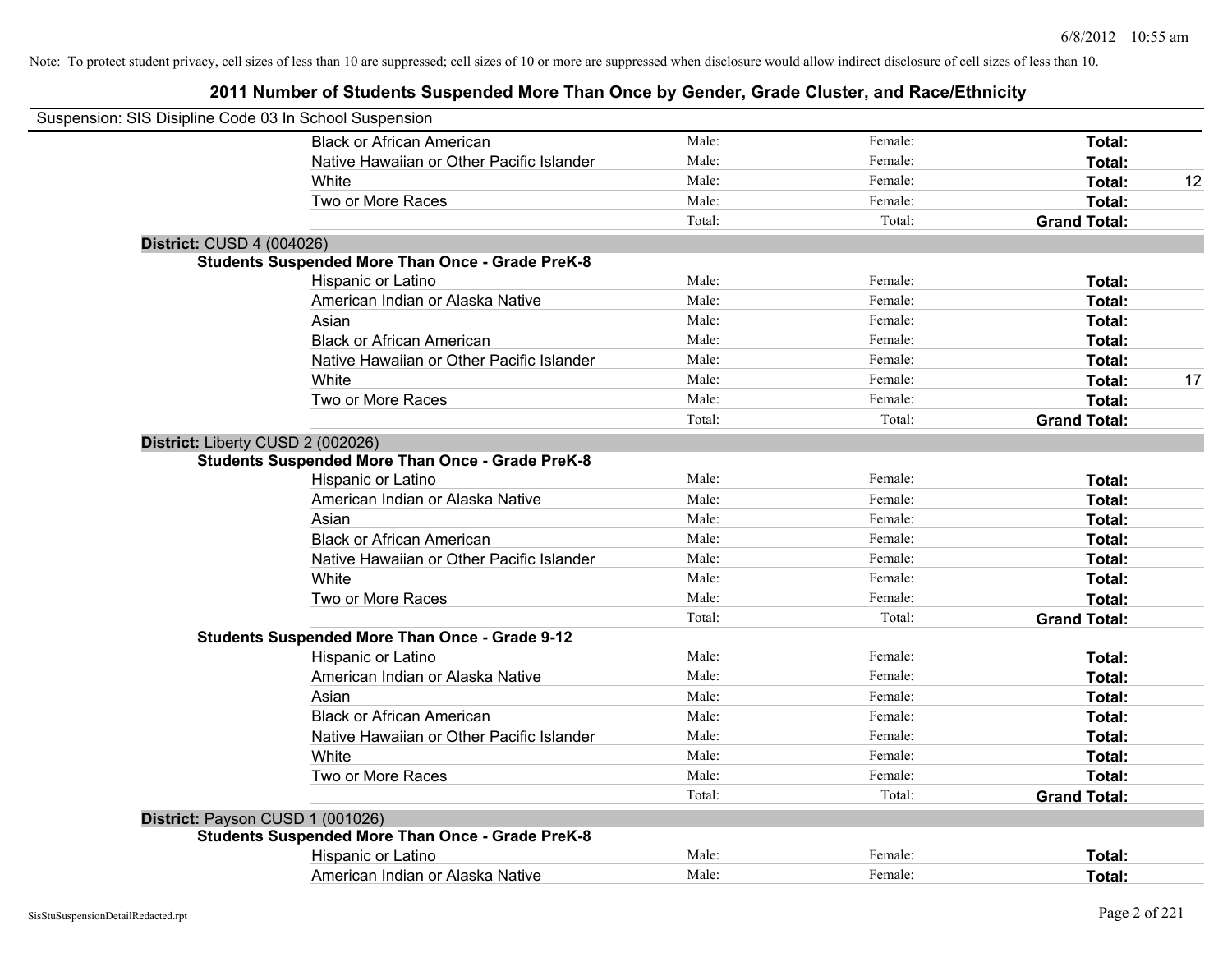Note: To protect student privacy, cell sizes of less than 10 are suppressed; cell sizes of 10 or more are suppressed when disclosure would allow indirect disclosure of cell sizes of less than 10.

## 2011 Number of Students Suspended More Than Once by Gender, Grade Cluster, and Race/Ethnicity

Suspension: SIS Disipline Code 03 In School Suspension

| | | | | |
|---|---|---|---|---|
| Black or African American | Male: | Female: | **Total:** | |
| Native Hawaiian or Other Pacific Islander | Male: | Female: | **Total:** | |
| White | Male: | Female: | **Total:** | 12 |
| Two or More Races | Male: | Female: | **Total:** | |
| | Total: | Total: | **Grand Total:** | |

**District:** CUSD 4 (004026)

**Students Suspended More Than Once - Grade PreK-8**

| | | | | |
|---|---|---|---|---|
| Hispanic or Latino | Male: | Female: | **Total:** | |
| American Indian or Alaska Native | Male: | Female: | **Total:** | |
| Asian | Male: | Female: | **Total:** | |
| Black or African American | Male: | Female: | **Total:** | |
| Native Hawaiian or Other Pacific Islander | Male: | Female: | **Total:** | |
| White | Male: | Female: | **Total:** | 17 |
| Two or More Races | Male: | Female: | **Total:** | |
| | Total: | Total: | **Grand Total:** | |

**District:** Liberty CUSD 2 (002026)

**Students Suspended More Than Once - Grade PreK-8**

| | | | | |
|---|---|---|---|---|
| Hispanic or Latino | Male: | Female: | **Total:** | |
| American Indian or Alaska Native | Male: | Female: | **Total:** | |
| Asian | Male: | Female: | **Total:** | |
| Black or African American | Male: | Female: | **Total:** | |
| Native Hawaiian or Other Pacific Islander | Male: | Female: | **Total:** | |
| White | Male: | Female: | **Total:** | |
| Two or More Races | Male: | Female: | **Total:** | |
| | Total: | Total: | **Grand Total:** | |

**Students Suspended More Than Once - Grade 9-12**

| | | | | |
|---|---|---|---|---|
| Hispanic or Latino | Male: | Female: | **Total:** | |
| American Indian or Alaska Native | Male: | Female: | **Total:** | |
| Asian | Male: | Female: | **Total:** | |
| Black or African American | Male: | Female: | **Total:** | |
| Native Hawaiian or Other Pacific Islander | Male: | Female: | **Total:** | |
| White | Male: | Female: | **Total:** | |
| Two or More Races | Male: | Female: | **Total:** | |
| | Total: | Total: | **Grand Total:** | |

**District:** Payson CUSD 1 (001026)

**Students Suspended More Than Once - Grade PreK-8**

| | | | | |
|---|---|---|---|---|
| Hispanic or Latino | Male: | Female: | **Total:** | |
| American Indian or Alaska Native | Male: | Female: | **Total:** | |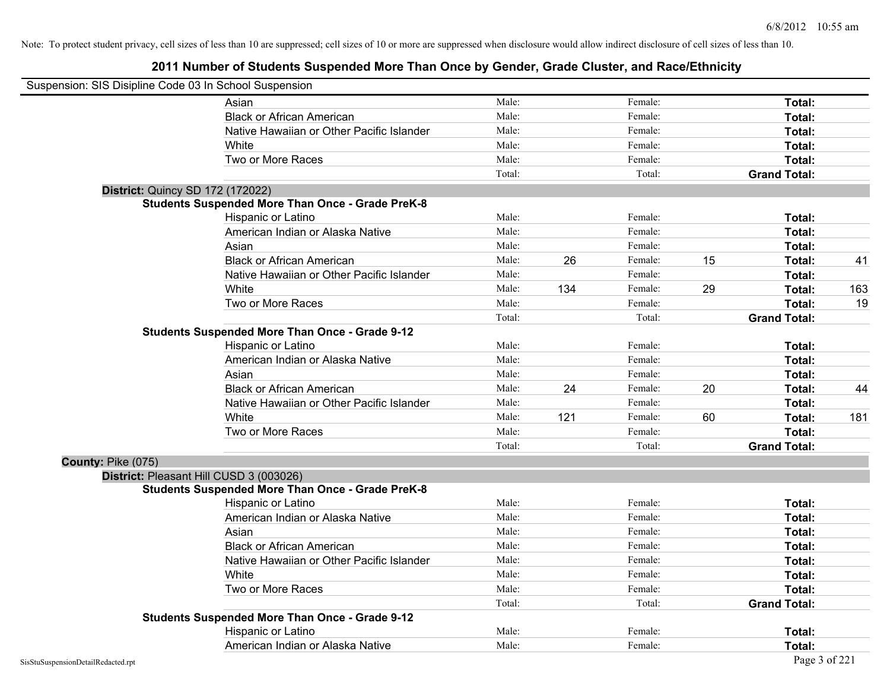Note: To protect student privacy, cell sizes of less than 10 are suppressed; cell sizes of 10 or more are suppressed when disclosure would allow indirect disclosure of cell sizes of less than 10.

# 2011 Number of Students Suspended More Than Once by Gender, Grade Cluster, and Race/Ethnicity

Suspension: SIS Disipline Code 03 In School Suspension

| | | | | | | |
|---|---|---|---|---|---|---|
| Asian | Male: | | Female: | | **Total:** | |
| Black or African American | Male: | | Female: | | **Total:** | |
| Native Hawaiian or Other Pacific Islander | Male: | | Female: | | **Total:** | |
| White | Male: | | Female: | | **Total:** | |
| Two or More Races | Male: | | Female: | | **Total:** | |
| | Total: | | Total: | | **Grand Total:** | |

**District:** Quincy SD 172 (172022)

**Students Suspended More Than Once - Grade PreK-8**

| | | | | | | |
|---|---|---|---|---|---|---|
| Hispanic or Latino | Male: | | Female: | | **Total:** | |
| American Indian or Alaska Native | Male: | | Female: | | **Total:** | |
| Asian | Male: | | Female: | | **Total:** | |
| Black or African American | Male: | 26 | Female: | 15 | **Total:** | 41 |
| Native Hawaiian or Other Pacific Islander | Male: | | Female: | | **Total:** | |
| White | Male: | 134 | Female: | 29 | **Total:** | 163 |
| Two or More Races | Male: | | Female: | | **Total:** | 19 |
| | Total: | | Total: | | **Grand Total:** | |

**Students Suspended More Than Once - Grade 9-12**

| | | | | | | |
|---|---|---|---|---|---|---|
| Hispanic or Latino | Male: | | Female: | | **Total:** | |
| American Indian or Alaska Native | Male: | | Female: | | **Total:** | |
| Asian | Male: | | Female: | | **Total:** | |
| Black or African American | Male: | 24 | Female: | 20 | **Total:** | 44 |
| Native Hawaiian or Other Pacific Islander | Male: | | Female: | | **Total:** | |
| White | Male: | 121 | Female: | 60 | **Total:** | 181 |
| Two or More Races | Male: | | Female: | | **Total:** | |
| | Total: | | Total: | | **Grand Total:** | |

**County:** Pike (075)

**District:** Pleasant Hill CUSD 3 (003026)

**Students Suspended More Than Once - Grade PreK-8**

| | | | | | | |
|---|---|---|---|---|---|---|
| Hispanic or Latino | Male: | | Female: | | **Total:** | |
| American Indian or Alaska Native | Male: | | Female: | | **Total:** | |
| Asian | Male: | | Female: | | **Total:** | |
| Black or African American | Male: | | Female: | | **Total:** | |
| Native Hawaiian or Other Pacific Islander | Male: | | Female: | | **Total:** | |
| White | Male: | | Female: | | **Total:** | |
| Two or More Races | Male: | | Female: | | **Total:** | |
| | Total: | | Total: | | **Grand Total:** | |

**Students Suspended More Than Once - Grade 9-12**

| | | | | | | |
|---|---|---|---|---|---|---|
| Hispanic or Latino | Male: | | Female: | | **Total:** | |
| American Indian or Alaska Native | Male: | | Female: | | **Total:** | |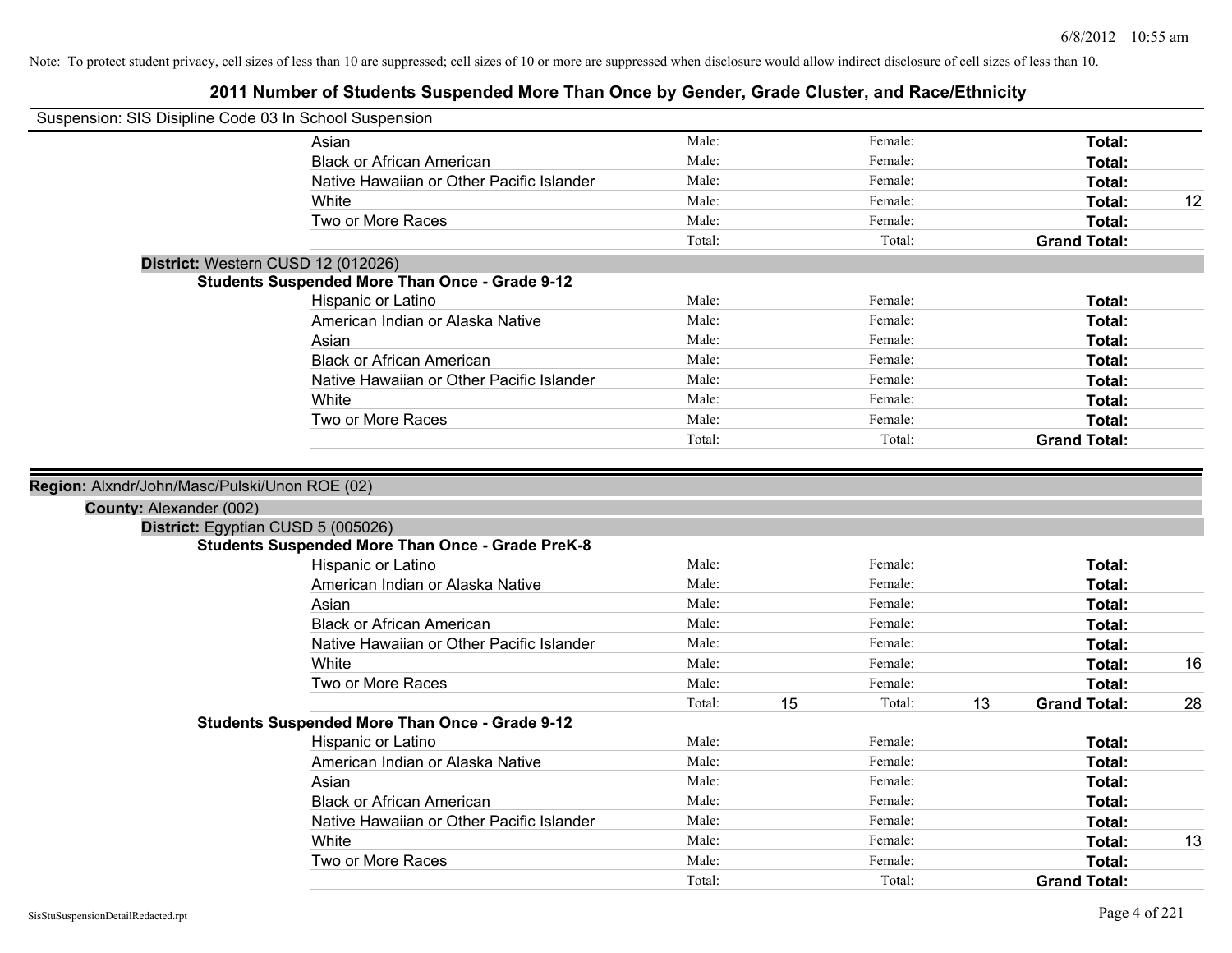Note: To protect student privacy, cell sizes of less than 10 are suppressed; cell sizes of 10 or more are suppressed when disclosure would allow indirect disclosure of cell sizes of less than 10.

# 2011 Number of Students Suspended More Than Once by Gender, Grade Cluster, and Race/Ethnicity

Suspension: SIS Disipline Code 03 In School Suspension

| | | | | | | |
|---|---|---|---|---|---|---|
| Asian | Male: | | Female: | | **Total:** | |
| Black or African American | Male: | | Female: | | **Total:** | |
| Native Hawaiian or Other Pacific Islander | Male: | | Female: | | **Total:** | |
| White | Male: | | Female: | | **Total:** | 12 |
| Two or More Races | Male: | | Female: | | **Total:** | |
| | Total: | | Total: | | **Grand Total:** | |

**District:** Western CUSD 12 (012026)

**Students Suspended More Than Once - Grade 9-12**

| | | | | | | |
|---|---|---|---|---|---|---|
| Hispanic or Latino | Male: | | Female: | | **Total:** | |
| American Indian or Alaska Native | Male: | | Female: | | **Total:** | |
| Asian | Male: | | Female: | | **Total:** | |
| Black or African American | Male: | | Female: | | **Total:** | |
| Native Hawaiian or Other Pacific Islander | Male: | | Female: | | **Total:** | |
| White | Male: | | Female: | | **Total:** | |
| Two or More Races | Male: | | Female: | | **Total:** | |
| | Total: | | Total: | | **Grand Total:** | |

**Region:** Alxndr/John/Masc/Pulski/Unon ROE (02)

**County:** Alexander (002)

**District:** Egyptian CUSD 5 (005026)

**Students Suspended More Than Once - Grade PreK-8**

| | | | | | | |
|---|---|---|---|---|---|---|
| Hispanic or Latino | Male: | | Female: | | **Total:** | |
| American Indian or Alaska Native | Male: | | Female: | | **Total:** | |
| Asian | Male: | | Female: | | **Total:** | |
| Black or African American | Male: | | Female: | | **Total:** | |
| Native Hawaiian or Other Pacific Islander | Male: | | Female: | | **Total:** | |
| White | Male: | | Female: | | **Total:** | 16 |
| Two or More Races | Male: | | Female: | | **Total:** | |
| | Total: | 15 | Total: | 13 | **Grand Total:** | 28 |

**Students Suspended More Than Once - Grade 9-12**

| | | | | | | |
|---|---|---|---|---|---|---|
| Hispanic or Latino | Male: | | Female: | | **Total:** | |
| American Indian or Alaska Native | Male: | | Female: | | **Total:** | |
| Asian | Male: | | Female: | | **Total:** | |
| Black or African American | Male: | | Female: | | **Total:** | |
| Native Hawaiian or Other Pacific Islander | Male: | | Female: | | **Total:** | |
| White | Male: | | Female: | | **Total:** | 13 |
| Two or More Races | Male: | | Female: | | **Total:** | |
| | Total: | | Total: | | **Grand Total:** | |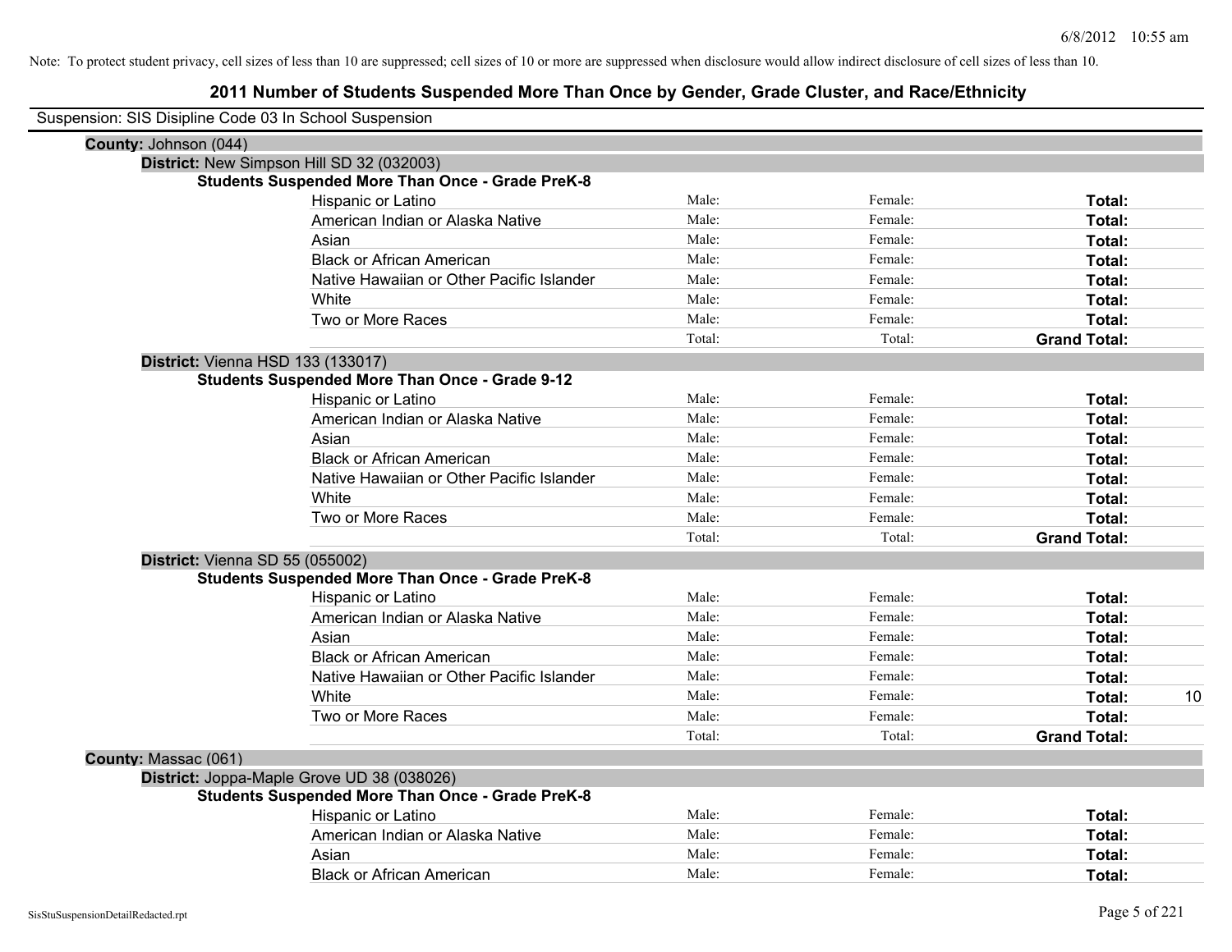Note: To protect student privacy, cell sizes of less than 10 are suppressed; cell sizes of 10 or more are suppressed when disclosure would allow indirect disclosure of cell sizes of less than 10.

# 2011 Number of Students Suspended More Than Once by Gender, Grade Cluster, and Race/Ethnicity

Suspension: SIS Disipline Code 03 In School Suspension

**County:** Johnson (044)

**District:** New Simpson Hill SD 32 (032003)

**Students Suspended More Than Once - Grade PreK-8**

| | | | | |
|---|---|---|---|---|
| Hispanic or Latino | Male: | Female: | **Total:** | |
| American Indian or Alaska Native | Male: | Female: | **Total:** | |
| Asian | Male: | Female: | **Total:** | |
| Black or African American | Male: | Female: | **Total:** | |
| Native Hawaiian or Other Pacific Islander | Male: | Female: | **Total:** | |
| White | Male: | Female: | **Total:** | |
| Two or More Races | Male: | Female: | **Total:** | |
| | Total: | Total: | **Grand Total:** | |

**District:** Vienna HSD 133 (133017)

**Students Suspended More Than Once - Grade 9-12**

| | | | | |
|---|---|---|---|---|
| Hispanic or Latino | Male: | Female: | **Total:** | |
| American Indian or Alaska Native | Male: | Female: | **Total:** | |
| Asian | Male: | Female: | **Total:** | |
| Black or African American | Male: | Female: | **Total:** | |
| Native Hawaiian or Other Pacific Islander | Male: | Female: | **Total:** | |
| White | Male: | Female: | **Total:** | |
| Two or More Races | Male: | Female: | **Total:** | |
| | Total: | Total: | **Grand Total:** | |

**District:** Vienna SD 55 (055002)

**Students Suspended More Than Once - Grade PreK-8**

| | | | | |
|---|---|---|---|---|
| Hispanic or Latino | Male: | Female: | **Total:** | |
| American Indian or Alaska Native | Male: | Female: | **Total:** | |
| Asian | Male: | Female: | **Total:** | |
| Black or African American | Male: | Female: | **Total:** | |
| Native Hawaiian or Other Pacific Islander | Male: | Female: | **Total:** | |
| White | Male: | Female: | **Total:** | 10 |
| Two or More Races | Male: | Female: | **Total:** | |
| | Total: | Total: | **Grand Total:** | |

**County:** Massac (061)

**District:** Joppa-Maple Grove UD 38 (038026)

**Students Suspended More Than Once - Grade PreK-8**

| | | | | |
|---|---|---|---|---|
| Hispanic or Latino | Male: | Female: | **Total:** | |
| American Indian or Alaska Native | Male: | Female: | **Total:** | |
| Asian | Male: | Female: | **Total:** | |
| Black or African American | Male: | Female: | **Total:** | |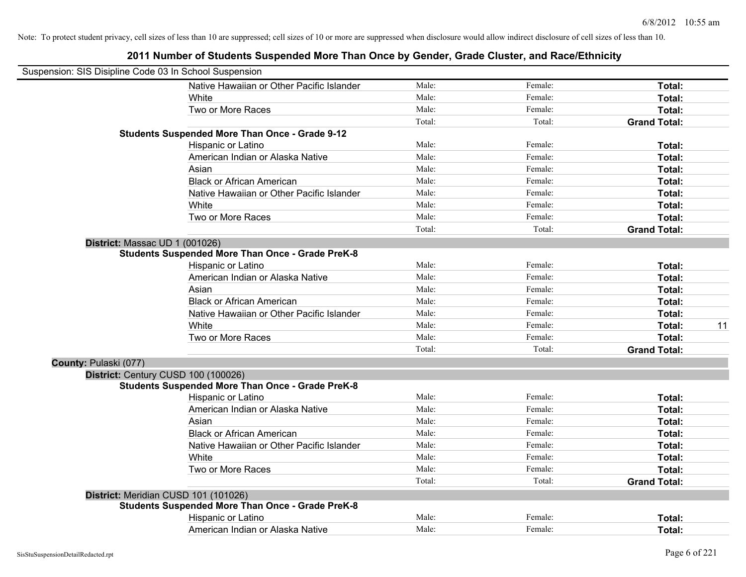Note: To protect student privacy, cell sizes of less than 10 are suppressed; cell sizes of 10 or more are suppressed when disclosure would allow indirect disclosure of cell sizes of less than 10.

# 2011 Number of Students Suspended More Than Once by Gender, Grade Cluster, and Race/Ethnicity

Suspension: SIS Disipline Code 03 In School Suspension

| | | | | |
|---|---|---|---|---|
| Native Hawaiian or Other Pacific Islander | Male: | Female: | **Total:** | |
| White | Male: | Female: | **Total:** | |
| Two or More Races | Male: | Female: | **Total:** | |
| | Total: | Total: | **Grand Total:** | |
| **Students Suspended More Than Once - Grade 9-12** | | | | |
| Hispanic or Latino | Male: | Female: | **Total:** | |
| American Indian or Alaska Native | Male: | Female: | **Total:** | |
| Asian | Male: | Female: | **Total:** | |
| Black or African American | Male: | Female: | **Total:** | |
| Native Hawaiian or Other Pacific Islander | Male: | Female: | **Total:** | |
| White | Male: | Female: | **Total:** | |
| Two or More Races | Male: | Female: | **Total:** | |
| | Total: | Total: | **Grand Total:** | |
| **District:** Massac UD 1 (001026) | | | | |
| **Students Suspended More Than Once - Grade PreK-8** | | | | |
| Hispanic or Latino | Male: | Female: | **Total:** | |
| American Indian or Alaska Native | Male: | Female: | **Total:** | |
| Asian | Male: | Female: | **Total:** | |
| Black or African American | Male: | Female: | **Total:** | |
| Native Hawaiian or Other Pacific Islander | Male: | Female: | **Total:** | |
| White | Male: | Female: | **Total:** | 11 |
| Two or More Races | Male: | Female: | **Total:** | |
| | Total: | Total: | **Grand Total:** | |
| **County:** Pulaski (077) | | | | |
| **District:** Century CUSD 100 (100026) | | | | |
| **Students Suspended More Than Once - Grade PreK-8** | | | | |
| Hispanic or Latino | Male: | Female: | **Total:** | |
| American Indian or Alaska Native | Male: | Female: | **Total:** | |
| Asian | Male: | Female: | **Total:** | |
| Black or African American | Male: | Female: | **Total:** | |
| Native Hawaiian or Other Pacific Islander | Male: | Female: | **Total:** | |
| White | Male: | Female: | **Total:** | |
| Two or More Races | Male: | Female: | **Total:** | |
| | Total: | Total: | **Grand Total:** | |
| **District:** Meridian CUSD 101 (101026) | | | | |
| **Students Suspended More Than Once - Grade PreK-8** | | | | |
| Hispanic or Latino | Male: | Female: | **Total:** | |
| American Indian or Alaska Native | Male: | Female: | **Total:** | |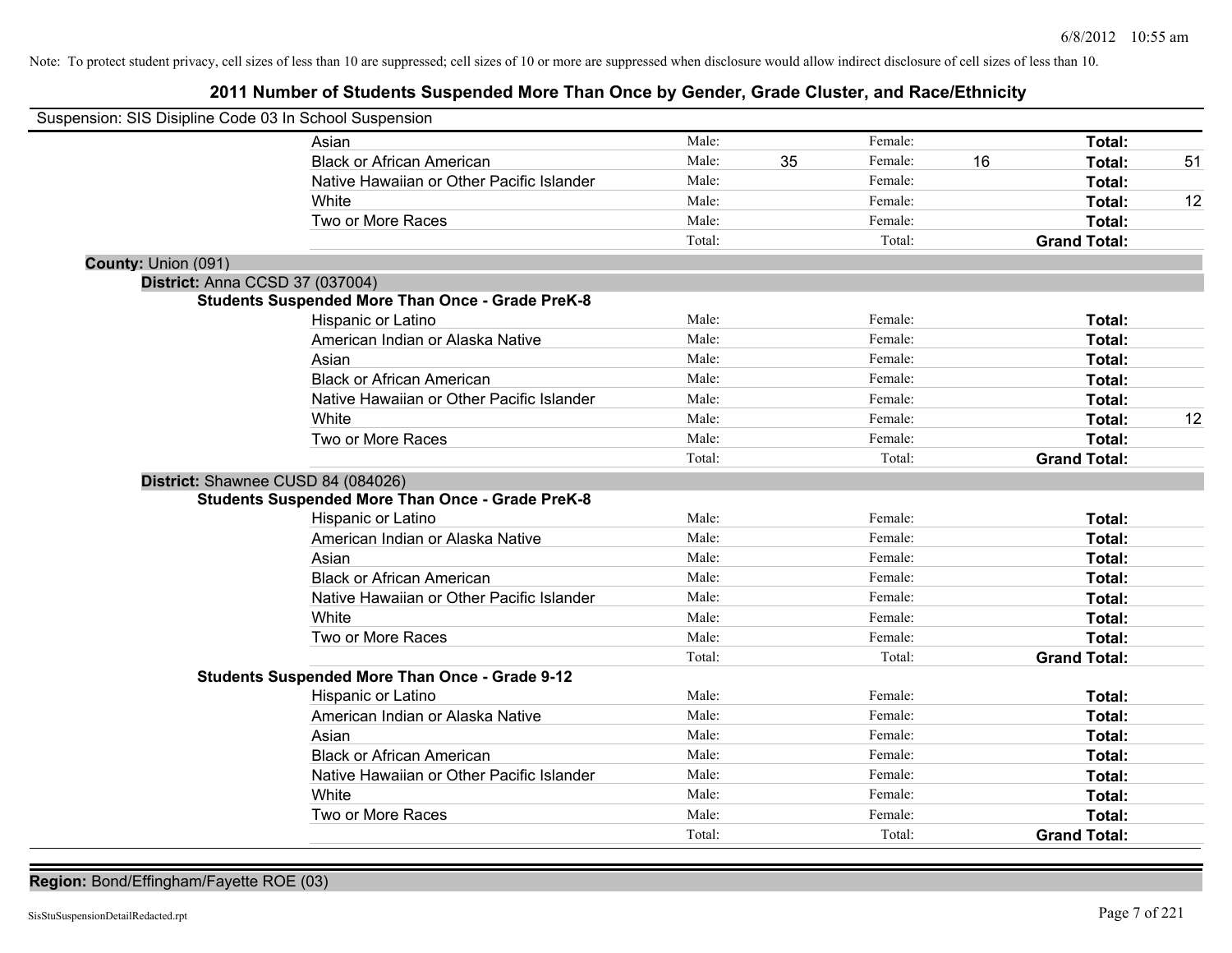Note: To protect student privacy, cell sizes of less than 10 are suppressed; cell sizes of 10 or more are suppressed when disclosure would allow indirect disclosure of cell sizes of less than 10.

# 2011 Number of Students Suspended More Than Once by Gender, Grade Cluster, and Race/Ethnicity

Suspension: SIS Disipline Code 03 In School Suspension

| | | | | | | |
|---|---|---|---|---|---|---|
| Asian | Male: | | Female: | | **Total:** | |
| Black or African American | Male: | 35 | Female: | 16 | **Total:** | 51 |
| Native Hawaiian or Other Pacific Islander | Male: | | Female: | | **Total:** | |
| White | Male: | | Female: | | **Total:** | 12 |
| Two or More Races | Male: | | Female: | | **Total:** | |
| | Total: | | Total: | | **Grand Total:** | |

**County:** Union (091)

**District:** Anna CCSD 37 (037004)

**Students Suspended More Than Once - Grade PreK-8**

| | | | | | | |
|---|---|---|---|---|---|---|
| Hispanic or Latino | Male: | | Female: | | **Total:** | |
| American Indian or Alaska Native | Male: | | Female: | | **Total:** | |
| Asian | Male: | | Female: | | **Total:** | |
| Black or African American | Male: | | Female: | | **Total:** | |
| Native Hawaiian or Other Pacific Islander | Male: | | Female: | | **Total:** | |
| White | Male: | | Female: | | **Total:** | 12 |
| Two or More Races | Male: | | Female: | | **Total:** | |
| | Total: | | Total: | | **Grand Total:** | |

**District:** Shawnee CUSD 84 (084026)

**Students Suspended More Than Once - Grade PreK-8**

| | | | | | | |
|---|---|---|---|---|---|---|
| Hispanic or Latino | Male: | | Female: | | **Total:** | |
| American Indian or Alaska Native | Male: | | Female: | | **Total:** | |
| Asian | Male: | | Female: | | **Total:** | |
| Black or African American | Male: | | Female: | | **Total:** | |
| Native Hawaiian or Other Pacific Islander | Male: | | Female: | | **Total:** | |
| White | Male: | | Female: | | **Total:** | |
| Two or More Races | Male: | | Female: | | **Total:** | |
| | Total: | | Total: | | **Grand Total:** | |

**Students Suspended More Than Once - Grade 9-12**

| | | | | | | |
|---|---|---|---|---|---|---|
| Hispanic or Latino | Male: | | Female: | | **Total:** | |
| American Indian or Alaska Native | Male: | | Female: | | **Total:** | |
| Asian | Male: | | Female: | | **Total:** | |
| Black or African American | Male: | | Female: | | **Total:** | |
| Native Hawaiian or Other Pacific Islander | Male: | | Female: | | **Total:** | |
| White | Male: | | Female: | | **Total:** | |
| Two or More Races | Male: | | Female: | | **Total:** | |
| | Total: | | Total: | | **Grand Total:** | |

**Region:** Bond/Effingham/Fayette ROE (03)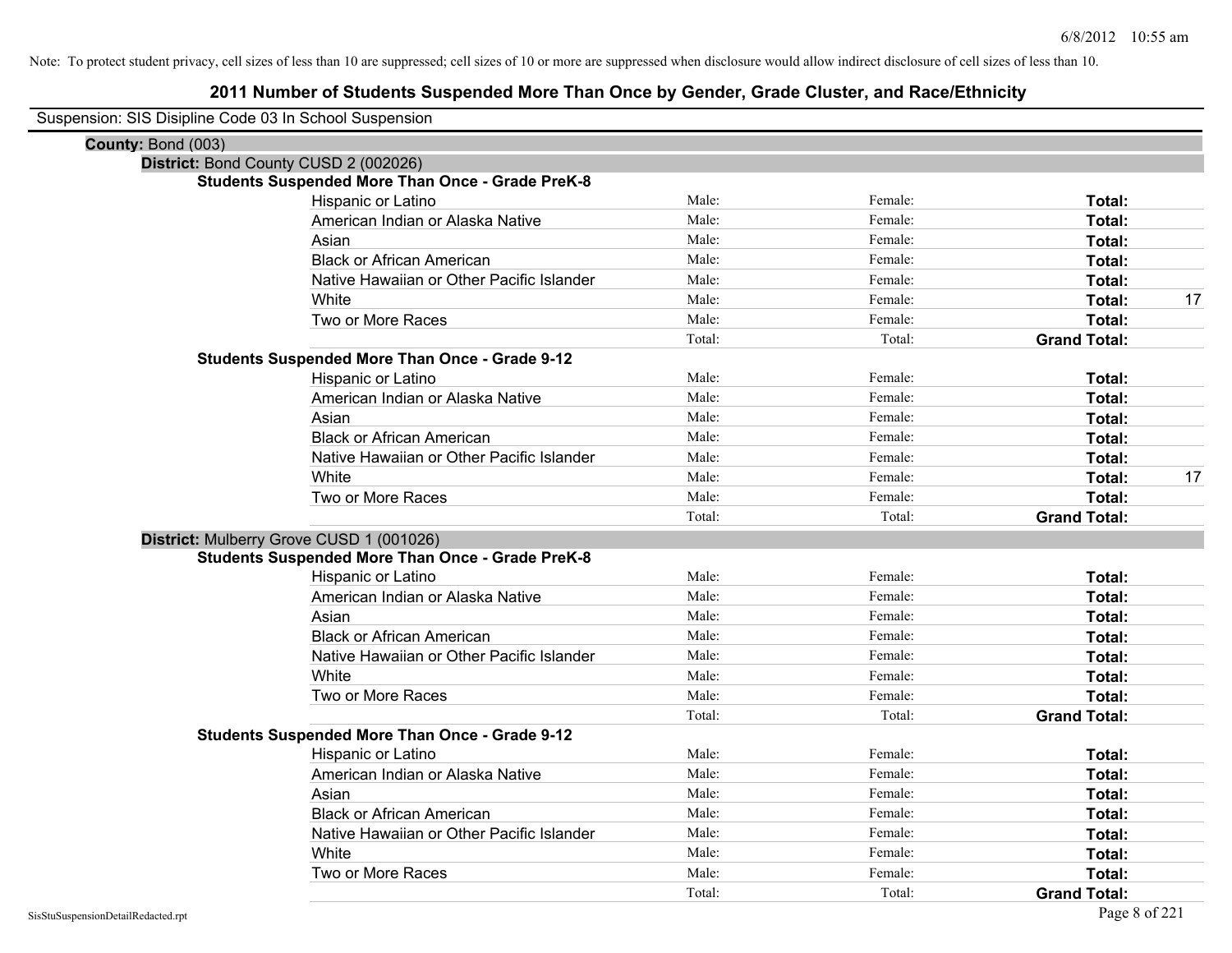Note: To protect student privacy, cell sizes of less than 10 are suppressed; cell sizes of 10 or more are suppressed when disclosure would allow indirect disclosure of cell sizes of less than 10.

# 2011 Number of Students Suspended More Than Once by Gender, Grade Cluster, and Race/Ethnicity

Suspension: SIS Disipline Code 03 In School Suspension

**County:** Bond (003)

**District:** Bond County CUSD 2 (002026)

**Students Suspended More Than Once - Grade PreK-8**

| | | | | |
|---|---|---|---|---|
| Hispanic or Latino | Male: | Female: | **Total:** | |
| American Indian or Alaska Native | Male: | Female: | **Total:** | |
| Asian | Male: | Female: | **Total:** | |
| Black or African American | Male: | Female: | **Total:** | |
| Native Hawaiian or Other Pacific Islander | Male: | Female: | **Total:** | |
| White | Male: | Female: | **Total:** | 17 |
| Two or More Races | Male: | Female: | **Total:** | |
| | Total: | Total: | **Grand Total:** | |

**Students Suspended More Than Once - Grade 9-12**

| | | | | |
|---|---|---|---|---|
| Hispanic or Latino | Male: | Female: | **Total:** | |
| American Indian or Alaska Native | Male: | Female: | **Total:** | |
| Asian | Male: | Female: | **Total:** | |
| Black or African American | Male: | Female: | **Total:** | |
| Native Hawaiian or Other Pacific Islander | Male: | Female: | **Total:** | |
| White | Male: | Female: | **Total:** | 17 |
| Two or More Races | Male: | Female: | **Total:** | |
| | Total: | Total: | **Grand Total:** | |

**District:** Mulberry Grove CUSD 1 (001026)

**Students Suspended More Than Once - Grade PreK-8**

| | | | | |
|---|---|---|---|---|
| Hispanic or Latino | Male: | Female: | **Total:** | |
| American Indian or Alaska Native | Male: | Female: | **Total:** | |
| Asian | Male: | Female: | **Total:** | |
| Black or African American | Male: | Female: | **Total:** | |
| Native Hawaiian or Other Pacific Islander | Male: | Female: | **Total:** | |
| White | Male: | Female: | **Total:** | |
| Two or More Races | Male: | Female: | **Total:** | |
| | Total: | Total: | **Grand Total:** | |

**Students Suspended More Than Once - Grade 9-12**

| | | | | |
|---|---|---|---|---|
| Hispanic or Latino | Male: | Female: | **Total:** | |
| American Indian or Alaska Native | Male: | Female: | **Total:** | |
| Asian | Male: | Female: | **Total:** | |
| Black or African American | Male: | Female: | **Total:** | |
| Native Hawaiian or Other Pacific Islander | Male: | Female: | **Total:** | |
| White | Male: | Female: | **Total:** | |
| Two or More Races | Male: | Female: | **Total:** | |
| | Total: | Total: | **Grand Total:** | |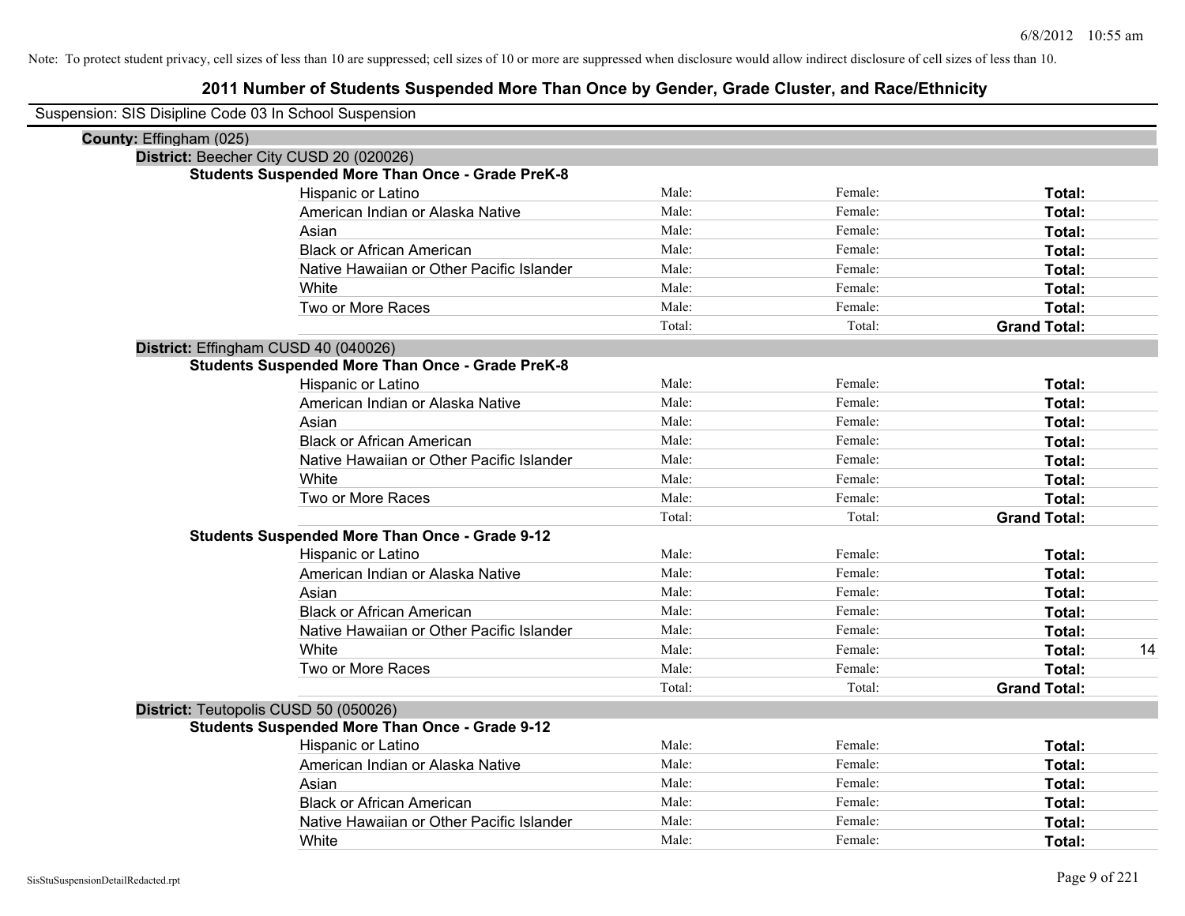Note: To protect student privacy, cell sizes of less than 10 are suppressed; cell sizes of 10 or more are suppressed when disclosure would allow indirect disclosure of cell sizes of less than 10.

# 2011 Number of Students Suspended More Than Once by Gender, Grade Cluster, and Race/Ethnicity

Suspension: SIS Disipline Code 03 In School Suspension

**County:** Effingham (025)

**District:** Beecher City CUSD 20 (020026)

**Students Suspended More Than Once - Grade PreK-8**

| | | | | |
|---|---|---|---|---|
| Hispanic or Latino | Male: | Female: | **Total:** | |
| American Indian or Alaska Native | Male: | Female: | **Total:** | |
| Asian | Male: | Female: | **Total:** | |
| Black or African American | Male: | Female: | **Total:** | |
| Native Hawaiian or Other Pacific Islander | Male: | Female: | **Total:** | |
| White | Male: | Female: | **Total:** | |
| Two or More Races | Male: | Female: | **Total:** | |
| | Total: | Total: | **Grand Total:** | |

**District:** Effingham CUSD 40 (040026)

**Students Suspended More Than Once - Grade PreK-8**

| | | | | |
|---|---|---|---|---|
| Hispanic or Latino | Male: | Female: | **Total:** | |
| American Indian or Alaska Native | Male: | Female: | **Total:** | |
| Asian | Male: | Female: | **Total:** | |
| Black or African American | Male: | Female: | **Total:** | |
| Native Hawaiian or Other Pacific Islander | Male: | Female: | **Total:** | |
| White | Male: | Female: | **Total:** | |
| Two or More Races | Male: | Female: | **Total:** | |
| | Total: | Total: | **Grand Total:** | |

**Students Suspended More Than Once - Grade 9-12**

| | | | | |
|---|---|---|---|---|
| Hispanic or Latino | Male: | Female: | **Total:** | |
| American Indian or Alaska Native | Male: | Female: | **Total:** | |
| Asian | Male: | Female: | **Total:** | |
| Black or African American | Male: | Female: | **Total:** | |
| Native Hawaiian or Other Pacific Islander | Male: | Female: | **Total:** | |
| White | Male: | Female: | **Total:** | 14 |
| Two or More Races | Male: | Female: | **Total:** | |
| | Total: | Total: | **Grand Total:** | |

**District:** Teutopolis CUSD 50 (050026)

**Students Suspended More Than Once - Grade 9-12**

| | | | | |
|---|---|---|---|---|
| Hispanic or Latino | Male: | Female: | **Total:** | |
| American Indian or Alaska Native | Male: | Female: | **Total:** | |
| Asian | Male: | Female: | **Total:** | |
| Black or African American | Male: | Female: | **Total:** | |
| Native Hawaiian or Other Pacific Islander | Male: | Female: | **Total:** | |
| White | Male: | Female: | **Total:** | |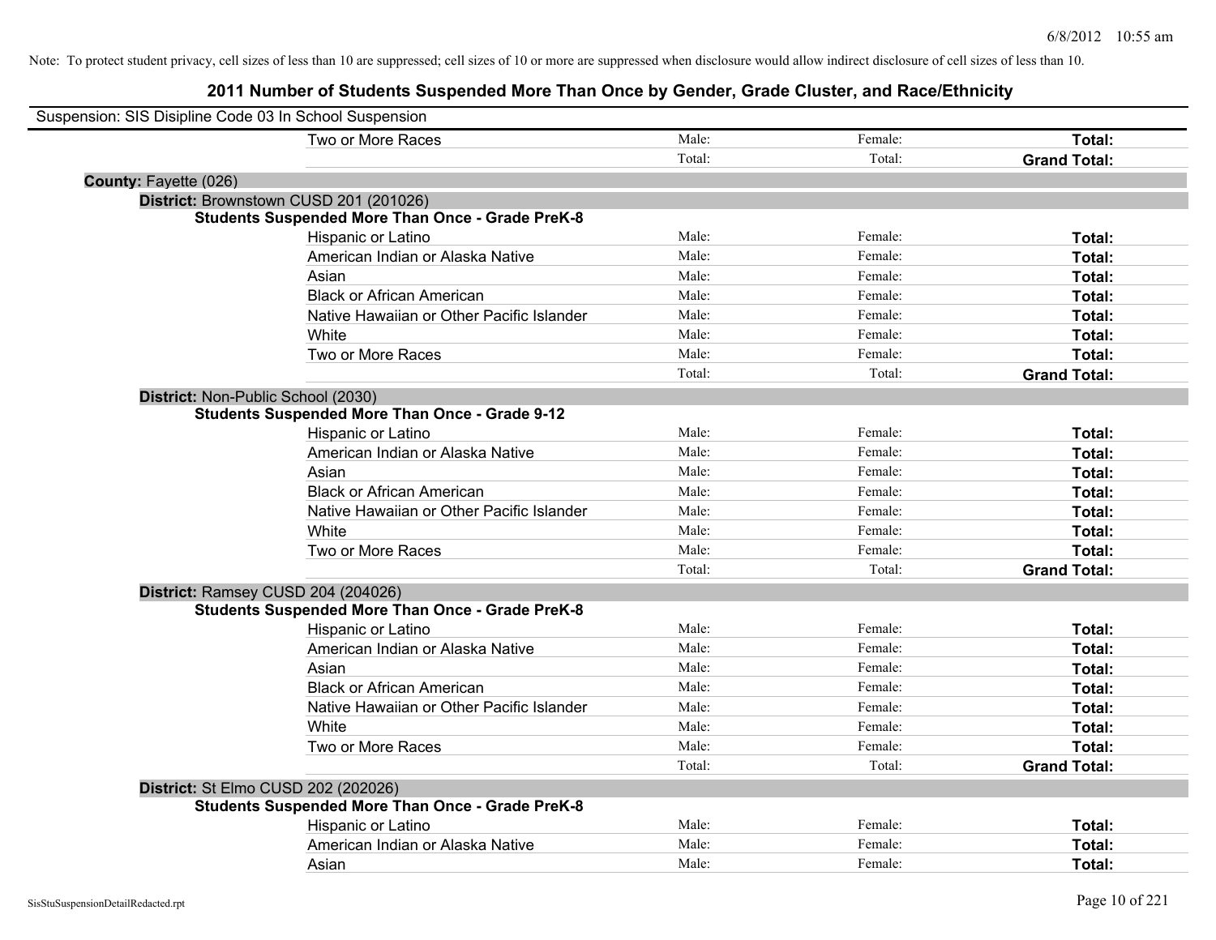Note: To protect student privacy, cell sizes of less than 10 are suppressed; cell sizes of 10 or more are suppressed when disclosure would allow indirect disclosure of cell sizes of less than 10.

# 2011 Number of Students Suspended More Than Once by Gender, Grade Cluster, and Race/Ethnicity

Suspension: SIS Disipline Code 03 In School Suspension

| | | | |
|---|---|---|---|
| Two or More Races | Male: | Female: | **Total:** |
| | Total: | Total: | **Grand Total:** |

**County:** Fayette (026)

**District:** Brownstown CUSD 201 (201026)

**Students Suspended More Than Once - Grade PreK-8**

| | | | |
|---|---|---|---|
| Hispanic or Latino | Male: | Female: | **Total:** |
| American Indian or Alaska Native | Male: | Female: | **Total:** |
| Asian | Male: | Female: | **Total:** |
| Black or African American | Male: | Female: | **Total:** |
| Native Hawaiian or Other Pacific Islander | Male: | Female: | **Total:** |
| White | Male: | Female: | **Total:** |
| Two or More Races | Male: | Female: | **Total:** |
| | Total: | Total: | **Grand Total:** |

**District:** Non-Public School (2030)

**Students Suspended More Than Once - Grade 9-12**

| | | | |
|---|---|---|---|
| Hispanic or Latino | Male: | Female: | **Total:** |
| American Indian or Alaska Native | Male: | Female: | **Total:** |
| Asian | Male: | Female: | **Total:** |
| Black or African American | Male: | Female: | **Total:** |
| Native Hawaiian or Other Pacific Islander | Male: | Female: | **Total:** |
| White | Male: | Female: | **Total:** |
| Two or More Races | Male: | Female: | **Total:** |
| | Total: | Total: | **Grand Total:** |

**District:** Ramsey CUSD 204 (204026)

**Students Suspended More Than Once - Grade PreK-8**

| | | | |
|---|---|---|---|
| Hispanic or Latino | Male: | Female: | **Total:** |
| American Indian or Alaska Native | Male: | Female: | **Total:** |
| Asian | Male: | Female: | **Total:** |
| Black or African American | Male: | Female: | **Total:** |
| Native Hawaiian or Other Pacific Islander | Male: | Female: | **Total:** |
| White | Male: | Female: | **Total:** |
| Two or More Races | Male: | Female: | **Total:** |
| | Total: | Total: | **Grand Total:** |

**District:** St Elmo CUSD 202 (202026)

**Students Suspended More Than Once - Grade PreK-8**

| | | | |
|---|---|---|---|
| Hispanic or Latino | Male: | Female: | **Total:** |
| American Indian or Alaska Native | Male: | Female: | **Total:** |
| Asian | Male: | Female: | **Total:** |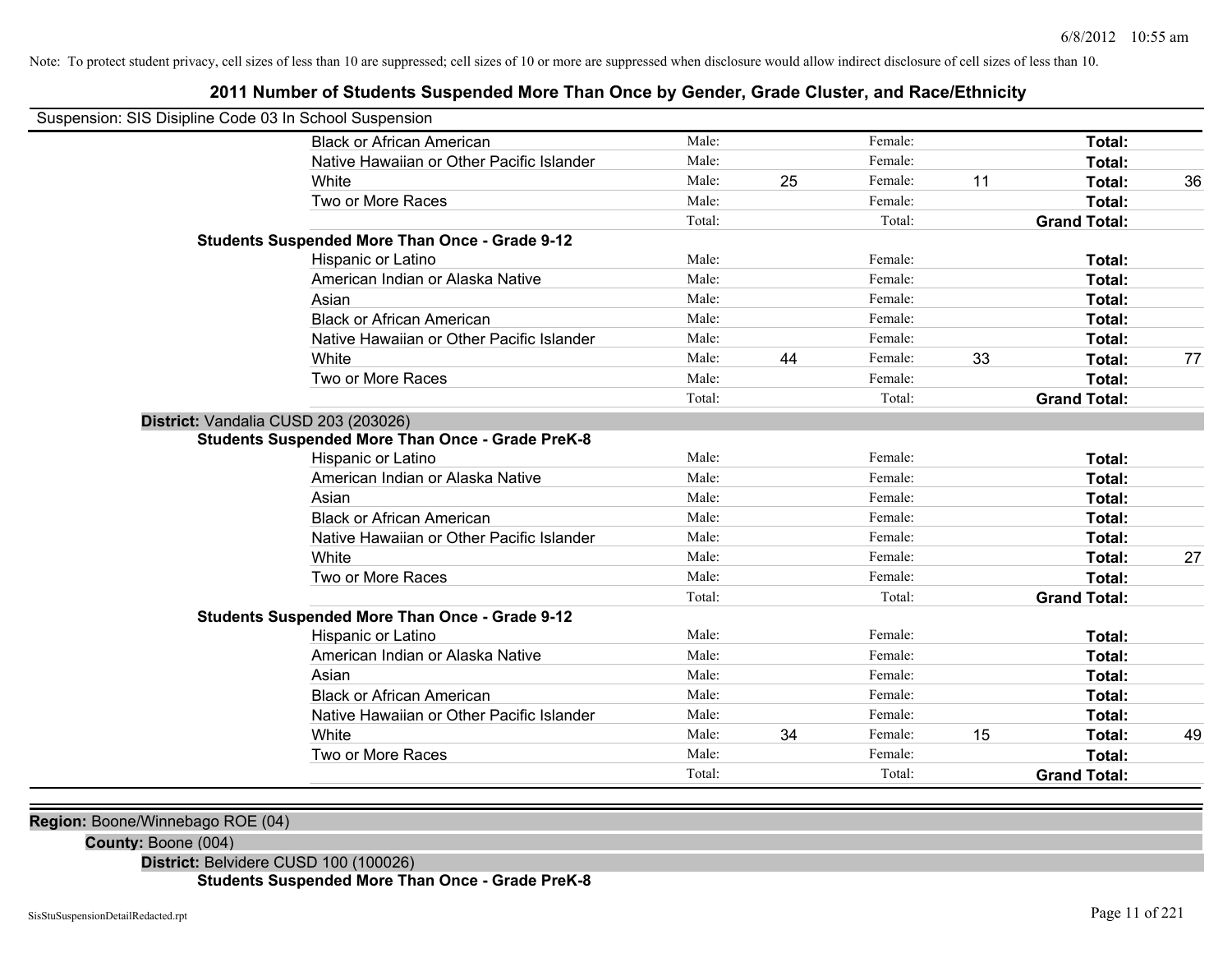Note: To protect student privacy, cell sizes of less than 10 are suppressed; cell sizes of 10 or more are suppressed when disclosure would allow indirect disclosure of cell sizes of less than 10.

# 2011 Number of Students Suspended More Than Once by Gender, Grade Cluster, and Race/Ethnicity

Suspension: SIS Disipline Code 03 In School Suspension

| | | | | | | |
|---|---|---|---|---|---|---|
| Black or African American | Male: | | Female: | | **Total:** | |
| Native Hawaiian or Other Pacific Islander | Male: | | Female: | | **Total:** | |
| White | Male: | 25 | Female: | 11 | **Total:** | 36 |
| Two or More Races | Male: | | Female: | | **Total:** | |
| | Total: | | Total: | | **Grand Total:** | |

**Students Suspended More Than Once - Grade 9-12**

| | | | | | | |
|---|---|---|---|---|---|---|
| Hispanic or Latino | Male: | | Female: | | **Total:** | |
| American Indian or Alaska Native | Male: | | Female: | | **Total:** | |
| Asian | Male: | | Female: | | **Total:** | |
| Black or African American | Male: | | Female: | | **Total:** | |
| Native Hawaiian or Other Pacific Islander | Male: | | Female: | | **Total:** | |
| White | Male: | 44 | Female: | 33 | **Total:** | 77 |
| Two or More Races | Male: | | Female: | | **Total:** | |
| | Total: | | Total: | | **Grand Total:** | |

**District:** Vandalia CUSD 203 (203026)

**Students Suspended More Than Once - Grade PreK-8**

| | | | | | | |
|---|---|---|---|---|---|---|
| Hispanic or Latino | Male: | | Female: | | **Total:** | |
| American Indian or Alaska Native | Male: | | Female: | | **Total:** | |
| Asian | Male: | | Female: | | **Total:** | |
| Black or African American | Male: | | Female: | | **Total:** | |
| Native Hawaiian or Other Pacific Islander | Male: | | Female: | | **Total:** | |
| White | Male: | | Female: | | **Total:** | 27 |
| Two or More Races | Male: | | Female: | | **Total:** | |
| | Total: | | Total: | | **Grand Total:** | |

**Students Suspended More Than Once - Grade 9-12**

| | | | | | | |
|---|---|---|---|---|---|---|
| Hispanic or Latino | Male: | | Female: | | **Total:** | |
| American Indian or Alaska Native | Male: | | Female: | | **Total:** | |
| Asian | Male: | | Female: | | **Total:** | |
| Black or African American | Male: | | Female: | | **Total:** | |
| Native Hawaiian or Other Pacific Islander | Male: | | Female: | | **Total:** | |
| White | Male: | 34 | Female: | 15 | **Total:** | 49 |
| Two or More Races | Male: | | Female: | | **Total:** | |
| | Total: | | Total: | | **Grand Total:** | |

**Region:** Boone/Winnebago ROE (04)

**County:** Boone (004)

**District:** Belvidere CUSD 100 (100026)

**Students Suspended More Than Once - Grade PreK-8**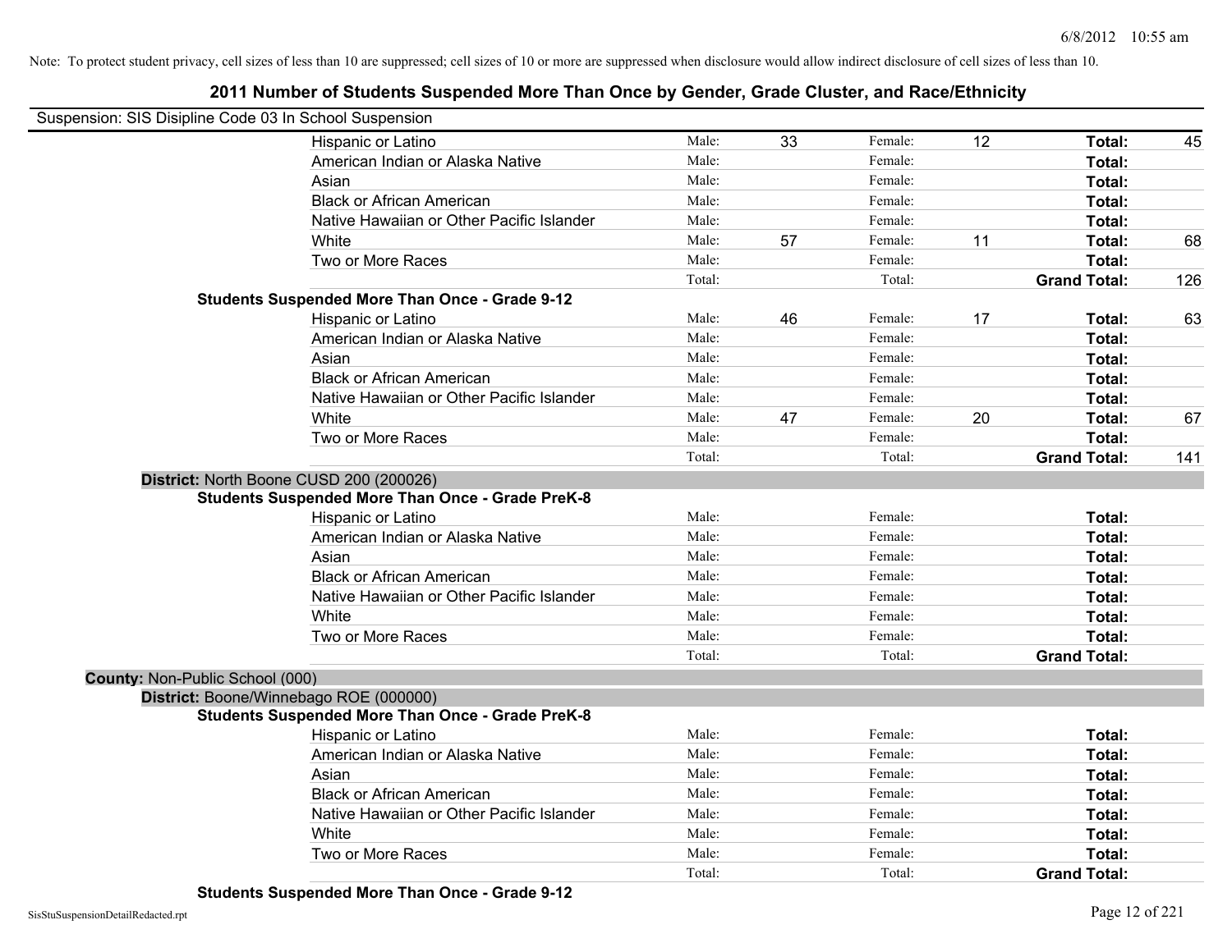Note: To protect student privacy, cell sizes of less than 10 are suppressed; cell sizes of 10 or more are suppressed when disclosure would allow indirect disclosure of cell sizes of less than 10.

# 2011 Number of Students Suspended More Than Once by Gender, Grade Cluster, and Race/Ethnicity

Suspension: SIS Disipline Code 03 In School Suspension

| | | | | | | |
|---|---|---|---|---|---|---|
| Hispanic or Latino | Male: | 33 | Female: | 12 | **Total:** | 45 |
| American Indian or Alaska Native | Male: | | Female: | | **Total:** | |
| Asian | Male: | | Female: | | **Total:** | |
| Black or African American | Male: | | Female: | | **Total:** | |
| Native Hawaiian or Other Pacific Islander | Male: | | Female: | | **Total:** | |
| White | Male: | 57 | Female: | 11 | **Total:** | 68 |
| Two or More Races | Male: | | Female: | | **Total:** | |
| | Total: | | Total: | | **Grand Total:** | 126 |

**Students Suspended More Than Once - Grade 9-12**

| | | | | | | |
|---|---|---|---|---|---|---|
| Hispanic or Latino | Male: | 46 | Female: | 17 | **Total:** | 63 |
| American Indian or Alaska Native | Male: | | Female: | | **Total:** | |
| Asian | Male: | | Female: | | **Total:** | |
| Black or African American | Male: | | Female: | | **Total:** | |
| Native Hawaiian or Other Pacific Islander | Male: | | Female: | | **Total:** | |
| White | Male: | 47 | Female: | 20 | **Total:** | 67 |
| Two or More Races | Male: | | Female: | | **Total:** | |
| | Total: | | Total: | | **Grand Total:** | 141 |

**District:** North Boone CUSD 200 (200026)

**Students Suspended More Than Once - Grade PreK-8**

| | | | | | | |
|---|---|---|---|---|---|---|
| Hispanic or Latino | Male: | | Female: | | **Total:** | |
| American Indian or Alaska Native | Male: | | Female: | | **Total:** | |
| Asian | Male: | | Female: | | **Total:** | |
| Black or African American | Male: | | Female: | | **Total:** | |
| Native Hawaiian or Other Pacific Islander | Male: | | Female: | | **Total:** | |
| White | Male: | | Female: | | **Total:** | |
| Two or More Races | Male: | | Female: | | **Total:** | |
| | Total: | | Total: | | **Grand Total:** | |

**County:** Non-Public School (000)

**District:** Boone/Winnebago ROE (000000)

**Students Suspended More Than Once - Grade PreK-8**

| | | | | | | |
|---|---|---|---|---|---|---|
| Hispanic or Latino | Male: | | Female: | | **Total:** | |
| American Indian or Alaska Native | Male: | | Female: | | **Total:** | |
| Asian | Male: | | Female: | | **Total:** | |
| Black or African American | Male: | | Female: | | **Total:** | |
| Native Hawaiian or Other Pacific Islander | Male: | | Female: | | **Total:** | |
| White | Male: | | Female: | | **Total:** | |
| Two or More Races | Male: | | Female: | | **Total:** | |
| | Total: | | Total: | | **Grand Total:** | |

**Students Suspended More Than Once - Grade 9-12**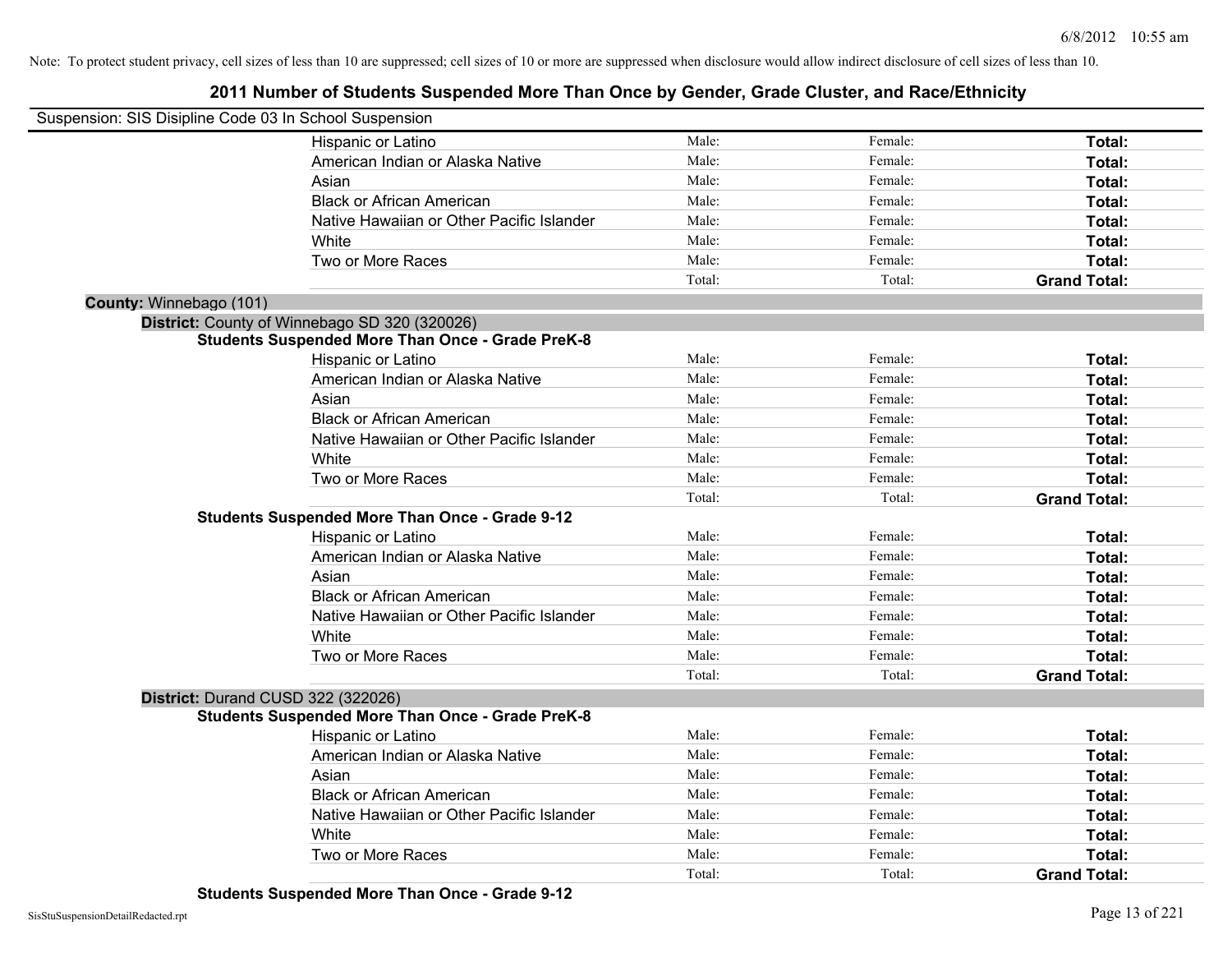Note: To protect student privacy, cell sizes of less than 10 are suppressed; cell sizes of 10 or more are suppressed when disclosure would allow indirect disclosure of cell sizes of less than 10.

# 2011 Number of Students Suspended More Than Once by Gender, Grade Cluster, and Race/Ethnicity

Suspension: SIS Disipline Code 03 In School Suspension

| | | | |
|---|---|---|---|
| Hispanic or Latino | Male: | Female: | **Total:** |
| American Indian or Alaska Native | Male: | Female: | **Total:** |
| Asian | Male: | Female: | **Total:** |
| Black or African American | Male: | Female: | **Total:** |
| Native Hawaiian or Other Pacific Islander | Male: | Female: | **Total:** |
| White | Male: | Female: | **Total:** |
| Two or More Races | Male: | Female: | **Total:** |
| | Total: | Total: | **Grand Total:** |

**County:** Winnebago (101)

**District:** County of Winnebago SD 320 (320026)

**Students Suspended More Than Once - Grade PreK-8**

| | | | |
|---|---|---|---|
| Hispanic or Latino | Male: | Female: | **Total:** |
| American Indian or Alaska Native | Male: | Female: | **Total:** |
| Asian | Male: | Female: | **Total:** |
| Black or African American | Male: | Female: | **Total:** |
| Native Hawaiian or Other Pacific Islander | Male: | Female: | **Total:** |
| White | Male: | Female: | **Total:** |
| Two or More Races | Male: | Female: | **Total:** |
| | Total: | Total: | **Grand Total:** |

**Students Suspended More Than Once - Grade 9-12**

| | | | |
|---|---|---|---|
| Hispanic or Latino | Male: | Female: | **Total:** |
| American Indian or Alaska Native | Male: | Female: | **Total:** |
| Asian | Male: | Female: | **Total:** |
| Black or African American | Male: | Female: | **Total:** |
| Native Hawaiian or Other Pacific Islander | Male: | Female: | **Total:** |
| White | Male: | Female: | **Total:** |
| Two or More Races | Male: | Female: | **Total:** |
| | Total: | Total: | **Grand Total:** |

**District:** Durand CUSD 322 (322026)

**Students Suspended More Than Once - Grade PreK-8**

| | | | |
|---|---|---|---|
| Hispanic or Latino | Male: | Female: | **Total:** |
| American Indian or Alaska Native | Male: | Female: | **Total:** |
| Asian | Male: | Female: | **Total:** |
| Black or African American | Male: | Female: | **Total:** |
| Native Hawaiian or Other Pacific Islander | Male: | Female: | **Total:** |
| White | Male: | Female: | **Total:** |
| Two or More Races | Male: | Female: | **Total:** |
| | Total: | Total: | **Grand Total:** |

**Students Suspended More Than Once - Grade 9-12**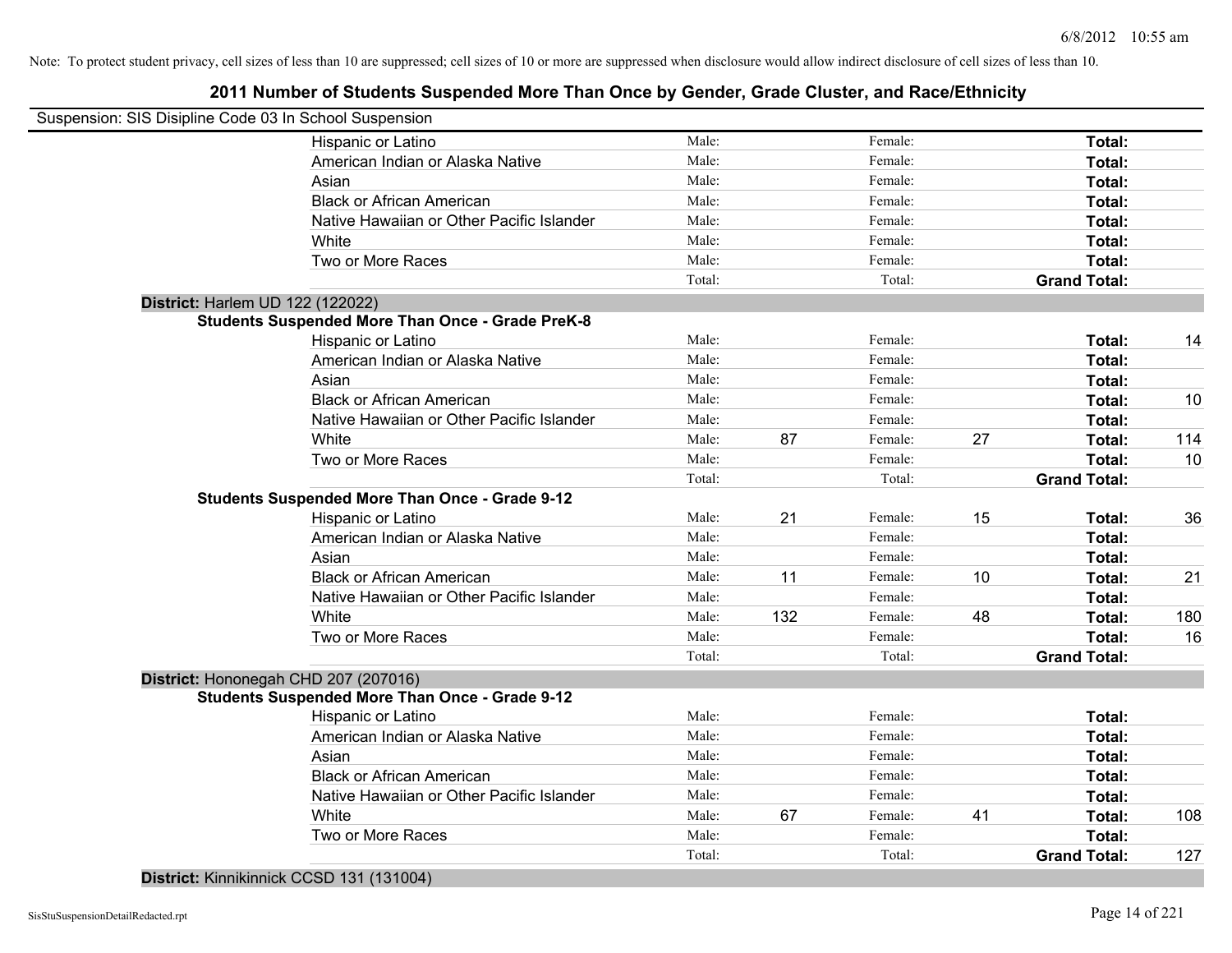Note: To protect student privacy, cell sizes of less than 10 are suppressed; cell sizes of 10 or more are suppressed when disclosure would allow indirect disclosure of cell sizes of less than 10.

# 2011 Number of Students Suspended More Than Once by Gender, Grade Cluster, and Race/Ethnicity

Suspension: SIS Disipline Code 03 In School Suspension

| | | | | | | |
|---|---|---|---|---|---|---|
| Hispanic or Latino | Male: | | Female: | | Total: | |
| American Indian or Alaska Native | Male: | | Female: | | Total: | |
| Asian | Male: | | Female: | | Total: | |
| Black or African American | Male: | | Female: | | Total: | |
| Native Hawaiian or Other Pacific Islander | Male: | | Female: | | Total: | |
| White | Male: | | Female: | | Total: | |
| Two or More Races | Male: | | Female: | | Total: | |
| | Total: | | Total: | | Grand Total: | |

**District:** Harlem UD 122 (122022)

**Students Suspended More Than Once - Grade PreK-8**

| | | | | | | |
|---|---|---|---|---|---|---|
| Hispanic or Latino | Male: | | Female: | | Total: | 14 |
| American Indian or Alaska Native | Male: | | Female: | | Total: | |
| Asian | Male: | | Female: | | Total: | |
| Black or African American | Male: | | Female: | | Total: | 10 |
| Native Hawaiian or Other Pacific Islander | Male: | | Female: | | Total: | |
| White | Male: | 87 | Female: | 27 | Total: | 114 |
| Two or More Races | Male: | | Female: | | Total: | 10 |
| | Total: | | Total: | | Grand Total: | |

**Students Suspended More Than Once - Grade 9-12**

| | | | | | | |
|---|---|---|---|---|---|---|
| Hispanic or Latino | Male: | 21 | Female: | 15 | Total: | 36 |
| American Indian or Alaska Native | Male: | | Female: | | Total: | |
| Asian | Male: | | Female: | | Total: | |
| Black or African American | Male: | 11 | Female: | 10 | Total: | 21 |
| Native Hawaiian or Other Pacific Islander | Male: | | Female: | | Total: | |
| White | Male: | 132 | Female: | 48 | Total: | 180 |
| Two or More Races | Male: | | Female: | | Total: | 16 |
| | Total: | | Total: | | Grand Total: | |

**District:** Hononegah CHD 207 (207016)

**Students Suspended More Than Once - Grade 9-12**

| | | | | | | |
|---|---|---|---|---|---|---|
| Hispanic or Latino | Male: | | Female: | | Total: | |
| American Indian or Alaska Native | Male: | | Female: | | Total: | |
| Asian | Male: | | Female: | | Total: | |
| Black or African American | Male: | | Female: | | Total: | |
| Native Hawaiian or Other Pacific Islander | Male: | | Female: | | Total: | |
| White | Male: | 67 | Female: | 41 | Total: | 108 |
| Two or More Races | Male: | | Female: | | Total: | |
| | Total: | | Total: | | Grand Total: | 127 |

**District:** Kinnikinnick CCSD 131 (131004)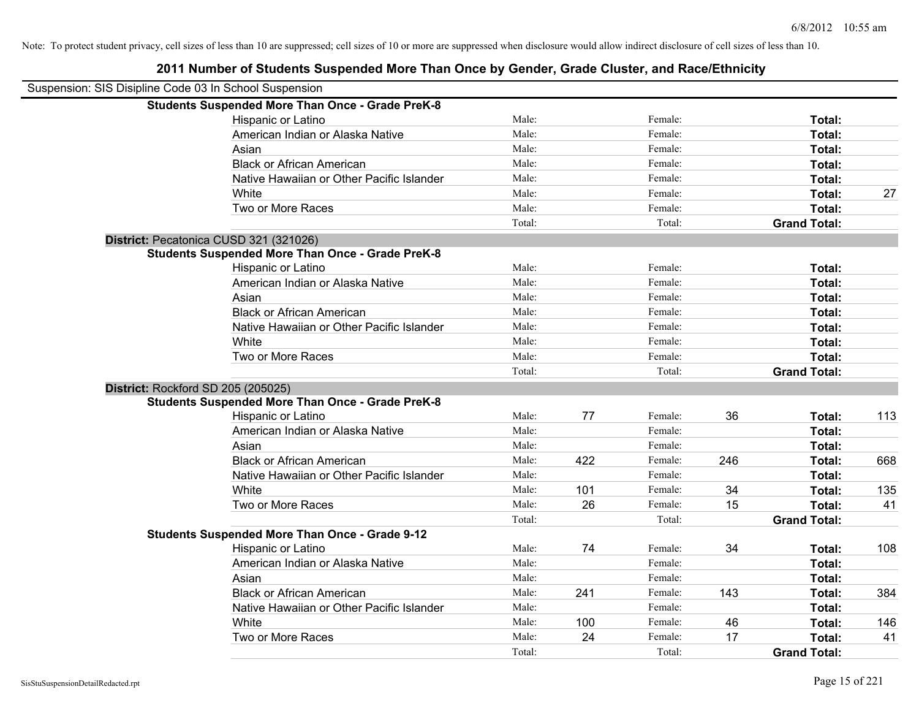Note: To protect student privacy, cell sizes of less than 10 are suppressed; cell sizes of 10 or more are suppressed when disclosure would allow indirect disclosure of cell sizes of less than 10.

# 2011 Number of Students Suspended More Than Once by Gender, Grade Cluster, and Race/Ethnicity

Suspension: SIS Disipline Code 03 In School Suspension

**Students Suspended More Than Once - Grade PreK-8**

| | | | | | | |
|---|---|---|---|---|---|---|
| Hispanic or Latino | Male: | | Female: | | **Total:** | |
| American Indian or Alaska Native | Male: | | Female: | | **Total:** | |
| Asian | Male: | | Female: | | **Total:** | |
| Black or African American | Male: | | Female: | | **Total:** | |
| Native Hawaiian or Other Pacific Islander | Male: | | Female: | | **Total:** | |
| White | Male: | | Female: | | **Total:** | 27 |
| Two or More Races | Male: | | Female: | | **Total:** | |
| | Total: | | Total: | | **Grand Total:** | |

**District:** Pecatonica CUSD 321 (321026)

**Students Suspended More Than Once - Grade PreK-8**

| | | | | | | |
|---|---|---|---|---|---|---|
| Hispanic or Latino | Male: | | Female: | | **Total:** | |
| American Indian or Alaska Native | Male: | | Female: | | **Total:** | |
| Asian | Male: | | Female: | | **Total:** | |
| Black or African American | Male: | | Female: | | **Total:** | |
| Native Hawaiian or Other Pacific Islander | Male: | | Female: | | **Total:** | |
| White | Male: | | Female: | | **Total:** | |
| Two or More Races | Male: | | Female: | | **Total:** | |
| | Total: | | Total: | | **Grand Total:** | |

**District:** Rockford SD 205 (205025)

**Students Suspended More Than Once - Grade PreK-8**

| | | | | | | |
|---|---|---|---|---|---|---|
| Hispanic or Latino | Male: | 77 | Female: | 36 | **Total:** | 113 |
| American Indian or Alaska Native | Male: | | Female: | | **Total:** | |
| Asian | Male: | | Female: | | **Total:** | |
| Black or African American | Male: | 422 | Female: | 246 | **Total:** | 668 |
| Native Hawaiian or Other Pacific Islander | Male: | | Female: | | **Total:** | |
| White | Male: | 101 | Female: | 34 | **Total:** | 135 |
| Two or More Races | Male: | 26 | Female: | 15 | **Total:** | 41 |
| | Total: | | Total: | | **Grand Total:** | |

**Students Suspended More Than Once - Grade 9-12**

| | | | | | | |
|---|---|---|---|---|---|---|
| Hispanic or Latino | Male: | 74 | Female: | 34 | **Total:** | 108 |
| American Indian or Alaska Native | Male: | | Female: | | **Total:** | |
| Asian | Male: | | Female: | | **Total:** | |
| Black or African American | Male: | 241 | Female: | 143 | **Total:** | 384 |
| Native Hawaiian or Other Pacific Islander | Male: | | Female: | | **Total:** | |
| White | Male: | 100 | Female: | 46 | **Total:** | 146 |
| Two or More Races | Male: | 24 | Female: | 17 | **Total:** | 41 |
| | Total: | | Total: | | **Grand Total:** | |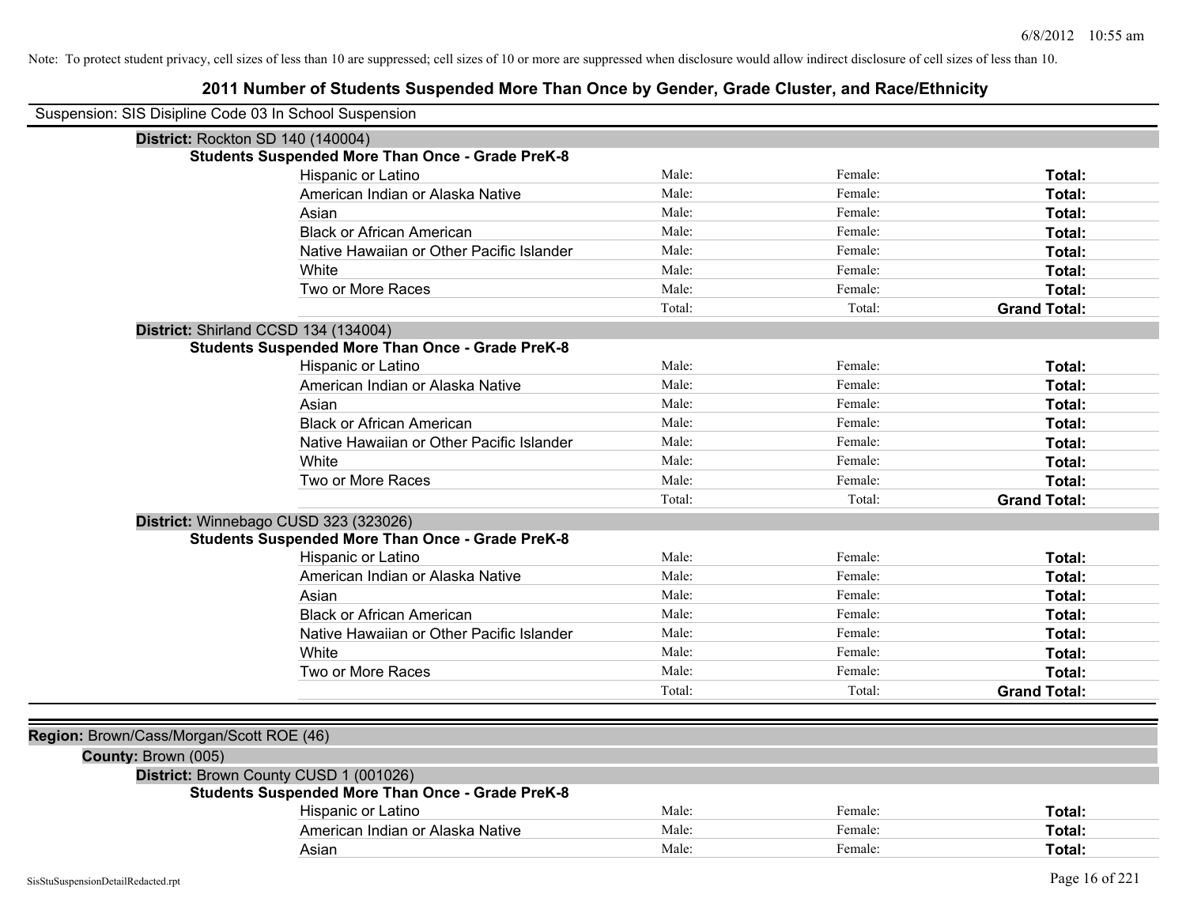Note: To protect student privacy, cell sizes of less than 10 are suppressed; cell sizes of 10 or more are suppressed when disclosure would allow indirect disclosure of cell sizes of less than 10.

# 2011 Number of Students Suspended More Than Once by Gender, Grade Cluster, and Race/Ethnicity

Suspension: SIS Disipline Code 03 In School Suspension

**District:** Rockton SD 140 (140004)

**Students Suspended More Than Once - Grade PreK-8**

| | | | |
|---|---|---|---|
| Hispanic or Latino | Male: | Female: | **Total:** |
| American Indian or Alaska Native | Male: | Female: | **Total:** |
| Asian | Male: | Female: | **Total:** |
| Black or African American | Male: | Female: | **Total:** |
| Native Hawaiian or Other Pacific Islander | Male: | Female: | **Total:** |
| White | Male: | Female: | **Total:** |
| Two or More Races | Male: | Female: | **Total:** |
| | Total: | Total: | **Grand Total:** |

**District:** Shirland CCSD 134 (134004)

**Students Suspended More Than Once - Grade PreK-8**

| | | | |
|---|---|---|---|
| Hispanic or Latino | Male: | Female: | **Total:** |
| American Indian or Alaska Native | Male: | Female: | **Total:** |
| Asian | Male: | Female: | **Total:** |
| Black or African American | Male: | Female: | **Total:** |
| Native Hawaiian or Other Pacific Islander | Male: | Female: | **Total:** |
| White | Male: | Female: | **Total:** |
| Two or More Races | Male: | Female: | **Total:** |
| | Total: | Total: | **Grand Total:** |

**District:** Winnebago CUSD 323 (323026)

**Students Suspended More Than Once - Grade PreK-8**

| | | | |
|---|---|---|---|
| Hispanic or Latino | Male: | Female: | **Total:** |
| American Indian or Alaska Native | Male: | Female: | **Total:** |
| Asian | Male: | Female: | **Total:** |
| Black or African American | Male: | Female: | **Total:** |
| Native Hawaiian or Other Pacific Islander | Male: | Female: | **Total:** |
| White | Male: | Female: | **Total:** |
| Two or More Races | Male: | Female: | **Total:** |
| | Total: | Total: | **Grand Total:** |

**Region:** Brown/Cass/Morgan/Scott ROE (46)

**County:** Brown (005)

**District:** Brown County CUSD 1 (001026)

**Students Suspended More Than Once - Grade PreK-8**

| | | | |
|---|---|---|---|
| Hispanic or Latino | Male: | Female: | **Total:** |
| American Indian or Alaska Native | Male: | Female: | **Total:** |
| Asian | Male: | Female: | **Total:** |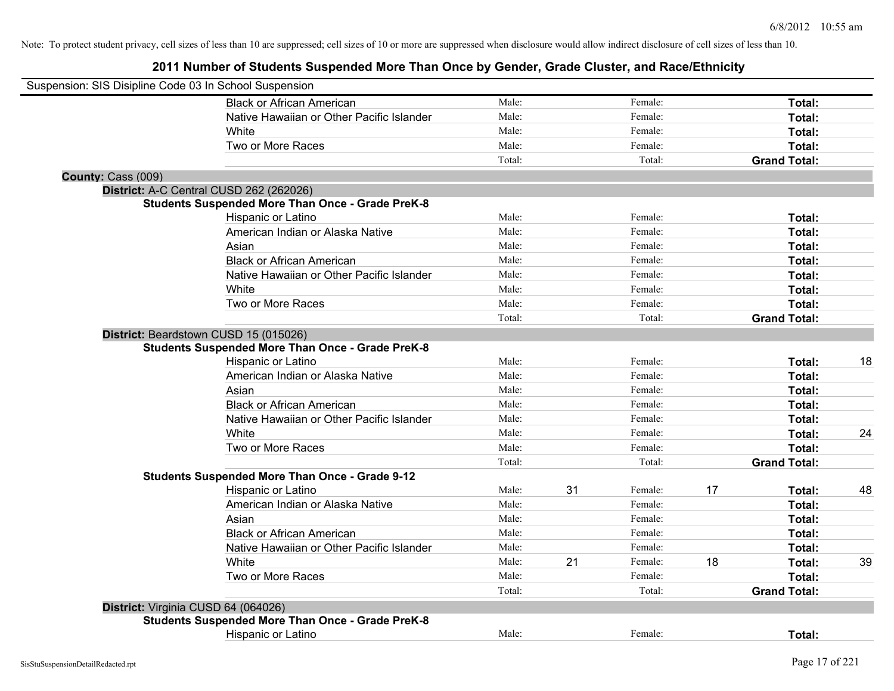Note: To protect student privacy, cell sizes of less than 10 are suppressed; cell sizes of 10 or more are suppressed when disclosure would allow indirect disclosure of cell sizes of less than 10.

# 2011 Number of Students Suspended More Than Once by Gender, Grade Cluster, and Race/Ethnicity

Suspension: SIS Disipline Code 03 In School Suspension

| | | | | | | |
|---|---|---|---|---|---|---|
| Black or African American | Male: | | Female: | | **Total:** | |
| Native Hawaiian or Other Pacific Islander | Male: | | Female: | | **Total:** | |
| White | Male: | | Female: | | **Total:** | |
| Two or More Races | Male: | | Female: | | **Total:** | |
| | Total: | | Total: | | **Grand Total:** | |

**County:** Cass (009)

**District:** A-C Central CUSD 262 (262026)

**Students Suspended More Than Once - Grade PreK-8**

| | | | | | | |
|---|---|---|---|---|---|---|
| Hispanic or Latino | Male: | | Female: | | **Total:** | |
| American Indian or Alaska Native | Male: | | Female: | | **Total:** | |
| Asian | Male: | | Female: | | **Total:** | |
| Black or African American | Male: | | Female: | | **Total:** | |
| Native Hawaiian or Other Pacific Islander | Male: | | Female: | | **Total:** | |
| White | Male: | | Female: | | **Total:** | |
| Two or More Races | Male: | | Female: | | **Total:** | |
| | Total: | | Total: | | **Grand Total:** | |

**District:** Beardstown CUSD 15 (015026)

**Students Suspended More Than Once - Grade PreK-8**

| | | | | | | |
|---|---|---|---|---|---|---|
| Hispanic or Latino | Male: | | Female: | | **Total:** | 18 |
| American Indian or Alaska Native | Male: | | Female: | | **Total:** | |
| Asian | Male: | | Female: | | **Total:** | |
| Black or African American | Male: | | Female: | | **Total:** | |
| Native Hawaiian or Other Pacific Islander | Male: | | Female: | | **Total:** | |
| White | Male: | | Female: | | **Total:** | 24 |
| Two or More Races | Male: | | Female: | | **Total:** | |
| | Total: | | Total: | | **Grand Total:** | |

**Students Suspended More Than Once - Grade 9-12**

| | | | | | | |
|---|---|---|---|---|---|---|
| Hispanic or Latino | Male: | 31 | Female: | 17 | **Total:** | 48 |
| American Indian or Alaska Native | Male: | | Female: | | **Total:** | |
| Asian | Male: | | Female: | | **Total:** | |
| Black or African American | Male: | | Female: | | **Total:** | |
| Native Hawaiian or Other Pacific Islander | Male: | | Female: | | **Total:** | |
| White | Male: | 21 | Female: | 18 | **Total:** | 39 |
| Two or More Races | Male: | | Female: | | **Total:** | |
| | Total: | | Total: | | **Grand Total:** | |

**District:** Virginia CUSD 64 (064026)

**Students Suspended More Than Once - Grade PreK-8**

| | | | | | | |
|---|---|---|---|---|---|---|
| Hispanic or Latino | Male: | | Female: | | **Total:** | |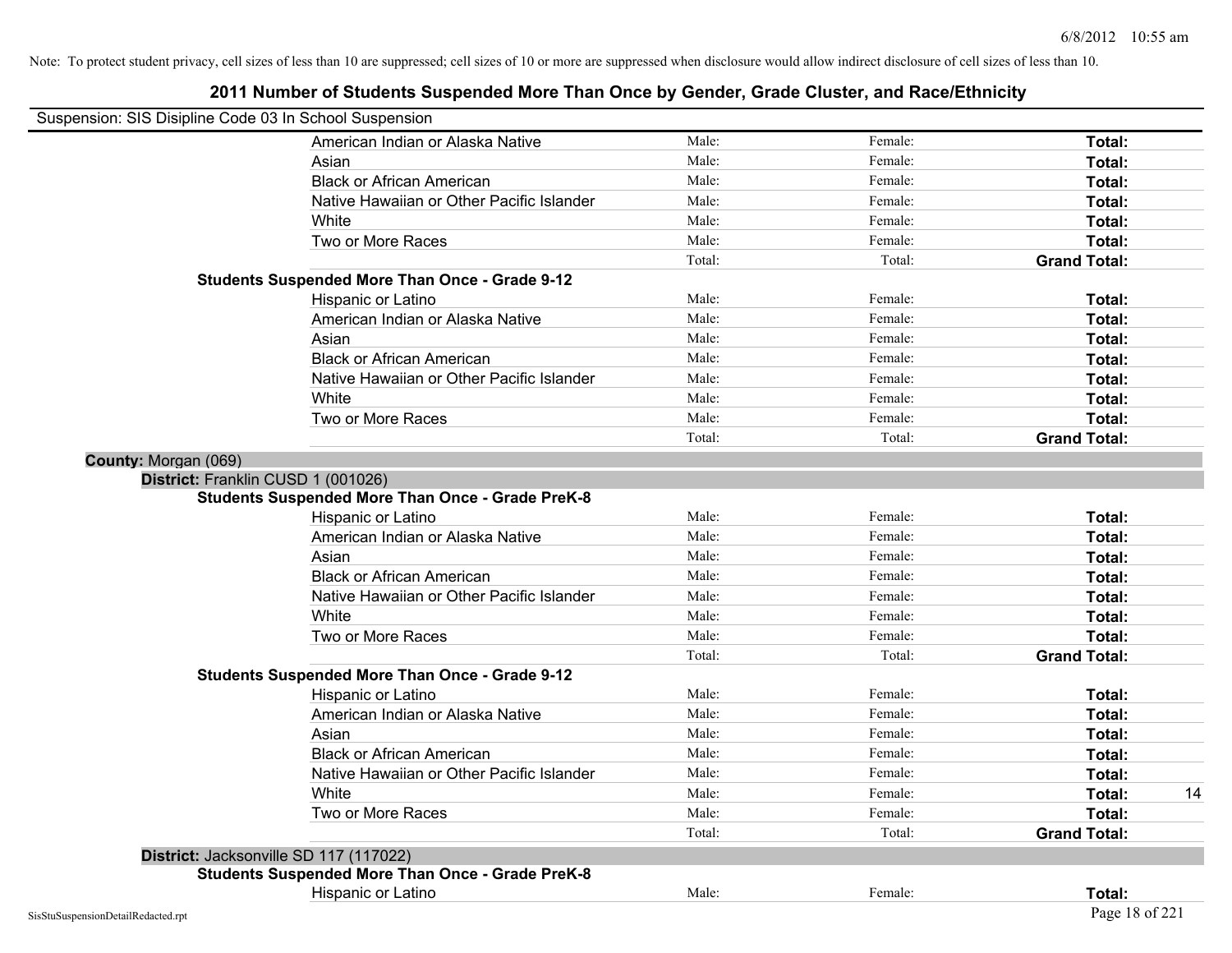Note: To protect student privacy, cell sizes of less than 10 are suppressed; cell sizes of 10 or more are suppressed when disclosure would allow indirect disclosure of cell sizes of less than 10.

## 2011 Number of Students Suspended More Than Once by Gender, Grade Cluster, and Race/Ethnicity

Suspension: SIS Disipline Code 03 In School Suspension

| | | | | |
|---|---|---|---|---|
| American Indian or Alaska Native | Male: | Female: | **Total:** | |
| Asian | Male: | Female: | **Total:** | |
| Black or African American | Male: | Female: | **Total:** | |
| Native Hawaiian or Other Pacific Islander | Male: | Female: | **Total:** | |
| White | Male: | Female: | **Total:** | |
| Two or More Races | Male: | Female: | **Total:** | |
| | Total: | Total: | **Grand Total:** | |

**Students Suspended More Than Once - Grade 9-12**

| | | | | |
|---|---|---|---|---|
| Hispanic or Latino | Male: | Female: | **Total:** | |
| American Indian or Alaska Native | Male: | Female: | **Total:** | |
| Asian | Male: | Female: | **Total:** | |
| Black or African American | Male: | Female: | **Total:** | |
| Native Hawaiian or Other Pacific Islander | Male: | Female: | **Total:** | |
| White | Male: | Female: | **Total:** | |
| Two or More Races | Male: | Female: | **Total:** | |
| | Total: | Total: | **Grand Total:** | |

**County:** Morgan (069)

**District:** Franklin CUSD 1 (001026)

**Students Suspended More Than Once - Grade PreK-8**

| | | | | |
|---|---|---|---|---|
| Hispanic or Latino | Male: | Female: | **Total:** | |
| American Indian or Alaska Native | Male: | Female: | **Total:** | |
| Asian | Male: | Female: | **Total:** | |
| Black or African American | Male: | Female: | **Total:** | |
| Native Hawaiian or Other Pacific Islander | Male: | Female: | **Total:** | |
| White | Male: | Female: | **Total:** | |
| Two or More Races | Male: | Female: | **Total:** | |
| | Total: | Total: | **Grand Total:** | |

**Students Suspended More Than Once - Grade 9-12**

| | | | | |
|---|---|---|---|---|
| Hispanic or Latino | Male: | Female: | **Total:** | |
| American Indian or Alaska Native | Male: | Female: | **Total:** | |
| Asian | Male: | Female: | **Total:** | |
| Black or African American | Male: | Female: | **Total:** | |
| Native Hawaiian or Other Pacific Islander | Male: | Female: | **Total:** | |
| White | Male: | Female: | **Total:** | 14 |
| Two or More Races | Male: | Female: | **Total:** | |
| | Total: | Total: | **Grand Total:** | |

**District:** Jacksonville SD 117 (117022)

**Students Suspended More Than Once - Grade PreK-8**

| | | | | |
|---|---|---|---|---|
| Hispanic or Latino | Male: | Female: | **Total:** | |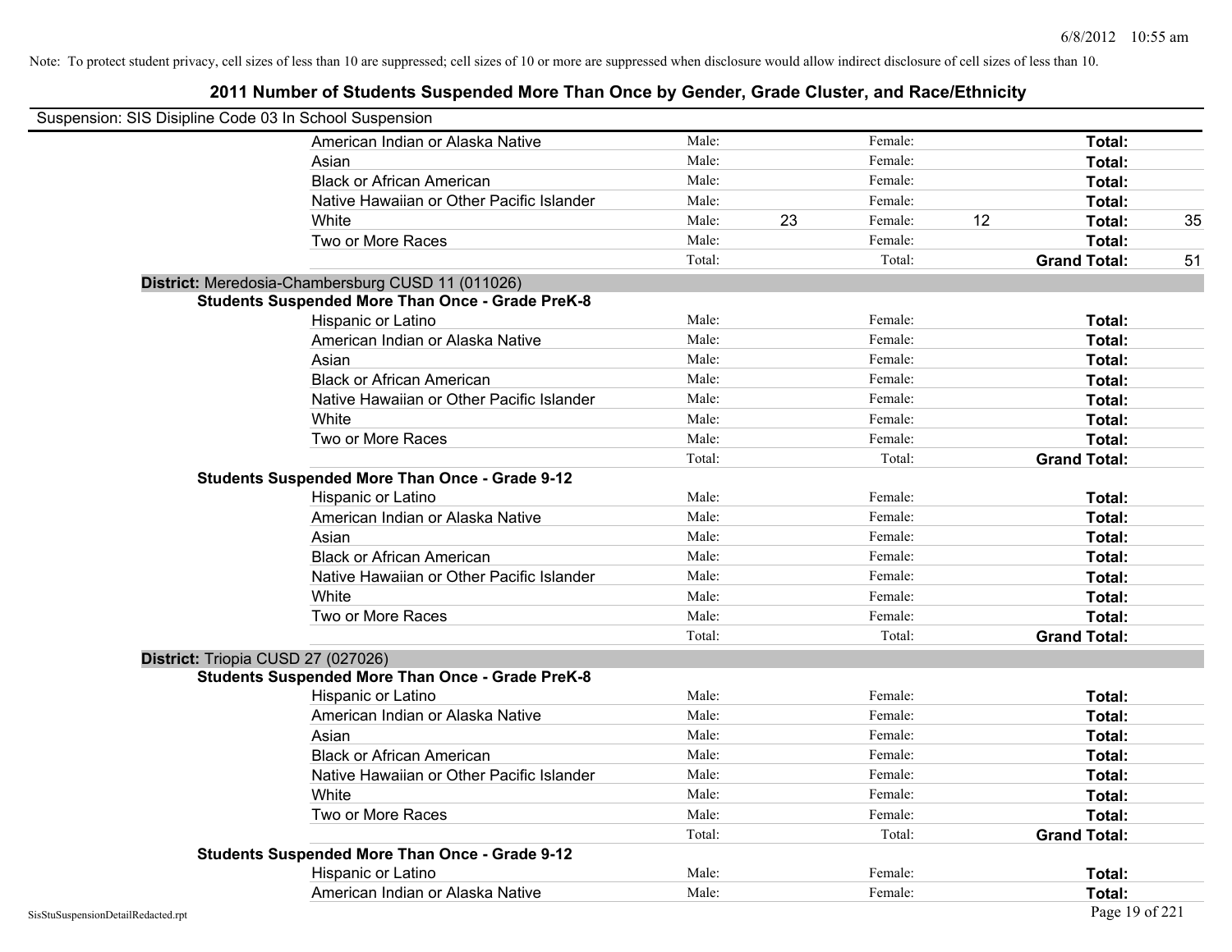Note: To protect student privacy, cell sizes of less than 10 are suppressed; cell sizes of 10 or more are suppressed when disclosure would allow indirect disclosure of cell sizes of less than 10.

## 2011 Number of Students Suspended More Than Once by Gender, Grade Cluster, and Race/Ethnicity

Suspension: SIS Disipline Code 03 In School Suspension

| | | | | | | |
|---|---|---|---|---|---|---|
| American Indian or Alaska Native | Male: | | Female: | | **Total:** | |
| Asian | Male: | | Female: | | **Total:** | |
| Black or African American | Male: | | Female: | | **Total:** | |
| Native Hawaiian or Other Pacific Islander | Male: | | Female: | | **Total:** | |
| White | Male: | 23 | Female: | 12 | **Total:** | 35 |
| Two or More Races | Male: | | Female: | | **Total:** | |
| | Total: | | Total: | | **Grand Total:** | 51 |

**District:** Meredosia-Chambersburg CUSD 11 (011026)

**Students Suspended More Than Once - Grade PreK-8**

| | | | | | | |
|---|---|---|---|---|---|---|
| Hispanic or Latino | Male: | | Female: | | **Total:** | |
| American Indian or Alaska Native | Male: | | Female: | | **Total:** | |
| Asian | Male: | | Female: | | **Total:** | |
| Black or African American | Male: | | Female: | | **Total:** | |
| Native Hawaiian or Other Pacific Islander | Male: | | Female: | | **Total:** | |
| White | Male: | | Female: | | **Total:** | |
| Two or More Races | Male: | | Female: | | **Total:** | |
| | Total: | | Total: | | **Grand Total:** | |

**Students Suspended More Than Once - Grade 9-12**

| | | | | | | |
|---|---|---|---|---|---|---|
| Hispanic or Latino | Male: | | Female: | | **Total:** | |
| American Indian or Alaska Native | Male: | | Female: | | **Total:** | |
| Asian | Male: | | Female: | | **Total:** | |
| Black or African American | Male: | | Female: | | **Total:** | |
| Native Hawaiian or Other Pacific Islander | Male: | | Female: | | **Total:** | |
| White | Male: | | Female: | | **Total:** | |
| Two or More Races | Male: | | Female: | | **Total:** | |
| | Total: | | Total: | | **Grand Total:** | |

**District:** Triopia CUSD 27 (027026)

**Students Suspended More Than Once - Grade PreK-8**

| | | | | | | |
|---|---|---|---|---|---|---|
| Hispanic or Latino | Male: | | Female: | | **Total:** | |
| American Indian or Alaska Native | Male: | | Female: | | **Total:** | |
| Asian | Male: | | Female: | | **Total:** | |
| Black or African American | Male: | | Female: | | **Total:** | |
| Native Hawaiian or Other Pacific Islander | Male: | | Female: | | **Total:** | |
| White | Male: | | Female: | | **Total:** | |
| Two or More Races | Male: | | Female: | | **Total:** | |
| | Total: | | Total: | | **Grand Total:** | |

**Students Suspended More Than Once - Grade 9-12**

| | | | | | | |
|---|---|---|---|---|---|---|
| Hispanic or Latino | Male: | | Female: | | **Total:** | |
| American Indian or Alaska Native | Male: | | Female: | | **Total:** | |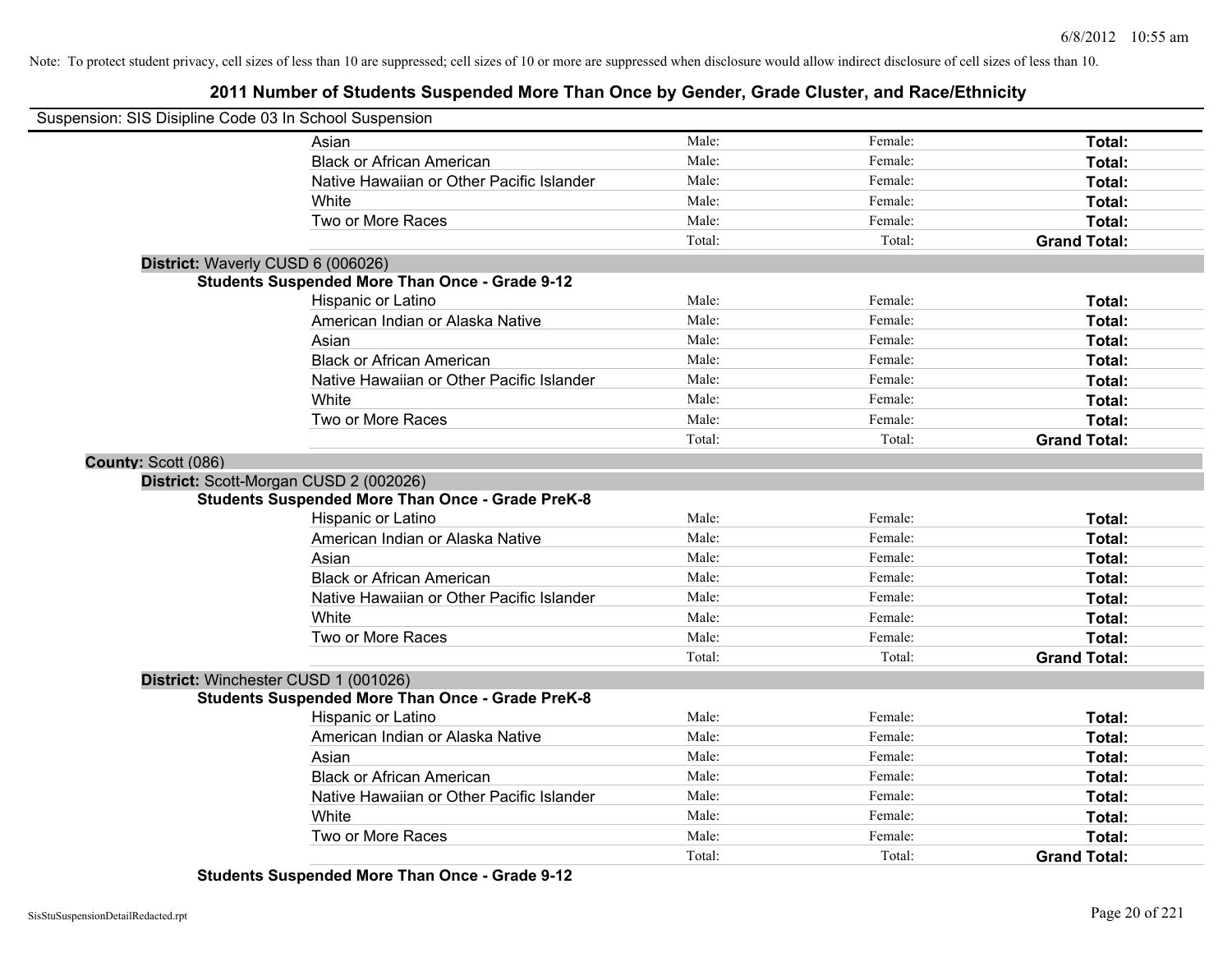Note: To protect student privacy, cell sizes of less than 10 are suppressed; cell sizes of 10 or more are suppressed when disclosure would allow indirect disclosure of cell sizes of less than 10.

## 2011 Number of Students Suspended More Than Once by Gender, Grade Cluster, and Race/Ethnicity

Suspension: SIS Disipline Code 03 In School Suspension

| | | | |
|---|---|---|---|
| Asian | Male: | Female: | **Total:** |
| Black or African American | Male: | Female: | **Total:** |
| Native Hawaiian or Other Pacific Islander | Male: | Female: | **Total:** |
| White | Male: | Female: | **Total:** |
| Two or More Races | Male: | Female: | **Total:** |
| | Total: | Total: | **Grand Total:** |

**District:** Waverly CUSD 6 (006026)

**Students Suspended More Than Once - Grade 9-12**

| | | | |
|---|---|---|---|
| Hispanic or Latino | Male: | Female: | **Total:** |
| American Indian or Alaska Native | Male: | Female: | **Total:** |
| Asian | Male: | Female: | **Total:** |
| Black or African American | Male: | Female: | **Total:** |
| Native Hawaiian or Other Pacific Islander | Male: | Female: | **Total:** |
| White | Male: | Female: | **Total:** |
| Two or More Races | Male: | Female: | **Total:** |
| | Total: | Total: | **Grand Total:** |

**County:** Scott (086)

**District:** Scott-Morgan CUSD 2 (002026)

**Students Suspended More Than Once - Grade PreK-8**

| | | | |
|---|---|---|---|
| Hispanic or Latino | Male: | Female: | **Total:** |
| American Indian or Alaska Native | Male: | Female: | **Total:** |
| Asian | Male: | Female: | **Total:** |
| Black or African American | Male: | Female: | **Total:** |
| Native Hawaiian or Other Pacific Islander | Male: | Female: | **Total:** |
| White | Male: | Female: | **Total:** |
| Two or More Races | Male: | Female: | **Total:** |
| | Total: | Total: | **Grand Total:** |

**District:** Winchester CUSD 1 (001026)

**Students Suspended More Than Once - Grade PreK-8**

| | | | |
|---|---|---|---|
| Hispanic or Latino | Male: | Female: | **Total:** |
| American Indian or Alaska Native | Male: | Female: | **Total:** |
| Asian | Male: | Female: | **Total:** |
| Black or African American | Male: | Female: | **Total:** |
| Native Hawaiian or Other Pacific Islander | Male: | Female: | **Total:** |
| White | Male: | Female: | **Total:** |
| Two or More Races | Male: | Female: | **Total:** |
| | Total: | Total: | **Grand Total:** |

**Students Suspended More Than Once - Grade 9-12**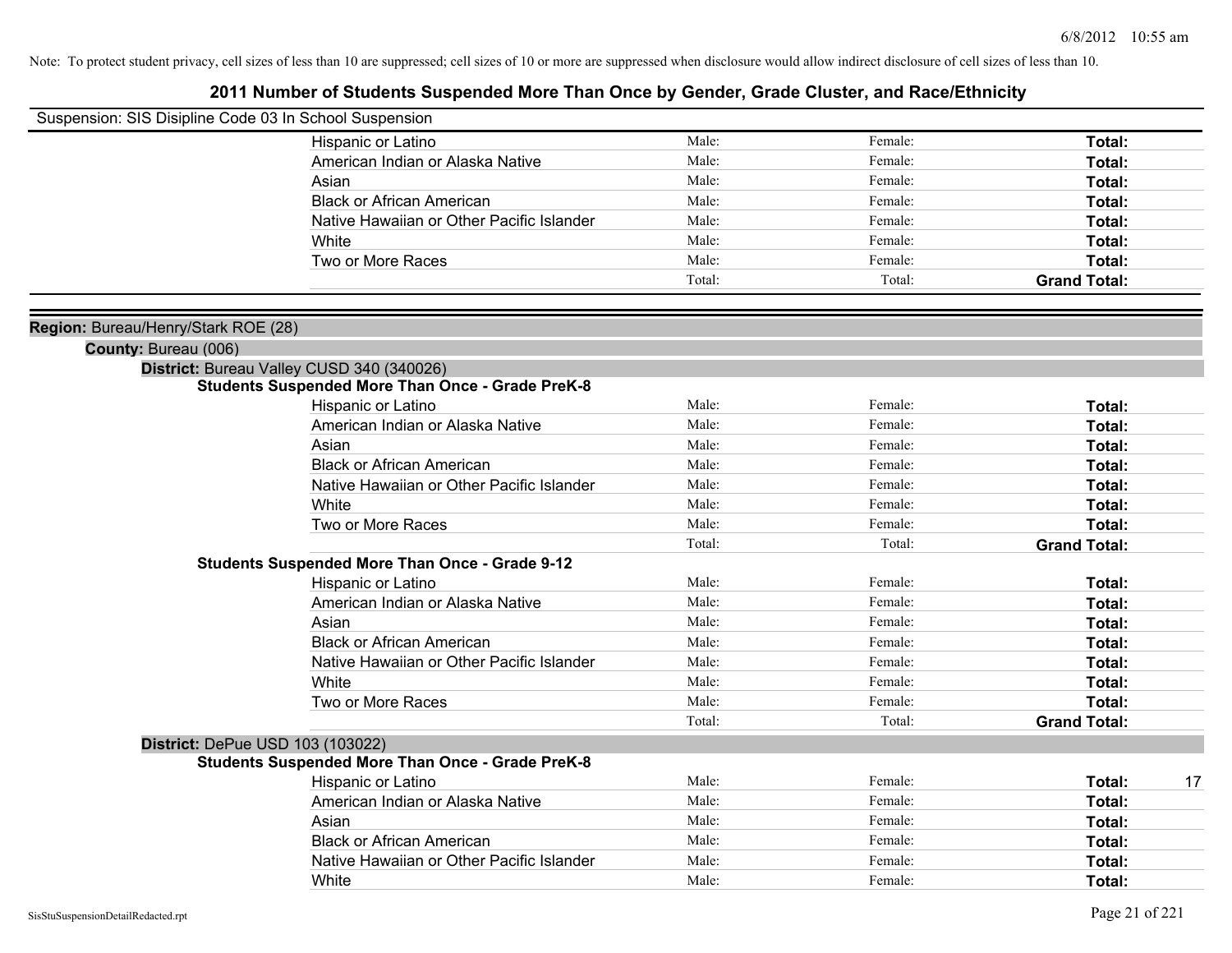Note: To protect student privacy, cell sizes of less than 10 are suppressed; cell sizes of 10 or more are suppressed when disclosure would allow indirect disclosure of cell sizes of less than 10.

# 2011 Number of Students Suspended More Than Once by Gender, Grade Cluster, and Race/Ethnicity

Suspension: SIS Disipline Code 03 In School Suspension

| | Male: | Female: | Total: |
|---|---|---|---|
| Hispanic or Latino | Male: | Female: | Total: |
| American Indian or Alaska Native | Male: | Female: | Total: |
| Asian | Male: | Female: | Total: |
| Black or African American | Male: | Female: | Total: |
| Native Hawaiian or Other Pacific Islander | Male: | Female: | Total: |
| White | Male: | Female: | Total: |
| Two or More Races | Male: | Female: | Total: |
| | Total: | Total: | Grand Total: |

**Region:** Bureau/Henry/Stark ROE (28)

**County:** Bureau (006)

**District:** Bureau Valley CUSD 340 (340026)

**Students Suspended More Than Once - Grade PreK-8**

| | | | | |
|---|---|---|---|---|
| Hispanic or Latino | Male: | Female: | Total: | |
| American Indian or Alaska Native | Male: | Female: | Total: | |
| Asian | Male: | Female: | Total: | |
| Black or African American | Male: | Female: | Total: | |
| Native Hawaiian or Other Pacific Islander | Male: | Female: | Total: | |
| White | Male: | Female: | Total: | |
| Two or More Races | Male: | Female: | Total: | |
| | Total: | Total: | Grand Total: | |

**Students Suspended More Than Once - Grade 9-12**

| | | | | |
|---|---|---|---|---|
| Hispanic or Latino | Male: | Female: | Total: | |
| American Indian or Alaska Native | Male: | Female: | Total: | |
| Asian | Male: | Female: | Total: | |
| Black or African American | Male: | Female: | Total: | |
| Native Hawaiian or Other Pacific Islander | Male: | Female: | Total: | |
| White | Male: | Female: | Total: | |
| Two or More Races | Male: | Female: | Total: | |
| | Total: | Total: | Grand Total: | |

**District:** DePue USD 103 (103022)

**Students Suspended More Than Once - Grade PreK-8**

| | | | | |
|---|---|---|---|---|
| Hispanic or Latino | Male: | Female: | Total: | 17 |
| American Indian or Alaska Native | Male: | Female: | Total: | |
| Asian | Male: | Female: | Total: | |
| Black or African American | Male: | Female: | Total: | |
| Native Hawaiian or Other Pacific Islander | Male: | Female: | Total: | |
| White | Male: | Female: | Total: | |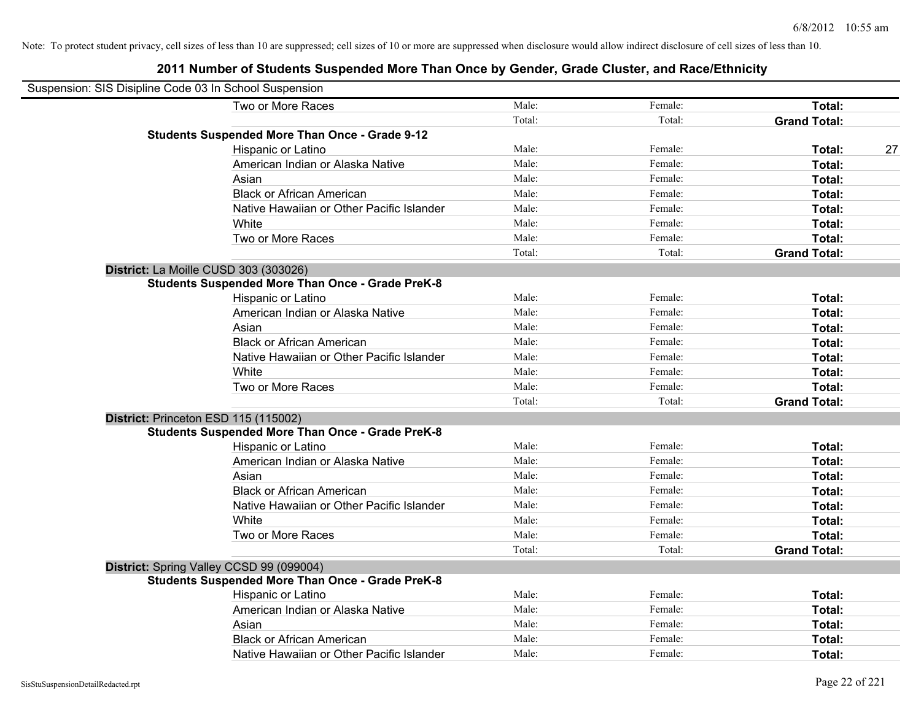Note: To protect student privacy, cell sizes of less than 10 are suppressed; cell sizes of 10 or more are suppressed when disclosure would allow indirect disclosure of cell sizes of less than 10.

## 2011 Number of Students Suspended More Than Once by Gender, Grade Cluster, and Race/Ethnicity

Suspension: SIS Disipline Code 03 In School Suspension

| | | | | |
|---|---|---|---|---|
| Two or More Races | Male: | Female: | **Total:** | |
| | Total: | Total: | **Grand Total:** | |
| **Students Suspended More Than Once - Grade 9-12** | | | | |
| Hispanic or Latino | Male: | Female: | **Total:** | 27 |
| American Indian or Alaska Native | Male: | Female: | **Total:** | |
| Asian | Male: | Female: | **Total:** | |
| Black or African American | Male: | Female: | **Total:** | |
| Native Hawaiian or Other Pacific Islander | Male: | Female: | **Total:** | |
| White | Male: | Female: | **Total:** | |
| Two or More Races | Male: | Female: | **Total:** | |
| | Total: | Total: | **Grand Total:** | |
| **District:** La Moille CUSD 303 (303026) | | | | |
| **Students Suspended More Than Once - Grade PreK-8** | | | | |
| Hispanic or Latino | Male: | Female: | **Total:** | |
| American Indian or Alaska Native | Male: | Female: | **Total:** | |
| Asian | Male: | Female: | **Total:** | |
| Black or African American | Male: | Female: | **Total:** | |
| Native Hawaiian or Other Pacific Islander | Male: | Female: | **Total:** | |
| White | Male: | Female: | **Total:** | |
| Two or More Races | Male: | Female: | **Total:** | |
| | Total: | Total: | **Grand Total:** | |
| **District:** Princeton ESD 115 (115002) | | | | |
| **Students Suspended More Than Once - Grade PreK-8** | | | | |
| Hispanic or Latino | Male: | Female: | **Total:** | |
| American Indian or Alaska Native | Male: | Female: | **Total:** | |
| Asian | Male: | Female: | **Total:** | |
| Black or African American | Male: | Female: | **Total:** | |
| Native Hawaiian or Other Pacific Islander | Male: | Female: | **Total:** | |
| White | Male: | Female: | **Total:** | |
| Two or More Races | Male: | Female: | **Total:** | |
| | Total: | Total: | **Grand Total:** | |
| **District:** Spring Valley CCSD 99 (099004) | | | | |
| **Students Suspended More Than Once - Grade PreK-8** | | | | |
| Hispanic or Latino | Male: | Female: | **Total:** | |
| American Indian or Alaska Native | Male: | Female: | **Total:** | |
| Asian | Male: | Female: | **Total:** | |
| Black or African American | Male: | Female: | **Total:** | |
| Native Hawaiian or Other Pacific Islander | Male: | Female: | **Total:** | |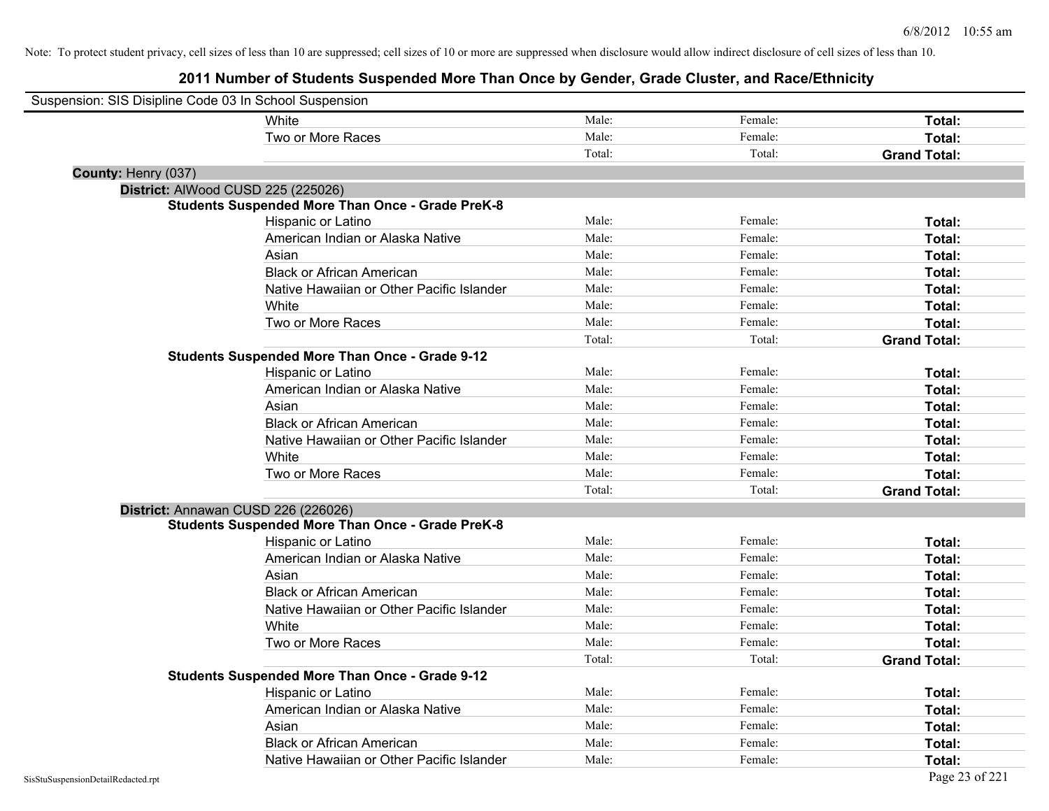Note: To protect student privacy, cell sizes of less than 10 are suppressed; cell sizes of 10 or more are suppressed when disclosure would allow indirect disclosure of cell sizes of less than 10.

# 2011 Number of Students Suspended More Than Once by Gender, Grade Cluster, and Race/Ethnicity

Suspension: SIS Disipline Code 03 In School Suspension

| | | | |
|---|---|---|---|
| White | Male: | Female: | **Total:** |
| Two or More Races | Male: | Female: | **Total:** |
| | Total: | Total: | **Grand Total:** |

**County:** Henry (037)

**District:** AlWood CUSD 225 (225026)

**Students Suspended More Than Once - Grade PreK-8**

| | | | |
|---|---|---|---|
| Hispanic or Latino | Male: | Female: | **Total:** |
| American Indian or Alaska Native | Male: | Female: | **Total:** |
| Asian | Male: | Female: | **Total:** |
| Black or African American | Male: | Female: | **Total:** |
| Native Hawaiian or Other Pacific Islander | Male: | Female: | **Total:** |
| White | Male: | Female: | **Total:** |
| Two or More Races | Male: | Female: | **Total:** |
| | Total: | Total: | **Grand Total:** |

**Students Suspended More Than Once - Grade 9-12**

| | | | |
|---|---|---|---|
| Hispanic or Latino | Male: | Female: | **Total:** |
| American Indian or Alaska Native | Male: | Female: | **Total:** |
| Asian | Male: | Female: | **Total:** |
| Black or African American | Male: | Female: | **Total:** |
| Native Hawaiian or Other Pacific Islander | Male: | Female: | **Total:** |
| White | Male: | Female: | **Total:** |
| Two or More Races | Male: | Female: | **Total:** |
| | Total: | Total: | **Grand Total:** |

**District:** Annawan CUSD 226 (226026)

**Students Suspended More Than Once - Grade PreK-8**

| | | | |
|---|---|---|---|
| Hispanic or Latino | Male: | Female: | **Total:** |
| American Indian or Alaska Native | Male: | Female: | **Total:** |
| Asian | Male: | Female: | **Total:** |
| Black or African American | Male: | Female: | **Total:** |
| Native Hawaiian or Other Pacific Islander | Male: | Female: | **Total:** |
| White | Male: | Female: | **Total:** |
| Two or More Races | Male: | Female: | **Total:** |
| | Total: | Total: | **Grand Total:** |

**Students Suspended More Than Once - Grade 9-12**

| | | | |
|---|---|---|---|
| Hispanic or Latino | Male: | Female: | **Total:** |
| American Indian or Alaska Native | Male: | Female: | **Total:** |
| Asian | Male: | Female: | **Total:** |
| Black or African American | Male: | Female: | **Total:** |
| Native Hawaiian or Other Pacific Islander | Male: | Female: | **Total:** |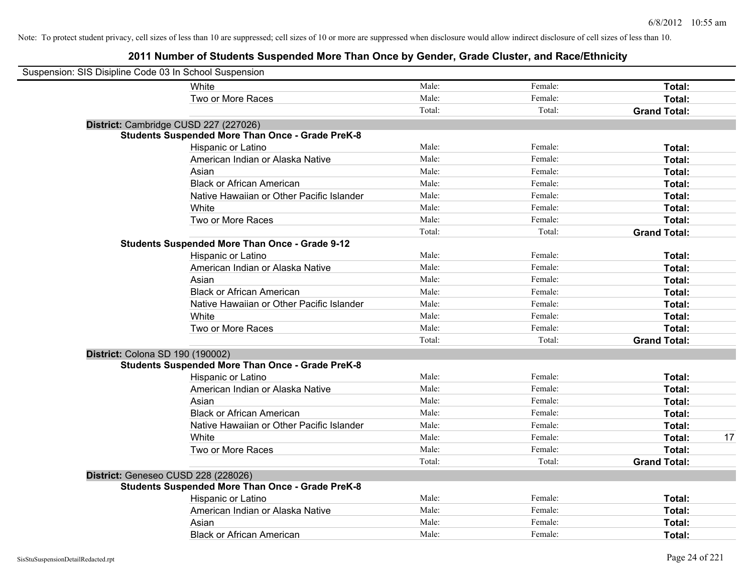Note: To protect student privacy, cell sizes of less than 10 are suppressed; cell sizes of 10 or more are suppressed when disclosure would allow indirect disclosure of cell sizes of less than 10.

## 2011 Number of Students Suspended More Than Once by Gender, Grade Cluster, and Race/Ethnicity

Suspension: SIS Disipline Code 03 In School Suspension

| | | | | |
|---|---|---|---|---|
| White | Male: | Female: | **Total:** | |
| Two or More Races | Male: | Female: | **Total:** | |
| | Total: | Total: | **Grand Total:** | |

**District:** Cambridge CUSD 227 (227026)

**Students Suspended More Than Once - Grade PreK-8**

| | | | | |
|---|---|---|---|---|
| Hispanic or Latino | Male: | Female: | **Total:** | |
| American Indian or Alaska Native | Male: | Female: | **Total:** | |
| Asian | Male: | Female: | **Total:** | |
| Black or African American | Male: | Female: | **Total:** | |
| Native Hawaiian or Other Pacific Islander | Male: | Female: | **Total:** | |
| White | Male: | Female: | **Total:** | |
| Two or More Races | Male: | Female: | **Total:** | |
| | Total: | Total: | **Grand Total:** | |

**Students Suspended More Than Once - Grade 9-12**

| | | | | |
|---|---|---|---|---|
| Hispanic or Latino | Male: | Female: | **Total:** | |
| American Indian or Alaska Native | Male: | Female: | **Total:** | |
| Asian | Male: | Female: | **Total:** | |
| Black or African American | Male: | Female: | **Total:** | |
| Native Hawaiian or Other Pacific Islander | Male: | Female: | **Total:** | |
| White | Male: | Female: | **Total:** | |
| Two or More Races | Male: | Female: | **Total:** | |
| | Total: | Total: | **Grand Total:** | |

**District:** Colona SD 190 (190002)

**Students Suspended More Than Once - Grade PreK-8**

| | | | | |
|---|---|---|---|---|
| Hispanic or Latino | Male: | Female: | **Total:** | |
| American Indian or Alaska Native | Male: | Female: | **Total:** | |
| Asian | Male: | Female: | **Total:** | |
| Black or African American | Male: | Female: | **Total:** | |
| Native Hawaiian or Other Pacific Islander | Male: | Female: | **Total:** | |
| White | Male: | Female: | **Total:** | 17 |
| Two or More Races | Male: | Female: | **Total:** | |
| | Total: | Total: | **Grand Total:** | |

**District:** Geneseo CUSD 228 (228026)

**Students Suspended More Than Once - Grade PreK-8**

| | | | | |
|---|---|---|---|---|
| Hispanic or Latino | Male: | Female: | **Total:** | |
| American Indian or Alaska Native | Male: | Female: | **Total:** | |
| Asian | Male: | Female: | **Total:** | |
| Black or African American | Male: | Female: | **Total:** | |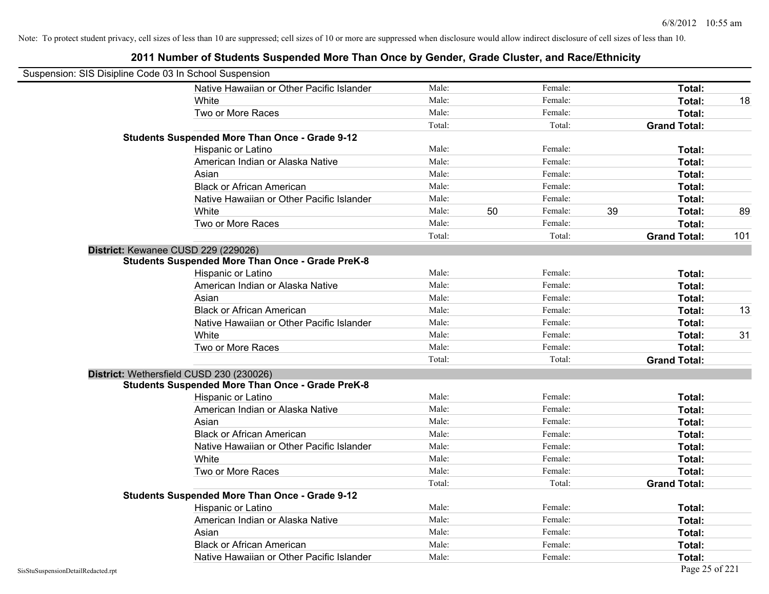Note: To protect student privacy, cell sizes of less than 10 are suppressed; cell sizes of 10 or more are suppressed when disclosure would allow indirect disclosure of cell sizes of less than 10.

# 2011 Number of Students Suspended More Than Once by Gender, Grade Cluster, and Race/Ethnicity

Suspension: SIS Disipline Code 03 In School Suspension

| | | | | | | |
|---|---|---|---|---|---|---|
| Native Hawaiian or Other Pacific Islander | Male: | | Female: | | **Total:** | |
| White | Male: | | Female: | | **Total:** | 18 |
| Two or More Races | Male: | | Female: | | **Total:** | |
| | Total: | | Total: | | **Grand Total:** | |

**Students Suspended More Than Once - Grade 9-12**

| | | | | | | |
|---|---|---|---|---|---|---|
| Hispanic or Latino | Male: | | Female: | | **Total:** | |
| American Indian or Alaska Native | Male: | | Female: | | **Total:** | |
| Asian | Male: | | Female: | | **Total:** | |
| Black or African American | Male: | | Female: | | **Total:** | |
| Native Hawaiian or Other Pacific Islander | Male: | | Female: | | **Total:** | |
| White | Male: | 50 | Female: | 39 | **Total:** | 89 |
| Two or More Races | Male: | | Female: | | **Total:** | |
| | Total: | | Total: | | **Grand Total:** | 101 |

**District:** Kewanee CUSD 229 (229026)

**Students Suspended More Than Once - Grade PreK-8**

| | | | | | | |
|---|---|---|---|---|---|---|
| Hispanic or Latino | Male: | | Female: | | **Total:** | |
| American Indian or Alaska Native | Male: | | Female: | | **Total:** | |
| Asian | Male: | | Female: | | **Total:** | |
| Black or African American | Male: | | Female: | | **Total:** | 13 |
| Native Hawaiian or Other Pacific Islander | Male: | | Female: | | **Total:** | |
| White | Male: | | Female: | | **Total:** | 31 |
| Two or More Races | Male: | | Female: | | **Total:** | |
| | Total: | | Total: | | **Grand Total:** | |

**District:** Wethersfield CUSD 230 (230026)

**Students Suspended More Than Once - Grade PreK-8**

| | | | | | | |
|---|---|---|---|---|---|---|
| Hispanic or Latino | Male: | | Female: | | **Total:** | |
| American Indian or Alaska Native | Male: | | Female: | | **Total:** | |
| Asian | Male: | | Female: | | **Total:** | |
| Black or African American | Male: | | Female: | | **Total:** | |
| Native Hawaiian or Other Pacific Islander | Male: | | Female: | | **Total:** | |
| White | Male: | | Female: | | **Total:** | |
| Two or More Races | Male: | | Female: | | **Total:** | |
| | Total: | | Total: | | **Grand Total:** | |

**Students Suspended More Than Once - Grade 9-12**

| | | | | | | |
|---|---|---|---|---|---|---|
| Hispanic or Latino | Male: | | Female: | | **Total:** | |
| American Indian or Alaska Native | Male: | | Female: | | **Total:** | |
| Asian | Male: | | Female: | | **Total:** | |
| Black or African American | Male: | | Female: | | **Total:** | |
| Native Hawaiian or Other Pacific Islander | Male: | | Female: | | **Total:** | |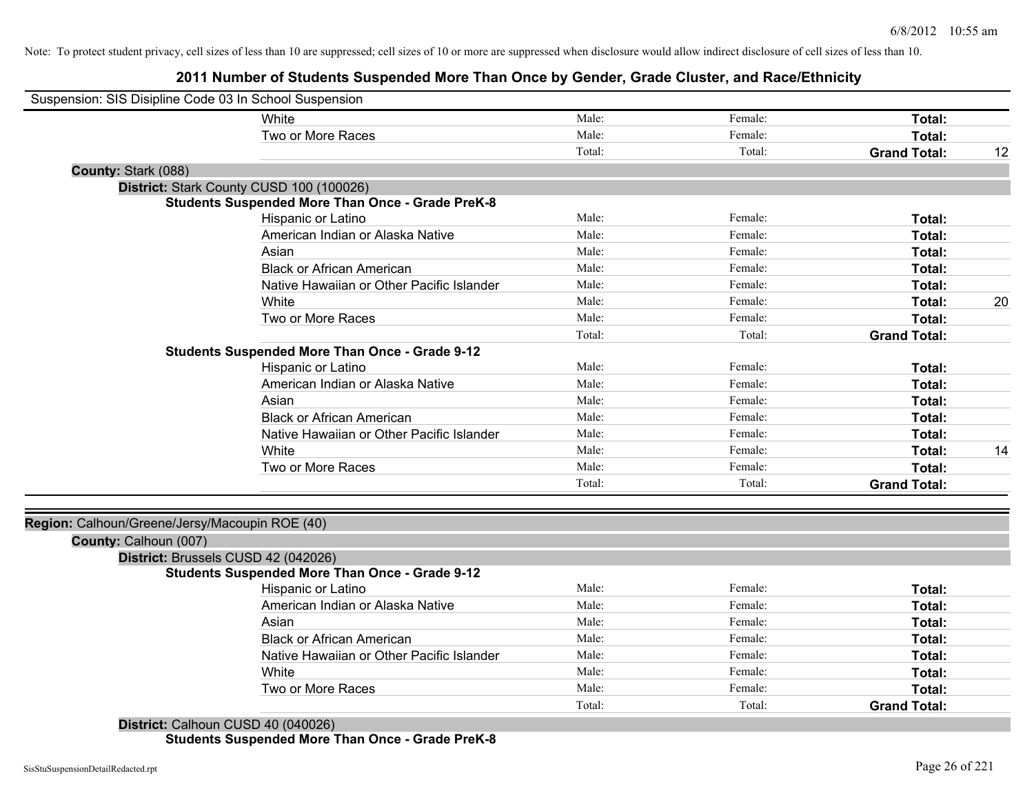Note: To protect student privacy, cell sizes of less than 10 are suppressed; cell sizes of 10 or more are suppressed when disclosure would allow indirect disclosure of cell sizes of less than 10.

# 2011 Number of Students Suspended More Than Once by Gender, Grade Cluster, and Race/Ethnicity

Suspension: SIS Disipline Code 03 In School Suspension

| | | | | |
|---|---|---|---|---|
| White | Male: | Female: | **Total:** | |
| Two or More Races | Male: | Female: | **Total:** | |
| | Total: | Total: | **Grand Total:** | 12 |

**County:** Stark (088)

**District:** Stark County CUSD 100 (100026)

**Students Suspended More Than Once - Grade PreK-8**

| | | | | |
|---|---|---|---|---|
| Hispanic or Latino | Male: | Female: | **Total:** | |
| American Indian or Alaska Native | Male: | Female: | **Total:** | |
| Asian | Male: | Female: | **Total:** | |
| Black or African American | Male: | Female: | **Total:** | |
| Native Hawaiian or Other Pacific Islander | Male: | Female: | **Total:** | |
| White | Male: | Female: | **Total:** | 20 |
| Two or More Races | Male: | Female: | **Total:** | |
| | Total: | Total: | **Grand Total:** | |

**Students Suspended More Than Once - Grade 9-12**

| | | | | |
|---|---|---|---|---|
| Hispanic or Latino | Male: | Female: | **Total:** | |
| American Indian or Alaska Native | Male: | Female: | **Total:** | |
| Asian | Male: | Female: | **Total:** | |
| Black or African American | Male: | Female: | **Total:** | |
| Native Hawaiian or Other Pacific Islander | Male: | Female: | **Total:** | |
| White | Male: | Female: | **Total:** | 14 |
| Two or More Races | Male: | Female: | **Total:** | |
| | Total: | Total: | **Grand Total:** | |

**Region:** Calhoun/Greene/Jersy/Macoupin ROE (40)

**County:** Calhoun (007)

**District:** Brussels CUSD 42 (042026)

**Students Suspended More Than Once - Grade 9-12**

| | | | | |
|---|---|---|---|---|
| Hispanic or Latino | Male: | Female: | **Total:** | |
| American Indian or Alaska Native | Male: | Female: | **Total:** | |
| Asian | Male: | Female: | **Total:** | |
| Black or African American | Male: | Female: | **Total:** | |
| Native Hawaiian or Other Pacific Islander | Male: | Female: | **Total:** | |
| White | Male: | Female: | **Total:** | |
| Two or More Races | Male: | Female: | **Total:** | |
| | Total: | Total: | **Grand Total:** | |

**District:** Calhoun CUSD 40 (040026)

**Students Suspended More Than Once - Grade PreK-8**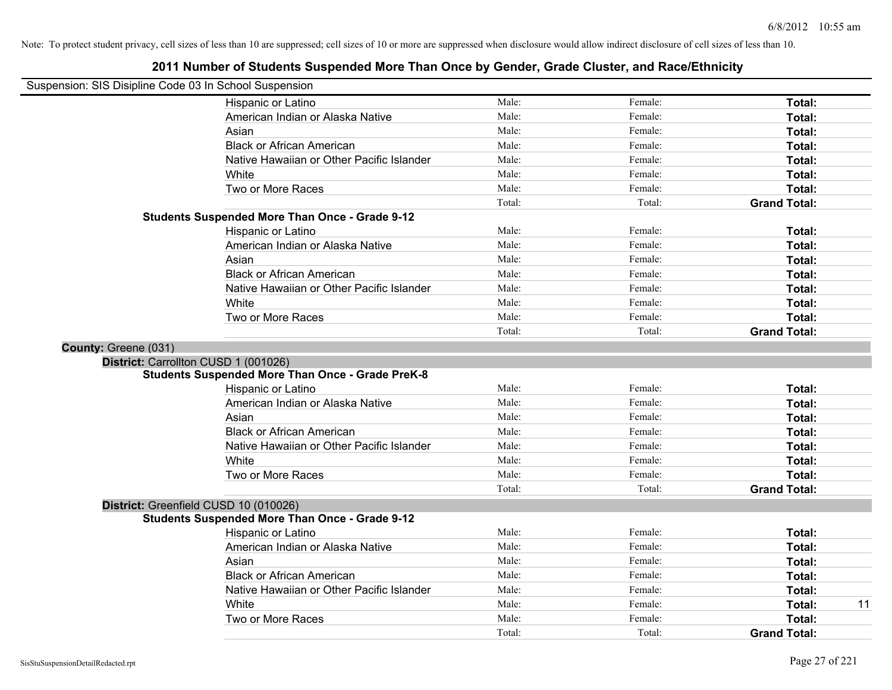Note: To protect student privacy, cell sizes of less than 10 are suppressed; cell sizes of 10 or more are suppressed when disclosure would allow indirect disclosure of cell sizes of less than 10.

# 2011 Number of Students Suspended More Than Once by Gender, Grade Cluster, and Race/Ethnicity

Suspension: SIS Disipline Code 03 In School Suspension

| | | | | |
|---|---|---|---|---|
| Hispanic or Latino | Male: | Female: | **Total:** | |
| American Indian or Alaska Native | Male: | Female: | **Total:** | |
| Asian | Male: | Female: | **Total:** | |
| Black or African American | Male: | Female: | **Total:** | |
| Native Hawaiian or Other Pacific Islander | Male: | Female: | **Total:** | |
| White | Male: | Female: | **Total:** | |
| Two or More Races | Male: | Female: | **Total:** | |
| | Total: | Total: | **Grand Total:** | |
| **Students Suspended More Than Once - Grade 9-12** | | | | |
| Hispanic or Latino | Male: | Female: | **Total:** | |
| American Indian or Alaska Native | Male: | Female: | **Total:** | |
| Asian | Male: | Female: | **Total:** | |
| Black or African American | Male: | Female: | **Total:** | |
| Native Hawaiian or Other Pacific Islander | Male: | Female: | **Total:** | |
| White | Male: | Female: | **Total:** | |
| Two or More Races | Male: | Female: | **Total:** | |
| | Total: | Total: | **Grand Total:** | |

**County:** Greene (031)

**District:** Carrollton CUSD 1 (001026)

| | | | | |
|---|---|---|---|---|
| **Students Suspended More Than Once - Grade PreK-8** | | | | |
| Hispanic or Latino | Male: | Female: | **Total:** | |
| American Indian or Alaska Native | Male: | Female: | **Total:** | |
| Asian | Male: | Female: | **Total:** | |
| Black or African American | Male: | Female: | **Total:** | |
| Native Hawaiian or Other Pacific Islander | Male: | Female: | **Total:** | |
| White | Male: | Female: | **Total:** | |
| Two or More Races | Male: | Female: | **Total:** | |
| | Total: | Total: | **Grand Total:** | |

**District:** Greenfield CUSD 10 (010026)

| | | | | |
|---|---|---|---|---|
| **Students Suspended More Than Once - Grade 9-12** | | | | |
| Hispanic or Latino | Male: | Female: | **Total:** | |
| American Indian or Alaska Native | Male: | Female: | **Total:** | |
| Asian | Male: | Female: | **Total:** | |
| Black or African American | Male: | Female: | **Total:** | |
| Native Hawaiian or Other Pacific Islander | Male: | Female: | **Total:** | |
| White | Male: | Female: | **Total:** | 11 |
| Two or More Races | Male: | Female: | **Total:** | |
| | Total: | Total: | **Grand Total:** | |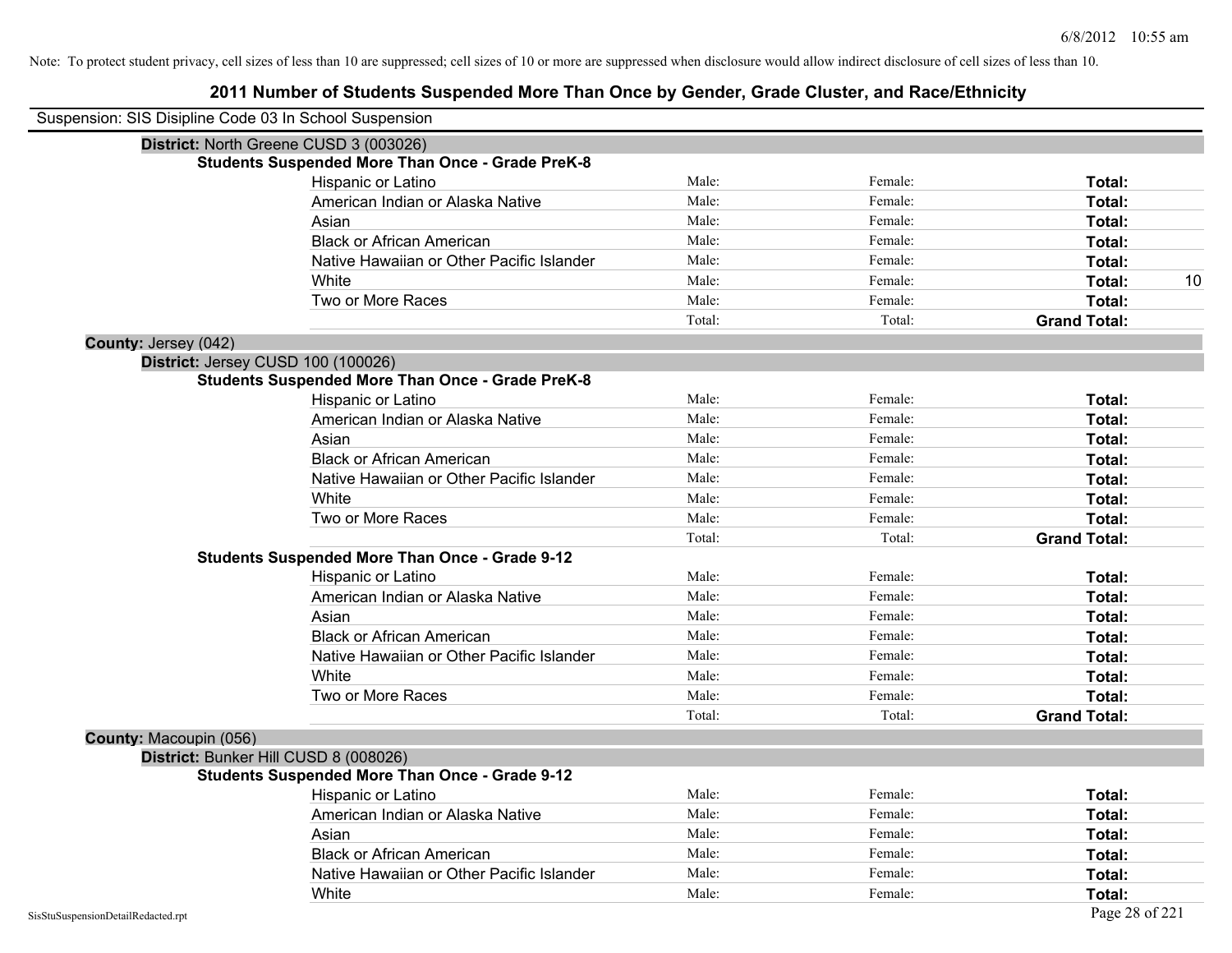Note: To protect student privacy, cell sizes of less than 10 are suppressed; cell sizes of 10 or more are suppressed when disclosure would allow indirect disclosure of cell sizes of less than 10.

## 2011 Number of Students Suspended More Than Once by Gender, Grade Cluster, and Race/Ethnicity

Suspension: SIS Disipline Code 03 In School Suspension

**District:** North Greene CUSD 3 (003026)

**Students Suspended More Than Once - Grade PreK-8**

| | | | | |
|---|---|---|---|---|
| Hispanic or Latino | Male: | Female: | **Total:** | |
| American Indian or Alaska Native | Male: | Female: | **Total:** | |
| Asian | Male: | Female: | **Total:** | |
| Black or African American | Male: | Female: | **Total:** | |
| Native Hawaiian or Other Pacific Islander | Male: | Female: | **Total:** | |
| White | Male: | Female: | **Total:** | 10 |
| Two or More Races | Male: | Female: | **Total:** | |
| | Total: | Total: | **Grand Total:** | |

**County:** Jersey (042)

**District:** Jersey CUSD 100 (100026)

**Students Suspended More Than Once - Grade PreK-8**

| | | | | |
|---|---|---|---|---|
| Hispanic or Latino | Male: | Female: | **Total:** | |
| American Indian or Alaska Native | Male: | Female: | **Total:** | |
| Asian | Male: | Female: | **Total:** | |
| Black or African American | Male: | Female: | **Total:** | |
| Native Hawaiian or Other Pacific Islander | Male: | Female: | **Total:** | |
| White | Male: | Female: | **Total:** | |
| Two or More Races | Male: | Female: | **Total:** | |
| | Total: | Total: | **Grand Total:** | |

**Students Suspended More Than Once - Grade 9-12**

| | | | | |
|---|---|---|---|---|
| Hispanic or Latino | Male: | Female: | **Total:** | |
| American Indian or Alaska Native | Male: | Female: | **Total:** | |
| Asian | Male: | Female: | **Total:** | |
| Black or African American | Male: | Female: | **Total:** | |
| Native Hawaiian or Other Pacific Islander | Male: | Female: | **Total:** | |
| White | Male: | Female: | **Total:** | |
| Two or More Races | Male: | Female: | **Total:** | |
| | Total: | Total: | **Grand Total:** | |

**County:** Macoupin (056)

**District:** Bunker Hill CUSD 8 (008026)

**Students Suspended More Than Once - Grade 9-12**

| | | | | |
|---|---|---|---|---|
| Hispanic or Latino | Male: | Female: | **Total:** | |
| American Indian or Alaska Native | Male: | Female: | **Total:** | |
| Asian | Male: | Female: | **Total:** | |
| Black or African American | Male: | Female: | **Total:** | |
| Native Hawaiian or Other Pacific Islander | Male: | Female: | **Total:** | |
| White | Male: | Female: | **Total:** | |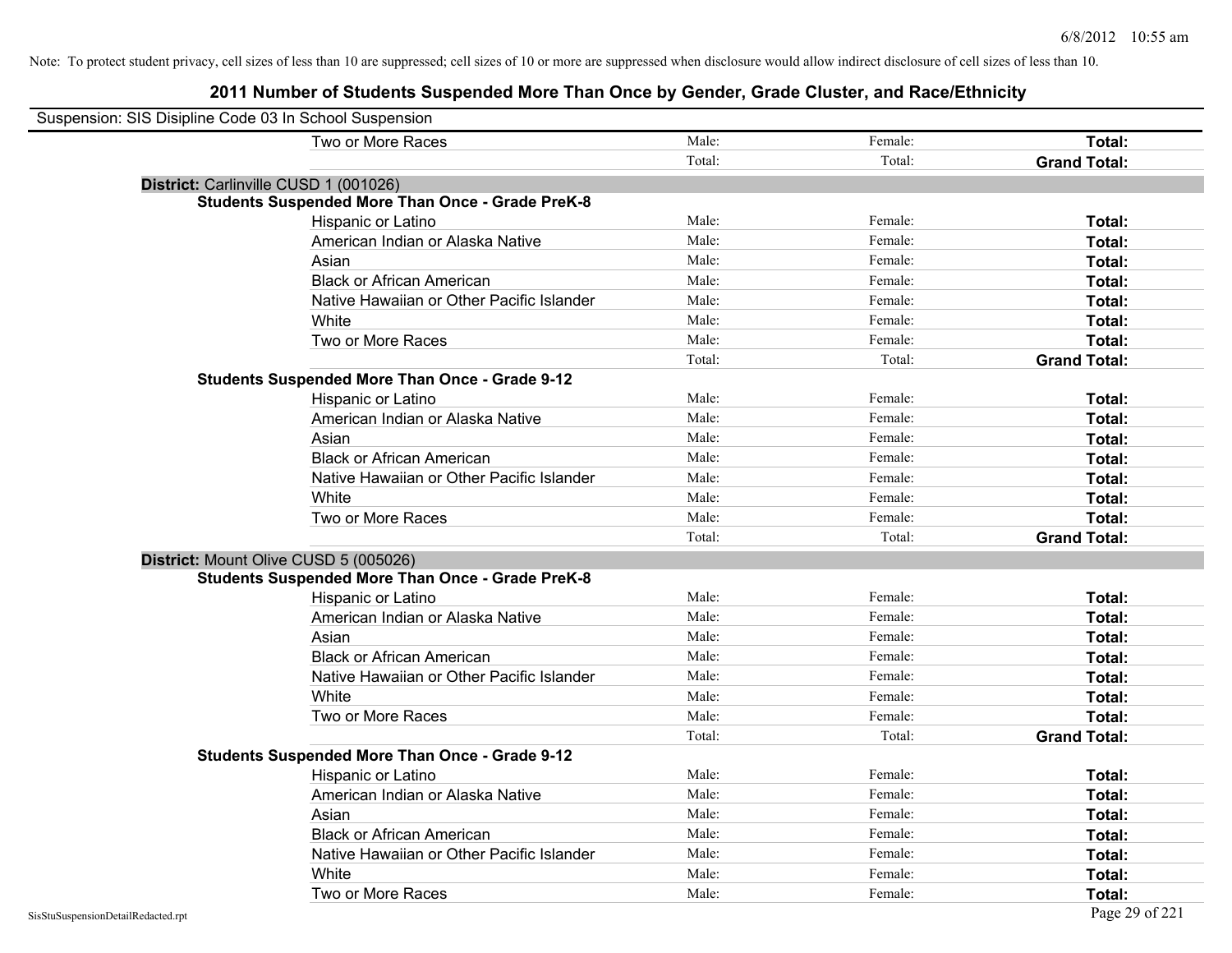Note: To protect student privacy, cell sizes of less than 10 are suppressed; cell sizes of 10 or more are suppressed when disclosure would allow indirect disclosure of cell sizes of less than 10.

## 2011 Number of Students Suspended More Than Once by Gender, Grade Cluster, and Race/Ethnicity

Suspension: SIS Disipline Code 03 In School Suspension

| | | | |
|---|---|---|---|
| Two or More Races | Male: | Female: | **Total:** |
| | Total: | Total: | **Grand Total:** |

**District:** Carlinville CUSD 1 (001026)

**Students Suspended More Than Once - Grade PreK-8**

| | | | |
|---|---|---|---|
| Hispanic or Latino | Male: | Female: | **Total:** |
| American Indian or Alaska Native | Male: | Female: | **Total:** |
| Asian | Male: | Female: | **Total:** |
| Black or African American | Male: | Female: | **Total:** |
| Native Hawaiian or Other Pacific Islander | Male: | Female: | **Total:** |
| White | Male: | Female: | **Total:** |
| Two or More Races | Male: | Female: | **Total:** |
| | Total: | Total: | **Grand Total:** |

**Students Suspended More Than Once - Grade 9-12**

| | | | |
|---|---|---|---|
| Hispanic or Latino | Male: | Female: | **Total:** |
| American Indian or Alaska Native | Male: | Female: | **Total:** |
| Asian | Male: | Female: | **Total:** |
| Black or African American | Male: | Female: | **Total:** |
| Native Hawaiian or Other Pacific Islander | Male: | Female: | **Total:** |
| White | Male: | Female: | **Total:** |
| Two or More Races | Male: | Female: | **Total:** |
| | Total: | Total: | **Grand Total:** |

**District:** Mount Olive CUSD 5 (005026)

**Students Suspended More Than Once - Grade PreK-8**

| | | | |
|---|---|---|---|
| Hispanic or Latino | Male: | Female: | **Total:** |
| American Indian or Alaska Native | Male: | Female: | **Total:** |
| Asian | Male: | Female: | **Total:** |
| Black or African American | Male: | Female: | **Total:** |
| Native Hawaiian or Other Pacific Islander | Male: | Female: | **Total:** |
| White | Male: | Female: | **Total:** |
| Two or More Races | Male: | Female: | **Total:** |
| | Total: | Total: | **Grand Total:** |

**Students Suspended More Than Once - Grade 9-12**

| | | | |
|---|---|---|---|
| Hispanic or Latino | Male: | Female: | **Total:** |
| American Indian or Alaska Native | Male: | Female: | **Total:** |
| Asian | Male: | Female: | **Total:** |
| Black or African American | Male: | Female: | **Total:** |
| Native Hawaiian or Other Pacific Islander | Male: | Female: | **Total:** |
| White | Male: | Female: | **Total:** |
| Two or More Races | Male: | Female: | **Total:** |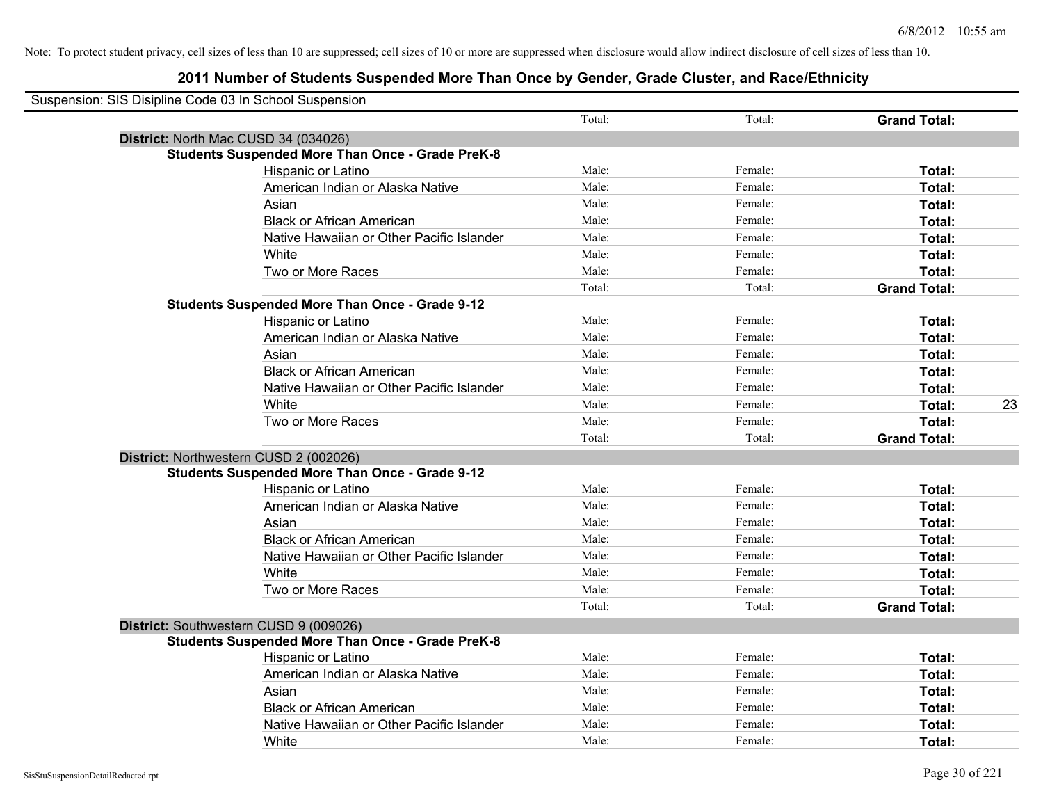Note: To protect student privacy, cell sizes of less than 10 are suppressed; cell sizes of 10 or more are suppressed when disclosure would allow indirect disclosure of cell sizes of less than 10.

## 2011 Number of Students Suspended More Than Once by Gender, Grade Cluster, and Race/Ethnicity

Suspension: SIS Disipline Code 03 In School Suspension

| | | | | |
|---|---|---|---|---|
| | Total: | Total: | **Grand Total:** | |
| **District:** North Mac CUSD 34 (034026) | | | | |
| **Students Suspended More Than Once - Grade PreK-8** | | | | |
| Hispanic or Latino | Male: | Female: | **Total:** | |
| American Indian or Alaska Native | Male: | Female: | **Total:** | |
| Asian | Male: | Female: | **Total:** | |
| Black or African American | Male: | Female: | **Total:** | |
| Native Hawaiian or Other Pacific Islander | Male: | Female: | **Total:** | |
| White | Male: | Female: | **Total:** | |
| Two or More Races | Male: | Female: | **Total:** | |
| | Total: | Total: | **Grand Total:** | |
| **Students Suspended More Than Once - Grade 9-12** | | | | |
| Hispanic or Latino | Male: | Female: | **Total:** | |
| American Indian or Alaska Native | Male: | Female: | **Total:** | |
| Asian | Male: | Female: | **Total:** | |
| Black or African American | Male: | Female: | **Total:** | |
| Native Hawaiian or Other Pacific Islander | Male: | Female: | **Total:** | |
| White | Male: | Female: | **Total:** | 23 |
| Two or More Races | Male: | Female: | **Total:** | |
| | Total: | Total: | **Grand Total:** | |
| **District:** Northwestern CUSD 2 (002026) | | | | |
| **Students Suspended More Than Once - Grade 9-12** | | | | |
| Hispanic or Latino | Male: | Female: | **Total:** | |
| American Indian or Alaska Native | Male: | Female: | **Total:** | |
| Asian | Male: | Female: | **Total:** | |
| Black or African American | Male: | Female: | **Total:** | |
| Native Hawaiian or Other Pacific Islander | Male: | Female: | **Total:** | |
| White | Male: | Female: | **Total:** | |
| Two or More Races | Male: | Female: | **Total:** | |
| | Total: | Total: | **Grand Total:** | |
| **District:** Southwestern CUSD 9 (009026) | | | | |
| **Students Suspended More Than Once - Grade PreK-8** | | | | |
| Hispanic or Latino | Male: | Female: | **Total:** | |
| American Indian or Alaska Native | Male: | Female: | **Total:** | |
| Asian | Male: | Female: | **Total:** | |
| Black or African American | Male: | Female: | **Total:** | |
| Native Hawaiian or Other Pacific Islander | Male: | Female: | **Total:** | |
| White | Male: | Female: | **Total:** | |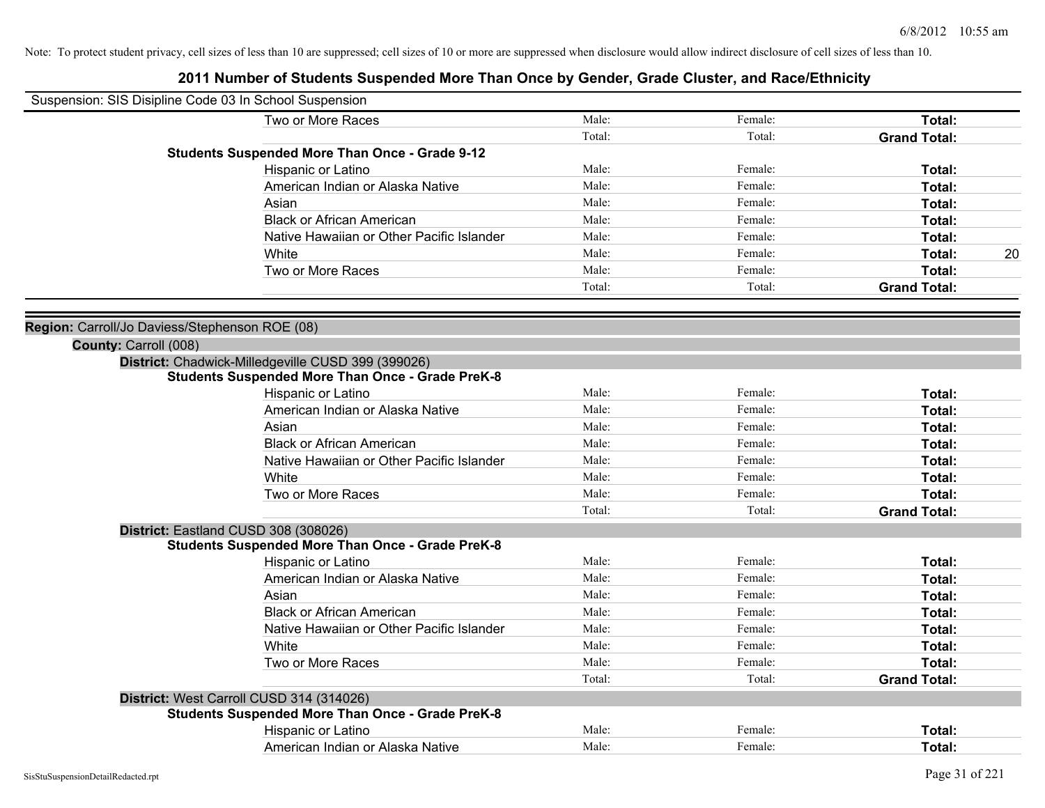Note: To protect student privacy, cell sizes of less than 10 are suppressed; cell sizes of 10 or more are suppressed when disclosure would allow indirect disclosure of cell sizes of less than 10.

# 2011 Number of Students Suspended More Than Once by Gender, Grade Cluster, and Race/Ethnicity

Suspension: SIS Disipline Code 03 In School Suspension

| | | | | |
|---|---|---|---|---|
| Two or More Races | Male: | Female: | **Total:** | |
| | Total: | Total: | **Grand Total:** | |

**Students Suspended More Than Once - Grade 9-12**

| | | | | |
|---|---|---|---|---|
| Hispanic or Latino | Male: | Female: | **Total:** | |
| American Indian or Alaska Native | Male: | Female: | **Total:** | |
| Asian | Male: | Female: | **Total:** | |
| Black or African American | Male: | Female: | **Total:** | |
| Native Hawaiian or Other Pacific Islander | Male: | Female: | **Total:** | |
| White | Male: | Female: | **Total:** | 20 |
| Two or More Races | Male: | Female: | **Total:** | |
| | Total: | Total: | **Grand Total:** | |

**Region:** Carroll/Jo Daviess/Stephenson ROE (08)

**County:** Carroll (008)

**District:** Chadwick-Milledgeville CUSD 399 (399026)

**Students Suspended More Than Once - Grade PreK-8**

| | | | | |
|---|---|---|---|---|
| Hispanic or Latino | Male: | Female: | **Total:** | |
| American Indian or Alaska Native | Male: | Female: | **Total:** | |
| Asian | Male: | Female: | **Total:** | |
| Black or African American | Male: | Female: | **Total:** | |
| Native Hawaiian or Other Pacific Islander | Male: | Female: | **Total:** | |
| White | Male: | Female: | **Total:** | |
| Two or More Races | Male: | Female: | **Total:** | |
| | Total: | Total: | **Grand Total:** | |

**District:** Eastland CUSD 308 (308026)

**Students Suspended More Than Once - Grade PreK-8**

| | | | | |
|---|---|---|---|---|
| Hispanic or Latino | Male: | Female: | **Total:** | |
| American Indian or Alaska Native | Male: | Female: | **Total:** | |
| Asian | Male: | Female: | **Total:** | |
| Black or African American | Male: | Female: | **Total:** | |
| Native Hawaiian or Other Pacific Islander | Male: | Female: | **Total:** | |
| White | Male: | Female: | **Total:** | |
| Two or More Races | Male: | Female: | **Total:** | |
| | Total: | Total: | **Grand Total:** | |

**District:** West Carroll CUSD 314 (314026)

**Students Suspended More Than Once - Grade PreK-8**

| | | | | |
|---|---|---|---|---|
| Hispanic or Latino | Male: | Female: | **Total:** | |
| American Indian or Alaska Native | Male: | Female: | **Total:** | |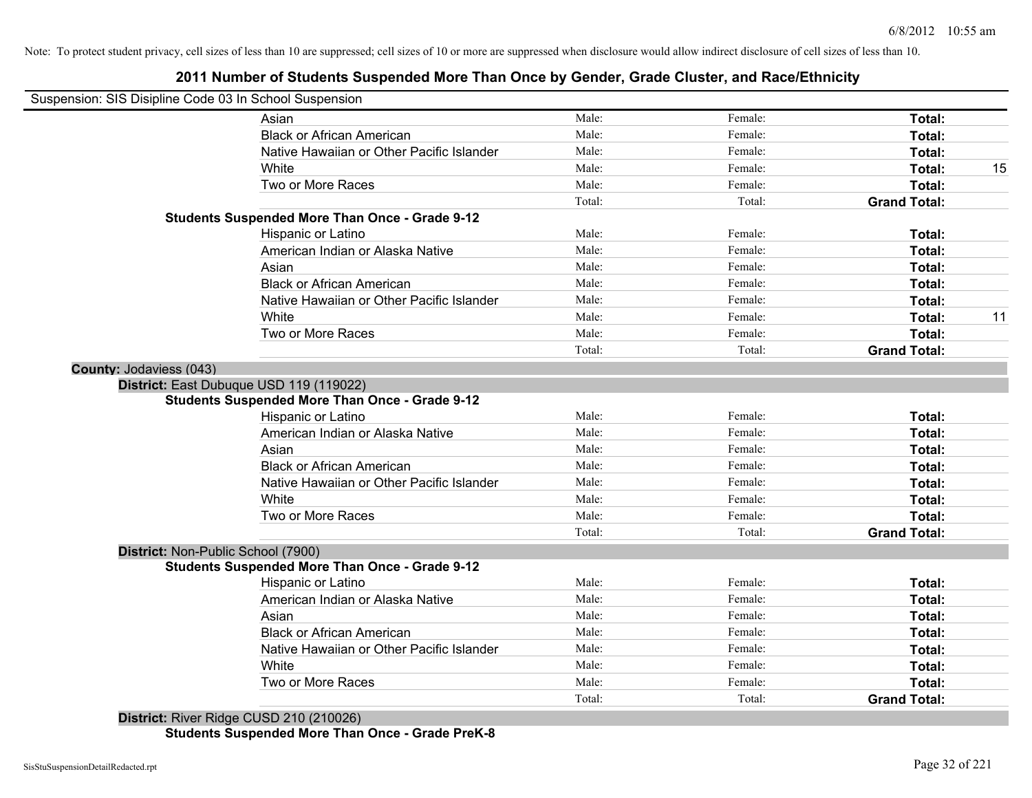Note: To protect student privacy, cell sizes of less than 10 are suppressed; cell sizes of 10 or more are suppressed when disclosure would allow indirect disclosure of cell sizes of less than 10.

# 2011 Number of Students Suspended More Than Once by Gender, Grade Cluster, and Race/Ethnicity

Suspension: SIS Disipline Code 03 In School Suspension

| | | | | |
|---|---|---|---|---|
| Asian | Male: | Female: | **Total:** | |
| Black or African American | Male: | Female: | **Total:** | |
| Native Hawaiian or Other Pacific Islander | Male: | Female: | **Total:** | |
| White | Male: | Female: | **Total:** | 15 |
| Two or More Races | Male: | Female: | **Total:** | |
| | Total: | Total: | **Grand Total:** | |

**Students Suspended More Than Once - Grade 9-12**

| | | | | |
|---|---|---|---|---|
| Hispanic or Latino | Male: | Female: | **Total:** | |
| American Indian or Alaska Native | Male: | Female: | **Total:** | |
| Asian | Male: | Female: | **Total:** | |
| Black or African American | Male: | Female: | **Total:** | |
| Native Hawaiian or Other Pacific Islander | Male: | Female: | **Total:** | |
| White | Male: | Female: | **Total:** | 11 |
| Two or More Races | Male: | Female: | **Total:** | |
| | Total: | Total: | **Grand Total:** | |

**County:** Jodaviess (043)

**District:** East Dubuque USD 119 (119022)

**Students Suspended More Than Once - Grade 9-12**

| | | | | |
|---|---|---|---|---|
| Hispanic or Latino | Male: | Female: | **Total:** | |
| American Indian or Alaska Native | Male: | Female: | **Total:** | |
| Asian | Male: | Female: | **Total:** | |
| Black or African American | Male: | Female: | **Total:** | |
| Native Hawaiian or Other Pacific Islander | Male: | Female: | **Total:** | |
| White | Male: | Female: | **Total:** | |
| Two or More Races | Male: | Female: | **Total:** | |
| | Total: | Total: | **Grand Total:** | |

**District:** Non-Public School (7900)

**Students Suspended More Than Once - Grade 9-12**

| | | | | |
|---|---|---|---|---|
| Hispanic or Latino | Male: | Female: | **Total:** | |
| American Indian or Alaska Native | Male: | Female: | **Total:** | |
| Asian | Male: | Female: | **Total:** | |
| Black or African American | Male: | Female: | **Total:** | |
| Native Hawaiian or Other Pacific Islander | Male: | Female: | **Total:** | |
| White | Male: | Female: | **Total:** | |
| Two or More Races | Male: | Female: | **Total:** | |
| | Total: | Total: | **Grand Total:** | |

**District:** River Ridge CUSD 210 (210026)

**Students Suspended More Than Once - Grade PreK-8**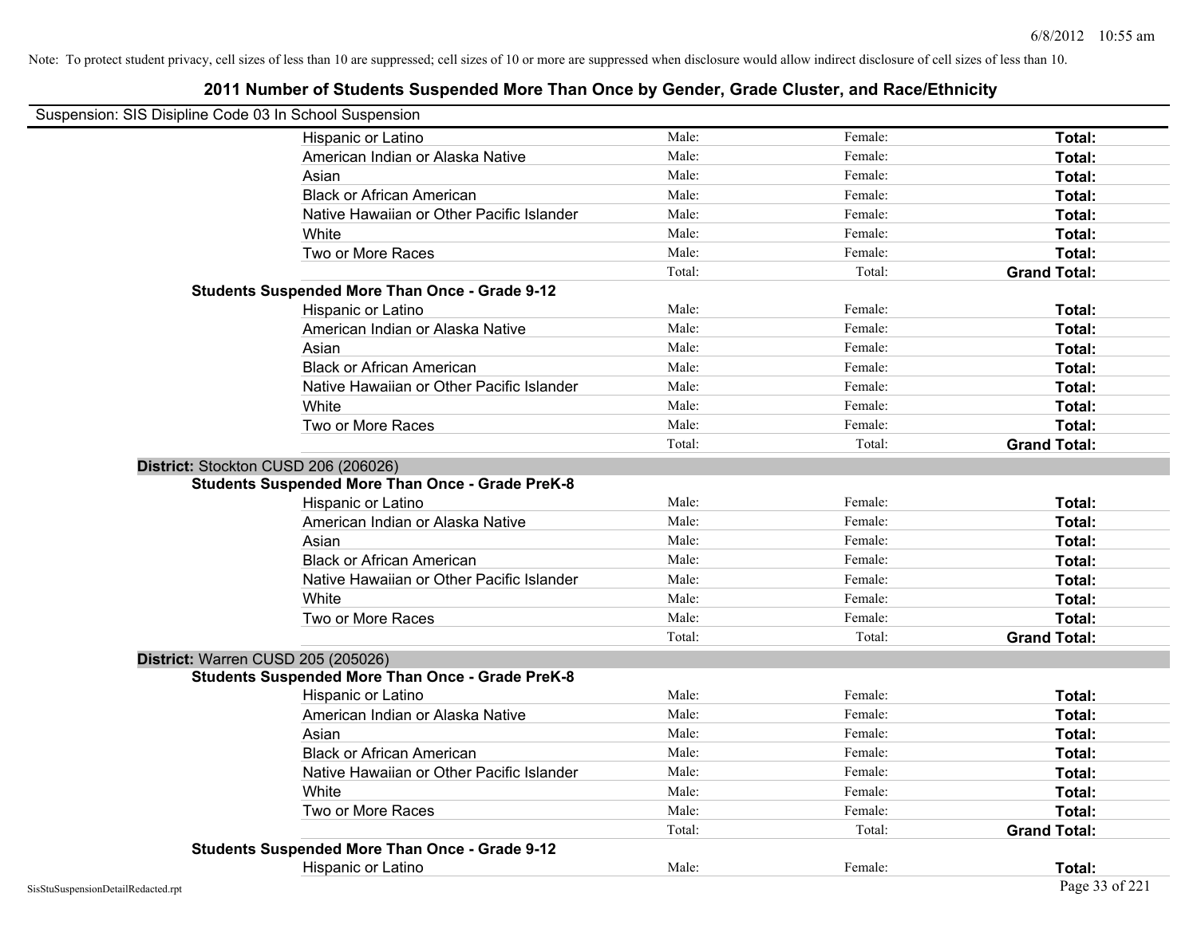Note: To protect student privacy, cell sizes of less than 10 are suppressed; cell sizes of 10 or more are suppressed when disclosure would allow indirect disclosure of cell sizes of less than 10.

## 2011 Number of Students Suspended More Than Once by Gender, Grade Cluster, and Race/Ethnicity

Suspension: SIS Disipline Code 03 In School Suspension

| | | | |
|---|---|---|---|
| Hispanic or Latino | Male: | Female: | **Total:** |
| American Indian or Alaska Native | Male: | Female: | **Total:** |
| Asian | Male: | Female: | **Total:** |
| Black or African American | Male: | Female: | **Total:** |
| Native Hawaiian or Other Pacific Islander | Male: | Female: | **Total:** |
| White | Male: | Female: | **Total:** |
| Two or More Races | Male: | Female: | **Total:** |
| | Total: | Total: | **Grand Total:** |

**Students Suspended More Than Once - Grade 9-12**

| | | | |
|---|---|---|---|
| Hispanic or Latino | Male: | Female: | **Total:** |
| American Indian or Alaska Native | Male: | Female: | **Total:** |
| Asian | Male: | Female: | **Total:** |
| Black or African American | Male: | Female: | **Total:** |
| Native Hawaiian or Other Pacific Islander | Male: | Female: | **Total:** |
| White | Male: | Female: | **Total:** |
| Two or More Races | Male: | Female: | **Total:** |
| | Total: | Total: | **Grand Total:** |

**District:** Stockton CUSD 206 (206026)

**Students Suspended More Than Once - Grade PreK-8**

| | | | |
|---|---|---|---|
| Hispanic or Latino | Male: | Female: | **Total:** |
| American Indian or Alaska Native | Male: | Female: | **Total:** |
| Asian | Male: | Female: | **Total:** |
| Black or African American | Male: | Female: | **Total:** |
| Native Hawaiian or Other Pacific Islander | Male: | Female: | **Total:** |
| White | Male: | Female: | **Total:** |
| Two or More Races | Male: | Female: | **Total:** |
| | Total: | Total: | **Grand Total:** |

**District:** Warren CUSD 205 (205026)

**Students Suspended More Than Once - Grade PreK-8**

| | | | |
|---|---|---|---|
| Hispanic or Latino | Male: | Female: | **Total:** |
| American Indian or Alaska Native | Male: | Female: | **Total:** |
| Asian | Male: | Female: | **Total:** |
| Black or African American | Male: | Female: | **Total:** |
| Native Hawaiian or Other Pacific Islander | Male: | Female: | **Total:** |
| White | Male: | Female: | **Total:** |
| Two or More Races | Male: | Female: | **Total:** |
| | Total: | Total: | **Grand Total:** |

**Students Suspended More Than Once - Grade 9-12**

| | | | |
|---|---|---|---|
| Hispanic or Latino | Male: | Female: | **Total:** |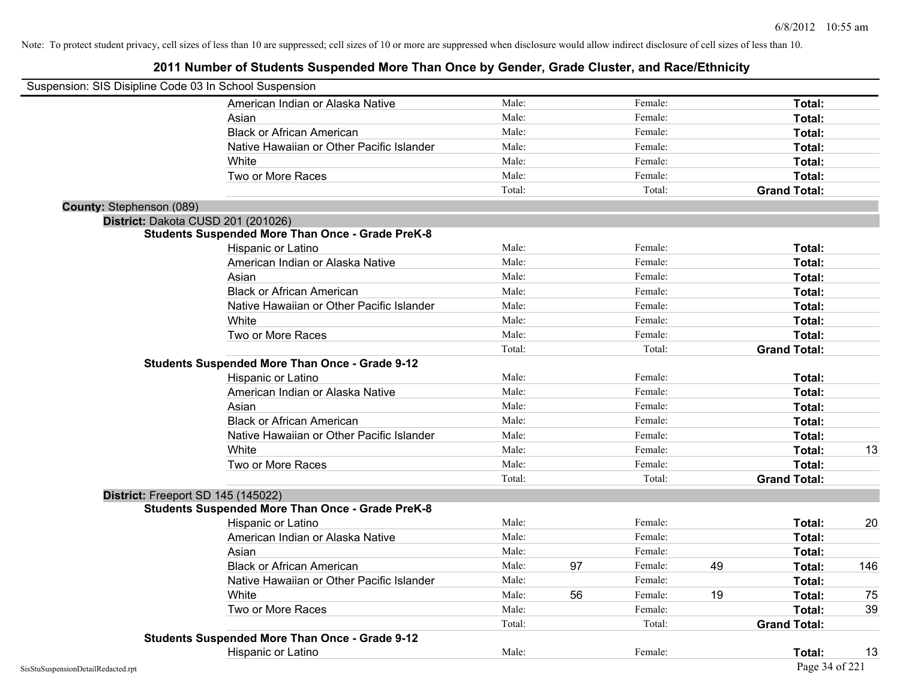Note: To protect student privacy, cell sizes of less than 10 are suppressed; cell sizes of 10 or more are suppressed when disclosure would allow indirect disclosure of cell sizes of less than 10.

## 2011 Number of Students Suspended More Than Once by Gender, Grade Cluster, and Race/Ethnicity

Suspension: SIS Disipline Code 03 In School Suspension

| | Male: | | Female: | | | |
|---|---|---|---|---|---|---|
| American Indian or Alaska Native | Male: | | Female: | | **Total:** | |
| Asian | Male: | | Female: | | **Total:** | |
| Black or African American | Male: | | Female: | | **Total:** | |
| Native Hawaiian or Other Pacific Islander | Male: | | Female: | | **Total:** | |
| White | Male: | | Female: | | **Total:** | |
| Two or More Races | Male: | | Female: | | **Total:** | |
| | Total: | | Total: | | **Grand Total:** | |

**County:** Stephenson (089)

**District:** Dakota CUSD 201 (201026)

**Students Suspended More Than Once - Grade PreK-8**

| | | | | | | |
|---|---|---|---|---|---|---|
| Hispanic or Latino | Male: | | Female: | | **Total:** | |
| American Indian or Alaska Native | Male: | | Female: | | **Total:** | |
| Asian | Male: | | Female: | | **Total:** | |
| Black or African American | Male: | | Female: | | **Total:** | |
| Native Hawaiian or Other Pacific Islander | Male: | | Female: | | **Total:** | |
| White | Male: | | Female: | | **Total:** | |
| Two or More Races | Male: | | Female: | | **Total:** | |
| | Total: | | Total: | | **Grand Total:** | |

**Students Suspended More Than Once - Grade 9-12**

| | | | | | | |
|---|---|---|---|---|---|---|
| Hispanic or Latino | Male: | | Female: | | **Total:** | |
| American Indian or Alaska Native | Male: | | Female: | | **Total:** | |
| Asian | Male: | | Female: | | **Total:** | |
| Black or African American | Male: | | Female: | | **Total:** | |
| Native Hawaiian or Other Pacific Islander | Male: | | Female: | | **Total:** | |
| White | Male: | | Female: | | **Total:** | 13 |
| Two or More Races | Male: | | Female: | | **Total:** | |
| | Total: | | Total: | | **Grand Total:** | |

**District:** Freeport SD 145 (145022)

**Students Suspended More Than Once - Grade PreK-8**

| | | | | | | |
|---|---|---|---|---|---|---|
| Hispanic or Latino | Male: | | Female: | | **Total:** | 20 |
| American Indian or Alaska Native | Male: | | Female: | | **Total:** | |
| Asian | Male: | | Female: | | **Total:** | |
| Black or African American | Male: | 97 | Female: | 49 | **Total:** | 146 |
| Native Hawaiian or Other Pacific Islander | Male: | | Female: | | **Total:** | |
| White | Male: | 56 | Female: | 19 | **Total:** | 75 |
| Two or More Races | Male: | | Female: | | **Total:** | 39 |
| | Total: | | Total: | | **Grand Total:** | |

**Students Suspended More Than Once - Grade 9-12**

| | | | | | | |
|---|---|---|---|---|---|---|
| Hispanic or Latino | Male: | | Female: | | **Total:** | 13 |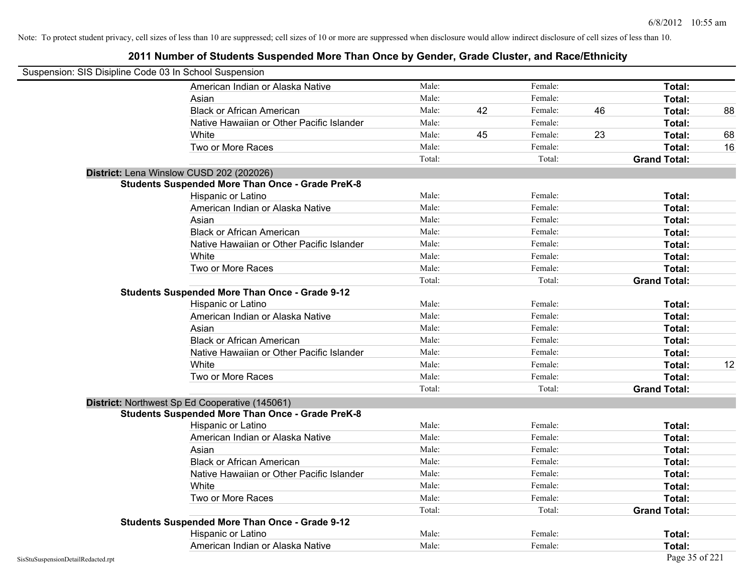Note: To protect student privacy, cell sizes of less than 10 are suppressed; cell sizes of 10 or more are suppressed when disclosure would allow indirect disclosure of cell sizes of less than 10.

# 2011 Number of Students Suspended More Than Once by Gender, Grade Cluster, and Race/Ethnicity

Suspension: SIS Disipline Code 03 In School Suspension

| | | | | | | |
|---|---|---|---|---|---|---|
| American Indian or Alaska Native | Male: | | Female: | | Total: | |
| Asian | Male: | | Female: | | Total: | |
| Black or African American | Male: | 42 | Female: | 46 | Total: | 88 |
| Native Hawaiian or Other Pacific Islander | Male: | | Female: | | Total: | |
| White | Male: | 45 | Female: | 23 | Total: | 68 |
| Two or More Races | Male: | | Female: | | Total: | 16 |
| | Total: | | Total: | | Grand Total: | |

**District:** Lena Winslow CUSD 202 (202026)

**Students Suspended More Than Once - Grade PreK-8**

| | | | | | | |
|---|---|---|---|---|---|---|
| Hispanic or Latino | Male: | | Female: | | Total: | |
| American Indian or Alaska Native | Male: | | Female: | | Total: | |
| Asian | Male: | | Female: | | Total: | |
| Black or African American | Male: | | Female: | | Total: | |
| Native Hawaiian or Other Pacific Islander | Male: | | Female: | | Total: | |
| White | Male: | | Female: | | Total: | |
| Two or More Races | Male: | | Female: | | Total: | |
| | Total: | | Total: | | Grand Total: | |

**Students Suspended More Than Once - Grade 9-12**

| | | | | | | |
|---|---|---|---|---|---|---|
| Hispanic or Latino | Male: | | Female: | | Total: | |
| American Indian or Alaska Native | Male: | | Female: | | Total: | |
| Asian | Male: | | Female: | | Total: | |
| Black or African American | Male: | | Female: | | Total: | |
| Native Hawaiian or Other Pacific Islander | Male: | | Female: | | Total: | |
| White | Male: | | Female: | | Total: | 12 |
| Two or More Races | Male: | | Female: | | Total: | |
| | Total: | | Total: | | Grand Total: | |

**District:** Northwest Sp Ed Cooperative (145061)

**Students Suspended More Than Once - Grade PreK-8**

| | | | | | | |
|---|---|---|---|---|---|---|
| Hispanic or Latino | Male: | | Female: | | Total: | |
| American Indian or Alaska Native | Male: | | Female: | | Total: | |
| Asian | Male: | | Female: | | Total: | |
| Black or African American | Male: | | Female: | | Total: | |
| Native Hawaiian or Other Pacific Islander | Male: | | Female: | | Total: | |
| White | Male: | | Female: | | Total: | |
| Two or More Races | Male: | | Female: | | Total: | |
| | Total: | | Total: | | Grand Total: | |

**Students Suspended More Than Once - Grade 9-12**

| | | | | | | |
|---|---|---|---|---|---|---|
| Hispanic or Latino | Male: | | Female: | | Total: | |
| American Indian or Alaska Native | Male: | | Female: | | Total: | |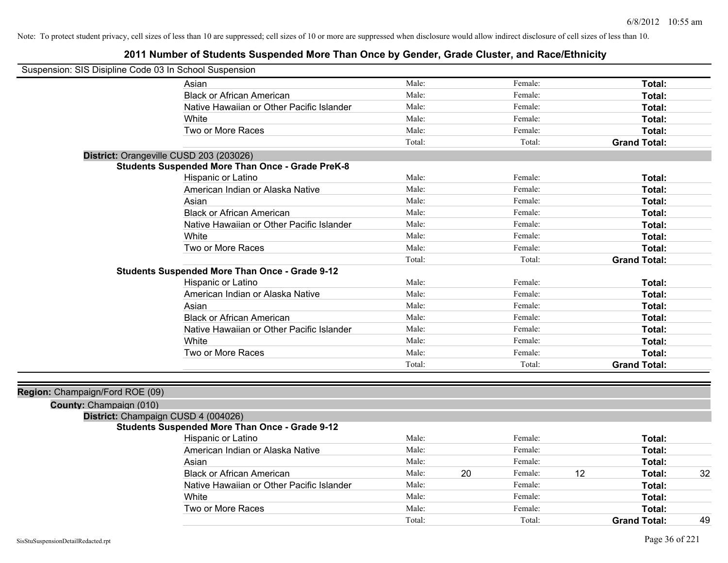Note: To protect student privacy, cell sizes of less than 10 are suppressed; cell sizes of 10 or more are suppressed when disclosure would allow indirect disclosure of cell sizes of less than 10.

# 2011 Number of Students Suspended More Than Once by Gender, Grade Cluster, and Race/Ethnicity

Suspension: SIS Disipline Code 03 In School Suspension

| | | | | | | |
|---|---|---|---|---|---|---|
| Asian | Male: | | Female: | | **Total:** | |
| Black or African American | Male: | | Female: | | **Total:** | |
| Native Hawaiian or Other Pacific Islander | Male: | | Female: | | **Total:** | |
| White | Male: | | Female: | | **Total:** | |
| Two or More Races | Male: | | Female: | | **Total:** | |
| | Total: | | Total: | | **Grand Total:** | |

**District:** Orangeville CUSD 203 (203026)

**Students Suspended More Than Once - Grade PreK-8**

| | | | | | | |
|---|---|---|---|---|---|---|
| Hispanic or Latino | Male: | | Female: | | **Total:** | |
| American Indian or Alaska Native | Male: | | Female: | | **Total:** | |
| Asian | Male: | | Female: | | **Total:** | |
| Black or African American | Male: | | Female: | | **Total:** | |
| Native Hawaiian or Other Pacific Islander | Male: | | Female: | | **Total:** | |
| White | Male: | | Female: | | **Total:** | |
| Two or More Races | Male: | | Female: | | **Total:** | |
| | Total: | | Total: | | **Grand Total:** | |

**Students Suspended More Than Once - Grade 9-12**

| | | | | | | |
|---|---|---|---|---|---|---|
| Hispanic or Latino | Male: | | Female: | | **Total:** | |
| American Indian or Alaska Native | Male: | | Female: | | **Total:** | |
| Asian | Male: | | Female: | | **Total:** | |
| Black or African American | Male: | | Female: | | **Total:** | |
| Native Hawaiian or Other Pacific Islander | Male: | | Female: | | **Total:** | |
| White | Male: | | Female: | | **Total:** | |
| Two or More Races | Male: | | Female: | | **Total:** | |
| | Total: | | Total: | | **Grand Total:** | |

**Region:** Champaign/Ford ROE (09)

**County:** Champaign (010)

**District:** Champaign CUSD 4 (004026)

**Students Suspended More Than Once - Grade 9-12**

| | | | | | | |
|---|---|---|---|---|---|---|
| Hispanic or Latino | Male: | | Female: | | **Total:** | |
| American Indian or Alaska Native | Male: | | Female: | | **Total:** | |
| Asian | Male: | | Female: | | **Total:** | |
| Black or African American | Male: | 20 | Female: | 12 | **Total:** | 32 |
| Native Hawaiian or Other Pacific Islander | Male: | | Female: | | **Total:** | |
| White | Male: | | Female: | | **Total:** | |
| Two or More Races | Male: | | Female: | | **Total:** | |
| | Total: | | Total: | | **Grand Total:** | 49 |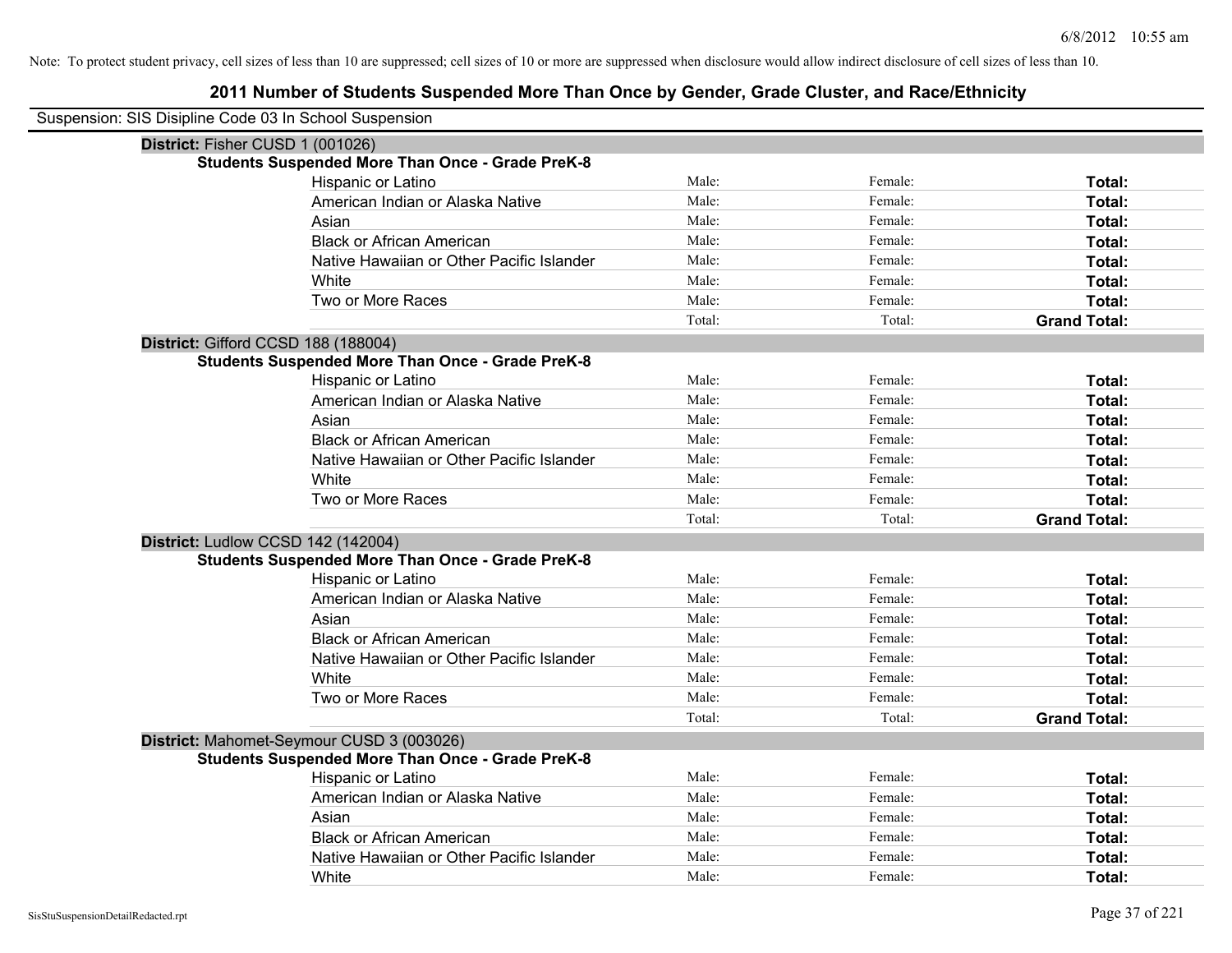Note: To protect student privacy, cell sizes of less than 10 are suppressed; cell sizes of 10 or more are suppressed when disclosure would allow indirect disclosure of cell sizes of less than 10.

# 2011 Number of Students Suspended More Than Once by Gender, Grade Cluster, and Race/Ethnicity

Suspension: SIS Disipline Code 03 In School Suspension

**District:** Fisher CUSD 1 (001026)

**Students Suspended More Than Once - Grade PreK-8**

| | | | |
|---|---|---|---|
| Hispanic or Latino | Male: | Female: | **Total:** |
| American Indian or Alaska Native | Male: | Female: | **Total:** |
| Asian | Male: | Female: | **Total:** |
| Black or African American | Male: | Female: | **Total:** |
| Native Hawaiian or Other Pacific Islander | Male: | Female: | **Total:** |
| White | Male: | Female: | **Total:** |
| Two or More Races | Male: | Female: | **Total:** |
| | Total: | Total: | **Grand Total:** |

**District:** Gifford CCSD 188 (188004)

**Students Suspended More Than Once - Grade PreK-8**

| | | | |
|---|---|---|---|
| Hispanic or Latino | Male: | Female: | **Total:** |
| American Indian or Alaska Native | Male: | Female: | **Total:** |
| Asian | Male: | Female: | **Total:** |
| Black or African American | Male: | Female: | **Total:** |
| Native Hawaiian or Other Pacific Islander | Male: | Female: | **Total:** |
| White | Male: | Female: | **Total:** |
| Two or More Races | Male: | Female: | **Total:** |
| | Total: | Total: | **Grand Total:** |

**District:** Ludlow CCSD 142 (142004)

**Students Suspended More Than Once - Grade PreK-8**

| | | | |
|---|---|---|---|
| Hispanic or Latino | Male: | Female: | **Total:** |
| American Indian or Alaska Native | Male: | Female: | **Total:** |
| Asian | Male: | Female: | **Total:** |
| Black or African American | Male: | Female: | **Total:** |
| Native Hawaiian or Other Pacific Islander | Male: | Female: | **Total:** |
| White | Male: | Female: | **Total:** |
| Two or More Races | Male: | Female: | **Total:** |
| | Total: | Total: | **Grand Total:** |

**District:** Mahomet-Seymour CUSD 3 (003026)

**Students Suspended More Than Once - Grade PreK-8**

| | | | |
|---|---|---|---|
| Hispanic or Latino | Male: | Female: | **Total:** |
| American Indian or Alaska Native | Male: | Female: | **Total:** |
| Asian | Male: | Female: | **Total:** |
| Black or African American | Male: | Female: | **Total:** |
| Native Hawaiian or Other Pacific Islander | Male: | Female: | **Total:** |
| White | Male: | Female: | **Total:** |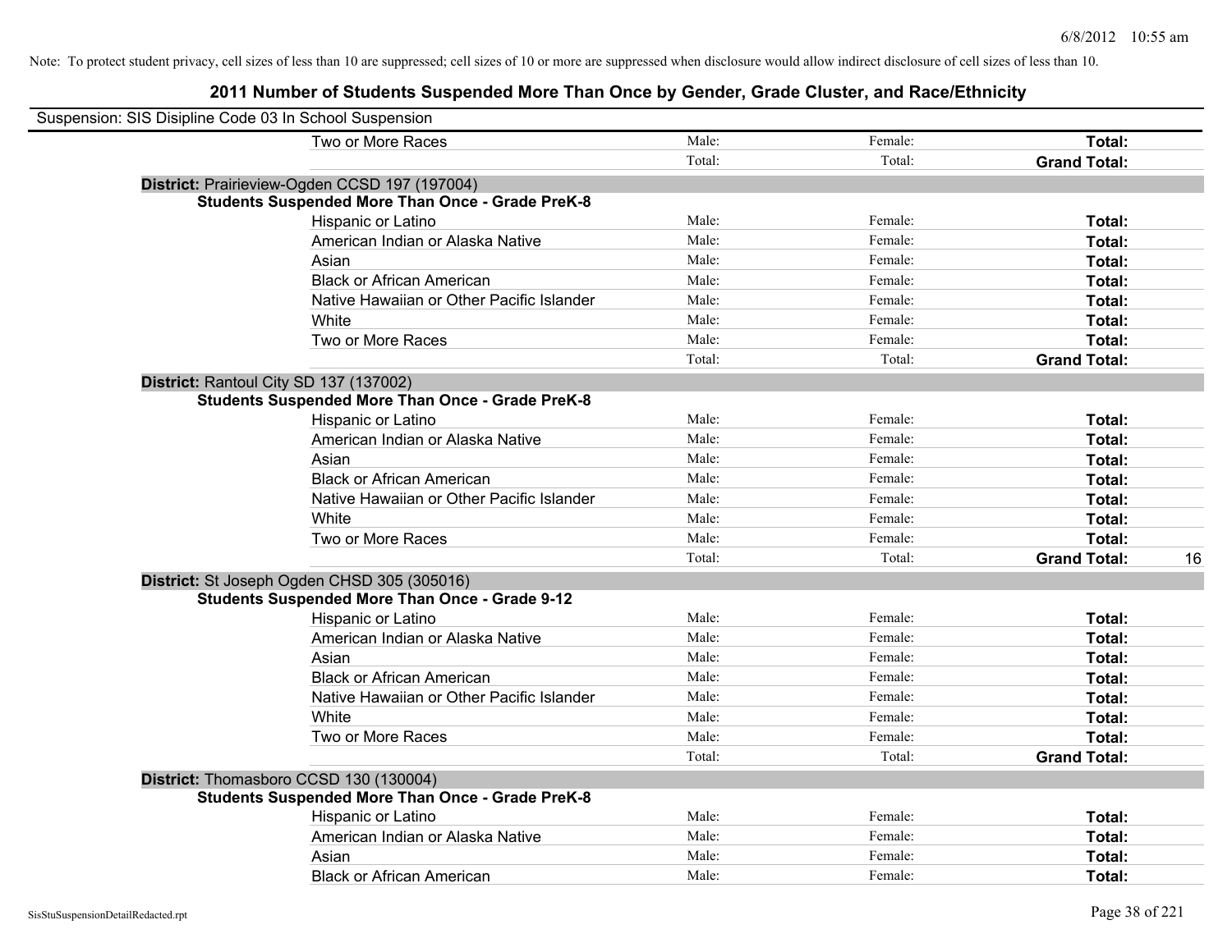Note: To protect student privacy, cell sizes of less than 10 are suppressed; cell sizes of 10 or more are suppressed when disclosure would allow indirect disclosure of cell sizes of less than 10.

## 2011 Number of Students Suspended More Than Once by Gender, Grade Cluster, and Race/Ethnicity

Suspension: SIS Disipline Code 03 In School Suspension

| | | | | |
|---|---|---|---|---|
| Two or More Races | Male: | Female: | **Total:** | |
| | Total: | Total: | **Grand Total:** | |
| **District:** Prairieview-Ogden CCSD 197 (197004) | | | | |
| **Students Suspended More Than Once - Grade PreK-8** | | | | |
| Hispanic or Latino | Male: | Female: | **Total:** | |
| American Indian or Alaska Native | Male: | Female: | **Total:** | |
| Asian | Male: | Female: | **Total:** | |
| Black or African American | Male: | Female: | **Total:** | |
| Native Hawaiian or Other Pacific Islander | Male: | Female: | **Total:** | |
| White | Male: | Female: | **Total:** | |
| Two or More Races | Male: | Female: | **Total:** | |
| | Total: | Total: | **Grand Total:** | |
| **District:** Rantoul City SD 137 (137002) | | | | |
| **Students Suspended More Than Once - Grade PreK-8** | | | | |
| Hispanic or Latino | Male: | Female: | **Total:** | |
| American Indian or Alaska Native | Male: | Female: | **Total:** | |
| Asian | Male: | Female: | **Total:** | |
| Black or African American | Male: | Female: | **Total:** | |
| Native Hawaiian or Other Pacific Islander | Male: | Female: | **Total:** | |
| White | Male: | Female: | **Total:** | |
| Two or More Races | Male: | Female: | **Total:** | |
| | Total: | Total: | **Grand Total:** | 16 |
| **District:** St Joseph Ogden CHSD 305 (305016) | | | | |
| **Students Suspended More Than Once - Grade 9-12** | | | | |
| Hispanic or Latino | Male: | Female: | **Total:** | |
| American Indian or Alaska Native | Male: | Female: | **Total:** | |
| Asian | Male: | Female: | **Total:** | |
| Black or African American | Male: | Female: | **Total:** | |
| Native Hawaiian or Other Pacific Islander | Male: | Female: | **Total:** | |
| White | Male: | Female: | **Total:** | |
| Two or More Races | Male: | Female: | **Total:** | |
| | Total: | Total: | **Grand Total:** | |
| **District:** Thomasboro CCSD 130 (130004) | | | | |
| **Students Suspended More Than Once - Grade PreK-8** | | | | |
| Hispanic or Latino | Male: | Female: | **Total:** | |
| American Indian or Alaska Native | Male: | Female: | **Total:** | |
| Asian | Male: | Female: | **Total:** | |
| Black or African American | Male: | Female: | **Total:** | |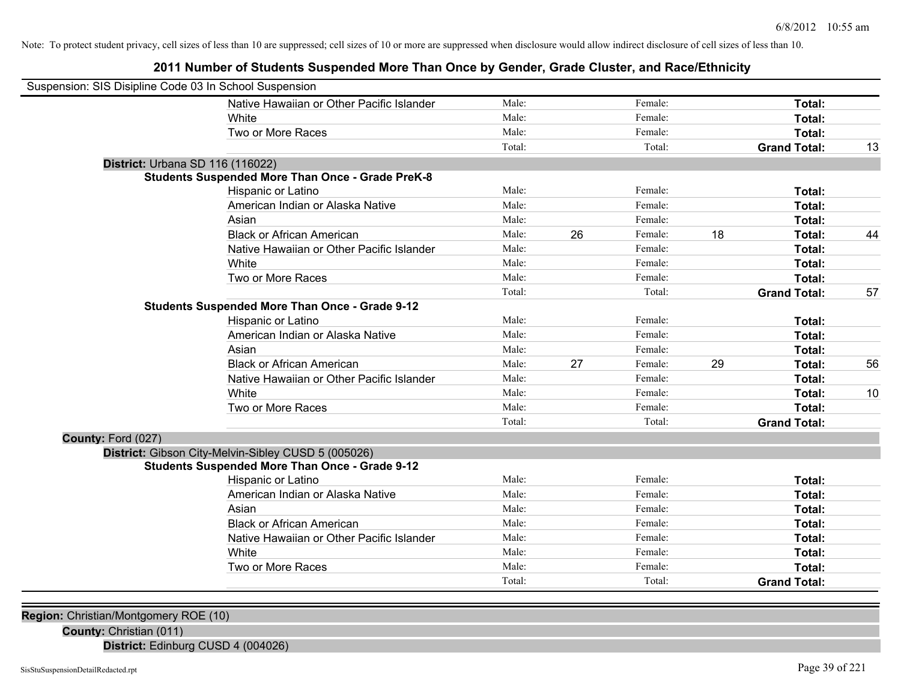Note: To protect student privacy, cell sizes of less than 10 are suppressed; cell sizes of 10 or more are suppressed when disclosure would allow indirect disclosure of cell sizes of less than 10.

## 2011 Number of Students Suspended More Than Once by Gender, Grade Cluster, and Race/Ethnicity

Suspension: SIS Disipline Code 03 In School Suspension

| | | | | | | |
|---|---|---|---|---|---|---|
| Native Hawaiian or Other Pacific Islander | Male: | | Female: | | **Total:** | |
| White | Male: | | Female: | | **Total:** | |
| Two or More Races | Male: | | Female: | | **Total:** | |
| | Total: | | Total: | | **Grand Total:** | 13 |

**District:** Urbana SD 116 (116022)

**Students Suspended More Than Once - Grade PreK-8**

| | | | | | | |
|---|---|---|---|---|---|---|
| Hispanic or Latino | Male: | | Female: | | **Total:** | |
| American Indian or Alaska Native | Male: | | Female: | | **Total:** | |
| Asian | Male: | | Female: | | **Total:** | |
| Black or African American | Male: | 26 | Female: | 18 | **Total:** | 44 |
| Native Hawaiian or Other Pacific Islander | Male: | | Female: | | **Total:** | |
| White | Male: | | Female: | | **Total:** | |
| Two or More Races | Male: | | Female: | | **Total:** | |
| | Total: | | Total: | | **Grand Total:** | 57 |

**Students Suspended More Than Once - Grade 9-12**

| | | | | | | |
|---|---|---|---|---|---|---|
| Hispanic or Latino | Male: | | Female: | | **Total:** | |
| American Indian or Alaska Native | Male: | | Female: | | **Total:** | |
| Asian | Male: | | Female: | | **Total:** | |
| Black or African American | Male: | 27 | Female: | 29 | **Total:** | 56 |
| Native Hawaiian or Other Pacific Islander | Male: | | Female: | | **Total:** | |
| White | Male: | | Female: | | **Total:** | 10 |
| Two or More Races | Male: | | Female: | | **Total:** | |
| | Total: | | Total: | | **Grand Total:** | |

**County:** Ford (027)

**District:** Gibson City-Melvin-Sibley CUSD 5 (005026)

**Students Suspended More Than Once - Grade 9-12**

| | | | | | | |
|---|---|---|---|---|---|---|
| Hispanic or Latino | Male: | | Female: | | **Total:** | |
| American Indian or Alaska Native | Male: | | Female: | | **Total:** | |
| Asian | Male: | | Female: | | **Total:** | |
| Black or African American | Male: | | Female: | | **Total:** | |
| Native Hawaiian or Other Pacific Islander | Male: | | Female: | | **Total:** | |
| White | Male: | | Female: | | **Total:** | |
| Two or More Races | Male: | | Female: | | **Total:** | |
| | Total: | | Total: | | **Grand Total:** | |

**Region:** Christian/Montgomery ROE (10)

**County:** Christian (011)

**District:** Edinburg CUSD 4 (004026)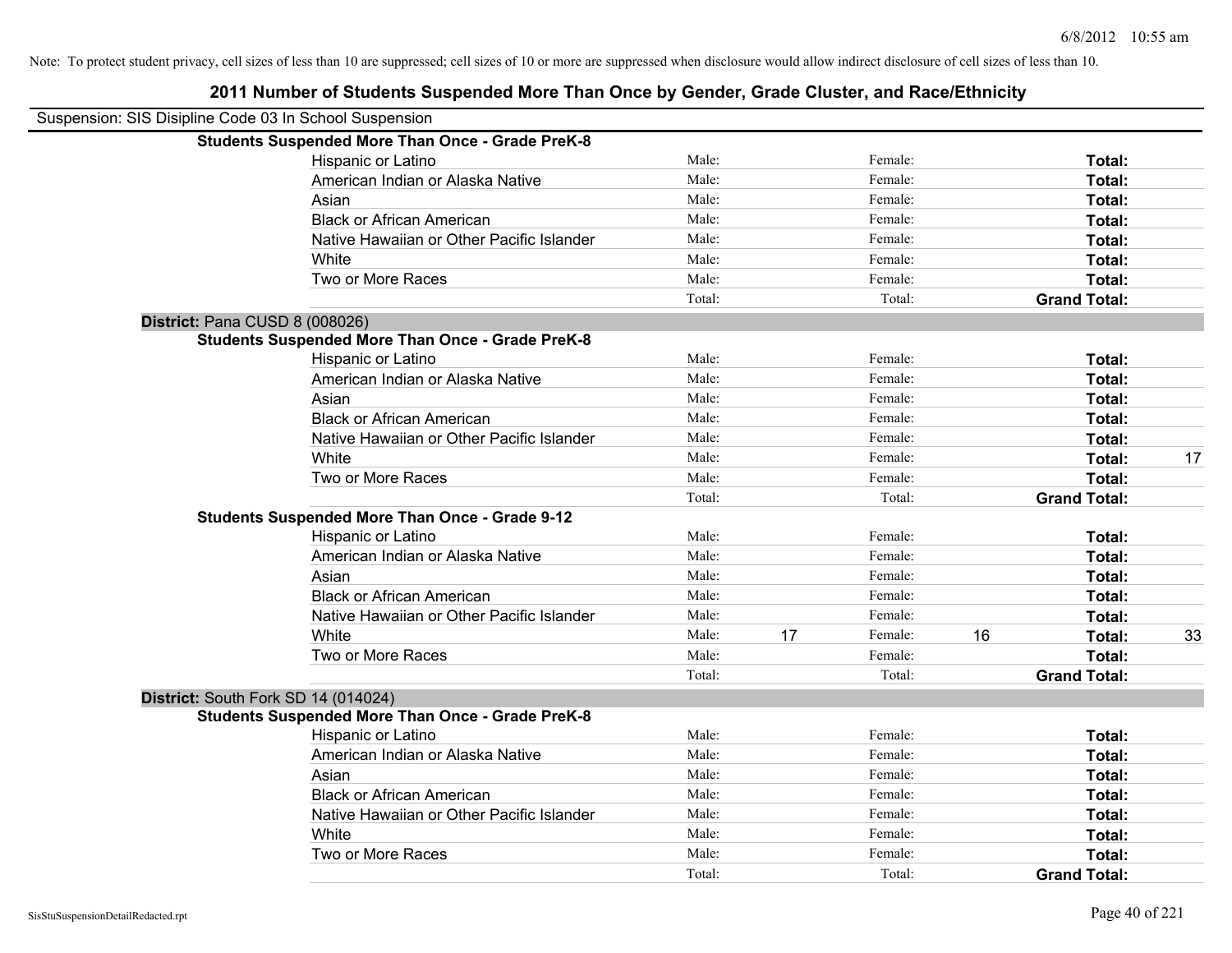Note: To protect student privacy, cell sizes of less than 10 are suppressed; cell sizes of 10 or more are suppressed when disclosure would allow indirect disclosure of cell sizes of less than 10.

# 2011 Number of Students Suspended More Than Once by Gender, Grade Cluster, and Race/Ethnicity

Suspension: SIS Disipline Code 03 In School Suspension

**Students Suspended More Than Once - Grade PreK-8**

| Race/Ethnicity | | | | | | |
|---|---|---|---|---|---|---|
| Hispanic or Latino | Male: | | Female: | | **Total:** | |
| American Indian or Alaska Native | Male: | | Female: | | **Total:** | |
| Asian | Male: | | Female: | | **Total:** | |
| Black or African American | Male: | | Female: | | **Total:** | |
| Native Hawaiian or Other Pacific Islander | Male: | | Female: | | **Total:** | |
| White | Male: | | Female: | | **Total:** | |
| Two or More Races | Male: | | Female: | | **Total:** | |
| | Total: | | Total: | | **Grand Total:** | |

**District:** Pana CUSD 8 (008026)

**Students Suspended More Than Once - Grade PreK-8**

| Race/Ethnicity | | | | | | |
|---|---|---|---|---|---|---|
| Hispanic or Latino | Male: | | Female: | | **Total:** | |
| American Indian or Alaska Native | Male: | | Female: | | **Total:** | |
| Asian | Male: | | Female: | | **Total:** | |
| Black or African American | Male: | | Female: | | **Total:** | |
| Native Hawaiian or Other Pacific Islander | Male: | | Female: | | **Total:** | |
| White | Male: | | Female: | | **Total:** | 17 |
| Two or More Races | Male: | | Female: | | **Total:** | |
| | Total: | | Total: | | **Grand Total:** | |

**Students Suspended More Than Once - Grade 9-12**

| Race/Ethnicity | | | | | | |
|---|---|---|---|---|---|---|
| Hispanic or Latino | Male: | | Female: | | **Total:** | |
| American Indian or Alaska Native | Male: | | Female: | | **Total:** | |
| Asian | Male: | | Female: | | **Total:** | |
| Black or African American | Male: | | Female: | | **Total:** | |
| Native Hawaiian or Other Pacific Islander | Male: | | Female: | | **Total:** | |
| White | Male: | 17 | Female: | 16 | **Total:** | 33 |
| Two or More Races | Male: | | Female: | | **Total:** | |
| | Total: | | Total: | | **Grand Total:** | |

**District:** South Fork SD 14 (014024)

**Students Suspended More Than Once - Grade PreK-8**

| Race/Ethnicity | | | | | | |
|---|---|---|---|---|---|---|
| Hispanic or Latino | Male: | | Female: | | **Total:** | |
| American Indian or Alaska Native | Male: | | Female: | | **Total:** | |
| Asian | Male: | | Female: | | **Total:** | |
| Black or African American | Male: | | Female: | | **Total:** | |
| Native Hawaiian or Other Pacific Islander | Male: | | Female: | | **Total:** | |
| White | Male: | | Female: | | **Total:** | |
| Two or More Races | Male: | | Female: | | **Total:** | |
| | Total: | | Total: | | **Grand Total:** | |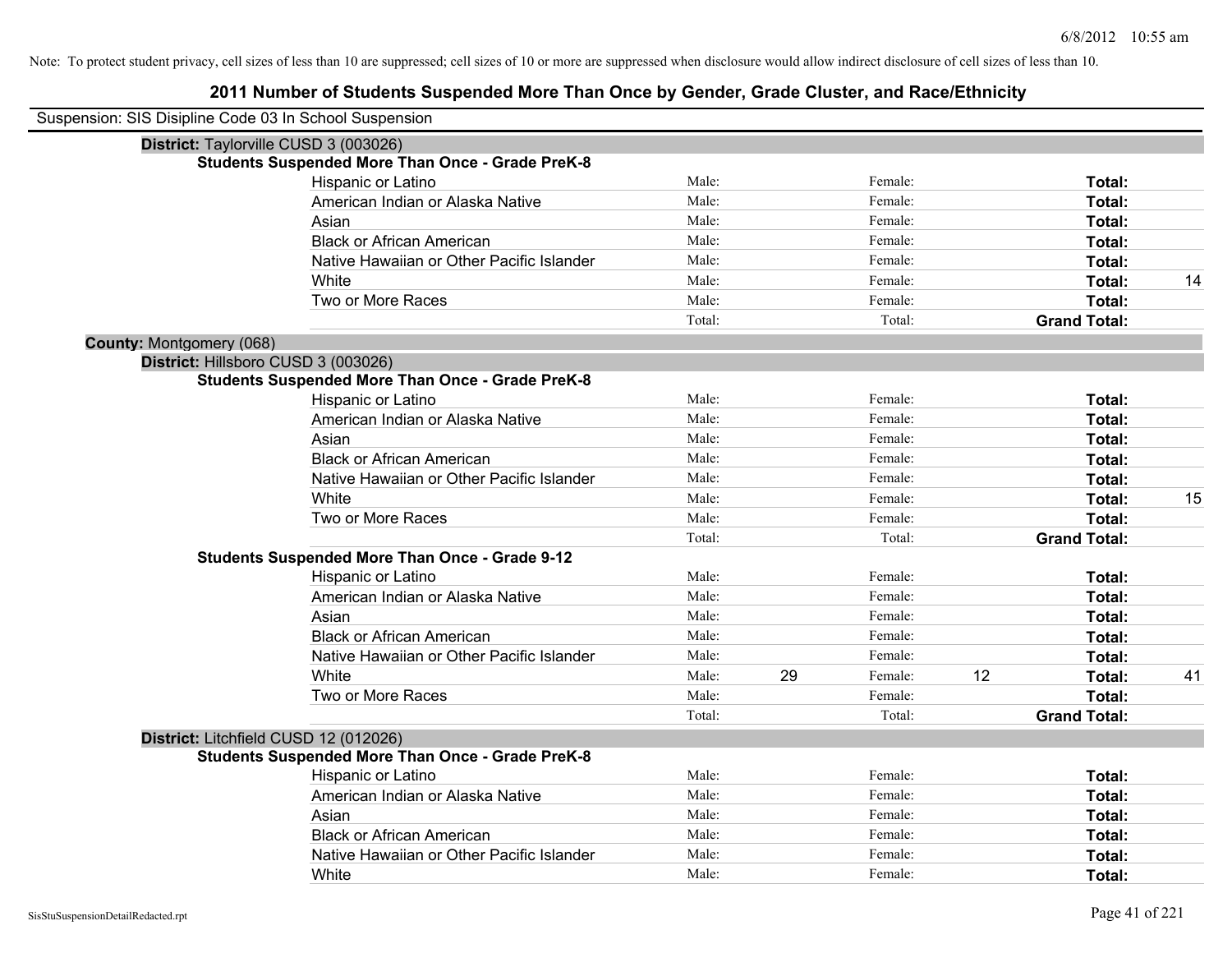Note: To protect student privacy, cell sizes of less than 10 are suppressed; cell sizes of 10 or more are suppressed when disclosure would allow indirect disclosure of cell sizes of less than 10.

# 2011 Number of Students Suspended More Than Once by Gender, Grade Cluster, and Race/Ethnicity

Suspension: SIS Disipline Code 03 In School Suspension

**District:** Taylorville CUSD 3 (003026)

**Students Suspended More Than Once - Grade PreK-8**

| Race/Ethnicity | Male: | | Female: | | Total: | |
|---|---|---|---|---|---|---|
| Hispanic or Latino | Male: | | Female: | | **Total:** | |
| American Indian or Alaska Native | Male: | | Female: | | **Total:** | |
| Asian | Male: | | Female: | | **Total:** | |
| Black or African American | Male: | | Female: | | **Total:** | |
| Native Hawaiian or Other Pacific Islander | Male: | | Female: | | **Total:** | |
| White | Male: | | Female: | | **Total:** | 14 |
| Two or More Races | Male: | | Female: | | **Total:** | |
| | Total: | | Total: | | **Grand Total:** | |

**County:** Montgomery (068)

**District:** Hillsboro CUSD 3 (003026)

**Students Suspended More Than Once - Grade PreK-8**

| Race/Ethnicity | Male: | | Female: | | Total: | |
|---|---|---|---|---|---|---|
| Hispanic or Latino | Male: | | Female: | | **Total:** | |
| American Indian or Alaska Native | Male: | | Female: | | **Total:** | |
| Asian | Male: | | Female: | | **Total:** | |
| Black or African American | Male: | | Female: | | **Total:** | |
| Native Hawaiian or Other Pacific Islander | Male: | | Female: | | **Total:** | |
| White | Male: | | Female: | | **Total:** | 15 |
| Two or More Races | Male: | | Female: | | **Total:** | |
| | Total: | | Total: | | **Grand Total:** | |

**Students Suspended More Than Once - Grade 9-12**

| Race/Ethnicity | Male: | | Female: | | Total: | |
|---|---|---|---|---|---|---|
| Hispanic or Latino | Male: | | Female: | | **Total:** | |
| American Indian or Alaska Native | Male: | | Female: | | **Total:** | |
| Asian | Male: | | Female: | | **Total:** | |
| Black or African American | Male: | | Female: | | **Total:** | |
| Native Hawaiian or Other Pacific Islander | Male: | | Female: | | **Total:** | |
| White | Male: | 29 | Female: | 12 | **Total:** | 41 |
| Two or More Races | Male: | | Female: | | **Total:** | |
| | Total: | | Total: | | **Grand Total:** | |

**District:** Litchfield CUSD 12 (012026)

**Students Suspended More Than Once - Grade PreK-8**

| Race/Ethnicity | Male: | | Female: | | Total: | |
|---|---|---|---|---|---|---|
| Hispanic or Latino | Male: | | Female: | | **Total:** | |
| American Indian or Alaska Native | Male: | | Female: | | **Total:** | |
| Asian | Male: | | Female: | | **Total:** | |
| Black or African American | Male: | | Female: | | **Total:** | |
| Native Hawaiian or Other Pacific Islander | Male: | | Female: | | **Total:** | |
| White | Male: | | Female: | | **Total:** | |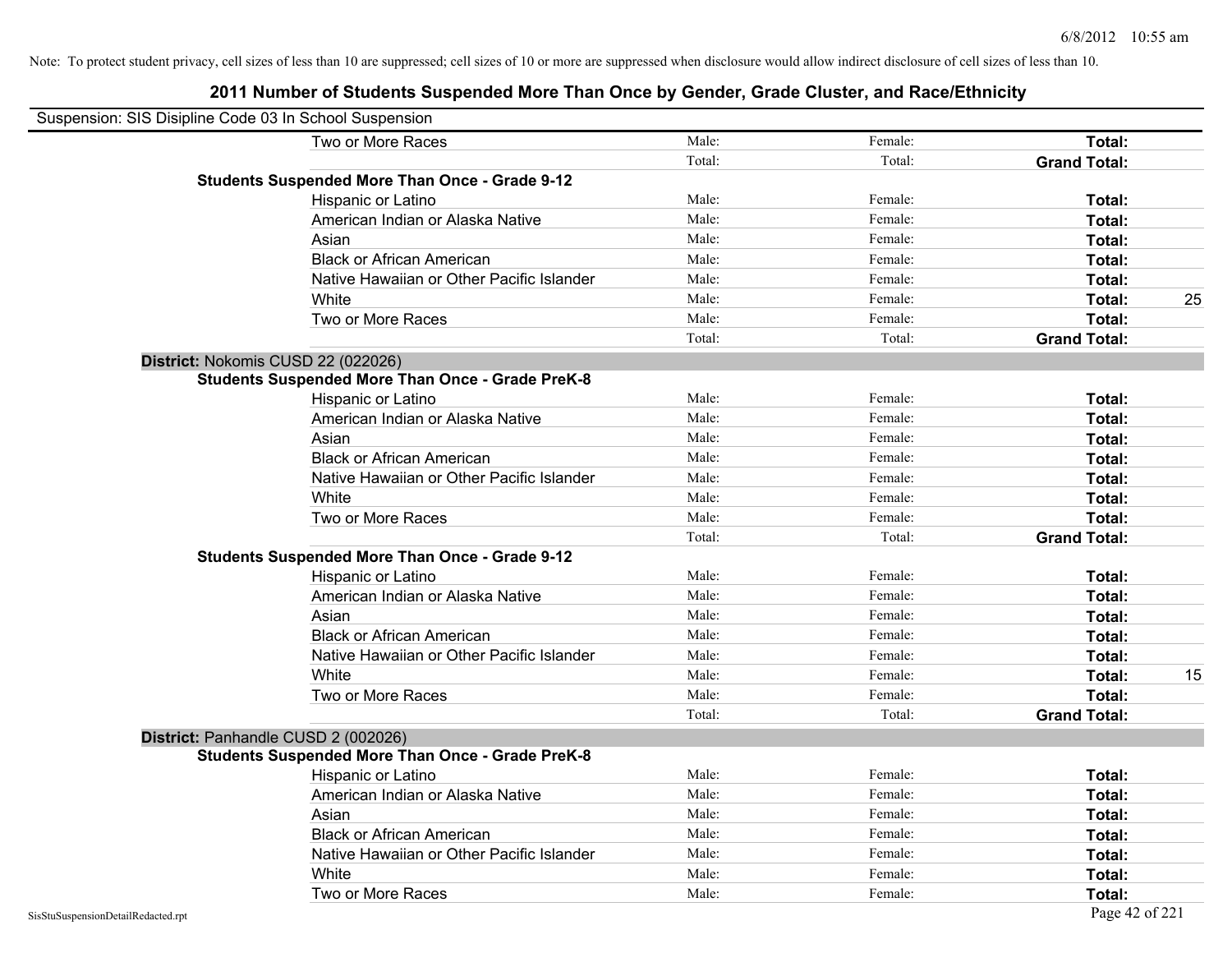Note: To protect student privacy, cell sizes of less than 10 are suppressed; cell sizes of 10 or more are suppressed when disclosure would allow indirect disclosure of cell sizes of less than 10.

## 2011 Number of Students Suspended More Than Once by Gender, Grade Cluster, and Race/Ethnicity

Suspension: SIS Disipline Code 03 In School Suspension

| | | | | |
|---|---|---|---|---|
| Two or More Races | Male: | Female: | **Total:** | |
| | Total: | Total: | **Grand Total:** | |
| **Students Suspended More Than Once - Grade 9-12** | | | | |
| Hispanic or Latino | Male: | Female: | **Total:** | |
| American Indian or Alaska Native | Male: | Female: | **Total:** | |
| Asian | Male: | Female: | **Total:** | |
| Black or African American | Male: | Female: | **Total:** | |
| Native Hawaiian or Other Pacific Islander | Male: | Female: | **Total:** | |
| White | Male: | Female: | **Total:** | 25 |
| Two or More Races | Male: | Female: | **Total:** | |
| | Total: | Total: | **Grand Total:** | |
| **District:** Nokomis CUSD 22 (022026) | | | | |
| **Students Suspended More Than Once - Grade PreK-8** | | | | |
| Hispanic or Latino | Male: | Female: | **Total:** | |
| American Indian or Alaska Native | Male: | Female: | **Total:** | |
| Asian | Male: | Female: | **Total:** | |
| Black or African American | Male: | Female: | **Total:** | |
| Native Hawaiian or Other Pacific Islander | Male: | Female: | **Total:** | |
| White | Male: | Female: | **Total:** | |
| Two or More Races | Male: | Female: | **Total:** | |
| | Total: | Total: | **Grand Total:** | |
| **Students Suspended More Than Once - Grade 9-12** | | | | |
| Hispanic or Latino | Male: | Female: | **Total:** | |
| American Indian or Alaska Native | Male: | Female: | **Total:** | |
| Asian | Male: | Female: | **Total:** | |
| Black or African American | Male: | Female: | **Total:** | |
| Native Hawaiian or Other Pacific Islander | Male: | Female: | **Total:** | |
| White | Male: | Female: | **Total:** | 15 |
| Two or More Races | Male: | Female: | **Total:** | |
| | Total: | Total: | **Grand Total:** | |
| **District:** Panhandle CUSD 2 (002026) | | | | |
| **Students Suspended More Than Once - Grade PreK-8** | | | | |
| Hispanic or Latino | Male: | Female: | **Total:** | |
| American Indian or Alaska Native | Male: | Female: | **Total:** | |
| Asian | Male: | Female: | **Total:** | |
| Black or African American | Male: | Female: | **Total:** | |
| Native Hawaiian or Other Pacific Islander | Male: | Female: | **Total:** | |
| White | Male: | Female: | **Total:** | |
| Two or More Races | Male: | Female: | **Total:** | |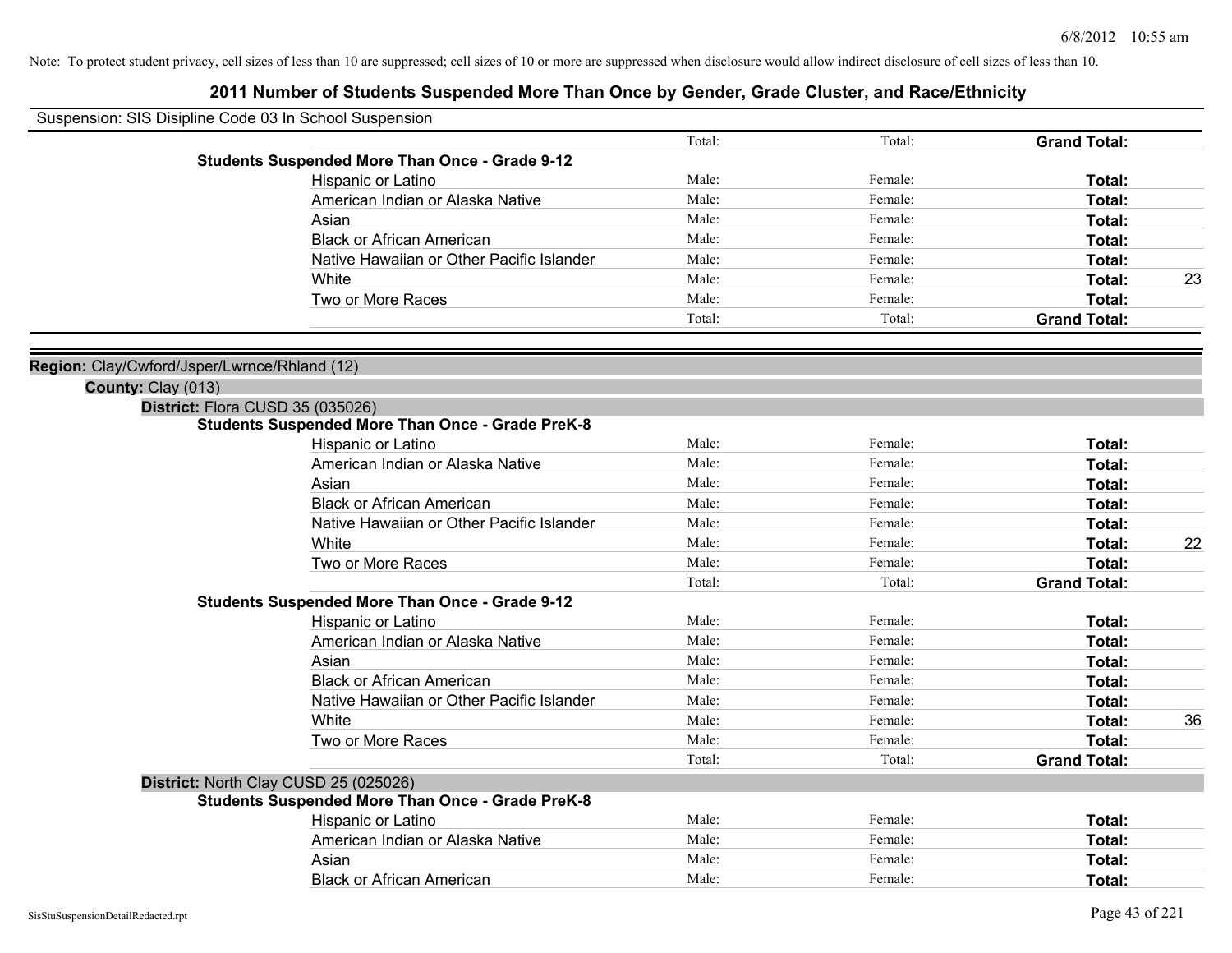Note: To protect student privacy, cell sizes of less than 10 are suppressed; cell sizes of 10 or more are suppressed when disclosure would allow indirect disclosure of cell sizes of less than 10.

# 2011 Number of Students Suspended More Than Once by Gender, Grade Cluster, and Race/Ethnicity

Suspension: SIS Disipline Code 03 In School Suspension

| | | | | |
|---|---|---|---|---|
| | Total: | Total: | **Grand Total:** | |
| **Students Suspended More Than Once - Grade 9-12** | | | | |
| Hispanic or Latino | Male: | Female: | **Total:** | |
| American Indian or Alaska Native | Male: | Female: | **Total:** | |
| Asian | Male: | Female: | **Total:** | |
| Black or African American | Male: | Female: | **Total:** | |
| Native Hawaiian or Other Pacific Islander | Male: | Female: | **Total:** | |
| White | Male: | Female: | **Total:** | 23 |
| Two or More Races | Male: | Female: | **Total:** | |
| | Total: | Total: | **Grand Total:** | |

**Region:** Clay/Cwford/Jsper/Lwrnce/Rhland (12)

**County:** Clay (013)

**District:** Flora CUSD 35 (035026)

| | | | | |
|---|---|---|---|---|
| **Students Suspended More Than Once - Grade PreK-8** | | | | |
| Hispanic or Latino | Male: | Female: | **Total:** | |
| American Indian or Alaska Native | Male: | Female: | **Total:** | |
| Asian | Male: | Female: | **Total:** | |
| Black or African American | Male: | Female: | **Total:** | |
| Native Hawaiian or Other Pacific Islander | Male: | Female: | **Total:** | |
| White | Male: | Female: | **Total:** | 22 |
| Two or More Races | Male: | Female: | **Total:** | |
| | Total: | Total: | **Grand Total:** | |
| **Students Suspended More Than Once - Grade 9-12** | | | | |
| Hispanic or Latino | Male: | Female: | **Total:** | |
| American Indian or Alaska Native | Male: | Female: | **Total:** | |
| Asian | Male: | Female: | **Total:** | |
| Black or African American | Male: | Female: | **Total:** | |
| Native Hawaiian or Other Pacific Islander | Male: | Female: | **Total:** | |
| White | Male: | Female: | **Total:** | 36 |
| Two or More Races | Male: | Female: | **Total:** | |
| | Total: | Total: | **Grand Total:** | |

**District:** North Clay CUSD 25 (025026)

| | | | | |
|---|---|---|---|---|
| **Students Suspended More Than Once - Grade PreK-8** | | | | |
| Hispanic or Latino | Male: | Female: | **Total:** | |
| American Indian or Alaska Native | Male: | Female: | **Total:** | |
| Asian | Male: | Female: | **Total:** | |
| Black or African American | Male: | Female: | **Total:** | |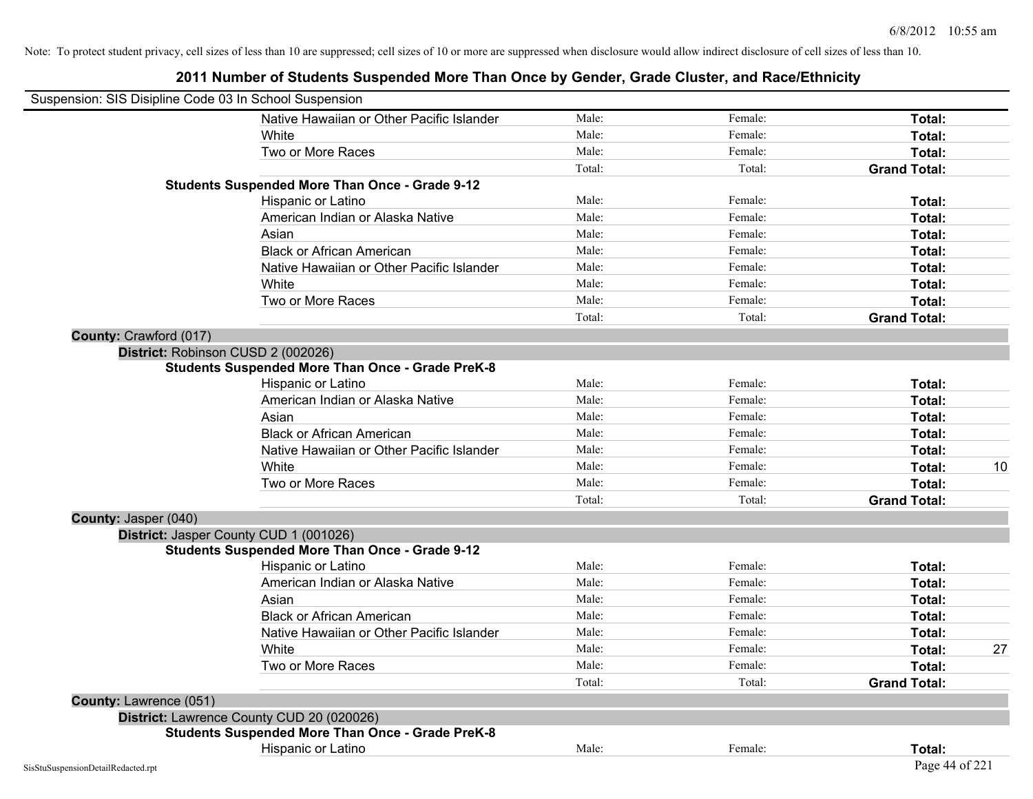Note: To protect student privacy, cell sizes of less than 10 are suppressed; cell sizes of 10 or more are suppressed when disclosure would allow indirect disclosure of cell sizes of less than 10.

## 2011 Number of Students Suspended More Than Once by Gender, Grade Cluster, and Race/Ethnicity

Suspension: SIS Disipline Code 03 In School Suspension

| | | | | |
|---|---|---|---|---|
| Native Hawaiian or Other Pacific Islander | Male: | Female: | **Total:** | |
| White | Male: | Female: | **Total:** | |
| Two or More Races | Male: | Female: | **Total:** | |
| | Total: | Total: | **Grand Total:** | |

**Students Suspended More Than Once - Grade 9-12**

| | | | | |
|---|---|---|---|---|
| Hispanic or Latino | Male: | Female: | **Total:** | |
| American Indian or Alaska Native | Male: | Female: | **Total:** | |
| Asian | Male: | Female: | **Total:** | |
| Black or African American | Male: | Female: | **Total:** | |
| Native Hawaiian or Other Pacific Islander | Male: | Female: | **Total:** | |
| White | Male: | Female: | **Total:** | |
| Two or More Races | Male: | Female: | **Total:** | |
| | Total: | Total: | **Grand Total:** | |

**County:** Crawford (017)

**District:** Robinson CUSD 2 (002026)

**Students Suspended More Than Once - Grade PreK-8**

| | | | | |
|---|---|---|---|---|
| Hispanic or Latino | Male: | Female: | **Total:** | |
| American Indian or Alaska Native | Male: | Female: | **Total:** | |
| Asian | Male: | Female: | **Total:** | |
| Black or African American | Male: | Female: | **Total:** | |
| Native Hawaiian or Other Pacific Islander | Male: | Female: | **Total:** | |
| White | Male: | Female: | **Total:** | 10 |
| Two or More Races | Male: | Female: | **Total:** | |
| | Total: | Total: | **Grand Total:** | |

**County:** Jasper (040)

**District:** Jasper County CUD 1 (001026)

**Students Suspended More Than Once - Grade 9-12**

| | | | | |
|---|---|---|---|---|
| Hispanic or Latino | Male: | Female: | **Total:** | |
| American Indian or Alaska Native | Male: | Female: | **Total:** | |
| Asian | Male: | Female: | **Total:** | |
| Black or African American | Male: | Female: | **Total:** | |
| Native Hawaiian or Other Pacific Islander | Male: | Female: | **Total:** | |
| White | Male: | Female: | **Total:** | 27 |
| Two or More Races | Male: | Female: | **Total:** | |
| | Total: | Total: | **Grand Total:** | |

**County:** Lawrence (051)

**District:** Lawrence County CUD 20 (020026)

**Students Suspended More Than Once - Grade PreK-8**

| | | | | |
|---|---|---|---|---|
| Hispanic or Latino | Male: | Female: | **Total:** | |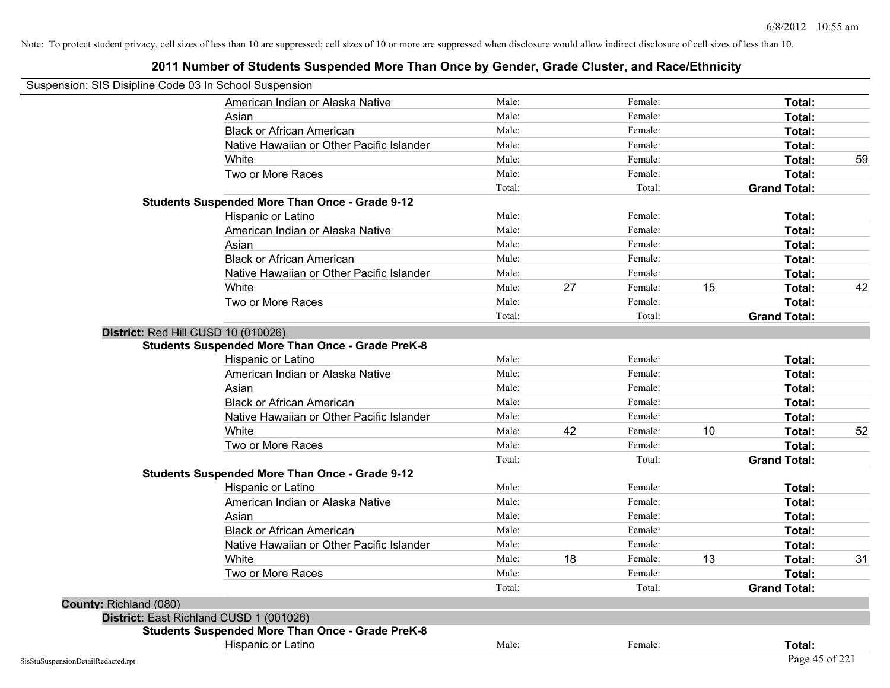Note: To protect student privacy, cell sizes of less than 10 are suppressed; cell sizes of 10 or more are suppressed when disclosure would allow indirect disclosure of cell sizes of less than 10.

# 2011 Number of Students Suspended More Than Once by Gender, Grade Cluster, and Race/Ethnicity

Suspension: SIS Disipline Code 03 In School Suspension

| | | | | | | |
|---|---|---|---|---|---|---|
| American Indian or Alaska Native | Male: | | Female: | | **Total:** | |
| Asian | Male: | | Female: | | **Total:** | |
| Black or African American | Male: | | Female: | | **Total:** | |
| Native Hawaiian or Other Pacific Islander | Male: | | Female: | | **Total:** | |
| White | Male: | | Female: | | **Total:** | 59 |
| Two or More Races | Male: | | Female: | | **Total:** | |
| | Total: | | Total: | | **Grand Total:** | |

**Students Suspended More Than Once - Grade 9-12**

| | | | | | | |
|---|---|---|---|---|---|---|
| Hispanic or Latino | Male: | | Female: | | **Total:** | |
| American Indian or Alaska Native | Male: | | Female: | | **Total:** | |
| Asian | Male: | | Female: | | **Total:** | |
| Black or African American | Male: | | Female: | | **Total:** | |
| Native Hawaiian or Other Pacific Islander | Male: | | Female: | | **Total:** | |
| White | Male: | 27 | Female: | 15 | **Total:** | 42 |
| Two or More Races | Male: | | Female: | | **Total:** | |
| | Total: | | Total: | | **Grand Total:** | |

**District:** Red Hill CUSD 10 (010026)

**Students Suspended More Than Once - Grade PreK-8**

| | | | | | | |
|---|---|---|---|---|---|---|
| Hispanic or Latino | Male: | | Female: | | **Total:** | |
| American Indian or Alaska Native | Male: | | Female: | | **Total:** | |
| Asian | Male: | | Female: | | **Total:** | |
| Black or African American | Male: | | Female: | | **Total:** | |
| Native Hawaiian or Other Pacific Islander | Male: | | Female: | | **Total:** | |
| White | Male: | 42 | Female: | 10 | **Total:** | 52 |
| Two or More Races | Male: | | Female: | | **Total:** | |
| | Total: | | Total: | | **Grand Total:** | |

**Students Suspended More Than Once - Grade 9-12**

| | | | | | | |
|---|---|---|---|---|---|---|
| Hispanic or Latino | Male: | | Female: | | **Total:** | |
| American Indian or Alaska Native | Male: | | Female: | | **Total:** | |
| Asian | Male: | | Female: | | **Total:** | |
| Black or African American | Male: | | Female: | | **Total:** | |
| Native Hawaiian or Other Pacific Islander | Male: | | Female: | | **Total:** | |
| White | Male: | 18 | Female: | 13 | **Total:** | 31 |
| Two or More Races | Male: | | Female: | | **Total:** | |
| | Total: | | Total: | | **Grand Total:** | |

**County:** Richland (080)

**District:** East Richland CUSD 1 (001026)

**Students Suspended More Than Once - Grade PreK-8**

| | | | | | | |
|---|---|---|---|---|---|---|
| Hispanic or Latino | Male: | | Female: | | **Total:** | |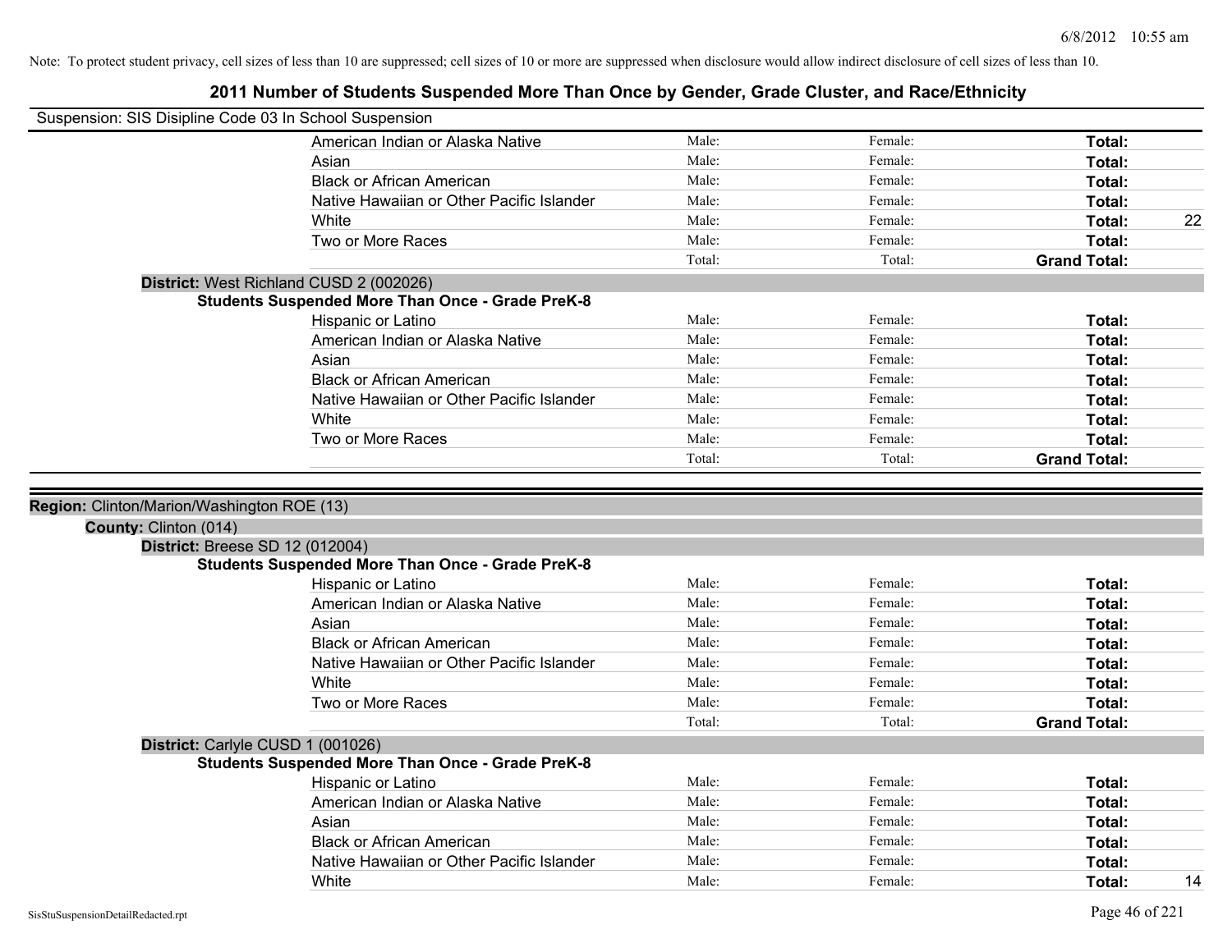Note: To protect student privacy, cell sizes of less than 10 are suppressed; cell sizes of 10 or more are suppressed when disclosure would allow indirect disclosure of cell sizes of less than 10.

## 2011 Number of Students Suspended More Than Once by Gender, Grade Cluster, and Race/Ethnicity

Suspension: SIS Disipline Code 03 In School Suspension

| | | | | |
|---|---|---|---|---|
| American Indian or Alaska Native | Male: | Female: | **Total:** | |
| Asian | Male: | Female: | **Total:** | |
| Black or African American | Male: | Female: | **Total:** | |
| Native Hawaiian or Other Pacific Islander | Male: | Female: | **Total:** | |
| White | Male: | Female: | **Total:** | 22 |
| Two or More Races | Male: | Female: | **Total:** | |
| | Total: | Total: | **Grand Total:** | |

**District:** West Richland CUSD 2 (002026)

**Students Suspended More Than Once - Grade PreK-8**

| | | | | |
|---|---|---|---|---|
| Hispanic or Latino | Male: | Female: | **Total:** | |
| American Indian or Alaska Native | Male: | Female: | **Total:** | |
| Asian | Male: | Female: | **Total:** | |
| Black or African American | Male: | Female: | **Total:** | |
| Native Hawaiian or Other Pacific Islander | Male: | Female: | **Total:** | |
| White | Male: | Female: | **Total:** | |
| Two or More Races | Male: | Female: | **Total:** | |
| | Total: | Total: | **Grand Total:** | |

**Region:** Clinton/Marion/Washington ROE (13)

**County:** Clinton (014)

**District:** Breese SD 12 (012004)

**Students Suspended More Than Once - Grade PreK-8**

| | | | | |
|---|---|---|---|---|
| Hispanic or Latino | Male: | Female: | **Total:** | |
| American Indian or Alaska Native | Male: | Female: | **Total:** | |
| Asian | Male: | Female: | **Total:** | |
| Black or African American | Male: | Female: | **Total:** | |
| Native Hawaiian or Other Pacific Islander | Male: | Female: | **Total:** | |
| White | Male: | Female: | **Total:** | |
| Two or More Races | Male: | Female: | **Total:** | |
| | Total: | Total: | **Grand Total:** | |

**District:** Carlyle CUSD 1 (001026)

**Students Suspended More Than Once - Grade PreK-8**

| | | | | |
|---|---|---|---|---|
| Hispanic or Latino | Male: | Female: | **Total:** | |
| American Indian or Alaska Native | Male: | Female: | **Total:** | |
| Asian | Male: | Female: | **Total:** | |
| Black or African American | Male: | Female: | **Total:** | |
| Native Hawaiian or Other Pacific Islander | Male: | Female: | **Total:** | |
| White | Male: | Female: | **Total:** | 14 |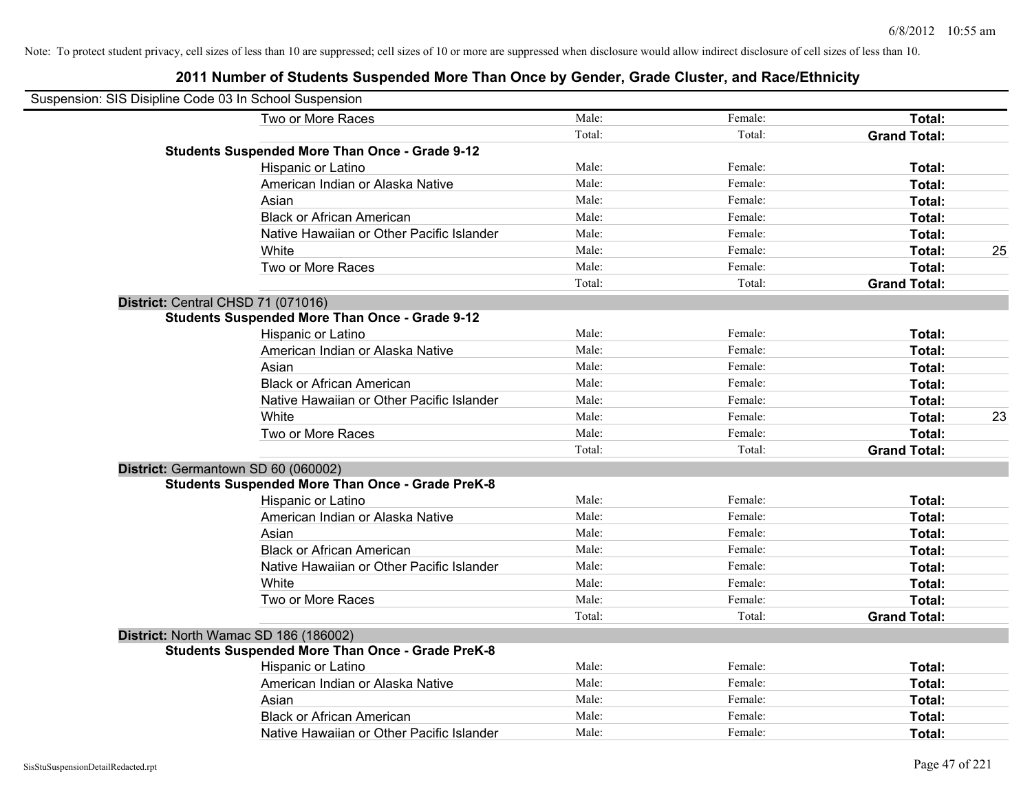Note: To protect student privacy, cell sizes of less than 10 are suppressed; cell sizes of 10 or more are suppressed when disclosure would allow indirect disclosure of cell sizes of less than 10.

# 2011 Number of Students Suspended More Than Once by Gender, Grade Cluster, and Race/Ethnicity

Suspension: SIS Disipline Code 03 In School Suspension

| | | | | |
|---|---|---|---|---|
| Two or More Races | Male: | Female: | **Total:** | |
| | Total: | Total: | **Grand Total:** | |
| **Students Suspended More Than Once - Grade 9-12** | | | | |
| Hispanic or Latino | Male: | Female: | **Total:** | |
| American Indian or Alaska Native | Male: | Female: | **Total:** | |
| Asian | Male: | Female: | **Total:** | |
| Black or African American | Male: | Female: | **Total:** | |
| Native Hawaiian or Other Pacific Islander | Male: | Female: | **Total:** | |
| White | Male: | Female: | **Total:** | 25 |
| Two or More Races | Male: | Female: | **Total:** | |
| | Total: | Total: | **Grand Total:** | |
| **District:** Central CHSD 71 (071016) | | | | |
| **Students Suspended More Than Once - Grade 9-12** | | | | |
| Hispanic or Latino | Male: | Female: | **Total:** | |
| American Indian or Alaska Native | Male: | Female: | **Total:** | |
| Asian | Male: | Female: | **Total:** | |
| Black or African American | Male: | Female: | **Total:** | |
| Native Hawaiian or Other Pacific Islander | Male: | Female: | **Total:** | |
| White | Male: | Female: | **Total:** | 23 |
| Two or More Races | Male: | Female: | **Total:** | |
| | Total: | Total: | **Grand Total:** | |
| **District:** Germantown SD 60 (060002) | | | | |
| **Students Suspended More Than Once - Grade PreK-8** | | | | |
| Hispanic or Latino | Male: | Female: | **Total:** | |
| American Indian or Alaska Native | Male: | Female: | **Total:** | |
| Asian | Male: | Female: | **Total:** | |
| Black or African American | Male: | Female: | **Total:** | |
| Native Hawaiian or Other Pacific Islander | Male: | Female: | **Total:** | |
| White | Male: | Female: | **Total:** | |
| Two or More Races | Male: | Female: | **Total:** | |
| | Total: | Total: | **Grand Total:** | |
| **District:** North Wamac SD 186 (186002) | | | | |
| **Students Suspended More Than Once - Grade PreK-8** | | | | |
| Hispanic or Latino | Male: | Female: | **Total:** | |
| American Indian or Alaska Native | Male: | Female: | **Total:** | |
| Asian | Male: | Female: | **Total:** | |
| Black or African American | Male: | Female: | **Total:** | |
| Native Hawaiian or Other Pacific Islander | Male: | Female: | **Total:** | |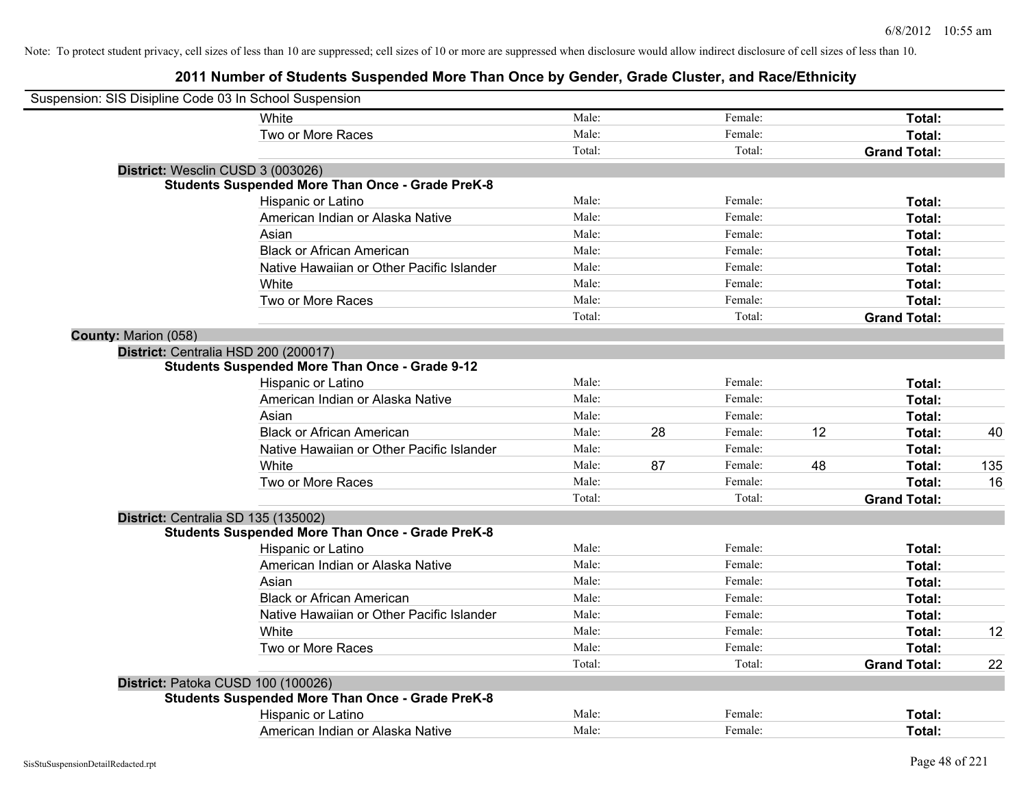Note: To protect student privacy, cell sizes of less than 10 are suppressed; cell sizes of 10 or more are suppressed when disclosure would allow indirect disclosure of cell sizes of less than 10.

## 2011 Number of Students Suspended More Than Once by Gender, Grade Cluster, and Race/Ethnicity

Suspension: SIS Disipline Code 03 In School Suspension

| | | | | | | |
|---|---|---|---|---|---|---|
| White | Male: | | Female: | | **Total:** | |
| Two or More Races | Male: | | Female: | | **Total:** | |
| | Total: | | Total: | | **Grand Total:** | |

**District:** Wesclin CUSD 3 (003026)

**Students Suspended More Than Once - Grade PreK-8**

| | | | | | | |
|---|---|---|---|---|---|---|
| Hispanic or Latino | Male: | | Female: | | **Total:** | |
| American Indian or Alaska Native | Male: | | Female: | | **Total:** | |
| Asian | Male: | | Female: | | **Total:** | |
| Black or African American | Male: | | Female: | | **Total:** | |
| Native Hawaiian or Other Pacific Islander | Male: | | Female: | | **Total:** | |
| White | Male: | | Female: | | **Total:** | |
| Two or More Races | Male: | | Female: | | **Total:** | |
| | Total: | | Total: | | **Grand Total:** | |

**County:** Marion (058)

**District:** Centralia HSD 200 (200017)

**Students Suspended More Than Once - Grade 9-12**

| | | | | | | |
|---|---|---|---|---|---|---|
| Hispanic or Latino | Male: | | Female: | | **Total:** | |
| American Indian or Alaska Native | Male: | | Female: | | **Total:** | |
| Asian | Male: | | Female: | | **Total:** | |
| Black or African American | Male: | 28 | Female: | 12 | **Total:** | 40 |
| Native Hawaiian or Other Pacific Islander | Male: | | Female: | | **Total:** | |
| White | Male: | 87 | Female: | 48 | **Total:** | 135 |
| Two or More Races | Male: | | Female: | | **Total:** | 16 |
| | Total: | | Total: | | **Grand Total:** | |

**District:** Centralia SD 135 (135002)

**Students Suspended More Than Once - Grade PreK-8**

| | | | | | | |
|---|---|---|---|---|---|---|
| Hispanic or Latino | Male: | | Female: | | **Total:** | |
| American Indian or Alaska Native | Male: | | Female: | | **Total:** | |
| Asian | Male: | | Female: | | **Total:** | |
| Black or African American | Male: | | Female: | | **Total:** | |
| Native Hawaiian or Other Pacific Islander | Male: | | Female: | | **Total:** | |
| White | Male: | | Female: | | **Total:** | 12 |
| Two or More Races | Male: | | Female: | | **Total:** | |
| | Total: | | Total: | | **Grand Total:** | 22 |

**District:** Patoka CUSD 100 (100026)

**Students Suspended More Than Once - Grade PreK-8**

| | | | | | | |
|---|---|---|---|---|---|---|
| Hispanic or Latino | Male: | | Female: | | **Total:** | |
| American Indian or Alaska Native | Male: | | Female: | | **Total:** | |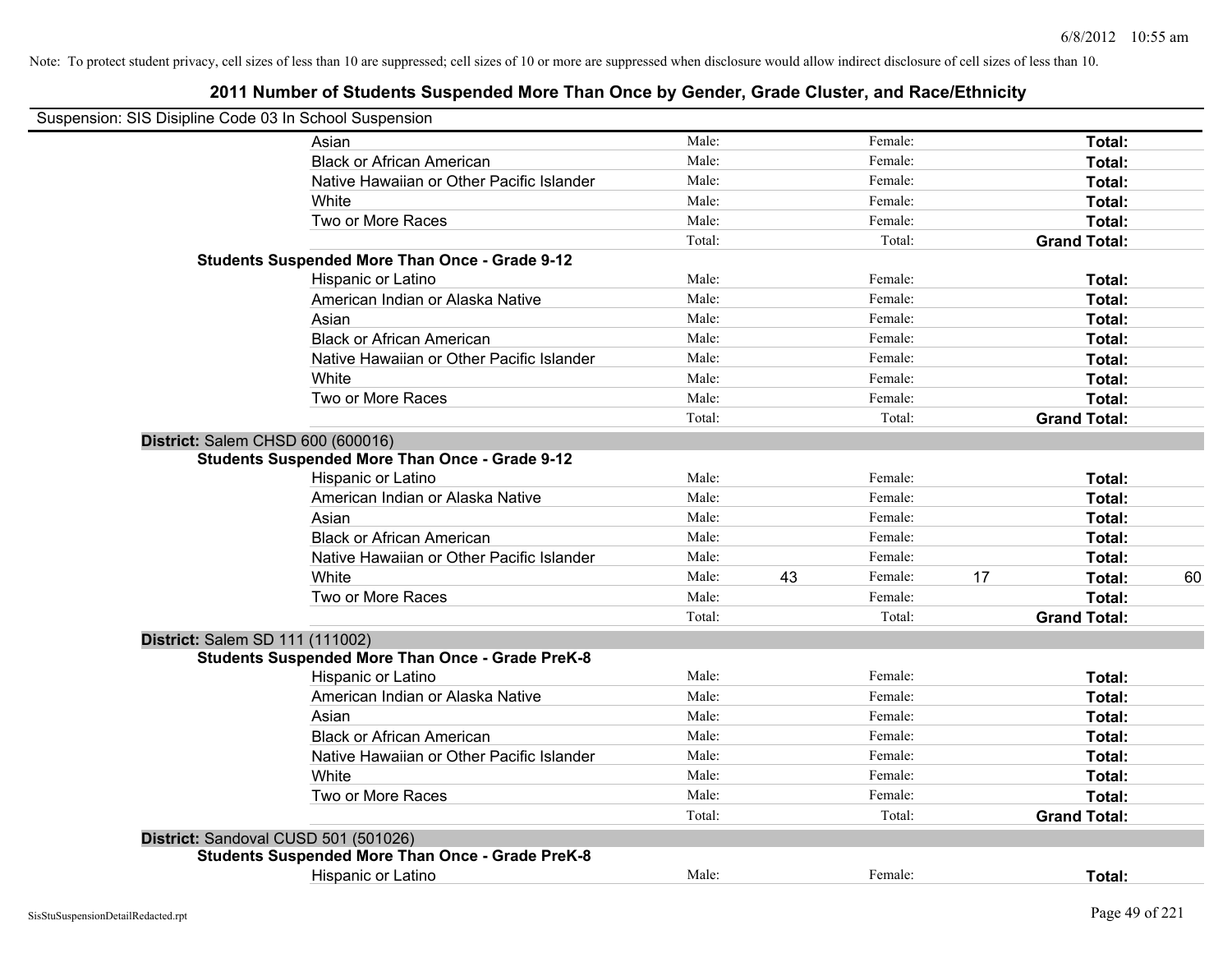Note: To protect student privacy, cell sizes of less than 10 are suppressed; cell sizes of 10 or more are suppressed when disclosure would allow indirect disclosure of cell sizes of less than 10.

# 2011 Number of Students Suspended More Than Once by Gender, Grade Cluster, and Race/Ethnicity

Suspension: SIS Disipline Code 03 In School Suspension

| | | | | | | |
|---|---|---|---|---|---|---|
| Asian | Male: | | Female: | | **Total:** | |
| Black or African American | Male: | | Female: | | **Total:** | |
| Native Hawaiian or Other Pacific Islander | Male: | | Female: | | **Total:** | |
| White | Male: | | Female: | | **Total:** | |
| Two or More Races | Male: | | Female: | | **Total:** | |
| | Total: | | Total: | | **Grand Total:** | |

**Students Suspended More Than Once - Grade 9-12**

| | | | | | | |
|---|---|---|---|---|---|---|
| Hispanic or Latino | Male: | | Female: | | **Total:** | |
| American Indian or Alaska Native | Male: | | Female: | | **Total:** | |
| Asian | Male: | | Female: | | **Total:** | |
| Black or African American | Male: | | Female: | | **Total:** | |
| Native Hawaiian or Other Pacific Islander | Male: | | Female: | | **Total:** | |
| White | Male: | | Female: | | **Total:** | |
| Two or More Races | Male: | | Female: | | **Total:** | |
| | Total: | | Total: | | **Grand Total:** | |

**District:** Salem CHSD 600 (600016)

**Students Suspended More Than Once - Grade 9-12**

| | | | | | | |
|---|---|---|---|---|---|---|
| Hispanic or Latino | Male: | | Female: | | **Total:** | |
| American Indian or Alaska Native | Male: | | Female: | | **Total:** | |
| Asian | Male: | | Female: | | **Total:** | |
| Black or African American | Male: | | Female: | | **Total:** | |
| Native Hawaiian or Other Pacific Islander | Male: | | Female: | | **Total:** | |
| White | Male: | 43 | Female: | 17 | **Total:** | 60 |
| Two or More Races | Male: | | Female: | | **Total:** | |
| | Total: | | Total: | | **Grand Total:** | |

**District:** Salem SD 111 (111002)

**Students Suspended More Than Once - Grade PreK-8**

| | | | | | | |
|---|---|---|---|---|---|---|
| Hispanic or Latino | Male: | | Female: | | **Total:** | |
| American Indian or Alaska Native | Male: | | Female: | | **Total:** | |
| Asian | Male: | | Female: | | **Total:** | |
| Black or African American | Male: | | Female: | | **Total:** | |
| Native Hawaiian or Other Pacific Islander | Male: | | Female: | | **Total:** | |
| White | Male: | | Female: | | **Total:** | |
| Two or More Races | Male: | | Female: | | **Total:** | |
| | Total: | | Total: | | **Grand Total:** | |

**District:** Sandoval CUSD 501 (501026)

**Students Suspended More Than Once - Grade PreK-8**

| | | | | | | |
|---|---|---|---|---|---|---|
| Hispanic or Latino | Male: | | Female: | | **Total:** | |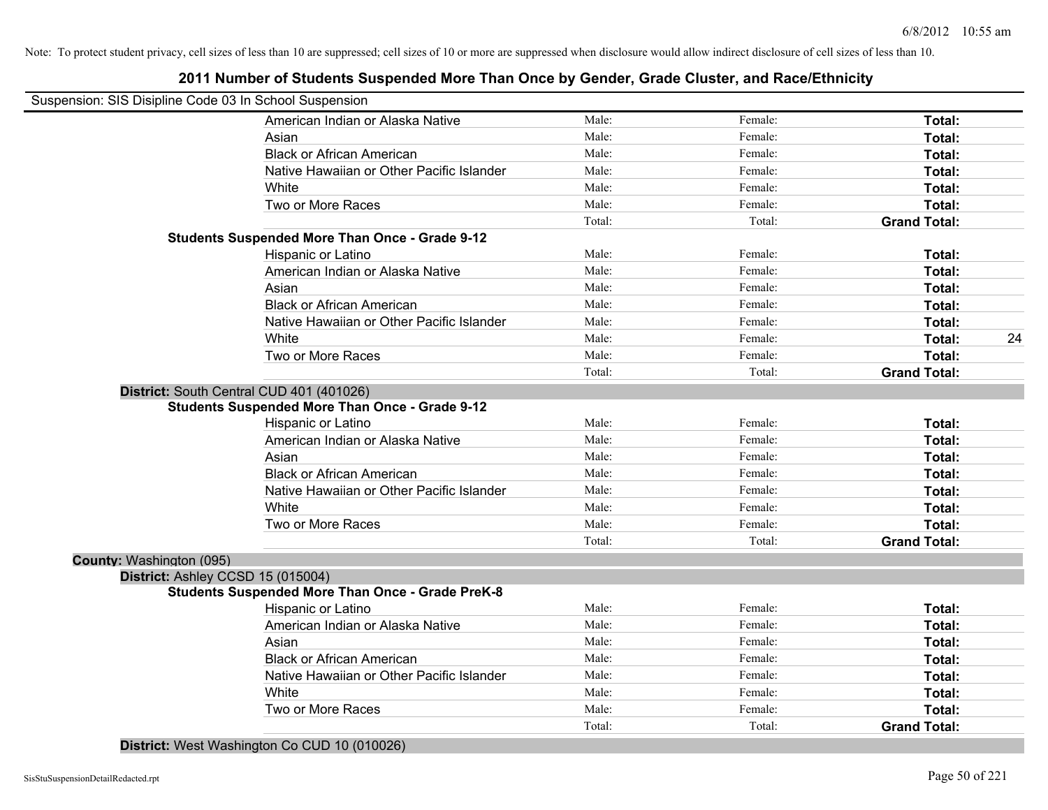Note: To protect student privacy, cell sizes of less than 10 are suppressed; cell sizes of 10 or more are suppressed when disclosure would allow indirect disclosure of cell sizes of less than 10.

# 2011 Number of Students Suspended More Than Once by Gender, Grade Cluster, and Race/Ethnicity

Suspension: SIS Disipline Code 03 In School Suspension

| | | | | |
|---|---|---|---|---|
| American Indian or Alaska Native | Male: | Female: | **Total:** | |
| Asian | Male: | Female: | **Total:** | |
| Black or African American | Male: | Female: | **Total:** | |
| Native Hawaiian or Other Pacific Islander | Male: | Female: | **Total:** | |
| White | Male: | Female: | **Total:** | |
| Two or More Races | Male: | Female: | **Total:** | |
| | Total: | Total: | **Grand Total:** | |

**Students Suspended More Than Once - Grade 9-12**

| | | | | |
|---|---|---|---|---|
| Hispanic or Latino | Male: | Female: | **Total:** | |
| American Indian or Alaska Native | Male: | Female: | **Total:** | |
| Asian | Male: | Female: | **Total:** | |
| Black or African American | Male: | Female: | **Total:** | |
| Native Hawaiian or Other Pacific Islander | Male: | Female: | **Total:** | |
| White | Male: | Female: | **Total:** | 24 |
| Two or More Races | Male: | Female: | **Total:** | |
| | Total: | Total: | **Grand Total:** | |

**District:** South Central CUD 401 (401026)

**Students Suspended More Than Once - Grade 9-12**

| | | | | |
|---|---|---|---|---|
| Hispanic or Latino | Male: | Female: | **Total:** | |
| American Indian or Alaska Native | Male: | Female: | **Total:** | |
| Asian | Male: | Female: | **Total:** | |
| Black or African American | Male: | Female: | **Total:** | |
| Native Hawaiian or Other Pacific Islander | Male: | Female: | **Total:** | |
| White | Male: | Female: | **Total:** | |
| Two or More Races | Male: | Female: | **Total:** | |
| | Total: | Total: | **Grand Total:** | |

**County:** Washington (095)

**District:** Ashley CCSD 15 (015004)

**Students Suspended More Than Once - Grade PreK-8**

| | | | | |
|---|---|---|---|---|
| Hispanic or Latino | Male: | Female: | **Total:** | |
| American Indian or Alaska Native | Male: | Female: | **Total:** | |
| Asian | Male: | Female: | **Total:** | |
| Black or African American | Male: | Female: | **Total:** | |
| Native Hawaiian or Other Pacific Islander | Male: | Female: | **Total:** | |
| White | Male: | Female: | **Total:** | |
| Two or More Races | Male: | Female: | **Total:** | |
| | Total: | Total: | **Grand Total:** | |

**District:** West Washington Co CUD 10 (010026)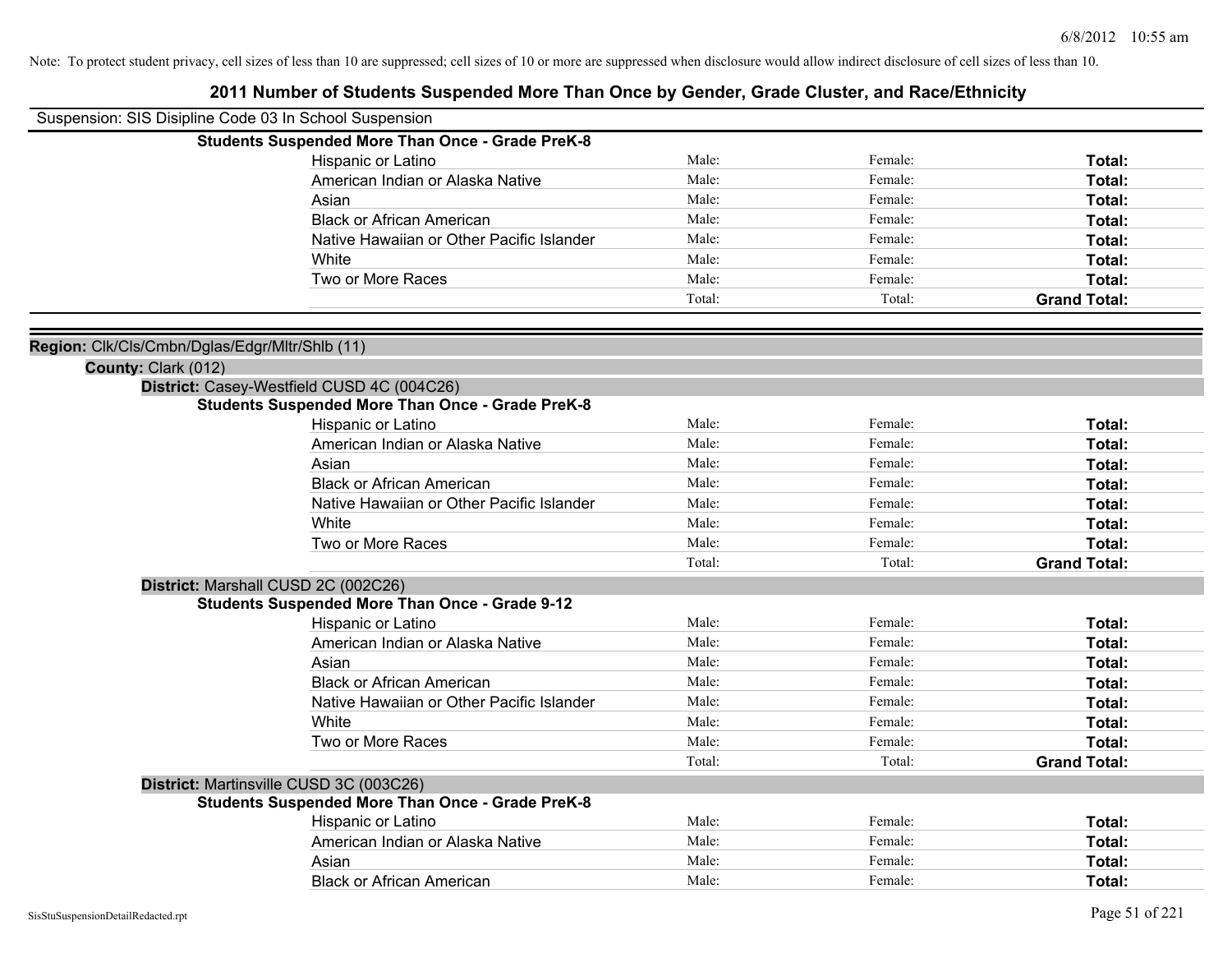Note: To protect student privacy, cell sizes of less than 10 are suppressed; cell sizes of 10 or more are suppressed when disclosure would allow indirect disclosure of cell sizes of less than 10.

# 2011 Number of Students Suspended More Than Once by Gender, Grade Cluster, and Race/Ethnicity

Suspension: SIS Disipline Code 03 In School Suspension

**Students Suspended More Than Once - Grade PreK-8**

| | | | |
|---|---|---|---|
| Hispanic or Latino | Male: | Female: | **Total:** |
| American Indian or Alaska Native | Male: | Female: | **Total:** |
| Asian | Male: | Female: | **Total:** |
| Black or African American | Male: | Female: | **Total:** |
| Native Hawaiian or Other Pacific Islander | Male: | Female: | **Total:** |
| White | Male: | Female: | **Total:** |
| Two or More Races | Male: | Female: | **Total:** |
| | Total: | Total: | **Grand Total:** |

**Region:** Clk/Cls/Cmbn/Dglas/Edgr/Mltr/Shlb (11)

**County:** Clark (012)

**District:** Casey-Westfield CUSD 4C (004C26)

**Students Suspended More Than Once - Grade PreK-8**

| | | | |
|---|---|---|---|
| Hispanic or Latino | Male: | Female: | **Total:** |
| American Indian or Alaska Native | Male: | Female: | **Total:** |
| Asian | Male: | Female: | **Total:** |
| Black or African American | Male: | Female: | **Total:** |
| Native Hawaiian or Other Pacific Islander | Male: | Female: | **Total:** |
| White | Male: | Female: | **Total:** |
| Two or More Races | Male: | Female: | **Total:** |
| | Total: | Total: | **Grand Total:** |

**District:** Marshall CUSD 2C (002C26)

**Students Suspended More Than Once - Grade 9-12**

| | | | |
|---|---|---|---|
| Hispanic or Latino | Male: | Female: | **Total:** |
| American Indian or Alaska Native | Male: | Female: | **Total:** |
| Asian | Male: | Female: | **Total:** |
| Black or African American | Male: | Female: | **Total:** |
| Native Hawaiian or Other Pacific Islander | Male: | Female: | **Total:** |
| White | Male: | Female: | **Total:** |
| Two or More Races | Male: | Female: | **Total:** |
| | Total: | Total: | **Grand Total:** |

**District:** Martinsville CUSD 3C (003C26)

**Students Suspended More Than Once - Grade PreK-8**

| | | | |
|---|---|---|---|
| Hispanic or Latino | Male: | Female: | **Total:** |
| American Indian or Alaska Native | Male: | Female: | **Total:** |
| Asian | Male: | Female: | **Total:** |
| Black or African American | Male: | Female: | **Total:** |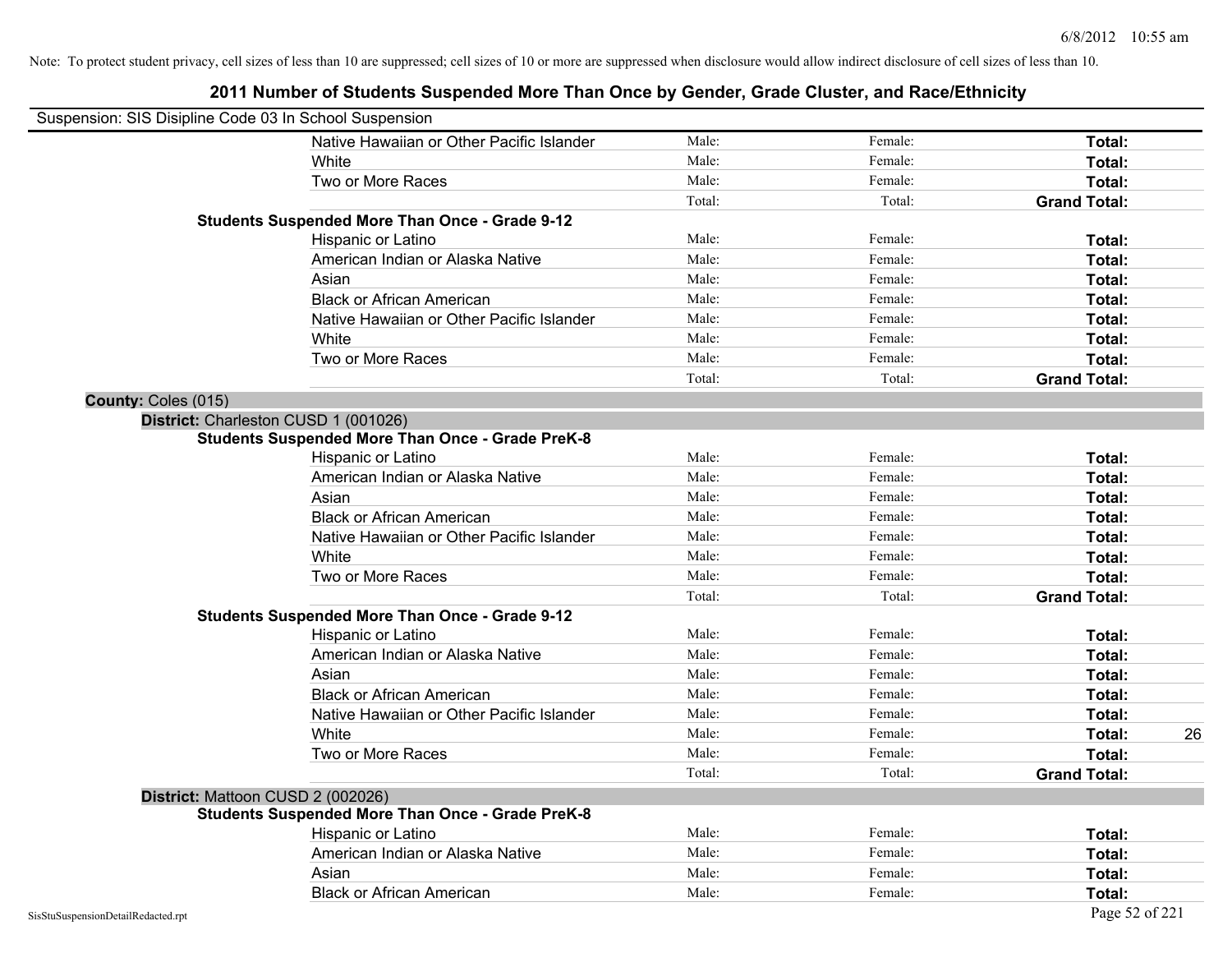Note: To protect student privacy, cell sizes of less than 10 are suppressed; cell sizes of 10 or more are suppressed when disclosure would allow indirect disclosure of cell sizes of less than 10.

# 2011 Number of Students Suspended More Than Once by Gender, Grade Cluster, and Race/Ethnicity

Suspension: SIS Disipline Code 03 In School Suspension

| | | | | |
|---|---|---|---|---|
| Native Hawaiian or Other Pacific Islander | Male: | Female: | **Total:** | |
| White | Male: | Female: | **Total:** | |
| Two or More Races | Male: | Female: | **Total:** | |
| | Total: | Total: | **Grand Total:** | |

**Students Suspended More Than Once - Grade 9-12**

| | | | | |
|---|---|---|---|---|
| Hispanic or Latino | Male: | Female: | **Total:** | |
| American Indian or Alaska Native | Male: | Female: | **Total:** | |
| Asian | Male: | Female: | **Total:** | |
| Black or African American | Male: | Female: | **Total:** | |
| Native Hawaiian or Other Pacific Islander | Male: | Female: | **Total:** | |
| White | Male: | Female: | **Total:** | |
| Two or More Races | Male: | Female: | **Total:** | |
| | Total: | Total: | **Grand Total:** | |

**County:** Coles (015)

**District:** Charleston CUSD 1 (001026)

**Students Suspended More Than Once - Grade PreK-8**

| | | | | |
|---|---|---|---|---|
| Hispanic or Latino | Male: | Female: | **Total:** | |
| American Indian or Alaska Native | Male: | Female: | **Total:** | |
| Asian | Male: | Female: | **Total:** | |
| Black or African American | Male: | Female: | **Total:** | |
| Native Hawaiian or Other Pacific Islander | Male: | Female: | **Total:** | |
| White | Male: | Female: | **Total:** | |
| Two or More Races | Male: | Female: | **Total:** | |
| | Total: | Total: | **Grand Total:** | |

**Students Suspended More Than Once - Grade 9-12**

| | | | | |
|---|---|---|---|---|
| Hispanic or Latino | Male: | Female: | **Total:** | |
| American Indian or Alaska Native | Male: | Female: | **Total:** | |
| Asian | Male: | Female: | **Total:** | |
| Black or African American | Male: | Female: | **Total:** | |
| Native Hawaiian or Other Pacific Islander | Male: | Female: | **Total:** | |
| White | Male: | Female: | **Total:** | 26 |
| Two or More Races | Male: | Female: | **Total:** | |
| | Total: | Total: | **Grand Total:** | |

**District:** Mattoon CUSD 2 (002026)

**Students Suspended More Than Once - Grade PreK-8**

| | | | | |
|---|---|---|---|---|
| Hispanic or Latino | Male: | Female: | **Total:** | |
| American Indian or Alaska Native | Male: | Female: | **Total:** | |
| Asian | Male: | Female: | **Total:** | |
| Black or African American | Male: | Female: | **Total:** | |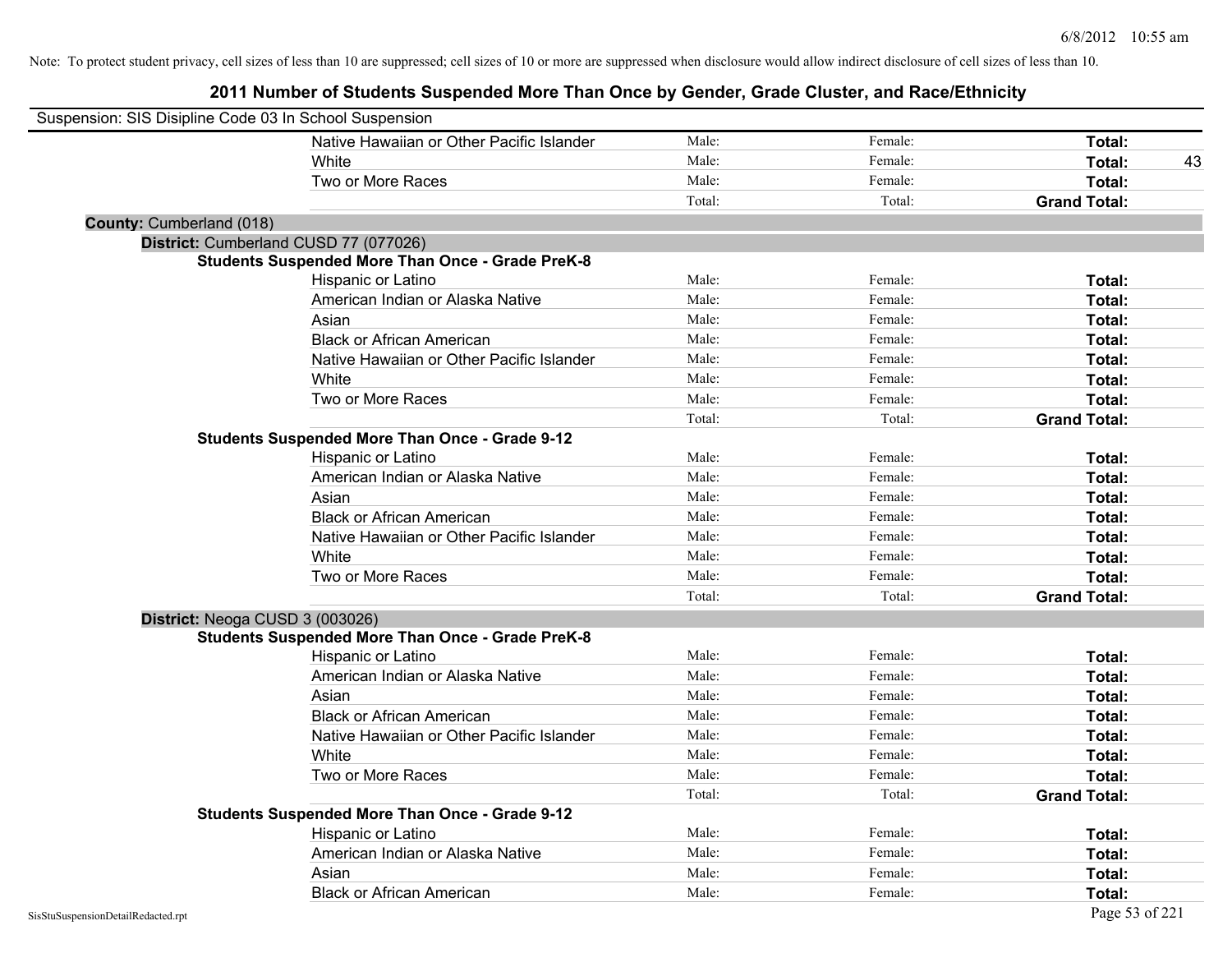Note: To protect student privacy, cell sizes of less than 10 are suppressed; cell sizes of 10 or more are suppressed when disclosure would allow indirect disclosure of cell sizes of less than 10.

# 2011 Number of Students Suspended More Than Once by Gender, Grade Cluster, and Race/Ethnicity

Suspension: SIS Disipline Code 03 In School Suspension

| | Male: | Female: | Total: |
|---|---|---|---|
| Native Hawaiian or Other Pacific Islander | Male: | Female: | **Total:** |
| White | Male: | Female: | **Total:** 43 |
| Two or More Races | Male: | Female: | **Total:** |
| | Total: | Total: | **Grand Total:** |

**County:** Cumberland (018)

**District:** Cumberland CUSD 77 (077026)

**Students Suspended More Than Once - Grade PreK-8**

| | | | |
|---|---|---|---|
| Hispanic or Latino | Male: | Female: | **Total:** |
| American Indian or Alaska Native | Male: | Female: | **Total:** |
| Asian | Male: | Female: | **Total:** |
| Black or African American | Male: | Female: | **Total:** |
| Native Hawaiian or Other Pacific Islander | Male: | Female: | **Total:** |
| White | Male: | Female: | **Total:** |
| Two or More Races | Male: | Female: | **Total:** |
| | Total: | Total: | **Grand Total:** |

**Students Suspended More Than Once - Grade 9-12**

| | | | |
|---|---|---|---|
| Hispanic or Latino | Male: | Female: | **Total:** |
| American Indian or Alaska Native | Male: | Female: | **Total:** |
| Asian | Male: | Female: | **Total:** |
| Black or African American | Male: | Female: | **Total:** |
| Native Hawaiian or Other Pacific Islander | Male: | Female: | **Total:** |
| White | Male: | Female: | **Total:** |
| Two or More Races | Male: | Female: | **Total:** |
| | Total: | Total: | **Grand Total:** |

**District:** Neoga CUSD 3 (003026)

**Students Suspended More Than Once - Grade PreK-8**

| | | | |
|---|---|---|---|
| Hispanic or Latino | Male: | Female: | **Total:** |
| American Indian or Alaska Native | Male: | Female: | **Total:** |
| Asian | Male: | Female: | **Total:** |
| Black or African American | Male: | Female: | **Total:** |
| Native Hawaiian or Other Pacific Islander | Male: | Female: | **Total:** |
| White | Male: | Female: | **Total:** |
| Two or More Races | Male: | Female: | **Total:** |
| | Total: | Total: | **Grand Total:** |

**Students Suspended More Than Once - Grade 9-12**

| | | | |
|---|---|---|---|
| Hispanic or Latino | Male: | Female: | **Total:** |
| American Indian or Alaska Native | Male: | Female: | **Total:** |
| Asian | Male: | Female: | **Total:** |
| Black or African American | Male: | Female: | **Total:** |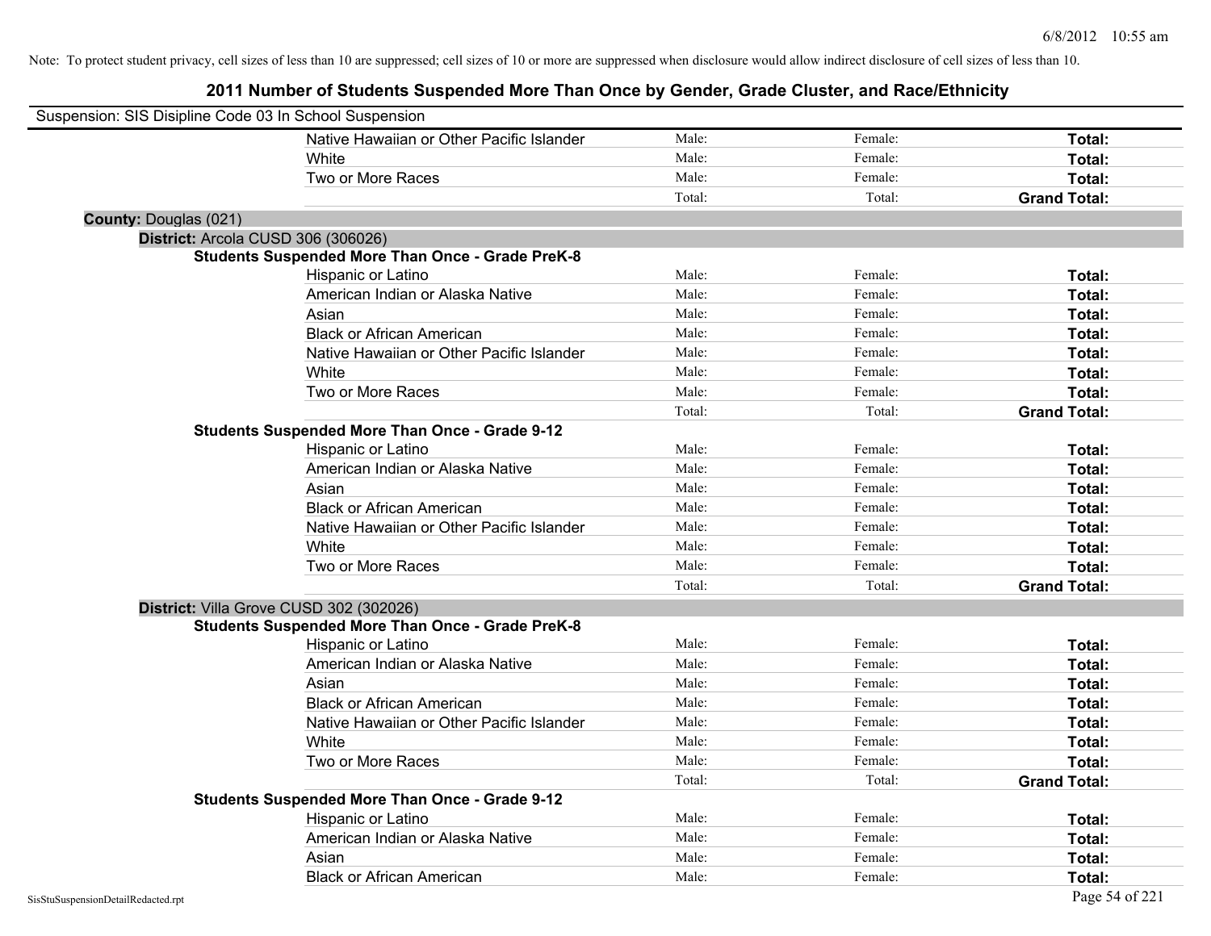Note: To protect student privacy, cell sizes of less than 10 are suppressed; cell sizes of 10 or more are suppressed when disclosure would allow indirect disclosure of cell sizes of less than 10.

## 2011 Number of Students Suspended More Than Once by Gender, Grade Cluster, and Race/Ethnicity

Suspension: SIS Disipline Code 03 In School Suspension

| | | | |
|---|---|---|---|
| Native Hawaiian or Other Pacific Islander | Male: | Female: | **Total:** |
| White | Male: | Female: | **Total:** |
| Two or More Races | Male: | Female: | **Total:** |
| | Total: | Total: | **Grand Total:** |

**County:** Douglas (021)

**District:** Arcola CUSD 306 (306026)

**Students Suspended More Than Once - Grade PreK-8**

| | | | |
|---|---|---|---|
| Hispanic or Latino | Male: | Female: | **Total:** |
| American Indian or Alaska Native | Male: | Female: | **Total:** |
| Asian | Male: | Female: | **Total:** |
| Black or African American | Male: | Female: | **Total:** |
| Native Hawaiian or Other Pacific Islander | Male: | Female: | **Total:** |
| White | Male: | Female: | **Total:** |
| Two or More Races | Male: | Female: | **Total:** |
| | Total: | Total: | **Grand Total:** |

**Students Suspended More Than Once - Grade 9-12**

| | | | |
|---|---|---|---|
| Hispanic or Latino | Male: | Female: | **Total:** |
| American Indian or Alaska Native | Male: | Female: | **Total:** |
| Asian | Male: | Female: | **Total:** |
| Black or African American | Male: | Female: | **Total:** |
| Native Hawaiian or Other Pacific Islander | Male: | Female: | **Total:** |
| White | Male: | Female: | **Total:** |
| Two or More Races | Male: | Female: | **Total:** |
| | Total: | Total: | **Grand Total:** |

**District:** Villa Grove CUSD 302 (302026)

**Students Suspended More Than Once - Grade PreK-8**

| | | | |
|---|---|---|---|
| Hispanic or Latino | Male: | Female: | **Total:** |
| American Indian or Alaska Native | Male: | Female: | **Total:** |
| Asian | Male: | Female: | **Total:** |
| Black or African American | Male: | Female: | **Total:** |
| Native Hawaiian or Other Pacific Islander | Male: | Female: | **Total:** |
| White | Male: | Female: | **Total:** |
| Two or More Races | Male: | Female: | **Total:** |
| | Total: | Total: | **Grand Total:** |

**Students Suspended More Than Once - Grade 9-12**

| | | | |
|---|---|---|---|
| Hispanic or Latino | Male: | Female: | **Total:** |
| American Indian or Alaska Native | Male: | Female: | **Total:** |
| Asian | Male: | Female: | **Total:** |
| Black or African American | Male: | Female: | **Total:** |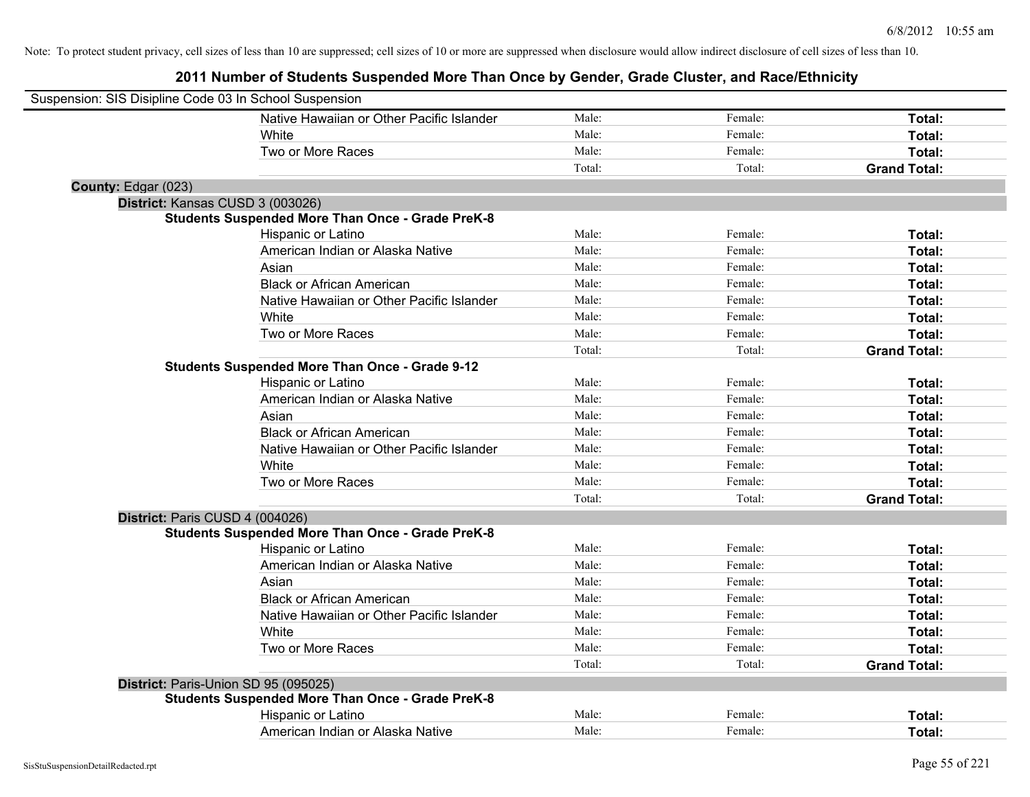Note: To protect student privacy, cell sizes of less than 10 are suppressed; cell sizes of 10 or more are suppressed when disclosure would allow indirect disclosure of cell sizes of less than 10.

# 2011 Number of Students Suspended More Than Once by Gender, Grade Cluster, and Race/Ethnicity

Suspension: SIS Disipline Code 03 In School Suspension

| | | | |
|---|---|---|---|
| Native Hawaiian or Other Pacific Islander | Male: | Female: | **Total:** |
| White | Male: | Female: | **Total:** |
| Two or More Races | Male: | Female: | **Total:** |
| | Total: | Total: | **Grand Total:** |

**County:** Edgar (023)

**District:** Kansas CUSD 3 (003026)

**Students Suspended More Than Once - Grade PreK-8**

| | | | |
|---|---|---|---|
| Hispanic or Latino | Male: | Female: | **Total:** |
| American Indian or Alaska Native | Male: | Female: | **Total:** |
| Asian | Male: | Female: | **Total:** |
| Black or African American | Male: | Female: | **Total:** |
| Native Hawaiian or Other Pacific Islander | Male: | Female: | **Total:** |
| White | Male: | Female: | **Total:** |
| Two or More Races | Male: | Female: | **Total:** |
| | Total: | Total: | **Grand Total:** |

**Students Suspended More Than Once - Grade 9-12**

| | | | |
|---|---|---|---|
| Hispanic or Latino | Male: | Female: | **Total:** |
| American Indian or Alaska Native | Male: | Female: | **Total:** |
| Asian | Male: | Female: | **Total:** |
| Black or African American | Male: | Female: | **Total:** |
| Native Hawaiian or Other Pacific Islander | Male: | Female: | **Total:** |
| White | Male: | Female: | **Total:** |
| Two or More Races | Male: | Female: | **Total:** |
| | Total: | Total: | **Grand Total:** |

**District:** Paris CUSD 4 (004026)

**Students Suspended More Than Once - Grade PreK-8**

| | | | |
|---|---|---|---|
| Hispanic or Latino | Male: | Female: | **Total:** |
| American Indian or Alaska Native | Male: | Female: | **Total:** |
| Asian | Male: | Female: | **Total:** |
| Black or African American | Male: | Female: | **Total:** |
| Native Hawaiian or Other Pacific Islander | Male: | Female: | **Total:** |
| White | Male: | Female: | **Total:** |
| Two or More Races | Male: | Female: | **Total:** |
| | Total: | Total: | **Grand Total:** |

**District:** Paris-Union SD 95 (095025)

**Students Suspended More Than Once - Grade PreK-8**

| | | | |
|---|---|---|---|
| Hispanic or Latino | Male: | Female: | **Total:** |
| American Indian or Alaska Native | Male: | Female: | **Total:** |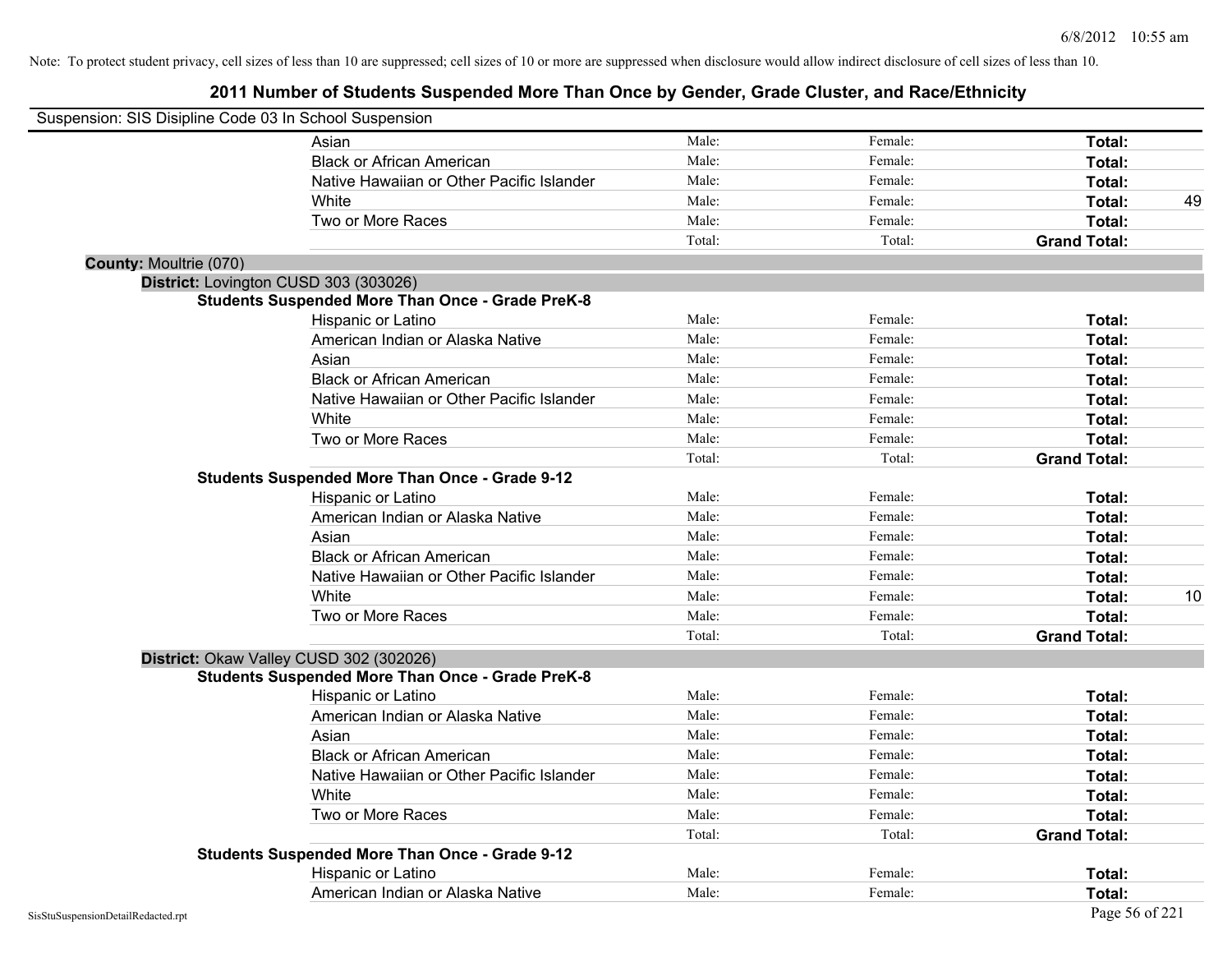Note: To protect student privacy, cell sizes of less than 10 are suppressed; cell sizes of 10 or more are suppressed when disclosure would allow indirect disclosure of cell sizes of less than 10.

# 2011 Number of Students Suspended More Than Once by Gender, Grade Cluster, and Race/Ethnicity

Suspension: SIS Disipline Code 03 In School Suspension

| | | | | |
|---|---|---|---|---|
| Asian | Male: | Female: | **Total:** | |
| Black or African American | Male: | Female: | **Total:** | |
| Native Hawaiian or Other Pacific Islander | Male: | Female: | **Total:** | |
| White | Male: | Female: | **Total:** | 49 |
| Two or More Races | Male: | Female: | **Total:** | |
| | Total: | Total: | **Grand Total:** | |

**County:** Moultrie (070)

**District:** Lovington CUSD 303 (303026)

**Students Suspended More Than Once - Grade PreK-8**

| | | | | |
|---|---|---|---|---|
| Hispanic or Latino | Male: | Female: | **Total:** | |
| American Indian or Alaska Native | Male: | Female: | **Total:** | |
| Asian | Male: | Female: | **Total:** | |
| Black or African American | Male: | Female: | **Total:** | |
| Native Hawaiian or Other Pacific Islander | Male: | Female: | **Total:** | |
| White | Male: | Female: | **Total:** | |
| Two or More Races | Male: | Female: | **Total:** | |
| | Total: | Total: | **Grand Total:** | |

**Students Suspended More Than Once - Grade 9-12**

| | | | | |
|---|---|---|---|---|
| Hispanic or Latino | Male: | Female: | **Total:** | |
| American Indian or Alaska Native | Male: | Female: | **Total:** | |
| Asian | Male: | Female: | **Total:** | |
| Black or African American | Male: | Female: | **Total:** | |
| Native Hawaiian or Other Pacific Islander | Male: | Female: | **Total:** | |
| White | Male: | Female: | **Total:** | 10 |
| Two or More Races | Male: | Female: | **Total:** | |
| | Total: | Total: | **Grand Total:** | |

**District:** Okaw Valley CUSD 302 (302026)

**Students Suspended More Than Once - Grade PreK-8**

| | | | | |
|---|---|---|---|---|
| Hispanic or Latino | Male: | Female: | **Total:** | |
| American Indian or Alaska Native | Male: | Female: | **Total:** | |
| Asian | Male: | Female: | **Total:** | |
| Black or African American | Male: | Female: | **Total:** | |
| Native Hawaiian or Other Pacific Islander | Male: | Female: | **Total:** | |
| White | Male: | Female: | **Total:** | |
| Two or More Races | Male: | Female: | **Total:** | |
| | Total: | Total: | **Grand Total:** | |

**Students Suspended More Than Once - Grade 9-12**

| | | | | |
|---|---|---|---|---|
| Hispanic or Latino | Male: | Female: | **Total:** | |
| American Indian or Alaska Native | Male: | Female: | **Total:** | |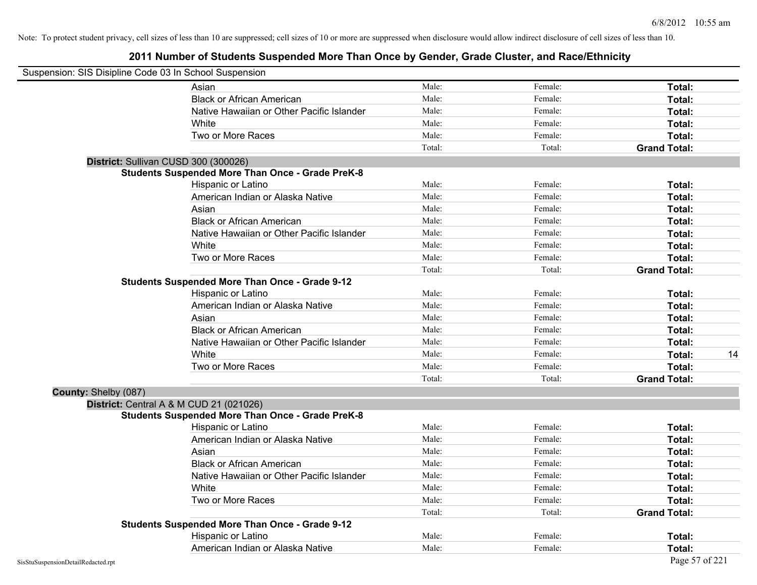Note: To protect student privacy, cell sizes of less than 10 are suppressed; cell sizes of 10 or more are suppressed when disclosure would allow indirect disclosure of cell sizes of less than 10.

## 2011 Number of Students Suspended More Than Once by Gender, Grade Cluster, and Race/Ethnicity

Suspension: SIS Disipline Code 03 In School Suspension

| | | | | |
|---|---|---|---|---|
| Asian | Male: | Female: | **Total:** | |
| Black or African American | Male: | Female: | **Total:** | |
| Native Hawaiian or Other Pacific Islander | Male: | Female: | **Total:** | |
| White | Male: | Female: | **Total:** | |
| Two or More Races | Male: | Female: | **Total:** | |
| | Total: | Total: | **Grand Total:** | |

**District:** Sullivan CUSD 300 (300026)

**Students Suspended More Than Once - Grade PreK-8**

| | | | | |
|---|---|---|---|---|
| Hispanic or Latino | Male: | Female: | **Total:** | |
| American Indian or Alaska Native | Male: | Female: | **Total:** | |
| Asian | Male: | Female: | **Total:** | |
| Black or African American | Male: | Female: | **Total:** | |
| Native Hawaiian or Other Pacific Islander | Male: | Female: | **Total:** | |
| White | Male: | Female: | **Total:** | |
| Two or More Races | Male: | Female: | **Total:** | |
| | Total: | Total: | **Grand Total:** | |

**Students Suspended More Than Once - Grade 9-12**

| | | | | |
|---|---|---|---|---|
| Hispanic or Latino | Male: | Female: | **Total:** | |
| American Indian or Alaska Native | Male: | Female: | **Total:** | |
| Asian | Male: | Female: | **Total:** | |
| Black or African American | Male: | Female: | **Total:** | |
| Native Hawaiian or Other Pacific Islander | Male: | Female: | **Total:** | |
| White | Male: | Female: | **Total:** | 14 |
| Two or More Races | Male: | Female: | **Total:** | |
| | Total: | Total: | **Grand Total:** | |

**County:** Shelby (087)

**District:** Central A & M CUD 21 (021026)

**Students Suspended More Than Once - Grade PreK-8**

| | | | | |
|---|---|---|---|---|
| Hispanic or Latino | Male: | Female: | **Total:** | |
| American Indian or Alaska Native | Male: | Female: | **Total:** | |
| Asian | Male: | Female: | **Total:** | |
| Black or African American | Male: | Female: | **Total:** | |
| Native Hawaiian or Other Pacific Islander | Male: | Female: | **Total:** | |
| White | Male: | Female: | **Total:** | |
| Two or More Races | Male: | Female: | **Total:** | |
| | Total: | Total: | **Grand Total:** | |

**Students Suspended More Than Once - Grade 9-12**

| | | | | |
|---|---|---|---|---|
| Hispanic or Latino | Male: | Female: | **Total:** | |
| American Indian or Alaska Native | Male: | Female: | **Total:** | |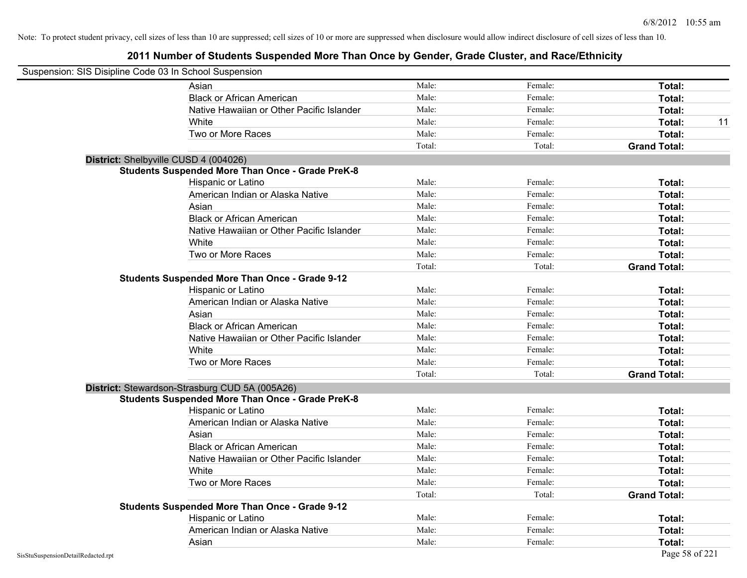Note: To protect student privacy, cell sizes of less than 10 are suppressed; cell sizes of 10 or more are suppressed when disclosure would allow indirect disclosure of cell sizes of less than 10.

# 2011 Number of Students Suspended More Than Once by Gender, Grade Cluster, and Race/Ethnicity

Suspension: SIS Disipline Code 03 In School Suspension

| | | | | |
|---|---|---|---|---|
| Asian | Male: | Female: | **Total:** | |
| Black or African American | Male: | Female: | **Total:** | |
| Native Hawaiian or Other Pacific Islander | Male: | Female: | **Total:** | |
| White | Male: | Female: | **Total:** | 11 |
| Two or More Races | Male: | Female: | **Total:** | |
| | Total: | Total: | **Grand Total:** | |

**District:** Shelbyville CUSD 4 (004026)

**Students Suspended More Than Once - Grade PreK-8**

| | | | | |
|---|---|---|---|---|
| Hispanic or Latino | Male: | Female: | **Total:** | |
| American Indian or Alaska Native | Male: | Female: | **Total:** | |
| Asian | Male: | Female: | **Total:** | |
| Black or African American | Male: | Female: | **Total:** | |
| Native Hawaiian or Other Pacific Islander | Male: | Female: | **Total:** | |
| White | Male: | Female: | **Total:** | |
| Two or More Races | Male: | Female: | **Total:** | |
| | Total: | Total: | **Grand Total:** | |

**Students Suspended More Than Once - Grade 9-12**

| | | | | |
|---|---|---|---|---|
| Hispanic or Latino | Male: | Female: | **Total:** | |
| American Indian or Alaska Native | Male: | Female: | **Total:** | |
| Asian | Male: | Female: | **Total:** | |
| Black or African American | Male: | Female: | **Total:** | |
| Native Hawaiian or Other Pacific Islander | Male: | Female: | **Total:** | |
| White | Male: | Female: | **Total:** | |
| Two or More Races | Male: | Female: | **Total:** | |
| | Total: | Total: | **Grand Total:** | |

**District:** Stewardson-Strasburg CUD 5A (005A26)

**Students Suspended More Than Once - Grade PreK-8**

| | | | | |
|---|---|---|---|---|
| Hispanic or Latino | Male: | Female: | **Total:** | |
| American Indian or Alaska Native | Male: | Female: | **Total:** | |
| Asian | Male: | Female: | **Total:** | |
| Black or African American | Male: | Female: | **Total:** | |
| Native Hawaiian or Other Pacific Islander | Male: | Female: | **Total:** | |
| White | Male: | Female: | **Total:** | |
| Two or More Races | Male: | Female: | **Total:** | |
| | Total: | Total: | **Grand Total:** | |

**Students Suspended More Than Once - Grade 9-12**

| | | | | |
|---|---|---|---|---|
| Hispanic or Latino | Male: | Female: | **Total:** | |
| American Indian or Alaska Native | Male: | Female: | **Total:** | |
| Asian | Male: | Female: | **Total:** | |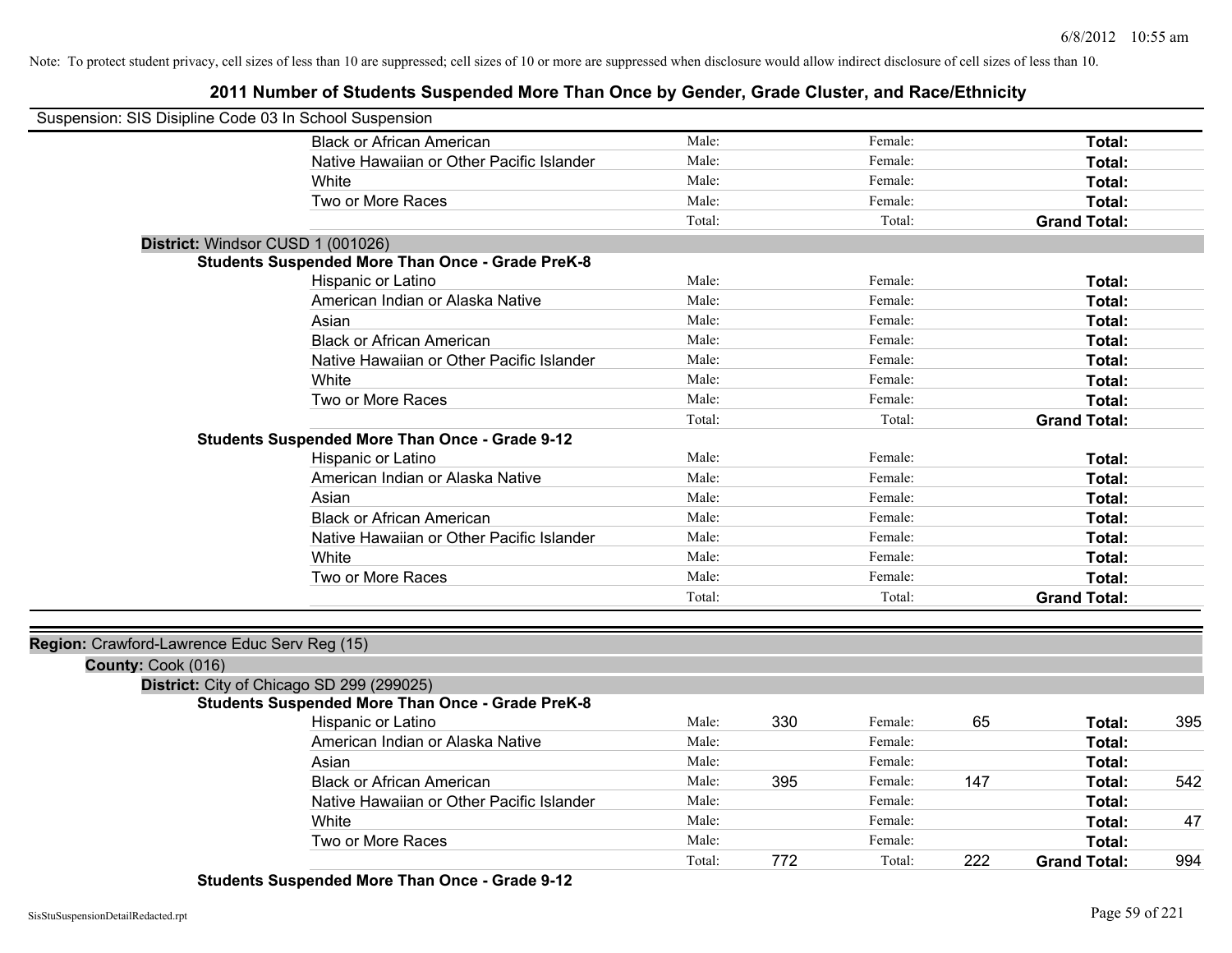Note: To protect student privacy, cell sizes of less than 10 are suppressed; cell sizes of 10 or more are suppressed when disclosure would allow indirect disclosure of cell sizes of less than 10.

# 2011 Number of Students Suspended More Than Once by Gender, Grade Cluster, and Race/Ethnicity

Suspension: SIS Disipline Code 03 In School Suspension

| | Male: | | Female: | | Total: | |
|---|---|---|---|---|---|---|
| Black or African American | Male: | | Female: | | **Total:** | |
| Native Hawaiian or Other Pacific Islander | Male: | | Female: | | **Total:** | |
| White | Male: | | Female: | | **Total:** | |
| Two or More Races | Male: | | Female: | | **Total:** | |
| | Total: | | Total: | | **Grand Total:** | |

**District:** Windsor CUSD 1 (001026)

**Students Suspended More Than Once - Grade PreK-8**

| | | | | | | |
|---|---|---|---|---|---|---|
| Hispanic or Latino | Male: | | Female: | | **Total:** | |
| American Indian or Alaska Native | Male: | | Female: | | **Total:** | |
| Asian | Male: | | Female: | | **Total:** | |
| Black or African American | Male: | | Female: | | **Total:** | |
| Native Hawaiian or Other Pacific Islander | Male: | | Female: | | **Total:** | |
| White | Male: | | Female: | | **Total:** | |
| Two or More Races | Male: | | Female: | | **Total:** | |
| | Total: | | Total: | | **Grand Total:** | |

**Students Suspended More Than Once - Grade 9-12**

| | | | | | | |
|---|---|---|---|---|---|---|
| Hispanic or Latino | Male: | | Female: | | **Total:** | |
| American Indian or Alaska Native | Male: | | Female: | | **Total:** | |
| Asian | Male: | | Female: | | **Total:** | |
| Black or African American | Male: | | Female: | | **Total:** | |
| Native Hawaiian or Other Pacific Islander | Male: | | Female: | | **Total:** | |
| White | Male: | | Female: | | **Total:** | |
| Two or More Races | Male: | | Female: | | **Total:** | |
| | Total: | | Total: | | **Grand Total:** | |

**Region:** Crawford-Lawrence Educ Serv Reg (15)

**County:** Cook (016)

**District:** City of Chicago SD 299 (299025)

**Students Suspended More Than Once - Grade PreK-8**

| | | | | | | |
|---|---|---|---|---|---|---|
| Hispanic or Latino | Male: | 330 | Female: | 65 | **Total:** | 395 |
| American Indian or Alaska Native | Male: | | Female: | | **Total:** | |
| Asian | Male: | | Female: | | **Total:** | |
| Black or African American | Male: | 395 | Female: | 147 | **Total:** | 542 |
| Native Hawaiian or Other Pacific Islander | Male: | | Female: | | **Total:** | |
| White | Male: | | Female: | | **Total:** | 47 |
| Two or More Races | Male: | | Female: | | **Total:** | |
| | Total: | 772 | Total: | 222 | **Grand Total:** | 994 |

**Students Suspended More Than Once - Grade 9-12**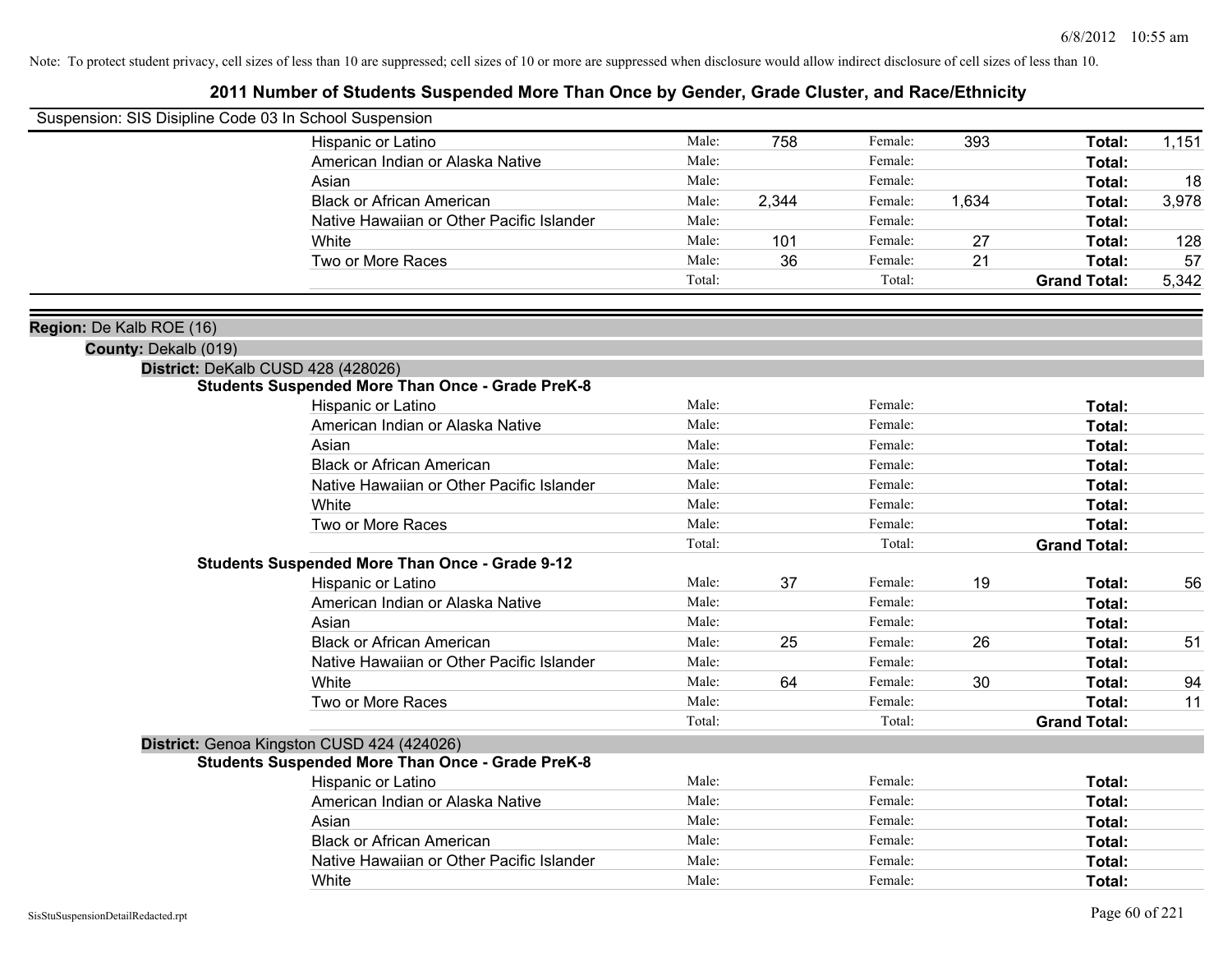Note: To protect student privacy, cell sizes of less than 10 are suppressed; cell sizes of 10 or more are suppressed when disclosure would allow indirect disclosure of cell sizes of less than 10.

## 2011 Number of Students Suspended More Than Once by Gender, Grade Cluster, and Race/Ethnicity

Suspension: SIS Disipline Code 03 In School Suspension

| | | | | | | |
|---|---|---|---|---|---|---|
| Hispanic or Latino | Male: | 758 | Female: | 393 | **Total:** | 1,151 |
| American Indian or Alaska Native | Male: | | Female: | | **Total:** | |
| Asian | Male: | | Female: | | **Total:** | 18 |
| Black or African American | Male: | 2,344 | Female: | 1,634 | **Total:** | 3,978 |
| Native Hawaiian or Other Pacific Islander | Male: | | Female: | | **Total:** | |
| White | Male: | 101 | Female: | 27 | **Total:** | 128 |
| Two or More Races | Male: | 36 | Female: | 21 | **Total:** | 57 |
| | Total: | | Total: | | **Grand Total:** | 5,342 |

**Region:** De Kalb ROE (16)

**County:** Dekalb (019)

**District:** DeKalb CUSD 428 (428026)

**Students Suspended More Than Once - Grade PreK-8**

| | | | | | | |
|---|---|---|---|---|---|---|
| Hispanic or Latino | Male: | | Female: | | **Total:** | |
| American Indian or Alaska Native | Male: | | Female: | | **Total:** | |
| Asian | Male: | | Female: | | **Total:** | |
| Black or African American | Male: | | Female: | | **Total:** | |
| Native Hawaiian or Other Pacific Islander | Male: | | Female: | | **Total:** | |
| White | Male: | | Female: | | **Total:** | |
| Two or More Races | Male: | | Female: | | **Total:** | |
| | Total: | | Total: | | **Grand Total:** | |

**Students Suspended More Than Once - Grade 9-12**

| | | | | | | |
|---|---|---|---|---|---|---|
| Hispanic or Latino | Male: | 37 | Female: | 19 | **Total:** | 56 |
| American Indian or Alaska Native | Male: | | Female: | | **Total:** | |
| Asian | Male: | | Female: | | **Total:** | |
| Black or African American | Male: | 25 | Female: | 26 | **Total:** | 51 |
| Native Hawaiian or Other Pacific Islander | Male: | | Female: | | **Total:** | |
| White | Male: | 64 | Female: | 30 | **Total:** | 94 |
| Two or More Races | Male: | | Female: | | **Total:** | 11 |
| | Total: | | Total: | | **Grand Total:** | |

**District:** Genoa Kingston CUSD 424 (424026)

**Students Suspended More Than Once - Grade PreK-8**

| | | | | | | |
|---|---|---|---|---|---|---|
| Hispanic or Latino | Male: | | Female: | | **Total:** | |
| American Indian or Alaska Native | Male: | | Female: | | **Total:** | |
| Asian | Male: | | Female: | | **Total:** | |
| Black or African American | Male: | | Female: | | **Total:** | |
| Native Hawaiian or Other Pacific Islander | Male: | | Female: | | **Total:** | |
| White | Male: | | Female: | | **Total:** | |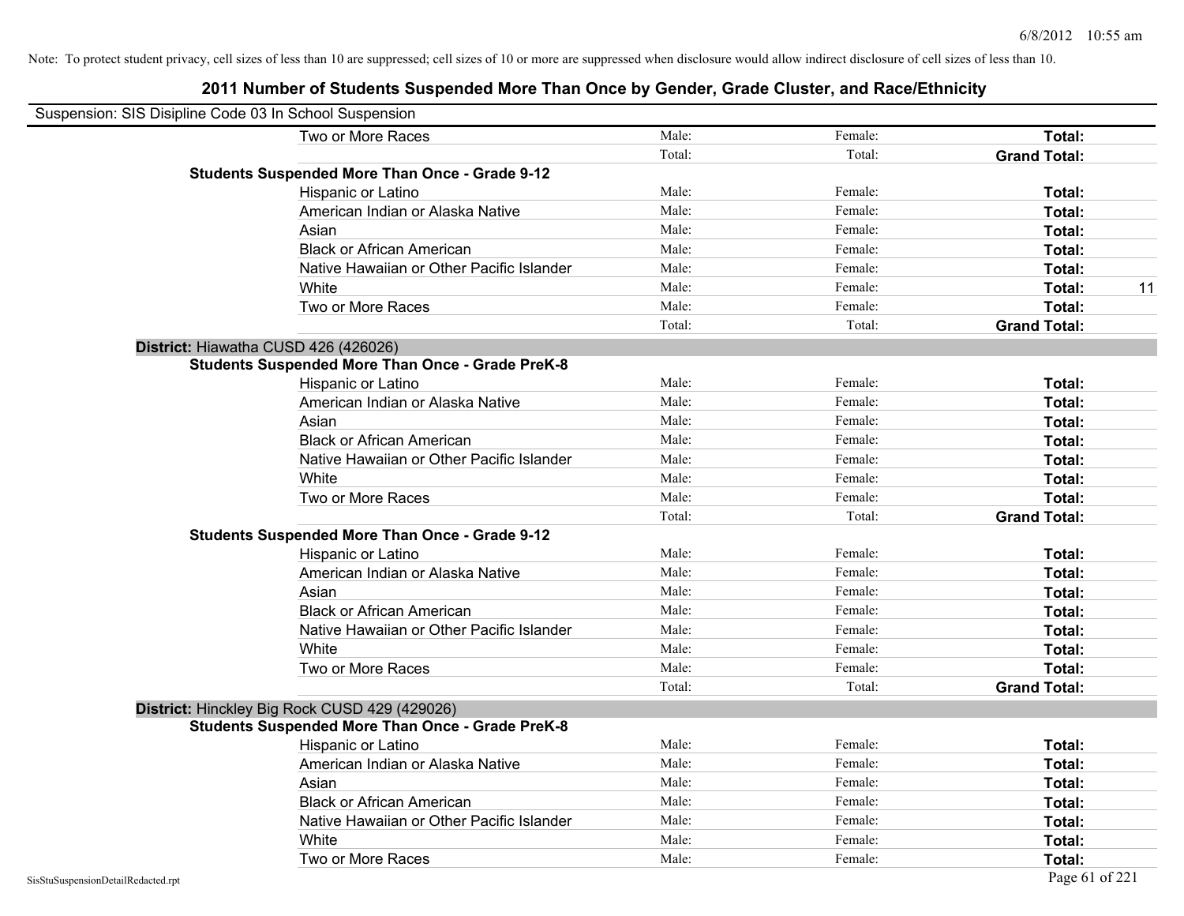Note: To protect student privacy, cell sizes of less than 10 are suppressed; cell sizes of 10 or more are suppressed when disclosure would allow indirect disclosure of cell sizes of less than 10.

# 2011 Number of Students Suspended More Than Once by Gender, Grade Cluster, and Race/Ethnicity

Suspension: SIS Disipline Code 03 In School Suspension

| | | | | |
|---|---|---|---|---|
| Two or More Races | Male: | Female: | **Total:** | |
| | Total: | Total: | **Grand Total:** | |

**Students Suspended More Than Once - Grade 9-12**

| | | | | |
|---|---|---|---|---|
| Hispanic or Latino | Male: | Female: | **Total:** | |
| American Indian or Alaska Native | Male: | Female: | **Total:** | |
| Asian | Male: | Female: | **Total:** | |
| Black or African American | Male: | Female: | **Total:** | |
| Native Hawaiian or Other Pacific Islander | Male: | Female: | **Total:** | |
| White | Male: | Female: | **Total:** | 11 |
| Two or More Races | Male: | Female: | **Total:** | |
| | Total: | Total: | **Grand Total:** | |

**District:** Hiawatha CUSD 426 (426026)

**Students Suspended More Than Once - Grade PreK-8**

| | | | | |
|---|---|---|---|---|
| Hispanic or Latino | Male: | Female: | **Total:** | |
| American Indian or Alaska Native | Male: | Female: | **Total:** | |
| Asian | Male: | Female: | **Total:** | |
| Black or African American | Male: | Female: | **Total:** | |
| Native Hawaiian or Other Pacific Islander | Male: | Female: | **Total:** | |
| White | Male: | Female: | **Total:** | |
| Two or More Races | Male: | Female: | **Total:** | |
| | Total: | Total: | **Grand Total:** | |

**Students Suspended More Than Once - Grade 9-12**

| | | | | |
|---|---|---|---|---|
| Hispanic or Latino | Male: | Female: | **Total:** | |
| American Indian or Alaska Native | Male: | Female: | **Total:** | |
| Asian | Male: | Female: | **Total:** | |
| Black or African American | Male: | Female: | **Total:** | |
| Native Hawaiian or Other Pacific Islander | Male: | Female: | **Total:** | |
| White | Male: | Female: | **Total:** | |
| Two or More Races | Male: | Female: | **Total:** | |
| | Total: | Total: | **Grand Total:** | |

**District:** Hinckley Big Rock CUSD 429 (429026)

**Students Suspended More Than Once - Grade PreK-8**

| | | | | |
|---|---|---|---|---|
| Hispanic or Latino | Male: | Female: | **Total:** | |
| American Indian or Alaska Native | Male: | Female: | **Total:** | |
| Asian | Male: | Female: | **Total:** | |
| Black or African American | Male: | Female: | **Total:** | |
| Native Hawaiian or Other Pacific Islander | Male: | Female: | **Total:** | |
| White | Male: | Female: | **Total:** | |
| Two or More Races | Male: | Female: | **Total:** | |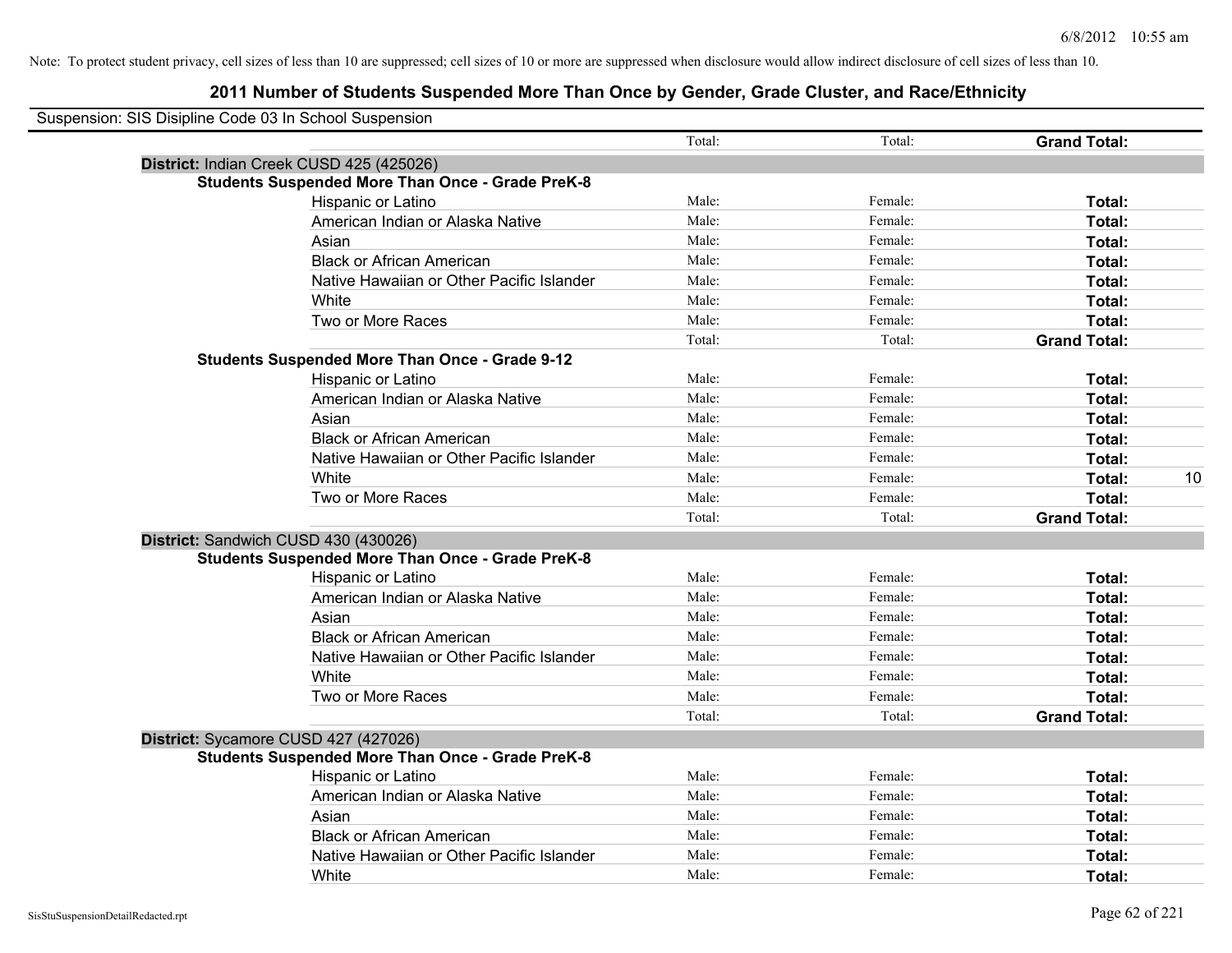Note: To protect student privacy, cell sizes of less than 10 are suppressed; cell sizes of 10 or more are suppressed when disclosure would allow indirect disclosure of cell sizes of less than 10.

## 2011 Number of Students Suspended More Than Once by Gender, Grade Cluster, and Race/Ethnicity

Suspension: SIS Disipline Code 03 In School Suspension

| | | | | |
|---|---|---|---|---|
| | Total: | Total: | **Grand Total:** | |
| **District:** Indian Creek CUSD 425 (425026) | | | | |
| **Students Suspended More Than Once - Grade PreK-8** | | | | |
| Hispanic or Latino | Male: | Female: | **Total:** | |
| American Indian or Alaska Native | Male: | Female: | **Total:** | |
| Asian | Male: | Female: | **Total:** | |
| Black or African American | Male: | Female: | **Total:** | |
| Native Hawaiian or Other Pacific Islander | Male: | Female: | **Total:** | |
| White | Male: | Female: | **Total:** | |
| Two or More Races | Male: | Female: | **Total:** | |
| | Total: | Total: | **Grand Total:** | |
| **Students Suspended More Than Once - Grade 9-12** | | | | |
| Hispanic or Latino | Male: | Female: | **Total:** | |
| American Indian or Alaska Native | Male: | Female: | **Total:** | |
| Asian | Male: | Female: | **Total:** | |
| Black or African American | Male: | Female: | **Total:** | |
| Native Hawaiian or Other Pacific Islander | Male: | Female: | **Total:** | |
| White | Male: | Female: | **Total:** | 10 |
| Two or More Races | Male: | Female: | **Total:** | |
| | Total: | Total: | **Grand Total:** | |
| **District:** Sandwich CUSD 430 (430026) | | | | |
| **Students Suspended More Than Once - Grade PreK-8** | | | | |
| Hispanic or Latino | Male: | Female: | **Total:** | |
| American Indian or Alaska Native | Male: | Female: | **Total:** | |
| Asian | Male: | Female: | **Total:** | |
| Black or African American | Male: | Female: | **Total:** | |
| Native Hawaiian or Other Pacific Islander | Male: | Female: | **Total:** | |
| White | Male: | Female: | **Total:** | |
| Two or More Races | Male: | Female: | **Total:** | |
| | Total: | Total: | **Grand Total:** | |
| **District:** Sycamore CUSD 427 (427026) | | | | |
| **Students Suspended More Than Once - Grade PreK-8** | | | | |
| Hispanic or Latino | Male: | Female: | **Total:** | |
| American Indian or Alaska Native | Male: | Female: | **Total:** | |
| Asian | Male: | Female: | **Total:** | |
| Black or African American | Male: | Female: | **Total:** | |
| Native Hawaiian or Other Pacific Islander | Male: | Female: | **Total:** | |
| White | Male: | Female: | **Total:** | |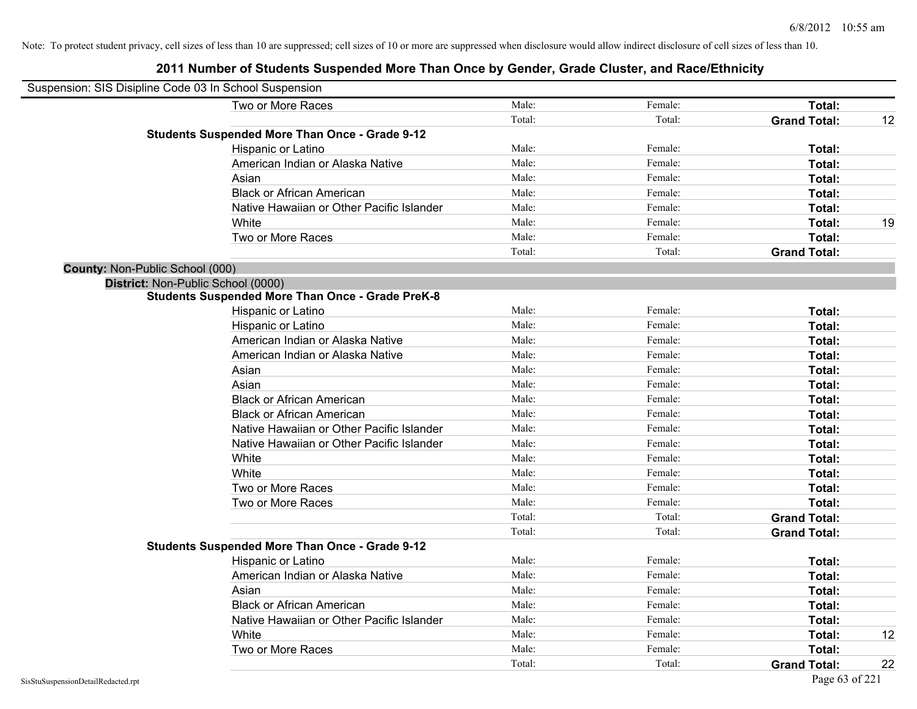Note: To protect student privacy, cell sizes of less than 10 are suppressed; cell sizes of 10 or more are suppressed when disclosure would allow indirect disclosure of cell sizes of less than 10.

# 2011 Number of Students Suspended More Than Once by Gender, Grade Cluster, and Race/Ethnicity

Suspension: SIS Disipline Code 03 In School Suspension

| | | | | |
|---|---|---|---|---|
| Two or More Races | Male: | Female: | **Total:** | |
| | Total: | Total: | **Grand Total:** | 12 |

**Students Suspended More Than Once - Grade 9-12**

| | | | | |
|---|---|---|---|---|
| Hispanic or Latino | Male: | Female: | **Total:** | |
| American Indian or Alaska Native | Male: | Female: | **Total:** | |
| Asian | Male: | Female: | **Total:** | |
| Black or African American | Male: | Female: | **Total:** | |
| Native Hawaiian or Other Pacific Islander | Male: | Female: | **Total:** | |
| White | Male: | Female: | **Total:** | 19 |
| Two or More Races | Male: | Female: | **Total:** | |
| | Total: | Total: | **Grand Total:** | |

**County:** Non-Public School (000)

**District:** Non-Public School (0000)

**Students Suspended More Than Once - Grade PreK-8**

| | | | | |
|---|---|---|---|---|
| Hispanic or Latino | Male: | Female: | **Total:** | |
| Hispanic or Latino | Male: | Female: | **Total:** | |
| American Indian or Alaska Native | Male: | Female: | **Total:** | |
| American Indian or Alaska Native | Male: | Female: | **Total:** | |
| Asian | Male: | Female: | **Total:** | |
| Asian | Male: | Female: | **Total:** | |
| Black or African American | Male: | Female: | **Total:** | |
| Black or African American | Male: | Female: | **Total:** | |
| Native Hawaiian or Other Pacific Islander | Male: | Female: | **Total:** | |
| Native Hawaiian or Other Pacific Islander | Male: | Female: | **Total:** | |
| White | Male: | Female: | **Total:** | |
| White | Male: | Female: | **Total:** | |
| Two or More Races | Male: | Female: | **Total:** | |
| Two or More Races | Male: | Female: | **Total:** | |
| | Total: | Total: | **Grand Total:** | |
| | Total: | Total: | **Grand Total:** | |

**Students Suspended More Than Once - Grade 9-12**

| | | | | |
|---|---|---|---|---|
| Hispanic or Latino | Male: | Female: | **Total:** | |
| American Indian or Alaska Native | Male: | Female: | **Total:** | |
| Asian | Male: | Female: | **Total:** | |
| Black or African American | Male: | Female: | **Total:** | |
| Native Hawaiian or Other Pacific Islander | Male: | Female: | **Total:** | |
| White | Male: | Female: | **Total:** | 12 |
| Two or More Races | Male: | Female: | **Total:** | |
| | Total: | Total: | **Grand Total:** | 22 |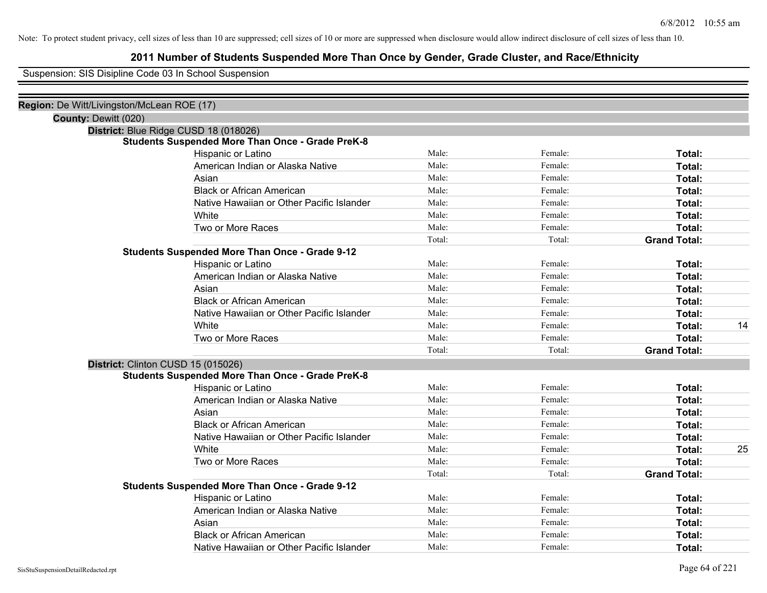Note: To protect student privacy, cell sizes of less than 10 are suppressed; cell sizes of 10 or more are suppressed when disclosure would allow indirect disclosure of cell sizes of less than 10.

# 2011 Number of Students Suspended More Than Once by Gender, Grade Cluster, and Race/Ethnicity

Suspension: SIS Disipline Code 03 In School Suspension

**Region:** De Witt/Livingston/McLean ROE (17)

**County:** Dewitt (020)

**District:** Blue Ridge CUSD 18 (018026)

**Students Suspended More Than Once - Grade PreK-8**

| Race/Ethnicity | Male | Female | Total |
|---|---|---|---|
| Hispanic or Latino | Male: | Female: | Total: |
| American Indian or Alaska Native | Male: | Female: | Total: |
| Asian | Male: | Female: | Total: |
| Black or African American | Male: | Female: | Total: |
| Native Hawaiian or Other Pacific Islander | Male: | Female: | Total: |
| White | Male: | Female: | Total: |
| Two or More Races | Male: | Female: | Total: |
| | Total: | Total: | Grand Total: |

**Students Suspended More Than Once - Grade 9-12**

| Race/Ethnicity | Male | Female | Total |
|---|---|---|---|
| Hispanic or Latino | Male: | Female: | Total: |
| American Indian or Alaska Native | Male: | Female: | Total: |
| Asian | Male: | Female: | Total: |
| Black or African American | Male: | Female: | Total: |
| Native Hawaiian or Other Pacific Islander | Male: | Female: | Total: |
| White | Male: | Female: | Total: 14 |
| Two or More Races | Male: | Female: | Total: |
| | Total: | Total: | Grand Total: |

**District:** Clinton CUSD 15 (015026)

**Students Suspended More Than Once - Grade PreK-8**

| Race/Ethnicity | Male | Female | Total |
|---|---|---|---|
| Hispanic or Latino | Male: | Female: | Total: |
| American Indian or Alaska Native | Male: | Female: | Total: |
| Asian | Male: | Female: | Total: |
| Black or African American | Male: | Female: | Total: |
| Native Hawaiian or Other Pacific Islander | Male: | Female: | Total: |
| White | Male: | Female: | Total: 25 |
| Two or More Races | Male: | Female: | Total: |
| | Total: | Total: | Grand Total: |

**Students Suspended More Than Once - Grade 9-12**

| Race/Ethnicity | Male | Female | Total |
|---|---|---|---|
| Hispanic or Latino | Male: | Female: | Total: |
| American Indian or Alaska Native | Male: | Female: | Total: |
| Asian | Male: | Female: | Total: |
| Black or African American | Male: | Female: | Total: |
| Native Hawaiian or Other Pacific Islander | Male: | Female: | Total: |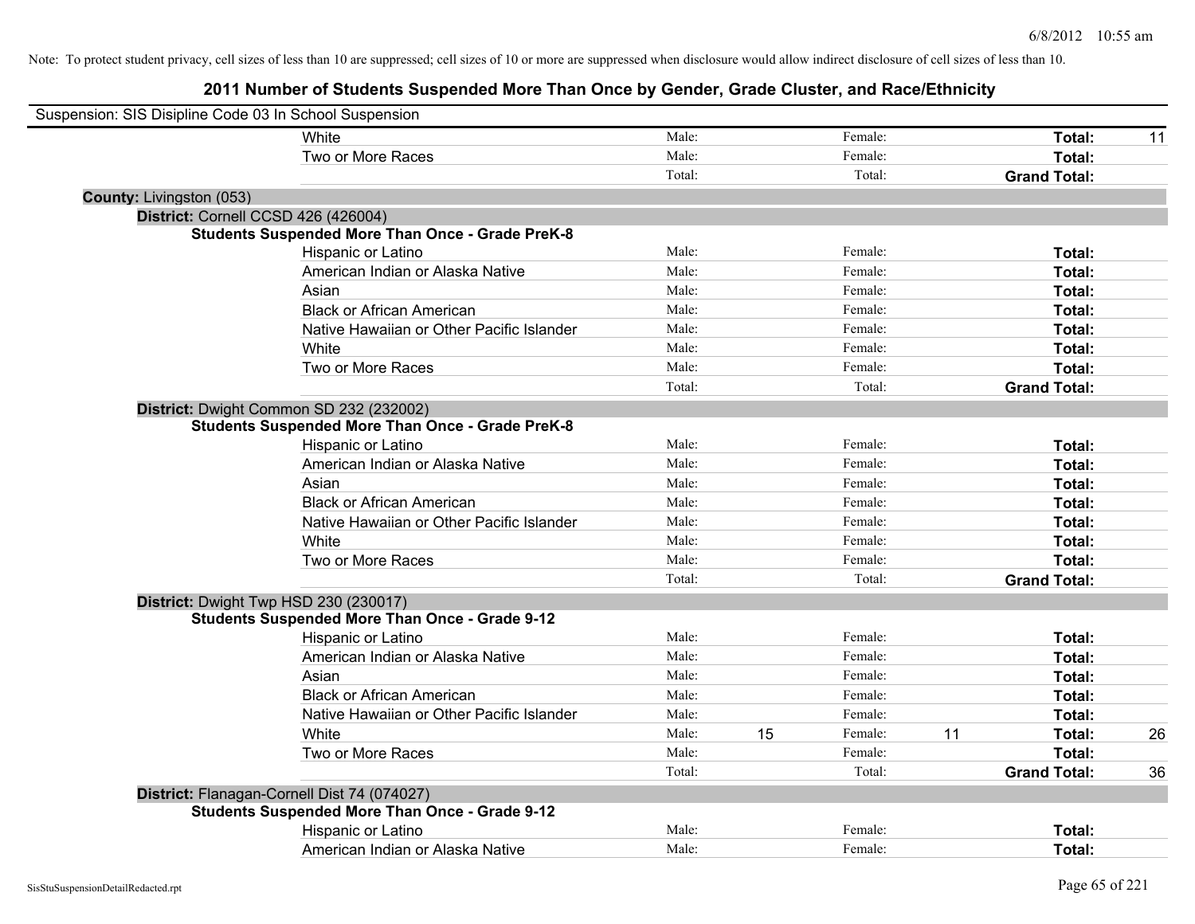Note: To protect student privacy, cell sizes of less than 10 are suppressed; cell sizes of 10 or more are suppressed when disclosure would allow indirect disclosure of cell sizes of less than 10.

## 2011 Number of Students Suspended More Than Once by Gender, Grade Cluster, and Race/Ethnicity

Suspension: SIS Disipline Code 03 In School Suspension

| | Male: | | Female: | | | |
|---|---|---|---|---|---|---|
| White | Male: | | Female: | | **Total:** | 11 |
| Two or More Races | Male: | | Female: | | **Total:** | |
| | Total: | | Total: | | **Grand Total:** | |

**County:** Livingston (053)

**District:** Cornell CCSD 426 (426004)

**Students Suspended More Than Once - Grade PreK-8**

| | | | | | | |
|---|---|---|---|---|---|---|
| Hispanic or Latino | Male: | | Female: | | **Total:** | |
| American Indian or Alaska Native | Male: | | Female: | | **Total:** | |
| Asian | Male: | | Female: | | **Total:** | |
| Black or African American | Male: | | Female: | | **Total:** | |
| Native Hawaiian or Other Pacific Islander | Male: | | Female: | | **Total:** | |
| White | Male: | | Female: | | **Total:** | |
| Two or More Races | Male: | | Female: | | **Total:** | |
| | Total: | | Total: | | **Grand Total:** | |

**District:** Dwight Common SD 232 (232002)

**Students Suspended More Than Once - Grade PreK-8**

| | | | | | | |
|---|---|---|---|---|---|---|
| Hispanic or Latino | Male: | | Female: | | **Total:** | |
| American Indian or Alaska Native | Male: | | Female: | | **Total:** | |
| Asian | Male: | | Female: | | **Total:** | |
| Black or African American | Male: | | Female: | | **Total:** | |
| Native Hawaiian or Other Pacific Islander | Male: | | Female: | | **Total:** | |
| White | Male: | | Female: | | **Total:** | |
| Two or More Races | Male: | | Female: | | **Total:** | |
| | Total: | | Total: | | **Grand Total:** | |

**District:** Dwight Twp HSD 230 (230017)

**Students Suspended More Than Once - Grade 9-12**

| | | | | | | |
|---|---|---|---|---|---|---|
| Hispanic or Latino | Male: | | Female: | | **Total:** | |
| American Indian or Alaska Native | Male: | | Female: | | **Total:** | |
| Asian | Male: | | Female: | | **Total:** | |
| Black or African American | Male: | | Female: | | **Total:** | |
| Native Hawaiian or Other Pacific Islander | Male: | | Female: | | **Total:** | |
| White | Male: | 15 | Female: | 11 | **Total:** | 26 |
| Two or More Races | Male: | | Female: | | **Total:** | |
| | Total: | | Total: | | **Grand Total:** | 36 |

**District:** Flanagan-Cornell Dist 74 (074027)

**Students Suspended More Than Once - Grade 9-12**

| | | | | | | |
|---|---|---|---|---|---|---|
| Hispanic or Latino | Male: | | Female: | | **Total:** | |
| American Indian or Alaska Native | Male: | | Female: | | **Total:** | |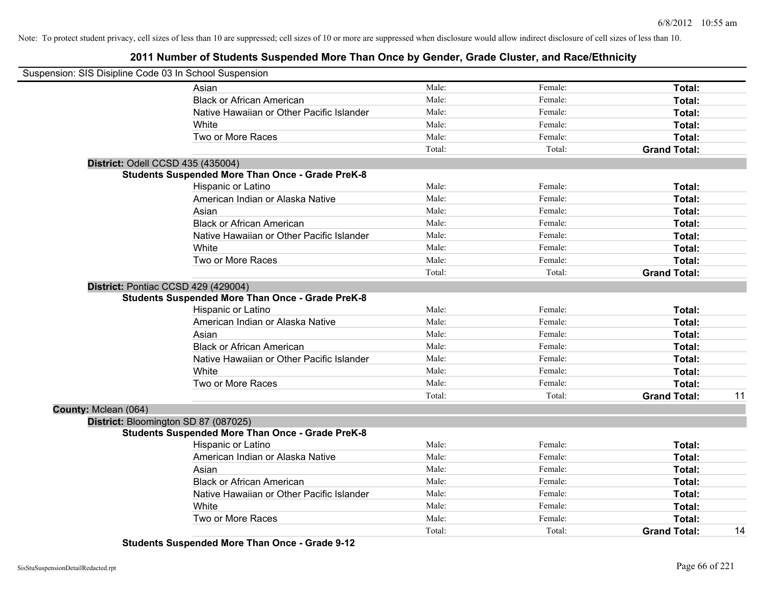Note: To protect student privacy, cell sizes of less than 10 are suppressed; cell sizes of 10 or more are suppressed when disclosure would allow indirect disclosure of cell sizes of less than 10.

# 2011 Number of Students Suspended More Than Once by Gender, Grade Cluster, and Race/Ethnicity

Suspension: SIS Disipline Code 03 In School Suspension

| | | | | |
|---|---|---|---|---|
| Asian | Male: | Female: | **Total:** | |
| Black or African American | Male: | Female: | **Total:** | |
| Native Hawaiian or Other Pacific Islander | Male: | Female: | **Total:** | |
| White | Male: | Female: | **Total:** | |
| Two or More Races | Male: | Female: | **Total:** | |
| | Total: | Total: | **Grand Total:** | |

**District:** Odell CCSD 435 (435004)

**Students Suspended More Than Once - Grade PreK-8**

| | | | | |
|---|---|---|---|---|
| Hispanic or Latino | Male: | Female: | **Total:** | |
| American Indian or Alaska Native | Male: | Female: | **Total:** | |
| Asian | Male: | Female: | **Total:** | |
| Black or African American | Male: | Female: | **Total:** | |
| Native Hawaiian or Other Pacific Islander | Male: | Female: | **Total:** | |
| White | Male: | Female: | **Total:** | |
| Two or More Races | Male: | Female: | **Total:** | |
| | Total: | Total: | **Grand Total:** | |

**District:** Pontiac CCSD 429 (429004)

**Students Suspended More Than Once - Grade PreK-8**

| | | | | |
|---|---|---|---|---|
| Hispanic or Latino | Male: | Female: | **Total:** | |
| American Indian or Alaska Native | Male: | Female: | **Total:** | |
| Asian | Male: | Female: | **Total:** | |
| Black or African American | Male: | Female: | **Total:** | |
| Native Hawaiian or Other Pacific Islander | Male: | Female: | **Total:** | |
| White | Male: | Female: | **Total:** | |
| Two or More Races | Male: | Female: | **Total:** | |
| | Total: | Total: | **Grand Total:** | 11 |

**County:** Mclean (064)

**District:** Bloomington SD 87 (087025)

**Students Suspended More Than Once - Grade PreK-8**

| | | | | |
|---|---|---|---|---|
| Hispanic or Latino | Male: | Female: | **Total:** | |
| American Indian or Alaska Native | Male: | Female: | **Total:** | |
| Asian | Male: | Female: | **Total:** | |
| Black or African American | Male: | Female: | **Total:** | |
| Native Hawaiian or Other Pacific Islander | Male: | Female: | **Total:** | |
| White | Male: | Female: | **Total:** | |
| Two or More Races | Male: | Female: | **Total:** | |
| | Total: | Total: | **Grand Total:** | 14 |

**Students Suspended More Than Once - Grade 9-12**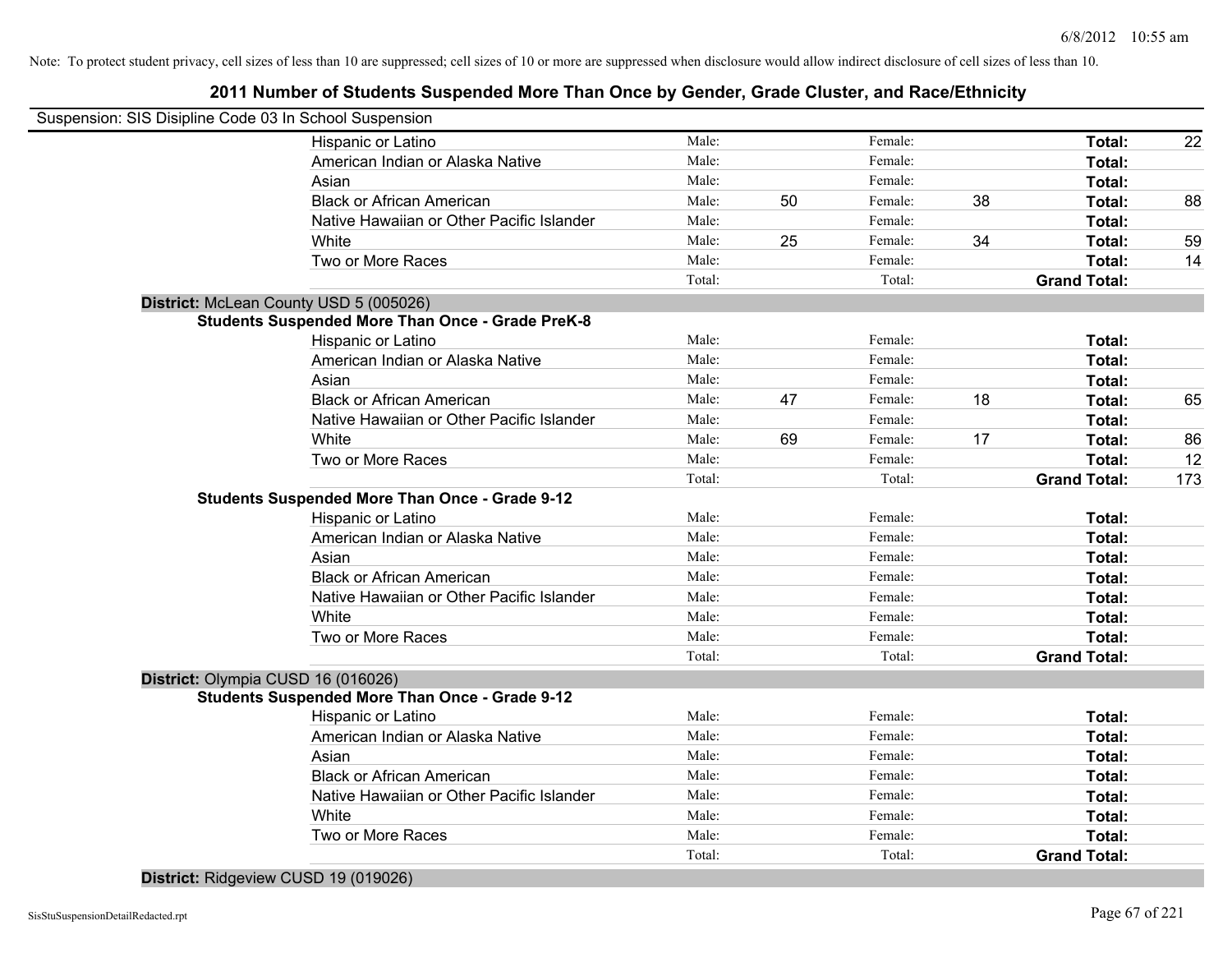Note: To protect student privacy, cell sizes of less than 10 are suppressed; cell sizes of 10 or more are suppressed when disclosure would allow indirect disclosure of cell sizes of less than 10.

# 2011 Number of Students Suspended More Than Once by Gender, Grade Cluster, and Race/Ethnicity

Suspension: SIS Disipline Code 03 In School Suspension

| | | | | | | |
|---|---|---|---|---|---|---|
| Hispanic or Latino | Male: | | Female: | | **Total:** | 22 |
| American Indian or Alaska Native | Male: | | Female: | | **Total:** | |
| Asian | Male: | | Female: | | **Total:** | |
| Black or African American | Male: | 50 | Female: | 38 | **Total:** | 88 |
| Native Hawaiian or Other Pacific Islander | Male: | | Female: | | **Total:** | |
| White | Male: | 25 | Female: | 34 | **Total:** | 59 |
| Two or More Races | Male: | | Female: | | **Total:** | 14 |
| | Total: | | Total: | | **Grand Total:** | |

**District:** McLean County USD 5 (005026)

**Students Suspended More Than Once - Grade PreK-8**

| | | | | | | |
|---|---|---|---|---|---|---|
| Hispanic or Latino | Male: | | Female: | | **Total:** | |
| American Indian or Alaska Native | Male: | | Female: | | **Total:** | |
| Asian | Male: | | Female: | | **Total:** | |
| Black or African American | Male: | 47 | Female: | 18 | **Total:** | 65 |
| Native Hawaiian or Other Pacific Islander | Male: | | Female: | | **Total:** | |
| White | Male: | 69 | Female: | 17 | **Total:** | 86 |
| Two or More Races | Male: | | Female: | | **Total:** | 12 |
| | Total: | | Total: | | **Grand Total:** | 173 |

**Students Suspended More Than Once - Grade 9-12**

| | | | | | | |
|---|---|---|---|---|---|---|
| Hispanic or Latino | Male: | | Female: | | **Total:** | |
| American Indian or Alaska Native | Male: | | Female: | | **Total:** | |
| Asian | Male: | | Female: | | **Total:** | |
| Black or African American | Male: | | Female: | | **Total:** | |
| Native Hawaiian or Other Pacific Islander | Male: | | Female: | | **Total:** | |
| White | Male: | | Female: | | **Total:** | |
| Two or More Races | Male: | | Female: | | **Total:** | |
| | Total: | | Total: | | **Grand Total:** | |

**District:** Olympia CUSD 16 (016026)

**Students Suspended More Than Once - Grade 9-12**

| | | | | | | |
|---|---|---|---|---|---|---|
| Hispanic or Latino | Male: | | Female: | | **Total:** | |
| American Indian or Alaska Native | Male: | | Female: | | **Total:** | |
| Asian | Male: | | Female: | | **Total:** | |
| Black or African American | Male: | | Female: | | **Total:** | |
| Native Hawaiian or Other Pacific Islander | Male: | | Female: | | **Total:** | |
| White | Male: | | Female: | | **Total:** | |
| Two or More Races | Male: | | Female: | | **Total:** | |
| | Total: | | Total: | | **Grand Total:** | |

**District:** Ridgeview CUSD 19 (019026)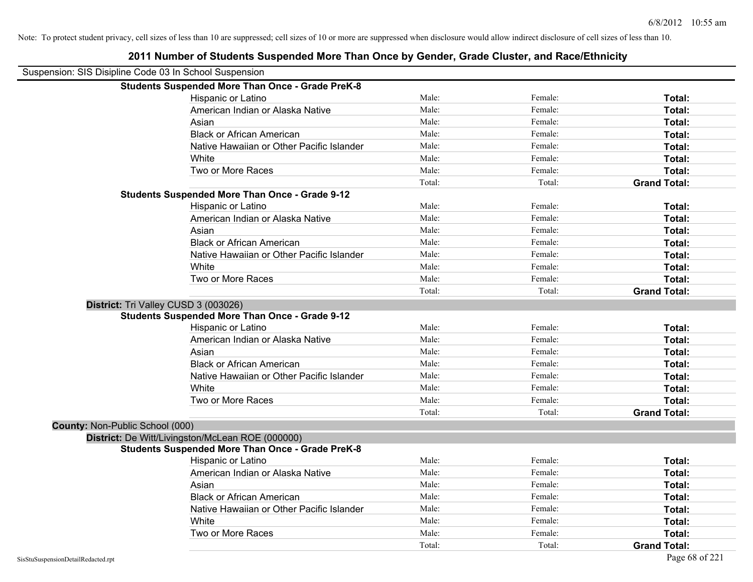Note: To protect student privacy, cell sizes of less than 10 are suppressed; cell sizes of 10 or more are suppressed when disclosure would allow indirect disclosure of cell sizes of less than 10.

# 2011 Number of Students Suspended More Than Once by Gender, Grade Cluster, and Race/Ethnicity

Suspension: SIS Disipline Code 03 In School Suspension

**Students Suspended More Than Once - Grade PreK-8**

| | | | |
|---|---|---|---|
| Hispanic or Latino | Male: | Female: | **Total:** |
| American Indian or Alaska Native | Male: | Female: | **Total:** |
| Asian | Male: | Female: | **Total:** |
| Black or African American | Male: | Female: | **Total:** |
| Native Hawaiian or Other Pacific Islander | Male: | Female: | **Total:** |
| White | Male: | Female: | **Total:** |
| Two or More Races | Male: | Female: | **Total:** |
| | Total: | Total: | **Grand Total:** |

**Students Suspended More Than Once - Grade 9-12**

| | | | |
|---|---|---|---|
| Hispanic or Latino | Male: | Female: | **Total:** |
| American Indian or Alaska Native | Male: | Female: | **Total:** |
| Asian | Male: | Female: | **Total:** |
| Black or African American | Male: | Female: | **Total:** |
| Native Hawaiian or Other Pacific Islander | Male: | Female: | **Total:** |
| White | Male: | Female: | **Total:** |
| Two or More Races | Male: | Female: | **Total:** |
| | Total: | Total: | **Grand Total:** |

**District:** Tri Valley CUSD 3 (003026)

**Students Suspended More Than Once - Grade 9-12**

| | | | |
|---|---|---|---|
| Hispanic or Latino | Male: | Female: | **Total:** |
| American Indian or Alaska Native | Male: | Female: | **Total:** |
| Asian | Male: | Female: | **Total:** |
| Black or African American | Male: | Female: | **Total:** |
| Native Hawaiian or Other Pacific Islander | Male: | Female: | **Total:** |
| White | Male: | Female: | **Total:** |
| Two or More Races | Male: | Female: | **Total:** |
| | Total: | Total: | **Grand Total:** |

**County:** Non-Public School (000)

**District:** De Witt/Livingston/McLean ROE (000000)

**Students Suspended More Than Once - Grade PreK-8**

| | | | |
|---|---|---|---|
| Hispanic or Latino | Male: | Female: | **Total:** |
| American Indian or Alaska Native | Male: | Female: | **Total:** |
| Asian | Male: | Female: | **Total:** |
| Black or African American | Male: | Female: | **Total:** |
| Native Hawaiian or Other Pacific Islander | Male: | Female: | **Total:** |
| White | Male: | Female: | **Total:** |
| Two or More Races | Male: | Female: | **Total:** |
| | Total: | Total: | **Grand Total:** |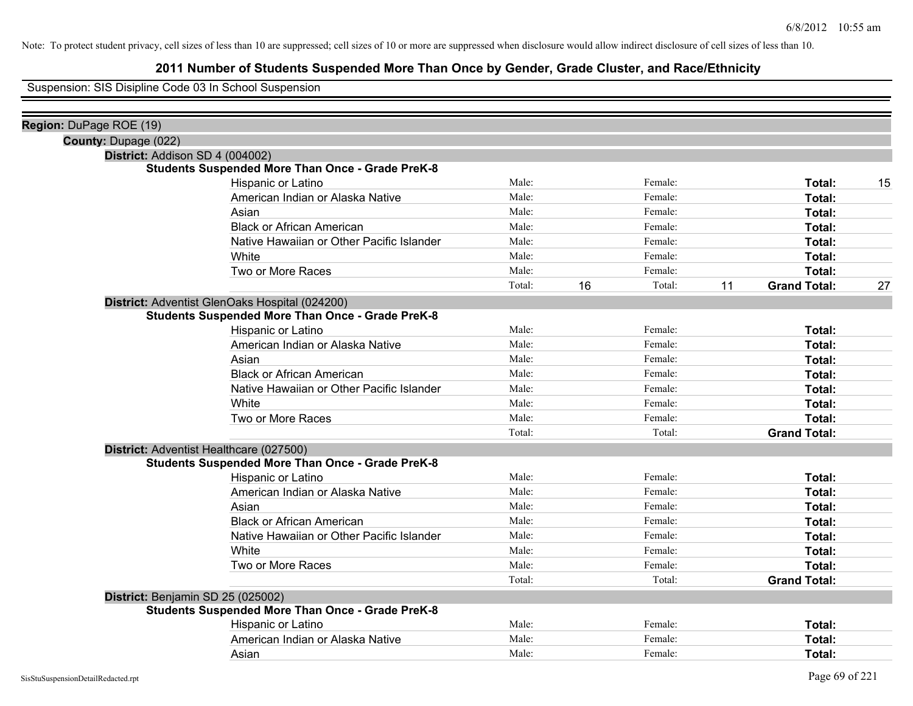Note: To protect student privacy, cell sizes of less than 10 are suppressed; cell sizes of 10 or more are suppressed when disclosure would allow indirect disclosure of cell sizes of less than 10.

# 2011 Number of Students Suspended More Than Once by Gender, Grade Cluster, and Race/Ethnicity

Suspension: SIS Disipline Code 03 In School Suspension

**Region:** DuPage ROE (19)

**County:** Dupage (022)

**District:** Addison SD 4 (004002)

**Students Suspended More Than Once - Grade PreK-8**

| | | | | | | |
|---|---|---|---|---|---|---|
| Hispanic or Latino | Male: | | Female: | | **Total:** | 15 |
| American Indian or Alaska Native | Male: | | Female: | | **Total:** | |
| Asian | Male: | | Female: | | **Total:** | |
| Black or African American | Male: | | Female: | | **Total:** | |
| Native Hawaiian or Other Pacific Islander | Male: | | Female: | | **Total:** | |
| White | Male: | | Female: | | **Total:** | |
| Two or More Races | Male: | | Female: | | **Total:** | |
| | Total: | 16 | Total: | 11 | **Grand Total:** | 27 |

**District:** Adventist GlenOaks Hospital (024200)

**Students Suspended More Than Once - Grade PreK-8**

| | | | | | | |
|---|---|---|---|---|---|---|
| Hispanic or Latino | Male: | | Female: | | **Total:** | |
| American Indian or Alaska Native | Male: | | Female: | | **Total:** | |
| Asian | Male: | | Female: | | **Total:** | |
| Black or African American | Male: | | Female: | | **Total:** | |
| Native Hawaiian or Other Pacific Islander | Male: | | Female: | | **Total:** | |
| White | Male: | | Female: | | **Total:** | |
| Two or More Races | Male: | | Female: | | **Total:** | |
| | Total: | | Total: | | **Grand Total:** | |

**District:** Adventist Healthcare (027500)

**Students Suspended More Than Once - Grade PreK-8**

| | | | | | | |
|---|---|---|---|---|---|---|
| Hispanic or Latino | Male: | | Female: | | **Total:** | |
| American Indian or Alaska Native | Male: | | Female: | | **Total:** | |
| Asian | Male: | | Female: | | **Total:** | |
| Black or African American | Male: | | Female: | | **Total:** | |
| Native Hawaiian or Other Pacific Islander | Male: | | Female: | | **Total:** | |
| White | Male: | | Female: | | **Total:** | |
| Two or More Races | Male: | | Female: | | **Total:** | |
| | Total: | | Total: | | **Grand Total:** | |

**District:** Benjamin SD 25 (025002)

**Students Suspended More Than Once - Grade PreK-8**

| | | | | | | |
|---|---|---|---|---|---|---|
| Hispanic or Latino | Male: | | Female: | | **Total:** | |
| American Indian or Alaska Native | Male: | | Female: | | **Total:** | |
| Asian | Male: | | Female: | | **Total:** | |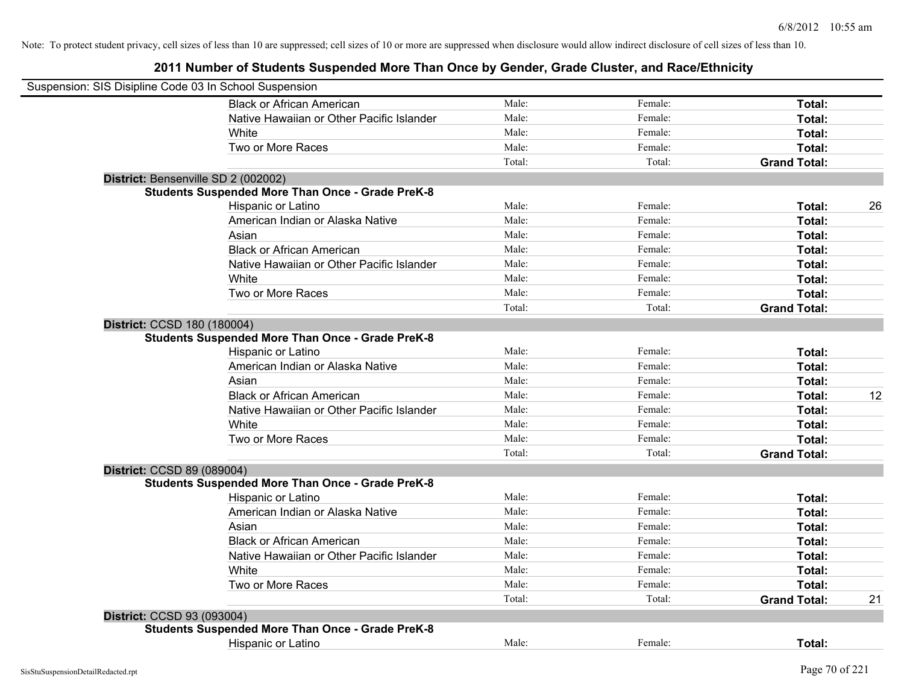Note: To protect student privacy, cell sizes of less than 10 are suppressed; cell sizes of 10 or more are suppressed when disclosure would allow indirect disclosure of cell sizes of less than 10.

# 2011 Number of Students Suspended More Than Once by Gender, Grade Cluster, and Race/Ethnicity

Suspension: SIS Disipline Code 03 In School Suspension

| | | | | | |
|---|---|---|---|---|---|
| | Black or African American | Male: | Female: | **Total:** | |
| | Native Hawaiian or Other Pacific Islander | Male: | Female: | **Total:** | |
| | White | Male: | Female: | **Total:** | |
| | Two or More Races | Male: | Female: | **Total:** | |
| | | Total: | Total: | **Grand Total:** | |
| **District:** Bensenville SD 2 (002002) | | | | | |
| **Students Suspended More Than Once - Grade PreK-8** | | | | | |
| | Hispanic or Latino | Male: | Female: | **Total:** | 26 |
| | American Indian or Alaska Native | Male: | Female: | **Total:** | |
| | Asian | Male: | Female: | **Total:** | |
| | Black or African American | Male: | Female: | **Total:** | |
| | Native Hawaiian or Other Pacific Islander | Male: | Female: | **Total:** | |
| | White | Male: | Female: | **Total:** | |
| | Two or More Races | Male: | Female: | **Total:** | |
| | | Total: | Total: | **Grand Total:** | |
| **District:** CCSD 180 (180004) | | | | | |
| **Students Suspended More Than Once - Grade PreK-8** | | | | | |
| | Hispanic or Latino | Male: | Female: | **Total:** | |
| | American Indian or Alaska Native | Male: | Female: | **Total:** | |
| | Asian | Male: | Female: | **Total:** | |
| | Black or African American | Male: | Female: | **Total:** | 12 |
| | Native Hawaiian or Other Pacific Islander | Male: | Female: | **Total:** | |
| | White | Male: | Female: | **Total:** | |
| | Two or More Races | Male: | Female: | **Total:** | |
| | | Total: | Total: | **Grand Total:** | |
| **District:** CCSD 89 (089004) | | | | | |
| **Students Suspended More Than Once - Grade PreK-8** | | | | | |
| | Hispanic or Latino | Male: | Female: | **Total:** | |
| | American Indian or Alaska Native | Male: | Female: | **Total:** | |
| | Asian | Male: | Female: | **Total:** | |
| | Black or African American | Male: | Female: | **Total:** | |
| | Native Hawaiian or Other Pacific Islander | Male: | Female: | **Total:** | |
| | White | Male: | Female: | **Total:** | |
| | Two or More Races | Male: | Female: | **Total:** | |
| | | Total: | Total: | **Grand Total:** | 21 |
| **District:** CCSD 93 (093004) | | | | | |
| **Students Suspended More Than Once - Grade PreK-8** | | | | | |
| | Hispanic or Latino | Male: | Female: | **Total:** | |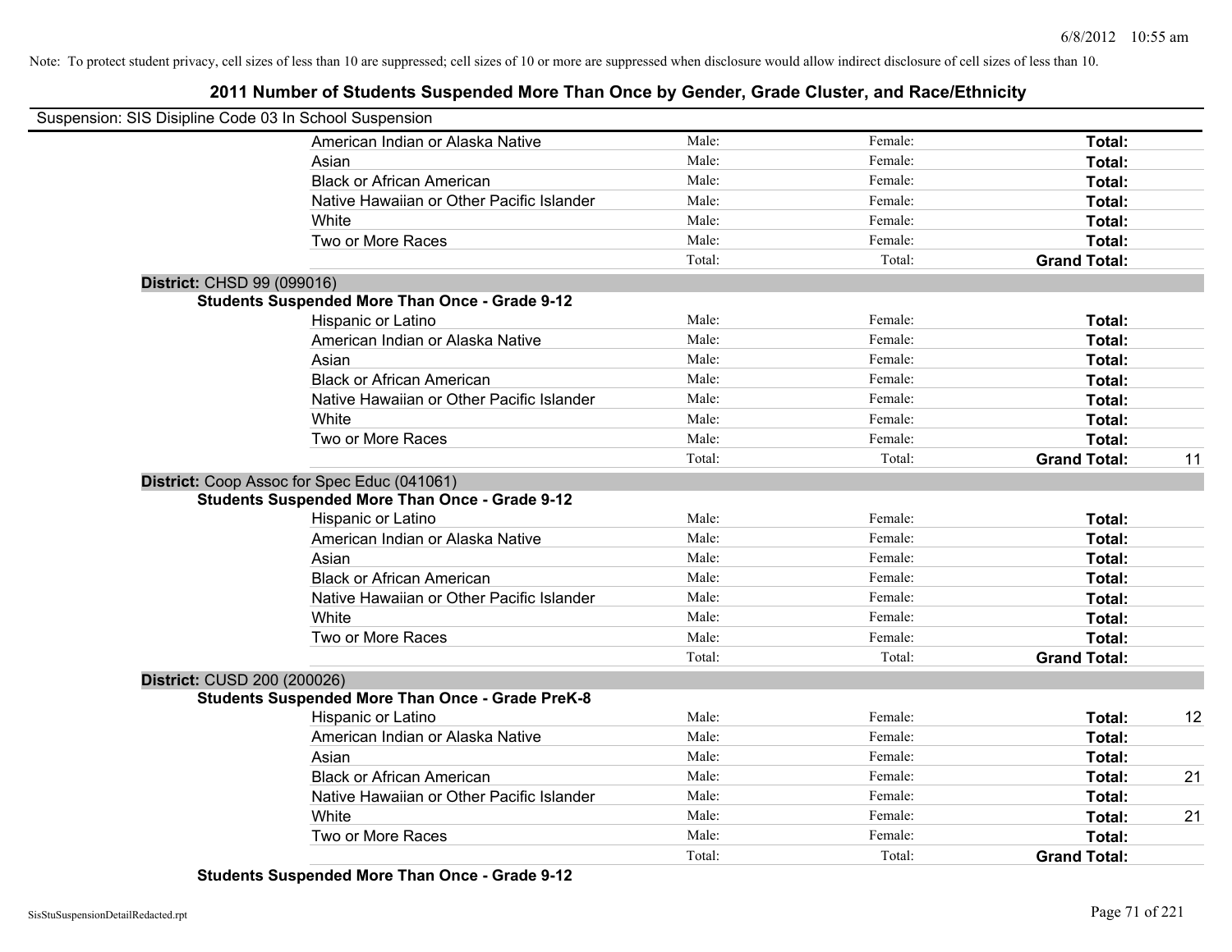Note: To protect student privacy, cell sizes of less than 10 are suppressed; cell sizes of 10 or more are suppressed when disclosure would allow indirect disclosure of cell sizes of less than 10.

## 2011 Number of Students Suspended More Than Once by Gender, Grade Cluster, and Race/Ethnicity

Suspension: SIS Disipline Code 03 In School Suspension

| | Male: | Female: | Total: | |
|---|---|---|---|---|
| American Indian or Alaska Native | Male: | Female: | **Total:** | |
| Asian | Male: | Female: | **Total:** | |
| Black or African American | Male: | Female: | **Total:** | |
| Native Hawaiian or Other Pacific Islander | Male: | Female: | **Total:** | |
| White | Male: | Female: | **Total:** | |
| Two or More Races | Male: | Female: | **Total:** | |
| | Total: | Total: | **Grand Total:** | |

**District:** CHSD 99 (099016)

**Students Suspended More Than Once - Grade 9-12**

| | | | | |
|---|---|---|---|---|
| Hispanic or Latino | Male: | Female: | **Total:** | |
| American Indian or Alaska Native | Male: | Female: | **Total:** | |
| Asian | Male: | Female: | **Total:** | |
| Black or African American | Male: | Female: | **Total:** | |
| Native Hawaiian or Other Pacific Islander | Male: | Female: | **Total:** | |
| White | Male: | Female: | **Total:** | |
| Two or More Races | Male: | Female: | **Total:** | |
| | Total: | Total: | **Grand Total:** | 11 |

**District:** Coop Assoc for Spec Educ (041061)

**Students Suspended More Than Once - Grade 9-12**

| | | | | |
|---|---|---|---|---|
| Hispanic or Latino | Male: | Female: | **Total:** | |
| American Indian or Alaska Native | Male: | Female: | **Total:** | |
| Asian | Male: | Female: | **Total:** | |
| Black or African American | Male: | Female: | **Total:** | |
| Native Hawaiian or Other Pacific Islander | Male: | Female: | **Total:** | |
| White | Male: | Female: | **Total:** | |
| Two or More Races | Male: | Female: | **Total:** | |
| | Total: | Total: | **Grand Total:** | |

**District:** CUSD 200 (200026)

**Students Suspended More Than Once - Grade PreK-8**

| | | | | |
|---|---|---|---|---|
| Hispanic or Latino | Male: | Female: | **Total:** | 12 |
| American Indian or Alaska Native | Male: | Female: | **Total:** | |
| Asian | Male: | Female: | **Total:** | |
| Black or African American | Male: | Female: | **Total:** | 21 |
| Native Hawaiian or Other Pacific Islander | Male: | Female: | **Total:** | |
| White | Male: | Female: | **Total:** | 21 |
| Two or More Races | Male: | Female: | **Total:** | |
| | Total: | Total: | **Grand Total:** | |

**Students Suspended More Than Once - Grade 9-12**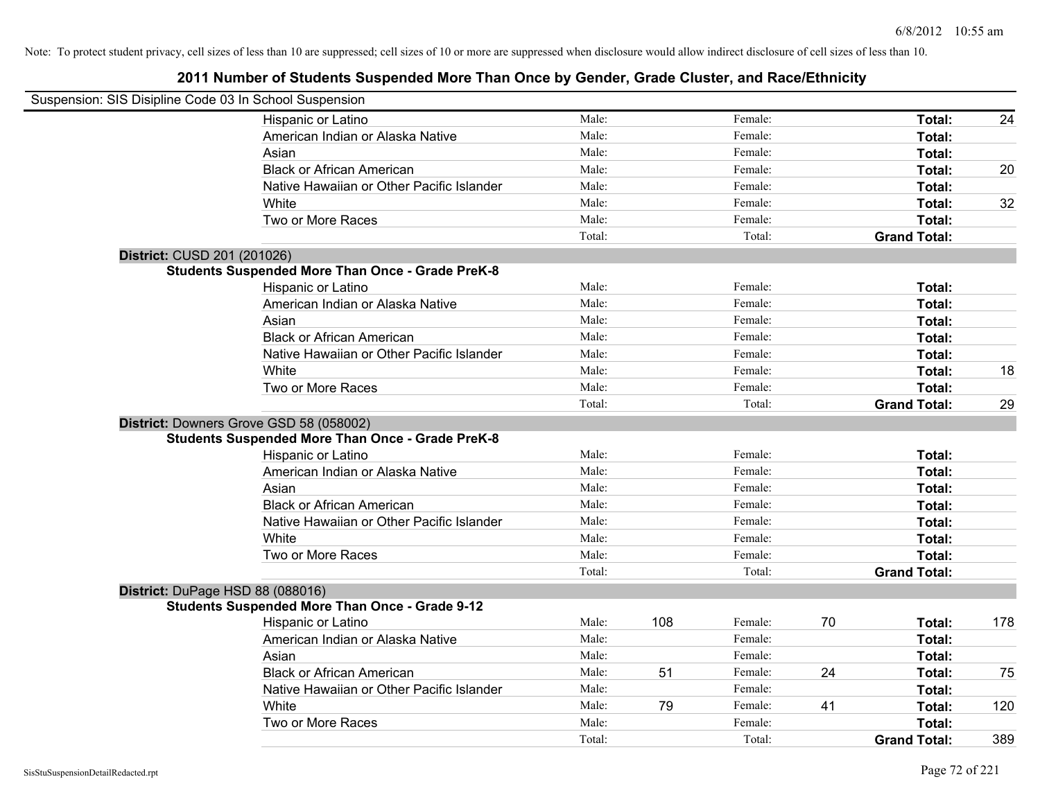Note: To protect student privacy, cell sizes of less than 10 are suppressed; cell sizes of 10 or more are suppressed when disclosure would allow indirect disclosure of cell sizes of less than 10.

# 2011 Number of Students Suspended More Than Once by Gender, Grade Cluster, and Race/Ethnicity

Suspension: SIS Disipline Code 03 In School Suspension

| | | | | | | |
|---|---|---|---|---|---|---|
| Hispanic or Latino | Male: | | Female: | | **Total:** | 24 |
| American Indian or Alaska Native | Male: | | Female: | | **Total:** | |
| Asian | Male: | | Female: | | **Total:** | |
| Black or African American | Male: | | Female: | | **Total:** | 20 |
| Native Hawaiian or Other Pacific Islander | Male: | | Female: | | **Total:** | |
| White | Male: | | Female: | | **Total:** | 32 |
| Two or More Races | Male: | | Female: | | **Total:** | |
| | Total: | | Total: | | **Grand Total:** | |

**District:** CUSD 201 (201026)

**Students Suspended More Than Once - Grade PreK-8**

| | | | | | | |
|---|---|---|---|---|---|---|
| Hispanic or Latino | Male: | | Female: | | **Total:** | |
| American Indian or Alaska Native | Male: | | Female: | | **Total:** | |
| Asian | Male: | | Female: | | **Total:** | |
| Black or African American | Male: | | Female: | | **Total:** | |
| Native Hawaiian or Other Pacific Islander | Male: | | Female: | | **Total:** | |
| White | Male: | | Female: | | **Total:** | 18 |
| Two or More Races | Male: | | Female: | | **Total:** | |
| | Total: | | Total: | | **Grand Total:** | 29 |

**District:** Downers Grove GSD 58 (058002)

**Students Suspended More Than Once - Grade PreK-8**

| | | | | | | |
|---|---|---|---|---|---|---|
| Hispanic or Latino | Male: | | Female: | | **Total:** | |
| American Indian or Alaska Native | Male: | | Female: | | **Total:** | |
| Asian | Male: | | Female: | | **Total:** | |
| Black or African American | Male: | | Female: | | **Total:** | |
| Native Hawaiian or Other Pacific Islander | Male: | | Female: | | **Total:** | |
| White | Male: | | Female: | | **Total:** | |
| Two or More Races | Male: | | Female: | | **Total:** | |
| | Total: | | Total: | | **Grand Total:** | |

**District:** DuPage HSD 88 (088016)

**Students Suspended More Than Once - Grade 9-12**

| | | | | | | |
|---|---|---|---|---|---|---|
| Hispanic or Latino | Male: | 108 | Female: | 70 | **Total:** | 178 |
| American Indian or Alaska Native | Male: | | Female: | | **Total:** | |
| Asian | Male: | | Female: | | **Total:** | |
| Black or African American | Male: | 51 | Female: | 24 | **Total:** | 75 |
| Native Hawaiian or Other Pacific Islander | Male: | | Female: | | **Total:** | |
| White | Male: | 79 | Female: | 41 | **Total:** | 120 |
| Two or More Races | Male: | | Female: | | **Total:** | |
| | Total: | | Total: | | **Grand Total:** | 389 |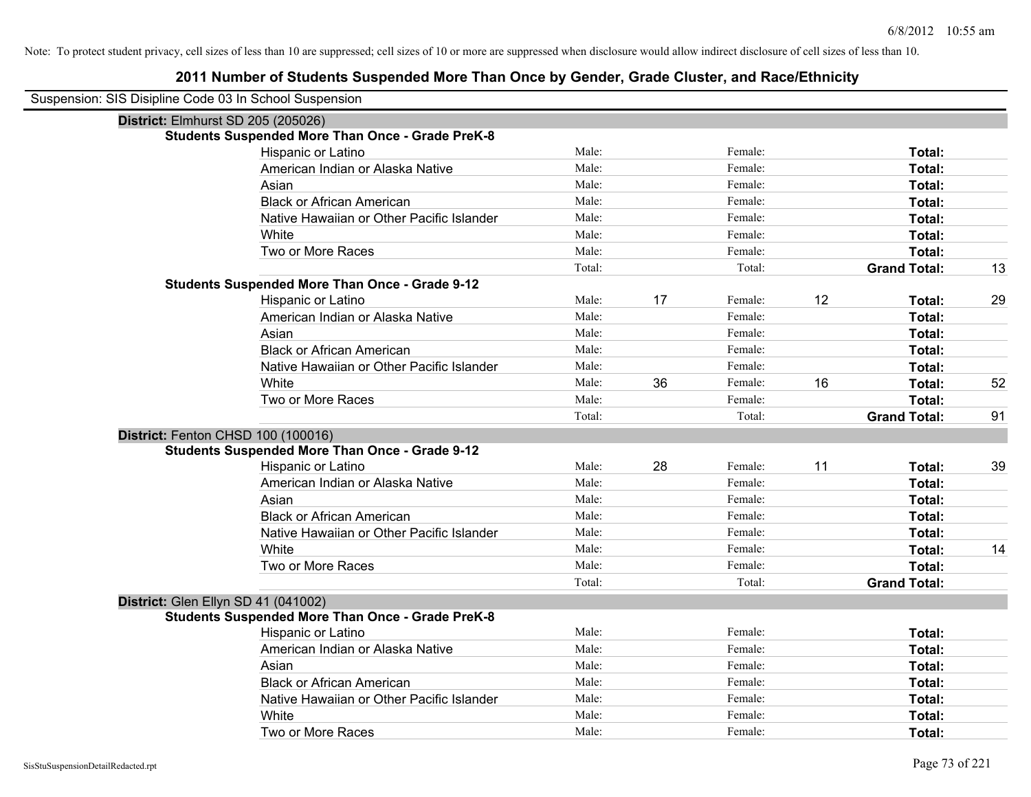Note: To protect student privacy, cell sizes of less than 10 are suppressed; cell sizes of 10 or more are suppressed when disclosure would allow indirect disclosure of cell sizes of less than 10.

# 2011 Number of Students Suspended More Than Once by Gender, Grade Cluster, and Race/Ethnicity

Suspension: SIS Disipline Code 03 In School Suspension

**District:** Elmhurst SD 205 (205026)

**Students Suspended More Than Once - Grade PreK-8**

| Race/Ethnicity | | | | | | |
|---|---|---|---|---|---|---|
| Hispanic or Latino | Male: | | Female: | | **Total:** | |
| American Indian or Alaska Native | Male: | | Female: | | **Total:** | |
| Asian | Male: | | Female: | | **Total:** | |
| Black or African American | Male: | | Female: | | **Total:** | |
| Native Hawaiian or Other Pacific Islander | Male: | | Female: | | **Total:** | |
| White | Male: | | Female: | | **Total:** | |
| Two or More Races | Male: | | Female: | | **Total:** | |
| | Total: | | Total: | | **Grand Total:** | 13 |

**Students Suspended More Than Once - Grade 9-12**

| Race/Ethnicity | | | | | | |
|---|---|---|---|---|---|---|
| Hispanic or Latino | Male: | 17 | Female: | 12 | **Total:** | 29 |
| American Indian or Alaska Native | Male: | | Female: | | **Total:** | |
| Asian | Male: | | Female: | | **Total:** | |
| Black or African American | Male: | | Female: | | **Total:** | |
| Native Hawaiian or Other Pacific Islander | Male: | | Female: | | **Total:** | |
| White | Male: | 36 | Female: | 16 | **Total:** | 52 |
| Two or More Races | Male: | | Female: | | **Total:** | |
| | Total: | | Total: | | **Grand Total:** | 91 |

**District:** Fenton CHSD 100 (100016)

**Students Suspended More Than Once - Grade 9-12**

| Race/Ethnicity | | | | | | |
|---|---|---|---|---|---|---|
| Hispanic or Latino | Male: | 28 | Female: | 11 | **Total:** | 39 |
| American Indian or Alaska Native | Male: | | Female: | | **Total:** | |
| Asian | Male: | | Female: | | **Total:** | |
| Black or African American | Male: | | Female: | | **Total:** | |
| Native Hawaiian or Other Pacific Islander | Male: | | Female: | | **Total:** | |
| White | Male: | | Female: | | **Total:** | 14 |
| Two or More Races | Male: | | Female: | | **Total:** | |
| | Total: | | Total: | | **Grand Total:** | |

**District:** Glen Ellyn SD 41 (041002)

**Students Suspended More Than Once - Grade PreK-8**

| Race/Ethnicity | | | | | | |
|---|---|---|---|---|---|---|
| Hispanic or Latino | Male: | | Female: | | **Total:** | |
| American Indian or Alaska Native | Male: | | Female: | | **Total:** | |
| Asian | Male: | | Female: | | **Total:** | |
| Black or African American | Male: | | Female: | | **Total:** | |
| Native Hawaiian or Other Pacific Islander | Male: | | Female: | | **Total:** | |
| White | Male: | | Female: | | **Total:** | |
| Two or More Races | Male: | | Female: | | **Total:** | |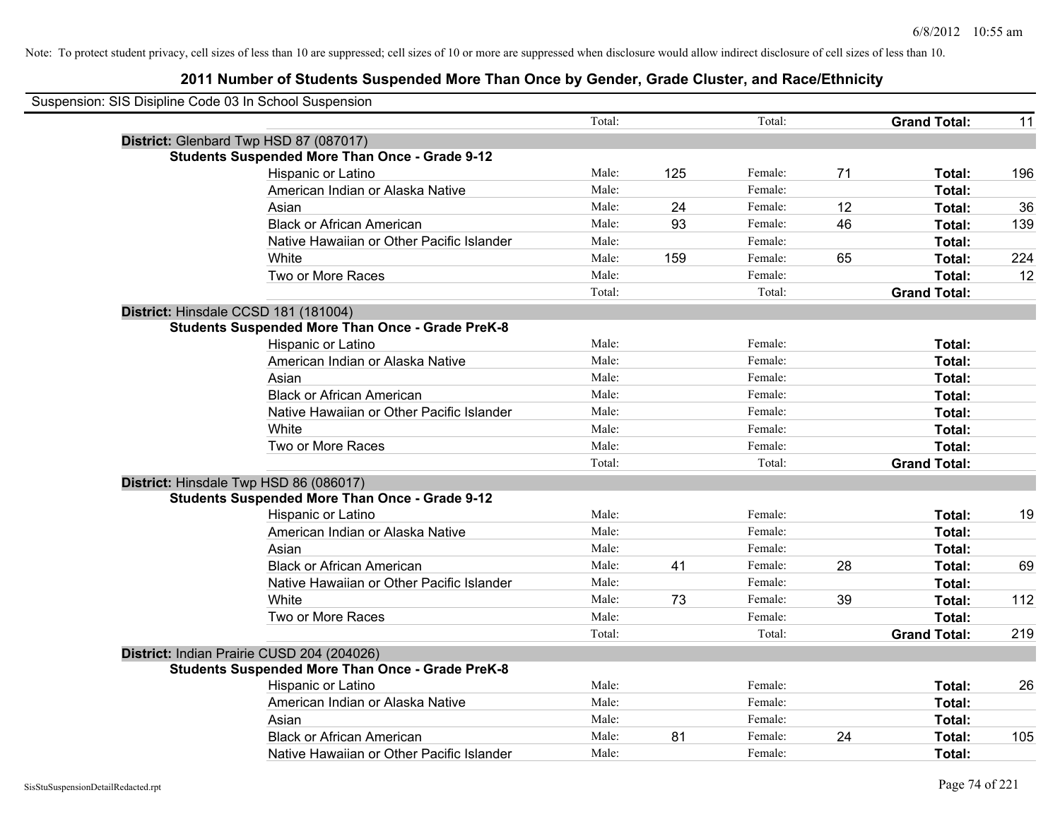Note: To protect student privacy, cell sizes of less than 10 are suppressed; cell sizes of 10 or more are suppressed when disclosure would allow indirect disclosure of cell sizes of less than 10.

## 2011 Number of Students Suspended More Than Once by Gender, Grade Cluster, and Race/Ethnicity

Suspension: SIS Disipline Code 03 In School Suspension

| | | | | | | |
|---|---|---|---|---|---|---|
| | Total: | | Total: | | **Grand Total:** | 11 |

**District:** Glenbard Twp HSD 87 (087017)

**Students Suspended More Than Once - Grade 9-12**

| Race/Ethnicity | | Male | | Female | | Total |
|---|---|---|---|---|---|---|
| Hispanic or Latino | Male: | 125 | Female: | 71 | **Total:** | 196 |
| American Indian or Alaska Native | Male: | | Female: | | **Total:** | |
| Asian | Male: | 24 | Female: | 12 | **Total:** | 36 |
| Black or African American | Male: | 93 | Female: | 46 | **Total:** | 139 |
| Native Hawaiian or Other Pacific Islander | Male: | | Female: | | **Total:** | |
| White | Male: | 159 | Female: | 65 | **Total:** | 224 |
| Two or More Races | Male: | | Female: | | **Total:** | 12 |
| | Total: | | Total: | | **Grand Total:** | |

**District:** Hinsdale CCSD 181 (181004)

**Students Suspended More Than Once - Grade PreK-8**

| Race/Ethnicity | | Male | | Female | | Total |
|---|---|---|---|---|---|---|
| Hispanic or Latino | Male: | | Female: | | **Total:** | |
| American Indian or Alaska Native | Male: | | Female: | | **Total:** | |
| Asian | Male: | | Female: | | **Total:** | |
| Black or African American | Male: | | Female: | | **Total:** | |
| Native Hawaiian or Other Pacific Islander | Male: | | Female: | | **Total:** | |
| White | Male: | | Female: | | **Total:** | |
| Two or More Races | Male: | | Female: | | **Total:** | |
| | Total: | | Total: | | **Grand Total:** | |

**District:** Hinsdale Twp HSD 86 (086017)

**Students Suspended More Than Once - Grade 9-12**

| Race/Ethnicity | | Male | | Female | | Total |
|---|---|---|---|---|---|---|
| Hispanic or Latino | Male: | | Female: | | **Total:** | 19 |
| American Indian or Alaska Native | Male: | | Female: | | **Total:** | |
| Asian | Male: | | Female: | | **Total:** | |
| Black or African American | Male: | 41 | Female: | 28 | **Total:** | 69 |
| Native Hawaiian or Other Pacific Islander | Male: | | Female: | | **Total:** | |
| White | Male: | 73 | Female: | 39 | **Total:** | 112 |
| Two or More Races | Male: | | Female: | | **Total:** | |
| | Total: | | Total: | | **Grand Total:** | 219 |

**District:** Indian Prairie CUSD 204 (204026)

**Students Suspended More Than Once - Grade PreK-8**

| Race/Ethnicity | | Male | | Female | | Total |
|---|---|---|---|---|---|---|
| Hispanic or Latino | Male: | | Female: | | **Total:** | 26 |
| American Indian or Alaska Native | Male: | | Female: | | **Total:** | |
| Asian | Male: | | Female: | | **Total:** | |
| Black or African American | Male: | 81 | Female: | 24 | **Total:** | 105 |
| Native Hawaiian or Other Pacific Islander | Male: | | Female: | | **Total:** | |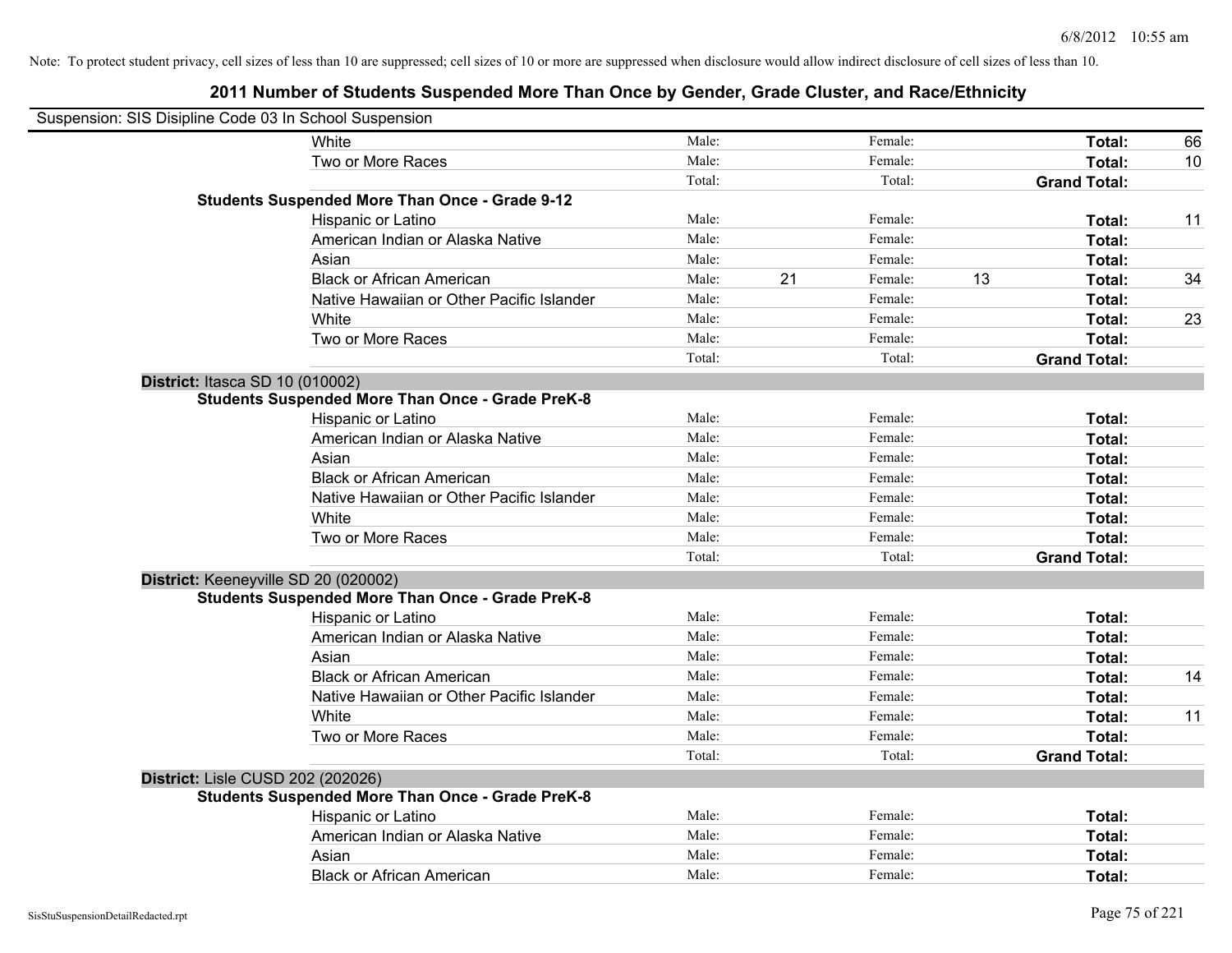Note: To protect student privacy, cell sizes of less than 10 are suppressed; cell sizes of 10 or more are suppressed when disclosure would allow indirect disclosure of cell sizes of less than 10.

## 2011 Number of Students Suspended More Than Once by Gender, Grade Cluster, and Race/Ethnicity

Suspension: SIS Disipline Code 03 In School Suspension

| | | | | | | |
|---|---|---|---|---|---|---|
| White | Male: | | Female: | | **Total:** | 66 |
| Two or More Races | Male: | | Female: | | **Total:** | 10 |
| | Total: | | Total: | | **Grand Total:** | |

**Students Suspended More Than Once - Grade 9-12**

| | | | | | | |
|---|---|---|---|---|---|---|
| Hispanic or Latino | Male: | | Female: | | **Total:** | 11 |
| American Indian or Alaska Native | Male: | | Female: | | **Total:** | |
| Asian | Male: | | Female: | | **Total:** | |
| Black or African American | Male: | 21 | Female: | 13 | **Total:** | 34 |
| Native Hawaiian or Other Pacific Islander | Male: | | Female: | | **Total:** | |
| White | Male: | | Female: | | **Total:** | 23 |
| Two or More Races | Male: | | Female: | | **Total:** | |
| | Total: | | Total: | | **Grand Total:** | |

**District:** Itasca SD 10 (010002)

**Students Suspended More Than Once - Grade PreK-8**

| | | | | | | |
|---|---|---|---|---|---|---|
| Hispanic or Latino | Male: | | Female: | | **Total:** | |
| American Indian or Alaska Native | Male: | | Female: | | **Total:** | |
| Asian | Male: | | Female: | | **Total:** | |
| Black or African American | Male: | | Female: | | **Total:** | |
| Native Hawaiian or Other Pacific Islander | Male: | | Female: | | **Total:** | |
| White | Male: | | Female: | | **Total:** | |
| Two or More Races | Male: | | Female: | | **Total:** | |
| | Total: | | Total: | | **Grand Total:** | |

**District:** Keeneyville SD 20 (020002)

**Students Suspended More Than Once - Grade PreK-8**

| | | | | | | |
|---|---|---|---|---|---|---|
| Hispanic or Latino | Male: | | Female: | | **Total:** | |
| American Indian or Alaska Native | Male: | | Female: | | **Total:** | |
| Asian | Male: | | Female: | | **Total:** | |
| Black or African American | Male: | | Female: | | **Total:** | 14 |
| Native Hawaiian or Other Pacific Islander | Male: | | Female: | | **Total:** | |
| White | Male: | | Female: | | **Total:** | 11 |
| Two or More Races | Male: | | Female: | | **Total:** | |
| | Total: | | Total: | | **Grand Total:** | |

**District:** Lisle CUSD 202 (202026)

**Students Suspended More Than Once - Grade PreK-8**

| | | | | | | |
|---|---|---|---|---|---|---|
| Hispanic or Latino | Male: | | Female: | | **Total:** | |
| American Indian or Alaska Native | Male: | | Female: | | **Total:** | |
| Asian | Male: | | Female: | | **Total:** | |
| Black or African American | Male: | | Female: | | **Total:** | |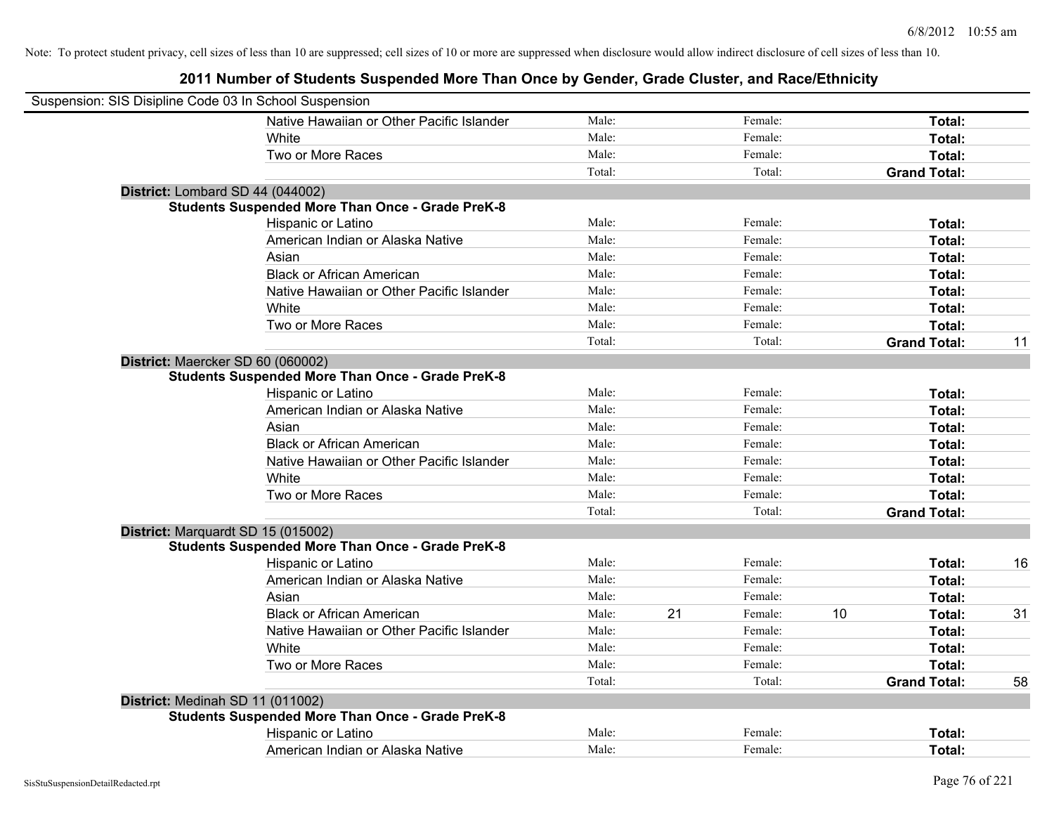Note: To protect student privacy, cell sizes of less than 10 are suppressed; cell sizes of 10 or more are suppressed when disclosure would allow indirect disclosure of cell sizes of less than 10.

## 2011 Number of Students Suspended More Than Once by Gender, Grade Cluster, and Race/Ethnicity

Suspension: SIS Disipline Code 03 In School Suspension

| | | | | | | | |
|---|---|---|---|---|---|---|---|
| Native Hawaiian or Other Pacific Islander | Male: | | Female: | | **Total:** | |
| White | Male: | | Female: | | **Total:** | |
| Two or More Races | Male: | | Female: | | **Total:** | |
| | Total: | | Total: | | **Grand Total:** | |

**District:** Lombard SD 44 (044002)

**Students Suspended More Than Once - Grade PreK-8**

| | | | | | | |
|---|---|---|---|---|---|---|
| Hispanic or Latino | Male: | | Female: | | **Total:** | |
| American Indian or Alaska Native | Male: | | Female: | | **Total:** | |
| Asian | Male: | | Female: | | **Total:** | |
| Black or African American | Male: | | Female: | | **Total:** | |
| Native Hawaiian or Other Pacific Islander | Male: | | Female: | | **Total:** | |
| White | Male: | | Female: | | **Total:** | |
| Two or More Races | Male: | | Female: | | **Total:** | |
| | Total: | | Total: | | **Grand Total:** | 11 |

**District:** Maercker SD 60 (060002)

**Students Suspended More Than Once - Grade PreK-8**

| | | | | | | |
|---|---|---|---|---|---|---|
| Hispanic or Latino | Male: | | Female: | | **Total:** | |
| American Indian or Alaska Native | Male: | | Female: | | **Total:** | |
| Asian | Male: | | Female: | | **Total:** | |
| Black or African American | Male: | | Female: | | **Total:** | |
| Native Hawaiian or Other Pacific Islander | Male: | | Female: | | **Total:** | |
| White | Male: | | Female: | | **Total:** | |
| Two or More Races | Male: | | Female: | | **Total:** | |
| | Total: | | Total: | | **Grand Total:** | |

**District:** Marquardt SD 15 (015002)

**Students Suspended More Than Once - Grade PreK-8**

| | | | | | | |
|---|---|---|---|---|---|---|
| Hispanic or Latino | Male: | | Female: | | **Total:** | 16 |
| American Indian or Alaska Native | Male: | | Female: | | **Total:** | |
| Asian | Male: | | Female: | | **Total:** | |
| Black or African American | Male: | 21 | Female: | 10 | **Total:** | 31 |
| Native Hawaiian or Other Pacific Islander | Male: | | Female: | | **Total:** | |
| White | Male: | | Female: | | **Total:** | |
| Two or More Races | Male: | | Female: | | **Total:** | |
| | Total: | | Total: | | **Grand Total:** | 58 |

**District:** Medinah SD 11 (011002)

**Students Suspended More Than Once - Grade PreK-8**

| | | | | | | |
|---|---|---|---|---|---|---|
| Hispanic or Latino | Male: | | Female: | | **Total:** | |
| American Indian or Alaska Native | Male: | | Female: | | **Total:** | |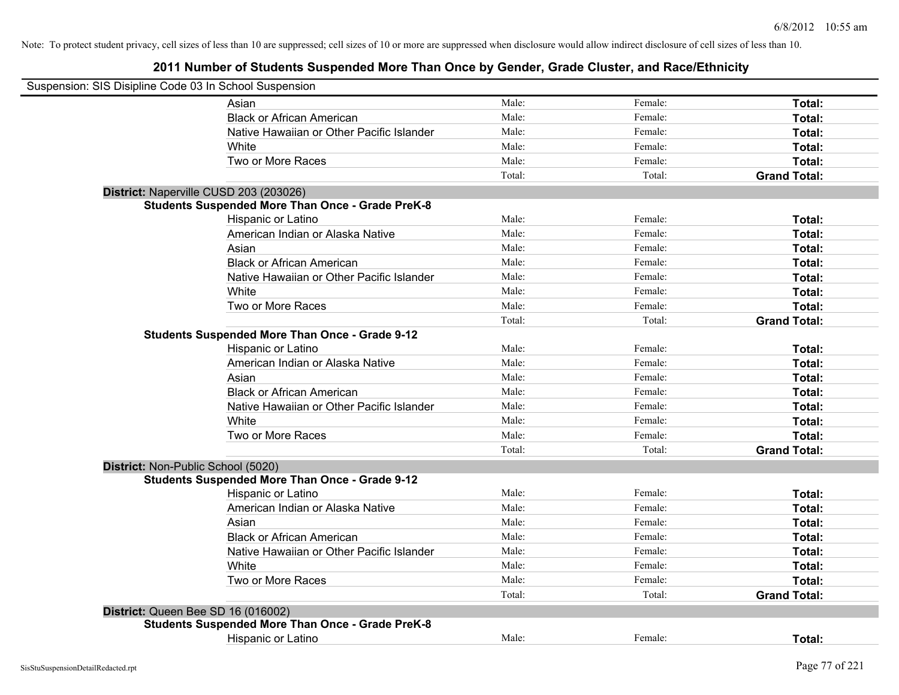Note: To protect student privacy, cell sizes of less than 10 are suppressed; cell sizes of 10 or more are suppressed when disclosure would allow indirect disclosure of cell sizes of less than 10.

## 2011 Number of Students Suspended More Than Once by Gender, Grade Cluster, and Race/Ethnicity

Suspension: SIS Disipline Code 03 In School Suspension

| | | | |
|---|---|---|---|
| Asian | Male: | Female: | **Total:** |
| Black or African American | Male: | Female: | **Total:** |
| Native Hawaiian or Other Pacific Islander | Male: | Female: | **Total:** |
| White | Male: | Female: | **Total:** |
| Two or More Races | Male: | Female: | **Total:** |
| | Total: | Total: | **Grand Total:** |

**District:** Naperville CUSD 203 (203026)

**Students Suspended More Than Once - Grade PreK-8**

| | | | |
|---|---|---|---|
| Hispanic or Latino | Male: | Female: | **Total:** |
| American Indian or Alaska Native | Male: | Female: | **Total:** |
| Asian | Male: | Female: | **Total:** |
| Black or African American | Male: | Female: | **Total:** |
| Native Hawaiian or Other Pacific Islander | Male: | Female: | **Total:** |
| White | Male: | Female: | **Total:** |
| Two or More Races | Male: | Female: | **Total:** |
| | Total: | Total: | **Grand Total:** |

**Students Suspended More Than Once - Grade 9-12**

| | | | |
|---|---|---|---|
| Hispanic or Latino | Male: | Female: | **Total:** |
| American Indian or Alaska Native | Male: | Female: | **Total:** |
| Asian | Male: | Female: | **Total:** |
| Black or African American | Male: | Female: | **Total:** |
| Native Hawaiian or Other Pacific Islander | Male: | Female: | **Total:** |
| White | Male: | Female: | **Total:** |
| Two or More Races | Male: | Female: | **Total:** |
| | Total: | Total: | **Grand Total:** |

**District:** Non-Public School (5020)

**Students Suspended More Than Once - Grade 9-12**

| | | | |
|---|---|---|---|
| Hispanic or Latino | Male: | Female: | **Total:** |
| American Indian or Alaska Native | Male: | Female: | **Total:** |
| Asian | Male: | Female: | **Total:** |
| Black or African American | Male: | Female: | **Total:** |
| Native Hawaiian or Other Pacific Islander | Male: | Female: | **Total:** |
| White | Male: | Female: | **Total:** |
| Two or More Races | Male: | Female: | **Total:** |
| | Total: | Total: | **Grand Total:** |

**District:** Queen Bee SD 16 (016002)

**Students Suspended More Than Once - Grade PreK-8**

| | | | |
|---|---|---|---|
| Hispanic or Latino | Male: | Female: | **Total:** |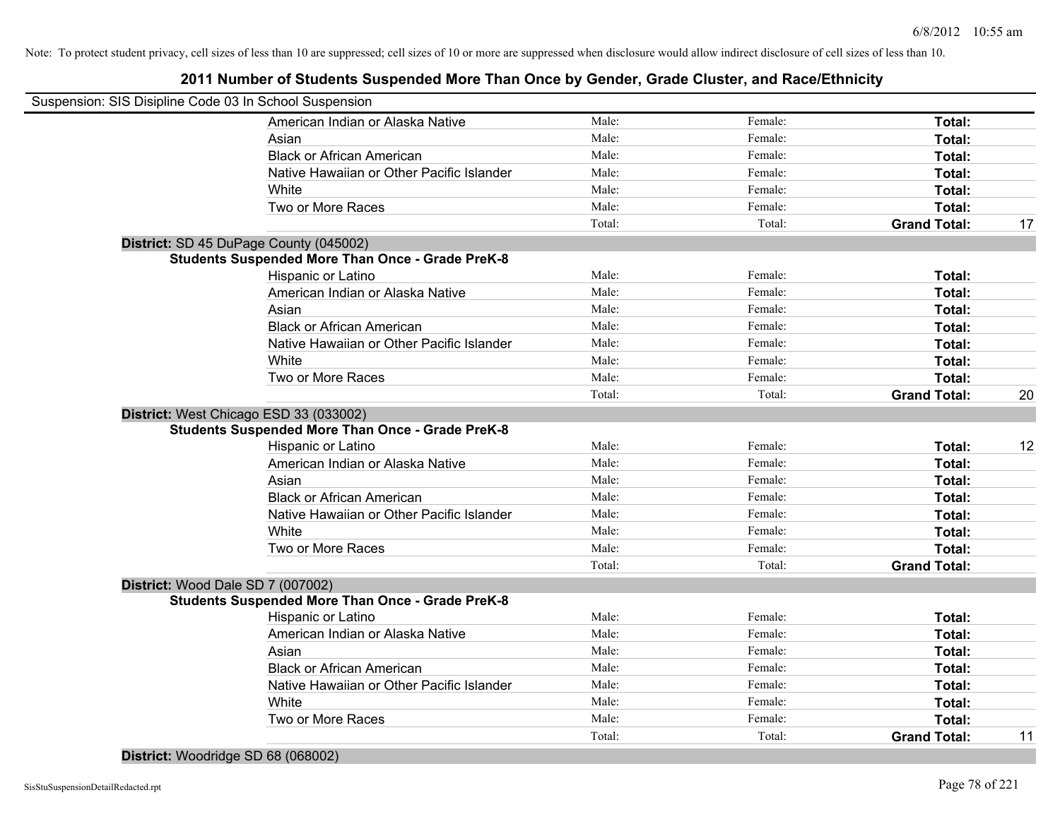Note: To protect student privacy, cell sizes of less than 10 are suppressed; cell sizes of 10 or more are suppressed when disclosure would allow indirect disclosure of cell sizes of less than 10.

## 2011 Number of Students Suspended More Than Once by Gender, Grade Cluster, and Race/Ethnicity

Suspension: SIS Disipline Code 03 In School Suspension

| | | | | |
|---|---|---|---|---|
| American Indian or Alaska Native | Male: | Female: | **Total:** | |
| Asian | Male: | Female: | **Total:** | |
| Black or African American | Male: | Female: | **Total:** | |
| Native Hawaiian or Other Pacific Islander | Male: | Female: | **Total:** | |
| White | Male: | Female: | **Total:** | |
| Two or More Races | Male: | Female: | **Total:** | |
| | Total: | Total: | **Grand Total:** | 17 |

**District:** SD 45 DuPage County (045002)

**Students Suspended More Than Once - Grade PreK-8**

| | | | | |
|---|---|---|---|---|
| Hispanic or Latino | Male: | Female: | **Total:** | |
| American Indian or Alaska Native | Male: | Female: | **Total:** | |
| Asian | Male: | Female: | **Total:** | |
| Black or African American | Male: | Female: | **Total:** | |
| Native Hawaiian or Other Pacific Islander | Male: | Female: | **Total:** | |
| White | Male: | Female: | **Total:** | |
| Two or More Races | Male: | Female: | **Total:** | |
| | Total: | Total: | **Grand Total:** | 20 |

**District:** West Chicago ESD 33 (033002)

**Students Suspended More Than Once - Grade PreK-8**

| | | | | |
|---|---|---|---|---|
| Hispanic or Latino | Male: | Female: | **Total:** | 12 |
| American Indian or Alaska Native | Male: | Female: | **Total:** | |
| Asian | Male: | Female: | **Total:** | |
| Black or African American | Male: | Female: | **Total:** | |
| Native Hawaiian or Other Pacific Islander | Male: | Female: | **Total:** | |
| White | Male: | Female: | **Total:** | |
| Two or More Races | Male: | Female: | **Total:** | |
| | Total: | Total: | **Grand Total:** | |

**District:** Wood Dale SD 7 (007002)

**Students Suspended More Than Once - Grade PreK-8**

| | | | | |
|---|---|---|---|---|
| Hispanic or Latino | Male: | Female: | **Total:** | |
| American Indian or Alaska Native | Male: | Female: | **Total:** | |
| Asian | Male: | Female: | **Total:** | |
| Black or African American | Male: | Female: | **Total:** | |
| Native Hawaiian or Other Pacific Islander | Male: | Female: | **Total:** | |
| White | Male: | Female: | **Total:** | |
| Two or More Races | Male: | Female: | **Total:** | |
| | Total: | Total: | **Grand Total:** | 11 |

**District:** Woodridge SD 68 (068002)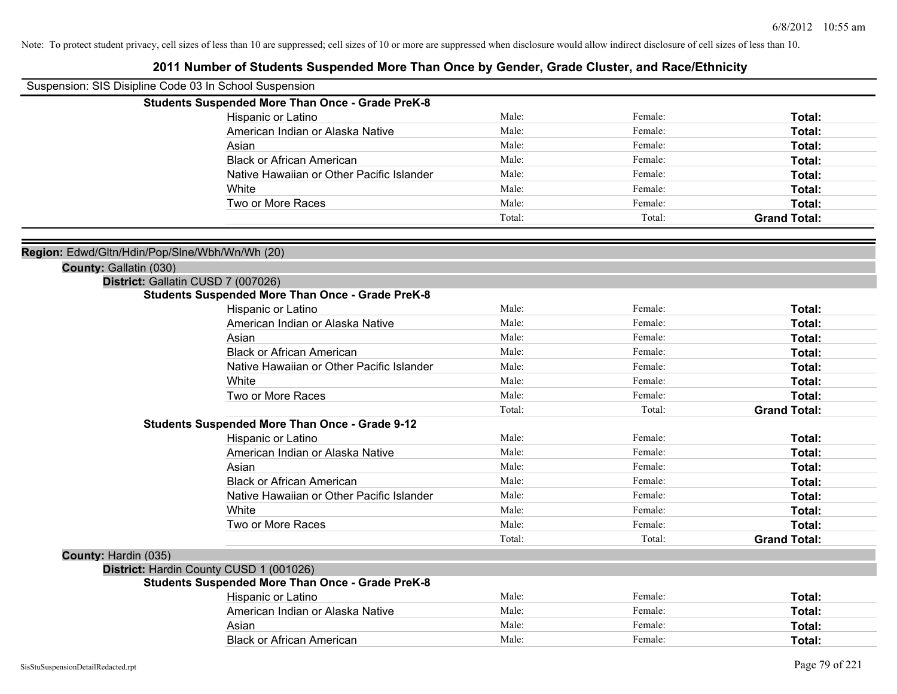Note: To protect student privacy, cell sizes of less than 10 are suppressed; cell sizes of 10 or more are suppressed when disclosure would allow indirect disclosure of cell sizes of less than 10.

# 2011 Number of Students Suspended More Than Once by Gender, Grade Cluster, and Race/Ethnicity

Suspension: SIS Disipline Code 03 In School Suspension

**Students Suspended More Than Once - Grade PreK-8**

| | | | |
|---|---|---|---|
| Hispanic or Latino | Male: | Female: | **Total:** |
| American Indian or Alaska Native | Male: | Female: | **Total:** |
| Asian | Male: | Female: | **Total:** |
| Black or African American | Male: | Female: | **Total:** |
| Native Hawaiian or Other Pacific Islander | Male: | Female: | **Total:** |
| White | Male: | Female: | **Total:** |
| Two or More Races | Male: | Female: | **Total:** |
| | Total: | Total: | **Grand Total:** |

**Region:** Edwd/Gltn/Hdin/Pop/Slne/Wbh/Wn/Wh (20)

**County:** Gallatin (030)

**District:** Gallatin CUSD 7 (007026)

**Students Suspended More Than Once - Grade PreK-8**

| | | | |
|---|---|---|---|
| Hispanic or Latino | Male: | Female: | **Total:** |
| American Indian or Alaska Native | Male: | Female: | **Total:** |
| Asian | Male: | Female: | **Total:** |
| Black or African American | Male: | Female: | **Total:** |
| Native Hawaiian or Other Pacific Islander | Male: | Female: | **Total:** |
| White | Male: | Female: | **Total:** |
| Two or More Races | Male: | Female: | **Total:** |
| | Total: | Total: | **Grand Total:** |

**Students Suspended More Than Once - Grade 9-12**

| | | | |
|---|---|---|---|
| Hispanic or Latino | Male: | Female: | **Total:** |
| American Indian or Alaska Native | Male: | Female: | **Total:** |
| Asian | Male: | Female: | **Total:** |
| Black or African American | Male: | Female: | **Total:** |
| Native Hawaiian or Other Pacific Islander | Male: | Female: | **Total:** |
| White | Male: | Female: | **Total:** |
| Two or More Races | Male: | Female: | **Total:** |
| | Total: | Total: | **Grand Total:** |

**County:** Hardin (035)

**District:** Hardin County CUSD 1 (001026)

**Students Suspended More Than Once - Grade PreK-8**

| | | | |
|---|---|---|---|
| Hispanic or Latino | Male: | Female: | **Total:** |
| American Indian or Alaska Native | Male: | Female: | **Total:** |
| Asian | Male: | Female: | **Total:** |
| Black or African American | Male: | Female: | **Total:** |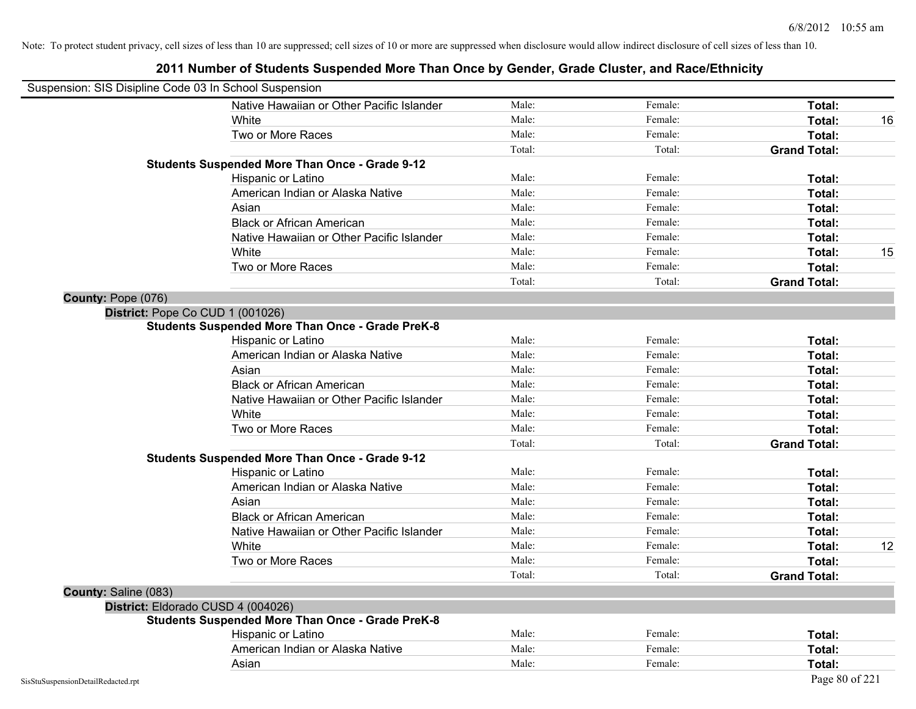Note: To protect student privacy, cell sizes of less than 10 are suppressed; cell sizes of 10 or more are suppressed when disclosure would allow indirect disclosure of cell sizes of less than 10.

# 2011 Number of Students Suspended More Than Once by Gender, Grade Cluster, and Race/Ethnicity

Suspension: SIS Disipline Code 03 In School Suspension

| | | | | |
|---|---|---|---|---|
| Native Hawaiian or Other Pacific Islander | Male: | Female: | **Total:** | |
| White | Male: | Female: | **Total:** | 16 |
| Two or More Races | Male: | Female: | **Total:** | |
| | Total: | Total: | **Grand Total:** | |

**Students Suspended More Than Once - Grade 9-12**

| | | | | |
|---|---|---|---|---|
| Hispanic or Latino | Male: | Female: | **Total:** | |
| American Indian or Alaska Native | Male: | Female: | **Total:** | |
| Asian | Male: | Female: | **Total:** | |
| Black or African American | Male: | Female: | **Total:** | |
| Native Hawaiian or Other Pacific Islander | Male: | Female: | **Total:** | |
| White | Male: | Female: | **Total:** | 15 |
| Two or More Races | Male: | Female: | **Total:** | |
| | Total: | Total: | **Grand Total:** | |

**County:** Pope (076)

**District:** Pope Co CUD 1 (001026)

**Students Suspended More Than Once - Grade PreK-8**

| | | | | |
|---|---|---|---|---|
| Hispanic or Latino | Male: | Female: | **Total:** | |
| American Indian or Alaska Native | Male: | Female: | **Total:** | |
| Asian | Male: | Female: | **Total:** | |
| Black or African American | Male: | Female: | **Total:** | |
| Native Hawaiian or Other Pacific Islander | Male: | Female: | **Total:** | |
| White | Male: | Female: | **Total:** | |
| Two or More Races | Male: | Female: | **Total:** | |
| | Total: | Total: | **Grand Total:** | |

**Students Suspended More Than Once - Grade 9-12**

| | | | | |
|---|---|---|---|---|
| Hispanic or Latino | Male: | Female: | **Total:** | |
| American Indian or Alaska Native | Male: | Female: | **Total:** | |
| Asian | Male: | Female: | **Total:** | |
| Black or African American | Male: | Female: | **Total:** | |
| Native Hawaiian or Other Pacific Islander | Male: | Female: | **Total:** | |
| White | Male: | Female: | **Total:** | 12 |
| Two or More Races | Male: | Female: | **Total:** | |
| | Total: | Total: | **Grand Total:** | |

**County:** Saline (083)

**District:** Eldorado CUSD 4 (004026)

**Students Suspended More Than Once - Grade PreK-8**

| | | | | |
|---|---|---|---|---|
| Hispanic or Latino | Male: | Female: | **Total:** | |
| American Indian or Alaska Native | Male: | Female: | **Total:** | |
| Asian | Male: | Female: | **Total:** | |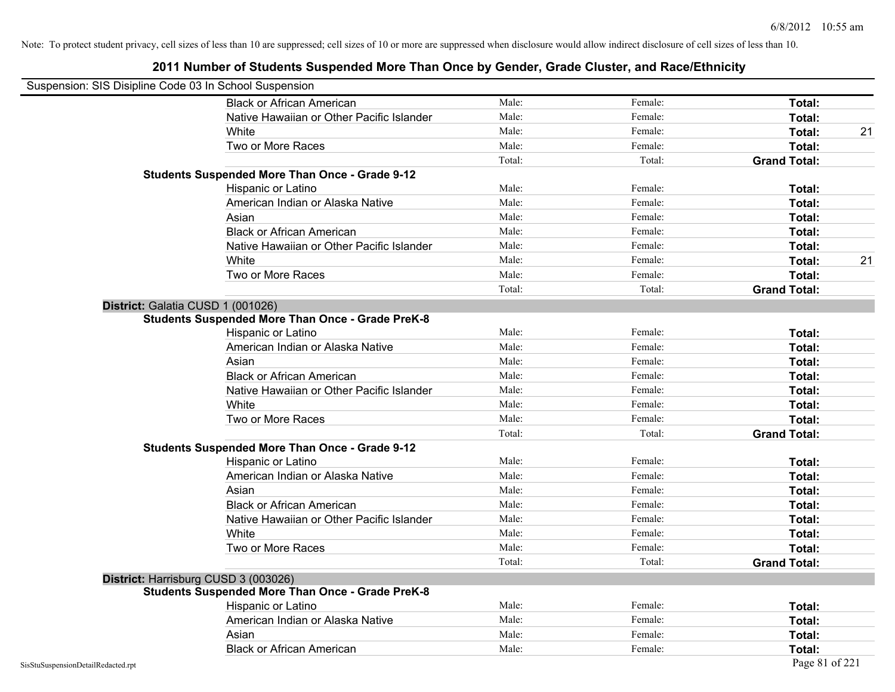Note: To protect student privacy, cell sizes of less than 10 are suppressed; cell sizes of 10 or more are suppressed when disclosure would allow indirect disclosure of cell sizes of less than 10.

## 2011 Number of Students Suspended More Than Once by Gender, Grade Cluster, and Race/Ethnicity

Suspension: SIS Disipline Code 03 In School Suspension

| | | | | |
|---|---|---|---|---|
| Black or African American | Male: | Female: | **Total:** | |
| Native Hawaiian or Other Pacific Islander | Male: | Female: | **Total:** | |
| White | Male: | Female: | **Total:** | 21 |
| Two or More Races | Male: | Female: | **Total:** | |
| | Total: | Total: | **Grand Total:** | |

**Students Suspended More Than Once - Grade 9-12**

| | | | | |
|---|---|---|---|---|
| Hispanic or Latino | Male: | Female: | **Total:** | |
| American Indian or Alaska Native | Male: | Female: | **Total:** | |
| Asian | Male: | Female: | **Total:** | |
| Black or African American | Male: | Female: | **Total:** | |
| Native Hawaiian or Other Pacific Islander | Male: | Female: | **Total:** | |
| White | Male: | Female: | **Total:** | 21 |
| Two or More Races | Male: | Female: | **Total:** | |
| | Total: | Total: | **Grand Total:** | |

**District:** Galatia CUSD 1 (001026)

**Students Suspended More Than Once - Grade PreK-8**

| | | | | |
|---|---|---|---|---|
| Hispanic or Latino | Male: | Female: | **Total:** | |
| American Indian or Alaska Native | Male: | Female: | **Total:** | |
| Asian | Male: | Female: | **Total:** | |
| Black or African American | Male: | Female: | **Total:** | |
| Native Hawaiian or Other Pacific Islander | Male: | Female: | **Total:** | |
| White | Male: | Female: | **Total:** | |
| Two or More Races | Male: | Female: | **Total:** | |
| | Total: | Total: | **Grand Total:** | |

**Students Suspended More Than Once - Grade 9-12**

| | | | | |
|---|---|---|---|---|
| Hispanic or Latino | Male: | Female: | **Total:** | |
| American Indian or Alaska Native | Male: | Female: | **Total:** | |
| Asian | Male: | Female: | **Total:** | |
| Black or African American | Male: | Female: | **Total:** | |
| Native Hawaiian or Other Pacific Islander | Male: | Female: | **Total:** | |
| White | Male: | Female: | **Total:** | |
| Two or More Races | Male: | Female: | **Total:** | |
| | Total: | Total: | **Grand Total:** | |

**District:** Harrisburg CUSD 3 (003026)

**Students Suspended More Than Once - Grade PreK-8**

| | | | | |
|---|---|---|---|---|
| Hispanic or Latino | Male: | Female: | **Total:** | |
| American Indian or Alaska Native | Male: | Female: | **Total:** | |
| Asian | Male: | Female: | **Total:** | |
| Black or African American | Male: | Female: | **Total:** | |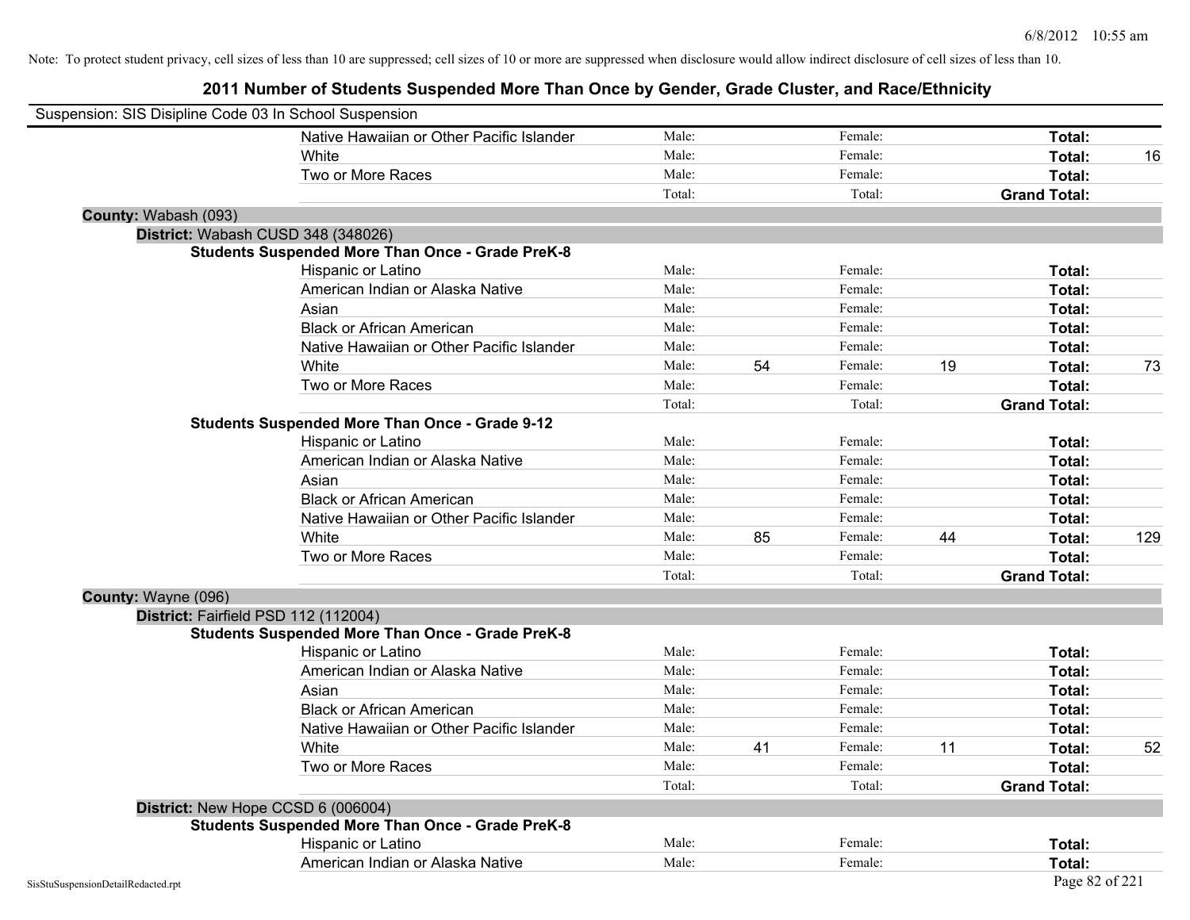Note: To protect student privacy, cell sizes of less than 10 are suppressed; cell sizes of 10 or more are suppressed when disclosure would allow indirect disclosure of cell sizes of less than 10.

# 2011 Number of Students Suspended More Than Once by Gender, Grade Cluster, and Race/Ethnicity

Suspension: SIS Disipline Code 03 In School Suspension

| | | | | | |
|---|---|---|---|---|---|
| Native Hawaiian or Other Pacific Islander | Male: | | Female: | | **Total:** | |
| White | Male: | | Female: | | **Total:** | 16 |
| Two or More Races | Male: | | Female: | | **Total:** | |
| | Total: | | Total: | | **Grand Total:** | |

**County:** Wabash (093)

**District:** Wabash CUSD 348 (348026)

**Students Suspended More Than Once - Grade PreK-8**

| | | | | | | |
|---|---|---|---|---|---|---|
| Hispanic or Latino | Male: | | Female: | | **Total:** | |
| American Indian or Alaska Native | Male: | | Female: | | **Total:** | |
| Asian | Male: | | Female: | | **Total:** | |
| Black or African American | Male: | | Female: | | **Total:** | |
| Native Hawaiian or Other Pacific Islander | Male: | | Female: | | **Total:** | |
| White | Male: | 54 | Female: | 19 | **Total:** | 73 |
| Two or More Races | Male: | | Female: | | **Total:** | |
| | Total: | | Total: | | **Grand Total:** | |

**Students Suspended More Than Once - Grade 9-12**

| | | | | | | |
|---|---|---|---|---|---|---|
| Hispanic or Latino | Male: | | Female: | | **Total:** | |
| American Indian or Alaska Native | Male: | | Female: | | **Total:** | |
| Asian | Male: | | Female: | | **Total:** | |
| Black or African American | Male: | | Female: | | **Total:** | |
| Native Hawaiian or Other Pacific Islander | Male: | | Female: | | **Total:** | |
| White | Male: | 85 | Female: | 44 | **Total:** | 129 |
| Two or More Races | Male: | | Female: | | **Total:** | |
| | Total: | | Total: | | **Grand Total:** | |

**County:** Wayne (096)

**District:** Fairfield PSD 112 (112004)

**Students Suspended More Than Once - Grade PreK-8**

| | | | | | | |
|---|---|---|---|---|---|---|
| Hispanic or Latino | Male: | | Female: | | **Total:** | |
| American Indian or Alaska Native | Male: | | Female: | | **Total:** | |
| Asian | Male: | | Female: | | **Total:** | |
| Black or African American | Male: | | Female: | | **Total:** | |
| Native Hawaiian or Other Pacific Islander | Male: | | Female: | | **Total:** | |
| White | Male: | 41 | Female: | 11 | **Total:** | 52 |
| Two or More Races | Male: | | Female: | | **Total:** | |
| | Total: | | Total: | | **Grand Total:** | |

**District:** New Hope CCSD 6 (006004)

**Students Suspended More Than Once - Grade PreK-8**

| | | | | | | |
|---|---|---|---|---|---|---|
| Hispanic or Latino | Male: | | Female: | | **Total:** | |
| American Indian or Alaska Native | Male: | | Female: | | **Total:** | |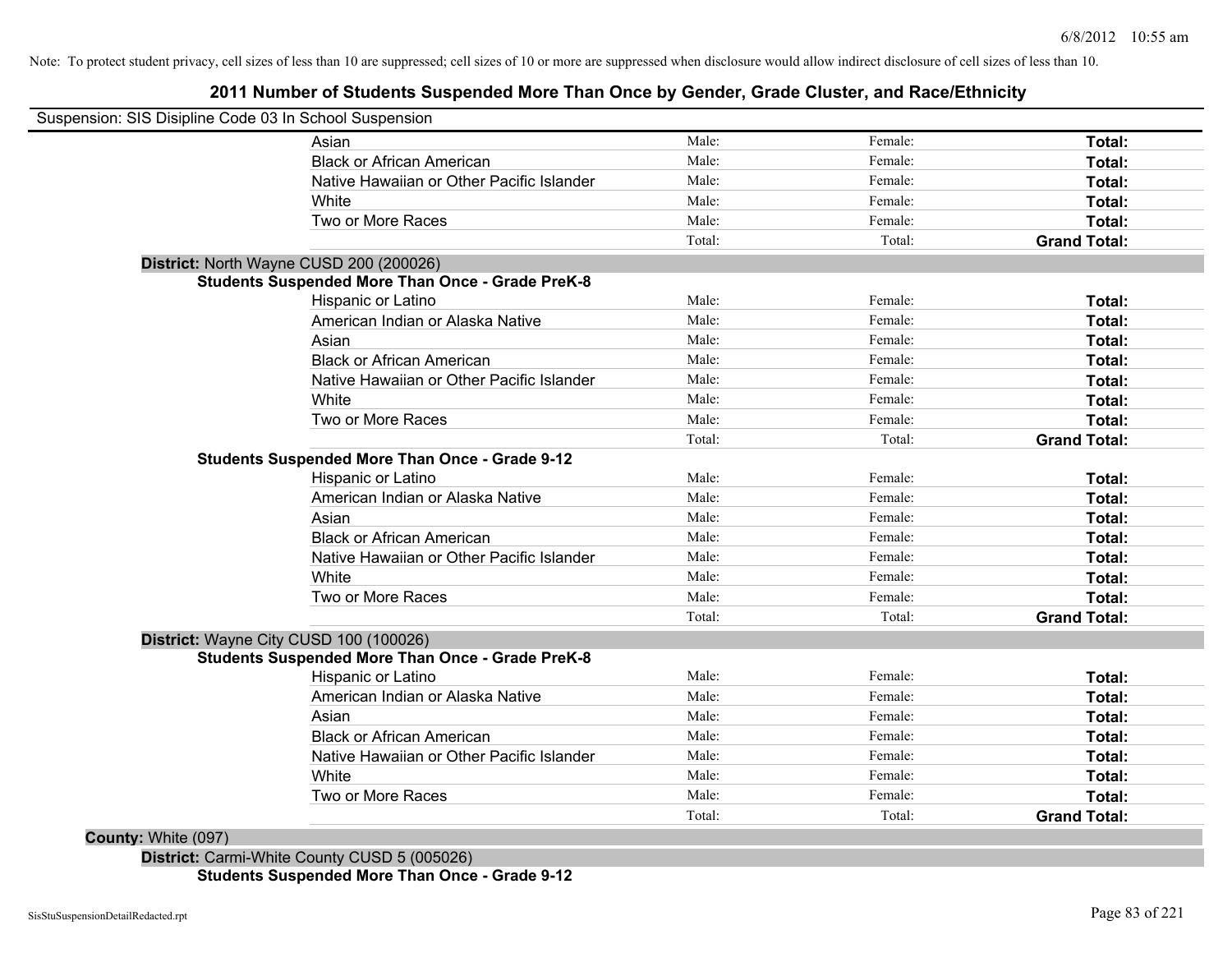Note: To protect student privacy, cell sizes of less than 10 are suppressed; cell sizes of 10 or more are suppressed when disclosure would allow indirect disclosure of cell sizes of less than 10.

# 2011 Number of Students Suspended More Than Once by Gender, Grade Cluster, and Race/Ethnicity

Suspension: SIS Disipline Code 03 In School Suspension

| | | | |
|---|---|---|---|
| Asian | Male: | Female: | **Total:** |
| Black or African American | Male: | Female: | **Total:** |
| Native Hawaiian or Other Pacific Islander | Male: | Female: | **Total:** |
| White | Male: | Female: | **Total:** |
| Two or More Races | Male: | Female: | **Total:** |
| | Total: | Total: | **Grand Total:** |

**District:** North Wayne CUSD 200 (200026)

**Students Suspended More Than Once - Grade PreK-8**

| | | | |
|---|---|---|---|
| Hispanic or Latino | Male: | Female: | **Total:** |
| American Indian or Alaska Native | Male: | Female: | **Total:** |
| Asian | Male: | Female: | **Total:** |
| Black or African American | Male: | Female: | **Total:** |
| Native Hawaiian or Other Pacific Islander | Male: | Female: | **Total:** |
| White | Male: | Female: | **Total:** |
| Two or More Races | Male: | Female: | **Total:** |
| | Total: | Total: | **Grand Total:** |

**Students Suspended More Than Once - Grade 9-12**

| | | | |
|---|---|---|---|
| Hispanic or Latino | Male: | Female: | **Total:** |
| American Indian or Alaska Native | Male: | Female: | **Total:** |
| Asian | Male: | Female: | **Total:** |
| Black or African American | Male: | Female: | **Total:** |
| Native Hawaiian or Other Pacific Islander | Male: | Female: | **Total:** |
| White | Male: | Female: | **Total:** |
| Two or More Races | Male: | Female: | **Total:** |
| | Total: | Total: | **Grand Total:** |

**District:** Wayne City CUSD 100 (100026)

**Students Suspended More Than Once - Grade PreK-8**

| | | | |
|---|---|---|---|
| Hispanic or Latino | Male: | Female: | **Total:** |
| American Indian or Alaska Native | Male: | Female: | **Total:** |
| Asian | Male: | Female: | **Total:** |
| Black or African American | Male: | Female: | **Total:** |
| Native Hawaiian or Other Pacific Islander | Male: | Female: | **Total:** |
| White | Male: | Female: | **Total:** |
| Two or More Races | Male: | Female: | **Total:** |
| | Total: | Total: | **Grand Total:** |

**County:** White (097)

**District:** Carmi-White County CUSD 5 (005026)

**Students Suspended More Than Once - Grade 9-12**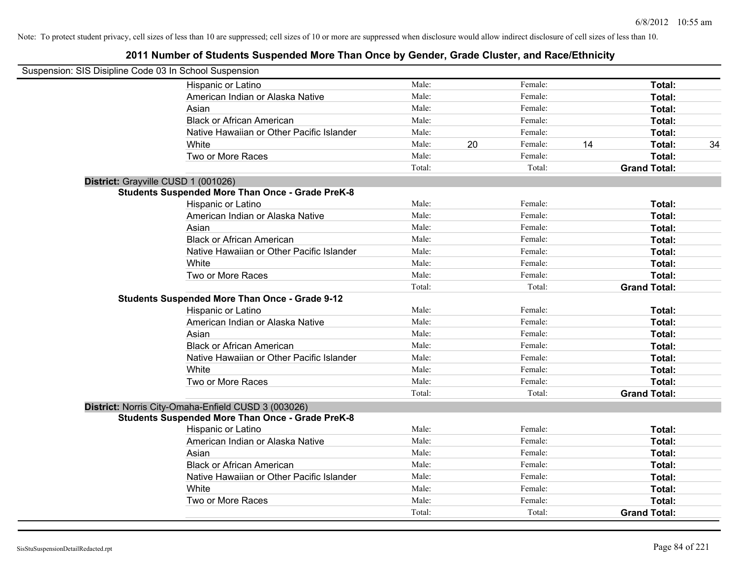Note: To protect student privacy, cell sizes of less than 10 are suppressed; cell sizes of 10 or more are suppressed when disclosure would allow indirect disclosure of cell sizes of less than 10.

## 2011 Number of Students Suspended More Than Once by Gender, Grade Cluster, and Race/Ethnicity

Suspension: SIS Disipline Code 03 In School Suspension

| | Male: | | Female: | | Total: | |
|---|---|---|---|---|---|---|
| Hispanic or Latino | Male: | | Female: | | **Total:** | |
| American Indian or Alaska Native | Male: | | Female: | | **Total:** | |
| Asian | Male: | | Female: | | **Total:** | |
| Black or African American | Male: | | Female: | | **Total:** | |
| Native Hawaiian or Other Pacific Islander | Male: | | Female: | | **Total:** | |
| White | Male: | 20 | Female: | 14 | **Total:** | 34 |
| Two or More Races | Male: | | Female: | | **Total:** | |
| | Total: | | Total: | | **Grand Total:** | |

**District:** Grayville CUSD 1 (001026)

**Students Suspended More Than Once - Grade PreK-8**

| | Male: | | Female: | | Total: | |
|---|---|---|---|---|---|---|
| Hispanic or Latino | Male: | | Female: | | **Total:** | |
| American Indian or Alaska Native | Male: | | Female: | | **Total:** | |
| Asian | Male: | | Female: | | **Total:** | |
| Black or African American | Male: | | Female: | | **Total:** | |
| Native Hawaiian or Other Pacific Islander | Male: | | Female: | | **Total:** | |
| White | Male: | | Female: | | **Total:** | |
| Two or More Races | Male: | | Female: | | **Total:** | |
| | Total: | | Total: | | **Grand Total:** | |

**Students Suspended More Than Once - Grade 9-12**

| | Male: | | Female: | | Total: | |
|---|---|---|---|---|---|---|
| Hispanic or Latino | Male: | | Female: | | **Total:** | |
| American Indian or Alaska Native | Male: | | Female: | | **Total:** | |
| Asian | Male: | | Female: | | **Total:** | |
| Black or African American | Male: | | Female: | | **Total:** | |
| Native Hawaiian or Other Pacific Islander | Male: | | Female: | | **Total:** | |
| White | Male: | | Female: | | **Total:** | |
| Two or More Races | Male: | | Female: | | **Total:** | |
| | Total: | | Total: | | **Grand Total:** | |

**District:** Norris City-Omaha-Enfield CUSD 3 (003026)

**Students Suspended More Than Once - Grade PreK-8**

| | Male: | | Female: | | Total: | |
|---|---|---|---|---|---|---|
| Hispanic or Latino | Male: | | Female: | | **Total:** | |
| American Indian or Alaska Native | Male: | | Female: | | **Total:** | |
| Asian | Male: | | Female: | | **Total:** | |
| Black or African American | Male: | | Female: | | **Total:** | |
| Native Hawaiian or Other Pacific Islander | Male: | | Female: | | **Total:** | |
| White | Male: | | Female: | | **Total:** | |
| Two or More Races | Male: | | Female: | | **Total:** | |
| | Total: | | Total: | | **Grand Total:** | |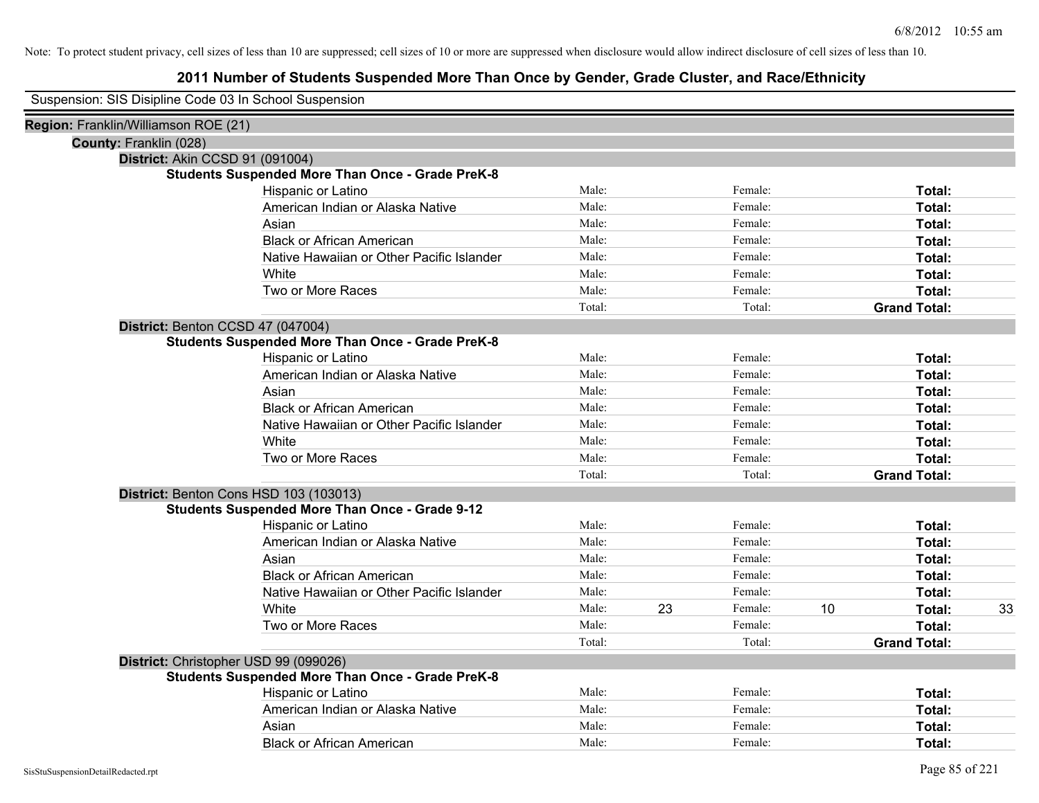Note: To protect student privacy, cell sizes of less than 10 are suppressed; cell sizes of 10 or more are suppressed when disclosure would allow indirect disclosure of cell sizes of less than 10.

# 2011 Number of Students Suspended More Than Once by Gender, Grade Cluster, and Race/Ethnicity

Suspension: SIS Disipline Code 03 In School Suspension

**Region:** Franklin/Williamson ROE (21)

**County:** Franklin (028)

**District:** Akin CCSD 91 (091004)

**Students Suspended More Than Once - Grade PreK-8**

| Race/Ethnicity | | | | | | |
|---|---|---|---|---|---|---|
| Hispanic or Latino | Male: | | Female: | | **Total:** | |
| American Indian or Alaska Native | Male: | | Female: | | **Total:** | |
| Asian | Male: | | Female: | | **Total:** | |
| Black or African American | Male: | | Female: | | **Total:** | |
| Native Hawaiian or Other Pacific Islander | Male: | | Female: | | **Total:** | |
| White | Male: | | Female: | | **Total:** | |
| Two or More Races | Male: | | Female: | | **Total:** | |
| | Total: | | Total: | | **Grand Total:** | |

**District:** Benton CCSD 47 (047004)

**Students Suspended More Than Once - Grade PreK-8**

| Race/Ethnicity | | | | | | |
|---|---|---|---|---|---|---|
| Hispanic or Latino | Male: | | Female: | | **Total:** | |
| American Indian or Alaska Native | Male: | | Female: | | **Total:** | |
| Asian | Male: | | Female: | | **Total:** | |
| Black or African American | Male: | | Female: | | **Total:** | |
| Native Hawaiian or Other Pacific Islander | Male: | | Female: | | **Total:** | |
| White | Male: | | Female: | | **Total:** | |
| Two or More Races | Male: | | Female: | | **Total:** | |
| | Total: | | Total: | | **Grand Total:** | |

**District:** Benton Cons HSD 103 (103013)

**Students Suspended More Than Once - Grade 9-12**

| Race/Ethnicity | | | | | | |
|---|---|---|---|---|---|---|
| Hispanic or Latino | Male: | | Female: | | **Total:** | |
| American Indian or Alaska Native | Male: | | Female: | | **Total:** | |
| Asian | Male: | | Female: | | **Total:** | |
| Black or African American | Male: | | Female: | | **Total:** | |
| Native Hawaiian or Other Pacific Islander | Male: | | Female: | | **Total:** | |
| White | Male: | 23 | Female: | 10 | **Total:** | 33 |
| Two or More Races | Male: | | Female: | | **Total:** | |
| | Total: | | Total: | | **Grand Total:** | |

**District:** Christopher USD 99 (099026)

**Students Suspended More Than Once - Grade PreK-8**

| Race/Ethnicity | | | | | | |
|---|---|---|---|---|---|---|
| Hispanic or Latino | Male: | | Female: | | **Total:** | |
| American Indian or Alaska Native | Male: | | Female: | | **Total:** | |
| Asian | Male: | | Female: | | **Total:** | |
| Black or African American | Male: | | Female: | | **Total:** | |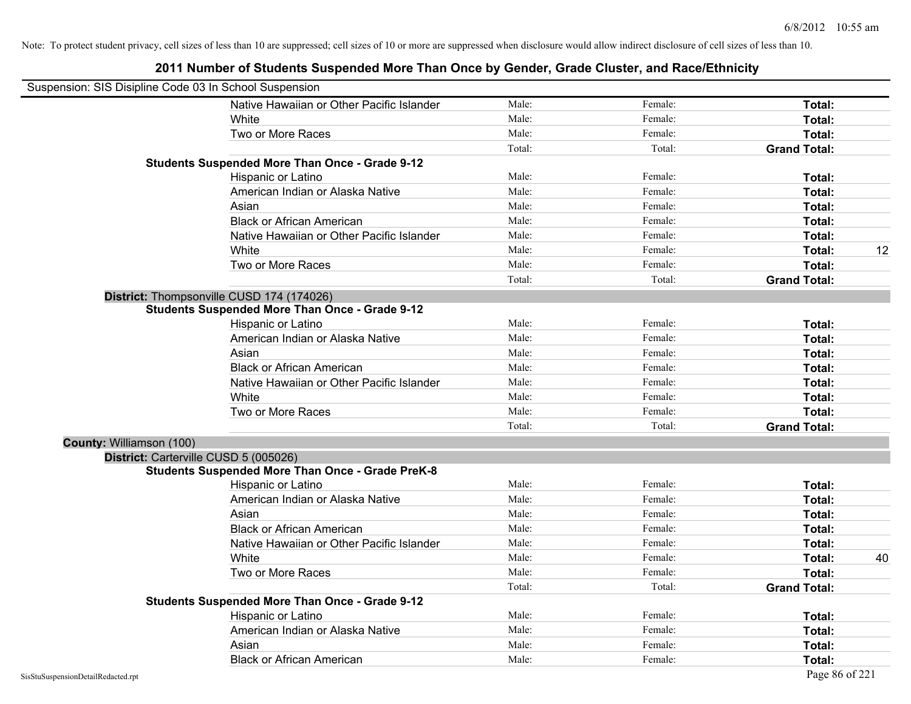Note: To protect student privacy, cell sizes of less than 10 are suppressed; cell sizes of 10 or more are suppressed when disclosure would allow indirect disclosure of cell sizes of less than 10.

# 2011 Number of Students Suspended More Than Once by Gender, Grade Cluster, and Race/Ethnicity

Suspension: SIS Disipline Code 03 In School Suspension

| | | | | |
|---|---|---|---|---|
| Native Hawaiian or Other Pacific Islander | Male: | Female: | **Total:** | |
| White | Male: | Female: | **Total:** | |
| Two or More Races | Male: | Female: | **Total:** | |
| | Total: | Total: | **Grand Total:** | |

**Students Suspended More Than Once - Grade 9-12**

| | | | | |
|---|---|---|---|---|
| Hispanic or Latino | Male: | Female: | **Total:** | |
| American Indian or Alaska Native | Male: | Female: | **Total:** | |
| Asian | Male: | Female: | **Total:** | |
| Black or African American | Male: | Female: | **Total:** | |
| Native Hawaiian or Other Pacific Islander | Male: | Female: | **Total:** | |
| White | Male: | Female: | **Total:** | 12 |
| Two or More Races | Male: | Female: | **Total:** | |
| | Total: | Total: | **Grand Total:** | |

**District:** Thompsonville CUSD 174 (174026)

**Students Suspended More Than Once - Grade 9-12**

| | | | | |
|---|---|---|---|---|
| Hispanic or Latino | Male: | Female: | **Total:** | |
| American Indian or Alaska Native | Male: | Female: | **Total:** | |
| Asian | Male: | Female: | **Total:** | |
| Black or African American | Male: | Female: | **Total:** | |
| Native Hawaiian or Other Pacific Islander | Male: | Female: | **Total:** | |
| White | Male: | Female: | **Total:** | |
| Two or More Races | Male: | Female: | **Total:** | |
| | Total: | Total: | **Grand Total:** | |

**County:** Williamson (100)

**District:** Carterville CUSD 5 (005026)

**Students Suspended More Than Once - Grade PreK-8**

| | | | | |
|---|---|---|---|---|
| Hispanic or Latino | Male: | Female: | **Total:** | |
| American Indian or Alaska Native | Male: | Female: | **Total:** | |
| Asian | Male: | Female: | **Total:** | |
| Black or African American | Male: | Female: | **Total:** | |
| Native Hawaiian or Other Pacific Islander | Male: | Female: | **Total:** | |
| White | Male: | Female: | **Total:** | 40 |
| Two or More Races | Male: | Female: | **Total:** | |
| | Total: | Total: | **Grand Total:** | |

**Students Suspended More Than Once - Grade 9-12**

| | | | | |
|---|---|---|---|---|
| Hispanic or Latino | Male: | Female: | **Total:** | |
| American Indian or Alaska Native | Male: | Female: | **Total:** | |
| Asian | Male: | Female: | **Total:** | |
| Black or African American | Male: | Female: | **Total:** | |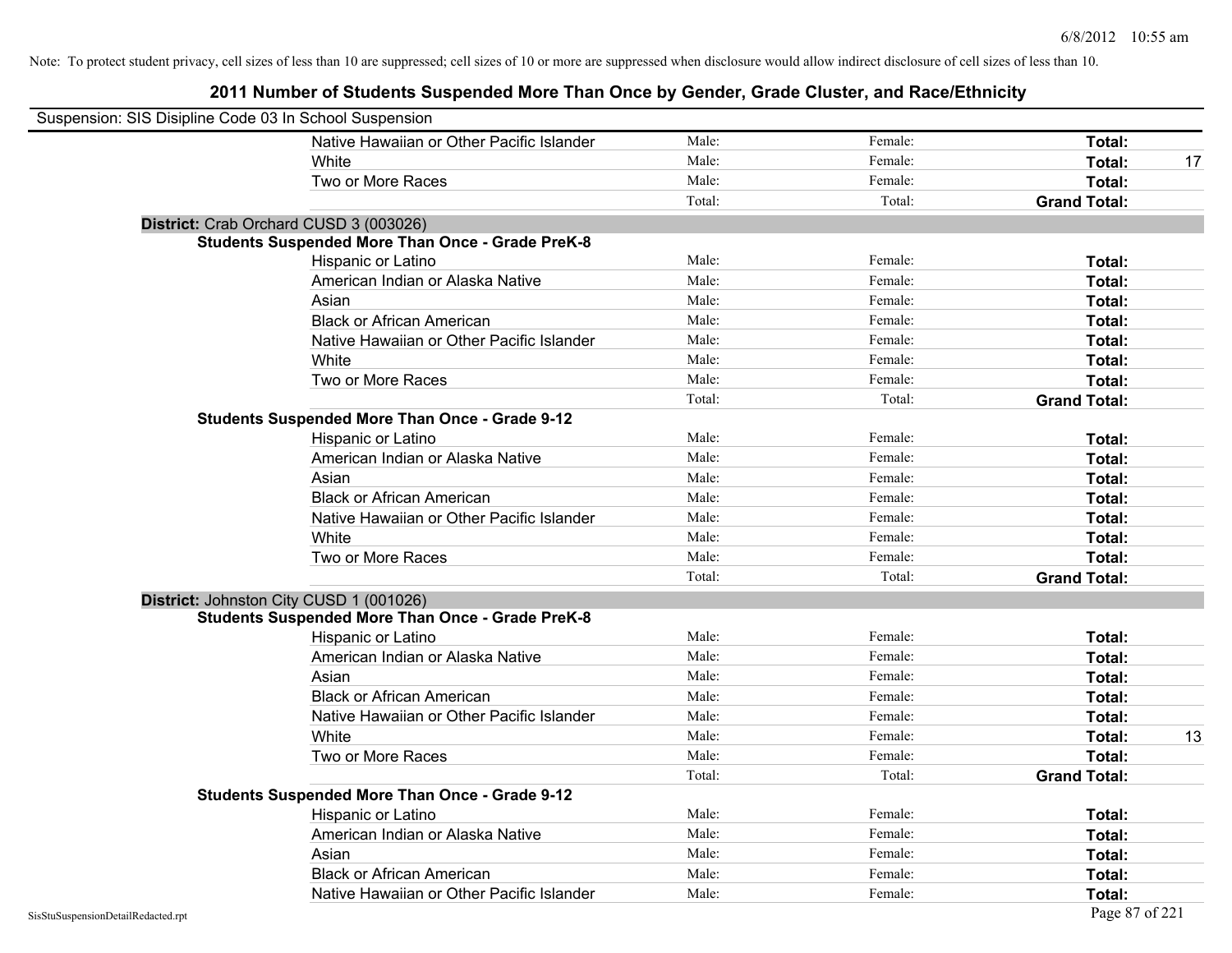Note: To protect student privacy, cell sizes of less than 10 are suppressed; cell sizes of 10 or more are suppressed when disclosure would allow indirect disclosure of cell sizes of less than 10.

## 2011 Number of Students Suspended More Than Once by Gender, Grade Cluster, and Race/Ethnicity

Suspension: SIS Disipline Code 03 In School Suspension

| | | | | |
|---|---|---|---|---|
| Native Hawaiian or Other Pacific Islander | Male: | Female: | **Total:** | |
| White | Male: | Female: | **Total:** | 17 |
| Two or More Races | Male: | Female: | **Total:** | |
| | Total: | Total: | **Grand Total:** | |

**District:** Crab Orchard CUSD 3 (003026)

**Students Suspended More Than Once - Grade PreK-8**

| | | | | |
|---|---|---|---|---|
| Hispanic or Latino | Male: | Female: | **Total:** | |
| American Indian or Alaska Native | Male: | Female: | **Total:** | |
| Asian | Male: | Female: | **Total:** | |
| Black or African American | Male: | Female: | **Total:** | |
| Native Hawaiian or Other Pacific Islander | Male: | Female: | **Total:** | |
| White | Male: | Female: | **Total:** | |
| Two or More Races | Male: | Female: | **Total:** | |
| | Total: | Total: | **Grand Total:** | |

**Students Suspended More Than Once - Grade 9-12**

| | | | | |
|---|---|---|---|---|
| Hispanic or Latino | Male: | Female: | **Total:** | |
| American Indian or Alaska Native | Male: | Female: | **Total:** | |
| Asian | Male: | Female: | **Total:** | |
| Black or African American | Male: | Female: | **Total:** | |
| Native Hawaiian or Other Pacific Islander | Male: | Female: | **Total:** | |
| White | Male: | Female: | **Total:** | |
| Two or More Races | Male: | Female: | **Total:** | |
| | Total: | Total: | **Grand Total:** | |

**District:** Johnston City CUSD 1 (001026)

**Students Suspended More Than Once - Grade PreK-8**

| | | | | |
|---|---|---|---|---|
| Hispanic or Latino | Male: | Female: | **Total:** | |
| American Indian or Alaska Native | Male: | Female: | **Total:** | |
| Asian | Male: | Female: | **Total:** | |
| Black or African American | Male: | Female: | **Total:** | |
| Native Hawaiian or Other Pacific Islander | Male: | Female: | **Total:** | |
| White | Male: | Female: | **Total:** | 13 |
| Two or More Races | Male: | Female: | **Total:** | |
| | Total: | Total: | **Grand Total:** | |

**Students Suspended More Than Once - Grade 9-12**

| | | | | |
|---|---|---|---|---|
| Hispanic or Latino | Male: | Female: | **Total:** | |
| American Indian or Alaska Native | Male: | Female: | **Total:** | |
| Asian | Male: | Female: | **Total:** | |
| Black or African American | Male: | Female: | **Total:** | |
| Native Hawaiian or Other Pacific Islander | Male: | Female: | **Total:** | |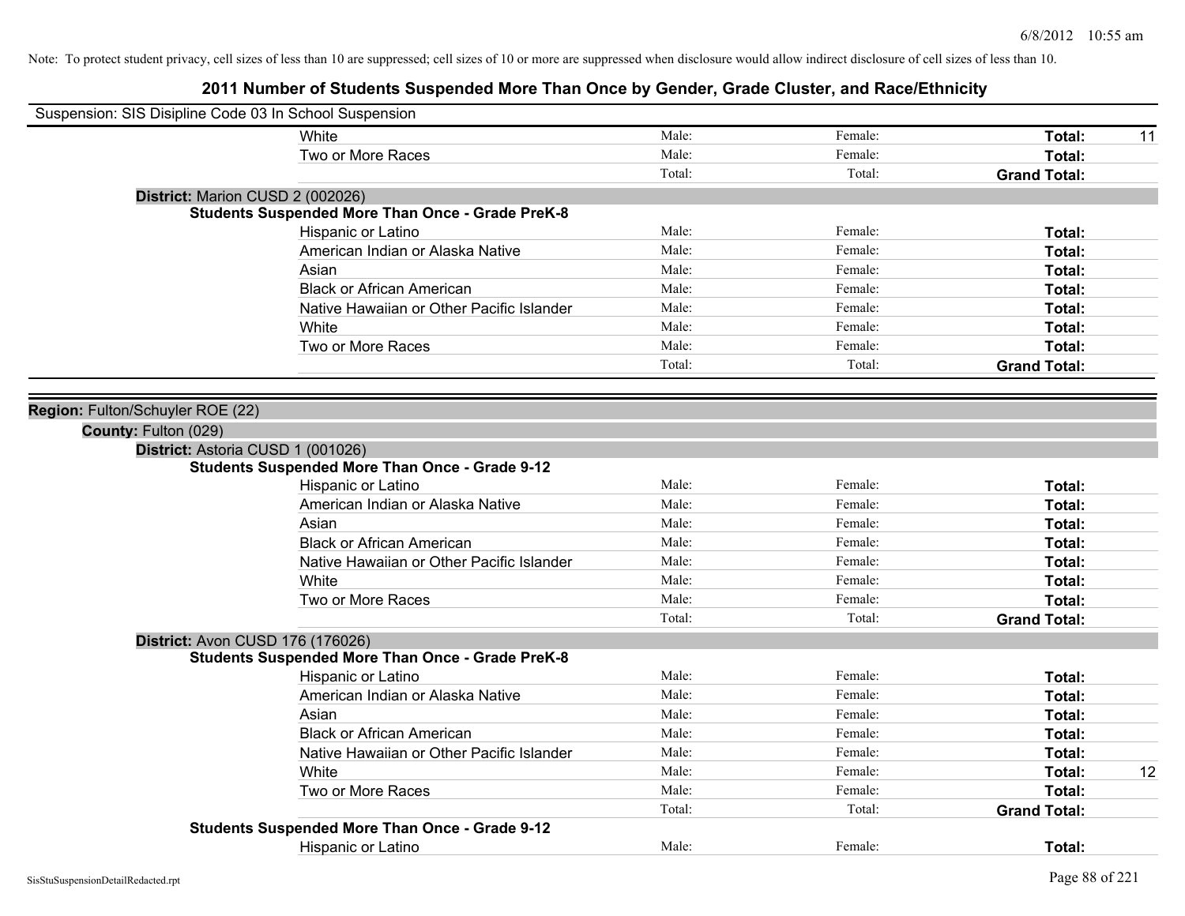Note: To protect student privacy, cell sizes of less than 10 are suppressed; cell sizes of 10 or more are suppressed when disclosure would allow indirect disclosure of cell sizes of less than 10.

# 2011 Number of Students Suspended More Than Once by Gender, Grade Cluster, and Race/Ethnicity

Suspension: SIS Disipline Code 03 In School Suspension

| | Male | Female | Total | |
|---|---|---|---|---|
| White | Male: | Female: | Total: | 11 |
| Two or More Races | Male: | Female: | Total: | |
| | Total: | Total: | Grand Total: | |

**District:** Marion CUSD 2 (002026)

**Students Suspended More Than Once - Grade PreK-8**

| | Male | Female | Total | |
|---|---|---|---|---|
| Hispanic or Latino | Male: | Female: | Total: | |
| American Indian or Alaska Native | Male: | Female: | Total: | |
| Asian | Male: | Female: | Total: | |
| Black or African American | Male: | Female: | Total: | |
| Native Hawaiian or Other Pacific Islander | Male: | Female: | Total: | |
| White | Male: | Female: | Total: | |
| Two or More Races | Male: | Female: | Total: | |
| | Total: | Total: | Grand Total: | |

**Region:** Fulton/Schuyler ROE (22)

**County:** Fulton (029)

**District:** Astoria CUSD 1 (001026)

**Students Suspended More Than Once - Grade 9-12**

| | Male | Female | Total | |
|---|---|---|---|---|
| Hispanic or Latino | Male: | Female: | Total: | |
| American Indian or Alaska Native | Male: | Female: | Total: | |
| Asian | Male: | Female: | Total: | |
| Black or African American | Male: | Female: | Total: | |
| Native Hawaiian or Other Pacific Islander | Male: | Female: | Total: | |
| White | Male: | Female: | Total: | |
| Two or More Races | Male: | Female: | Total: | |
| | Total: | Total: | Grand Total: | |

**District:** Avon CUSD 176 (176026)

**Students Suspended More Than Once - Grade PreK-8**

| | Male | Female | Total | |
|---|---|---|---|---|
| Hispanic or Latino | Male: | Female: | Total: | |
| American Indian or Alaska Native | Male: | Female: | Total: | |
| Asian | Male: | Female: | Total: | |
| Black or African American | Male: | Female: | Total: | |
| Native Hawaiian or Other Pacific Islander | Male: | Female: | Total: | |
| White | Male: | Female: | Total: | 12 |
| Two or More Races | Male: | Female: | Total: | |
| | Total: | Total: | Grand Total: | |

**Students Suspended More Than Once - Grade 9-12**

| | Male | Female | Total | |
|---|---|---|---|---|
| Hispanic or Latino | Male: | Female: | Total: | |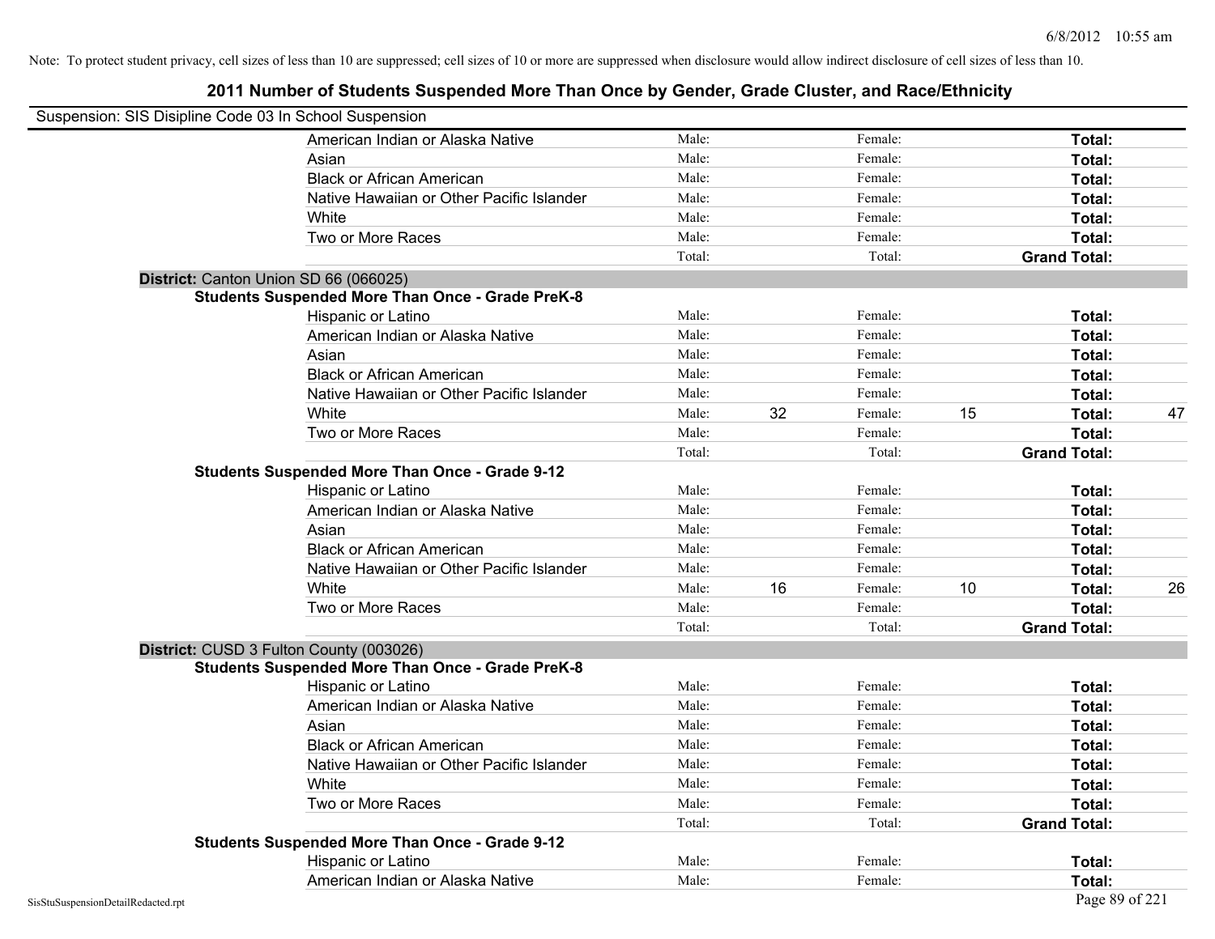Note: To protect student privacy, cell sizes of less than 10 are suppressed; cell sizes of 10 or more are suppressed when disclosure would allow indirect disclosure of cell sizes of less than 10.

## 2011 Number of Students Suspended More Than Once by Gender, Grade Cluster, and Race/Ethnicity

Suspension: SIS Disipline Code 03 In School Suspension

| | | | | | | |
|---|---|---|---|---|---|---|
| American Indian or Alaska Native | Male: | | Female: | | **Total:** | |
| Asian | Male: | | Female: | | **Total:** | |
| Black or African American | Male: | | Female: | | **Total:** | |
| Native Hawaiian or Other Pacific Islander | Male: | | Female: | | **Total:** | |
| White | Male: | | Female: | | **Total:** | |
| Two or More Races | Male: | | Female: | | **Total:** | |
| | Total: | | Total: | | **Grand Total:** | |

**District:** Canton Union SD 66 (066025)

**Students Suspended More Than Once - Grade PreK-8**

| | | | | | | |
|---|---|---|---|---|---|---|
| Hispanic or Latino | Male: | | Female: | | **Total:** | |
| American Indian or Alaska Native | Male: | | Female: | | **Total:** | |
| Asian | Male: | | Female: | | **Total:** | |
| Black or African American | Male: | | Female: | | **Total:** | |
| Native Hawaiian or Other Pacific Islander | Male: | | Female: | | **Total:** | |
| White | Male: | 32 | Female: | 15 | **Total:** | 47 |
| Two or More Races | Male: | | Female: | | **Total:** | |
| | Total: | | Total: | | **Grand Total:** | |

**Students Suspended More Than Once - Grade 9-12**

| | | | | | | |
|---|---|---|---|---|---|---|
| Hispanic or Latino | Male: | | Female: | | **Total:** | |
| American Indian or Alaska Native | Male: | | Female: | | **Total:** | |
| Asian | Male: | | Female: | | **Total:** | |
| Black or African American | Male: | | Female: | | **Total:** | |
| Native Hawaiian or Other Pacific Islander | Male: | | Female: | | **Total:** | |
| White | Male: | 16 | Female: | 10 | **Total:** | 26 |
| Two or More Races | Male: | | Female: | | **Total:** | |
| | Total: | | Total: | | **Grand Total:** | |

**District:** CUSD 3 Fulton County (003026)

**Students Suspended More Than Once - Grade PreK-8**

| | | | | | | |
|---|---|---|---|---|---|---|
| Hispanic or Latino | Male: | | Female: | | **Total:** | |
| American Indian or Alaska Native | Male: | | Female: | | **Total:** | |
| Asian | Male: | | Female: | | **Total:** | |
| Black or African American | Male: | | Female: | | **Total:** | |
| Native Hawaiian or Other Pacific Islander | Male: | | Female: | | **Total:** | |
| White | Male: | | Female: | | **Total:** | |
| Two or More Races | Male: | | Female: | | **Total:** | |
| | Total: | | Total: | | **Grand Total:** | |

**Students Suspended More Than Once - Grade 9-12**

| | | | | | | |
|---|---|---|---|---|---|---|
| Hispanic or Latino | Male: | | Female: | | **Total:** | |
| American Indian or Alaska Native | Male: | | Female: | | **Total:** | |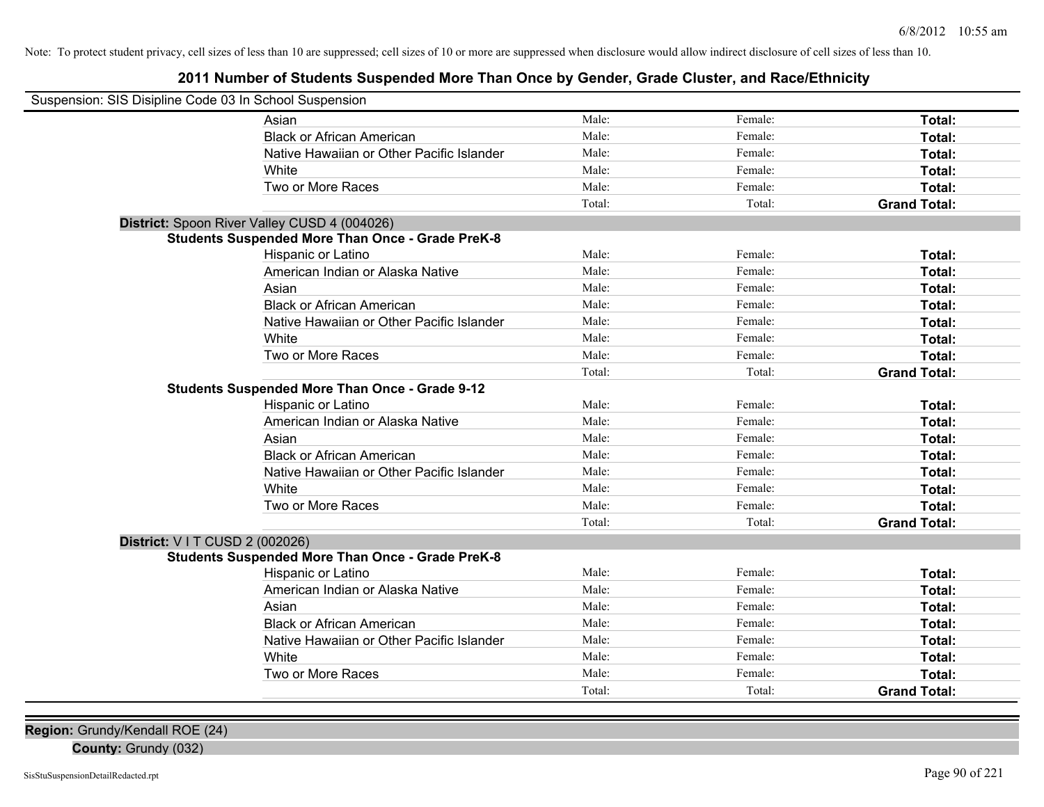Note: To protect student privacy, cell sizes of less than 10 are suppressed; cell sizes of 10 or more are suppressed when disclosure would allow indirect disclosure of cell sizes of less than 10.

## 2011 Number of Students Suspended More Than Once by Gender, Grade Cluster, and Race/Ethnicity

Suspension: SIS Disipline Code 03 In School Suspension

| | Male | Female | Total |
|---|---|---|---|
| Asian | Male: | Female: | **Total:** |
| Black or African American | Male: | Female: | **Total:** |
| Native Hawaiian or Other Pacific Islander | Male: | Female: | **Total:** |
| White | Male: | Female: | **Total:** |
| Two or More Races | Male: | Female: | **Total:** |
| | Total: | Total: | **Grand Total:** |

**District:** Spoon River Valley CUSD 4 (004026)

**Students Suspended More Than Once - Grade PreK-8**

| | Male | Female | Total |
|---|---|---|---|
| Hispanic or Latino | Male: | Female: | **Total:** |
| American Indian or Alaska Native | Male: | Female: | **Total:** |
| Asian | Male: | Female: | **Total:** |
| Black or African American | Male: | Female: | **Total:** |
| Native Hawaiian or Other Pacific Islander | Male: | Female: | **Total:** |
| White | Male: | Female: | **Total:** |
| Two or More Races | Male: | Female: | **Total:** |
| | Total: | Total: | **Grand Total:** |

**Students Suspended More Than Once - Grade 9-12**

| | Male | Female | Total |
|---|---|---|---|
| Hispanic or Latino | Male: | Female: | **Total:** |
| American Indian or Alaska Native | Male: | Female: | **Total:** |
| Asian | Male: | Female: | **Total:** |
| Black or African American | Male: | Female: | **Total:** |
| Native Hawaiian or Other Pacific Islander | Male: | Female: | **Total:** |
| White | Male: | Female: | **Total:** |
| Two or More Races | Male: | Female: | **Total:** |
| | Total: | Total: | **Grand Total:** |

**District:** V I T CUSD 2 (002026)

**Students Suspended More Than Once - Grade PreK-8**

| | Male | Female | Total |
|---|---|---|---|
| Hispanic or Latino | Male: | Female: | **Total:** |
| American Indian or Alaska Native | Male: | Female: | **Total:** |
| Asian | Male: | Female: | **Total:** |
| Black or African American | Male: | Female: | **Total:** |
| Native Hawaiian or Other Pacific Islander | Male: | Female: | **Total:** |
| White | Male: | Female: | **Total:** |
| Two or More Races | Male: | Female: | **Total:** |
| | Total: | Total: | **Grand Total:** |

**Region:** Grundy/Kendall ROE (24)

**County:** Grundy (032)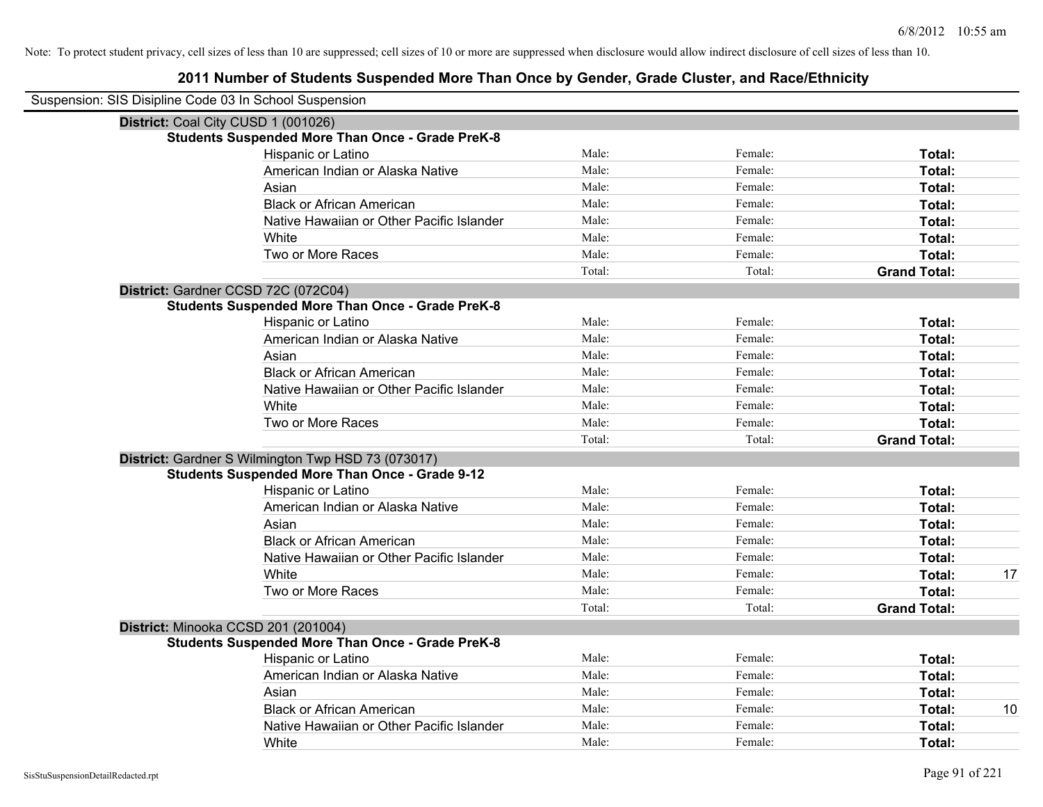Note: To protect student privacy, cell sizes of less than 10 are suppressed; cell sizes of 10 or more are suppressed when disclosure would allow indirect disclosure of cell sizes of less than 10.

# 2011 Number of Students Suspended More Than Once by Gender, Grade Cluster, and Race/Ethnicity

Suspension: SIS Disipline Code 03 In School Suspension

**District:** Coal City CUSD 1 (001026)

**Students Suspended More Than Once - Grade PreK-8**

| | | | | |
|---|---|---|---|---|
| Hispanic or Latino | Male: | Female: | **Total:** | |
| American Indian or Alaska Native | Male: | Female: | **Total:** | |
| Asian | Male: | Female: | **Total:** | |
| Black or African American | Male: | Female: | **Total:** | |
| Native Hawaiian or Other Pacific Islander | Male: | Female: | **Total:** | |
| White | Male: | Female: | **Total:** | |
| Two or More Races | Male: | Female: | **Total:** | |
| | Total: | Total: | **Grand Total:** | |

**District:** Gardner CCSD 72C (072C04)

**Students Suspended More Than Once - Grade PreK-8**

| | | | | |
|---|---|---|---|---|
| Hispanic or Latino | Male: | Female: | **Total:** | |
| American Indian or Alaska Native | Male: | Female: | **Total:** | |
| Asian | Male: | Female: | **Total:** | |
| Black or African American | Male: | Female: | **Total:** | |
| Native Hawaiian or Other Pacific Islander | Male: | Female: | **Total:** | |
| White | Male: | Female: | **Total:** | |
| Two or More Races | Male: | Female: | **Total:** | |
| | Total: | Total: | **Grand Total:** | |

**District:** Gardner S Wilmington Twp HSD 73 (073017)

**Students Suspended More Than Once - Grade 9-12**

| | | | | |
|---|---|---|---|---|
| Hispanic or Latino | Male: | Female: | **Total:** | |
| American Indian or Alaska Native | Male: | Female: | **Total:** | |
| Asian | Male: | Female: | **Total:** | |
| Black or African American | Male: | Female: | **Total:** | |
| Native Hawaiian or Other Pacific Islander | Male: | Female: | **Total:** | |
| White | Male: | Female: | **Total:** | 17 |
| Two or More Races | Male: | Female: | **Total:** | |
| | Total: | Total: | **Grand Total:** | |

**District:** Minooka CCSD 201 (201004)

**Students Suspended More Than Once - Grade PreK-8**

| | | | | |
|---|---|---|---|---|
| Hispanic or Latino | Male: | Female: | **Total:** | |
| American Indian or Alaska Native | Male: | Female: | **Total:** | |
| Asian | Male: | Female: | **Total:** | |
| Black or African American | Male: | Female: | **Total:** | 10 |
| Native Hawaiian or Other Pacific Islander | Male: | Female: | **Total:** | |
| White | Male: | Female: | **Total:** | |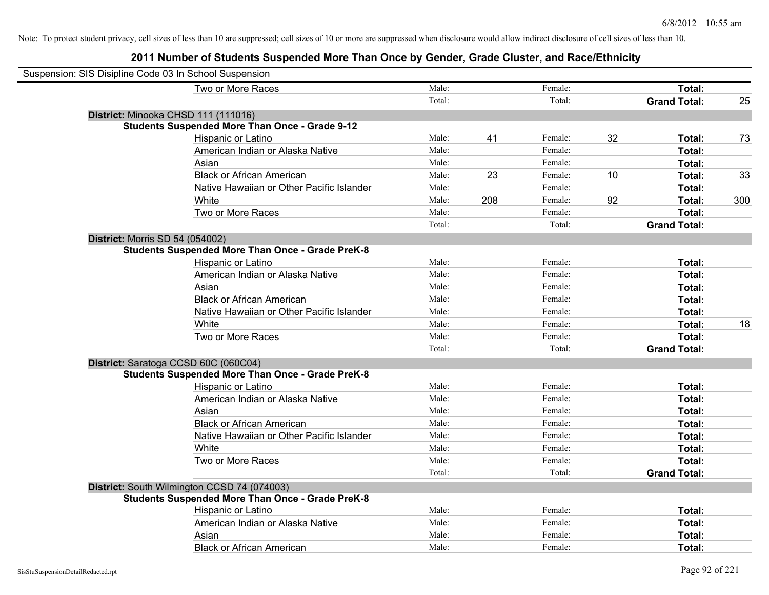Note: To protect student privacy, cell sizes of less than 10 are suppressed; cell sizes of 10 or more are suppressed when disclosure would allow indirect disclosure of cell sizes of less than 10.

## 2011 Number of Students Suspended More Than Once by Gender, Grade Cluster, and Race/Ethnicity

Suspension: SIS Disipline Code 03 In School Suspension

| | | | | | | |
|---|---|---|---|---|---|---|
| Two or More Races | Male: | | Female: | | **Total:** | |
| | Total: | | Total: | | **Grand Total:** | 25 |

**District:** Minooka CHSD 111 (111016)

**Students Suspended More Than Once - Grade 9-12**

| | | | | | | |
|---|---|---|---|---|---|---|
| Hispanic or Latino | Male: | 41 | Female: | 32 | **Total:** | 73 |
| American Indian or Alaska Native | Male: | | Female: | | **Total:** | |
| Asian | Male: | | Female: | | **Total:** | |
| Black or African American | Male: | 23 | Female: | 10 | **Total:** | 33 |
| Native Hawaiian or Other Pacific Islander | Male: | | Female: | | **Total:** | |
| White | Male: | 208 | Female: | 92 | **Total:** | 300 |
| Two or More Races | Male: | | Female: | | **Total:** | |
| | Total: | | Total: | | **Grand Total:** | |

**District:** Morris SD 54 (054002)

**Students Suspended More Than Once - Grade PreK-8**

| | | | | | | |
|---|---|---|---|---|---|---|
| Hispanic or Latino | Male: | | Female: | | **Total:** | |
| American Indian or Alaska Native | Male: | | Female: | | **Total:** | |
| Asian | Male: | | Female: | | **Total:** | |
| Black or African American | Male: | | Female: | | **Total:** | |
| Native Hawaiian or Other Pacific Islander | Male: | | Female: | | **Total:** | |
| White | Male: | | Female: | | **Total:** | 18 |
| Two or More Races | Male: | | Female: | | **Total:** | |
| | Total: | | Total: | | **Grand Total:** | |

**District:** Saratoga CCSD 60C (060C04)

**Students Suspended More Than Once - Grade PreK-8**

| | | | | | | |
|---|---|---|---|---|---|---|
| Hispanic or Latino | Male: | | Female: | | **Total:** | |
| American Indian or Alaska Native | Male: | | Female: | | **Total:** | |
| Asian | Male: | | Female: | | **Total:** | |
| Black or African American | Male: | | Female: | | **Total:** | |
| Native Hawaiian or Other Pacific Islander | Male: | | Female: | | **Total:** | |
| White | Male: | | Female: | | **Total:** | |
| Two or More Races | Male: | | Female: | | **Total:** | |
| | Total: | | Total: | | **Grand Total:** | |

**District:** South Wilmington CCSD 74 (074003)

**Students Suspended More Than Once - Grade PreK-8**

| | | | | | | |
|---|---|---|---|---|---|---|
| Hispanic or Latino | Male: | | Female: | | **Total:** | |
| American Indian or Alaska Native | Male: | | Female: | | **Total:** | |
| Asian | Male: | | Female: | | **Total:** | |
| Black or African American | Male: | | Female: | | **Total:** | |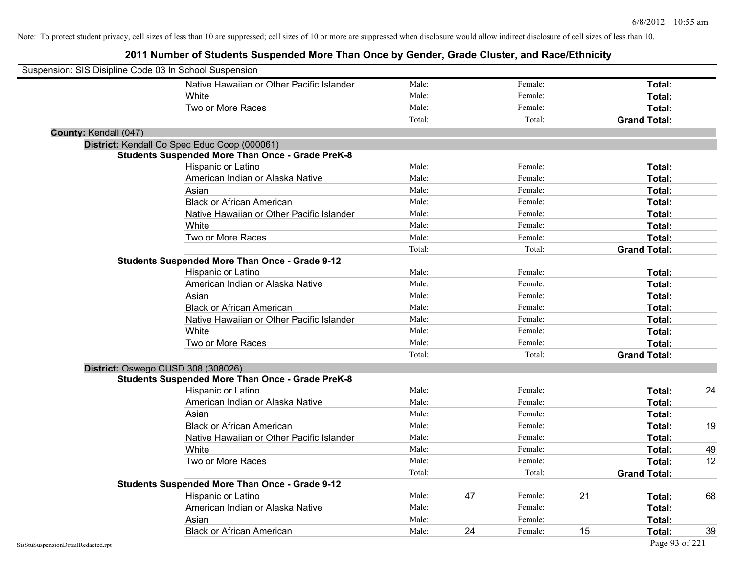Note: To protect student privacy, cell sizes of less than 10 are suppressed; cell sizes of 10 or more are suppressed when disclosure would allow indirect disclosure of cell sizes of less than 10.

# 2011 Number of Students Suspended More Than Once by Gender, Grade Cluster, and Race/Ethnicity

Suspension: SIS Disipline Code 03 In School Suspension

| | | | | | |
|---|---|---|---|---|---|
| Native Hawaiian or Other Pacific Islander | Male: | | Female: | | **Total:** |
| White | Male: | | Female: | | **Total:** |
| Two or More Races | Male: | | Female: | | **Total:** |
| | Total: | | Total: | | **Grand Total:** |

**County:** Kendall (047)

**District:** Kendall Co Spec Educ Coop (000061)

**Students Suspended More Than Once - Grade PreK-8**

| | | | | | | |
|---|---|---|---|---|---|---|
| Hispanic or Latino | Male: | | Female: | | **Total:** | |
| American Indian or Alaska Native | Male: | | Female: | | **Total:** | |
| Asian | Male: | | Female: | | **Total:** | |
| Black or African American | Male: | | Female: | | **Total:** | |
| Native Hawaiian or Other Pacific Islander | Male: | | Female: | | **Total:** | |
| White | Male: | | Female: | | **Total:** | |
| Two or More Races | Male: | | Female: | | **Total:** | |
| | Total: | | Total: | | **Grand Total:** | |

**Students Suspended More Than Once - Grade 9-12**

| | | | | | | |
|---|---|---|---|---|---|---|
| Hispanic or Latino | Male: | | Female: | | **Total:** | |
| American Indian or Alaska Native | Male: | | Female: | | **Total:** | |
| Asian | Male: | | Female: | | **Total:** | |
| Black or African American | Male: | | Female: | | **Total:** | |
| Native Hawaiian or Other Pacific Islander | Male: | | Female: | | **Total:** | |
| White | Male: | | Female: | | **Total:** | |
| Two or More Races | Male: | | Female: | | **Total:** | |
| | Total: | | Total: | | **Grand Total:** | |

**District:** Oswego CUSD 308 (308026)

**Students Suspended More Than Once - Grade PreK-8**

| | | | | | | |
|---|---|---|---|---|---|---|
| Hispanic or Latino | Male: | | Female: | | **Total:** | 24 |
| American Indian or Alaska Native | Male: | | Female: | | **Total:** | |
| Asian | Male: | | Female: | | **Total:** | |
| Black or African American | Male: | | Female: | | **Total:** | 19 |
| Native Hawaiian or Other Pacific Islander | Male: | | Female: | | **Total:** | |
| White | Male: | | Female: | | **Total:** | 49 |
| Two or More Races | Male: | | Female: | | **Total:** | 12 |
| | Total: | | Total: | | **Grand Total:** | |

**Students Suspended More Than Once - Grade 9-12**

| | | | | | | |
|---|---|---|---|---|---|---|
| Hispanic or Latino | Male: | 47 | Female: | 21 | **Total:** | 68 |
| American Indian or Alaska Native | Male: | | Female: | | **Total:** | |
| Asian | Male: | | Female: | | **Total:** | |
| Black or African American | Male: | 24 | Female: | 15 | **Total:** | 39 |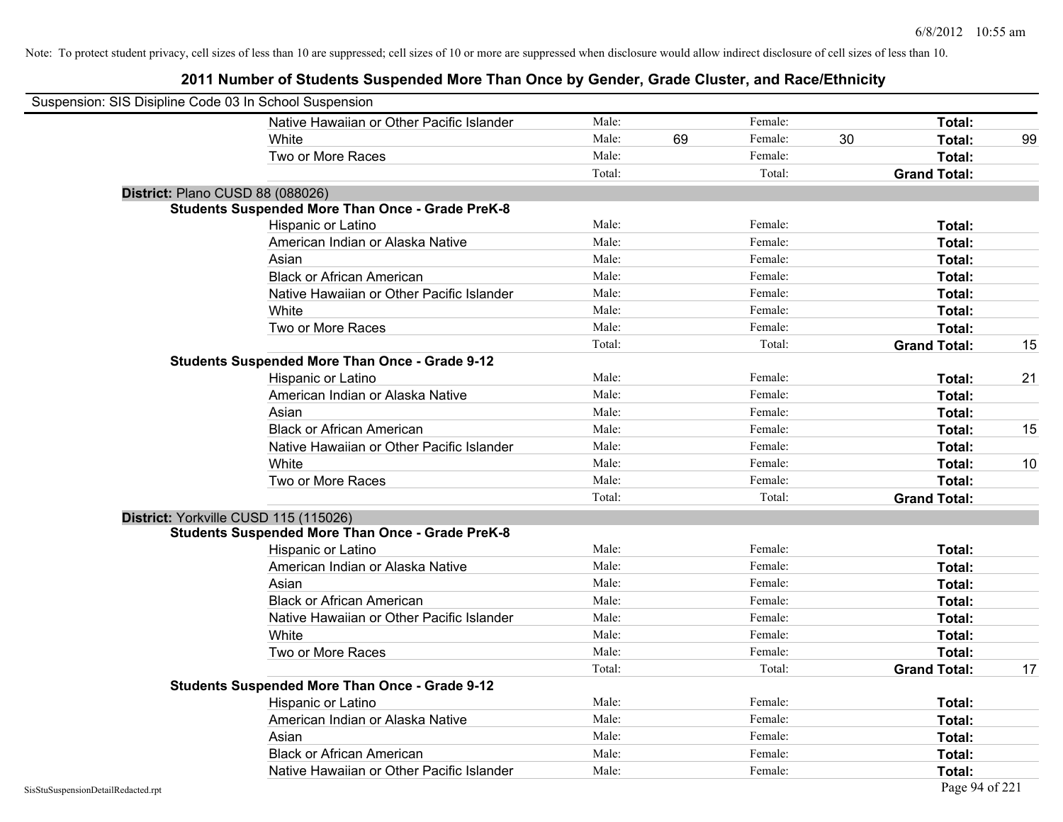Note: To protect student privacy, cell sizes of less than 10 are suppressed; cell sizes of 10 or more are suppressed when disclosure would allow indirect disclosure of cell sizes of less than 10.

# 2011 Number of Students Suspended More Than Once by Gender, Grade Cluster, and Race/Ethnicity

Suspension: SIS Disipline Code 03 In School Suspension

| | | | | | | |
|---|---|---|---|---|---|---|
| Native Hawaiian or Other Pacific Islander | Male: | | Female: | | **Total:** | |
| White | Male: | 69 | Female: | 30 | **Total:** | 99 |
| Two or More Races | Male: | | Female: | | **Total:** | |
| | Total: | | Total: | | **Grand Total:** | |

**District:** Plano CUSD 88 (088026)

**Students Suspended More Than Once - Grade PreK-8**

| | | | | | | |
|---|---|---|---|---|---|---|
| Hispanic or Latino | Male: | | Female: | | **Total:** | |
| American Indian or Alaska Native | Male: | | Female: | | **Total:** | |
| Asian | Male: | | Female: | | **Total:** | |
| Black or African American | Male: | | Female: | | **Total:** | |
| Native Hawaiian or Other Pacific Islander | Male: | | Female: | | **Total:** | |
| White | Male: | | Female: | | **Total:** | |
| Two or More Races | Male: | | Female: | | **Total:** | |
| | Total: | | Total: | | **Grand Total:** | 15 |

**Students Suspended More Than Once - Grade 9-12**

| | | | | | | |
|---|---|---|---|---|---|---|
| Hispanic or Latino | Male: | | Female: | | **Total:** | 21 |
| American Indian or Alaska Native | Male: | | Female: | | **Total:** | |
| Asian | Male: | | Female: | | **Total:** | |
| Black or African American | Male: | | Female: | | **Total:** | 15 |
| Native Hawaiian or Other Pacific Islander | Male: | | Female: | | **Total:** | |
| White | Male: | | Female: | | **Total:** | 10 |
| Two or More Races | Male: | | Female: | | **Total:** | |
| | Total: | | Total: | | **Grand Total:** | |

**District:** Yorkville CUSD 115 (115026)

**Students Suspended More Than Once - Grade PreK-8**

| | | | | | | |
|---|---|---|---|---|---|---|
| Hispanic or Latino | Male: | | Female: | | **Total:** | |
| American Indian or Alaska Native | Male: | | Female: | | **Total:** | |
| Asian | Male: | | Female: | | **Total:** | |
| Black or African American | Male: | | Female: | | **Total:** | |
| Native Hawaiian or Other Pacific Islander | Male: | | Female: | | **Total:** | |
| White | Male: | | Female: | | **Total:** | |
| Two or More Races | Male: | | Female: | | **Total:** | |
| | Total: | | Total: | | **Grand Total:** | 17 |

**Students Suspended More Than Once - Grade 9-12**

| | | | | | | |
|---|---|---|---|---|---|---|
| Hispanic or Latino | Male: | | Female: | | **Total:** | |
| American Indian or Alaska Native | Male: | | Female: | | **Total:** | |
| Asian | Male: | | Female: | | **Total:** | |
| Black or African American | Male: | | Female: | | **Total:** | |
| Native Hawaiian or Other Pacific Islander | Male: | | Female: | | **Total:** | |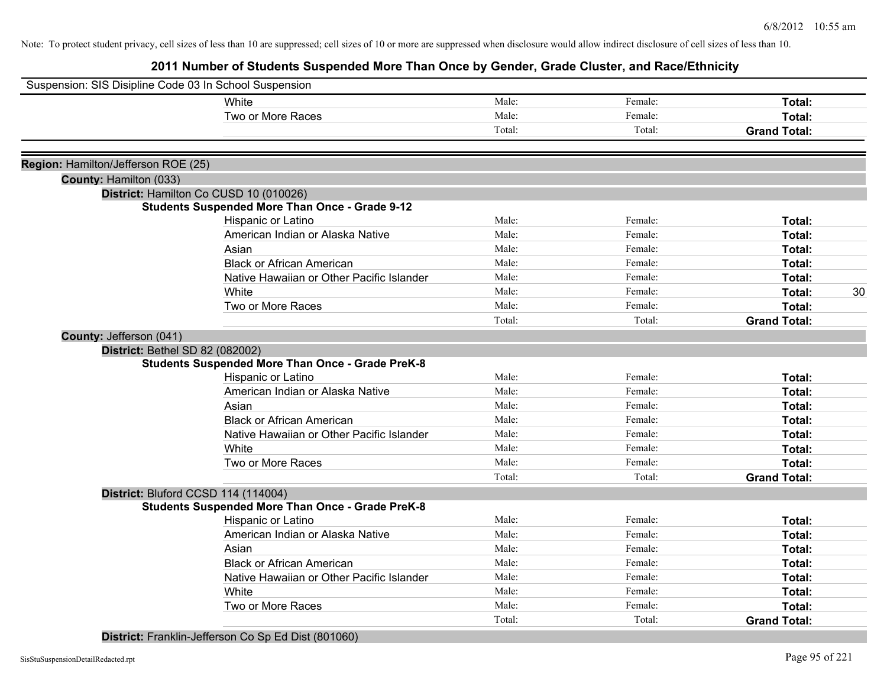Note: To protect student privacy, cell sizes of less than 10 are suppressed; cell sizes of 10 or more are suppressed when disclosure would allow indirect disclosure of cell sizes of less than 10.

# 2011 Number of Students Suspended More Than Once by Gender, Grade Cluster, and Race/Ethnicity

Suspension: SIS Disipline Code 03 In School Suspension

| | | | | |
|---|---|---|---|---|
| White | Male: | Female: | **Total:** | |
| Two or More Races | Male: | Female: | **Total:** | |
| | Total: | Total: | **Grand Total:** | |

**Region:** Hamilton/Jefferson ROE (25)

**County:** Hamilton (033)

**District:** Hamilton Co CUSD 10 (010026)

**Students Suspended More Than Once - Grade 9-12**

| | | | | |
|---|---|---|---|---|
| Hispanic or Latino | Male: | Female: | **Total:** | |
| American Indian or Alaska Native | Male: | Female: | **Total:** | |
| Asian | Male: | Female: | **Total:** | |
| Black or African American | Male: | Female: | **Total:** | |
| Native Hawaiian or Other Pacific Islander | Male: | Female: | **Total:** | |
| White | Male: | Female: | **Total:** | 30 |
| Two or More Races | Male: | Female: | **Total:** | |
| | Total: | Total: | **Grand Total:** | |

**County:** Jefferson (041)

**District:** Bethel SD 82 (082002)

**Students Suspended More Than Once - Grade PreK-8**

| | | | | |
|---|---|---|---|---|
| Hispanic or Latino | Male: | Female: | **Total:** | |
| American Indian or Alaska Native | Male: | Female: | **Total:** | |
| Asian | Male: | Female: | **Total:** | |
| Black or African American | Male: | Female: | **Total:** | |
| Native Hawaiian or Other Pacific Islander | Male: | Female: | **Total:** | |
| White | Male: | Female: | **Total:** | |
| Two or More Races | Male: | Female: | **Total:** | |
| | Total: | Total: | **Grand Total:** | |

**District:** Bluford CCSD 114 (114004)

**Students Suspended More Than Once - Grade PreK-8**

| | | | | |
|---|---|---|---|---|
| Hispanic or Latino | Male: | Female: | **Total:** | |
| American Indian or Alaska Native | Male: | Female: | **Total:** | |
| Asian | Male: | Female: | **Total:** | |
| Black or African American | Male: | Female: | **Total:** | |
| Native Hawaiian or Other Pacific Islander | Male: | Female: | **Total:** | |
| White | Male: | Female: | **Total:** | |
| Two or More Races | Male: | Female: | **Total:** | |
| | Total: | Total: | **Grand Total:** | |

**District:** Franklin-Jefferson Co Sp Ed Dist (801060)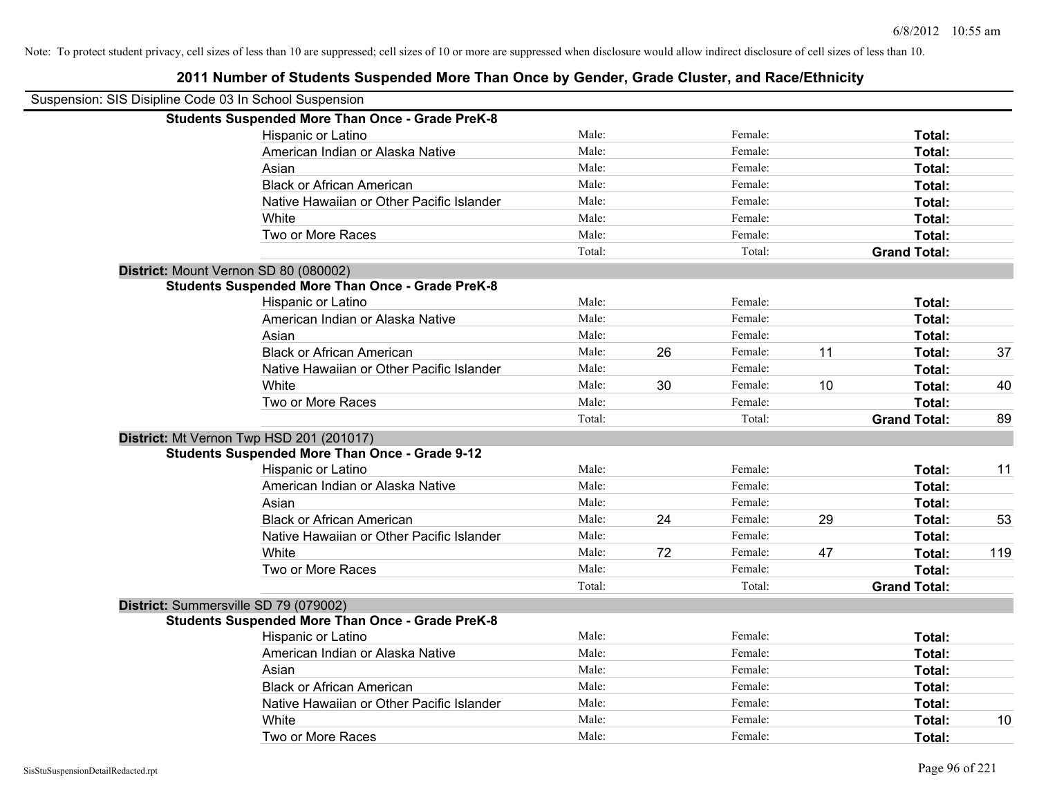Note: To protect student privacy, cell sizes of less than 10 are suppressed; cell sizes of 10 or more are suppressed when disclosure would allow indirect disclosure of cell sizes of less than 10.

## 2011 Number of Students Suspended More Than Once by Gender, Grade Cluster, and Race/Ethnicity

Suspension: SIS Disipline Code 03 In School Suspension

| | | | | | | |
|---|---|---|---|---|---|---|
| **Students Suspended More Than Once - Grade PreK-8** | | | | | | |
| Hispanic or Latino | Male: | | Female: | | **Total:** | |
| American Indian or Alaska Native | Male: | | Female: | | **Total:** | |
| Asian | Male: | | Female: | | **Total:** | |
| Black or African American | Male: | | Female: | | **Total:** | |
| Native Hawaiian or Other Pacific Islander | Male: | | Female: | | **Total:** | |
| White | Male: | | Female: | | **Total:** | |
| Two or More Races | Male: | | Female: | | **Total:** | |
| | Total: | | Total: | | **Grand Total:** | |

**District:** Mount Vernon SD 80 (080002)

| | | | | | | |
|---|---|---|---|---|---|---|
| **Students Suspended More Than Once - Grade PreK-8** | | | | | | |
| Hispanic or Latino | Male: | | Female: | | **Total:** | |
| American Indian or Alaska Native | Male: | | Female: | | **Total:** | |
| Asian | Male: | | Female: | | **Total:** | |
| Black or African American | Male: | 26 | Female: | 11 | **Total:** | 37 |
| Native Hawaiian or Other Pacific Islander | Male: | | Female: | | **Total:** | |
| White | Male: | 30 | Female: | 10 | **Total:** | 40 |
| Two or More Races | Male: | | Female: | | **Total:** | |
| | Total: | | Total: | | **Grand Total:** | 89 |

**District:** Mt Vernon Twp HSD 201 (201017)

| | | | | | | |
|---|---|---|---|---|---|---|
| **Students Suspended More Than Once - Grade 9-12** | | | | | | |
| Hispanic or Latino | Male: | | Female: | | **Total:** | 11 |
| American Indian or Alaska Native | Male: | | Female: | | **Total:** | |
| Asian | Male: | | Female: | | **Total:** | |
| Black or African American | Male: | 24 | Female: | 29 | **Total:** | 53 |
| Native Hawaiian or Other Pacific Islander | Male: | | Female: | | **Total:** | |
| White | Male: | 72 | Female: | 47 | **Total:** | 119 |
| Two or More Races | Male: | | Female: | | **Total:** | |
| | Total: | | Total: | | **Grand Total:** | |

**District:** Summersville SD 79 (079002)

| | | | | | | |
|---|---|---|---|---|---|---|
| **Students Suspended More Than Once - Grade PreK-8** | | | | | | |
| Hispanic or Latino | Male: | | Female: | | **Total:** | |
| American Indian or Alaska Native | Male: | | Female: | | **Total:** | |
| Asian | Male: | | Female: | | **Total:** | |
| Black or African American | Male: | | Female: | | **Total:** | |
| Native Hawaiian or Other Pacific Islander | Male: | | Female: | | **Total:** | |
| White | Male: | | Female: | | **Total:** | 10 |
| Two or More Races | Male: | | Female: | | **Total:** | |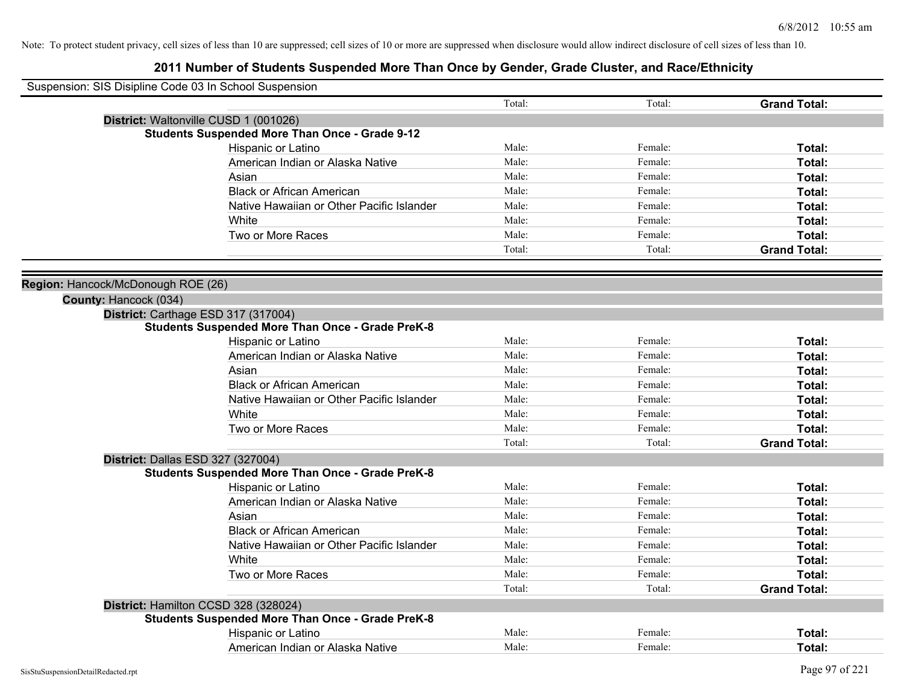Note: To protect student privacy, cell sizes of less than 10 are suppressed; cell sizes of 10 or more are suppressed when disclosure would allow indirect disclosure of cell sizes of less than 10.

# 2011 Number of Students Suspended More Than Once by Gender, Grade Cluster, and Race/Ethnicity

Suspension: SIS Disipline Code 03 In School Suspension

| | | Total: | Total: | **Grand Total:** |
|---|---|---|---|---|

**District:** Waltonville CUSD 1 (001026)

**Students Suspended More Than Once - Grade 9-12**

| | Male: | Female: | Total: |
|---|---|---|---|
| Hispanic or Latino | Male: | Female: | **Total:** |
| American Indian or Alaska Native | Male: | Female: | **Total:** |
| Asian | Male: | Female: | **Total:** |
| Black or African American | Male: | Female: | **Total:** |
| Native Hawaiian or Other Pacific Islander | Male: | Female: | **Total:** |
| White | Male: | Female: | **Total:** |
| Two or More Races | Male: | Female: | **Total:** |
| | Total: | Total: | **Grand Total:** |

**Region:** Hancock/McDonough ROE (26)

**County:** Hancock (034)

**District:** Carthage ESD 317 (317004)

**Students Suspended More Than Once - Grade PreK-8**

| | Male: | Female: | Total: |
|---|---|---|---|
| Hispanic or Latino | Male: | Female: | **Total:** |
| American Indian or Alaska Native | Male: | Female: | **Total:** |
| Asian | Male: | Female: | **Total:** |
| Black or African American | Male: | Female: | **Total:** |
| Native Hawaiian or Other Pacific Islander | Male: | Female: | **Total:** |
| White | Male: | Female: | **Total:** |
| Two or More Races | Male: | Female: | **Total:** |
| | Total: | Total: | **Grand Total:** |

**District:** Dallas ESD 327 (327004)

**Students Suspended More Than Once - Grade PreK-8**

| | Male: | Female: | Total: |
|---|---|---|---|
| Hispanic or Latino | Male: | Female: | **Total:** |
| American Indian or Alaska Native | Male: | Female: | **Total:** |
| Asian | Male: | Female: | **Total:** |
| Black or African American | Male: | Female: | **Total:** |
| Native Hawaiian or Other Pacific Islander | Male: | Female: | **Total:** |
| White | Male: | Female: | **Total:** |
| Two or More Races | Male: | Female: | **Total:** |
| | Total: | Total: | **Grand Total:** |

**District:** Hamilton CCSD 328 (328024)

**Students Suspended More Than Once - Grade PreK-8**

| | Male: | Female: | Total: |
|---|---|---|---|
| Hispanic or Latino | Male: | Female: | **Total:** |
| American Indian or Alaska Native | Male: | Female: | **Total:** |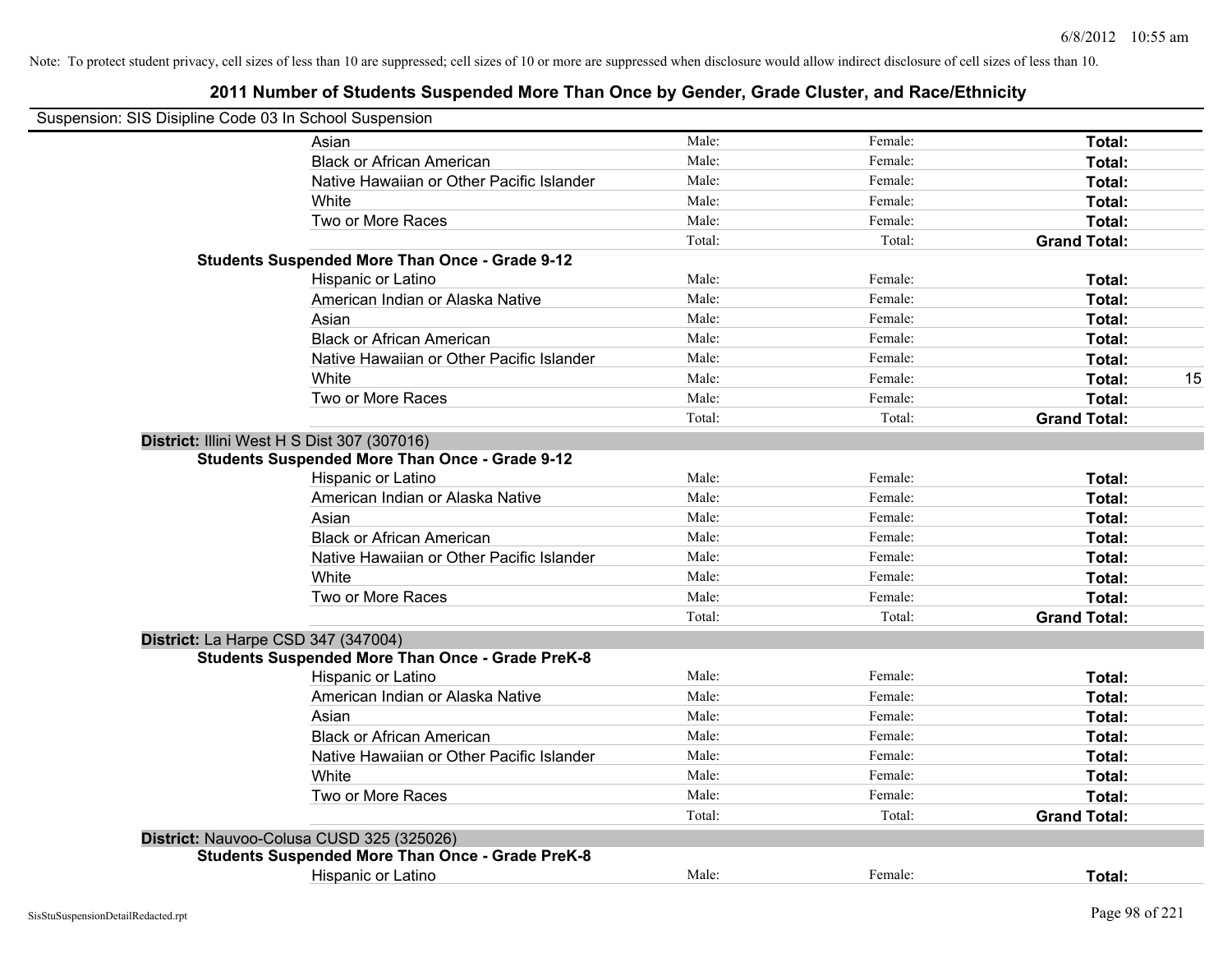Note: To protect student privacy, cell sizes of less than 10 are suppressed; cell sizes of 10 or more are suppressed when disclosure would allow indirect disclosure of cell sizes of less than 10.

# 2011 Number of Students Suspended More Than Once by Gender, Grade Cluster, and Race/Ethnicity

Suspension: SIS Disipline Code 03 In School Suspension

| | | | | |
|---|---|---|---|---|
| Asian | Male: | Female: | **Total:** | |
| Black or African American | Male: | Female: | **Total:** | |
| Native Hawaiian or Other Pacific Islander | Male: | Female: | **Total:** | |
| White | Male: | Female: | **Total:** | |
| Two or More Races | Male: | Female: | **Total:** | |
| | Total: | Total: | **Grand Total:** | |

**Students Suspended More Than Once - Grade 9-12**

| | | | | |
|---|---|---|---|---|
| Hispanic or Latino | Male: | Female: | **Total:** | |
| American Indian or Alaska Native | Male: | Female: | **Total:** | |
| Asian | Male: | Female: | **Total:** | |
| Black or African American | Male: | Female: | **Total:** | |
| Native Hawaiian or Other Pacific Islander | Male: | Female: | **Total:** | |
| White | Male: | Female: | **Total:** | 15 |
| Two or More Races | Male: | Female: | **Total:** | |
| | Total: | Total: | **Grand Total:** | |

**District:** Illini West H S Dist 307 (307016)

**Students Suspended More Than Once - Grade 9-12**

| | | | | |
|---|---|---|---|---|
| Hispanic or Latino | Male: | Female: | **Total:** | |
| American Indian or Alaska Native | Male: | Female: | **Total:** | |
| Asian | Male: | Female: | **Total:** | |
| Black or African American | Male: | Female: | **Total:** | |
| Native Hawaiian or Other Pacific Islander | Male: | Female: | **Total:** | |
| White | Male: | Female: | **Total:** | |
| Two or More Races | Male: | Female: | **Total:** | |
| | Total: | Total: | **Grand Total:** | |

**District:** La Harpe CSD 347 (347004)

**Students Suspended More Than Once - Grade PreK-8**

| | | | | |
|---|---|---|---|---|
| Hispanic or Latino | Male: | Female: | **Total:** | |
| American Indian or Alaska Native | Male: | Female: | **Total:** | |
| Asian | Male: | Female: | **Total:** | |
| Black or African American | Male: | Female: | **Total:** | |
| Native Hawaiian or Other Pacific Islander | Male: | Female: | **Total:** | |
| White | Male: | Female: | **Total:** | |
| Two or More Races | Male: | Female: | **Total:** | |
| | Total: | Total: | **Grand Total:** | |

**District:** Nauvoo-Colusa CUSD 325 (325026)

**Students Suspended More Than Once - Grade PreK-8**

| | | | | |
|---|---|---|---|---|
| Hispanic or Latino | Male: | Female: | **Total:** | |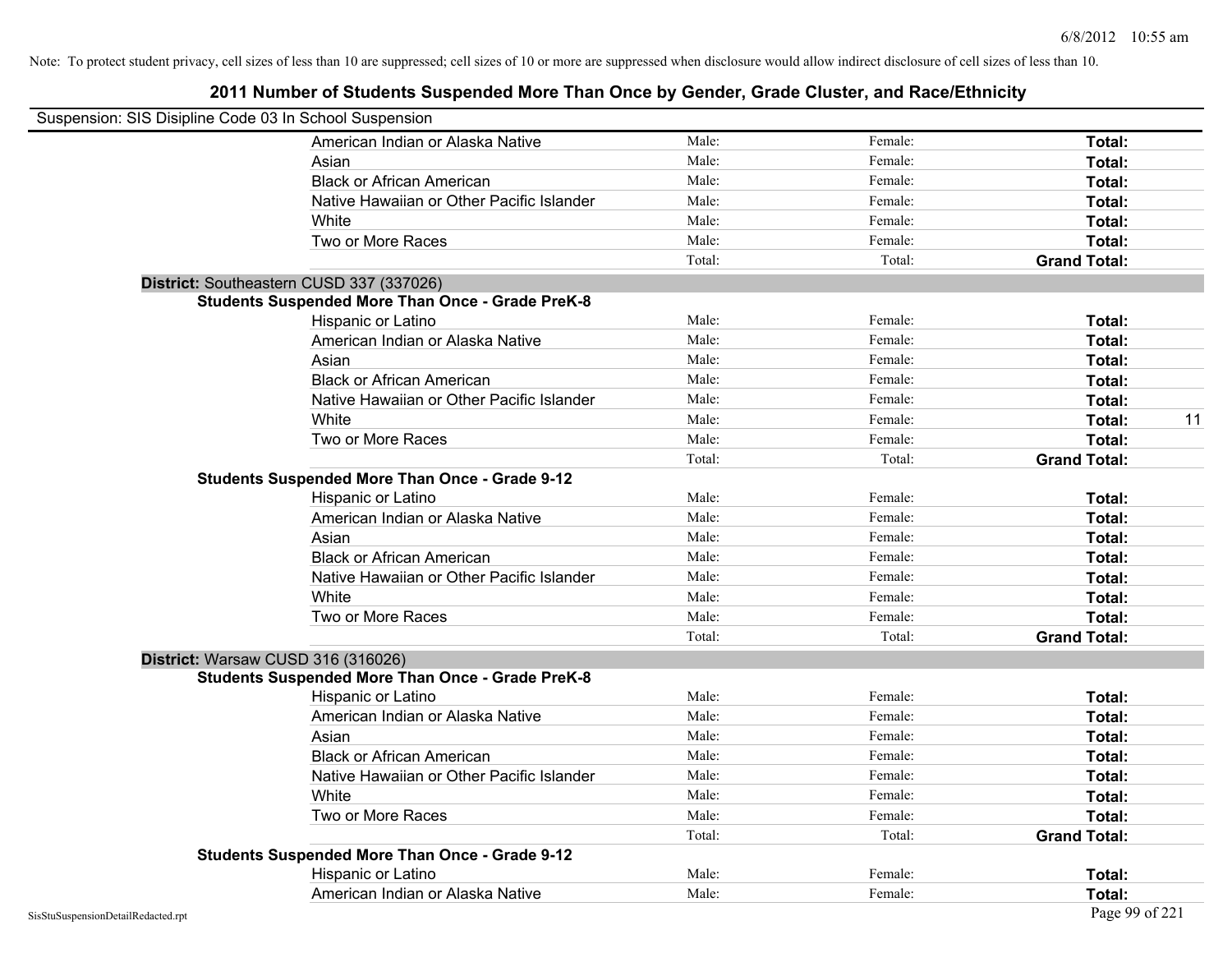Note: To protect student privacy, cell sizes of less than 10 are suppressed; cell sizes of 10 or more are suppressed when disclosure would allow indirect disclosure of cell sizes of less than 10.

## 2011 Number of Students Suspended More Than Once by Gender, Grade Cluster, and Race/Ethnicity

Suspension: SIS Disipline Code 03 In School Suspension

| | | | | |
|---|---|---|---|---|
| American Indian or Alaska Native | Male: | Female: | **Total:** | |
| Asian | Male: | Female: | **Total:** | |
| Black or African American | Male: | Female: | **Total:** | |
| Native Hawaiian or Other Pacific Islander | Male: | Female: | **Total:** | |
| White | Male: | Female: | **Total:** | |
| Two or More Races | Male: | Female: | **Total:** | |
| | Total: | Total: | **Grand Total:** | |

**District:** Southeastern CUSD 337 (337026)

**Students Suspended More Than Once - Grade PreK-8**

| | | | | |
|---|---|---|---|---|
| Hispanic or Latino | Male: | Female: | **Total:** | |
| American Indian or Alaska Native | Male: | Female: | **Total:** | |
| Asian | Male: | Female: | **Total:** | |
| Black or African American | Male: | Female: | **Total:** | |
| Native Hawaiian or Other Pacific Islander | Male: | Female: | **Total:** | |
| White | Male: | Female: | **Total:** | 11 |
| Two or More Races | Male: | Female: | **Total:** | |
| | Total: | Total: | **Grand Total:** | |

**Students Suspended More Than Once - Grade 9-12**

| | | | | |
|---|---|---|---|---|
| Hispanic or Latino | Male: | Female: | **Total:** | |
| American Indian or Alaska Native | Male: | Female: | **Total:** | |
| Asian | Male: | Female: | **Total:** | |
| Black or African American | Male: | Female: | **Total:** | |
| Native Hawaiian or Other Pacific Islander | Male: | Female: | **Total:** | |
| White | Male: | Female: | **Total:** | |
| Two or More Races | Male: | Female: | **Total:** | |
| | Total: | Total: | **Grand Total:** | |

**District:** Warsaw CUSD 316 (316026)

**Students Suspended More Than Once - Grade PreK-8**

| | | | | |
|---|---|---|---|---|
| Hispanic or Latino | Male: | Female: | **Total:** | |
| American Indian or Alaska Native | Male: | Female: | **Total:** | |
| Asian | Male: | Female: | **Total:** | |
| Black or African American | Male: | Female: | **Total:** | |
| Native Hawaiian or Other Pacific Islander | Male: | Female: | **Total:** | |
| White | Male: | Female: | **Total:** | |
| Two or More Races | Male: | Female: | **Total:** | |
| | Total: | Total: | **Grand Total:** | |

**Students Suspended More Than Once - Grade 9-12**

| | | | | |
|---|---|---|---|---|
| Hispanic or Latino | Male: | Female: | **Total:** | |
| American Indian or Alaska Native | Male: | Female: | **Total:** | |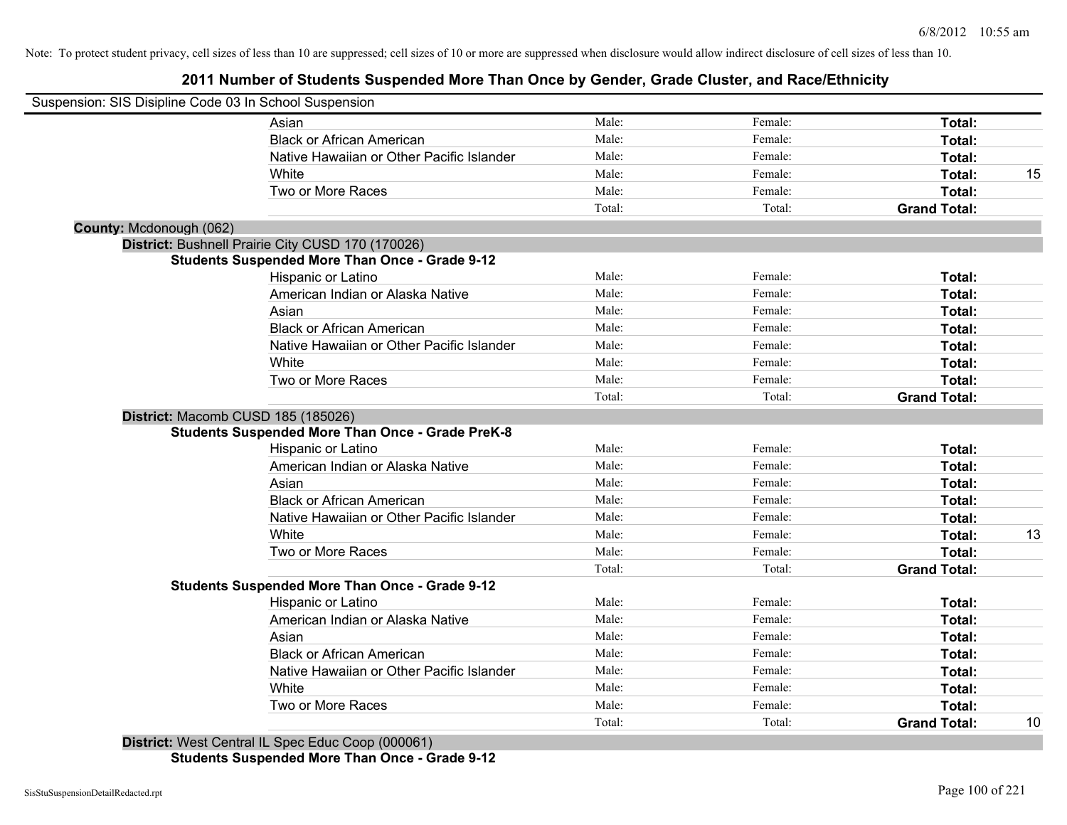Note: To protect student privacy, cell sizes of less than 10 are suppressed; cell sizes of 10 or more are suppressed when disclosure would allow indirect disclosure of cell sizes of less than 10.

## 2011 Number of Students Suspended More Than Once by Gender, Grade Cluster, and Race/Ethnicity

Suspension: SIS Disipline Code 03 In School Suspension

| | | | | |
|---|---|---|---|---|
| Asian | Male: | Female: | **Total:** | |
| Black or African American | Male: | Female: | **Total:** | |
| Native Hawaiian or Other Pacific Islander | Male: | Female: | **Total:** | |
| White | Male: | Female: | **Total:** | 15 |
| Two or More Races | Male: | Female: | **Total:** | |
| | Total: | Total: | **Grand Total:** | |

**County:** Mcdonough (062)

**District:** Bushnell Prairie City CUSD 170 (170026)

**Students Suspended More Than Once - Grade 9-12**

| | | | | |
|---|---|---|---|---|
| Hispanic or Latino | Male: | Female: | **Total:** | |
| American Indian or Alaska Native | Male: | Female: | **Total:** | |
| Asian | Male: | Female: | **Total:** | |
| Black or African American | Male: | Female: | **Total:** | |
| Native Hawaiian or Other Pacific Islander | Male: | Female: | **Total:** | |
| White | Male: | Female: | **Total:** | |
| Two or More Races | Male: | Female: | **Total:** | |
| | Total: | Total: | **Grand Total:** | |

**District:** Macomb CUSD 185 (185026)

**Students Suspended More Than Once - Grade PreK-8**

| | | | | |
|---|---|---|---|---|
| Hispanic or Latino | Male: | Female: | **Total:** | |
| American Indian or Alaska Native | Male: | Female: | **Total:** | |
| Asian | Male: | Female: | **Total:** | |
| Black or African American | Male: | Female: | **Total:** | |
| Native Hawaiian or Other Pacific Islander | Male: | Female: | **Total:** | |
| White | Male: | Female: | **Total:** | 13 |
| Two or More Races | Male: | Female: | **Total:** | |
| | Total: | Total: | **Grand Total:** | |

**Students Suspended More Than Once - Grade 9-12**

| | | | | |
|---|---|---|---|---|
| Hispanic or Latino | Male: | Female: | **Total:** | |
| American Indian or Alaska Native | Male: | Female: | **Total:** | |
| Asian | Male: | Female: | **Total:** | |
| Black or African American | Male: | Female: | **Total:** | |
| Native Hawaiian or Other Pacific Islander | Male: | Female: | **Total:** | |
| White | Male: | Female: | **Total:** | |
| Two or More Races | Male: | Female: | **Total:** | |
| | Total: | Total: | **Grand Total:** | 10 |

**District:** West Central IL Spec Educ Coop (000061)

**Students Suspended More Than Once - Grade 9-12**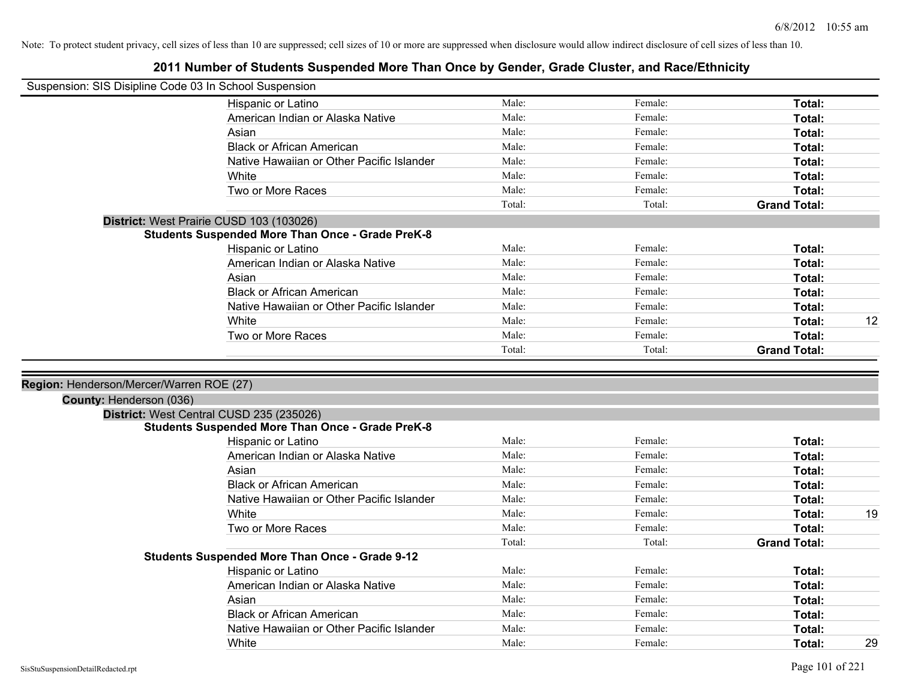Note: To protect student privacy, cell sizes of less than 10 are suppressed; cell sizes of 10 or more are suppressed when disclosure would allow indirect disclosure of cell sizes of less than 10.

# 2011 Number of Students Suspended More Than Once by Gender, Grade Cluster, and Race/Ethnicity

Suspension: SIS Disipline Code 03 In School Suspension

| | Male: | Female: | Total: | |
|---|---|---|---|---|
| Hispanic or Latino | Male: | Female: | **Total:** | |
| American Indian or Alaska Native | Male: | Female: | **Total:** | |
| Asian | Male: | Female: | **Total:** | |
| Black or African American | Male: | Female: | **Total:** | |
| Native Hawaiian or Other Pacific Islander | Male: | Female: | **Total:** | |
| White | Male: | Female: | **Total:** | |
| Two or More Races | Male: | Female: | **Total:** | |
| | Total: | Total: | **Grand Total:** | |

**District:** West Prairie CUSD 103 (103026)

**Students Suspended More Than Once - Grade PreK-8**

| | | | | |
|---|---|---|---|---|
| Hispanic or Latino | Male: | Female: | **Total:** | |
| American Indian or Alaska Native | Male: | Female: | **Total:** | |
| Asian | Male: | Female: | **Total:** | |
| Black or African American | Male: | Female: | **Total:** | |
| Native Hawaiian or Other Pacific Islander | Male: | Female: | **Total:** | |
| White | Male: | Female: | **Total:** | 12 |
| Two or More Races | Male: | Female: | **Total:** | |
| | Total: | Total: | **Grand Total:** | |

**Region:** Henderson/Mercer/Warren ROE (27)

**County:** Henderson (036)

**District:** West Central CUSD 235 (235026)

**Students Suspended More Than Once - Grade PreK-8**

| | | | | |
|---|---|---|---|---|
| Hispanic or Latino | Male: | Female: | **Total:** | |
| American Indian or Alaska Native | Male: | Female: | **Total:** | |
| Asian | Male: | Female: | **Total:** | |
| Black or African American | Male: | Female: | **Total:** | |
| Native Hawaiian or Other Pacific Islander | Male: | Female: | **Total:** | |
| White | Male: | Female: | **Total:** | 19 |
| Two or More Races | Male: | Female: | **Total:** | |
| | Total: | Total: | **Grand Total:** | |

**Students Suspended More Than Once - Grade 9-12**

| | | | | |
|---|---|---|---|---|
| Hispanic or Latino | Male: | Female: | **Total:** | |
| American Indian or Alaska Native | Male: | Female: | **Total:** | |
| Asian | Male: | Female: | **Total:** | |
| Black or African American | Male: | Female: | **Total:** | |
| Native Hawaiian or Other Pacific Islander | Male: | Female: | **Total:** | |
| White | Male: | Female: | **Total:** | 29 |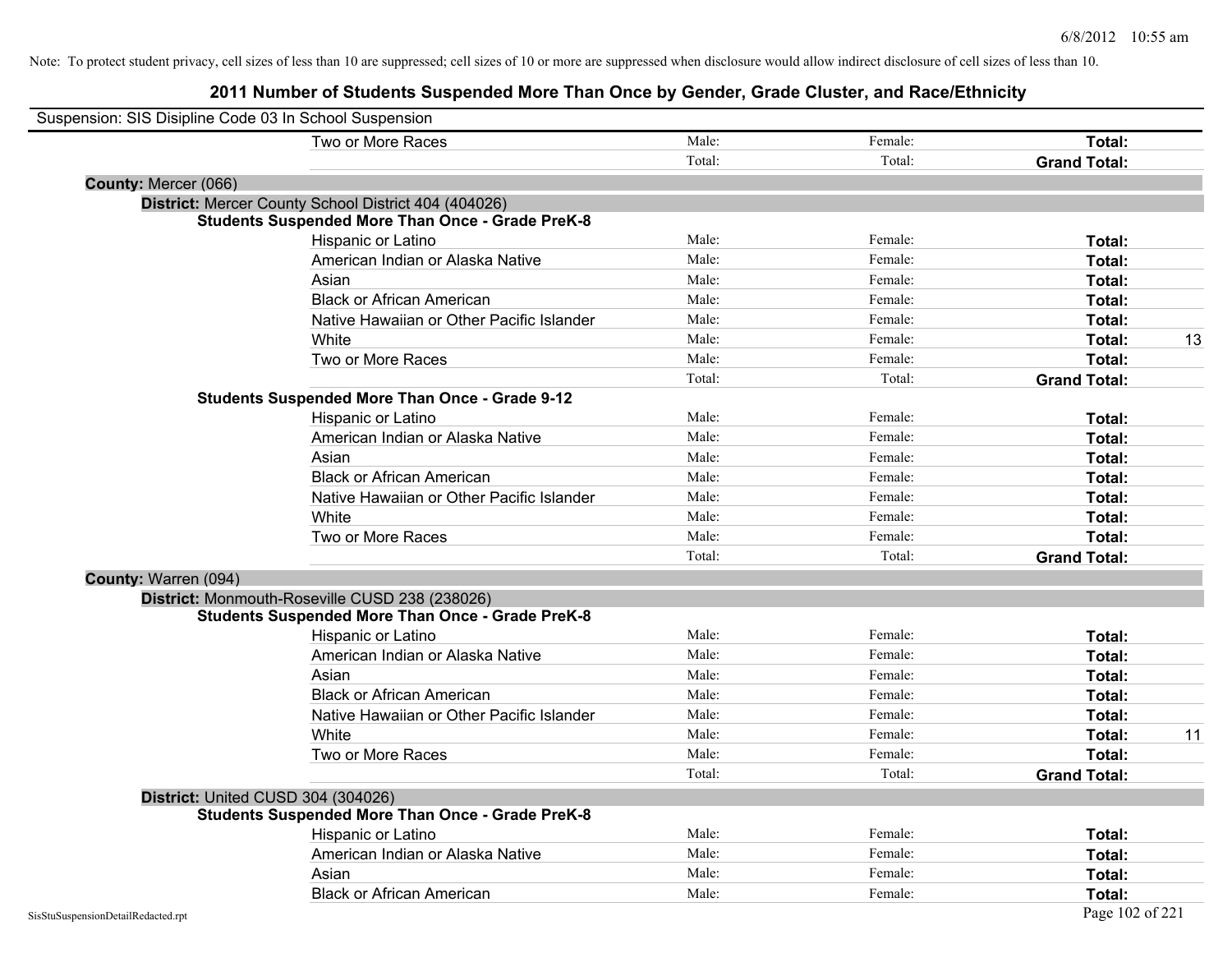Note: To protect student privacy, cell sizes of less than 10 are suppressed; cell sizes of 10 or more are suppressed when disclosure would allow indirect disclosure of cell sizes of less than 10.

# 2011 Number of Students Suspended More Than Once by Gender, Grade Cluster, and Race/Ethnicity

Suspension: SIS Disipline Code 03 In School Suspension

| | | | | |
|---|---|---|---|---|
| Two or More Races | Male: | Female: | **Total:** | |
| | Total: | Total: | **Grand Total:** | |

**County:** Mercer (066)

**District:** Mercer County School District 404 (404026)

**Students Suspended More Than Once - Grade PreK-8**

| | | | | |
|---|---|---|---|---|
| Hispanic or Latino | Male: | Female: | **Total:** | |
| American Indian or Alaska Native | Male: | Female: | **Total:** | |
| Asian | Male: | Female: | **Total:** | |
| Black or African American | Male: | Female: | **Total:** | |
| Native Hawaiian or Other Pacific Islander | Male: | Female: | **Total:** | |
| White | Male: | Female: | **Total:** | 13 |
| Two or More Races | Male: | Female: | **Total:** | |
| | Total: | Total: | **Grand Total:** | |

**Students Suspended More Than Once - Grade 9-12**

| | | | | |
|---|---|---|---|---|
| Hispanic or Latino | Male: | Female: | **Total:** | |
| American Indian or Alaska Native | Male: | Female: | **Total:** | |
| Asian | Male: | Female: | **Total:** | |
| Black or African American | Male: | Female: | **Total:** | |
| Native Hawaiian or Other Pacific Islander | Male: | Female: | **Total:** | |
| White | Male: | Female: | **Total:** | |
| Two or More Races | Male: | Female: | **Total:** | |
| | Total: | Total: | **Grand Total:** | |

**County:** Warren (094)

**District:** Monmouth-Roseville CUSD 238 (238026)

**Students Suspended More Than Once - Grade PreK-8**

| | | | | |
|---|---|---|---|---|
| Hispanic or Latino | Male: | Female: | **Total:** | |
| American Indian or Alaska Native | Male: | Female: | **Total:** | |
| Asian | Male: | Female: | **Total:** | |
| Black or African American | Male: | Female: | **Total:** | |
| Native Hawaiian or Other Pacific Islander | Male: | Female: | **Total:** | |
| White | Male: | Female: | **Total:** | 11 |
| Two or More Races | Male: | Female: | **Total:** | |
| | Total: | Total: | **Grand Total:** | |

**District:** United CUSD 304 (304026)

**Students Suspended More Than Once - Grade PreK-8**

| | | | | |
|---|---|---|---|---|
| Hispanic or Latino | Male: | Female: | **Total:** | |
| American Indian or Alaska Native | Male: | Female: | **Total:** | |
| Asian | Male: | Female: | **Total:** | |
| Black or African American | Male: | Female: | **Total:** | |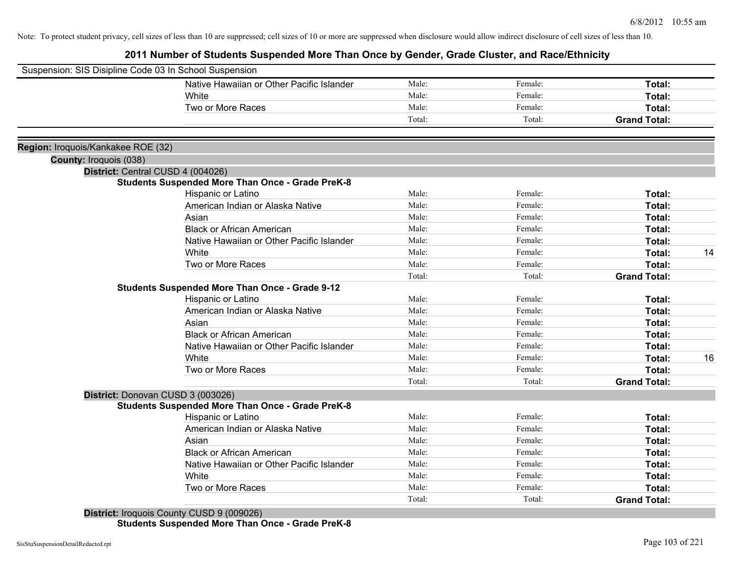Note: To protect student privacy, cell sizes of less than 10 are suppressed; cell sizes of 10 or more are suppressed when disclosure would allow indirect disclosure of cell sizes of less than 10.

# 2011 Number of Students Suspended More Than Once by Gender, Grade Cluster, and Race/Ethnicity

Suspension: SIS Disipline Code 03 In School Suspension

| | | | | |
|---|---|---|---|---|
| Native Hawaiian or Other Pacific Islander | Male: | Female: | **Total:** | |
| White | Male: | Female: | **Total:** | |
| Two or More Races | Male: | Female: | **Total:** | |
| | Total: | Total: | **Grand Total:** | |

**Region:** Iroquois/Kankakee ROE (32)

**County:** Iroquois (038)

**District:** Central CUSD 4 (004026)

**Students Suspended More Than Once - Grade PreK-8**

| | | | | |
|---|---|---|---|---|
| Hispanic or Latino | Male: | Female: | **Total:** | |
| American Indian or Alaska Native | Male: | Female: | **Total:** | |
| Asian | Male: | Female: | **Total:** | |
| Black or African American | Male: | Female: | **Total:** | |
| Native Hawaiian or Other Pacific Islander | Male: | Female: | **Total:** | |
| White | Male: | Female: | **Total:** | 14 |
| Two or More Races | Male: | Female: | **Total:** | |
| | Total: | Total: | **Grand Total:** | |

**Students Suspended More Than Once - Grade 9-12**

| | | | | |
|---|---|---|---|---|
| Hispanic or Latino | Male: | Female: | **Total:** | |
| American Indian or Alaska Native | Male: | Female: | **Total:** | |
| Asian | Male: | Female: | **Total:** | |
| Black or African American | Male: | Female: | **Total:** | |
| Native Hawaiian or Other Pacific Islander | Male: | Female: | **Total:** | |
| White | Male: | Female: | **Total:** | 16 |
| Two or More Races | Male: | Female: | **Total:** | |
| | Total: | Total: | **Grand Total:** | |

**District:** Donovan CUSD 3 (003026)

**Students Suspended More Than Once - Grade PreK-8**

| | | | | |
|---|---|---|---|---|
| Hispanic or Latino | Male: | Female: | **Total:** | |
| American Indian or Alaska Native | Male: | Female: | **Total:** | |
| Asian | Male: | Female: | **Total:** | |
| Black or African American | Male: | Female: | **Total:** | |
| Native Hawaiian or Other Pacific Islander | Male: | Female: | **Total:** | |
| White | Male: | Female: | **Total:** | |
| Two or More Races | Male: | Female: | **Total:** | |
| | Total: | Total: | **Grand Total:** | |

**District:** Iroquois County CUSD 9 (009026)

**Students Suspended More Than Once - Grade PreK-8**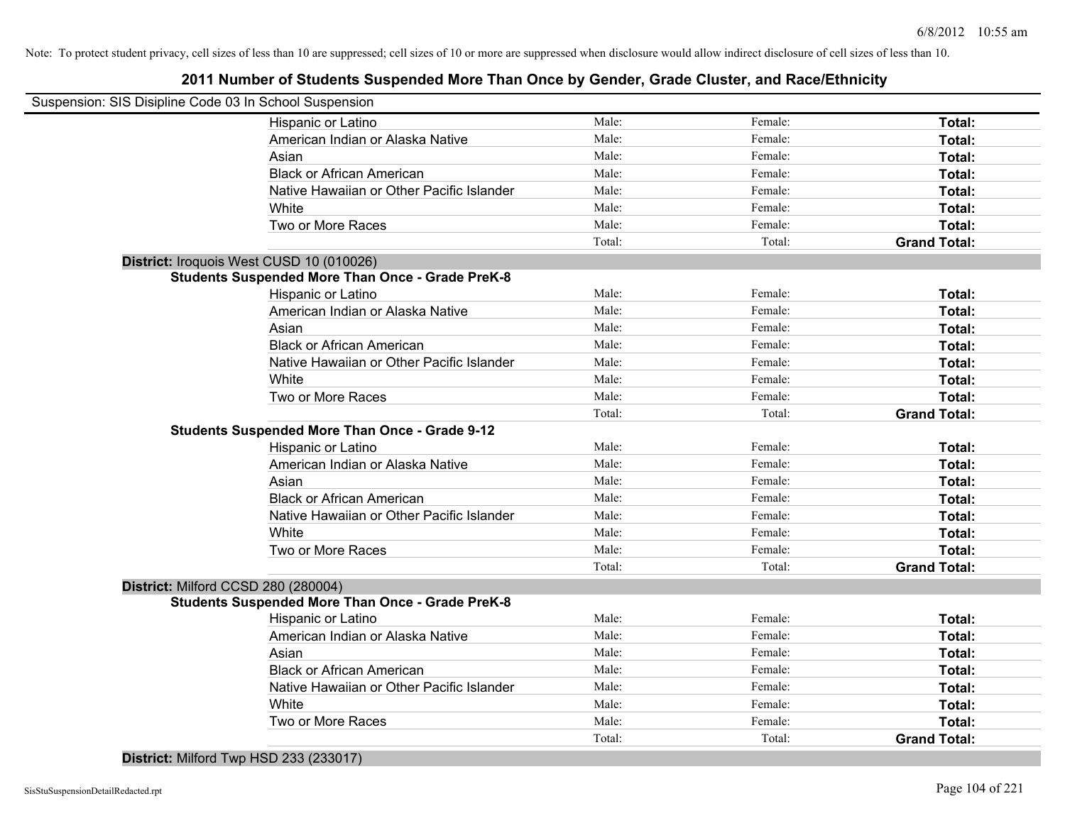Note: To protect student privacy, cell sizes of less than 10 are suppressed; cell sizes of 10 or more are suppressed when disclosure would allow indirect disclosure of cell sizes of less than 10.

# 2011 Number of Students Suspended More Than Once by Gender, Grade Cluster, and Race/Ethnicity

Suspension: SIS Disipline Code 03 In School Suspension

| | | | |
|---|---|---|---|
| Hispanic or Latino | Male: | Female: | **Total:** |
| American Indian or Alaska Native | Male: | Female: | **Total:** |
| Asian | Male: | Female: | **Total:** |
| Black or African American | Male: | Female: | **Total:** |
| Native Hawaiian or Other Pacific Islander | Male: | Female: | **Total:** |
| White | Male: | Female: | **Total:** |
| Two or More Races | Male: | Female: | **Total:** |
| | Total: | Total: | **Grand Total:** |

**District:** Iroquois West CUSD 10 (010026)

**Students Suspended More Than Once - Grade PreK-8**

| | | | |
|---|---|---|---|
| Hispanic or Latino | Male: | Female: | **Total:** |
| American Indian or Alaska Native | Male: | Female: | **Total:** |
| Asian | Male: | Female: | **Total:** |
| Black or African American | Male: | Female: | **Total:** |
| Native Hawaiian or Other Pacific Islander | Male: | Female: | **Total:** |
| White | Male: | Female: | **Total:** |
| Two or More Races | Male: | Female: | **Total:** |
| | Total: | Total: | **Grand Total:** |

**Students Suspended More Than Once - Grade 9-12**

| | | | |
|---|---|---|---|
| Hispanic or Latino | Male: | Female: | **Total:** |
| American Indian or Alaska Native | Male: | Female: | **Total:** |
| Asian | Male: | Female: | **Total:** |
| Black or African American | Male: | Female: | **Total:** |
| Native Hawaiian or Other Pacific Islander | Male: | Female: | **Total:** |
| White | Male: | Female: | **Total:** |
| Two or More Races | Male: | Female: | **Total:** |
| | Total: | Total: | **Grand Total:** |

**District:** Milford CCSD 280 (280004)

**Students Suspended More Than Once - Grade PreK-8**

| | | | |
|---|---|---|---|
| Hispanic or Latino | Male: | Female: | **Total:** |
| American Indian or Alaska Native | Male: | Female: | **Total:** |
| Asian | Male: | Female: | **Total:** |
| Black or African American | Male: | Female: | **Total:** |
| Native Hawaiian or Other Pacific Islander | Male: | Female: | **Total:** |
| White | Male: | Female: | **Total:** |
| Two or More Races | Male: | Female: | **Total:** |
| | Total: | Total: | **Grand Total:** |

**District:** Milford Twp HSD 233 (233017)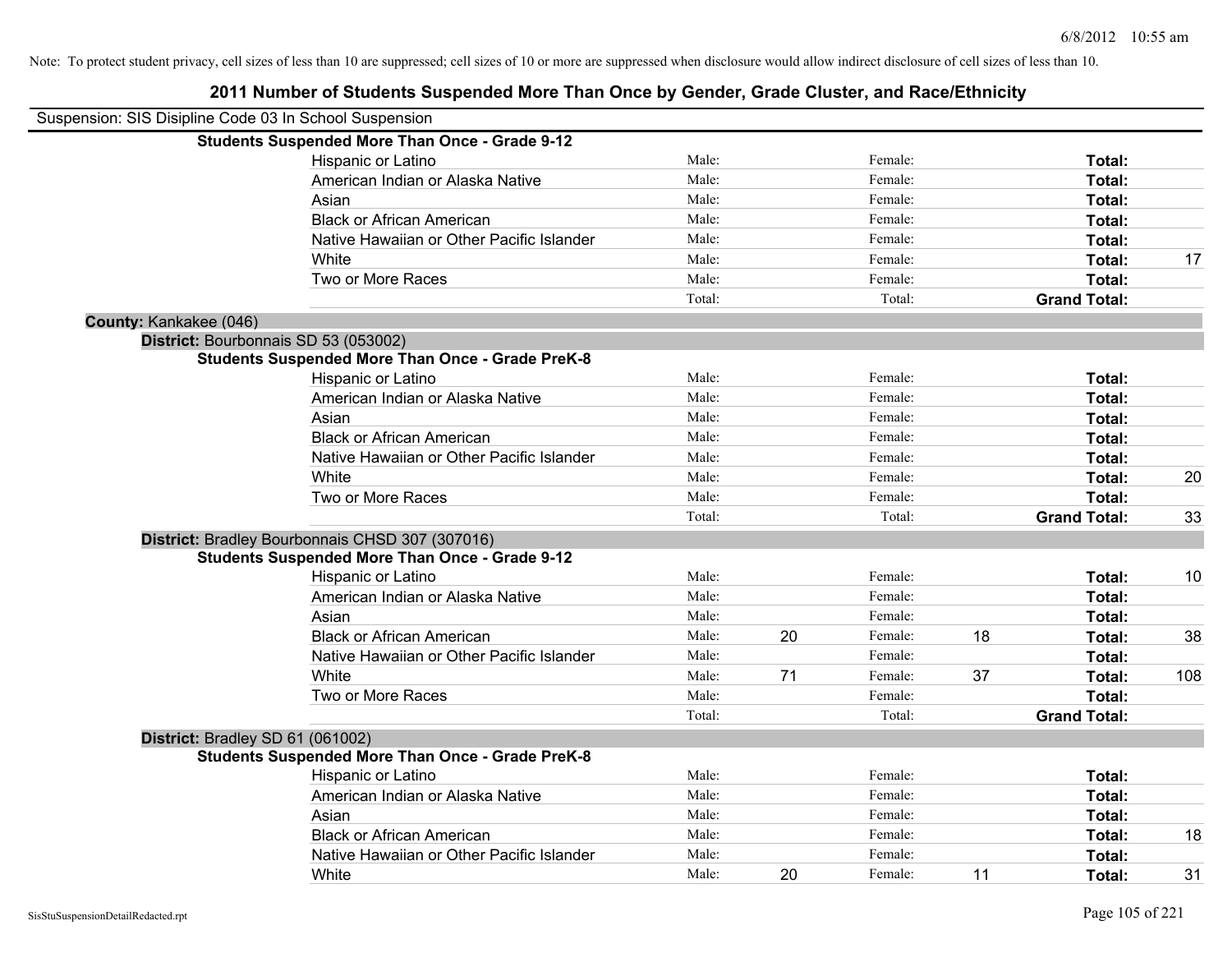Note: To protect student privacy, cell sizes of less than 10 are suppressed; cell sizes of 10 or more are suppressed when disclosure would allow indirect disclosure of cell sizes of less than 10.

# 2011 Number of Students Suspended More Than Once by Gender, Grade Cluster, and Race/Ethnicity

Suspension: SIS Disipline Code 03 In School Suspension

**Students Suspended More Than Once - Grade 9-12**

| | | | | | | |
|---|---|---|---|---|---|---|
| Hispanic or Latino | Male: | | Female: | | **Total:** | |
| American Indian or Alaska Native | Male: | | Female: | | **Total:** | |
| Asian | Male: | | Female: | | **Total:** | |
| Black or African American | Male: | | Female: | | **Total:** | |
| Native Hawaiian or Other Pacific Islander | Male: | | Female: | | **Total:** | |
| White | Male: | | Female: | | **Total:** | 17 |
| Two or More Races | Male: | | Female: | | **Total:** | |
| | Total: | | Total: | | **Grand Total:** | |

**County:** Kankakee (046)

**District:** Bourbonnais SD 53 (053002)

**Students Suspended More Than Once - Grade PreK-8**

| | | | | | | |
|---|---|---|---|---|---|---|
| Hispanic or Latino | Male: | | Female: | | **Total:** | |
| American Indian or Alaska Native | Male: | | Female: | | **Total:** | |
| Asian | Male: | | Female: | | **Total:** | |
| Black or African American | Male: | | Female: | | **Total:** | |
| Native Hawaiian or Other Pacific Islander | Male: | | Female: | | **Total:** | |
| White | Male: | | Female: | | **Total:** | 20 |
| Two or More Races | Male: | | Female: | | **Total:** | |
| | Total: | | Total: | | **Grand Total:** | 33 |

**District:** Bradley Bourbonnais CHSD 307 (307016)

**Students Suspended More Than Once - Grade 9-12**

| | | | | | | |
|---|---|---|---|---|---|---|
| Hispanic or Latino | Male: | | Female: | | **Total:** | 10 |
| American Indian or Alaska Native | Male: | | Female: | | **Total:** | |
| Asian | Male: | | Female: | | **Total:** | |
| Black or African American | Male: | 20 | Female: | 18 | **Total:** | 38 |
| Native Hawaiian or Other Pacific Islander | Male: | | Female: | | **Total:** | |
| White | Male: | 71 | Female: | 37 | **Total:** | 108 |
| Two or More Races | Male: | | Female: | | **Total:** | |
| | Total: | | Total: | | **Grand Total:** | |

**District:** Bradley SD 61 (061002)

**Students Suspended More Than Once - Grade PreK-8**

| | | | | | | |
|---|---|---|---|---|---|---|
| Hispanic or Latino | Male: | | Female: | | **Total:** | |
| American Indian or Alaska Native | Male: | | Female: | | **Total:** | |
| Asian | Male: | | Female: | | **Total:** | |
| Black or African American | Male: | | Female: | | **Total:** | 18 |
| Native Hawaiian or Other Pacific Islander | Male: | | Female: | | **Total:** | |
| White | Male: | 20 | Female: | 11 | **Total:** | 31 |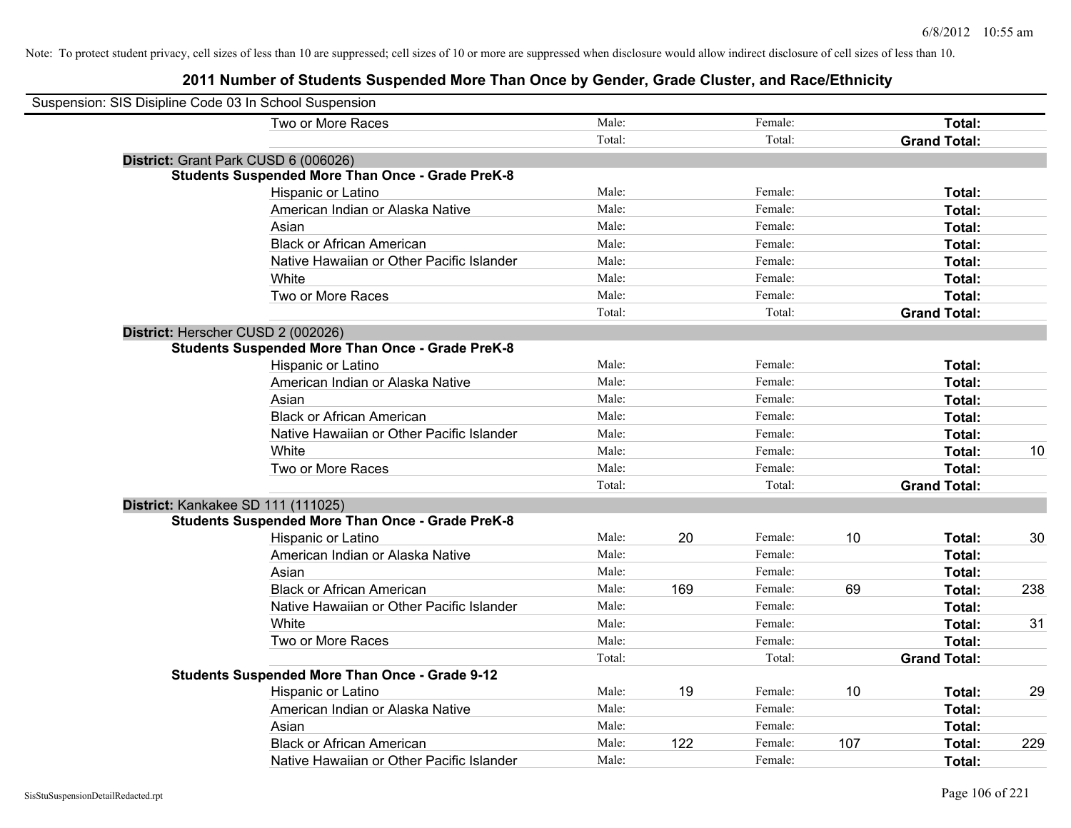Note: To protect student privacy, cell sizes of less than 10 are suppressed; cell sizes of 10 or more are suppressed when disclosure would allow indirect disclosure of cell sizes of less than 10.

## 2011 Number of Students Suspended More Than Once by Gender, Grade Cluster, and Race/Ethnicity

Suspension: SIS Disipline Code 03 In School Suspension

| | | | | | | |
|---|---|---|---|---|---|---|
| Two or More Races | Male: | | Female: | | **Total:** | |
| | Total: | | Total: | | **Grand Total:** | |

**District:** Grant Park CUSD 6 (006026)

**Students Suspended More Than Once - Grade PreK-8**

| | | | | | | |
|---|---|---|---|---|---|---|
| Hispanic or Latino | Male: | | Female: | | **Total:** | |
| American Indian or Alaska Native | Male: | | Female: | | **Total:** | |
| Asian | Male: | | Female: | | **Total:** | |
| Black or African American | Male: | | Female: | | **Total:** | |
| Native Hawaiian or Other Pacific Islander | Male: | | Female: | | **Total:** | |
| White | Male: | | Female: | | **Total:** | |
| Two or More Races | Male: | | Female: | | **Total:** | |
| | Total: | | Total: | | **Grand Total:** | |

**District:** Herscher CUSD 2 (002026)

**Students Suspended More Than Once - Grade PreK-8**

| | | | | | | |
|---|---|---|---|---|---|---|
| Hispanic or Latino | Male: | | Female: | | **Total:** | |
| American Indian or Alaska Native | Male: | | Female: | | **Total:** | |
| Asian | Male: | | Female: | | **Total:** | |
| Black or African American | Male: | | Female: | | **Total:** | |
| Native Hawaiian or Other Pacific Islander | Male: | | Female: | | **Total:** | |
| White | Male: | | Female: | | **Total:** | 10 |
| Two or More Races | Male: | | Female: | | **Total:** | |
| | Total: | | Total: | | **Grand Total:** | |

**District:** Kankakee SD 111 (111025)

**Students Suspended More Than Once - Grade PreK-8**

| | | | | | | |
|---|---|---|---|---|---|---|
| Hispanic or Latino | Male: | 20 | Female: | 10 | **Total:** | 30 |
| American Indian or Alaska Native | Male: | | Female: | | **Total:** | |
| Asian | Male: | | Female: | | **Total:** | |
| Black or African American | Male: | 169 | Female: | 69 | **Total:** | 238 |
| Native Hawaiian or Other Pacific Islander | Male: | | Female: | | **Total:** | |
| White | Male: | | Female: | | **Total:** | 31 |
| Two or More Races | Male: | | Female: | | **Total:** | |
| | Total: | | Total: | | **Grand Total:** | |

**Students Suspended More Than Once - Grade 9-12**

| | | | | | | |
|---|---|---|---|---|---|---|
| Hispanic or Latino | Male: | 19 | Female: | 10 | **Total:** | 29 |
| American Indian or Alaska Native | Male: | | Female: | | **Total:** | |
| Asian | Male: | | Female: | | **Total:** | |
| Black or African American | Male: | 122 | Female: | 107 | **Total:** | 229 |
| Native Hawaiian or Other Pacific Islander | Male: | | Female: | | **Total:** | |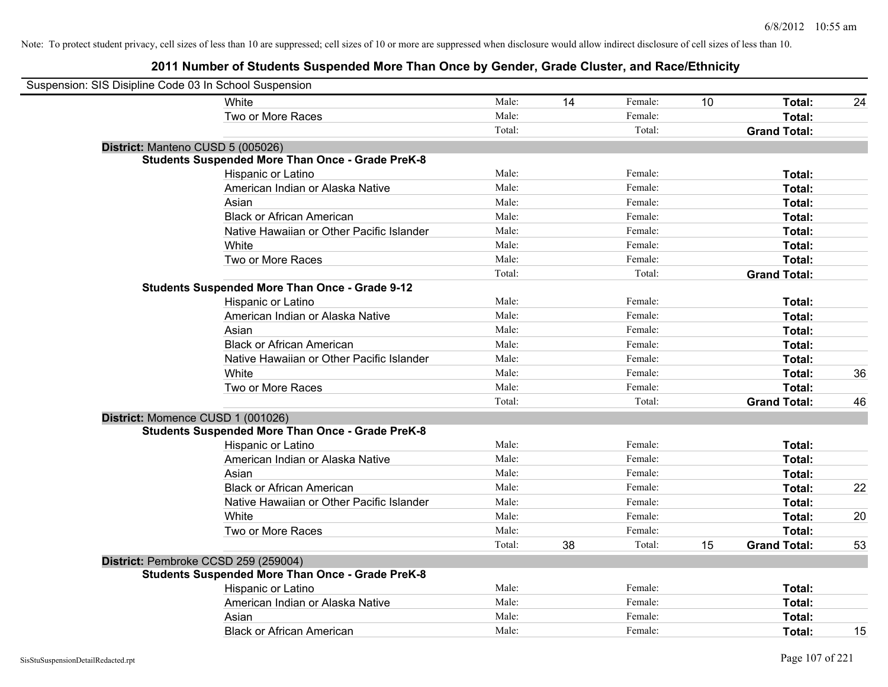Note: To protect student privacy, cell sizes of less than 10 are suppressed; cell sizes of 10 or more are suppressed when disclosure would allow indirect disclosure of cell sizes of less than 10.

## 2011 Number of Students Suspended More Than Once by Gender, Grade Cluster, and Race/Ethnicity

Suspension: SIS Disipline Code 03 In School Suspension

| | | | | | | |
|---|---|---|---|---|---|---|
| White | Male: | 14 | Female: | 10 | **Total:** | 24 |
| Two or More Races | Male: | | Female: | | **Total:** | |
| | Total: | | Total: | | **Grand Total:** | |

**District:** Manteno CUSD 5 (005026)

**Students Suspended More Than Once - Grade PreK-8**

| | | | | | | |
|---|---|---|---|---|---|---|
| Hispanic or Latino | Male: | | Female: | | **Total:** | |
| American Indian or Alaska Native | Male: | | Female: | | **Total:** | |
| Asian | Male: | | Female: | | **Total:** | |
| Black or African American | Male: | | Female: | | **Total:** | |
| Native Hawaiian or Other Pacific Islander | Male: | | Female: | | **Total:** | |
| White | Male: | | Female: | | **Total:** | |
| Two or More Races | Male: | | Female: | | **Total:** | |
| | Total: | | Total: | | **Grand Total:** | |

**Students Suspended More Than Once - Grade 9-12**

| | | | | | | |
|---|---|---|---|---|---|---|
| Hispanic or Latino | Male: | | Female: | | **Total:** | |
| American Indian or Alaska Native | Male: | | Female: | | **Total:** | |
| Asian | Male: | | Female: | | **Total:** | |
| Black or African American | Male: | | Female: | | **Total:** | |
| Native Hawaiian or Other Pacific Islander | Male: | | Female: | | **Total:** | |
| White | Male: | | Female: | | **Total:** | 36 |
| Two or More Races | Male: | | Female: | | **Total:** | |
| | Total: | | Total: | | **Grand Total:** | 46 |

**District:** Momence CUSD 1 (001026)

**Students Suspended More Than Once - Grade PreK-8**

| | | | | | | |
|---|---|---|---|---|---|---|
| Hispanic or Latino | Male: | | Female: | | **Total:** | |
| American Indian or Alaska Native | Male: | | Female: | | **Total:** | |
| Asian | Male: | | Female: | | **Total:** | |
| Black or African American | Male: | | Female: | | **Total:** | 22 |
| Native Hawaiian or Other Pacific Islander | Male: | | Female: | | **Total:** | |
| White | Male: | | Female: | | **Total:** | 20 |
| Two or More Races | Male: | | Female: | | **Total:** | |
| | Total: | 38 | Total: | 15 | **Grand Total:** | 53 |

**District:** Pembroke CCSD 259 (259004)

**Students Suspended More Than Once - Grade PreK-8**

| | | | | | | |
|---|---|---|---|---|---|---|
| Hispanic or Latino | Male: | | Female: | | **Total:** | |
| American Indian or Alaska Native | Male: | | Female: | | **Total:** | |
| Asian | Male: | | Female: | | **Total:** | |
| Black or African American | Male: | | Female: | | **Total:** | 15 |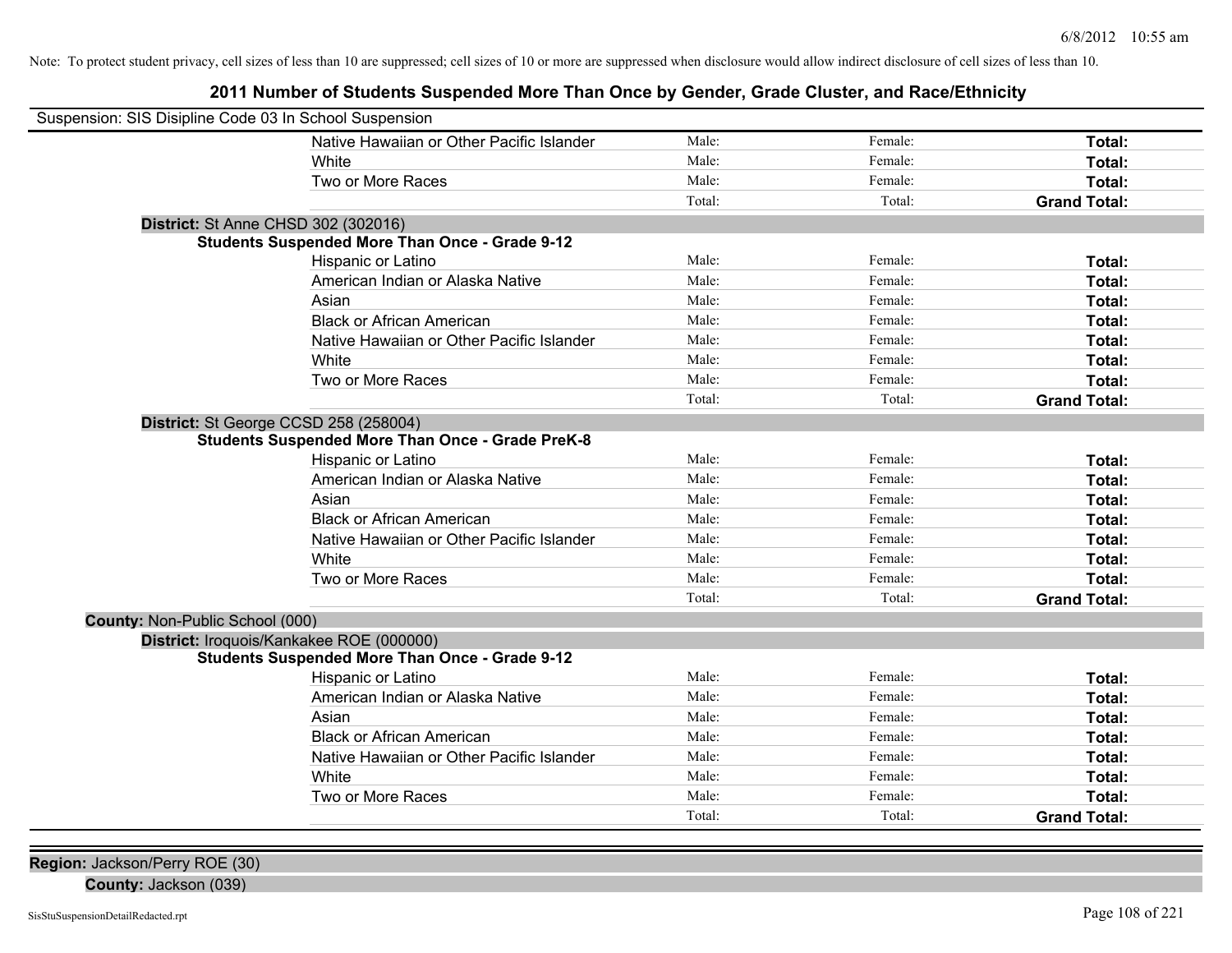Note: To protect student privacy, cell sizes of less than 10 are suppressed; cell sizes of 10 or more are suppressed when disclosure would allow indirect disclosure of cell sizes of less than 10.

## 2011 Number of Students Suspended More Than Once by Gender, Grade Cluster, and Race/Ethnicity

Suspension: SIS Disipline Code 03 In School Suspension

| | | | |
|---|---|---|---|
| Native Hawaiian or Other Pacific Islander | Male: | Female: | **Total:** |
| White | Male: | Female: | **Total:** |
| Two or More Races | Male: | Female: | **Total:** |
| | Total: | Total: | **Grand Total:** |

**District:** St Anne CHSD 302 (302016)

**Students Suspended More Than Once - Grade 9-12**

| | | | |
|---|---|---|---|
| Hispanic or Latino | Male: | Female: | **Total:** |
| American Indian or Alaska Native | Male: | Female: | **Total:** |
| Asian | Male: | Female: | **Total:** |
| Black or African American | Male: | Female: | **Total:** |
| Native Hawaiian or Other Pacific Islander | Male: | Female: | **Total:** |
| White | Male: | Female: | **Total:** |
| Two or More Races | Male: | Female: | **Total:** |
| | Total: | Total: | **Grand Total:** |

**District:** St George CCSD 258 (258004)

**Students Suspended More Than Once - Grade PreK-8**

| | | | |
|---|---|---|---|
| Hispanic or Latino | Male: | Female: | **Total:** |
| American Indian or Alaska Native | Male: | Female: | **Total:** |
| Asian | Male: | Female: | **Total:** |
| Black or African American | Male: | Female: | **Total:** |
| Native Hawaiian or Other Pacific Islander | Male: | Female: | **Total:** |
| White | Male: | Female: | **Total:** |
| Two or More Races | Male: | Female: | **Total:** |
| | Total: | Total: | **Grand Total:** |

**County:** Non-Public School (000)

**District:** Iroquois/Kankakee ROE (000000)

**Students Suspended More Than Once - Grade 9-12**

| | | | |
|---|---|---|---|
| Hispanic or Latino | Male: | Female: | **Total:** |
| American Indian or Alaska Native | Male: | Female: | **Total:** |
| Asian | Male: | Female: | **Total:** |
| Black or African American | Male: | Female: | **Total:** |
| Native Hawaiian or Other Pacific Islander | Male: | Female: | **Total:** |
| White | Male: | Female: | **Total:** |
| Two or More Races | Male: | Female: | **Total:** |
| | Total: | Total: | **Grand Total:** |

**Region:** Jackson/Perry ROE (30)

**County:** Jackson (039)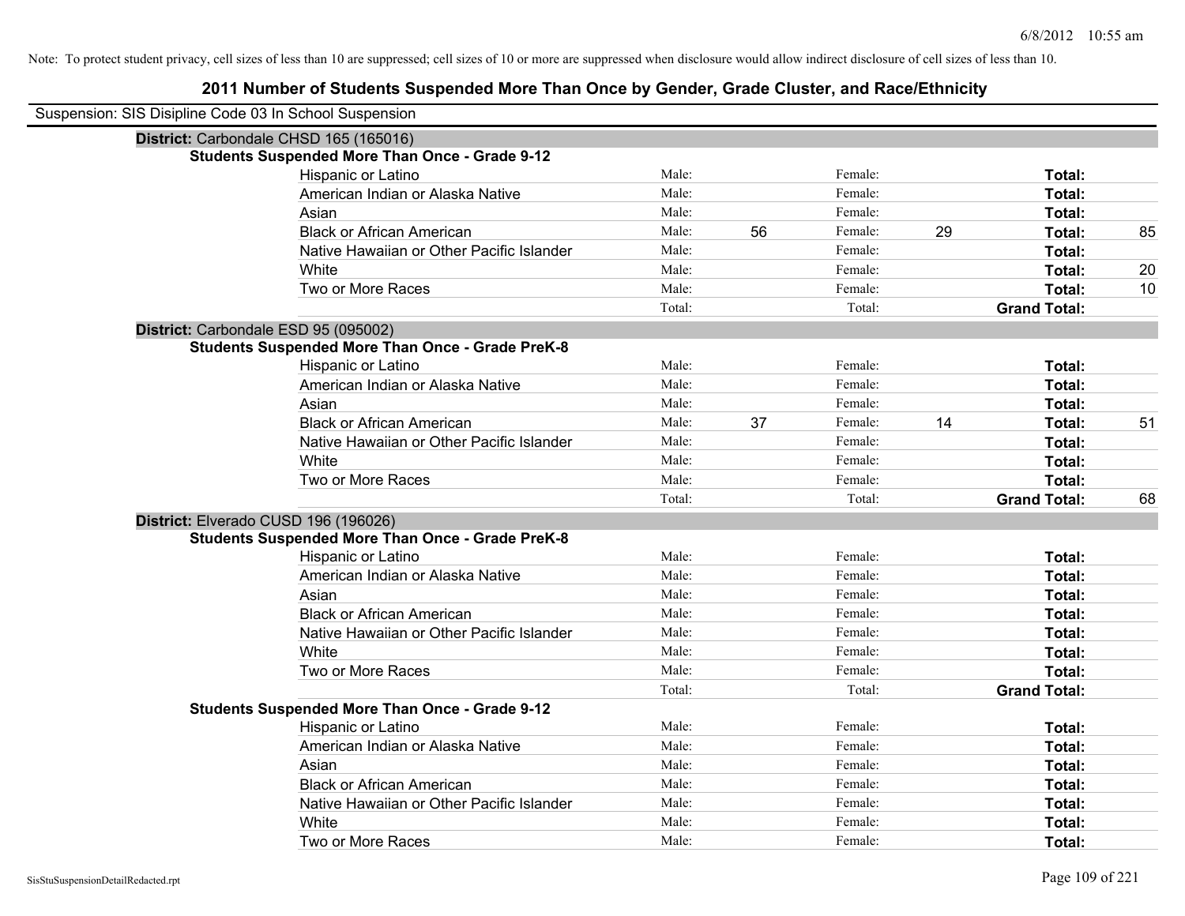Note: To protect student privacy, cell sizes of less than 10 are suppressed; cell sizes of 10 or more are suppressed when disclosure would allow indirect disclosure of cell sizes of less than 10.

# 2011 Number of Students Suspended More Than Once by Gender, Grade Cluster, and Race/Ethnicity

Suspension: SIS Disipline Code 03 In School Suspension

## District: Carbondale CHSD 165 (165016)

### Students Suspended More Than Once - Grade 9-12

| Race/Ethnicity | | Male | | Female | | Total |
|---|---|---|---|---|---|---|
| Hispanic or Latino | Male: | | Female: | | **Total:** | |
| American Indian or Alaska Native | Male: | | Female: | | **Total:** | |
| Asian | Male: | | Female: | | **Total:** | |
| Black or African American | Male: | 56 | Female: | 29 | **Total:** | 85 |
| Native Hawaiian or Other Pacific Islander | Male: | | Female: | | **Total:** | |
| White | Male: | | Female: | | **Total:** | 20 |
| Two or More Races | Male: | | Female: | | **Total:** | 10 |
| | Total: | | Total: | | **Grand Total:** | |

## District: Carbondale ESD 95 (095002)

### Students Suspended More Than Once - Grade PreK-8

| Race/Ethnicity | | Male | | Female | | Total |
|---|---|---|---|---|---|---|
| Hispanic or Latino | Male: | | Female: | | **Total:** | |
| American Indian or Alaska Native | Male: | | Female: | | **Total:** | |
| Asian | Male: | | Female: | | **Total:** | |
| Black or African American | Male: | 37 | Female: | 14 | **Total:** | 51 |
| Native Hawaiian or Other Pacific Islander | Male: | | Female: | | **Total:** | |
| White | Male: | | Female: | | **Total:** | |
| Two or More Races | Male: | | Female: | | **Total:** | |
| | Total: | | Total: | | **Grand Total:** | 68 |

## District: Elverado CUSD 196 (196026)

### Students Suspended More Than Once - Grade PreK-8

| Race/Ethnicity | | Male | | Female | | Total |
|---|---|---|---|---|---|---|
| Hispanic or Latino | Male: | | Female: | | **Total:** | |
| American Indian or Alaska Native | Male: | | Female: | | **Total:** | |
| Asian | Male: | | Female: | | **Total:** | |
| Black or African American | Male: | | Female: | | **Total:** | |
| Native Hawaiian or Other Pacific Islander | Male: | | Female: | | **Total:** | |
| White | Male: | | Female: | | **Total:** | |
| Two or More Races | Male: | | Female: | | **Total:** | |
| | Total: | | Total: | | **Grand Total:** | |

### Students Suspended More Than Once - Grade 9-12

| Race/Ethnicity | | Male | | Female | | Total |
|---|---|---|---|---|---|---|
| Hispanic or Latino | Male: | | Female: | | **Total:** | |
| American Indian or Alaska Native | Male: | | Female: | | **Total:** | |
| Asian | Male: | | Female: | | **Total:** | |
| Black or African American | Male: | | Female: | | **Total:** | |
| Native Hawaiian or Other Pacific Islander | Male: | | Female: | | **Total:** | |
| White | Male: | | Female: | | **Total:** | |
| Two or More Races | Male: | | Female: | | **Total:** | |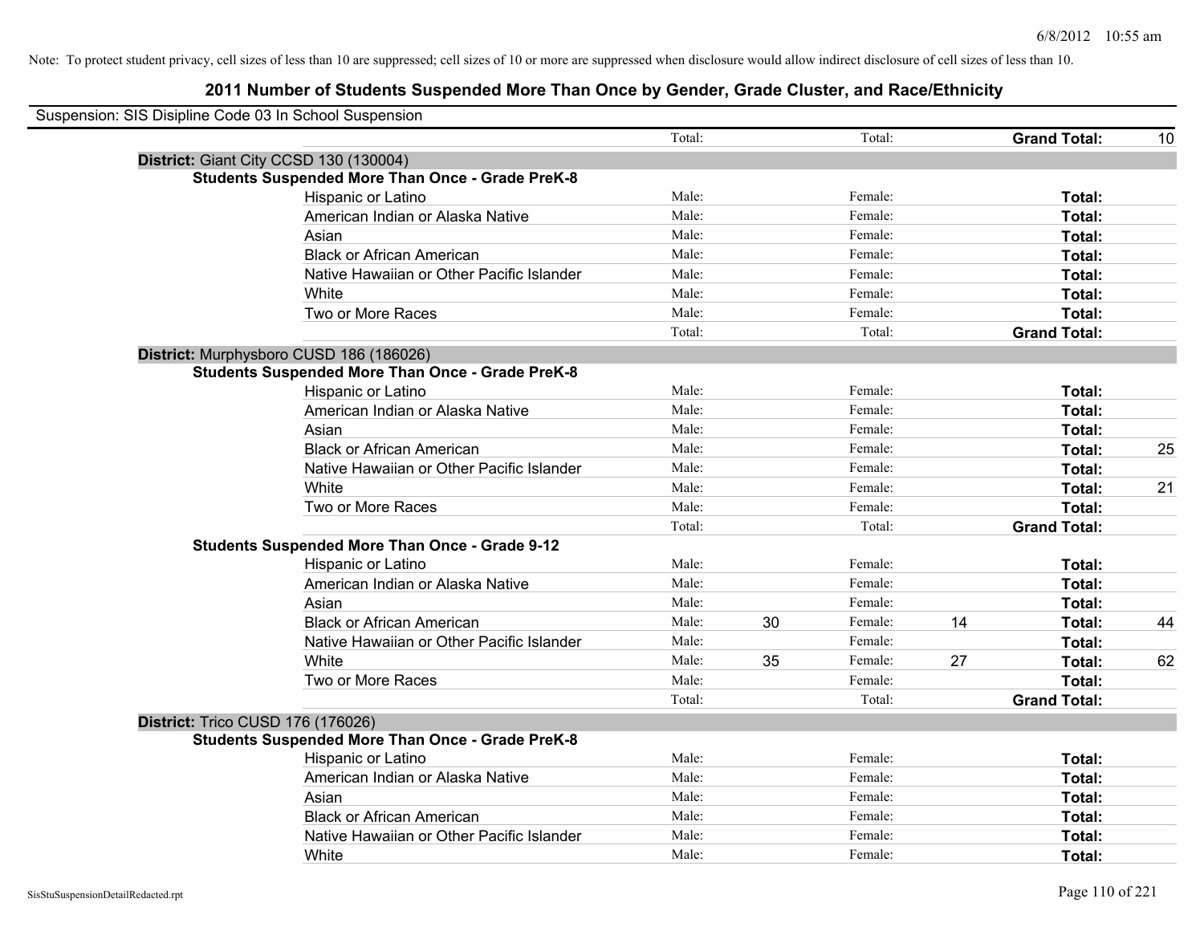Note: To protect student privacy, cell sizes of less than 10 are suppressed; cell sizes of 10 or more are suppressed when disclosure would allow indirect disclosure of cell sizes of less than 10.

## 2011 Number of Students Suspended More Than Once by Gender, Grade Cluster, and Race/Ethnicity

Suspension: SIS Disipline Code 03 In School Suspension

| | | | | | | | |
|---|---|---|---|---|---|---|---|
| | Total: | | Total: | | **Grand Total:** | 10 |

**District:** Giant City CCSD 130 (130004)

**Students Suspended More Than Once - Grade PreK-8**

| Race/Ethnicity | | Male | | Female | | Total |
|---|---|---|---|---|---|---|
| Hispanic or Latino | Male: | | Female: | | **Total:** | |
| American Indian or Alaska Native | Male: | | Female: | | **Total:** | |
| Asian | Male: | | Female: | | **Total:** | |
| Black or African American | Male: | | Female: | | **Total:** | |
| Native Hawaiian or Other Pacific Islander | Male: | | Female: | | **Total:** | |
| White | Male: | | Female: | | **Total:** | |
| Two or More Races | Male: | | Female: | | **Total:** | |
| | Total: | | Total: | | **Grand Total:** | |

**District:** Murphysboro CUSD 186 (186026)

**Students Suspended More Than Once - Grade PreK-8**

| Race/Ethnicity | | Male | | Female | | Total |
|---|---|---|---|---|---|---|
| Hispanic or Latino | Male: | | Female: | | **Total:** | |
| American Indian or Alaska Native | Male: | | Female: | | **Total:** | |
| Asian | Male: | | Female: | | **Total:** | |
| Black or African American | Male: | | Female: | | **Total:** | 25 |
| Native Hawaiian or Other Pacific Islander | Male: | | Female: | | **Total:** | |
| White | Male: | | Female: | | **Total:** | 21 |
| Two or More Races | Male: | | Female: | | **Total:** | |
| | Total: | | Total: | | **Grand Total:** | |

**Students Suspended More Than Once - Grade 9-12**

| Race/Ethnicity | | Male | | Female | | Total |
|---|---|---|---|---|---|---|
| Hispanic or Latino | Male: | | Female: | | **Total:** | |
| American Indian or Alaska Native | Male: | | Female: | | **Total:** | |
| Asian | Male: | | Female: | | **Total:** | |
| Black or African American | Male: | 30 | Female: | 14 | **Total:** | 44 |
| Native Hawaiian or Other Pacific Islander | Male: | | Female: | | **Total:** | |
| White | Male: | 35 | Female: | 27 | **Total:** | 62 |
| Two or More Races | Male: | | Female: | | **Total:** | |
| | Total: | | Total: | | **Grand Total:** | |

**District:** Trico CUSD 176 (176026)

**Students Suspended More Than Once - Grade PreK-8**

| Race/Ethnicity | | Male | | Female | | Total |
|---|---|---|---|---|---|---|
| Hispanic or Latino | Male: | | Female: | | **Total:** | |
| American Indian or Alaska Native | Male: | | Female: | | **Total:** | |
| Asian | Male: | | Female: | | **Total:** | |
| Black or African American | Male: | | Female: | | **Total:** | |
| Native Hawaiian or Other Pacific Islander | Male: | | Female: | | **Total:** | |
| White | Male: | | Female: | | **Total:** | |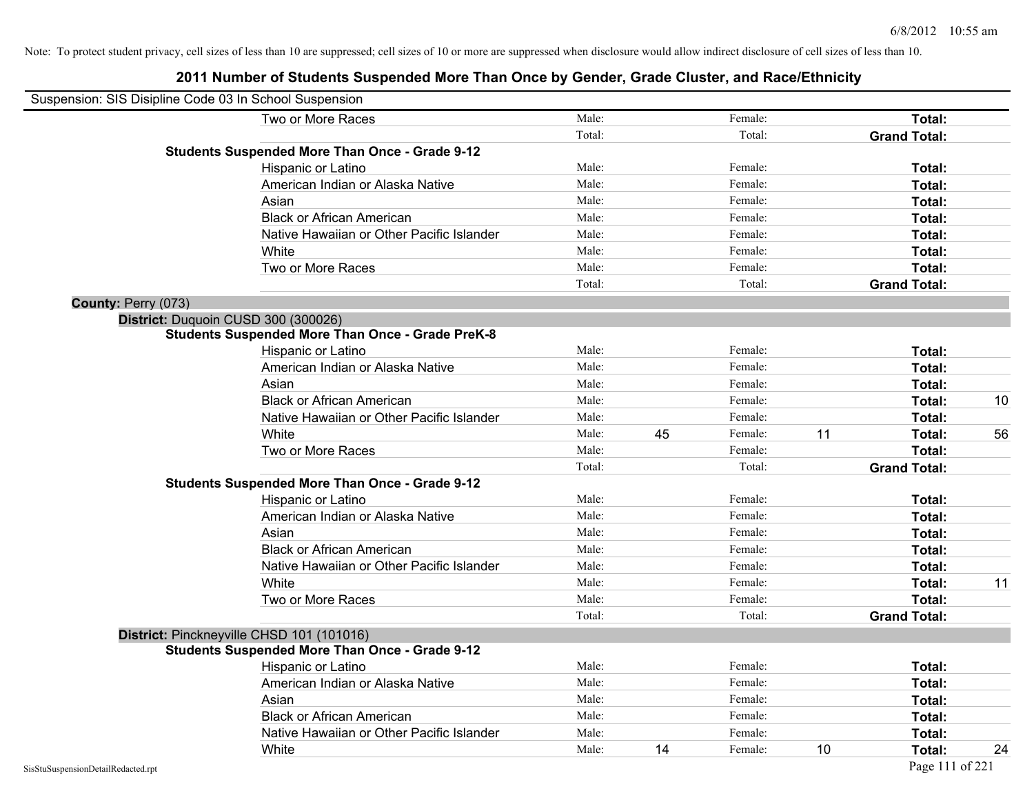Note: To protect student privacy, cell sizes of less than 10 are suppressed; cell sizes of 10 or more are suppressed when disclosure would allow indirect disclosure of cell sizes of less than 10.

# 2011 Number of Students Suspended More Than Once by Gender, Grade Cluster, and Race/Ethnicity

Suspension: SIS Disipline Code 03 In School Suspension

| | | | | | | |
|---|---|---|---|---|---|---|
| Two or More Races | Male: | | Female: | | **Total:** | |
| | Total: | | Total: | | **Grand Total:** | |
| **Students Suspended More Than Once - Grade 9-12** | | | | | | |
| Hispanic or Latino | Male: | | Female: | | **Total:** | |
| American Indian or Alaska Native | Male: | | Female: | | **Total:** | |
| Asian | Male: | | Female: | | **Total:** | |
| Black or African American | Male: | | Female: | | **Total:** | |
| Native Hawaiian or Other Pacific Islander | Male: | | Female: | | **Total:** | |
| White | Male: | | Female: | | **Total:** | |
| Two or More Races | Male: | | Female: | | **Total:** | |
| | Total: | | Total: | | **Grand Total:** | |

**County:** Perry (073)

**District:** Duquoin CUSD 300 (300026)

| | | | | | | |
|---|---|---|---|---|---|---|
| **Students Suspended More Than Once - Grade PreK-8** | | | | | | |
| Hispanic or Latino | Male: | | Female: | | **Total:** | |
| American Indian or Alaska Native | Male: | | Female: | | **Total:** | |
| Asian | Male: | | Female: | | **Total:** | |
| Black or African American | Male: | | Female: | | **Total:** | 10 |
| Native Hawaiian or Other Pacific Islander | Male: | | Female: | | **Total:** | |
| White | Male: | 45 | Female: | 11 | **Total:** | 56 |
| Two or More Races | Male: | | Female: | | **Total:** | |
| | Total: | | Total: | | **Grand Total:** | |
| **Students Suspended More Than Once - Grade 9-12** | | | | | | |
| Hispanic or Latino | Male: | | Female: | | **Total:** | |
| American Indian or Alaska Native | Male: | | Female: | | **Total:** | |
| Asian | Male: | | Female: | | **Total:** | |
| Black or African American | Male: | | Female: | | **Total:** | |
| Native Hawaiian or Other Pacific Islander | Male: | | Female: | | **Total:** | |
| White | Male: | | Female: | | **Total:** | 11 |
| Two or More Races | Male: | | Female: | | **Total:** | |
| | Total: | | Total: | | **Grand Total:** | |

**District:** Pinckneyville CHSD 101 (101016)

| | | | | | | |
|---|---|---|---|---|---|---|
| **Students Suspended More Than Once - Grade 9-12** | | | | | | |
| Hispanic or Latino | Male: | | Female: | | **Total:** | |
| American Indian or Alaska Native | Male: | | Female: | | **Total:** | |
| Asian | Male: | | Female: | | **Total:** | |
| Black or African American | Male: | | Female: | | **Total:** | |
| Native Hawaiian or Other Pacific Islander | Male: | | Female: | | **Total:** | |
| White | Male: | 14 | Female: | 10 | **Total:** | 24 |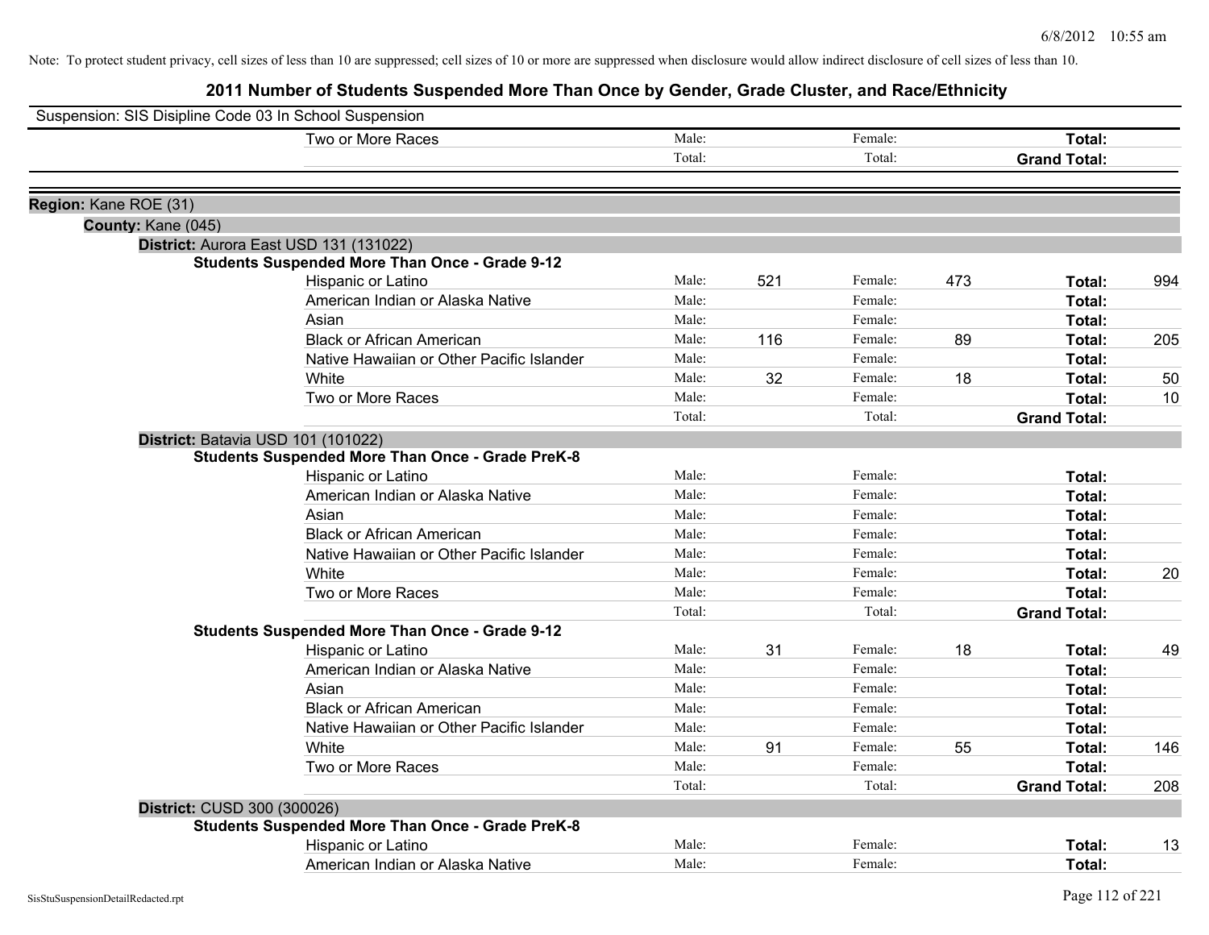Note: To protect student privacy, cell sizes of less than 10 are suppressed; cell sizes of 10 or more are suppressed when disclosure would allow indirect disclosure of cell sizes of less than 10.

# 2011 Number of Students Suspended More Than Once by Gender, Grade Cluster, and Race/Ethnicity

Suspension: SIS Disipline Code 03 In School Suspension

| | | | | | | |
|---|---|---|---|---|---|---|
| Two or More Races | Male: | | Female: | | **Total:** | |
| | Total: | | Total: | | **Grand Total:** | |

**Region:** Kane ROE (31)

**County:** Kane (045)

**District:** Aurora East USD 131 (131022)

**Students Suspended More Than Once - Grade 9-12**

| | | | | | | |
|---|---|---|---|---|---|---|
| Hispanic or Latino | Male: | 521 | Female: | 473 | **Total:** | 994 |
| American Indian or Alaska Native | Male: | | Female: | | **Total:** | |
| Asian | Male: | | Female: | | **Total:** | |
| Black or African American | Male: | 116 | Female: | 89 | **Total:** | 205 |
| Native Hawaiian or Other Pacific Islander | Male: | | Female: | | **Total:** | |
| White | Male: | 32 | Female: | 18 | **Total:** | 50 |
| Two or More Races | Male: | | Female: | | **Total:** | 10 |
| | Total: | | Total: | | **Grand Total:** | |

**District:** Batavia USD 101 (101022)

**Students Suspended More Than Once - Grade PreK-8**

| | | | | | | |
|---|---|---|---|---|---|---|
| Hispanic or Latino | Male: | | Female: | | **Total:** | |
| American Indian or Alaska Native | Male: | | Female: | | **Total:** | |
| Asian | Male: | | Female: | | **Total:** | |
| Black or African American | Male: | | Female: | | **Total:** | |
| Native Hawaiian or Other Pacific Islander | Male: | | Female: | | **Total:** | |
| White | Male: | | Female: | | **Total:** | 20 |
| Two or More Races | Male: | | Female: | | **Total:** | |
| | Total: | | Total: | | **Grand Total:** | |

**Students Suspended More Than Once - Grade 9-12**

| | | | | | | |
|---|---|---|---|---|---|---|
| Hispanic or Latino | Male: | 31 | Female: | 18 | **Total:** | 49 |
| American Indian or Alaska Native | Male: | | Female: | | **Total:** | |
| Asian | Male: | | Female: | | **Total:** | |
| Black or African American | Male: | | Female: | | **Total:** | |
| Native Hawaiian or Other Pacific Islander | Male: | | Female: | | **Total:** | |
| White | Male: | 91 | Female: | 55 | **Total:** | 146 |
| Two or More Races | Male: | | Female: | | **Total:** | |
| | Total: | | Total: | | **Grand Total:** | 208 |

**District:** CUSD 300 (300026)

**Students Suspended More Than Once - Grade PreK-8**

| | | | | | | |
|---|---|---|---|---|---|---|
| Hispanic or Latino | Male: | | Female: | | **Total:** | 13 |
| American Indian or Alaska Native | Male: | | Female: | | **Total:** | |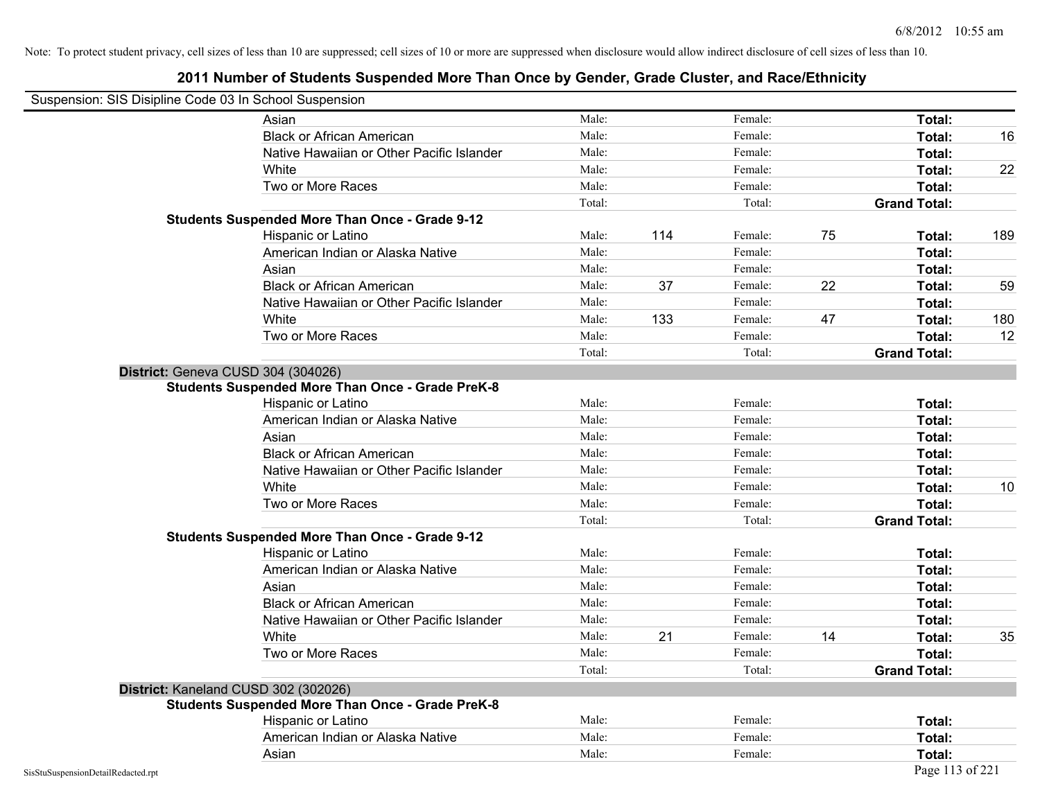Note: To protect student privacy, cell sizes of less than 10 are suppressed; cell sizes of 10 or more are suppressed when disclosure would allow indirect disclosure of cell sizes of less than 10.

## 2011 Number of Students Suspended More Than Once by Gender, Grade Cluster, and Race/Ethnicity

Suspension: SIS Disipline Code 03 In School Suspension

| | | | | | | |
|---|---|---|---|---|---|---|
| Asian | Male: | | Female: | | **Total:** | |
| Black or African American | Male: | | Female: | | **Total:** | 16 |
| Native Hawaiian or Other Pacific Islander | Male: | | Female: | | **Total:** | |
| White | Male: | | Female: | | **Total:** | 22 |
| Two or More Races | Male: | | Female: | | **Total:** | |
| | Total: | | Total: | | **Grand Total:** | |

**Students Suspended More Than Once - Grade 9-12**

| | | | | | | |
|---|---|---|---|---|---|---|
| Hispanic or Latino | Male: | 114 | Female: | 75 | **Total:** | 189 |
| American Indian or Alaska Native | Male: | | Female: | | **Total:** | |
| Asian | Male: | | Female: | | **Total:** | |
| Black or African American | Male: | 37 | Female: | 22 | **Total:** | 59 |
| Native Hawaiian or Other Pacific Islander | Male: | | Female: | | **Total:** | |
| White | Male: | 133 | Female: | 47 | **Total:** | 180 |
| Two or More Races | Male: | | Female: | | **Total:** | 12 |
| | Total: | | Total: | | **Grand Total:** | |

**District:** Geneva CUSD 304 (304026)

**Students Suspended More Than Once - Grade PreK-8**

| | | | | | | |
|---|---|---|---|---|---|---|
| Hispanic or Latino | Male: | | Female: | | **Total:** | |
| American Indian or Alaska Native | Male: | | Female: | | **Total:** | |
| Asian | Male: | | Female: | | **Total:** | |
| Black or African American | Male: | | Female: | | **Total:** | |
| Native Hawaiian or Other Pacific Islander | Male: | | Female: | | **Total:** | |
| White | Male: | | Female: | | **Total:** | 10 |
| Two or More Races | Male: | | Female: | | **Total:** | |
| | Total: | | Total: | | **Grand Total:** | |

**Students Suspended More Than Once - Grade 9-12**

| | | | | | | |
|---|---|---|---|---|---|---|
| Hispanic or Latino | Male: | | Female: | | **Total:** | |
| American Indian or Alaska Native | Male: | | Female: | | **Total:** | |
| Asian | Male: | | Female: | | **Total:** | |
| Black or African American | Male: | | Female: | | **Total:** | |
| Native Hawaiian or Other Pacific Islander | Male: | | Female: | | **Total:** | |
| White | Male: | 21 | Female: | 14 | **Total:** | 35 |
| Two or More Races | Male: | | Female: | | **Total:** | |
| | Total: | | Total: | | **Grand Total:** | |

**District:** Kaneland CUSD 302 (302026)

**Students Suspended More Than Once - Grade PreK-8**

| | | | | | | |
|---|---|---|---|---|---|---|
| Hispanic or Latino | Male: | | Female: | | **Total:** | |
| American Indian or Alaska Native | Male: | | Female: | | **Total:** | |
| Asian | Male: | | Female: | | **Total:** | |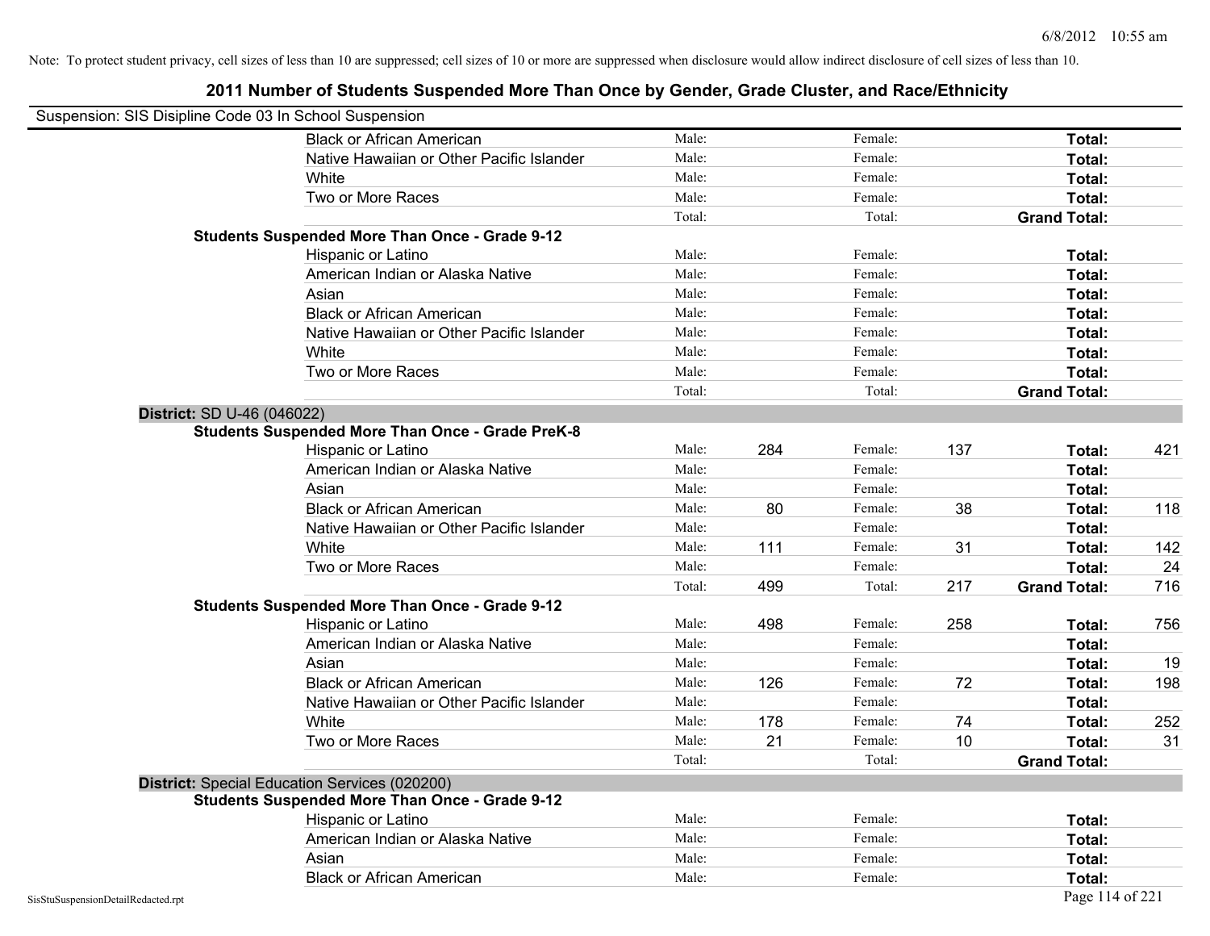Note: To protect student privacy, cell sizes of less than 10 are suppressed; cell sizes of 10 or more are suppressed when disclosure would allow indirect disclosure of cell sizes of less than 10.

# 2011 Number of Students Suspended More Than Once by Gender, Grade Cluster, and Race/Ethnicity

Suspension: SIS Disipline Code 03 In School Suspension

| | | | | | | |
|---|---|---|---|---|---|---|
| Black or African American | Male: | | Female: | | **Total:** | |
| Native Hawaiian or Other Pacific Islander | Male: | | Female: | | **Total:** | |
| White | Male: | | Female: | | **Total:** | |
| Two or More Races | Male: | | Female: | | **Total:** | |
| | Total: | | Total: | | **Grand Total:** | |
| **Students Suspended More Than Once - Grade 9-12** | | | | | | |
| Hispanic or Latino | Male: | | Female: | | **Total:** | |
| American Indian or Alaska Native | Male: | | Female: | | **Total:** | |
| Asian | Male: | | Female: | | **Total:** | |
| Black or African American | Male: | | Female: | | **Total:** | |
| Native Hawaiian or Other Pacific Islander | Male: | | Female: | | **Total:** | |
| White | Male: | | Female: | | **Total:** | |
| Two or More Races | Male: | | Female: | | **Total:** | |
| | Total: | | Total: | | **Grand Total:** | |

**District:** SD U-46 (046022)

| | | | | | | |
|---|---|---|---|---|---|---|
| **Students Suspended More Than Once - Grade PreK-8** | | | | | | |
| Hispanic or Latino | Male: | 284 | Female: | 137 | **Total:** | 421 |
| American Indian or Alaska Native | Male: | | Female: | | **Total:** | |
| Asian | Male: | | Female: | | **Total:** | |
| Black or African American | Male: | 80 | Female: | 38 | **Total:** | 118 |
| Native Hawaiian or Other Pacific Islander | Male: | | Female: | | **Total:** | |
| White | Male: | 111 | Female: | 31 | **Total:** | 142 |
| Two or More Races | Male: | | Female: | | **Total:** | 24 |
| | Total: | 499 | Total: | 217 | **Grand Total:** | 716 |
| **Students Suspended More Than Once - Grade 9-12** | | | | | | |
| Hispanic or Latino | Male: | 498 | Female: | 258 | **Total:** | 756 |
| American Indian or Alaska Native | Male: | | Female: | | **Total:** | |
| Asian | Male: | | Female: | | **Total:** | 19 |
| Black or African American | Male: | 126 | Female: | 72 | **Total:** | 198 |
| Native Hawaiian or Other Pacific Islander | Male: | | Female: | | **Total:** | |
| White | Male: | 178 | Female: | 74 | **Total:** | 252 |
| Two or More Races | Male: | 21 | Female: | 10 | **Total:** | 31 |
| | Total: | | Total: | | **Grand Total:** | |

**District:** Special Education Services (020200)

| | | | | | | |
|---|---|---|---|---|---|---|
| **Students Suspended More Than Once - Grade 9-12** | | | | | | |
| Hispanic or Latino | Male: | | Female: | | **Total:** | |
| American Indian or Alaska Native | Male: | | Female: | | **Total:** | |
| Asian | Male: | | Female: | | **Total:** | |
| Black or African American | Male: | | Female: | | **Total:** | |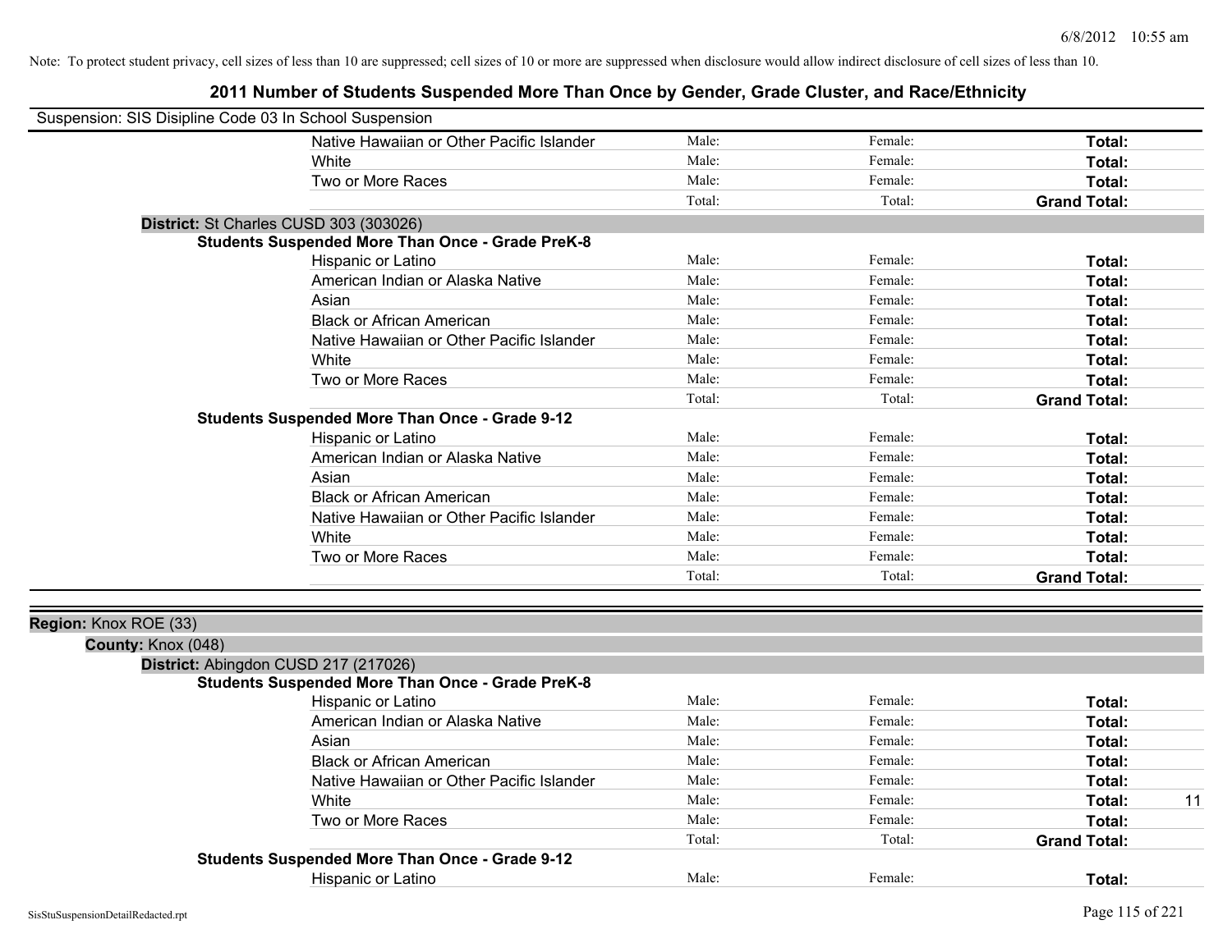Note: To protect student privacy, cell sizes of less than 10 are suppressed; cell sizes of 10 or more are suppressed when disclosure would allow indirect disclosure of cell sizes of less than 10.

# 2011 Number of Students Suspended More Than Once by Gender, Grade Cluster, and Race/Ethnicity

Suspension: SIS Disipline Code 03 In School Suspension

| | Male | Female | Total |
|---|---|---|---|
| Native Hawaiian or Other Pacific Islander | Male: | Female: | **Total:** |
| White | Male: | Female: | **Total:** |
| Two or More Races | Male: | Female: | **Total:** |
| | Total: | Total: | **Grand Total:** |

**District:** St Charles CUSD 303 (303026)

**Students Suspended More Than Once - Grade PreK-8**

| | Male | Female | Total |
|---|---|---|---|
| Hispanic or Latino | Male: | Female: | **Total:** |
| American Indian or Alaska Native | Male: | Female: | **Total:** |
| Asian | Male: | Female: | **Total:** |
| Black or African American | Male: | Female: | **Total:** |
| Native Hawaiian or Other Pacific Islander | Male: | Female: | **Total:** |
| White | Male: | Female: | **Total:** |
| Two or More Races | Male: | Female: | **Total:** |
| | Total: | Total: | **Grand Total:** |

**Students Suspended More Than Once - Grade 9-12**

| | Male | Female | Total |
|---|---|---|---|
| Hispanic or Latino | Male: | Female: | **Total:** |
| American Indian or Alaska Native | Male: | Female: | **Total:** |
| Asian | Male: | Female: | **Total:** |
| Black or African American | Male: | Female: | **Total:** |
| Native Hawaiian or Other Pacific Islander | Male: | Female: | **Total:** |
| White | Male: | Female: | **Total:** |
| Two or More Races | Male: | Female: | **Total:** |
| | Total: | Total: | **Grand Total:** |

**Region:** Knox ROE (33)

**County:** Knox (048)

**District:** Abingdon CUSD 217 (217026)

**Students Suspended More Than Once - Grade PreK-8**

| | Male | Female | Total |
|---|---|---|---|
| Hispanic or Latino | Male: | Female: | **Total:** |
| American Indian or Alaska Native | Male: | Female: | **Total:** |
| Asian | Male: | Female: | **Total:** |
| Black or African American | Male: | Female: | **Total:** |
| Native Hawaiian or Other Pacific Islander | Male: | Female: | **Total:** |
| White | Male: | Female: | **Total:** 11 |
| Two or More Races | Male: | Female: | **Total:** |
| | Total: | Total: | **Grand Total:** |

**Students Suspended More Than Once - Grade 9-12**

| | Male | Female | Total |
|---|---|---|---|
| Hispanic or Latino | Male: | Female: | **Total:** |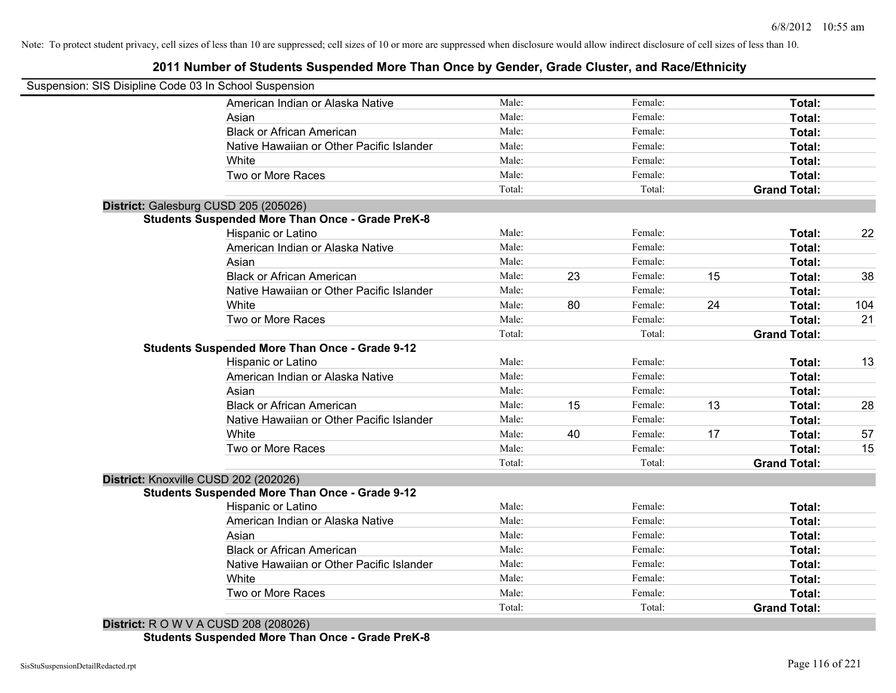Note: To protect student privacy, cell sizes of less than 10 are suppressed; cell sizes of 10 or more are suppressed when disclosure would allow indirect disclosure of cell sizes of less than 10.

# 2011 Number of Students Suspended More Than Once by Gender, Grade Cluster, and Race/Ethnicity

Suspension: SIS Disipline Code 03 In School Suspension

| | | | | | | |
|---|---|---|---|---|---|---|
| American Indian or Alaska Native | Male: | | Female: | | **Total:** | |
| Asian | Male: | | Female: | | **Total:** | |
| Black or African American | Male: | | Female: | | **Total:** | |
| Native Hawaiian or Other Pacific Islander | Male: | | Female: | | **Total:** | |
| White | Male: | | Female: | | **Total:** | |
| Two or More Races | Male: | | Female: | | **Total:** | |
| | Total: | | Total: | | **Grand Total:** | |

**District:** Galesburg CUSD 205 (205026)

**Students Suspended More Than Once - Grade PreK-8**

| | | | | | | |
|---|---|---|---|---|---|---|
| Hispanic or Latino | Male: | | Female: | | **Total:** | 22 |
| American Indian or Alaska Native | Male: | | Female: | | **Total:** | |
| Asian | Male: | | Female: | | **Total:** | |
| Black or African American | Male: | 23 | Female: | 15 | **Total:** | 38 |
| Native Hawaiian or Other Pacific Islander | Male: | | Female: | | **Total:** | |
| White | Male: | 80 | Female: | 24 | **Total:** | 104 |
| Two or More Races | Male: | | Female: | | **Total:** | 21 |
| | Total: | | Total: | | **Grand Total:** | |

**Students Suspended More Than Once - Grade 9-12**

| | | | | | | |
|---|---|---|---|---|---|---|
| Hispanic or Latino | Male: | | Female: | | **Total:** | 13 |
| American Indian or Alaska Native | Male: | | Female: | | **Total:** | |
| Asian | Male: | | Female: | | **Total:** | |
| Black or African American | Male: | 15 | Female: | 13 | **Total:** | 28 |
| Native Hawaiian or Other Pacific Islander | Male: | | Female: | | **Total:** | |
| White | Male: | 40 | Female: | 17 | **Total:** | 57 |
| Two or More Races | Male: | | Female: | | **Total:** | 15 |
| | Total: | | Total: | | **Grand Total:** | |

**District:** Knoxville CUSD 202 (202026)

**Students Suspended More Than Once - Grade 9-12**

| | | | | | | |
|---|---|---|---|---|---|---|
| Hispanic or Latino | Male: | | Female: | | **Total:** | |
| American Indian or Alaska Native | Male: | | Female: | | **Total:** | |
| Asian | Male: | | Female: | | **Total:** | |
| Black or African American | Male: | | Female: | | **Total:** | |
| Native Hawaiian or Other Pacific Islander | Male: | | Female: | | **Total:** | |
| White | Male: | | Female: | | **Total:** | |
| Two or More Races | Male: | | Female: | | **Total:** | |
| | Total: | | Total: | | **Grand Total:** | |

**District:** R O W V A CUSD 208 (208026)

**Students Suspended More Than Once - Grade PreK-8**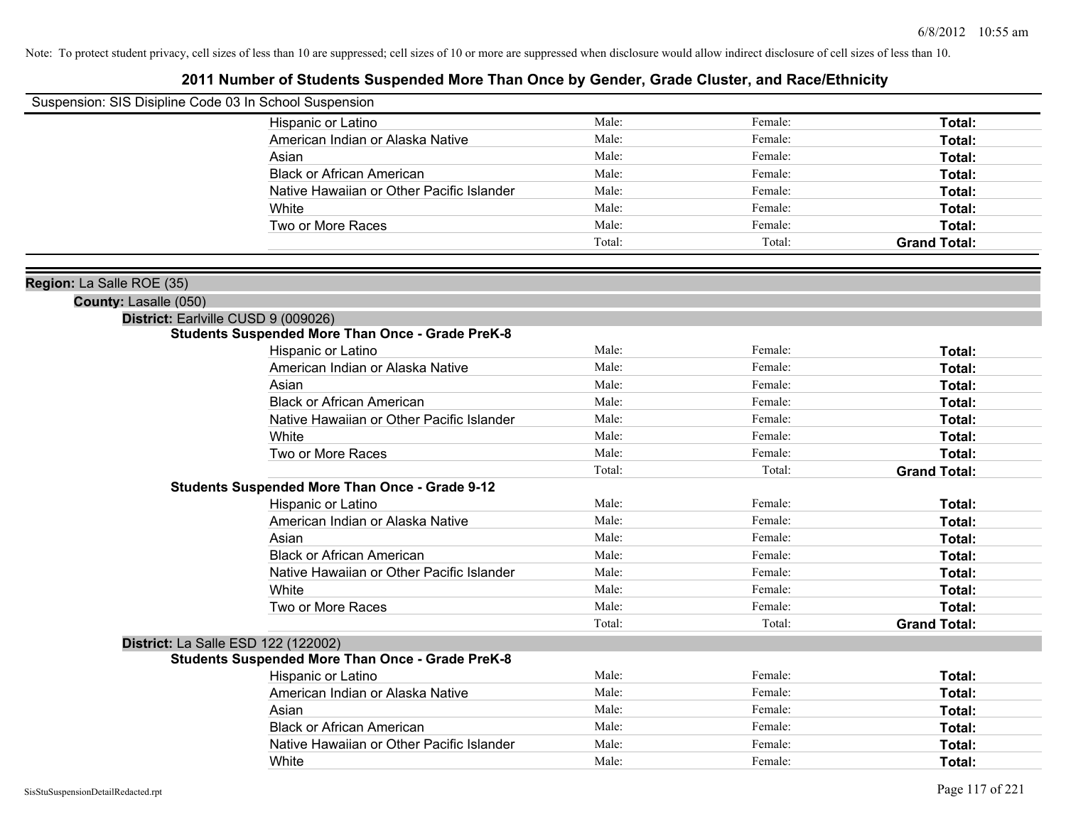Note: To protect student privacy, cell sizes of less than 10 are suppressed; cell sizes of 10 or more are suppressed when disclosure would allow indirect disclosure of cell sizes of less than 10.

# 2011 Number of Students Suspended More Than Once by Gender, Grade Cluster, and Race/Ethnicity

Suspension: SIS Disipline Code 03 In School Suspension

| | Male: | Female: | Total: |
|---|---|---|---|
| Hispanic or Latino | Male: | Female: | **Total:** |
| American Indian or Alaska Native | Male: | Female: | **Total:** |
| Asian | Male: | Female: | **Total:** |
| Black or African American | Male: | Female: | **Total:** |
| Native Hawaiian or Other Pacific Islander | Male: | Female: | **Total:** |
| White | Male: | Female: | **Total:** |
| Two or More Races | Male: | Female: | **Total:** |
| | Total: | Total: | **Grand Total:** |

**Region:** La Salle ROE (35)

**County:** Lasalle (050)

**District:** Earlville CUSD 9 (009026)

**Students Suspended More Than Once - Grade PreK-8**

| | | | |
|---|---|---|---|
| Hispanic or Latino | Male: | Female: | **Total:** |
| American Indian or Alaska Native | Male: | Female: | **Total:** |
| Asian | Male: | Female: | **Total:** |
| Black or African American | Male: | Female: | **Total:** |
| Native Hawaiian or Other Pacific Islander | Male: | Female: | **Total:** |
| White | Male: | Female: | **Total:** |
| Two or More Races | Male: | Female: | **Total:** |
| | Total: | Total: | **Grand Total:** |

**Students Suspended More Than Once - Grade 9-12**

| | | | |
|---|---|---|---|
| Hispanic or Latino | Male: | Female: | **Total:** |
| American Indian or Alaska Native | Male: | Female: | **Total:** |
| Asian | Male: | Female: | **Total:** |
| Black or African American | Male: | Female: | **Total:** |
| Native Hawaiian or Other Pacific Islander | Male: | Female: | **Total:** |
| White | Male: | Female: | **Total:** |
| Two or More Races | Male: | Female: | **Total:** |
| | Total: | Total: | **Grand Total:** |

**District:** La Salle ESD 122 (122002)

**Students Suspended More Than Once - Grade PreK-8**

| | | | |
|---|---|---|---|
| Hispanic or Latino | Male: | Female: | **Total:** |
| American Indian or Alaska Native | Male: | Female: | **Total:** |
| Asian | Male: | Female: | **Total:** |
| Black or African American | Male: | Female: | **Total:** |
| Native Hawaiian or Other Pacific Islander | Male: | Female: | **Total:** |
| White | Male: | Female: | **Total:** |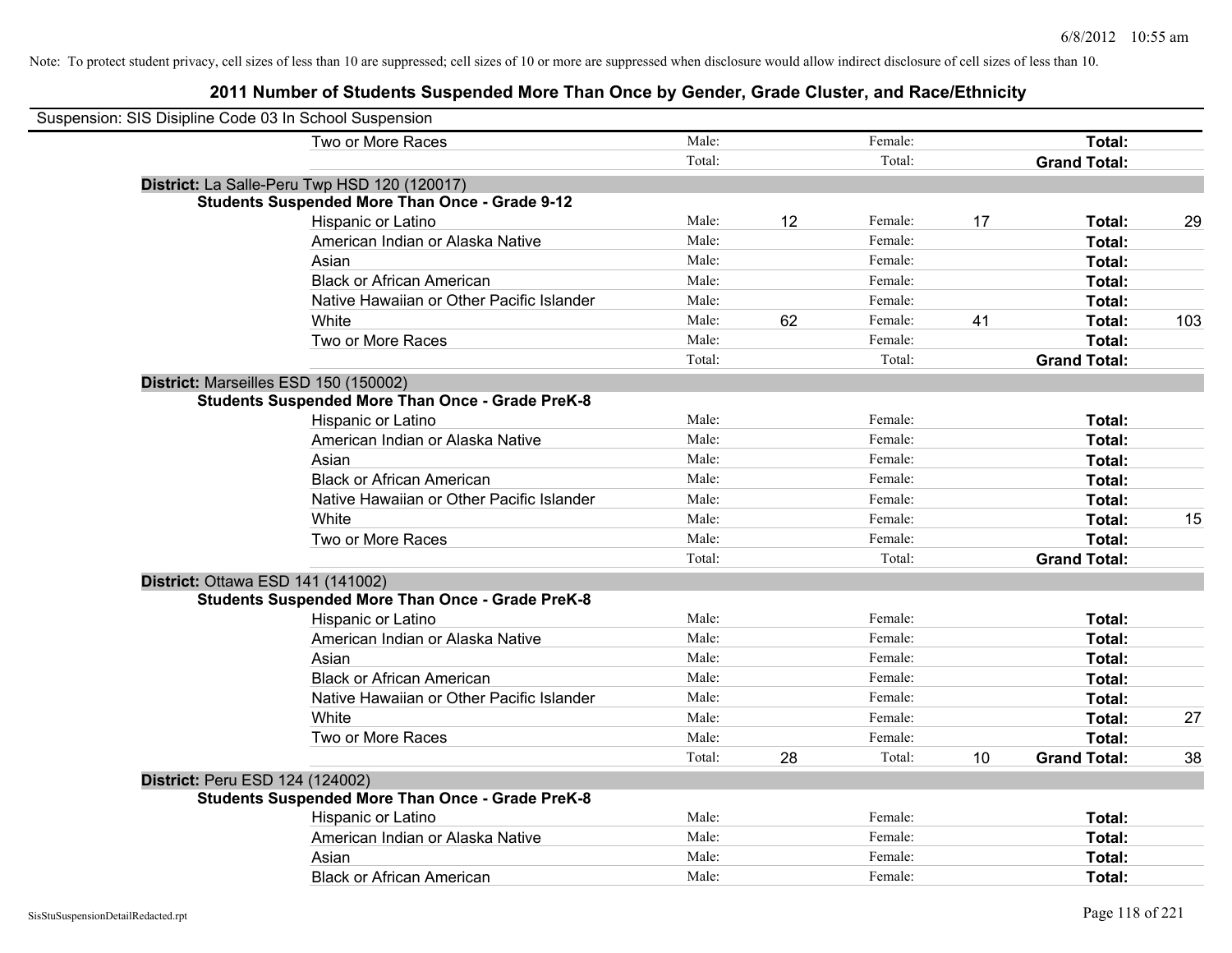Note: To protect student privacy, cell sizes of less than 10 are suppressed; cell sizes of 10 or more are suppressed when disclosure would allow indirect disclosure of cell sizes of less than 10.

## 2011 Number of Students Suspended More Than Once by Gender, Grade Cluster, and Race/Ethnicity

Suspension: SIS Disipline Code 03 In School Suspension

| | | | | | | |
|---|---|---|---|---|---|---|
| Two or More Races | Male: | | Female: | | **Total:** | |
| | Total: | | Total: | | **Grand Total:** | |

**District:** La Salle-Peru Twp HSD 120 (120017)

**Students Suspended More Than Once - Grade 9-12**

| | | | | | | |
|---|---|---|---|---|---|---|
| Hispanic or Latino | Male: | 12 | Female: | 17 | **Total:** | 29 |
| American Indian or Alaska Native | Male: | | Female: | | **Total:** | |
| Asian | Male: | | Female: | | **Total:** | |
| Black or African American | Male: | | Female: | | **Total:** | |
| Native Hawaiian or Other Pacific Islander | Male: | | Female: | | **Total:** | |
| White | Male: | 62 | Female: | 41 | **Total:** | 103 |
| Two or More Races | Male: | | Female: | | **Total:** | |
| | Total: | | Total: | | **Grand Total:** | |

**District:** Marseilles ESD 150 (150002)

**Students Suspended More Than Once - Grade PreK-8**

| | | | | | | |
|---|---|---|---|---|---|---|
| Hispanic or Latino | Male: | | Female: | | **Total:** | |
| American Indian or Alaska Native | Male: | | Female: | | **Total:** | |
| Asian | Male: | | Female: | | **Total:** | |
| Black or African American | Male: | | Female: | | **Total:** | |
| Native Hawaiian or Other Pacific Islander | Male: | | Female: | | **Total:** | |
| White | Male: | | Female: | | **Total:** | 15 |
| Two or More Races | Male: | | Female: | | **Total:** | |
| | Total: | | Total: | | **Grand Total:** | |

**District:** Ottawa ESD 141 (141002)

**Students Suspended More Than Once - Grade PreK-8**

| | | | | | | |
|---|---|---|---|---|---|---|
| Hispanic or Latino | Male: | | Female: | | **Total:** | |
| American Indian or Alaska Native | Male: | | Female: | | **Total:** | |
| Asian | Male: | | Female: | | **Total:** | |
| Black or African American | Male: | | Female: | | **Total:** | |
| Native Hawaiian or Other Pacific Islander | Male: | | Female: | | **Total:** | |
| White | Male: | | Female: | | **Total:** | 27 |
| Two or More Races | Male: | | Female: | | **Total:** | |
| | Total: | 28 | Total: | 10 | **Grand Total:** | 38 |

**District:** Peru ESD 124 (124002)

**Students Suspended More Than Once - Grade PreK-8**

| | | | | | | |
|---|---|---|---|---|---|---|
| Hispanic or Latino | Male: | | Female: | | **Total:** | |
| American Indian or Alaska Native | Male: | | Female: | | **Total:** | |
| Asian | Male: | | Female: | | **Total:** | |
| Black or African American | Male: | | Female: | | **Total:** | |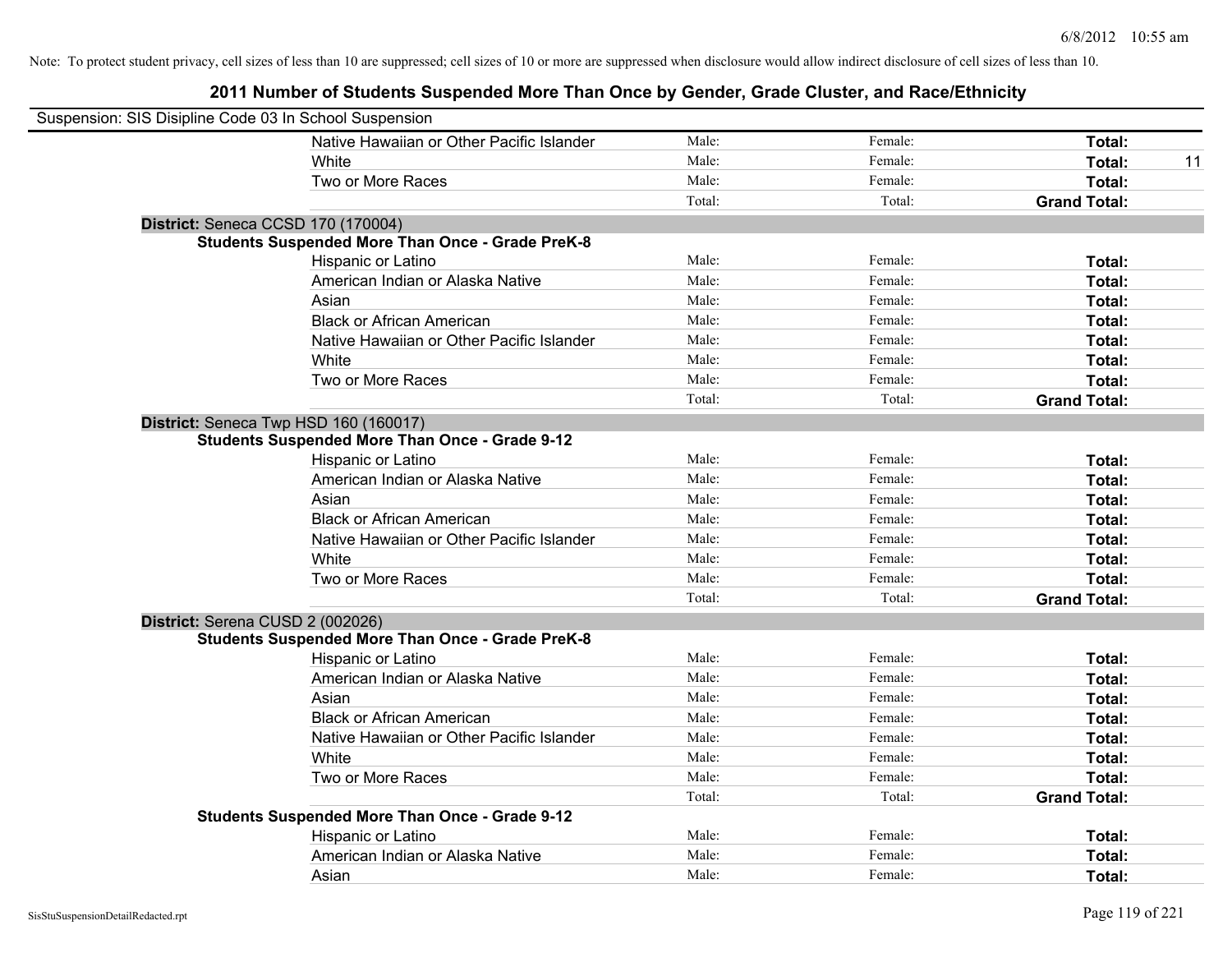Note: To protect student privacy, cell sizes of less than 10 are suppressed; cell sizes of 10 or more are suppressed when disclosure would allow indirect disclosure of cell sizes of less than 10.

# 2011 Number of Students Suspended More Than Once by Gender, Grade Cluster, and Race/Ethnicity

Suspension: SIS Disipline Code 03 In School Suspension

| | | | | |
|---|---|---|---|---|
| Native Hawaiian or Other Pacific Islander | Male: | Female: | **Total:** | |
| White | Male: | Female: | **Total:** | 11 |
| Two or More Races | Male: | Female: | **Total:** | |
| | Total: | Total: | **Grand Total:** | |

**District:** Seneca CCSD 170 (170004)

**Students Suspended More Than Once - Grade PreK-8**

| | | | | |
|---|---|---|---|---|
| Hispanic or Latino | Male: | Female: | **Total:** | |
| American Indian or Alaska Native | Male: | Female: | **Total:** | |
| Asian | Male: | Female: | **Total:** | |
| Black or African American | Male: | Female: | **Total:** | |
| Native Hawaiian or Other Pacific Islander | Male: | Female: | **Total:** | |
| White | Male: | Female: | **Total:** | |
| Two or More Races | Male: | Female: | **Total:** | |
| | Total: | Total: | **Grand Total:** | |

**District:** Seneca Twp HSD 160 (160017)

**Students Suspended More Than Once - Grade 9-12**

| | | | | |
|---|---|---|---|---|
| Hispanic or Latino | Male: | Female: | **Total:** | |
| American Indian or Alaska Native | Male: | Female: | **Total:** | |
| Asian | Male: | Female: | **Total:** | |
| Black or African American | Male: | Female: | **Total:** | |
| Native Hawaiian or Other Pacific Islander | Male: | Female: | **Total:** | |
| White | Male: | Female: | **Total:** | |
| Two or More Races | Male: | Female: | **Total:** | |
| | Total: | Total: | **Grand Total:** | |

**District:** Serena CUSD 2 (002026)

**Students Suspended More Than Once - Grade PreK-8**

| | | | | |
|---|---|---|---|---|
| Hispanic or Latino | Male: | Female: | **Total:** | |
| American Indian or Alaska Native | Male: | Female: | **Total:** | |
| Asian | Male: | Female: | **Total:** | |
| Black or African American | Male: | Female: | **Total:** | |
| Native Hawaiian or Other Pacific Islander | Male: | Female: | **Total:** | |
| White | Male: | Female: | **Total:** | |
| Two or More Races | Male: | Female: | **Total:** | |
| | Total: | Total: | **Grand Total:** | |

**Students Suspended More Than Once - Grade 9-12**

| | | | | |
|---|---|---|---|---|
| Hispanic or Latino | Male: | Female: | **Total:** | |
| American Indian or Alaska Native | Male: | Female: | **Total:** | |
| Asian | Male: | Female: | **Total:** | |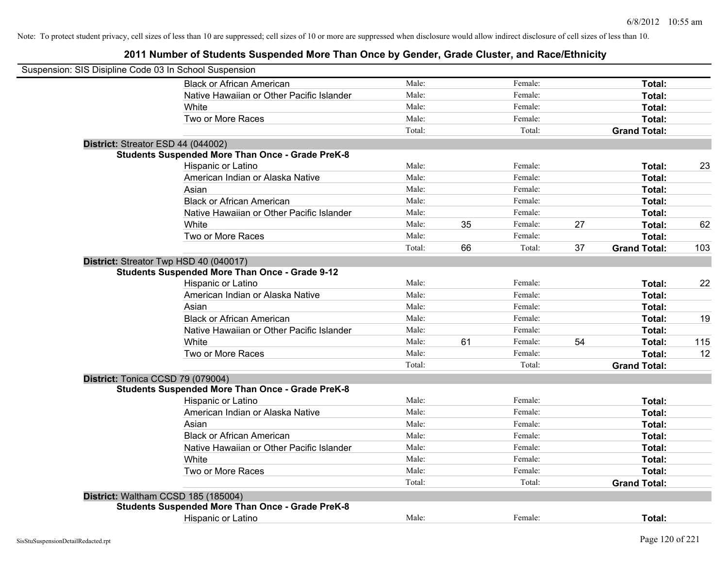Note: To protect student privacy, cell sizes of less than 10 are suppressed; cell sizes of 10 or more are suppressed when disclosure would allow indirect disclosure of cell sizes of less than 10.

# 2011 Number of Students Suspended More Than Once by Gender, Grade Cluster, and Race/Ethnicity

Suspension: SIS Disipline Code 03 In School Suspension

| | | | | | | | |
|---|---|---|---|---|---|---|---|
| Black or African American | Male: | | Female: | | **Total:** | |
| Native Hawaiian or Other Pacific Islander | Male: | | Female: | | **Total:** | |
| White | Male: | | Female: | | **Total:** | |
| Two or More Races | Male: | | Female: | | **Total:** | |
| | Total: | | Total: | | **Grand Total:** | |

**District:** Streator ESD 44 (044002)

**Students Suspended More Than Once - Grade PreK-8**

| | | | | | | |
|---|---|---|---|---|---|---|
| Hispanic or Latino | Male: | | Female: | | **Total:** | 23 |
| American Indian or Alaska Native | Male: | | Female: | | **Total:** | |
| Asian | Male: | | Female: | | **Total:** | |
| Black or African American | Male: | | Female: | | **Total:** | |
| Native Hawaiian or Other Pacific Islander | Male: | | Female: | | **Total:** | |
| White | Male: | 35 | Female: | 27 | **Total:** | 62 |
| Two or More Races | Male: | | Female: | | **Total:** | |
| | Total: | 66 | Total: | 37 | **Grand Total:** | 103 |

**District:** Streator Twp HSD 40 (040017)

**Students Suspended More Than Once - Grade 9-12**

| | | | | | | |
|---|---|---|---|---|---|---|
| Hispanic or Latino | Male: | | Female: | | **Total:** | 22 |
| American Indian or Alaska Native | Male: | | Female: | | **Total:** | |
| Asian | Male: | | Female: | | **Total:** | |
| Black or African American | Male: | | Female: | | **Total:** | 19 |
| Native Hawaiian or Other Pacific Islander | Male: | | Female: | | **Total:** | |
| White | Male: | 61 | Female: | 54 | **Total:** | 115 |
| Two or More Races | Male: | | Female: | | **Total:** | 12 |
| | Total: | | Total: | | **Grand Total:** | |

**District:** Tonica CCSD 79 (079004)

**Students Suspended More Than Once - Grade PreK-8**

| | | | | | | |
|---|---|---|---|---|---|---|
| Hispanic or Latino | Male: | | Female: | | **Total:** | |
| American Indian or Alaska Native | Male: | | Female: | | **Total:** | |
| Asian | Male: | | Female: | | **Total:** | |
| Black or African American | Male: | | Female: | | **Total:** | |
| Native Hawaiian or Other Pacific Islander | Male: | | Female: | | **Total:** | |
| White | Male: | | Female: | | **Total:** | |
| Two or More Races | Male: | | Female: | | **Total:** | |
| | Total: | | Total: | | **Grand Total:** | |

**District:** Waltham CCSD 185 (185004)

**Students Suspended More Than Once - Grade PreK-8**

| | | | | | | |
|---|---|---|---|---|---|---|
| Hispanic or Latino | Male: | | Female: | | **Total:** | |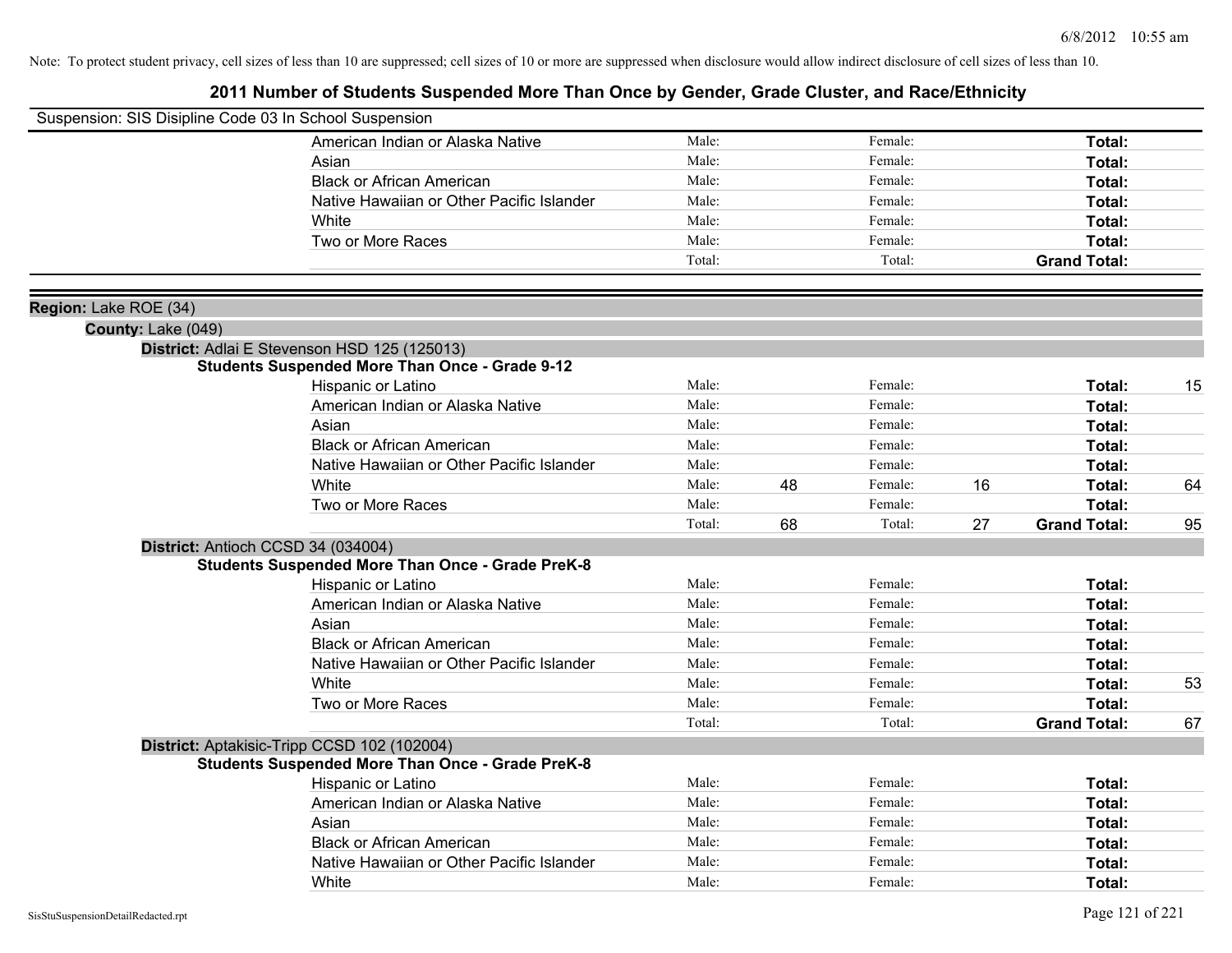Note: To protect student privacy, cell sizes of less than 10 are suppressed; cell sizes of 10 or more are suppressed when disclosure would allow indirect disclosure of cell sizes of less than 10.

# 2011 Number of Students Suspended More Than Once by Gender, Grade Cluster, and Race/Ethnicity

Suspension: SIS Disipline Code 03 In School Suspension

| | Male: | | Female: | | | |
|---|---|---|---|---|---|---|
| American Indian or Alaska Native | Male: | | Female: | | **Total:** | |
| Asian | Male: | | Female: | | **Total:** | |
| Black or African American | Male: | | Female: | | **Total:** | |
| Native Hawaiian or Other Pacific Islander | Male: | | Female: | | **Total:** | |
| White | Male: | | Female: | | **Total:** | |
| Two or More Races | Male: | | Female: | | **Total:** | |
| | Total: | | Total: | | **Grand Total:** | |

**Region:** Lake ROE (34)

**County:** Lake (049)

**District:** Adlai E Stevenson HSD 125 (125013)

**Students Suspended More Than Once - Grade 9-12**

| | | | | | | |
|---|---|---|---|---|---|---|
| Hispanic or Latino | Male: | | Female: | | **Total:** | 15 |
| American Indian or Alaska Native | Male: | | Female: | | **Total:** | |
| Asian | Male: | | Female: | | **Total:** | |
| Black or African American | Male: | | Female: | | **Total:** | |
| Native Hawaiian or Other Pacific Islander | Male: | | Female: | | **Total:** | |
| White | Male: | 48 | Female: | 16 | **Total:** | 64 |
| Two or More Races | Male: | | Female: | | **Total:** | |
| | Total: | 68 | Total: | 27 | **Grand Total:** | 95 |

**District:** Antioch CCSD 34 (034004)

**Students Suspended More Than Once - Grade PreK-8**

| | | | | | | |
|---|---|---|---|---|---|---|
| Hispanic or Latino | Male: | | Female: | | **Total:** | |
| American Indian or Alaska Native | Male: | | Female: | | **Total:** | |
| Asian | Male: | | Female: | | **Total:** | |
| Black or African American | Male: | | Female: | | **Total:** | |
| Native Hawaiian or Other Pacific Islander | Male: | | Female: | | **Total:** | |
| White | Male: | | Female: | | **Total:** | 53 |
| Two or More Races | Male: | | Female: | | **Total:** | |
| | Total: | | Total: | | **Grand Total:** | 67 |

**District:** Aptakisic-Tripp CCSD 102 (102004)

**Students Suspended More Than Once - Grade PreK-8**

| | | | | | | |
|---|---|---|---|---|---|---|
| Hispanic or Latino | Male: | | Female: | | **Total:** | |
| American Indian or Alaska Native | Male: | | Female: | | **Total:** | |
| Asian | Male: | | Female: | | **Total:** | |
| Black or African American | Male: | | Female: | | **Total:** | |
| Native Hawaiian or Other Pacific Islander | Male: | | Female: | | **Total:** | |
| White | Male: | | Female: | | **Total:** | |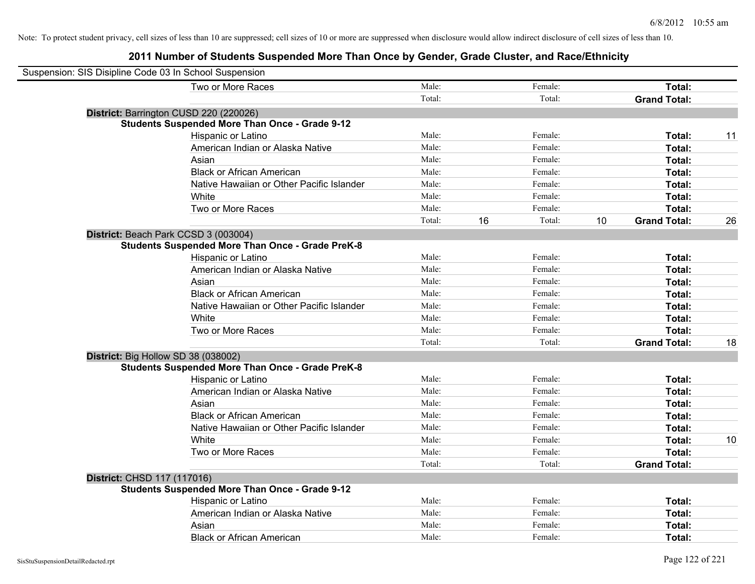Note: To protect student privacy, cell sizes of less than 10 are suppressed; cell sizes of 10 or more are suppressed when disclosure would allow indirect disclosure of cell sizes of less than 10.

## 2011 Number of Students Suspended More Than Once by Gender, Grade Cluster, and Race/Ethnicity

Suspension: SIS Disipline Code 03 In School Suspension

| | | | | | | |
|---|---|---|---|---|---|---|
| Two or More Races | Male: | | Female: | | **Total:** | |
| | Total: | | Total: | | **Grand Total:** | |

**District:** Barrington CUSD 220 (220026)

**Students Suspended More Than Once - Grade 9-12**

| | | | | | | |
|---|---|---|---|---|---|---|
| Hispanic or Latino | Male: | | Female: | | **Total:** | 11 |
| American Indian or Alaska Native | Male: | | Female: | | **Total:** | |
| Asian | Male: | | Female: | | **Total:** | |
| Black or African American | Male: | | Female: | | **Total:** | |
| Native Hawaiian or Other Pacific Islander | Male: | | Female: | | **Total:** | |
| White | Male: | | Female: | | **Total:** | |
| Two or More Races | Male: | | Female: | | **Total:** | |
| | Total: | 16 | Total: | 10 | **Grand Total:** | 26 |

**District:** Beach Park CCSD 3 (003004)

**Students Suspended More Than Once - Grade PreK-8**

| | | | | | | |
|---|---|---|---|---|---|---|
| Hispanic or Latino | Male: | | Female: | | **Total:** | |
| American Indian or Alaska Native | Male: | | Female: | | **Total:** | |
| Asian | Male: | | Female: | | **Total:** | |
| Black or African American | Male: | | Female: | | **Total:** | |
| Native Hawaiian or Other Pacific Islander | Male: | | Female: | | **Total:** | |
| White | Male: | | Female: | | **Total:** | |
| Two or More Races | Male: | | Female: | | **Total:** | |
| | Total: | | Total: | | **Grand Total:** | 18 |

**District:** Big Hollow SD 38 (038002)

**Students Suspended More Than Once - Grade PreK-8**

| | | | | | | |
|---|---|---|---|---|---|---|
| Hispanic or Latino | Male: | | Female: | | **Total:** | |
| American Indian or Alaska Native | Male: | | Female: | | **Total:** | |
| Asian | Male: | | Female: | | **Total:** | |
| Black or African American | Male: | | Female: | | **Total:** | |
| Native Hawaiian or Other Pacific Islander | Male: | | Female: | | **Total:** | |
| White | Male: | | Female: | | **Total:** | 10 |
| Two or More Races | Male: | | Female: | | **Total:** | |
| | Total: | | Total: | | **Grand Total:** | |

**District:** CHSD 117 (117016)

**Students Suspended More Than Once - Grade 9-12**

| | | | | | | |
|---|---|---|---|---|---|---|
| Hispanic or Latino | Male: | | Female: | | **Total:** | |
| American Indian or Alaska Native | Male: | | Female: | | **Total:** | |
| Asian | Male: | | Female: | | **Total:** | |
| Black or African American | Male: | | Female: | | **Total:** | |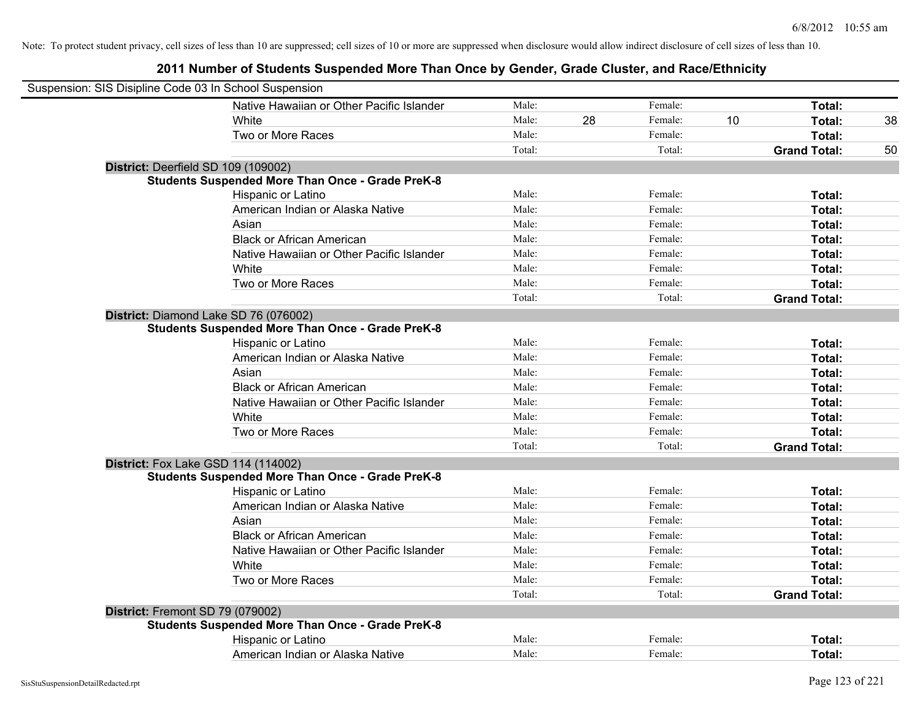Note: To protect student privacy, cell sizes of less than 10 are suppressed; cell sizes of 10 or more are suppressed when disclosure would allow indirect disclosure of cell sizes of less than 10.

## 2011 Number of Students Suspended More Than Once by Gender, Grade Cluster, and Race/Ethnicity

Suspension: SIS Disipline Code 03 In School Suspension

| | | | | | | |
|---|---|---|---|---|---|---|
| Native Hawaiian or Other Pacific Islander | Male: | | Female: | | **Total:** | |
| White | Male: | 28 | Female: | 10 | **Total:** | 38 |
| Two or More Races | Male: | | Female: | | **Total:** | |
| | Total: | | Total: | | **Grand Total:** | 50 |

**District:** Deerfield SD 109 (109002)

**Students Suspended More Than Once - Grade PreK-8**

| | | | | | | |
|---|---|---|---|---|---|---|
| Hispanic or Latino | Male: | | Female: | | **Total:** | |
| American Indian or Alaska Native | Male: | | Female: | | **Total:** | |
| Asian | Male: | | Female: | | **Total:** | |
| Black or African American | Male: | | Female: | | **Total:** | |
| Native Hawaiian or Other Pacific Islander | Male: | | Female: | | **Total:** | |
| White | Male: | | Female: | | **Total:** | |
| Two or More Races | Male: | | Female: | | **Total:** | |
| | Total: | | Total: | | **Grand Total:** | |

**District:** Diamond Lake SD 76 (076002)

**Students Suspended More Than Once - Grade PreK-8**

| | | | | | | |
|---|---|---|---|---|---|---|
| Hispanic or Latino | Male: | | Female: | | **Total:** | |
| American Indian or Alaska Native | Male: | | Female: | | **Total:** | |
| Asian | Male: | | Female: | | **Total:** | |
| Black or African American | Male: | | Female: | | **Total:** | |
| Native Hawaiian or Other Pacific Islander | Male: | | Female: | | **Total:** | |
| White | Male: | | Female: | | **Total:** | |
| Two or More Races | Male: | | Female: | | **Total:** | |
| | Total: | | Total: | | **Grand Total:** | |

**District:** Fox Lake GSD 114 (114002)

**Students Suspended More Than Once - Grade PreK-8**

| | | | | | | |
|---|---|---|---|---|---|---|
| Hispanic or Latino | Male: | | Female: | | **Total:** | |
| American Indian or Alaska Native | Male: | | Female: | | **Total:** | |
| Asian | Male: | | Female: | | **Total:** | |
| Black or African American | Male: | | Female: | | **Total:** | |
| Native Hawaiian or Other Pacific Islander | Male: | | Female: | | **Total:** | |
| White | Male: | | Female: | | **Total:** | |
| Two or More Races | Male: | | Female: | | **Total:** | |
| | Total: | | Total: | | **Grand Total:** | |

**District:** Fremont SD 79 (079002)

**Students Suspended More Than Once - Grade PreK-8**

| | | | | | | |
|---|---|---|---|---|---|---|
| Hispanic or Latino | Male: | | Female: | | **Total:** | |
| American Indian or Alaska Native | Male: | | Female: | | **Total:** | |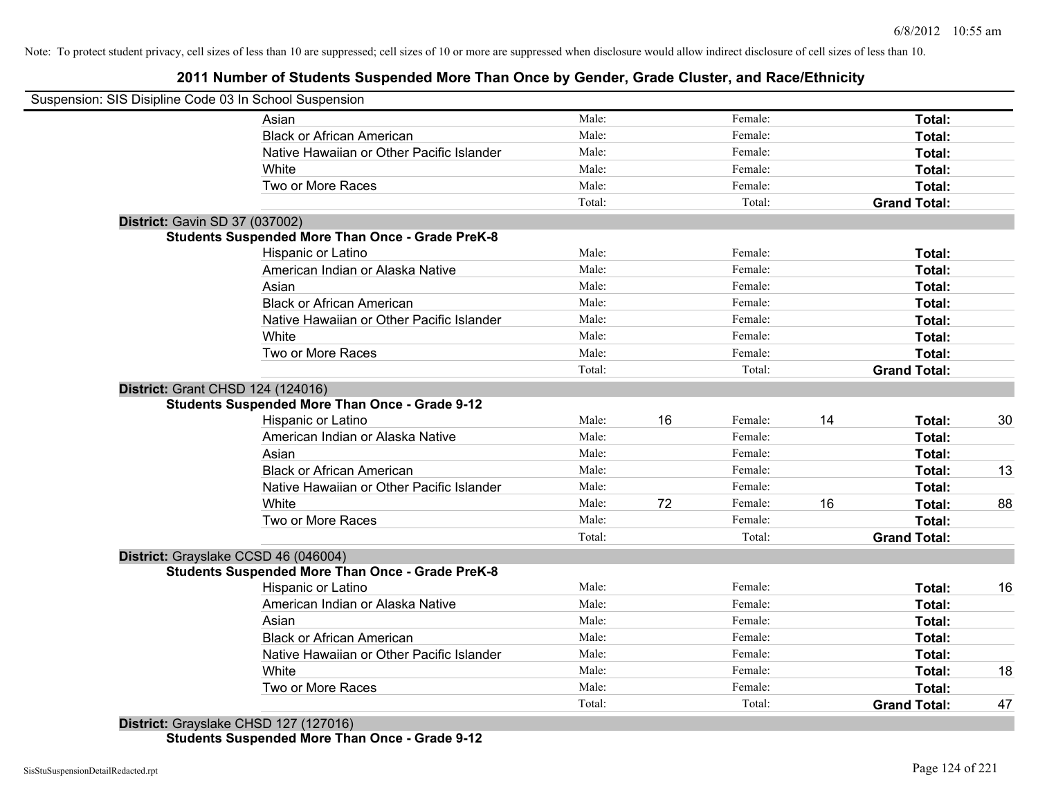Note: To protect student privacy, cell sizes of less than 10 are suppressed; cell sizes of 10 or more are suppressed when disclosure would allow indirect disclosure of cell sizes of less than 10.

## 2011 Number of Students Suspended More Than Once by Gender, Grade Cluster, and Race/Ethnicity

Suspension: SIS Disipline Code 03 In School Suspension

| | | | | | | |
|---|---|---|---|---|---|---|
| Asian | Male: | | Female: | | **Total:** | |
| Black or African American | Male: | | Female: | | **Total:** | |
| Native Hawaiian or Other Pacific Islander | Male: | | Female: | | **Total:** | |
| White | Male: | | Female: | | **Total:** | |
| Two or More Races | Male: | | Female: | | **Total:** | |
| | Total: | | Total: | | **Grand Total:** | |

**District:** Gavin SD 37 (037002)

**Students Suspended More Than Once - Grade PreK-8**

| | | | | | | |
|---|---|---|---|---|---|---|
| Hispanic or Latino | Male: | | Female: | | **Total:** | |
| American Indian or Alaska Native | Male: | | Female: | | **Total:** | |
| Asian | Male: | | Female: | | **Total:** | |
| Black or African American | Male: | | Female: | | **Total:** | |
| Native Hawaiian or Other Pacific Islander | Male: | | Female: | | **Total:** | |
| White | Male: | | Female: | | **Total:** | |
| Two or More Races | Male: | | Female: | | **Total:** | |
| | Total: | | Total: | | **Grand Total:** | |

**District:** Grant CHSD 124 (124016)

**Students Suspended More Than Once - Grade 9-12**

| | | | | | | |
|---|---|---|---|---|---|---|
| Hispanic or Latino | Male: | 16 | Female: | 14 | **Total:** | 30 |
| American Indian or Alaska Native | Male: | | Female: | | **Total:** | |
| Asian | Male: | | Female: | | **Total:** | |
| Black or African American | Male: | | Female: | | **Total:** | 13 |
| Native Hawaiian or Other Pacific Islander | Male: | | Female: | | **Total:** | |
| White | Male: | 72 | Female: | 16 | **Total:** | 88 |
| Two or More Races | Male: | | Female: | | **Total:** | |
| | Total: | | Total: | | **Grand Total:** | |

**District:** Grayslake CCSD 46 (046004)

**Students Suspended More Than Once - Grade PreK-8**

| | | | | | | |
|---|---|---|---|---|---|---|
| Hispanic or Latino | Male: | | Female: | | **Total:** | 16 |
| American Indian or Alaska Native | Male: | | Female: | | **Total:** | |
| Asian | Male: | | Female: | | **Total:** | |
| Black or African American | Male: | | Female: | | **Total:** | |
| Native Hawaiian or Other Pacific Islander | Male: | | Female: | | **Total:** | |
| White | Male: | | Female: | | **Total:** | 18 |
| Two or More Races | Male: | | Female: | | **Total:** | |
| | Total: | | Total: | | **Grand Total:** | 47 |

**District:** Grayslake CHSD 127 (127016)

**Students Suspended More Than Once - Grade 9-12**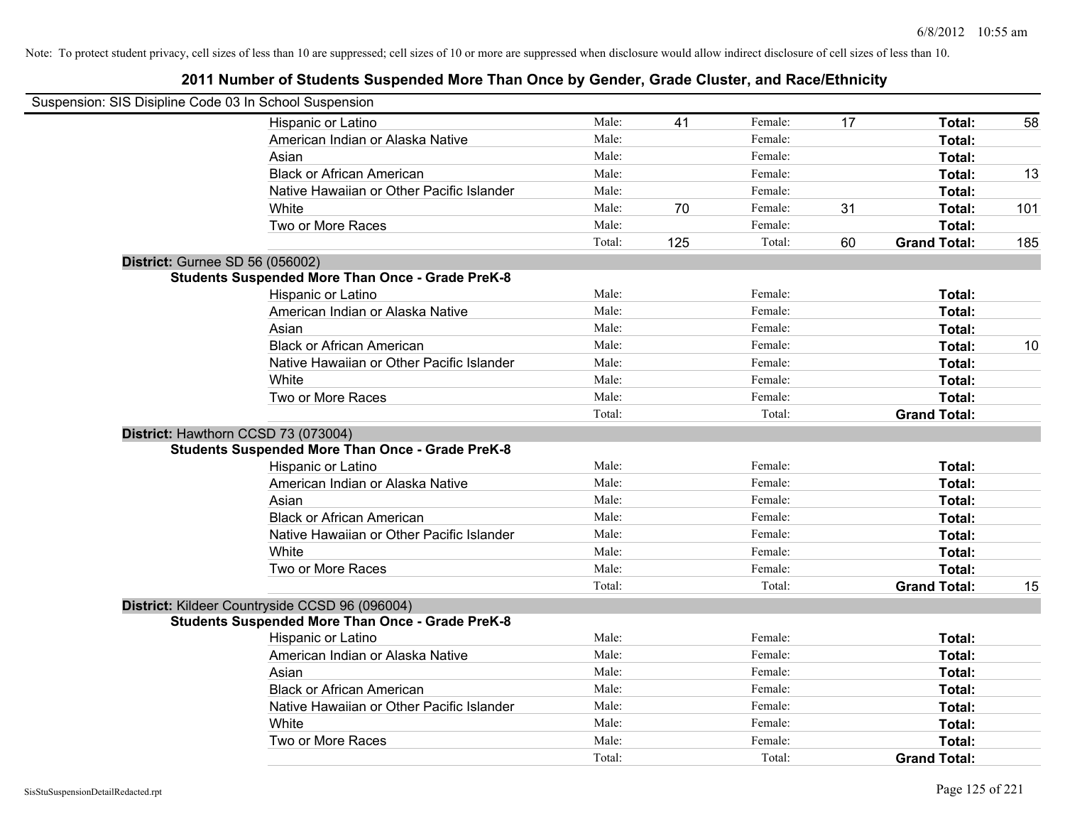Note: To protect student privacy, cell sizes of less than 10 are suppressed; cell sizes of 10 or more are suppressed when disclosure would allow indirect disclosure of cell sizes of less than 10.

# 2011 Number of Students Suspended More Than Once by Gender, Grade Cluster, and Race/Ethnicity

Suspension: SIS Disipline Code 03 In School Suspension

| | | | | | | |
|---|---|---|---|---|---|---|
| Hispanic or Latino | Male: | 41 | Female: | 17 | **Total:** | 58 |
| American Indian or Alaska Native | Male: | | Female: | | **Total:** | |
| Asian | Male: | | Female: | | **Total:** | |
| Black or African American | Male: | | Female: | | **Total:** | 13 |
| Native Hawaiian or Other Pacific Islander | Male: | | Female: | | **Total:** | |
| White | Male: | 70 | Female: | 31 | **Total:** | 101 |
| Two or More Races | Male: | | Female: | | **Total:** | |
| | Total: | 125 | Total: | 60 | **Grand Total:** | 185 |

**District:** Gurnee SD 56 (056002)

**Students Suspended More Than Once - Grade PreK-8**

| | | | | | | |
|---|---|---|---|---|---|---|
| Hispanic or Latino | Male: | | Female: | | **Total:** | |
| American Indian or Alaska Native | Male: | | Female: | | **Total:** | |
| Asian | Male: | | Female: | | **Total:** | |
| Black or African American | Male: | | Female: | | **Total:** | 10 |
| Native Hawaiian or Other Pacific Islander | Male: | | Female: | | **Total:** | |
| White | Male: | | Female: | | **Total:** | |
| Two or More Races | Male: | | Female: | | **Total:** | |
| | Total: | | Total: | | **Grand Total:** | |

**District:** Hawthorn CCSD 73 (073004)

**Students Suspended More Than Once - Grade PreK-8**

| | | | | | | |
|---|---|---|---|---|---|---|
| Hispanic or Latino | Male: | | Female: | | **Total:** | |
| American Indian or Alaska Native | Male: | | Female: | | **Total:** | |
| Asian | Male: | | Female: | | **Total:** | |
| Black or African American | Male: | | Female: | | **Total:** | |
| Native Hawaiian or Other Pacific Islander | Male: | | Female: | | **Total:** | |
| White | Male: | | Female: | | **Total:** | |
| Two or More Races | Male: | | Female: | | **Total:** | |
| | Total: | | Total: | | **Grand Total:** | 15 |

**District:** Kildeer Countryside CCSD 96 (096004)

**Students Suspended More Than Once - Grade PreK-8**

| | | | | | | |
|---|---|---|---|---|---|---|
| Hispanic or Latino | Male: | | Female: | | **Total:** | |
| American Indian or Alaska Native | Male: | | Female: | | **Total:** | |
| Asian | Male: | | Female: | | **Total:** | |
| Black or African American | Male: | | Female: | | **Total:** | |
| Native Hawaiian or Other Pacific Islander | Male: | | Female: | | **Total:** | |
| White | Male: | | Female: | | **Total:** | |
| Two or More Races | Male: | | Female: | | **Total:** | |
| | Total: | | Total: | | **Grand Total:** | |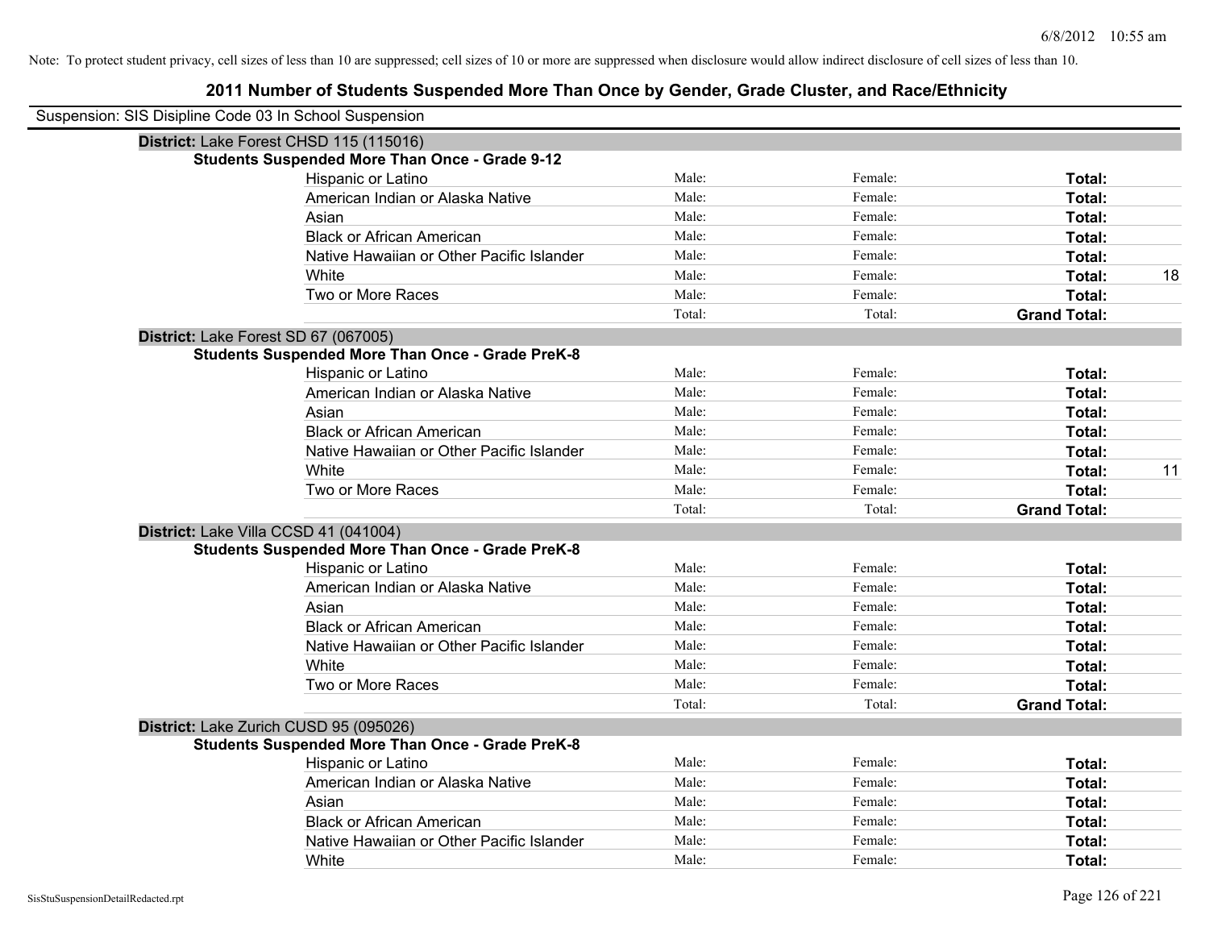Note: To protect student privacy, cell sizes of less than 10 are suppressed; cell sizes of 10 or more are suppressed when disclosure would allow indirect disclosure of cell sizes of less than 10.

# 2011 Number of Students Suspended More Than Once by Gender, Grade Cluster, and Race/Ethnicity

Suspension: SIS Disipline Code 03 In School Suspension

**District:** Lake Forest CHSD 115 (115016)

**Students Suspended More Than Once - Grade 9-12**

| | | | | |
|---|---|---|---|---|
| Hispanic or Latino | Male: | Female: | **Total:** | |
| American Indian or Alaska Native | Male: | Female: | **Total:** | |
| Asian | Male: | Female: | **Total:** | |
| Black or African American | Male: | Female: | **Total:** | |
| Native Hawaiian or Other Pacific Islander | Male: | Female: | **Total:** | |
| White | Male: | Female: | **Total:** | 18 |
| Two or More Races | Male: | Female: | **Total:** | |
| | Total: | Total: | **Grand Total:** | |

**District:** Lake Forest SD 67 (067005)

**Students Suspended More Than Once - Grade PreK-8**

| | | | | |
|---|---|---|---|---|
| Hispanic or Latino | Male: | Female: | **Total:** | |
| American Indian or Alaska Native | Male: | Female: | **Total:** | |
| Asian | Male: | Female: | **Total:** | |
| Black or African American | Male: | Female: | **Total:** | |
| Native Hawaiian or Other Pacific Islander | Male: | Female: | **Total:** | |
| White | Male: | Female: | **Total:** | 11 |
| Two or More Races | Male: | Female: | **Total:** | |
| | Total: | Total: | **Grand Total:** | |

**District:** Lake Villa CCSD 41 (041004)

**Students Suspended More Than Once - Grade PreK-8**

| | | | | |
|---|---|---|---|---|
| Hispanic or Latino | Male: | Female: | **Total:** | |
| American Indian or Alaska Native | Male: | Female: | **Total:** | |
| Asian | Male: | Female: | **Total:** | |
| Black or African American | Male: | Female: | **Total:** | |
| Native Hawaiian or Other Pacific Islander | Male: | Female: | **Total:** | |
| White | Male: | Female: | **Total:** | |
| Two or More Races | Male: | Female: | **Total:** | |
| | Total: | Total: | **Grand Total:** | |

**District:** Lake Zurich CUSD 95 (095026)

**Students Suspended More Than Once - Grade PreK-8**

| | | | | |
|---|---|---|---|---|
| Hispanic or Latino | Male: | Female: | **Total:** | |
| American Indian or Alaska Native | Male: | Female: | **Total:** | |
| Asian | Male: | Female: | **Total:** | |
| Black or African American | Male: | Female: | **Total:** | |
| Native Hawaiian or Other Pacific Islander | Male: | Female: | **Total:** | |
| White | Male: | Female: | **Total:** | |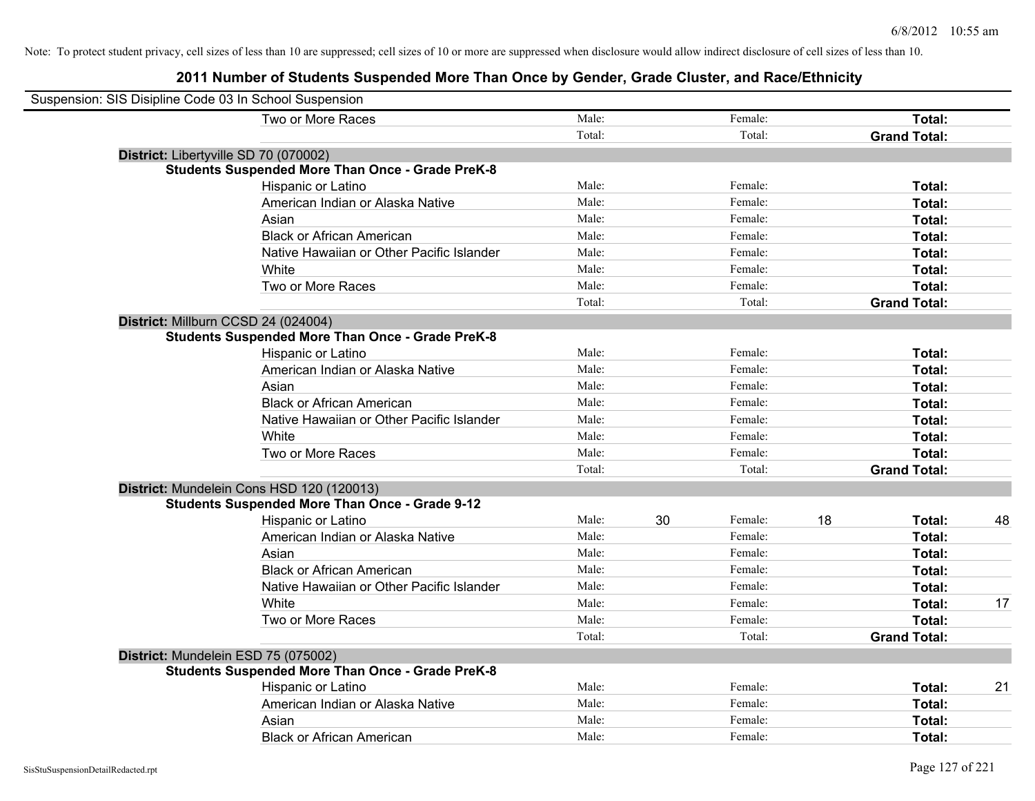Note: To protect student privacy, cell sizes of less than 10 are suppressed; cell sizes of 10 or more are suppressed when disclosure would allow indirect disclosure of cell sizes of less than 10.

## 2011 Number of Students Suspended More Than Once by Gender, Grade Cluster, and Race/Ethnicity

Suspension: SIS Disipline Code 03 In School Suspension

| | | | | | | |
|---|---|---|---|---|---|---|
| Two or More Races | Male: | | Female: | | **Total:** | |
| | Total: | | Total: | | **Grand Total:** | |

**District:** Libertyville SD 70 (070002)

**Students Suspended More Than Once - Grade PreK-8**

| | | | | | | |
|---|---|---|---|---|---|---|
| Hispanic or Latino | Male: | | Female: | | **Total:** | |
| American Indian or Alaska Native | Male: | | Female: | | **Total:** | |
| Asian | Male: | | Female: | | **Total:** | |
| Black or African American | Male: | | Female: | | **Total:** | |
| Native Hawaiian or Other Pacific Islander | Male: | | Female: | | **Total:** | |
| White | Male: | | Female: | | **Total:** | |
| Two or More Races | Male: | | Female: | | **Total:** | |
| | Total: | | Total: | | **Grand Total:** | |

**District:** Millburn CCSD 24 (024004)

**Students Suspended More Than Once - Grade PreK-8**

| | | | | | | |
|---|---|---|---|---|---|---|
| Hispanic or Latino | Male: | | Female: | | **Total:** | |
| American Indian or Alaska Native | Male: | | Female: | | **Total:** | |
| Asian | Male: | | Female: | | **Total:** | |
| Black or African American | Male: | | Female: | | **Total:** | |
| Native Hawaiian or Other Pacific Islander | Male: | | Female: | | **Total:** | |
| White | Male: | | Female: | | **Total:** | |
| Two or More Races | Male: | | Female: | | **Total:** | |
| | Total: | | Total: | | **Grand Total:** | |

**District:** Mundelein Cons HSD 120 (120013)

**Students Suspended More Than Once - Grade 9-12**

| | | | | | | |
|---|---|---|---|---|---|---|
| Hispanic or Latino | Male: | 30 | Female: | 18 | **Total:** | 48 |
| American Indian or Alaska Native | Male: | | Female: | | **Total:** | |
| Asian | Male: | | Female: | | **Total:** | |
| Black or African American | Male: | | Female: | | **Total:** | |
| Native Hawaiian or Other Pacific Islander | Male: | | Female: | | **Total:** | |
| White | Male: | | Female: | | **Total:** | 17 |
| Two or More Races | Male: | | Female: | | **Total:** | |
| | Total: | | Total: | | **Grand Total:** | |

**District:** Mundelein ESD 75 (075002)

**Students Suspended More Than Once - Grade PreK-8**

| | | | | | | |
|---|---|---|---|---|---|---|
| Hispanic or Latino | Male: | | Female: | | **Total:** | 21 |
| American Indian or Alaska Native | Male: | | Female: | | **Total:** | |
| Asian | Male: | | Female: | | **Total:** | |
| Black or African American | Male: | | Female: | | **Total:** | |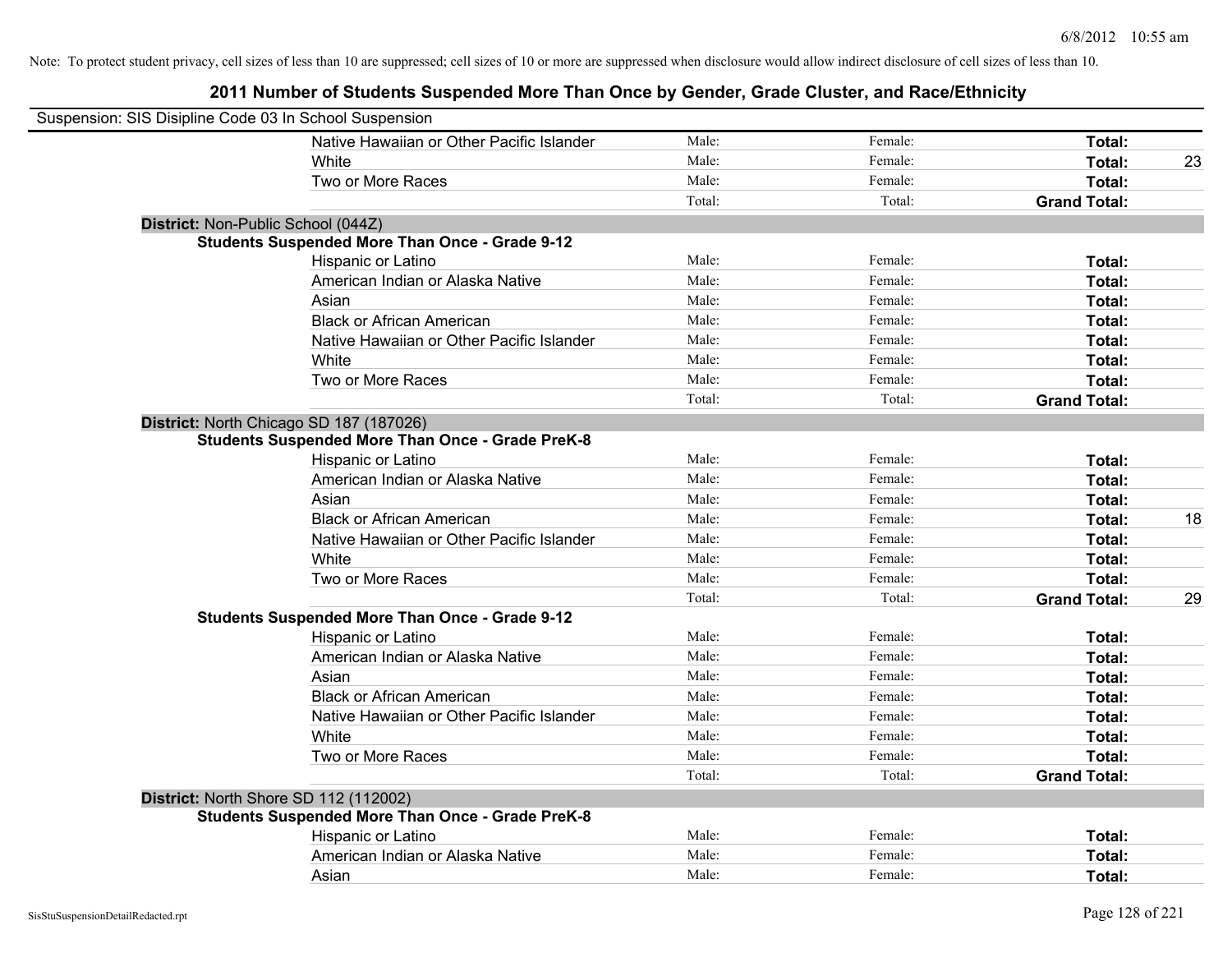Note: To protect student privacy, cell sizes of less than 10 are suppressed; cell sizes of 10 or more are suppressed when disclosure would allow indirect disclosure of cell sizes of less than 10.

## 2011 Number of Students Suspended More Than Once by Gender, Grade Cluster, and Race/Ethnicity

Suspension: SIS Disipline Code 03 In School Suspension

| | | | | |
|---|---|---|---|---|
| Native Hawaiian or Other Pacific Islander | Male: | Female: | **Total:** | |
| White | Male: | Female: | **Total:** | 23 |
| Two or More Races | Male: | Female: | **Total:** | |
| | Total: | Total: | **Grand Total:** | |

**District:** Non-Public School (044Z)

**Students Suspended More Than Once - Grade 9-12**

| | | | | |
|---|---|---|---|---|
| Hispanic or Latino | Male: | Female: | **Total:** | |
| American Indian or Alaska Native | Male: | Female: | **Total:** | |
| Asian | Male: | Female: | **Total:** | |
| Black or African American | Male: | Female: | **Total:** | |
| Native Hawaiian or Other Pacific Islander | Male: | Female: | **Total:** | |
| White | Male: | Female: | **Total:** | |
| Two or More Races | Male: | Female: | **Total:** | |
| | Total: | Total: | **Grand Total:** | |

**District:** North Chicago SD 187 (187026)

**Students Suspended More Than Once - Grade PreK-8**

| | | | | |
|---|---|---|---|---|
| Hispanic or Latino | Male: | Female: | **Total:** | |
| American Indian or Alaska Native | Male: | Female: | **Total:** | |
| Asian | Male: | Female: | **Total:** | |
| Black or African American | Male: | Female: | **Total:** | 18 |
| Native Hawaiian or Other Pacific Islander | Male: | Female: | **Total:** | |
| White | Male: | Female: | **Total:** | |
| Two or More Races | Male: | Female: | **Total:** | |
| | Total: | Total: | **Grand Total:** | 29 |

**Students Suspended More Than Once - Grade 9-12**

| | | | | |
|---|---|---|---|---|
| Hispanic or Latino | Male: | Female: | **Total:** | |
| American Indian or Alaska Native | Male: | Female: | **Total:** | |
| Asian | Male: | Female: | **Total:** | |
| Black or African American | Male: | Female: | **Total:** | |
| Native Hawaiian or Other Pacific Islander | Male: | Female: | **Total:** | |
| White | Male: | Female: | **Total:** | |
| Two or More Races | Male: | Female: | **Total:** | |
| | Total: | Total: | **Grand Total:** | |

**District:** North Shore SD 112 (112002)

**Students Suspended More Than Once - Grade PreK-8**

| | | | | |
|---|---|---|---|---|
| Hispanic or Latino | Male: | Female: | **Total:** | |
| American Indian or Alaska Native | Male: | Female: | **Total:** | |
| Asian | Male: | Female: | **Total:** | |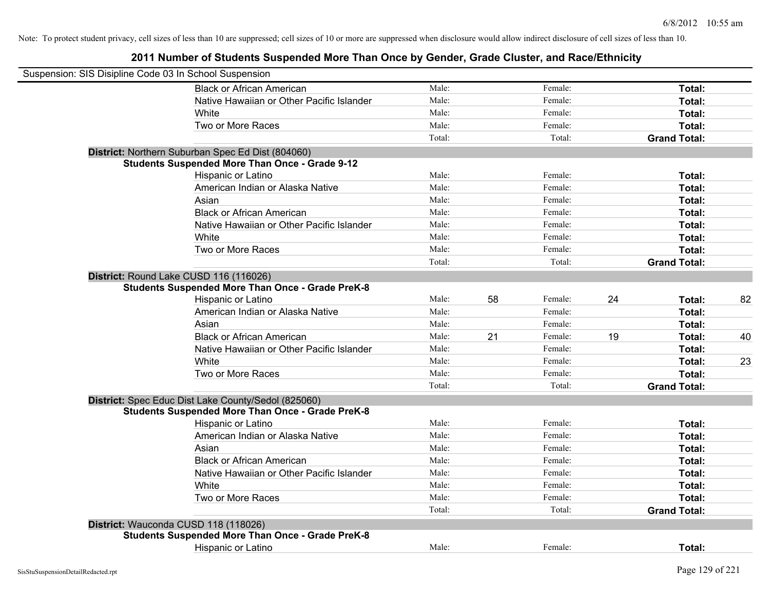Note: To protect student privacy, cell sizes of less than 10 are suppressed; cell sizes of 10 or more are suppressed when disclosure would allow indirect disclosure of cell sizes of less than 10.

# 2011 Number of Students Suspended More Than Once by Gender, Grade Cluster, and Race/Ethnicity

Suspension: SIS Disipline Code 03 In School Suspension

| | | | | | | |
|---|---|---|---|---|---|---|
| Black or African American | Male: | | Female: | | **Total:** | |
| Native Hawaiian or Other Pacific Islander | Male: | | Female: | | **Total:** | |
| White | Male: | | Female: | | **Total:** | |
| Two or More Races | Male: | | Female: | | **Total:** | |
| | Total: | | Total: | | **Grand Total:** | |

**District:** Northern Suburban Spec Ed Dist (804060)

**Students Suspended More Than Once - Grade 9-12**

| | | | | | | |
|---|---|---|---|---|---|---|
| Hispanic or Latino | Male: | | Female: | | **Total:** | |
| American Indian or Alaska Native | Male: | | Female: | | **Total:** | |
| Asian | Male: | | Female: | | **Total:** | |
| Black or African American | Male: | | Female: | | **Total:** | |
| Native Hawaiian or Other Pacific Islander | Male: | | Female: | | **Total:** | |
| White | Male: | | Female: | | **Total:** | |
| Two or More Races | Male: | | Female: | | **Total:** | |
| | Total: | | Total: | | **Grand Total:** | |

**District:** Round Lake CUSD 116 (116026)

**Students Suspended More Than Once - Grade PreK-8**

| | | | | | | |
|---|---|---|---|---|---|---|
| Hispanic or Latino | Male: | 58 | Female: | 24 | **Total:** | 82 |
| American Indian or Alaska Native | Male: | | Female: | | **Total:** | |
| Asian | Male: | | Female: | | **Total:** | |
| Black or African American | Male: | 21 | Female: | 19 | **Total:** | 40 |
| Native Hawaiian or Other Pacific Islander | Male: | | Female: | | **Total:** | |
| White | Male: | | Female: | | **Total:** | 23 |
| Two or More Races | Male: | | Female: | | **Total:** | |
| | Total: | | Total: | | **Grand Total:** | |

**District:** Spec Educ Dist Lake County/Sedol (825060)

**Students Suspended More Than Once - Grade PreK-8**

| | | | | | | |
|---|---|---|---|---|---|---|
| Hispanic or Latino | Male: | | Female: | | **Total:** | |
| American Indian or Alaska Native | Male: | | Female: | | **Total:** | |
| Asian | Male: | | Female: | | **Total:** | |
| Black or African American | Male: | | Female: | | **Total:** | |
| Native Hawaiian or Other Pacific Islander | Male: | | Female: | | **Total:** | |
| White | Male: | | Female: | | **Total:** | |
| Two or More Races | Male: | | Female: | | **Total:** | |
| | Total: | | Total: | | **Grand Total:** | |

**District:** Wauconda CUSD 118 (118026)

**Students Suspended More Than Once - Grade PreK-8**

| | | | | | | |
|---|---|---|---|---|---|---|
| Hispanic or Latino | Male: | | Female: | | **Total:** | |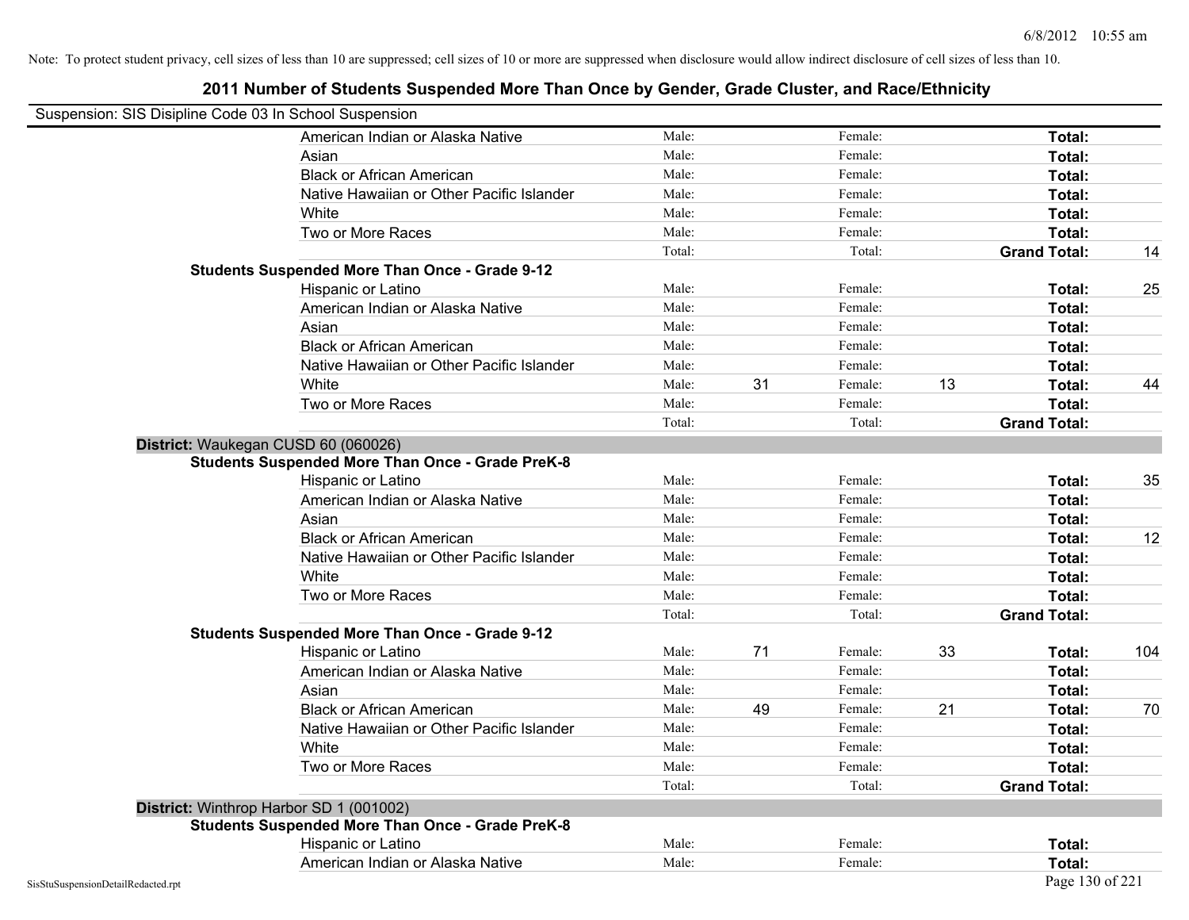Note: To protect student privacy, cell sizes of less than 10 are suppressed; cell sizes of 10 or more are suppressed when disclosure would allow indirect disclosure of cell sizes of less than 10.

## 2011 Number of Students Suspended More Than Once by Gender, Grade Cluster, and Race/Ethnicity

Suspension: SIS Disipline Code 03 In School Suspension

| | | | | | | |
|---|---|---|---|---|---|---|
| American Indian or Alaska Native | Male: | | Female: | | **Total:** | |
| Asian | Male: | | Female: | | **Total:** | |
| Black or African American | Male: | | Female: | | **Total:** | |
| Native Hawaiian or Other Pacific Islander | Male: | | Female: | | **Total:** | |
| White | Male: | | Female: | | **Total:** | |
| Two or More Races | Male: | | Female: | | **Total:** | |
| | Total: | | Total: | | **Grand Total:** | 14 |

**Students Suspended More Than Once - Grade 9-12**

| | | | | | | |
|---|---|---|---|---|---|---|
| Hispanic or Latino | Male: | | Female: | | **Total:** | 25 |
| American Indian or Alaska Native | Male: | | Female: | | **Total:** | |
| Asian | Male: | | Female: | | **Total:** | |
| Black or African American | Male: | | Female: | | **Total:** | |
| Native Hawaiian or Other Pacific Islander | Male: | | Female: | | **Total:** | |
| White | Male: | 31 | Female: | 13 | **Total:** | 44 |
| Two or More Races | Male: | | Female: | | **Total:** | |
| | Total: | | Total: | | **Grand Total:** | |

**District:** Waukegan CUSD 60 (060026)

**Students Suspended More Than Once - Grade PreK-8**

| | | | | | | |
|---|---|---|---|---|---|---|
| Hispanic or Latino | Male: | | Female: | | **Total:** | 35 |
| American Indian or Alaska Native | Male: | | Female: | | **Total:** | |
| Asian | Male: | | Female: | | **Total:** | |
| Black or African American | Male: | | Female: | | **Total:** | 12 |
| Native Hawaiian or Other Pacific Islander | Male: | | Female: | | **Total:** | |
| White | Male: | | Female: | | **Total:** | |
| Two or More Races | Male: | | Female: | | **Total:** | |
| | Total: | | Total: | | **Grand Total:** | |

**Students Suspended More Than Once - Grade 9-12**

| | | | | | | |
|---|---|---|---|---|---|---|
| Hispanic or Latino | Male: | 71 | Female: | 33 | **Total:** | 104 |
| American Indian or Alaska Native | Male: | | Female: | | **Total:** | |
| Asian | Male: | | Female: | | **Total:** | |
| Black or African American | Male: | 49 | Female: | 21 | **Total:** | 70 |
| Native Hawaiian or Other Pacific Islander | Male: | | Female: | | **Total:** | |
| White | Male: | | Female: | | **Total:** | |
| Two or More Races | Male: | | Female: | | **Total:** | |
| | Total: | | Total: | | **Grand Total:** | |

**District:** Winthrop Harbor SD 1 (001002)

**Students Suspended More Than Once - Grade PreK-8**

| | | | | | | |
|---|---|---|---|---|---|---|
| Hispanic or Latino | Male: | | Female: | | **Total:** | |
| American Indian or Alaska Native | Male: | | Female: | | **Total:** | |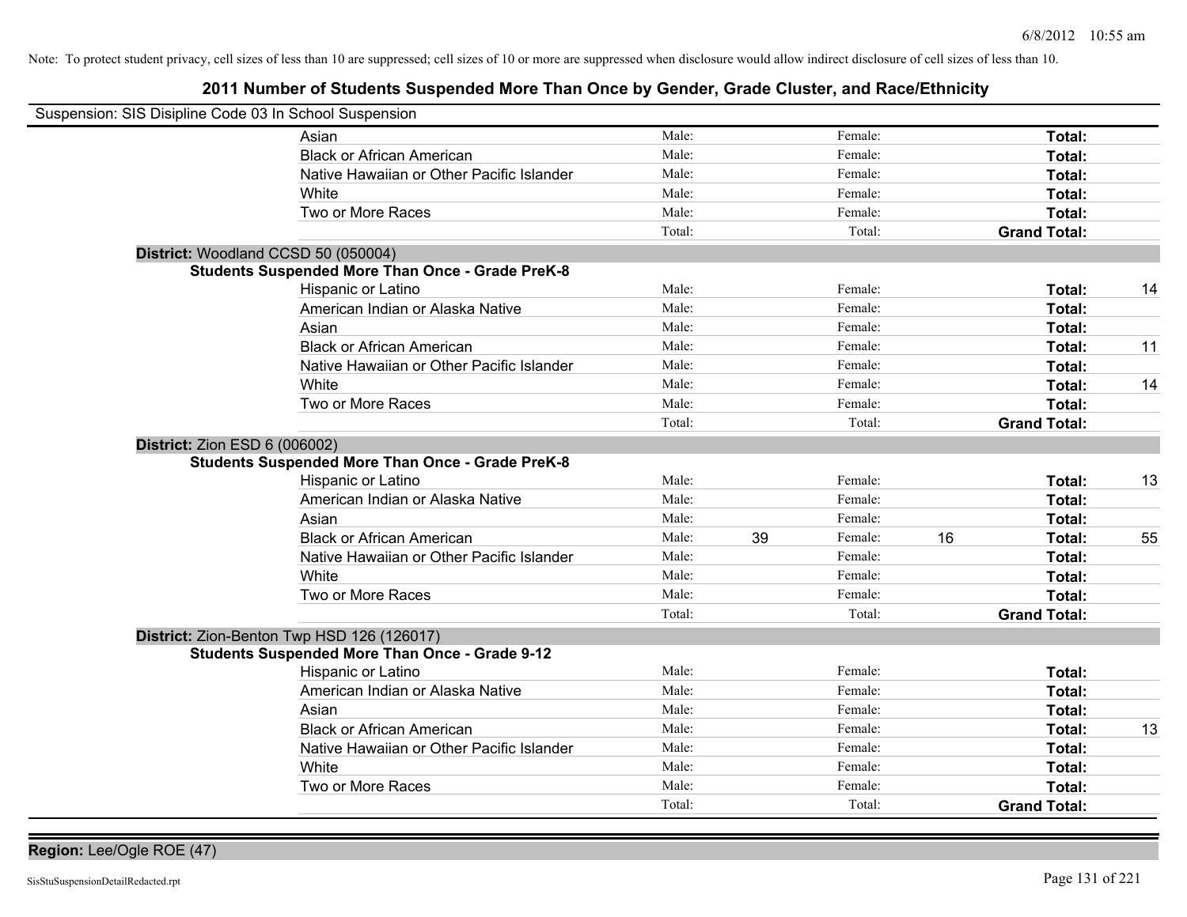Note: To protect student privacy, cell sizes of less than 10 are suppressed; cell sizes of 10 or more are suppressed when disclosure would allow indirect disclosure of cell sizes of less than 10.

# 2011 Number of Students Suspended More Than Once by Gender, Grade Cluster, and Race/Ethnicity

Suspension: SIS Disipline Code 03 In School Suspension

| | | | | | | |
|---|---|---|---|---|---|---|
| Asian | Male: | | Female: | | **Total:** | |
| Black or African American | Male: | | Female: | | **Total:** | |
| Native Hawaiian or Other Pacific Islander | Male: | | Female: | | **Total:** | |
| White | Male: | | Female: | | **Total:** | |
| Two or More Races | Male: | | Female: | | **Total:** | |
| | Total: | | Total: | | **Grand Total:** | |

**District:** Woodland CCSD 50 (050004)

**Students Suspended More Than Once - Grade PreK-8**

| | | | | | | |
|---|---|---|---|---|---|---|
| Hispanic or Latino | Male: | | Female: | | **Total:** | 14 |
| American Indian or Alaska Native | Male: | | Female: | | **Total:** | |
| Asian | Male: | | Female: | | **Total:** | |
| Black or African American | Male: | | Female: | | **Total:** | 11 |
| Native Hawaiian or Other Pacific Islander | Male: | | Female: | | **Total:** | |
| White | Male: | | Female: | | **Total:** | 14 |
| Two or More Races | Male: | | Female: | | **Total:** | |
| | Total: | | Total: | | **Grand Total:** | |

**District:** Zion ESD 6 (006002)

**Students Suspended More Than Once - Grade PreK-8**

| | | | | | | |
|---|---|---|---|---|---|---|
| Hispanic or Latino | Male: | | Female: | | **Total:** | 13 |
| American Indian or Alaska Native | Male: | | Female: | | **Total:** | |
| Asian | Male: | | Female: | | **Total:** | |
| Black or African American | Male: | 39 | Female: | 16 | **Total:** | 55 |
| Native Hawaiian or Other Pacific Islander | Male: | | Female: | | **Total:** | |
| White | Male: | | Female: | | **Total:** | |
| Two or More Races | Male: | | Female: | | **Total:** | |
| | Total: | | Total: | | **Grand Total:** | |

**District:** Zion-Benton Twp HSD 126 (126017)

**Students Suspended More Than Once - Grade 9-12**

| | | | | | | |
|---|---|---|---|---|---|---|
| Hispanic or Latino | Male: | | Female: | | **Total:** | |
| American Indian or Alaska Native | Male: | | Female: | | **Total:** | |
| Asian | Male: | | Female: | | **Total:** | |
| Black or African American | Male: | | Female: | | **Total:** | 13 |
| Native Hawaiian or Other Pacific Islander | Male: | | Female: | | **Total:** | |
| White | Male: | | Female: | | **Total:** | |
| Two or More Races | Male: | | Female: | | **Total:** | |
| | Total: | | Total: | | **Grand Total:** | |

**Region:** Lee/Ogle ROE (47)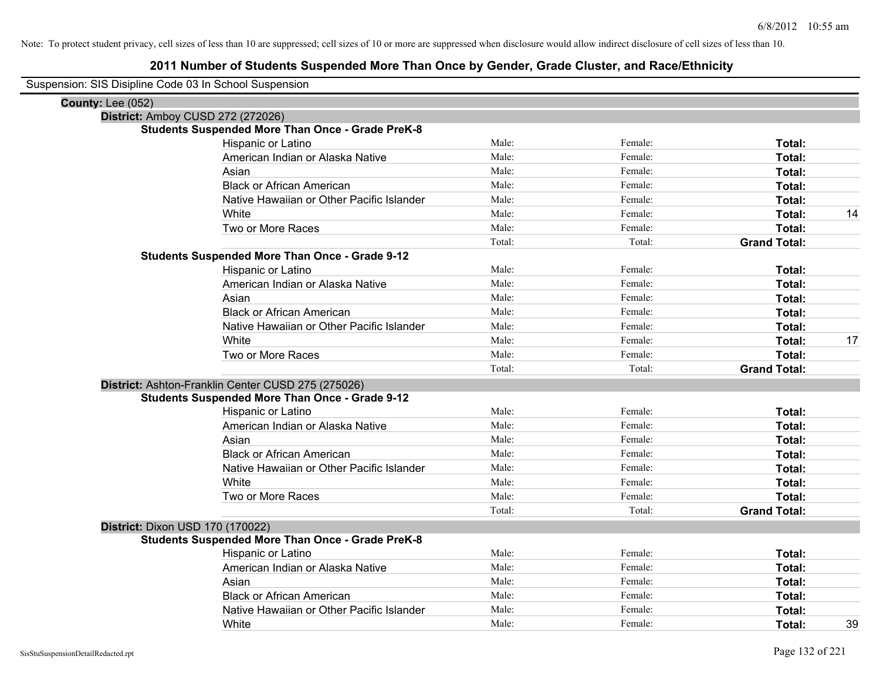Note: To protect student privacy, cell sizes of less than 10 are suppressed; cell sizes of 10 or more are suppressed when disclosure would allow indirect disclosure of cell sizes of less than 10.

## 2011 Number of Students Suspended More Than Once by Gender, Grade Cluster, and Race/Ethnicity

Suspension: SIS Disipline Code 03 In School Suspension

**County:** Lee (052)

**District:** Amboy CUSD 272 (272026)

**Students Suspended More Than Once - Grade PreK-8**

| | | | | |
|---|---|---|---|---|
| Hispanic or Latino | Male: | Female: | **Total:** | |
| American Indian or Alaska Native | Male: | Female: | **Total:** | |
| Asian | Male: | Female: | **Total:** | |
| Black or African American | Male: | Female: | **Total:** | |
| Native Hawaiian or Other Pacific Islander | Male: | Female: | **Total:** | |
| White | Male: | Female: | **Total:** | 14 |
| Two or More Races | Male: | Female: | **Total:** | |
| | Total: | Total: | **Grand Total:** | |

**Students Suspended More Than Once - Grade 9-12**

| | | | | |
|---|---|---|---|---|
| Hispanic or Latino | Male: | Female: | **Total:** | |
| American Indian or Alaska Native | Male: | Female: | **Total:** | |
| Asian | Male: | Female: | **Total:** | |
| Black or African American | Male: | Female: | **Total:** | |
| Native Hawaiian or Other Pacific Islander | Male: | Female: | **Total:** | |
| White | Male: | Female: | **Total:** | 17 |
| Two or More Races | Male: | Female: | **Total:** | |
| | Total: | Total: | **Grand Total:** | |

**District:** Ashton-Franklin Center CUSD 275 (275026)

**Students Suspended More Than Once - Grade 9-12**

| | | | | |
|---|---|---|---|---|
| Hispanic or Latino | Male: | Female: | **Total:** | |
| American Indian or Alaska Native | Male: | Female: | **Total:** | |
| Asian | Male: | Female: | **Total:** | |
| Black or African American | Male: | Female: | **Total:** | |
| Native Hawaiian or Other Pacific Islander | Male: | Female: | **Total:** | |
| White | Male: | Female: | **Total:** | |
| Two or More Races | Male: | Female: | **Total:** | |
| | Total: | Total: | **Grand Total:** | |

**District:** Dixon USD 170 (170022)

**Students Suspended More Than Once - Grade PreK-8**

| | | | | |
|---|---|---|---|---|
| Hispanic or Latino | Male: | Female: | **Total:** | |
| American Indian or Alaska Native | Male: | Female: | **Total:** | |
| Asian | Male: | Female: | **Total:** | |
| Black or African American | Male: | Female: | **Total:** | |
| Native Hawaiian or Other Pacific Islander | Male: | Female: | **Total:** | |
| White | Male: | Female: | **Total:** | 39 |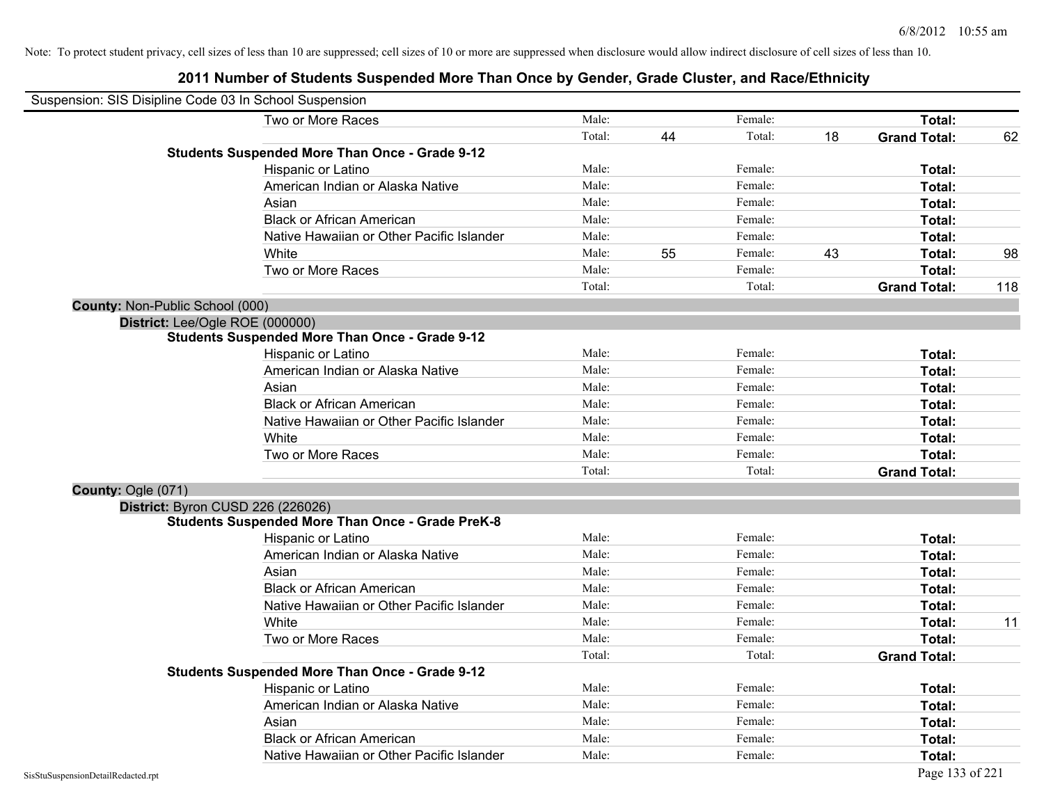Note: To protect student privacy, cell sizes of less than 10 are suppressed; cell sizes of 10 or more are suppressed when disclosure would allow indirect disclosure of cell sizes of less than 10.

## 2011 Number of Students Suspended More Than Once by Gender, Grade Cluster, and Race/Ethnicity

Suspension: SIS Disipline Code 03 In School Suspension

| | | | | | | |
|---|---|---|---|---|---|---|
| Two or More Races | Male: | | Female: | | **Total:** | |
| | Total: | 44 | Total: | 18 | **Grand Total:** | 62 |

**Students Suspended More Than Once - Grade 9-12**

| | | | | | | |
|---|---|---|---|---|---|---|
| Hispanic or Latino | Male: | | Female: | | **Total:** | |
| American Indian or Alaska Native | Male: | | Female: | | **Total:** | |
| Asian | Male: | | Female: | | **Total:** | |
| Black or African American | Male: | | Female: | | **Total:** | |
| Native Hawaiian or Other Pacific Islander | Male: | | Female: | | **Total:** | |
| White | Male: | 55 | Female: | 43 | **Total:** | 98 |
| Two or More Races | Male: | | Female: | | **Total:** | |
| | Total: | | Total: | | **Grand Total:** | 118 |

**County:** Non-Public School (000)

**District:** Lee/Ogle ROE (000000)

**Students Suspended More Than Once - Grade 9-12**

| | | | | | | |
|---|---|---|---|---|---|---|
| Hispanic or Latino | Male: | | Female: | | **Total:** | |
| American Indian or Alaska Native | Male: | | Female: | | **Total:** | |
| Asian | Male: | | Female: | | **Total:** | |
| Black or African American | Male: | | Female: | | **Total:** | |
| Native Hawaiian or Other Pacific Islander | Male: | | Female: | | **Total:** | |
| White | Male: | | Female: | | **Total:** | |
| Two or More Races | Male: | | Female: | | **Total:** | |
| | Total: | | Total: | | **Grand Total:** | |

**County:** Ogle (071)

**District:** Byron CUSD 226 (226026)

**Students Suspended More Than Once - Grade PreK-8**

| | | | | | | |
|---|---|---|---|---|---|---|
| Hispanic or Latino | Male: | | Female: | | **Total:** | |
| American Indian or Alaska Native | Male: | | Female: | | **Total:** | |
| Asian | Male: | | Female: | | **Total:** | |
| Black or African American | Male: | | Female: | | **Total:** | |
| Native Hawaiian or Other Pacific Islander | Male: | | Female: | | **Total:** | |
| White | Male: | | Female: | | **Total:** | 11 |
| Two or More Races | Male: | | Female: | | **Total:** | |
| | Total: | | Total: | | **Grand Total:** | |

**Students Suspended More Than Once - Grade 9-12**

| | | | | | | |
|---|---|---|---|---|---|---|
| Hispanic or Latino | Male: | | Female: | | **Total:** | |
| American Indian or Alaska Native | Male: | | Female: | | **Total:** | |
| Asian | Male: | | Female: | | **Total:** | |
| Black or African American | Male: | | Female: | | **Total:** | |
| Native Hawaiian or Other Pacific Islander | Male: | | Female: | | **Total:** | |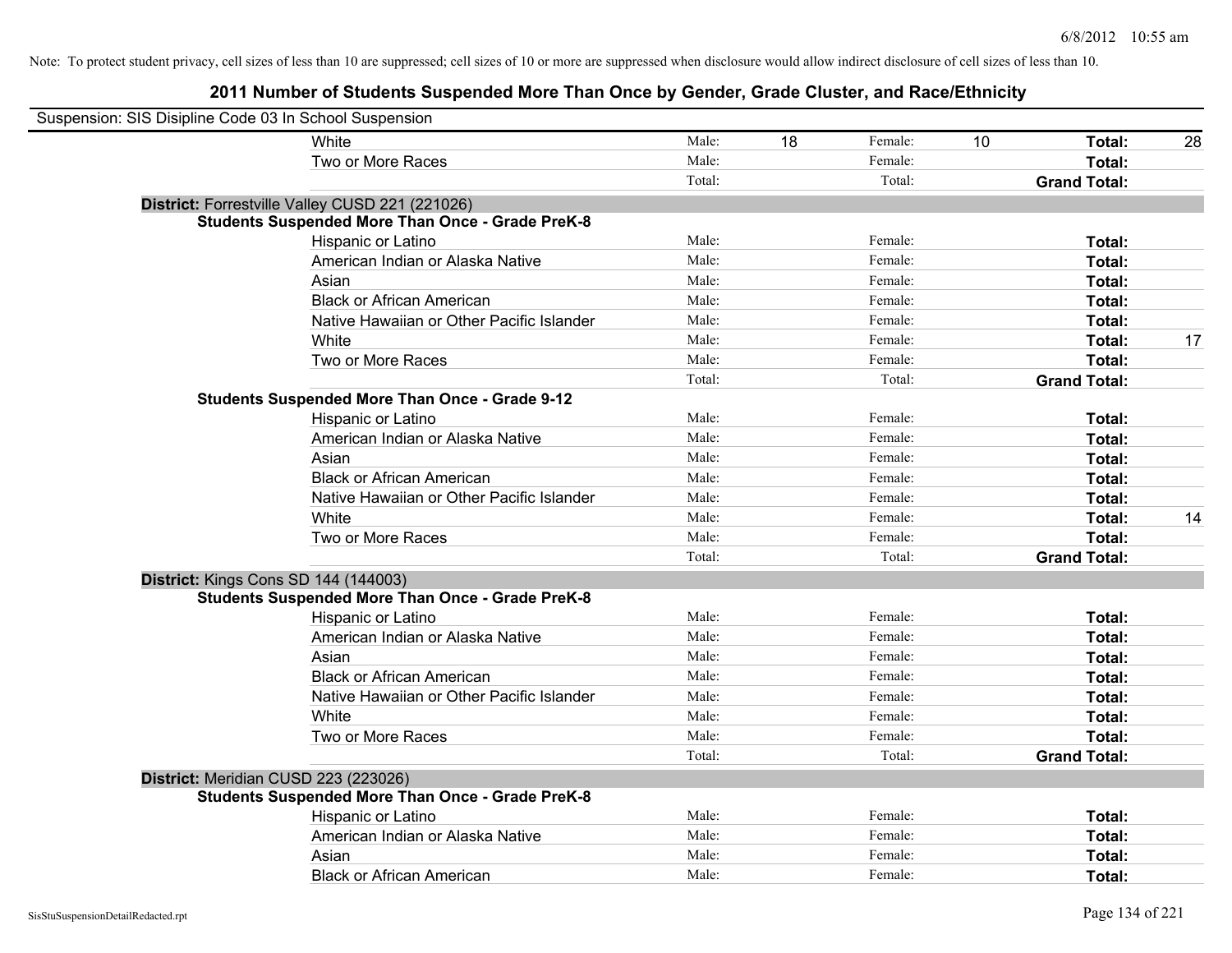Note: To protect student privacy, cell sizes of less than 10 are suppressed; cell sizes of 10 or more are suppressed when disclosure would allow indirect disclosure of cell sizes of less than 10.

# 2011 Number of Students Suspended More Than Once by Gender, Grade Cluster, and Race/Ethnicity

Suspension: SIS Disipline Code 03 In School Suspension

| | | | | | | |
|---|---|---|---|---|---|---|
| White | Male: | 18 | Female: | 10 | **Total:** | 28 |
| Two or More Races | Male: | | Female: | | **Total:** | |
| | Total: | | Total: | | **Grand Total:** | |

**District:** Forrestville Valley CUSD 221 (221026)

**Students Suspended More Than Once - Grade PreK-8**

| | | | | | | |
|---|---|---|---|---|---|---|
| Hispanic or Latino | Male: | | Female: | | **Total:** | |
| American Indian or Alaska Native | Male: | | Female: | | **Total:** | |
| Asian | Male: | | Female: | | **Total:** | |
| Black or African American | Male: | | Female: | | **Total:** | |
| Native Hawaiian or Other Pacific Islander | Male: | | Female: | | **Total:** | |
| White | Male: | | Female: | | **Total:** | 17 |
| Two or More Races | Male: | | Female: | | **Total:** | |
| | Total: | | Total: | | **Grand Total:** | |

**Students Suspended More Than Once - Grade 9-12**

| | | | | | | |
|---|---|---|---|---|---|---|
| Hispanic or Latino | Male: | | Female: | | **Total:** | |
| American Indian or Alaska Native | Male: | | Female: | | **Total:** | |
| Asian | Male: | | Female: | | **Total:** | |
| Black or African American | Male: | | Female: | | **Total:** | |
| Native Hawaiian or Other Pacific Islander | Male: | | Female: | | **Total:** | |
| White | Male: | | Female: | | **Total:** | 14 |
| Two or More Races | Male: | | Female: | | **Total:** | |
| | Total: | | Total: | | **Grand Total:** | |

**District:** Kings Cons SD 144 (144003)

**Students Suspended More Than Once - Grade PreK-8**

| | | | | | | |
|---|---|---|---|---|---|---|
| Hispanic or Latino | Male: | | Female: | | **Total:** | |
| American Indian or Alaska Native | Male: | | Female: | | **Total:** | |
| Asian | Male: | | Female: | | **Total:** | |
| Black or African American | Male: | | Female: | | **Total:** | |
| Native Hawaiian or Other Pacific Islander | Male: | | Female: | | **Total:** | |
| White | Male: | | Female: | | **Total:** | |
| Two or More Races | Male: | | Female: | | **Total:** | |
| | Total: | | Total: | | **Grand Total:** | |

**District:** Meridian CUSD 223 (223026)

**Students Suspended More Than Once - Grade PreK-8**

| | | | | | | |
|---|---|---|---|---|---|---|
| Hispanic or Latino | Male: | | Female: | | **Total:** | |
| American Indian or Alaska Native | Male: | | Female: | | **Total:** | |
| Asian | Male: | | Female: | | **Total:** | |
| Black or African American | Male: | | Female: | | **Total:** | |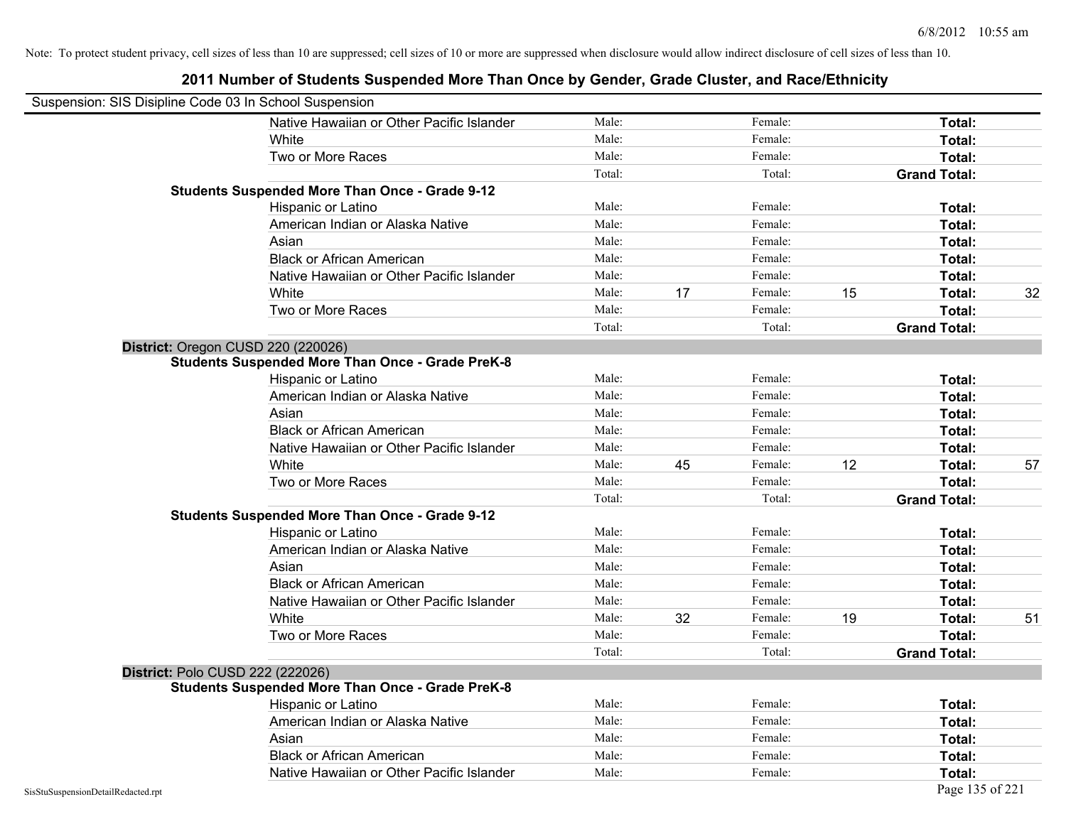Note: To protect student privacy, cell sizes of less than 10 are suppressed; cell sizes of 10 or more are suppressed when disclosure would allow indirect disclosure of cell sizes of less than 10.

# 2011 Number of Students Suspended More Than Once by Gender, Grade Cluster, and Race/Ethnicity

Suspension: SIS Disipline Code 03 In School Suspension

| | | | | | | |
|---|---|---|---|---|---|---|
| Native Hawaiian or Other Pacific Islander | Male: | | Female: | | **Total:** | |
| White | Male: | | Female: | | **Total:** | |
| Two or More Races | Male: | | Female: | | **Total:** | |
| | Total: | | Total: | | **Grand Total:** | |

**Students Suspended More Than Once - Grade 9-12**

| | | | | | | |
|---|---|---|---|---|---|---|
| Hispanic or Latino | Male: | | Female: | | **Total:** | |
| American Indian or Alaska Native | Male: | | Female: | | **Total:** | |
| Asian | Male: | | Female: | | **Total:** | |
| Black or African American | Male: | | Female: | | **Total:** | |
| Native Hawaiian or Other Pacific Islander | Male: | | Female: | | **Total:** | |
| White | Male: | 17 | Female: | 15 | **Total:** | 32 |
| Two or More Races | Male: | | Female: | | **Total:** | |
| | Total: | | Total: | | **Grand Total:** | |

**District:** Oregon CUSD 220 (220026)

**Students Suspended More Than Once - Grade PreK-8**

| | | | | | | |
|---|---|---|---|---|---|---|
| Hispanic or Latino | Male: | | Female: | | **Total:** | |
| American Indian or Alaska Native | Male: | | Female: | | **Total:** | |
| Asian | Male: | | Female: | | **Total:** | |
| Black or African American | Male: | | Female: | | **Total:** | |
| Native Hawaiian or Other Pacific Islander | Male: | | Female: | | **Total:** | |
| White | Male: | 45 | Female: | 12 | **Total:** | 57 |
| Two or More Races | Male: | | Female: | | **Total:** | |
| | Total: | | Total: | | **Grand Total:** | |

**Students Suspended More Than Once - Grade 9-12**

| | | | | | | |
|---|---|---|---|---|---|---|
| Hispanic or Latino | Male: | | Female: | | **Total:** | |
| American Indian or Alaska Native | Male: | | Female: | | **Total:** | |
| Asian | Male: | | Female: | | **Total:** | |
| Black or African American | Male: | | Female: | | **Total:** | |
| Native Hawaiian or Other Pacific Islander | Male: | | Female: | | **Total:** | |
| White | Male: | 32 | Female: | 19 | **Total:** | 51 |
| Two or More Races | Male: | | Female: | | **Total:** | |
| | Total: | | Total: | | **Grand Total:** | |

**District:** Polo CUSD 222 (222026)

**Students Suspended More Than Once - Grade PreK-8**

| | | | | | | |
|---|---|---|---|---|---|---|
| Hispanic or Latino | Male: | | Female: | | **Total:** | |
| American Indian or Alaska Native | Male: | | Female: | | **Total:** | |
| Asian | Male: | | Female: | | **Total:** | |
| Black or African American | Male: | | Female: | | **Total:** | |
| Native Hawaiian or Other Pacific Islander | Male: | | Female: | | **Total:** | |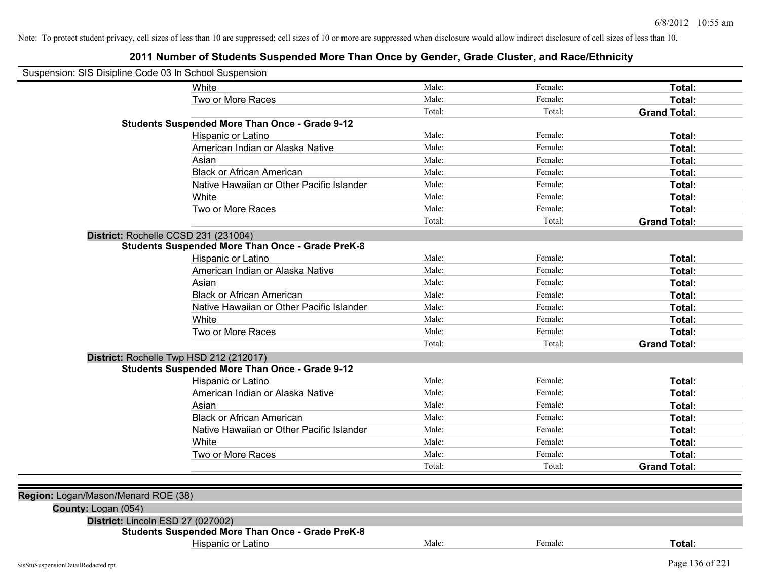Note: To protect student privacy, cell sizes of less than 10 are suppressed; cell sizes of 10 or more are suppressed when disclosure would allow indirect disclosure of cell sizes of less than 10.

## 2011 Number of Students Suspended More Than Once by Gender, Grade Cluster, and Race/Ethnicity

Suspension: SIS Disipline Code 03 In School Suspension

| | | | |
|---|---|---|---|
| White | Male: | Female: | **Total:** |
| Two or More Races | Male: | Female: | **Total:** |
| | Total: | Total: | **Grand Total:** |

**Students Suspended More Than Once - Grade 9-12**

| | | | |
|---|---|---|---|
| Hispanic or Latino | Male: | Female: | **Total:** |
| American Indian or Alaska Native | Male: | Female: | **Total:** |
| Asian | Male: | Female: | **Total:** |
| Black or African American | Male: | Female: | **Total:** |
| Native Hawaiian or Other Pacific Islander | Male: | Female: | **Total:** |
| White | Male: | Female: | **Total:** |
| Two or More Races | Male: | Female: | **Total:** |
| | Total: | Total: | **Grand Total:** |

**District:** Rochelle CCSD 231 (231004)

**Students Suspended More Than Once - Grade PreK-8**

| | | | |
|---|---|---|---|
| Hispanic or Latino | Male: | Female: | **Total:** |
| American Indian or Alaska Native | Male: | Female: | **Total:** |
| Asian | Male: | Female: | **Total:** |
| Black or African American | Male: | Female: | **Total:** |
| Native Hawaiian or Other Pacific Islander | Male: | Female: | **Total:** |
| White | Male: | Female: | **Total:** |
| Two or More Races | Male: | Female: | **Total:** |
| | Total: | Total: | **Grand Total:** |

**District:** Rochelle Twp HSD 212 (212017)

**Students Suspended More Than Once - Grade 9-12**

| | | | |
|---|---|---|---|
| Hispanic or Latino | Male: | Female: | **Total:** |
| American Indian or Alaska Native | Male: | Female: | **Total:** |
| Asian | Male: | Female: | **Total:** |
| Black or African American | Male: | Female: | **Total:** |
| Native Hawaiian or Other Pacific Islander | Male: | Female: | **Total:** |
| White | Male: | Female: | **Total:** |
| Two or More Races | Male: | Female: | **Total:** |
| | Total: | Total: | **Grand Total:** |

**Region:** Logan/Mason/Menard ROE (38)

**County:** Logan (054)

**District:** Lincoln ESD 27 (027002)

**Students Suspended More Than Once - Grade PreK-8**

| | | | |
|---|---|---|---|
| Hispanic or Latino | Male: | Female: | **Total:** |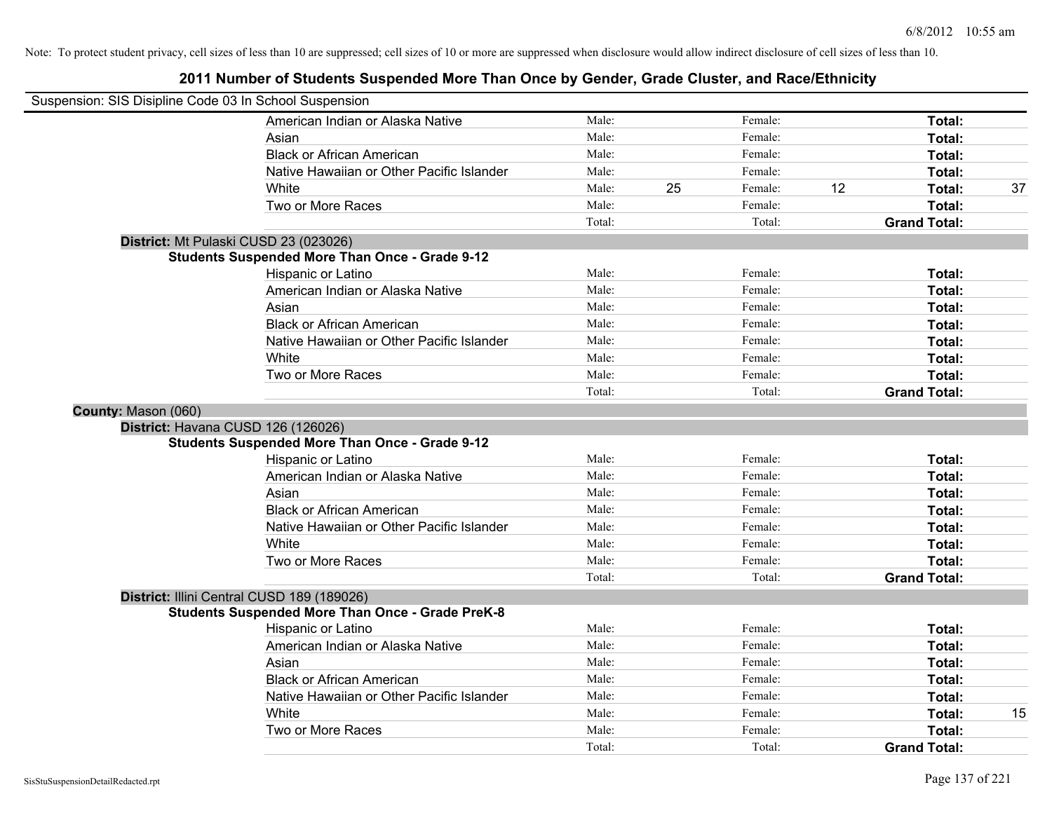Note: To protect student privacy, cell sizes of less than 10 are suppressed; cell sizes of 10 or more are suppressed when disclosure would allow indirect disclosure of cell sizes of less than 10.

# 2011 Number of Students Suspended More Than Once by Gender, Grade Cluster, and Race/Ethnicity

Suspension: SIS Disipline Code 03 In School Suspension

| | | | | | | |
|---|---|---|---|---|---|---|
| American Indian or Alaska Native | Male: | | Female: | | **Total:** | |
| Asian | Male: | | Female: | | **Total:** | |
| Black or African American | Male: | | Female: | | **Total:** | |
| Native Hawaiian or Other Pacific Islander | Male: | | Female: | | **Total:** | |
| White | Male: | 25 | Female: | 12 | **Total:** | 37 |
| Two or More Races | Male: | | Female: | | **Total:** | |
| | Total: | | Total: | | **Grand Total:** | |

**District:** Mt Pulaski CUSD 23 (023026)

**Students Suspended More Than Once - Grade 9-12**

| | | | | | | |
|---|---|---|---|---|---|---|
| Hispanic or Latino | Male: | | Female: | | **Total:** | |
| American Indian or Alaska Native | Male: | | Female: | | **Total:** | |
| Asian | Male: | | Female: | | **Total:** | |
| Black or African American | Male: | | Female: | | **Total:** | |
| Native Hawaiian or Other Pacific Islander | Male: | | Female: | | **Total:** | |
| White | Male: | | Female: | | **Total:** | |
| Two or More Races | Male: | | Female: | | **Total:** | |
| | Total: | | Total: | | **Grand Total:** | |

**County:** Mason (060)

**District:** Havana CUSD 126 (126026)

**Students Suspended More Than Once - Grade 9-12**

| | | | | | | |
|---|---|---|---|---|---|---|
| Hispanic or Latino | Male: | | Female: | | **Total:** | |
| American Indian or Alaska Native | Male: | | Female: | | **Total:** | |
| Asian | Male: | | Female: | | **Total:** | |
| Black or African American | Male: | | Female: | | **Total:** | |
| Native Hawaiian or Other Pacific Islander | Male: | | Female: | | **Total:** | |
| White | Male: | | Female: | | **Total:** | |
| Two or More Races | Male: | | Female: | | **Total:** | |
| | Total: | | Total: | | **Grand Total:** | |

**District:** Illini Central CUSD 189 (189026)

**Students Suspended More Than Once - Grade PreK-8**

| | | | | | | |
|---|---|---|---|---|---|---|
| Hispanic or Latino | Male: | | Female: | | **Total:** | |
| American Indian or Alaska Native | Male: | | Female: | | **Total:** | |
| Asian | Male: | | Female: | | **Total:** | |
| Black or African American | Male: | | Female: | | **Total:** | |
| Native Hawaiian or Other Pacific Islander | Male: | | Female: | | **Total:** | |
| White | Male: | | Female: | | **Total:** | 15 |
| Two or More Races | Male: | | Female: | | **Total:** | |
| | Total: | | Total: | | **Grand Total:** | |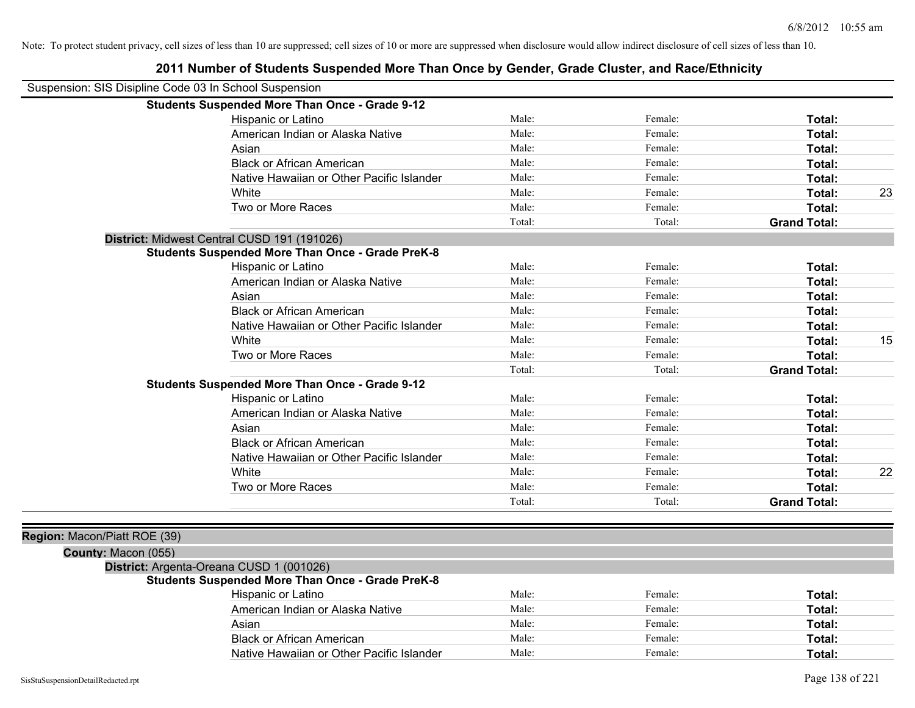Note: To protect student privacy, cell sizes of less than 10 are suppressed; cell sizes of 10 or more are suppressed when disclosure would allow indirect disclosure of cell sizes of less than 10.

# 2011 Number of Students Suspended More Than Once by Gender, Grade Cluster, and Race/Ethnicity

Suspension: SIS Disipline Code 03 In School Suspension

**Students Suspended More Than Once - Grade 9-12**

| | | | | |
|---|---|---|---|---|
| Hispanic or Latino | Male: | Female: | **Total:** | |
| American Indian or Alaska Native | Male: | Female: | **Total:** | |
| Asian | Male: | Female: | **Total:** | |
| Black or African American | Male: | Female: | **Total:** | |
| Native Hawaiian or Other Pacific Islander | Male: | Female: | **Total:** | |
| White | Male: | Female: | **Total:** | 23 |
| Two or More Races | Male: | Female: | **Total:** | |
| | Total: | Total: | **Grand Total:** | |

**District:** Midwest Central CUSD 191 (191026)

**Students Suspended More Than Once - Grade PreK-8**

| | | | | |
|---|---|---|---|---|
| Hispanic or Latino | Male: | Female: | **Total:** | |
| American Indian or Alaska Native | Male: | Female: | **Total:** | |
| Asian | Male: | Female: | **Total:** | |
| Black or African American | Male: | Female: | **Total:** | |
| Native Hawaiian or Other Pacific Islander | Male: | Female: | **Total:** | |
| White | Male: | Female: | **Total:** | 15 |
| Two or More Races | Male: | Female: | **Total:** | |
| | Total: | Total: | **Grand Total:** | |

**Students Suspended More Than Once - Grade 9-12**

| | | | | |
|---|---|---|---|---|
| Hispanic or Latino | Male: | Female: | **Total:** | |
| American Indian or Alaska Native | Male: | Female: | **Total:** | |
| Asian | Male: | Female: | **Total:** | |
| Black or African American | Male: | Female: | **Total:** | |
| Native Hawaiian or Other Pacific Islander | Male: | Female: | **Total:** | |
| White | Male: | Female: | **Total:** | 22 |
| Two or More Races | Male: | Female: | **Total:** | |
| | Total: | Total: | **Grand Total:** | |

**Region:** Macon/Piatt ROE (39)

**County:** Macon (055)

**District:** Argenta-Oreana CUSD 1 (001026)

**Students Suspended More Than Once - Grade PreK-8**

| | | | | |
|---|---|---|---|---|
| Hispanic or Latino | Male: | Female: | **Total:** | |
| American Indian or Alaska Native | Male: | Female: | **Total:** | |
| Asian | Male: | Female: | **Total:** | |
| Black or African American | Male: | Female: | **Total:** | |
| Native Hawaiian or Other Pacific Islander | Male: | Female: | **Total:** | |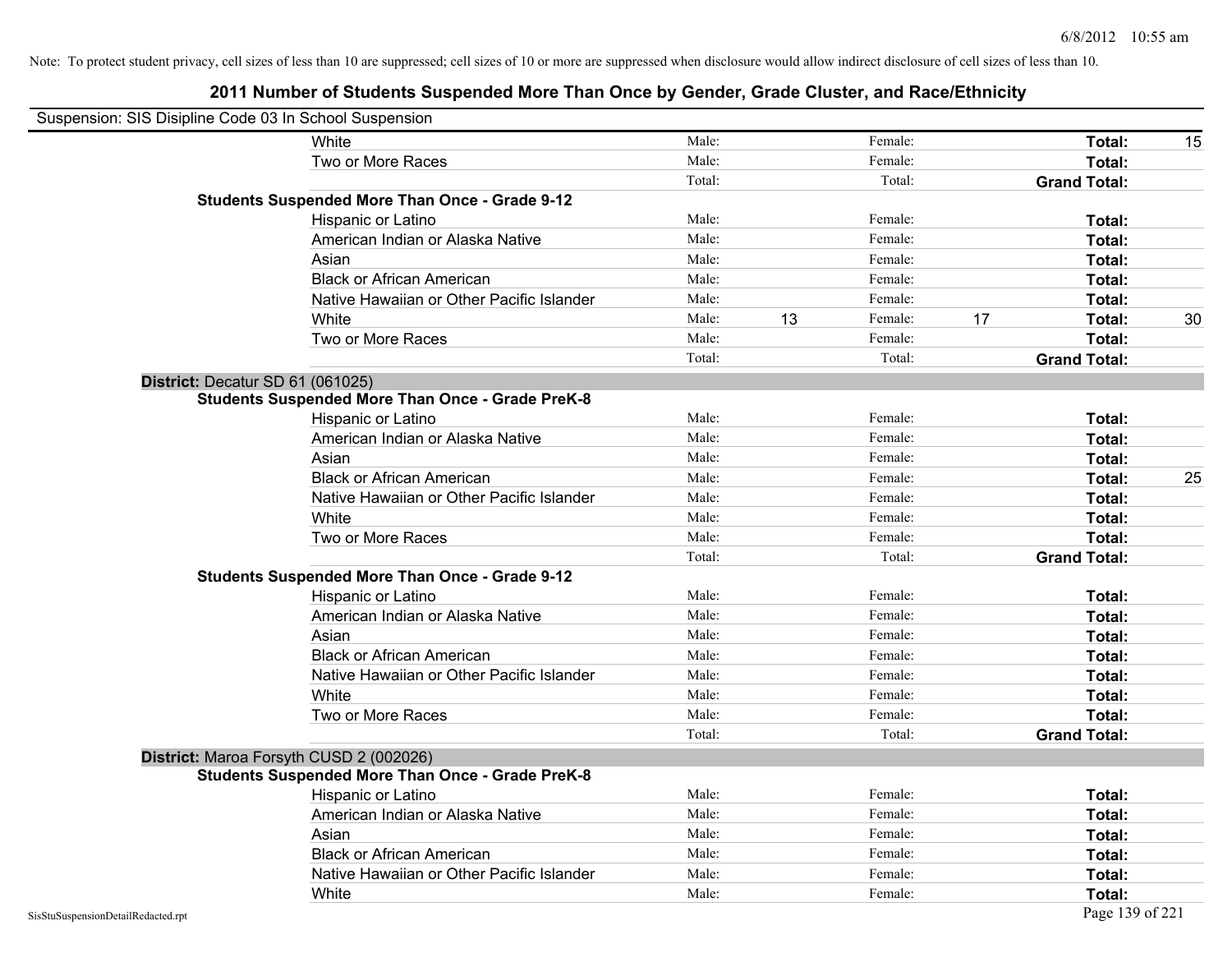Note: To protect student privacy, cell sizes of less than 10 are suppressed; cell sizes of 10 or more are suppressed when disclosure would allow indirect disclosure of cell sizes of less than 10.

## 2011 Number of Students Suspended More Than Once by Gender, Grade Cluster, and Race/Ethnicity

Suspension: SIS Disipline Code 03 In School Suspension

| | | | | | | | |
|---|---|---|---|---|---|---|---|
| | White | Male: | | Female: | | **Total:** | 15 |
| | Two or More Races | Male: | | Female: | | **Total:** | |
| | | Total: | | Total: | | **Grand Total:** | |
| **Students Suspended More Than Once - Grade 9-12** | | | | | | | |
| | Hispanic or Latino | Male: | | Female: | | **Total:** | |
| | American Indian or Alaska Native | Male: | | Female: | | **Total:** | |
| | Asian | Male: | | Female: | | **Total:** | |
| | Black or African American | Male: | | Female: | | **Total:** | |
| | Native Hawaiian or Other Pacific Islander | Male: | | Female: | | **Total:** | |
| | White | Male: | 13 | Female: | 17 | **Total:** | 30 |
| | Two or More Races | Male: | | Female: | | **Total:** | |
| | | Total: | | Total: | | **Grand Total:** | |
| **District:** Decatur SD 61 (061025) | | | | | | | |
| **Students Suspended More Than Once - Grade PreK-8** | | | | | | | |
| | Hispanic or Latino | Male: | | Female: | | **Total:** | |
| | American Indian or Alaska Native | Male: | | Female: | | **Total:** | |
| | Asian | Male: | | Female: | | **Total:** | |
| | Black or African American | Male: | | Female: | | **Total:** | 25 |
| | Native Hawaiian or Other Pacific Islander | Male: | | Female: | | **Total:** | |
| | White | Male: | | Female: | | **Total:** | |
| | Two or More Races | Male: | | Female: | | **Total:** | |
| | | Total: | | Total: | | **Grand Total:** | |
| **Students Suspended More Than Once - Grade 9-12** | | | | | | | |
| | Hispanic or Latino | Male: | | Female: | | **Total:** | |
| | American Indian or Alaska Native | Male: | | Female: | | **Total:** | |
| | Asian | Male: | | Female: | | **Total:** | |
| | Black or African American | Male: | | Female: | | **Total:** | |
| | Native Hawaiian or Other Pacific Islander | Male: | | Female: | | **Total:** | |
| | White | Male: | | Female: | | **Total:** | |
| | Two or More Races | Male: | | Female: | | **Total:** | |
| | | Total: | | Total: | | **Grand Total:** | |
| **District:** Maroa Forsyth CUSD 2 (002026) | | | | | | | |
| **Students Suspended More Than Once - Grade PreK-8** | | | | | | | |
| | Hispanic or Latino | Male: | | Female: | | **Total:** | |
| | American Indian or Alaska Native | Male: | | Female: | | **Total:** | |
| | Asian | Male: | | Female: | | **Total:** | |
| | Black or African American | Male: | | Female: | | **Total:** | |
| | Native Hawaiian or Other Pacific Islander | Male: | | Female: | | **Total:** | |
| | White | Male: | | Female: | | **Total:** | |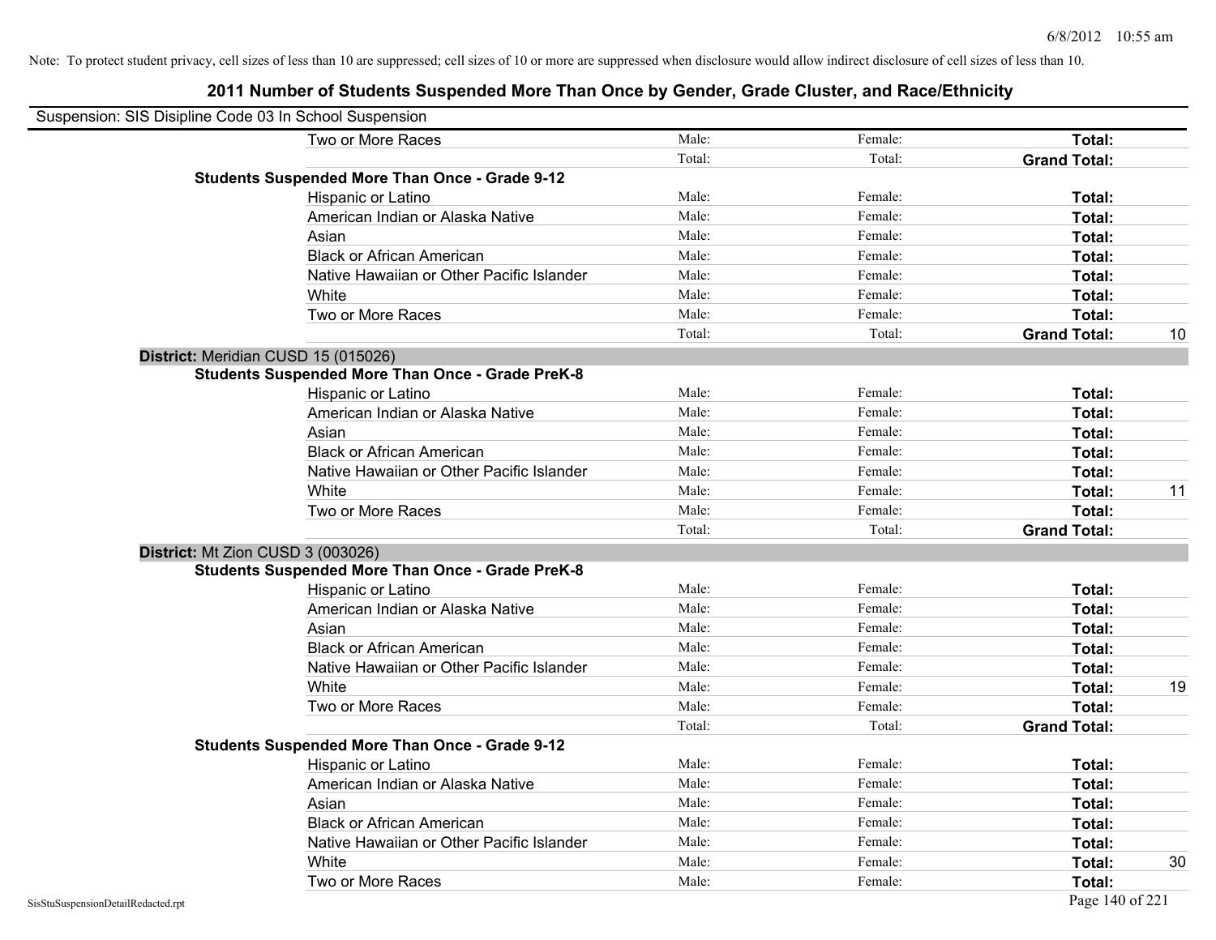Note: To protect student privacy, cell sizes of less than 10 are suppressed; cell sizes of 10 or more are suppressed when disclosure would allow indirect disclosure of cell sizes of less than 10.

# 2011 Number of Students Suspended More Than Once by Gender, Grade Cluster, and Race/Ethnicity

Suspension: SIS Disipline Code 03 In School Suspension

| | | | | |
|---|---|---|---|---|
| Two or More Races | Male: | Female: | **Total:** | |
| | Total: | Total: | **Grand Total:** | |
| **Students Suspended More Than Once - Grade 9-12** | | | | |
| Hispanic or Latino | Male: | Female: | **Total:** | |
| American Indian or Alaska Native | Male: | Female: | **Total:** | |
| Asian | Male: | Female: | **Total:** | |
| Black or African American | Male: | Female: | **Total:** | |
| Native Hawaiian or Other Pacific Islander | Male: | Female: | **Total:** | |
| White | Male: | Female: | **Total:** | |
| Two or More Races | Male: | Female: | **Total:** | |
| | Total: | Total: | **Grand Total:** | 10 |
| **District:** Meridian CUSD 15 (015026) | | | | |
| **Students Suspended More Than Once - Grade PreK-8** | | | | |
| Hispanic or Latino | Male: | Female: | **Total:** | |
| American Indian or Alaska Native | Male: | Female: | **Total:** | |
| Asian | Male: | Female: | **Total:** | |
| Black or African American | Male: | Female: | **Total:** | |
| Native Hawaiian or Other Pacific Islander | Male: | Female: | **Total:** | |
| White | Male: | Female: | **Total:** | 11 |
| Two or More Races | Male: | Female: | **Total:** | |
| | Total: | Total: | **Grand Total:** | |
| **District:** Mt Zion CUSD 3 (003026) | | | | |
| **Students Suspended More Than Once - Grade PreK-8** | | | | |
| Hispanic or Latino | Male: | Female: | **Total:** | |
| American Indian or Alaska Native | Male: | Female: | **Total:** | |
| Asian | Male: | Female: | **Total:** | |
| Black or African American | Male: | Female: | **Total:** | |
| Native Hawaiian or Other Pacific Islander | Male: | Female: | **Total:** | |
| White | Male: | Female: | **Total:** | 19 |
| Two or More Races | Male: | Female: | **Total:** | |
| | Total: | Total: | **Grand Total:** | |
| **Students Suspended More Than Once - Grade 9-12** | | | | |
| Hispanic or Latino | Male: | Female: | **Total:** | |
| American Indian or Alaska Native | Male: | Female: | **Total:** | |
| Asian | Male: | Female: | **Total:** | |
| Black or African American | Male: | Female: | **Total:** | |
| Native Hawaiian or Other Pacific Islander | Male: | Female: | **Total:** | |
| White | Male: | Female: | **Total:** | 30 |
| Two or More Races | Male: | Female: | **Total:** | |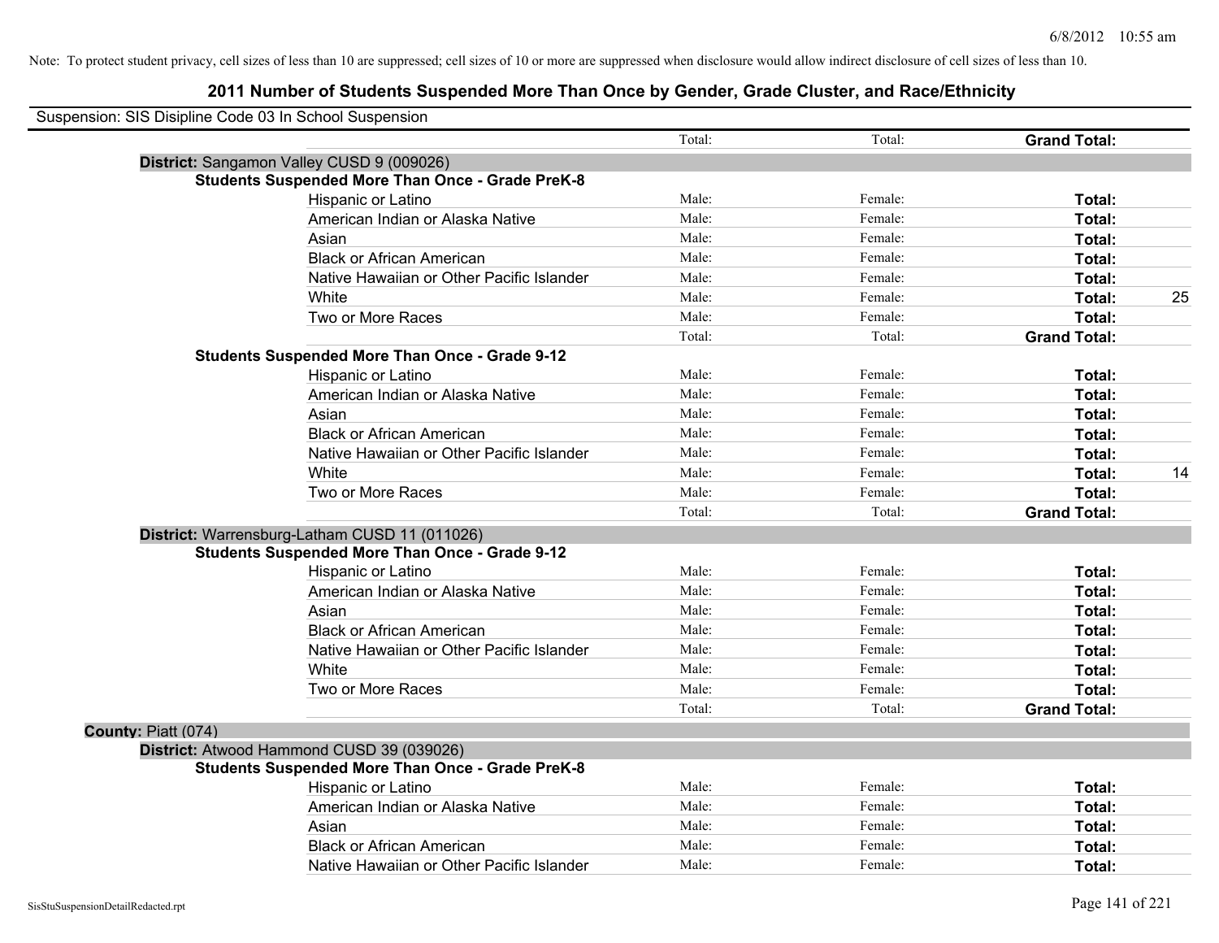Note: To protect student privacy, cell sizes of less than 10 are suppressed; cell sizes of 10 or more are suppressed when disclosure would allow indirect disclosure of cell sizes of less than 10.

# 2011 Number of Students Suspended More Than Once by Gender, Grade Cluster, and Race/Ethnicity

Suspension: SIS Disipline Code 03 In School Suspension

| | | Total: | Total: | Grand Total: | |
|---|---|---|---|---|---|
| **District:** Sangamon Valley CUSD 9 (009026) | | | | | |
| **Students Suspended More Than Once - Grade PreK-8** | | | | | |
| | Hispanic or Latino | Male: | Female: | **Total:** | |
| | American Indian or Alaska Native | Male: | Female: | **Total:** | |
| | Asian | Male: | Female: | **Total:** | |
| | Black or African American | Male: | Female: | **Total:** | |
| | Native Hawaiian or Other Pacific Islander | Male: | Female: | **Total:** | |
| | White | Male: | Female: | **Total:** | 25 |
| | Two or More Races | Male: | Female: | **Total:** | |
| | | Total: | Total: | **Grand Total:** | |
| **Students Suspended More Than Once - Grade 9-12** | | | | | |
| | Hispanic or Latino | Male: | Female: | **Total:** | |
| | American Indian or Alaska Native | Male: | Female: | **Total:** | |
| | Asian | Male: | Female: | **Total:** | |
| | Black or African American | Male: | Female: | **Total:** | |
| | Native Hawaiian or Other Pacific Islander | Male: | Female: | **Total:** | |
| | White | Male: | Female: | **Total:** | 14 |
| | Two or More Races | Male: | Female: | **Total:** | |
| | | Total: | Total: | **Grand Total:** | |
| **District:** Warrensburg-Latham CUSD 11 (011026) | | | | | |
| **Students Suspended More Than Once - Grade 9-12** | | | | | |
| | Hispanic or Latino | Male: | Female: | **Total:** | |
| | American Indian or Alaska Native | Male: | Female: | **Total:** | |
| | Asian | Male: | Female: | **Total:** | |
| | Black or African American | Male: | Female: | **Total:** | |
| | Native Hawaiian or Other Pacific Islander | Male: | Female: | **Total:** | |
| | White | Male: | Female: | **Total:** | |
| | Two or More Races | Male: | Female: | **Total:** | |
| | | Total: | Total: | **Grand Total:** | |
| **County:** Piatt (074) | | | | | |
| **District:** Atwood Hammond CUSD 39 (039026) | | | | | |
| **Students Suspended More Than Once - Grade PreK-8** | | | | | |
| | Hispanic or Latino | Male: | Female: | **Total:** | |
| | American Indian or Alaska Native | Male: | Female: | **Total:** | |
| | Asian | Male: | Female: | **Total:** | |
| | Black or African American | Male: | Female: | **Total:** | |
| | Native Hawaiian or Other Pacific Islander | Male: | Female: | **Total:** | |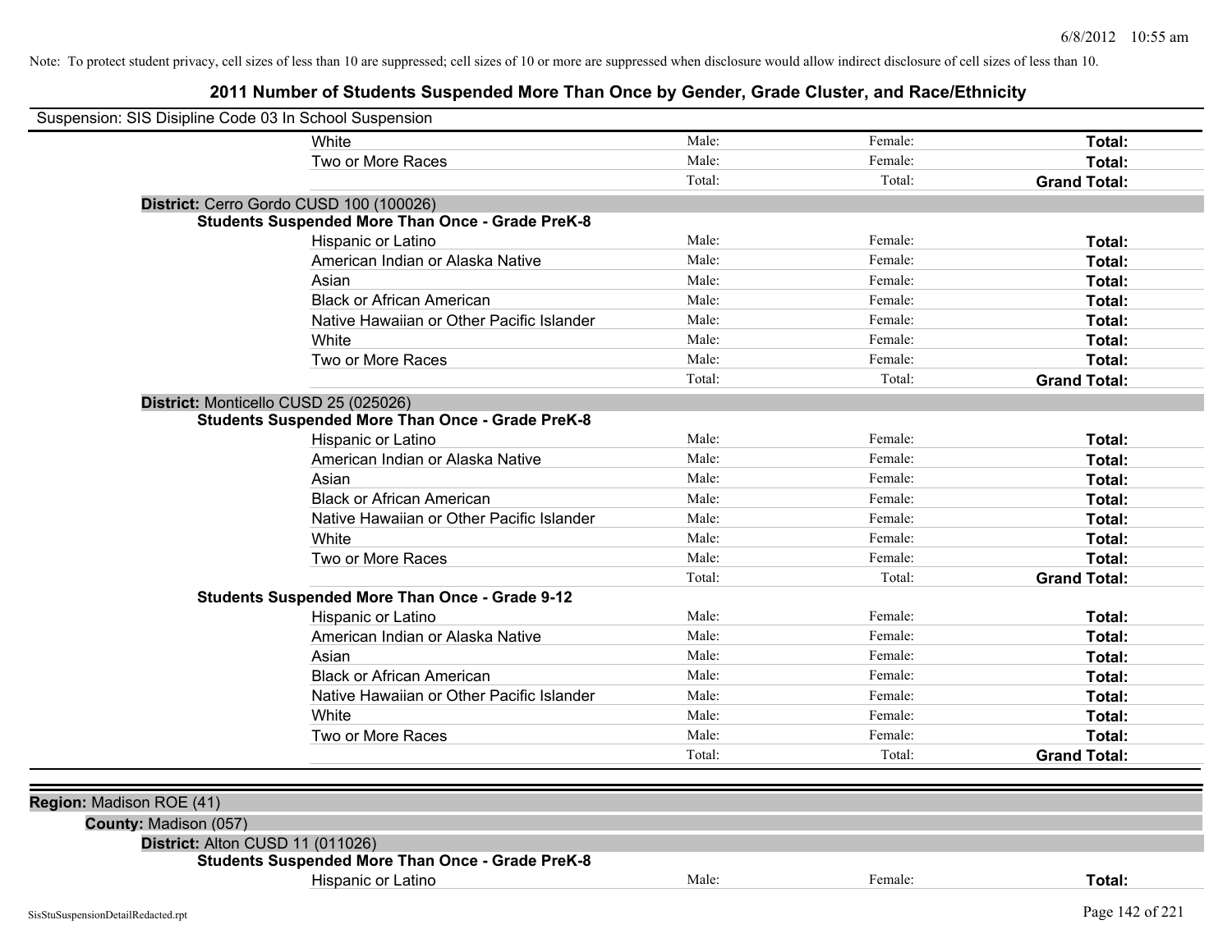Note: To protect student privacy, cell sizes of less than 10 are suppressed; cell sizes of 10 or more are suppressed when disclosure would allow indirect disclosure of cell sizes of less than 10.

## 2011 Number of Students Suspended More Than Once by Gender, Grade Cluster, and Race/Ethnicity

Suspension: SIS Disipline Code 03 In School Suspension

| | | | |
|---|---|---|---|
| White | Male: | Female: | **Total:** |
| Two or More Races | Male: | Female: | **Total:** |
| | Total: | Total: | **Grand Total:** |

**District:** Cerro Gordo CUSD 100 (100026)

**Students Suspended More Than Once - Grade PreK-8**

| | | | |
|---|---|---|---|
| Hispanic or Latino | Male: | Female: | **Total:** |
| American Indian or Alaska Native | Male: | Female: | **Total:** |
| Asian | Male: | Female: | **Total:** |
| Black or African American | Male: | Female: | **Total:** |
| Native Hawaiian or Other Pacific Islander | Male: | Female: | **Total:** |
| White | Male: | Female: | **Total:** |
| Two or More Races | Male: | Female: | **Total:** |
| | Total: | Total: | **Grand Total:** |

**District:** Monticello CUSD 25 (025026)

**Students Suspended More Than Once - Grade PreK-8**

| | | | |
|---|---|---|---|
| Hispanic or Latino | Male: | Female: | **Total:** |
| American Indian or Alaska Native | Male: | Female: | **Total:** |
| Asian | Male: | Female: | **Total:** |
| Black or African American | Male: | Female: | **Total:** |
| Native Hawaiian or Other Pacific Islander | Male: | Female: | **Total:** |
| White | Male: | Female: | **Total:** |
| Two or More Races | Male: | Female: | **Total:** |
| | Total: | Total: | **Grand Total:** |

**Students Suspended More Than Once - Grade 9-12**

| | | | |
|---|---|---|---|
| Hispanic or Latino | Male: | Female: | **Total:** |
| American Indian or Alaska Native | Male: | Female: | **Total:** |
| Asian | Male: | Female: | **Total:** |
| Black or African American | Male: | Female: | **Total:** |
| Native Hawaiian or Other Pacific Islander | Male: | Female: | **Total:** |
| White | Male: | Female: | **Total:** |
| Two or More Races | Male: | Female: | **Total:** |
| | Total: | Total: | **Grand Total:** |

**Region:** Madison ROE (41)

**County:** Madison (057)

**District:** Alton CUSD 11 (011026)

**Students Suspended More Than Once - Grade PreK-8**

| | | | |
|---|---|---|---|
| Hispanic or Latino | Male: | Female: | **Total:** |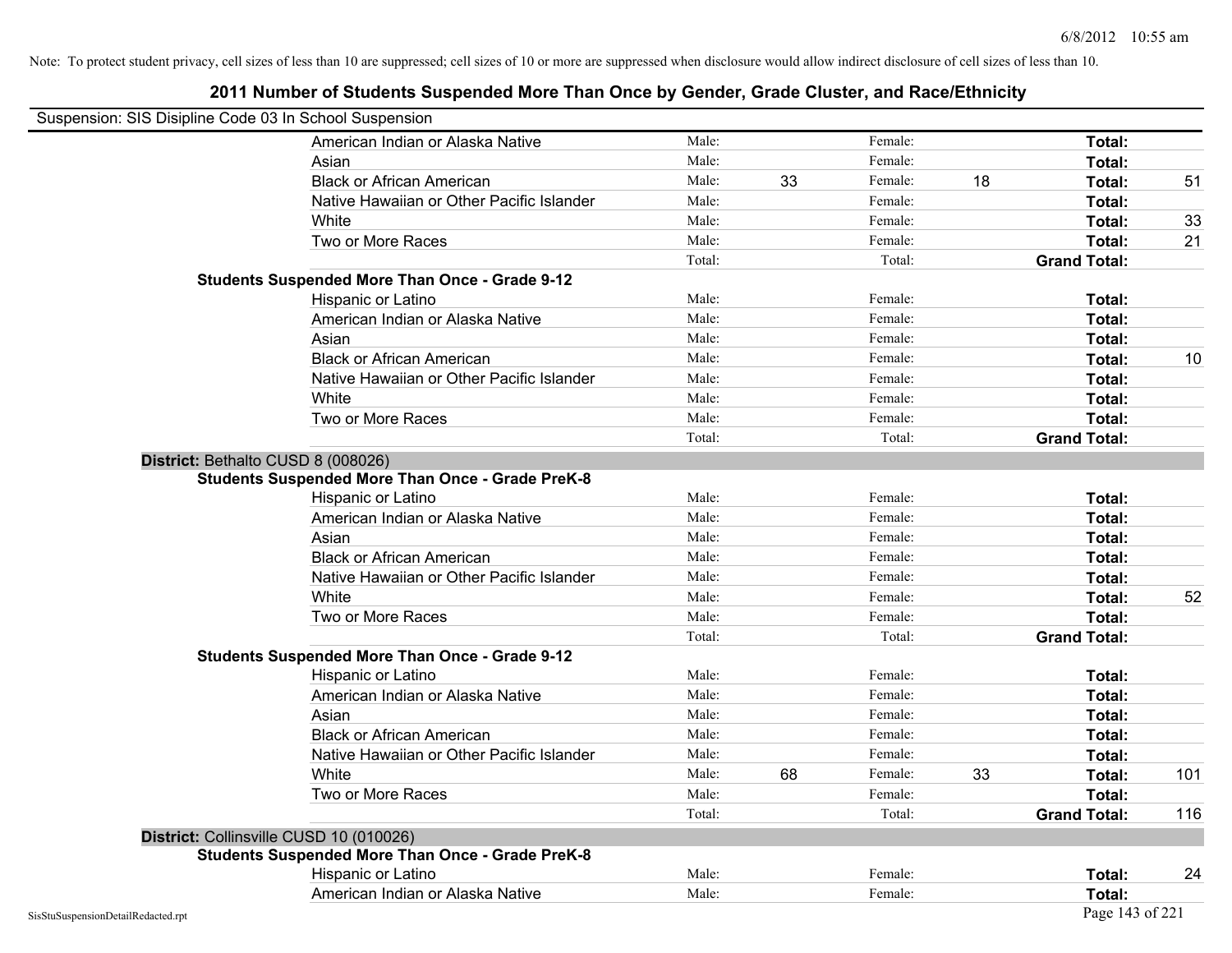Note: To protect student privacy, cell sizes of less than 10 are suppressed; cell sizes of 10 or more are suppressed when disclosure would allow indirect disclosure of cell sizes of less than 10.

# 2011 Number of Students Suspended More Than Once by Gender, Grade Cluster, and Race/Ethnicity

Suspension: SIS Disipline Code 03 In School Suspension

| | | | | | | |
|---|---|---|---|---|---|---|
| American Indian or Alaska Native | Male: | | Female: | | **Total:** | |
| Asian | Male: | | Female: | | **Total:** | |
| Black or African American | Male: | 33 | Female: | 18 | **Total:** | 51 |
| Native Hawaiian or Other Pacific Islander | Male: | | Female: | | **Total:** | |
| White | Male: | | Female: | | **Total:** | 33 |
| Two or More Races | Male: | | Female: | | **Total:** | 21 |
| | Total: | | Total: | | **Grand Total:** | |

**Students Suspended More Than Once - Grade 9-12**

| | | | | | | |
|---|---|---|---|---|---|---|
| Hispanic or Latino | Male: | | Female: | | **Total:** | |
| American Indian or Alaska Native | Male: | | Female: | | **Total:** | |
| Asian | Male: | | Female: | | **Total:** | |
| Black or African American | Male: | | Female: | | **Total:** | 10 |
| Native Hawaiian or Other Pacific Islander | Male: | | Female: | | **Total:** | |
| White | Male: | | Female: | | **Total:** | |
| Two or More Races | Male: | | Female: | | **Total:** | |
| | Total: | | Total: | | **Grand Total:** | |

**District:** Bethalto CUSD 8 (008026)

**Students Suspended More Than Once - Grade PreK-8**

| | | | | | | |
|---|---|---|---|---|---|---|
| Hispanic or Latino | Male: | | Female: | | **Total:** | |
| American Indian or Alaska Native | Male: | | Female: | | **Total:** | |
| Asian | Male: | | Female: | | **Total:** | |
| Black or African American | Male: | | Female: | | **Total:** | |
| Native Hawaiian or Other Pacific Islander | Male: | | Female: | | **Total:** | |
| White | Male: | | Female: | | **Total:** | 52 |
| Two or More Races | Male: | | Female: | | **Total:** | |
| | Total: | | Total: | | **Grand Total:** | |

**Students Suspended More Than Once - Grade 9-12**

| | | | | | | |
|---|---|---|---|---|---|---|
| Hispanic or Latino | Male: | | Female: | | **Total:** | |
| American Indian or Alaska Native | Male: | | Female: | | **Total:** | |
| Asian | Male: | | Female: | | **Total:** | |
| Black or African American | Male: | | Female: | | **Total:** | |
| Native Hawaiian or Other Pacific Islander | Male: | | Female: | | **Total:** | |
| White | Male: | 68 | Female: | 33 | **Total:** | 101 |
| Two or More Races | Male: | | Female: | | **Total:** | |
| | Total: | | Total: | | **Grand Total:** | 116 |

**District:** Collinsville CUSD 10 (010026)

**Students Suspended More Than Once - Grade PreK-8**

| | | | | | | |
|---|---|---|---|---|---|---|
| Hispanic or Latino | Male: | | Female: | | **Total:** | 24 |
| American Indian or Alaska Native | Male: | | Female: | | **Total:** | |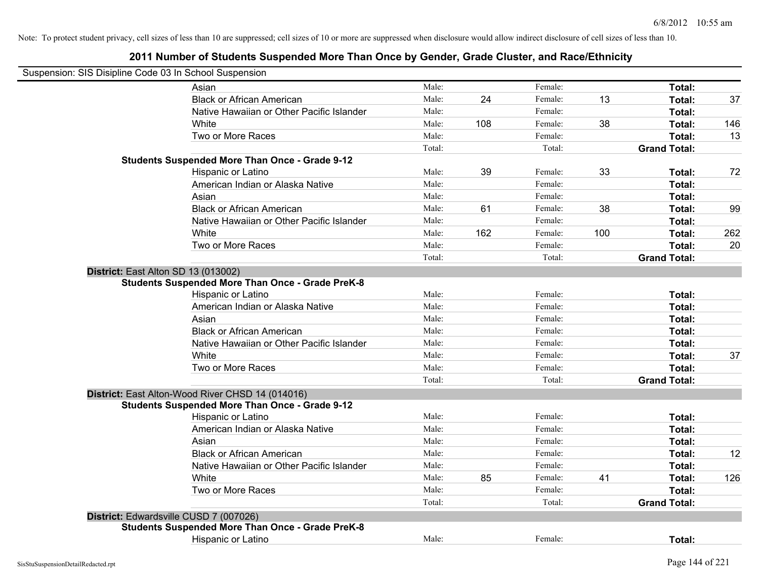Note: To protect student privacy, cell sizes of less than 10 are suppressed; cell sizes of 10 or more are suppressed when disclosure would allow indirect disclosure of cell sizes of less than 10.

# 2011 Number of Students Suspended More Than Once by Gender, Grade Cluster, and Race/Ethnicity

Suspension: SIS Disipline Code 03 In School Suspension

| | | | | | | |
|---|---|---|---|---|---|---|
| Asian | Male: | | Female: | | **Total:** | |
| Black or African American | Male: | 24 | Female: | 13 | **Total:** | 37 |
| Native Hawaiian or Other Pacific Islander | Male: | | Female: | | **Total:** | |
| White | Male: | 108 | Female: | 38 | **Total:** | 146 |
| Two or More Races | Male: | | Female: | | **Total:** | 13 |
| | Total: | | Total: | | **Grand Total:** | |

**Students Suspended More Than Once - Grade 9-12**

| | | | | | | |
|---|---|---|---|---|---|---|
| Hispanic or Latino | Male: | 39 | Female: | 33 | **Total:** | 72 |
| American Indian or Alaska Native | Male: | | Female: | | **Total:** | |
| Asian | Male: | | Female: | | **Total:** | |
| Black or African American | Male: | 61 | Female: | 38 | **Total:** | 99 |
| Native Hawaiian or Other Pacific Islander | Male: | | Female: | | **Total:** | |
| White | Male: | 162 | Female: | 100 | **Total:** | 262 |
| Two or More Races | Male: | | Female: | | **Total:** | 20 |
| | Total: | | Total: | | **Grand Total:** | |

**District:** East Alton SD 13 (013002)

**Students Suspended More Than Once - Grade PreK-8**

| | | | | | | |
|---|---|---|---|---|---|---|
| Hispanic or Latino | Male: | | Female: | | **Total:** | |
| American Indian or Alaska Native | Male: | | Female: | | **Total:** | |
| Asian | Male: | | Female: | | **Total:** | |
| Black or African American | Male: | | Female: | | **Total:** | |
| Native Hawaiian or Other Pacific Islander | Male: | | Female: | | **Total:** | |
| White | Male: | | Female: | | **Total:** | 37 |
| Two or More Races | Male: | | Female: | | **Total:** | |
| | Total: | | Total: | | **Grand Total:** | |

**District:** East Alton-Wood River CHSD 14 (014016)

**Students Suspended More Than Once - Grade 9-12**

| | | | | | | |
|---|---|---|---|---|---|---|
| Hispanic or Latino | Male: | | Female: | | **Total:** | |
| American Indian or Alaska Native | Male: | | Female: | | **Total:** | |
| Asian | Male: | | Female: | | **Total:** | |
| Black or African American | Male: | | Female: | | **Total:** | 12 |
| Native Hawaiian or Other Pacific Islander | Male: | | Female: | | **Total:** | |
| White | Male: | 85 | Female: | 41 | **Total:** | 126 |
| Two or More Races | Male: | | Female: | | **Total:** | |
| | Total: | | Total: | | **Grand Total:** | |

**District:** Edwardsville CUSD 7 (007026)

**Students Suspended More Than Once - Grade PreK-8**

| | | | | | | |
|---|---|---|---|---|---|---|
| Hispanic or Latino | Male: | | Female: | | **Total:** | |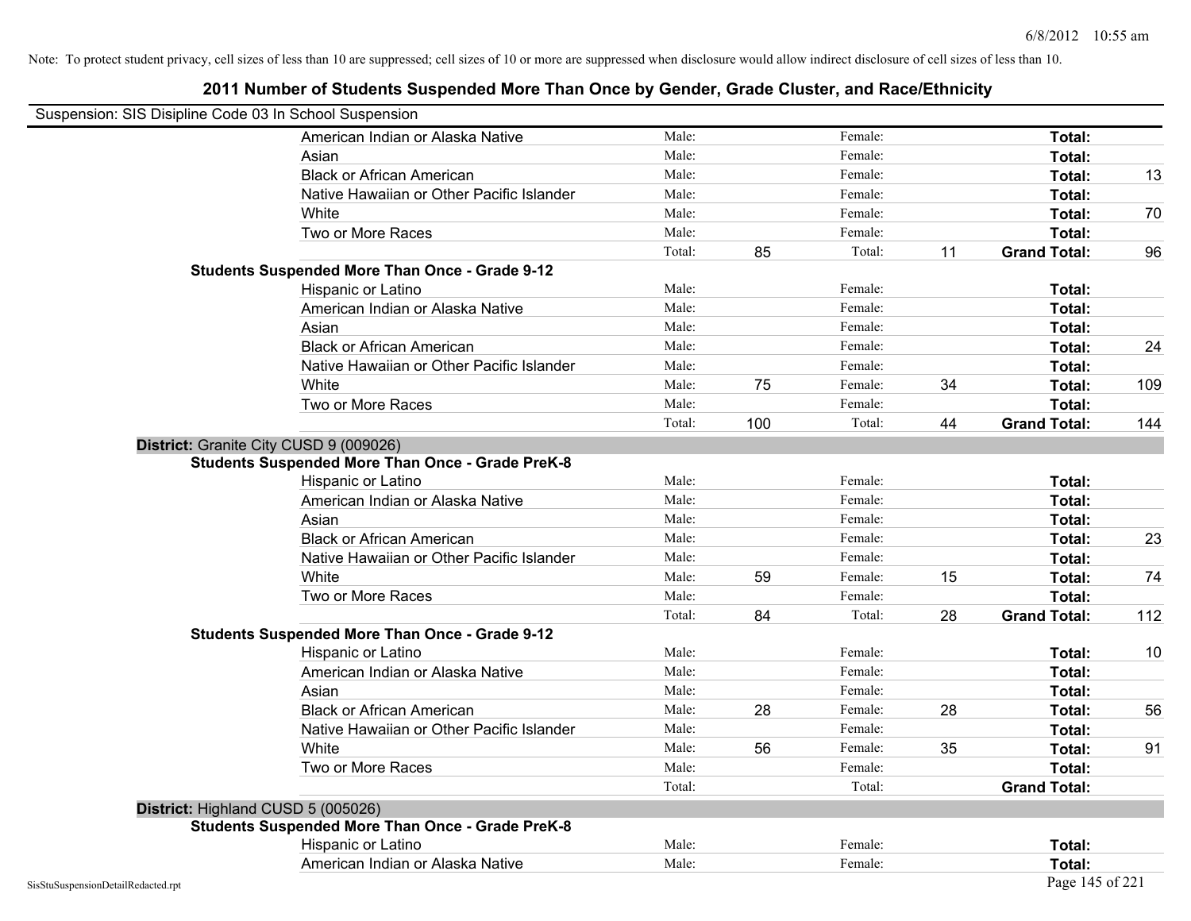Note: To protect student privacy, cell sizes of less than 10 are suppressed; cell sizes of 10 or more are suppressed when disclosure would allow indirect disclosure of cell sizes of less than 10.

## 2011 Number of Students Suspended More Than Once by Gender, Grade Cluster, and Race/Ethnicity

Suspension: SIS Disipline Code 03 In School Suspension

| | | | | | | |
|---|---|---|---|---|---|---|
| American Indian or Alaska Native | Male: | | Female: | | **Total:** | |
| Asian | Male: | | Female: | | **Total:** | |
| Black or African American | Male: | | Female: | | **Total:** | 13 |
| Native Hawaiian or Other Pacific Islander | Male: | | Female: | | **Total:** | |
| White | Male: | | Female: | | **Total:** | 70 |
| Two or More Races | Male: | | Female: | | **Total:** | |
| | Total: | 85 | Total: | 11 | **Grand Total:** | 96 |

**Students Suspended More Than Once - Grade 9-12**

| | | | | | | |
|---|---|---|---|---|---|---|
| Hispanic or Latino | Male: | | Female: | | **Total:** | |
| American Indian or Alaska Native | Male: | | Female: | | **Total:** | |
| Asian | Male: | | Female: | | **Total:** | |
| Black or African American | Male: | | Female: | | **Total:** | 24 |
| Native Hawaiian or Other Pacific Islander | Male: | | Female: | | **Total:** | |
| White | Male: | 75 | Female: | 34 | **Total:** | 109 |
| Two or More Races | Male: | | Female: | | **Total:** | |
| | Total: | 100 | Total: | 44 | **Grand Total:** | 144 |

**District:** Granite City CUSD 9 (009026)

**Students Suspended More Than Once - Grade PreK-8**

| | | | | | | |
|---|---|---|---|---|---|---|
| Hispanic or Latino | Male: | | Female: | | **Total:** | |
| American Indian or Alaska Native | Male: | | Female: | | **Total:** | |
| Asian | Male: | | Female: | | **Total:** | |
| Black or African American | Male: | | Female: | | **Total:** | 23 |
| Native Hawaiian or Other Pacific Islander | Male: | | Female: | | **Total:** | |
| White | Male: | 59 | Female: | 15 | **Total:** | 74 |
| Two or More Races | Male: | | Female: | | **Total:** | |
| | Total: | 84 | Total: | 28 | **Grand Total:** | 112 |

**Students Suspended More Than Once - Grade 9-12**

| | | | | | | |
|---|---|---|---|---|---|---|
| Hispanic or Latino | Male: | | Female: | | **Total:** | 10 |
| American Indian or Alaska Native | Male: | | Female: | | **Total:** | |
| Asian | Male: | | Female: | | **Total:** | |
| Black or African American | Male: | 28 | Female: | 28 | **Total:** | 56 |
| Native Hawaiian or Other Pacific Islander | Male: | | Female: | | **Total:** | |
| White | Male: | 56 | Female: | 35 | **Total:** | 91 |
| Two or More Races | Male: | | Female: | | **Total:** | |
| | Total: | | Total: | | **Grand Total:** | |

**District:** Highland CUSD 5 (005026)

**Students Suspended More Than Once - Grade PreK-8**

| | | | | | | |
|---|---|---|---|---|---|---|
| Hispanic or Latino | Male: | | Female: | | **Total:** | |
| American Indian or Alaska Native | Male: | | Female: | | **Total:** | |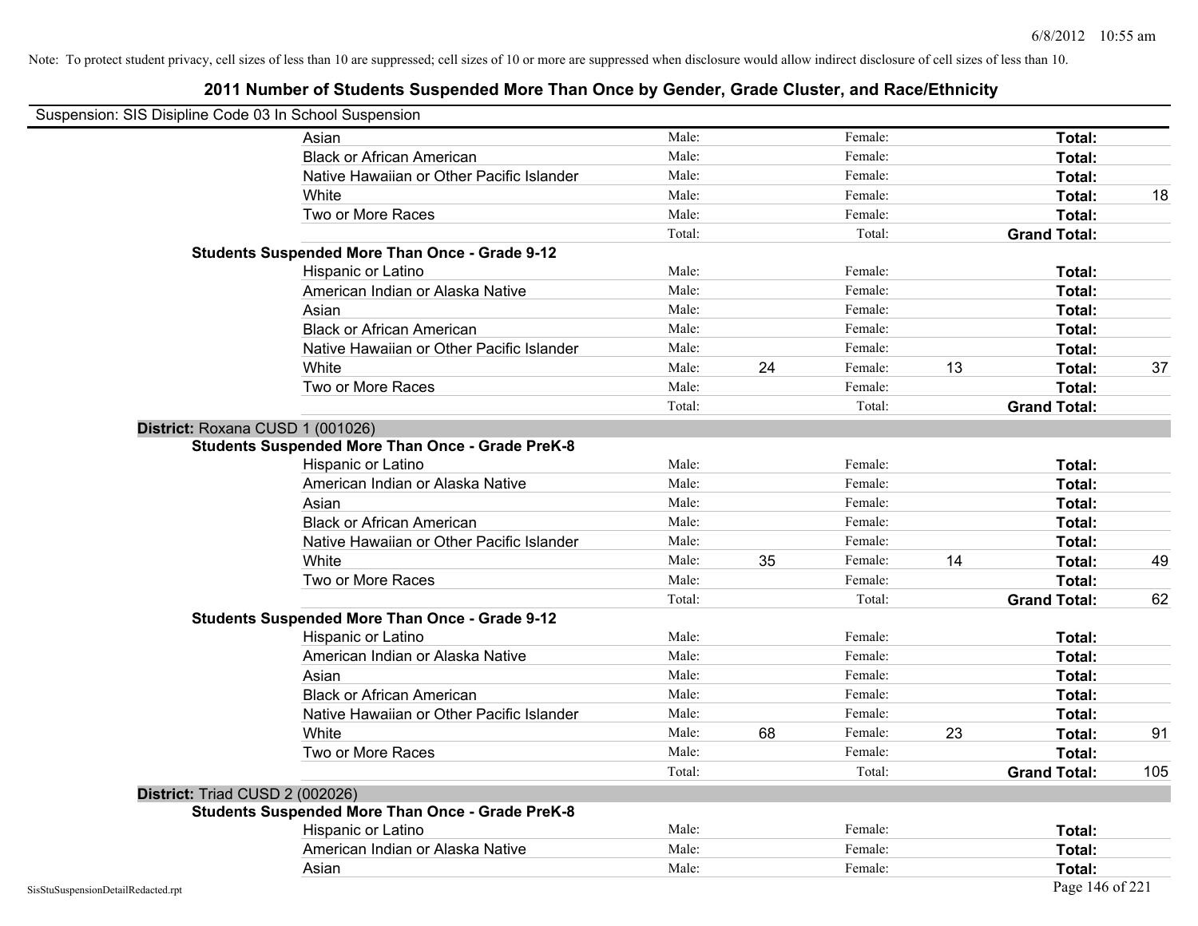Note: To protect student privacy, cell sizes of less than 10 are suppressed; cell sizes of 10 or more are suppressed when disclosure would allow indirect disclosure of cell sizes of less than 10.

## 2011 Number of Students Suspended More Than Once by Gender, Grade Cluster, and Race/Ethnicity

Suspension: SIS Disipline Code 03 In School Suspension

| | | | | | | |
|---|---|---|---|---|---|---|
| Asian | Male: | | Female: | | **Total:** | |
| Black or African American | Male: | | Female: | | **Total:** | |
| Native Hawaiian or Other Pacific Islander | Male: | | Female: | | **Total:** | |
| White | Male: | | Female: | | **Total:** | 18 |
| Two or More Races | Male: | | Female: | | **Total:** | |
| | Total: | | Total: | | **Grand Total:** | |

**Students Suspended More Than Once - Grade 9-12**

| | | | | | | |
|---|---|---|---|---|---|---|
| Hispanic or Latino | Male: | | Female: | | **Total:** | |
| American Indian or Alaska Native | Male: | | Female: | | **Total:** | |
| Asian | Male: | | Female: | | **Total:** | |
| Black or African American | Male: | | Female: | | **Total:** | |
| Native Hawaiian or Other Pacific Islander | Male: | | Female: | | **Total:** | |
| White | Male: | 24 | Female: | 13 | **Total:** | 37 |
| Two or More Races | Male: | | Female: | | **Total:** | |
| | Total: | | Total: | | **Grand Total:** | |

### District: Roxana CUSD 1 (001026)

**Students Suspended More Than Once - Grade PreK-8**

| | | | | | | |
|---|---|---|---|---|---|---|
| Hispanic or Latino | Male: | | Female: | | **Total:** | |
| American Indian or Alaska Native | Male: | | Female: | | **Total:** | |
| Asian | Male: | | Female: | | **Total:** | |
| Black or African American | Male: | | Female: | | **Total:** | |
| Native Hawaiian or Other Pacific Islander | Male: | | Female: | | **Total:** | |
| White | Male: | 35 | Female: | 14 | **Total:** | 49 |
| Two or More Races | Male: | | Female: | | **Total:** | |
| | Total: | | Total: | | **Grand Total:** | 62 |

**Students Suspended More Than Once - Grade 9-12**

| | | | | | | |
|---|---|---|---|---|---|---|
| Hispanic or Latino | Male: | | Female: | | **Total:** | |
| American Indian or Alaska Native | Male: | | Female: | | **Total:** | |
| Asian | Male: | | Female: | | **Total:** | |
| Black or African American | Male: | | Female: | | **Total:** | |
| Native Hawaiian or Other Pacific Islander | Male: | | Female: | | **Total:** | |
| White | Male: | 68 | Female: | 23 | **Total:** | 91 |
| Two or More Races | Male: | | Female: | | **Total:** | |
| | Total: | | Total: | | **Grand Total:** | 105 |

### District: Triad CUSD 2 (002026)

**Students Suspended More Than Once - Grade PreK-8**

| | | | | | | |
|---|---|---|---|---|---|---|
| Hispanic or Latino | Male: | | Female: | | **Total:** | |
| American Indian or Alaska Native | Male: | | Female: | | **Total:** | |
| Asian | Male: | | Female: | | **Total:** | |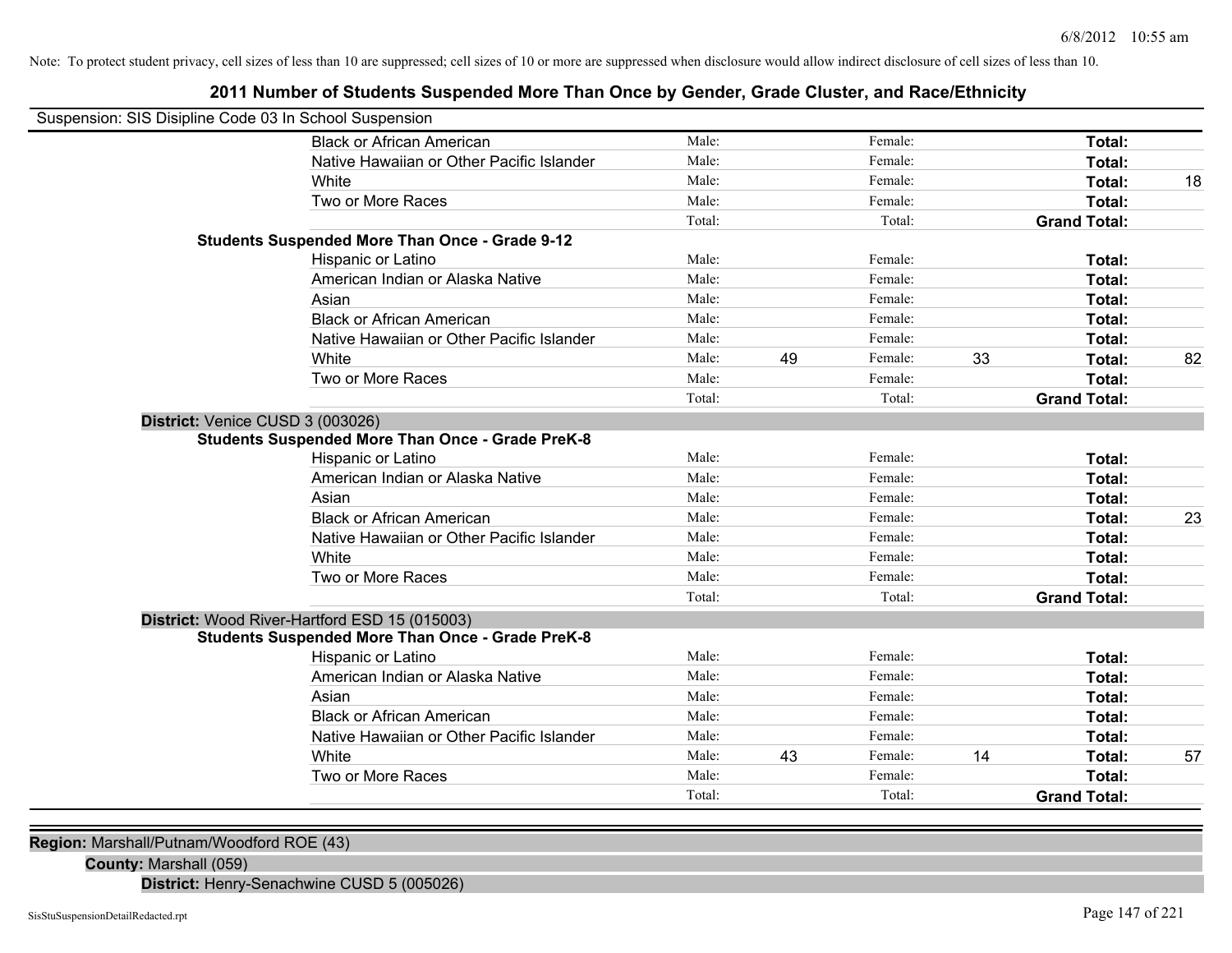Note: To protect student privacy, cell sizes of less than 10 are suppressed; cell sizes of 10 or more are suppressed when disclosure would allow indirect disclosure of cell sizes of less than 10.

# 2011 Number of Students Suspended More Than Once by Gender, Grade Cluster, and Race/Ethnicity

Suspension: SIS Disipline Code 03 In School Suspension

| | Male: | | Female: | | | |
|---|---|---|---|---|---|---|
| Black or African American | Male: | | Female: | | **Total:** | |
| Native Hawaiian or Other Pacific Islander | Male: | | Female: | | **Total:** | |
| White | Male: | | Female: | | **Total:** | 18 |
| Two or More Races | Male: | | Female: | | **Total:** | |
| | Total: | | Total: | | **Grand Total:** | |

**Students Suspended More Than Once - Grade 9-12**

| | | | | | | |
|---|---|---|---|---|---|---|
| Hispanic or Latino | Male: | | Female: | | **Total:** | |
| American Indian or Alaska Native | Male: | | Female: | | **Total:** | |
| Asian | Male: | | Female: | | **Total:** | |
| Black or African American | Male: | | Female: | | **Total:** | |
| Native Hawaiian or Other Pacific Islander | Male: | | Female: | | **Total:** | |
| White | Male: | 49 | Female: | 33 | **Total:** | 82 |
| Two or More Races | Male: | | Female: | | **Total:** | |
| | Total: | | Total: | | **Grand Total:** | |

**District:** Venice CUSD 3 (003026)

**Students Suspended More Than Once - Grade PreK-8**

| | | | | | | |
|---|---|---|---|---|---|---|
| Hispanic or Latino | Male: | | Female: | | **Total:** | |
| American Indian or Alaska Native | Male: | | Female: | | **Total:** | |
| Asian | Male: | | Female: | | **Total:** | |
| Black or African American | Male: | | Female: | | **Total:** | 23 |
| Native Hawaiian or Other Pacific Islander | Male: | | Female: | | **Total:** | |
| White | Male: | | Female: | | **Total:** | |
| Two or More Races | Male: | | Female: | | **Total:** | |
| | Total: | | Total: | | **Grand Total:** | |

**District:** Wood River-Hartford ESD 15 (015003)

**Students Suspended More Than Once - Grade PreK-8**

| | | | | | | |
|---|---|---|---|---|---|---|
| Hispanic or Latino | Male: | | Female: | | **Total:** | |
| American Indian or Alaska Native | Male: | | Female: | | **Total:** | |
| Asian | Male: | | Female: | | **Total:** | |
| Black or African American | Male: | | Female: | | **Total:** | |
| Native Hawaiian or Other Pacific Islander | Male: | | Female: | | **Total:** | |
| White | Male: | 43 | Female: | 14 | **Total:** | 57 |
| Two or More Races | Male: | | Female: | | **Total:** | |
| | Total: | | Total: | | **Grand Total:** | |

**Region:** Marshall/Putnam/Woodford ROE (43)

**County:** Marshall (059)

**District:** Henry-Senachwine CUSD 5 (005026)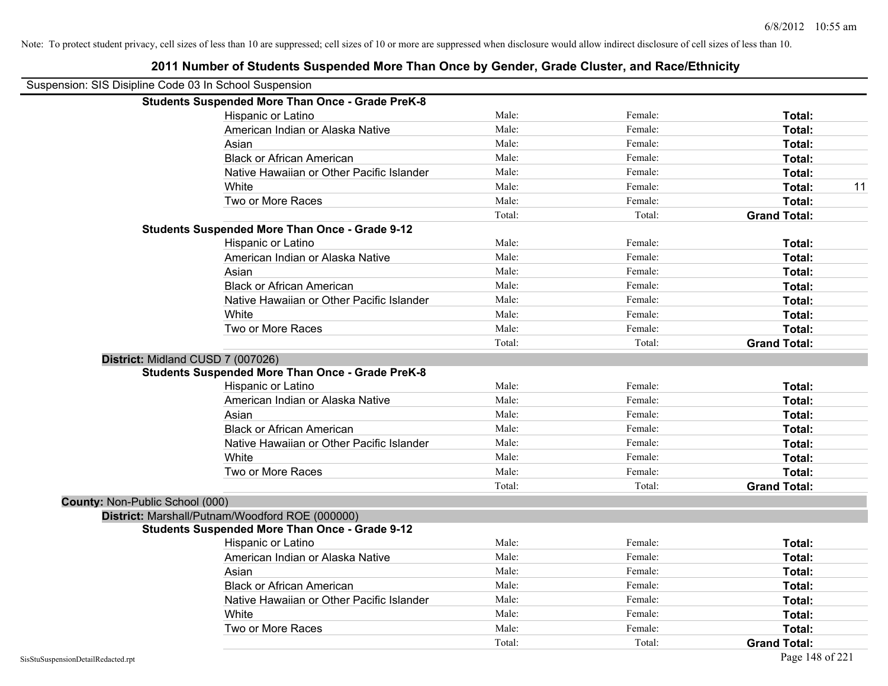Note: To protect student privacy, cell sizes of less than 10 are suppressed; cell sizes of 10 or more are suppressed when disclosure would allow indirect disclosure of cell sizes of less than 10.

# 2011 Number of Students Suspended More Than Once by Gender, Grade Cluster, and Race/Ethnicity

Suspension: SIS Disipline Code 03 In School Suspension

**Students Suspended More Than Once - Grade PreK-8**

| | | | | |
|---|---|---|---|---|
| Hispanic or Latino | Male: | Female: | **Total:** | |
| American Indian or Alaska Native | Male: | Female: | **Total:** | |
| Asian | Male: | Female: | **Total:** | |
| Black or African American | Male: | Female: | **Total:** | |
| Native Hawaiian or Other Pacific Islander | Male: | Female: | **Total:** | |
| White | Male: | Female: | **Total:** | 11 |
| Two or More Races | Male: | Female: | **Total:** | |
| | Total: | Total: | **Grand Total:** | |

**Students Suspended More Than Once - Grade 9-12**

| | | | | |
|---|---|---|---|---|
| Hispanic or Latino | Male: | Female: | **Total:** | |
| American Indian or Alaska Native | Male: | Female: | **Total:** | |
| Asian | Male: | Female: | **Total:** | |
| Black or African American | Male: | Female: | **Total:** | |
| Native Hawaiian or Other Pacific Islander | Male: | Female: | **Total:** | |
| White | Male: | Female: | **Total:** | |
| Two or More Races | Male: | Female: | **Total:** | |
| | Total: | Total: | **Grand Total:** | |

**District:** Midland CUSD 7 (007026)

**Students Suspended More Than Once - Grade PreK-8**

| | | | | |
|---|---|---|---|---|
| Hispanic or Latino | Male: | Female: | **Total:** | |
| American Indian or Alaska Native | Male: | Female: | **Total:** | |
| Asian | Male: | Female: | **Total:** | |
| Black or African American | Male: | Female: | **Total:** | |
| Native Hawaiian or Other Pacific Islander | Male: | Female: | **Total:** | |
| White | Male: | Female: | **Total:** | |
| Two or More Races | Male: | Female: | **Total:** | |
| | Total: | Total: | **Grand Total:** | |

**County:** Non-Public School (000)

**District:** Marshall/Putnam/Woodford ROE (000000)

**Students Suspended More Than Once - Grade 9-12**

| | | | | |
|---|---|---|---|---|
| Hispanic or Latino | Male: | Female: | **Total:** | |
| American Indian or Alaska Native | Male: | Female: | **Total:** | |
| Asian | Male: | Female: | **Total:** | |
| Black or African American | Male: | Female: | **Total:** | |
| Native Hawaiian or Other Pacific Islander | Male: | Female: | **Total:** | |
| White | Male: | Female: | **Total:** | |
| Two or More Races | Male: | Female: | **Total:** | |
| | Total: | Total: | **Grand Total:** | |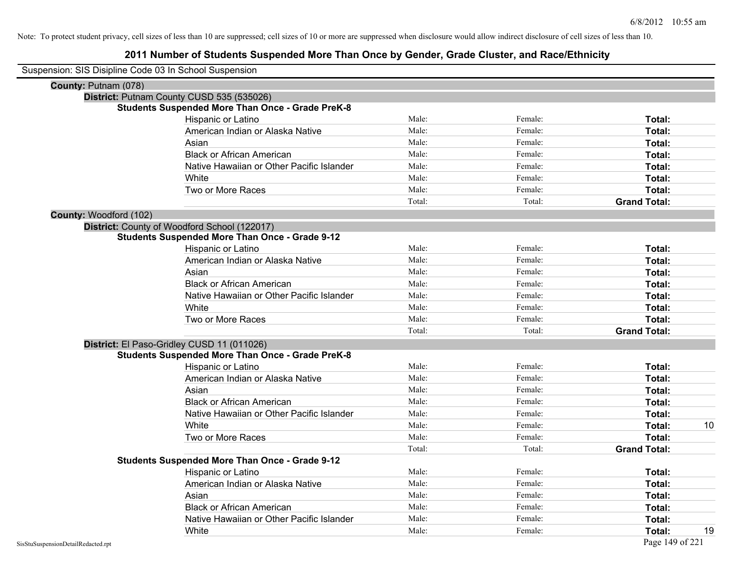Note: To protect student privacy, cell sizes of less than 10 are suppressed; cell sizes of 10 or more are suppressed when disclosure would allow indirect disclosure of cell sizes of less than 10.

# 2011 Number of Students Suspended More Than Once by Gender, Grade Cluster, and Race/Ethnicity

Suspension: SIS Disipline Code 03 In School Suspension

**County:** Putnam (078)

**District:** Putnam County CUSD 535 (535026)

**Students Suspended More Than Once - Grade PreK-8**

| | | | | |
|---|---|---|---|---|
| Hispanic or Latino | Male: | Female: | **Total:** | |
| American Indian or Alaska Native | Male: | Female: | **Total:** | |
| Asian | Male: | Female: | **Total:** | |
| Black or African American | Male: | Female: | **Total:** | |
| Native Hawaiian or Other Pacific Islander | Male: | Female: | **Total:** | |
| White | Male: | Female: | **Total:** | |
| Two or More Races | Male: | Female: | **Total:** | |
| | Total: | Total: | **Grand Total:** | |

**County:** Woodford (102)

**District:** County of Woodford School (122017)

**Students Suspended More Than Once - Grade 9-12**

| | | | | |
|---|---|---|---|---|
| Hispanic or Latino | Male: | Female: | **Total:** | |
| American Indian or Alaska Native | Male: | Female: | **Total:** | |
| Asian | Male: | Female: | **Total:** | |
| Black or African American | Male: | Female: | **Total:** | |
| Native Hawaiian or Other Pacific Islander | Male: | Female: | **Total:** | |
| White | Male: | Female: | **Total:** | |
| Two or More Races | Male: | Female: | **Total:** | |
| | Total: | Total: | **Grand Total:** | |

**District:** El Paso-Gridley CUSD 11 (011026)

**Students Suspended More Than Once - Grade PreK-8**

| | | | | |
|---|---|---|---|---|
| Hispanic or Latino | Male: | Female: | **Total:** | |
| American Indian or Alaska Native | Male: | Female: | **Total:** | |
| Asian | Male: | Female: | **Total:** | |
| Black or African American | Male: | Female: | **Total:** | |
| Native Hawaiian or Other Pacific Islander | Male: | Female: | **Total:** | |
| White | Male: | Female: | **Total:** | 10 |
| Two or More Races | Male: | Female: | **Total:** | |
| | Total: | Total: | **Grand Total:** | |

**Students Suspended More Than Once - Grade 9-12**

| | | | | |
|---|---|---|---|---|
| Hispanic or Latino | Male: | Female: | **Total:** | |
| American Indian or Alaska Native | Male: | Female: | **Total:** | |
| Asian | Male: | Female: | **Total:** | |
| Black or African American | Male: | Female: | **Total:** | |
| Native Hawaiian or Other Pacific Islander | Male: | Female: | **Total:** | |
| White | Male: | Female: | **Total:** | 19 |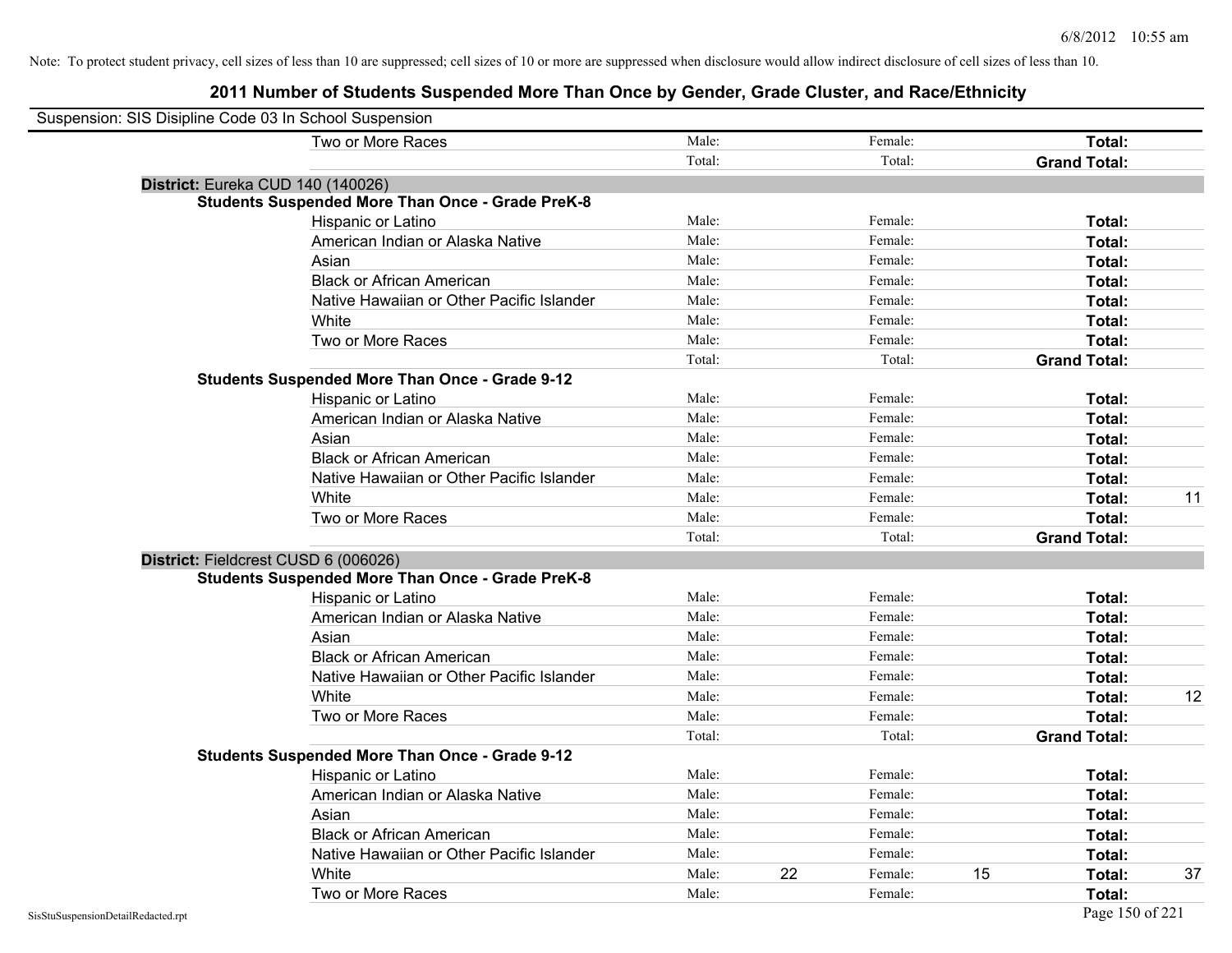Note: To protect student privacy, cell sizes of less than 10 are suppressed; cell sizes of 10 or more are suppressed when disclosure would allow indirect disclosure of cell sizes of less than 10.

# 2011 Number of Students Suspended More Than Once by Gender, Grade Cluster, and Race/Ethnicity

Suspension: SIS Disipline Code 03 In School Suspension

| | Male: | | Female: | | | |
|---|---|---|---|---|---|---|
| Two or More Races | Male: | | Female: | | **Total:** | |
| | Total: | | Total: | | **Grand Total:** | |

**District:** Eureka CUD 140 (140026)

**Students Suspended More Than Once - Grade PreK-8**

| | | | | | | |
|---|---|---|---|---|---|---|
| Hispanic or Latino | Male: | | Female: | | **Total:** | |
| American Indian or Alaska Native | Male: | | Female: | | **Total:** | |
| Asian | Male: | | Female: | | **Total:** | |
| Black or African American | Male: | | Female: | | **Total:** | |
| Native Hawaiian or Other Pacific Islander | Male: | | Female: | | **Total:** | |
| White | Male: | | Female: | | **Total:** | |
| Two or More Races | Male: | | Female: | | **Total:** | |
| | Total: | | Total: | | **Grand Total:** | |

**Students Suspended More Than Once - Grade 9-12**

| | | | | | | |
|---|---|---|---|---|---|---|
| Hispanic or Latino | Male: | | Female: | | **Total:** | |
| American Indian or Alaska Native | Male: | | Female: | | **Total:** | |
| Asian | Male: | | Female: | | **Total:** | |
| Black or African American | Male: | | Female: | | **Total:** | |
| Native Hawaiian or Other Pacific Islander | Male: | | Female: | | **Total:** | |
| White | Male: | | Female: | | **Total:** | 11 |
| Two or More Races | Male: | | Female: | | **Total:** | |
| | Total: | | Total: | | **Grand Total:** | |

**District:** Fieldcrest CUSD 6 (006026)

**Students Suspended More Than Once - Grade PreK-8**

| | | | | | | |
|---|---|---|---|---|---|---|
| Hispanic or Latino | Male: | | Female: | | **Total:** | |
| American Indian or Alaska Native | Male: | | Female: | | **Total:** | |
| Asian | Male: | | Female: | | **Total:** | |
| Black or African American | Male: | | Female: | | **Total:** | |
| Native Hawaiian or Other Pacific Islander | Male: | | Female: | | **Total:** | |
| White | Male: | | Female: | | **Total:** | 12 |
| Two or More Races | Male: | | Female: | | **Total:** | |
| | Total: | | Total: | | **Grand Total:** | |

**Students Suspended More Than Once - Grade 9-12**

| | | | | | | |
|---|---|---|---|---|---|---|
| Hispanic or Latino | Male: | | Female: | | **Total:** | |
| American Indian or Alaska Native | Male: | | Female: | | **Total:** | |
| Asian | Male: | | Female: | | **Total:** | |
| Black or African American | Male: | | Female: | | **Total:** | |
| Native Hawaiian or Other Pacific Islander | Male: | | Female: | | **Total:** | |
| White | Male: | 22 | Female: | 15 | **Total:** | 37 |
| Two or More Races | Male: | | Female: | | **Total:** | |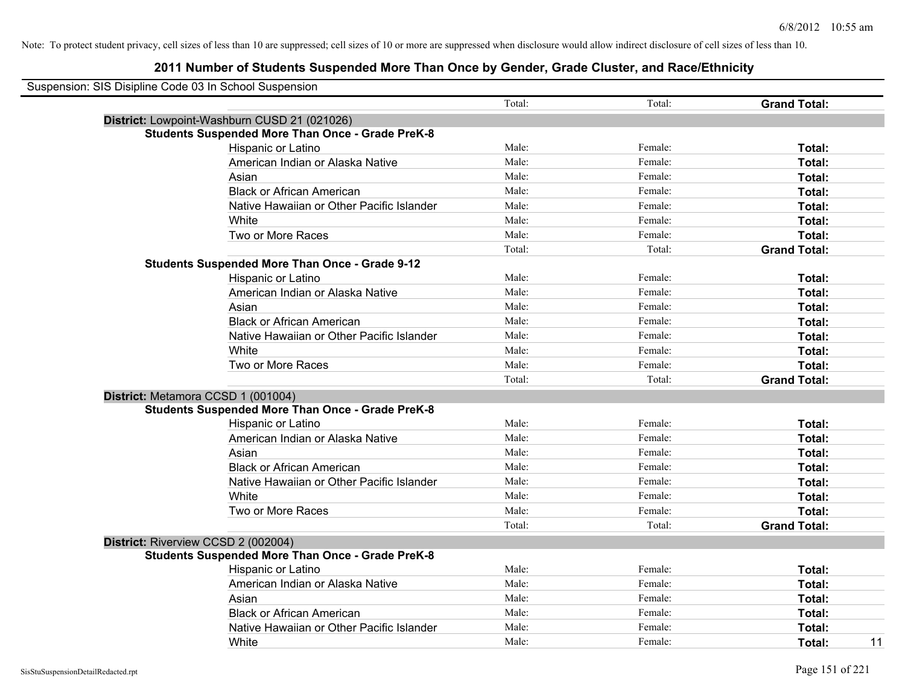Note: To protect student privacy, cell sizes of less than 10 are suppressed; cell sizes of 10 or more are suppressed when disclosure would allow indirect disclosure of cell sizes of less than 10.

## 2011 Number of Students Suspended More Than Once by Gender, Grade Cluster, and Race/Ethnicity

Suspension: SIS Disipline Code 03 In School Suspension

| | | | | |
|---|---|---|---|---|
| | Total: | Total: | **Grand Total:** | |
| **District:** Lowpoint-Washburn CUSD 21 (021026) | | | | |
| **Students Suspended More Than Once - Grade PreK-8** | | | | |
| Hispanic or Latino | Male: | Female: | **Total:** | |
| American Indian or Alaska Native | Male: | Female: | **Total:** | |
| Asian | Male: | Female: | **Total:** | |
| Black or African American | Male: | Female: | **Total:** | |
| Native Hawaiian or Other Pacific Islander | Male: | Female: | **Total:** | |
| White | Male: | Female: | **Total:** | |
| Two or More Races | Male: | Female: | **Total:** | |
| | Total: | Total: | **Grand Total:** | |
| **Students Suspended More Than Once - Grade 9-12** | | | | |
| Hispanic or Latino | Male: | Female: | **Total:** | |
| American Indian or Alaska Native | Male: | Female: | **Total:** | |
| Asian | Male: | Female: | **Total:** | |
| Black or African American | Male: | Female: | **Total:** | |
| Native Hawaiian or Other Pacific Islander | Male: | Female: | **Total:** | |
| White | Male: | Female: | **Total:** | |
| Two or More Races | Male: | Female: | **Total:** | |
| | Total: | Total: | **Grand Total:** | |
| **District:** Metamora CCSD 1 (001004) | | | | |
| **Students Suspended More Than Once - Grade PreK-8** | | | | |
| Hispanic or Latino | Male: | Female: | **Total:** | |
| American Indian or Alaska Native | Male: | Female: | **Total:** | |
| Asian | Male: | Female: | **Total:** | |
| Black or African American | Male: | Female: | **Total:** | |
| Native Hawaiian or Other Pacific Islander | Male: | Female: | **Total:** | |
| White | Male: | Female: | **Total:** | |
| Two or More Races | Male: | Female: | **Total:** | |
| | Total: | Total: | **Grand Total:** | |
| **District:** Riverview CCSD 2 (002004) | | | | |
| **Students Suspended More Than Once - Grade PreK-8** | | | | |
| Hispanic or Latino | Male: | Female: | **Total:** | |
| American Indian or Alaska Native | Male: | Female: | **Total:** | |
| Asian | Male: | Female: | **Total:** | |
| Black or African American | Male: | Female: | **Total:** | |
| Native Hawaiian or Other Pacific Islander | Male: | Female: | **Total:** | |
| White | Male: | Female: | **Total:** | 11 |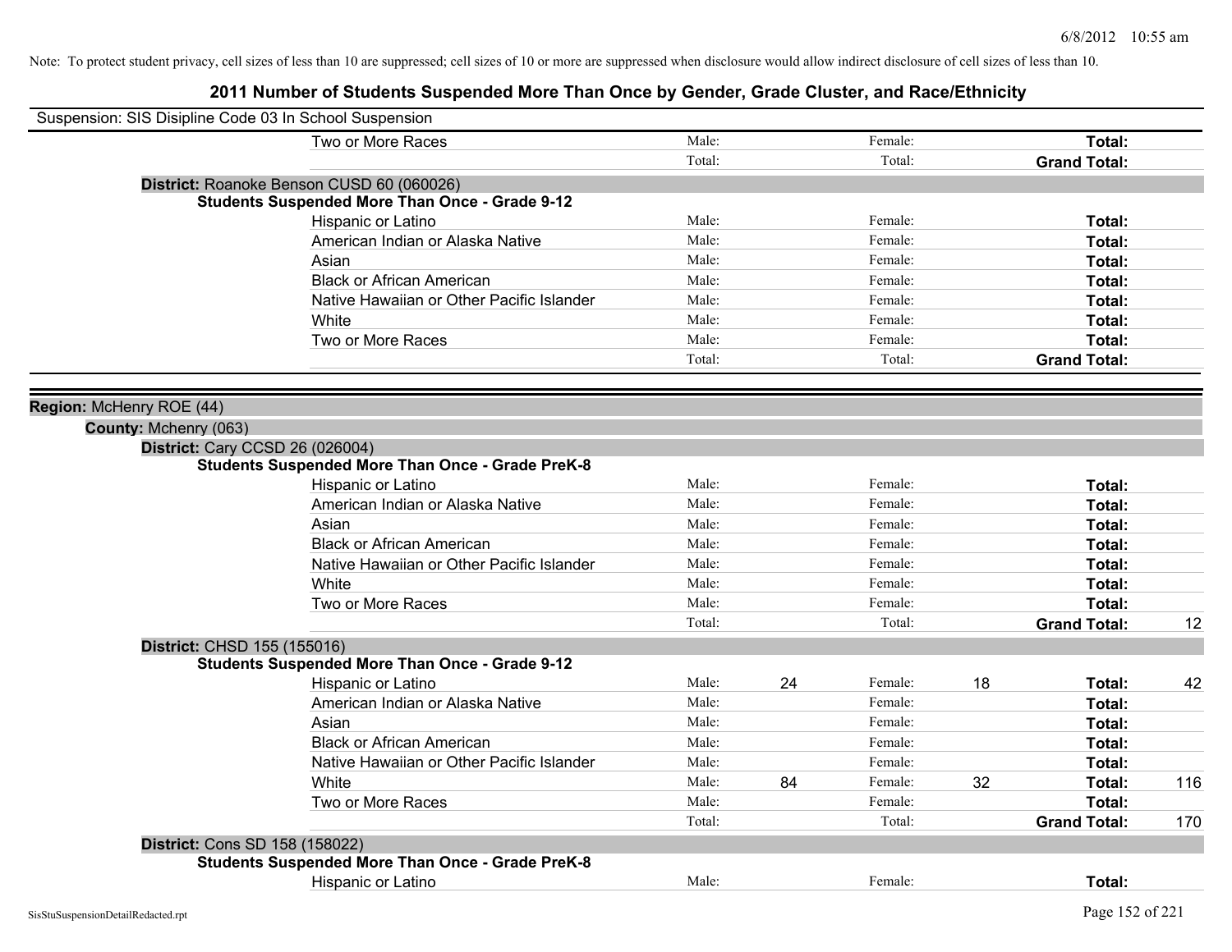Note: To protect student privacy, cell sizes of less than 10 are suppressed; cell sizes of 10 or more are suppressed when disclosure would allow indirect disclosure of cell sizes of less than 10.

# 2011 Number of Students Suspended More Than Once by Gender, Grade Cluster, and Race/Ethnicity

Suspension: SIS Disipline Code 03 In School Suspension

| | | | | | | |
|---|---|---|---|---|---|---|
| Two or More Races | Male: | | Female: | | **Total:** | |
| | Total: | | Total: | | **Grand Total:** | |

**District:** Roanoke Benson CUSD 60 (060026)

**Students Suspended More Than Once - Grade 9-12**

| | | | | | | |
|---|---|---|---|---|---|---|
| Hispanic or Latino | Male: | | Female: | | **Total:** | |
| American Indian or Alaska Native | Male: | | Female: | | **Total:** | |
| Asian | Male: | | Female: | | **Total:** | |
| Black or African American | Male: | | Female: | | **Total:** | |
| Native Hawaiian or Other Pacific Islander | Male: | | Female: | | **Total:** | |
| White | Male: | | Female: | | **Total:** | |
| Two or More Races | Male: | | Female: | | **Total:** | |
| | Total: | | Total: | | **Grand Total:** | |

**Region:** McHenry ROE (44)

**County:** Mchenry (063)

**District:** Cary CCSD 26 (026004)

**Students Suspended More Than Once - Grade PreK-8**

| | | | | | | |
|---|---|---|---|---|---|---|
| Hispanic or Latino | Male: | | Female: | | **Total:** | |
| American Indian or Alaska Native | Male: | | Female: | | **Total:** | |
| Asian | Male: | | Female: | | **Total:** | |
| Black or African American | Male: | | Female: | | **Total:** | |
| Native Hawaiian or Other Pacific Islander | Male: | | Female: | | **Total:** | |
| White | Male: | | Female: | | **Total:** | |
| Two or More Races | Male: | | Female: | | **Total:** | |
| | Total: | | Total: | | **Grand Total:** | 12 |

**District:** CHSD 155 (155016)

**Students Suspended More Than Once - Grade 9-12**

| | | | | | | |
|---|---|---|---|---|---|---|
| Hispanic or Latino | Male: | 24 | Female: | 18 | **Total:** | 42 |
| American Indian or Alaska Native | Male: | | Female: | | **Total:** | |
| Asian | Male: | | Female: | | **Total:** | |
| Black or African American | Male: | | Female: | | **Total:** | |
| Native Hawaiian or Other Pacific Islander | Male: | | Female: | | **Total:** | |
| White | Male: | 84 | Female: | 32 | **Total:** | 116 |
| Two or More Races | Male: | | Female: | | **Total:** | |
| | Total: | | Total: | | **Grand Total:** | 170 |

**District:** Cons SD 158 (158022)

**Students Suspended More Than Once - Grade PreK-8**

| | | | | | | |
|---|---|---|---|---|---|---|
| Hispanic or Latino | Male: | | Female: | | **Total:** | |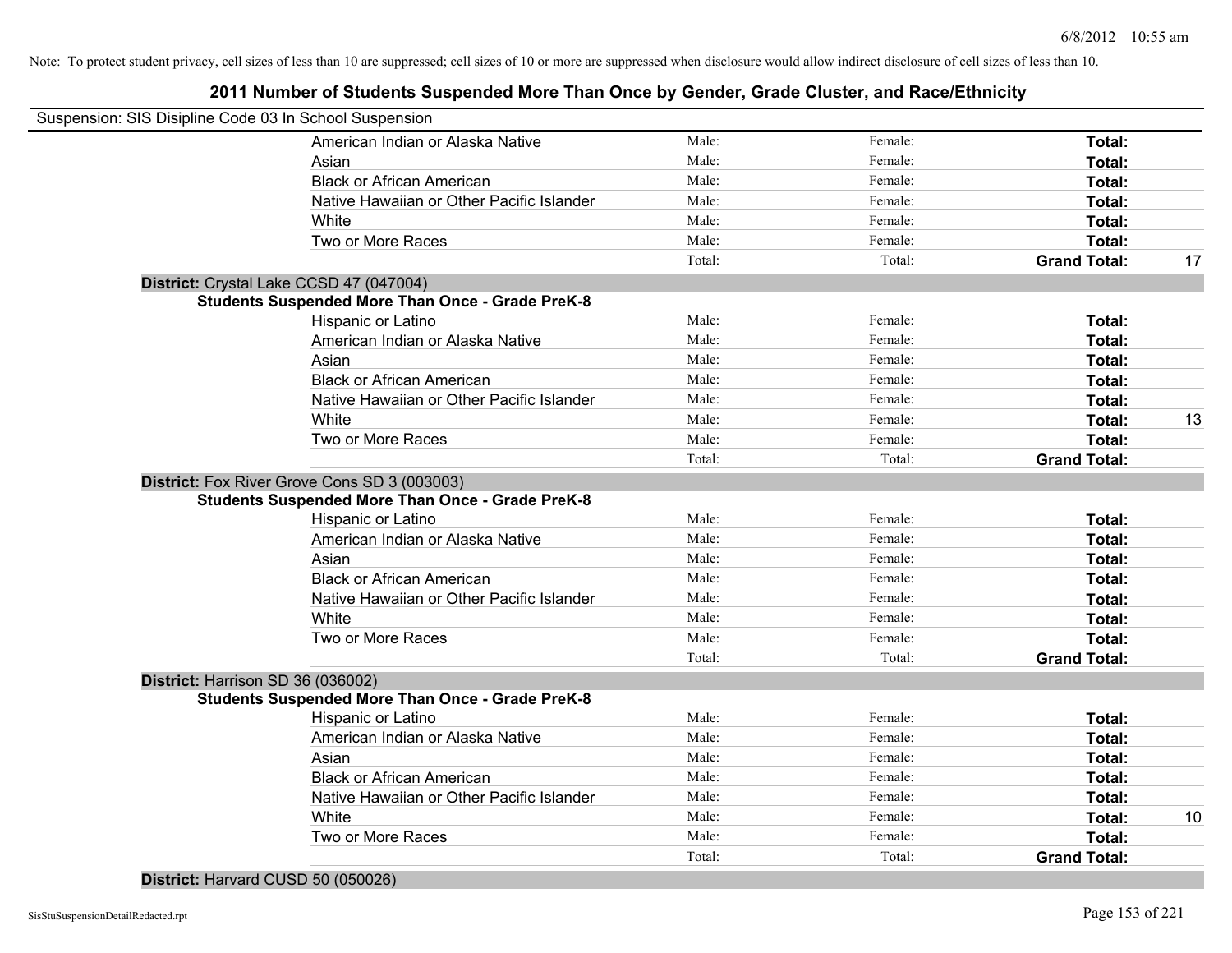Note: To protect student privacy, cell sizes of less than 10 are suppressed; cell sizes of 10 or more are suppressed when disclosure would allow indirect disclosure of cell sizes of less than 10.

# 2011 Number of Students Suspended More Than Once by Gender, Grade Cluster, and Race/Ethnicity

Suspension: SIS Disipline Code 03 In School Suspension

| | | | | |
|---|---|---|---|---|
| American Indian or Alaska Native | Male: | Female: | **Total:** | |
| Asian | Male: | Female: | **Total:** | |
| Black or African American | Male: | Female: | **Total:** | |
| Native Hawaiian or Other Pacific Islander | Male: | Female: | **Total:** | |
| White | Male: | Female: | **Total:** | |
| Two or More Races | Male: | Female: | **Total:** | |
| | Total: | Total: | **Grand Total:** | 17 |

**District:** Crystal Lake CCSD 47 (047004)

**Students Suspended More Than Once - Grade PreK-8**

| | | | | |
|---|---|---|---|---|
| Hispanic or Latino | Male: | Female: | **Total:** | |
| American Indian or Alaska Native | Male: | Female: | **Total:** | |
| Asian | Male: | Female: | **Total:** | |
| Black or African American | Male: | Female: | **Total:** | |
| Native Hawaiian or Other Pacific Islander | Male: | Female: | **Total:** | |
| White | Male: | Female: | **Total:** | 13 |
| Two or More Races | Male: | Female: | **Total:** | |
| | Total: | Total: | **Grand Total:** | |

**District:** Fox River Grove Cons SD 3 (003003)

**Students Suspended More Than Once - Grade PreK-8**

| | | | | |
|---|---|---|---|---|
| Hispanic or Latino | Male: | Female: | **Total:** | |
| American Indian or Alaska Native | Male: | Female: | **Total:** | |
| Asian | Male: | Female: | **Total:** | |
| Black or African American | Male: | Female: | **Total:** | |
| Native Hawaiian or Other Pacific Islander | Male: | Female: | **Total:** | |
| White | Male: | Female: | **Total:** | |
| Two or More Races | Male: | Female: | **Total:** | |
| | Total: | Total: | **Grand Total:** | |

**District:** Harrison SD 36 (036002)

**Students Suspended More Than Once - Grade PreK-8**

| | | | | |
|---|---|---|---|---|
| Hispanic or Latino | Male: | Female: | **Total:** | |
| American Indian or Alaska Native | Male: | Female: | **Total:** | |
| Asian | Male: | Female: | **Total:** | |
| Black or African American | Male: | Female: | **Total:** | |
| Native Hawaiian or Other Pacific Islander | Male: | Female: | **Total:** | |
| White | Male: | Female: | **Total:** | 10 |
| Two or More Races | Male: | Female: | **Total:** | |
| | Total: | Total: | **Grand Total:** | |

**District:** Harvard CUSD 50 (050026)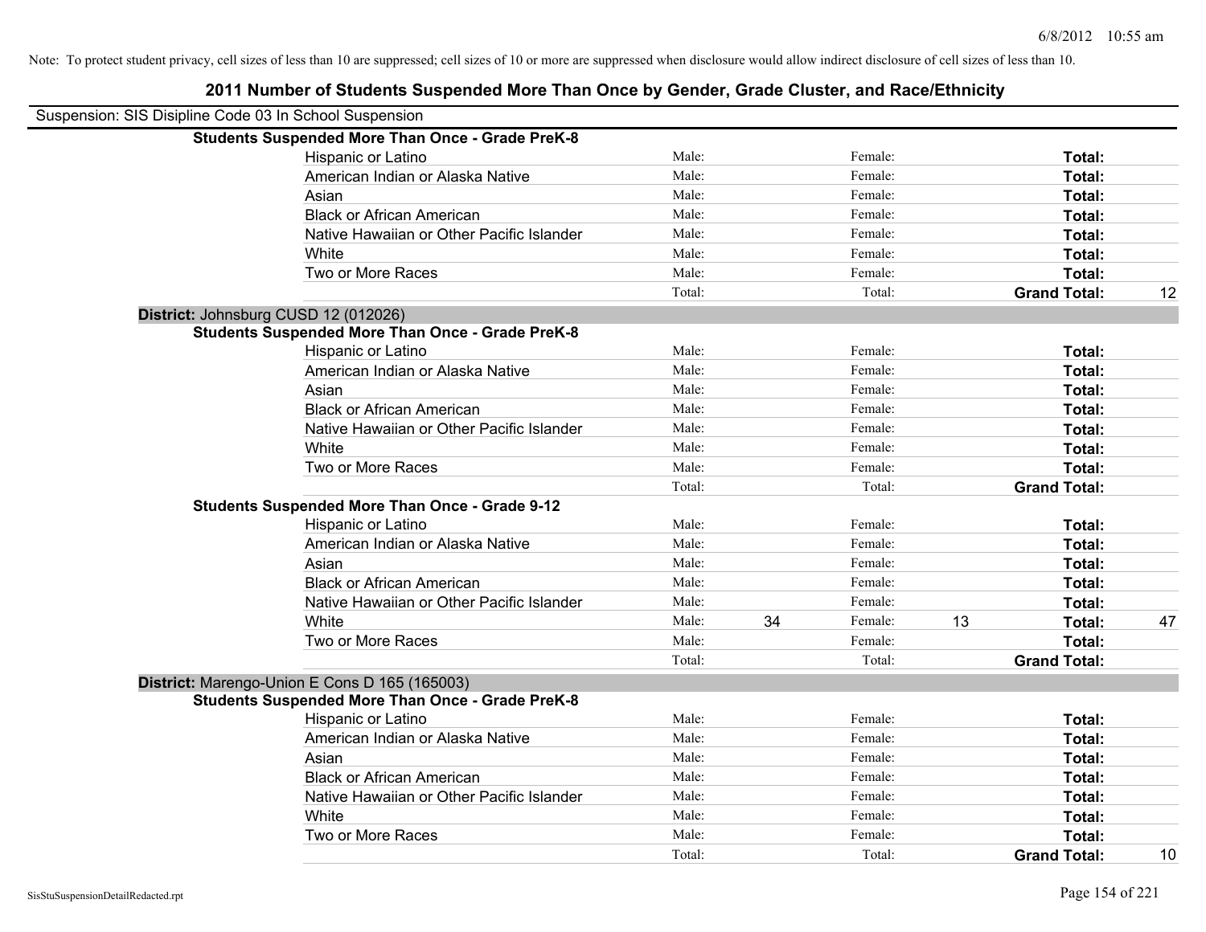Note: To protect student privacy, cell sizes of less than 10 are suppressed; cell sizes of 10 or more are suppressed when disclosure would allow indirect disclosure of cell sizes of less than 10.

# 2011 Number of Students Suspended More Than Once by Gender, Grade Cluster, and Race/Ethnicity

Suspension: SIS Disipline Code 03 In School Suspension

**Students Suspended More Than Once - Grade PreK-8**

| Race/Ethnicity | Male: | | Female: | | Total: | |
|---|---|---|---|---|---|---|
| Hispanic or Latino | Male: | | Female: | | **Total:** | |
| American Indian or Alaska Native | Male: | | Female: | | **Total:** | |
| Asian | Male: | | Female: | | **Total:** | |
| Black or African American | Male: | | Female: | | **Total:** | |
| Native Hawaiian or Other Pacific Islander | Male: | | Female: | | **Total:** | |
| White | Male: | | Female: | | **Total:** | |
| Two or More Races | Male: | | Female: | | **Total:** | |
| | Total: | | Total: | | **Grand Total:** | 12 |

**District:** Johnsburg CUSD 12 (012026)

**Students Suspended More Than Once - Grade PreK-8**

| Race/Ethnicity | Male: | | Female: | | Total: | |
|---|---|---|---|---|---|---|
| Hispanic or Latino | Male: | | Female: | | **Total:** | |
| American Indian or Alaska Native | Male: | | Female: | | **Total:** | |
| Asian | Male: | | Female: | | **Total:** | |
| Black or African American | Male: | | Female: | | **Total:** | |
| Native Hawaiian or Other Pacific Islander | Male: | | Female: | | **Total:** | |
| White | Male: | | Female: | | **Total:** | |
| Two or More Races | Male: | | Female: | | **Total:** | |
| | Total: | | Total: | | **Grand Total:** | |

**Students Suspended More Than Once - Grade 9-12**

| Race/Ethnicity | Male: | | Female: | | Total: | |
|---|---|---|---|---|---|---|
| Hispanic or Latino | Male: | | Female: | | **Total:** | |
| American Indian or Alaska Native | Male: | | Female: | | **Total:** | |
| Asian | Male: | | Female: | | **Total:** | |
| Black or African American | Male: | | Female: | | **Total:** | |
| Native Hawaiian or Other Pacific Islander | Male: | | Female: | | **Total:** | |
| White | Male: | 34 | Female: | 13 | **Total:** | 47 |
| Two or More Races | Male: | | Female: | | **Total:** | |
| | Total: | | Total: | | **Grand Total:** | |

**District:** Marengo-Union E Cons D 165 (165003)

**Students Suspended More Than Once - Grade PreK-8**

| Race/Ethnicity | Male: | | Female: | | Total: | |
|---|---|---|---|---|---|---|
| Hispanic or Latino | Male: | | Female: | | **Total:** | |
| American Indian or Alaska Native | Male: | | Female: | | **Total:** | |
| Asian | Male: | | Female: | | **Total:** | |
| Black or African American | Male: | | Female: | | **Total:** | |
| Native Hawaiian or Other Pacific Islander | Male: | | Female: | | **Total:** | |
| White | Male: | | Female: | | **Total:** | |
| Two or More Races | Male: | | Female: | | **Total:** | |
| | Total: | | Total: | | **Grand Total:** | 10 |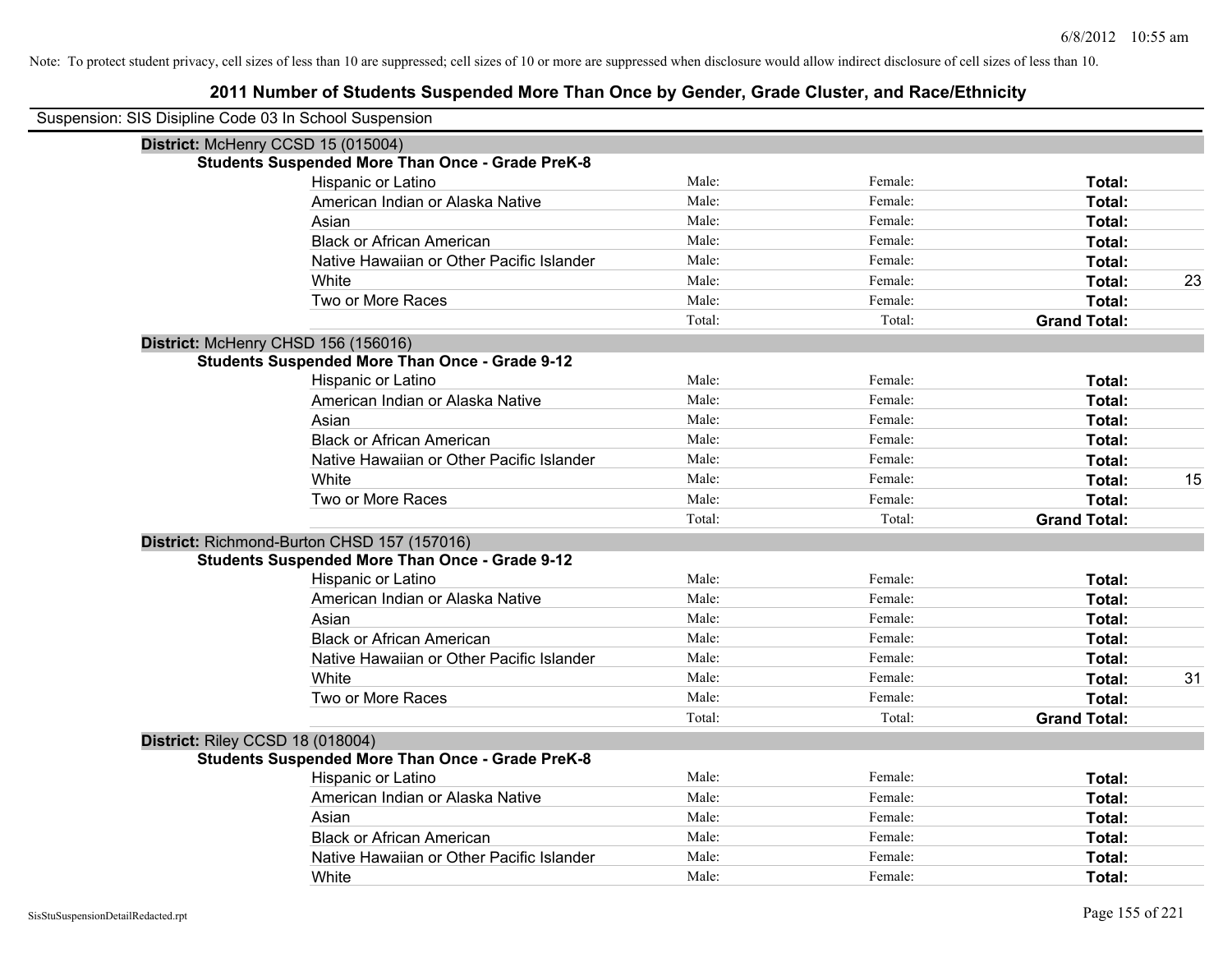Note: To protect student privacy, cell sizes of less than 10 are suppressed; cell sizes of 10 or more are suppressed when disclosure would allow indirect disclosure of cell sizes of less than 10.

# 2011 Number of Students Suspended More Than Once by Gender, Grade Cluster, and Race/Ethnicity

Suspension: SIS Disipline Code 03 In School Suspension

**District:** McHenry CCSD 15 (015004)

**Students Suspended More Than Once - Grade PreK-8**

| Race/Ethnicity | Male | Female | Total | |
|---|---|---|---|---|
| Hispanic or Latino | Male: | Female: | **Total:** | |
| American Indian or Alaska Native | Male: | Female: | **Total:** | |
| Asian | Male: | Female: | **Total:** | |
| Black or African American | Male: | Female: | **Total:** | |
| Native Hawaiian or Other Pacific Islander | Male: | Female: | **Total:** | |
| White | Male: | Female: | **Total:** | 23 |
| Two or More Races | Male: | Female: | **Total:** | |
| | Total: | Total: | **Grand Total:** | |

**District:** McHenry CHSD 156 (156016)

**Students Suspended More Than Once - Grade 9-12**

| Race/Ethnicity | Male | Female | Total | |
|---|---|---|---|---|
| Hispanic or Latino | Male: | Female: | **Total:** | |
| American Indian or Alaska Native | Male: | Female: | **Total:** | |
| Asian | Male: | Female: | **Total:** | |
| Black or African American | Male: | Female: | **Total:** | |
| Native Hawaiian or Other Pacific Islander | Male: | Female: | **Total:** | |
| White | Male: | Female: | **Total:** | 15 |
| Two or More Races | Male: | Female: | **Total:** | |
| | Total: | Total: | **Grand Total:** | |

**District:** Richmond-Burton CHSD 157 (157016)

**Students Suspended More Than Once - Grade 9-12**

| Race/Ethnicity | Male | Female | Total | |
|---|---|---|---|---|
| Hispanic or Latino | Male: | Female: | **Total:** | |
| American Indian or Alaska Native | Male: | Female: | **Total:** | |
| Asian | Male: | Female: | **Total:** | |
| Black or African American | Male: | Female: | **Total:** | |
| Native Hawaiian or Other Pacific Islander | Male: | Female: | **Total:** | |
| White | Male: | Female: | **Total:** | 31 |
| Two or More Races | Male: | Female: | **Total:** | |
| | Total: | Total: | **Grand Total:** | |

**District:** Riley CCSD 18 (018004)

**Students Suspended More Than Once - Grade PreK-8**

| Race/Ethnicity | Male | Female | Total | |
|---|---|---|---|---|
| Hispanic or Latino | Male: | Female: | **Total:** | |
| American Indian or Alaska Native | Male: | Female: | **Total:** | |
| Asian | Male: | Female: | **Total:** | |
| Black or African American | Male: | Female: | **Total:** | |
| Native Hawaiian or Other Pacific Islander | Male: | Female: | **Total:** | |
| White | Male: | Female: | **Total:** | |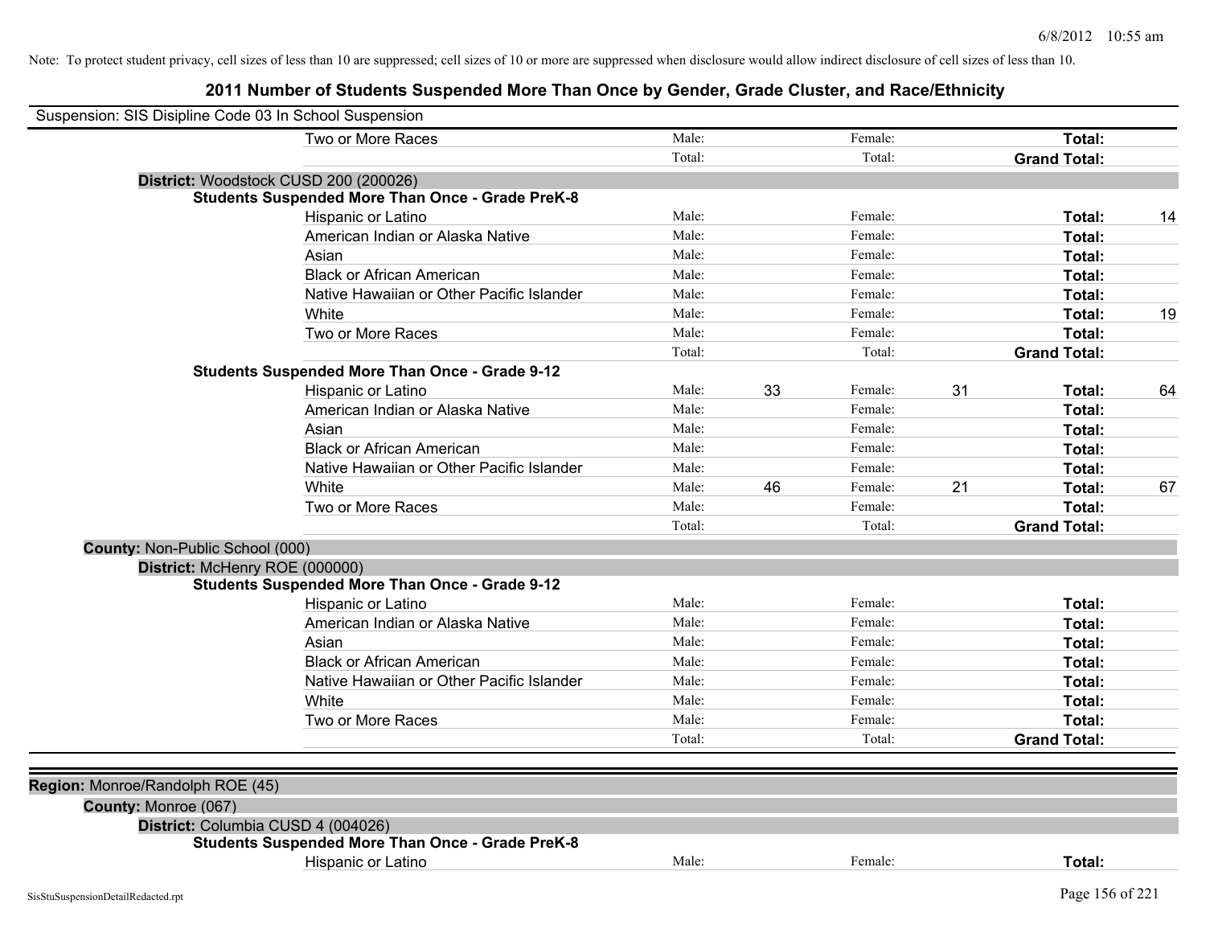Note: To protect student privacy, cell sizes of less than 10 are suppressed; cell sizes of 10 or more are suppressed when disclosure would allow indirect disclosure of cell sizes of less than 10.

## 2011 Number of Students Suspended More Than Once by Gender, Grade Cluster, and Race/Ethnicity

Suspension: SIS Disipline Code 03 In School Suspension

| | | | | | | |
|---|---|---|---|---|---|---|
| Two or More Races | Male: | | Female: | | **Total:** | |
| | Total: | | Total: | | **Grand Total:** | |

**District:** Woodstock CUSD 200 (200026)

**Students Suspended More Than Once - Grade PreK-8**

| | | | | | | |
|---|---|---|---|---|---|---|
| Hispanic or Latino | Male: | | Female: | | **Total:** | 14 |
| American Indian or Alaska Native | Male: | | Female: | | **Total:** | |
| Asian | Male: | | Female: | | **Total:** | |
| Black or African American | Male: | | Female: | | **Total:** | |
| Native Hawaiian or Other Pacific Islander | Male: | | Female: | | **Total:** | |
| White | Male: | | Female: | | **Total:** | 19 |
| Two or More Races | Male: | | Female: | | **Total:** | |
| | Total: | | Total: | | **Grand Total:** | |

**Students Suspended More Than Once - Grade 9-12**

| | | | | | | |
|---|---|---|---|---|---|---|
| Hispanic or Latino | Male: | 33 | Female: | 31 | **Total:** | 64 |
| American Indian or Alaska Native | Male: | | Female: | | **Total:** | |
| Asian | Male: | | Female: | | **Total:** | |
| Black or African American | Male: | | Female: | | **Total:** | |
| Native Hawaiian or Other Pacific Islander | Male: | | Female: | | **Total:** | |
| White | Male: | 46 | Female: | 21 | **Total:** | 67 |
| Two or More Races | Male: | | Female: | | **Total:** | |
| | Total: | | Total: | | **Grand Total:** | |

**County:** Non-Public School (000)

**District:** McHenry ROE (000000)

**Students Suspended More Than Once - Grade 9-12**

| | | | | | | |
|---|---|---|---|---|---|---|
| Hispanic or Latino | Male: | | Female: | | **Total:** | |
| American Indian or Alaska Native | Male: | | Female: | | **Total:** | |
| Asian | Male: | | Female: | | **Total:** | |
| Black or African American | Male: | | Female: | | **Total:** | |
| Native Hawaiian or Other Pacific Islander | Male: | | Female: | | **Total:** | |
| White | Male: | | Female: | | **Total:** | |
| Two or More Races | Male: | | Female: | | **Total:** | |
| | Total: | | Total: | | **Grand Total:** | |

**Region:** Monroe/Randolph ROE (45)

**County:** Monroe (067)

**District:** Columbia CUSD 4 (004026)

**Students Suspended More Than Once - Grade PreK-8**

| | | | | | | |
|---|---|---|---|---|---|---|
| Hispanic or Latino | Male: | | Female: | | **Total:** | |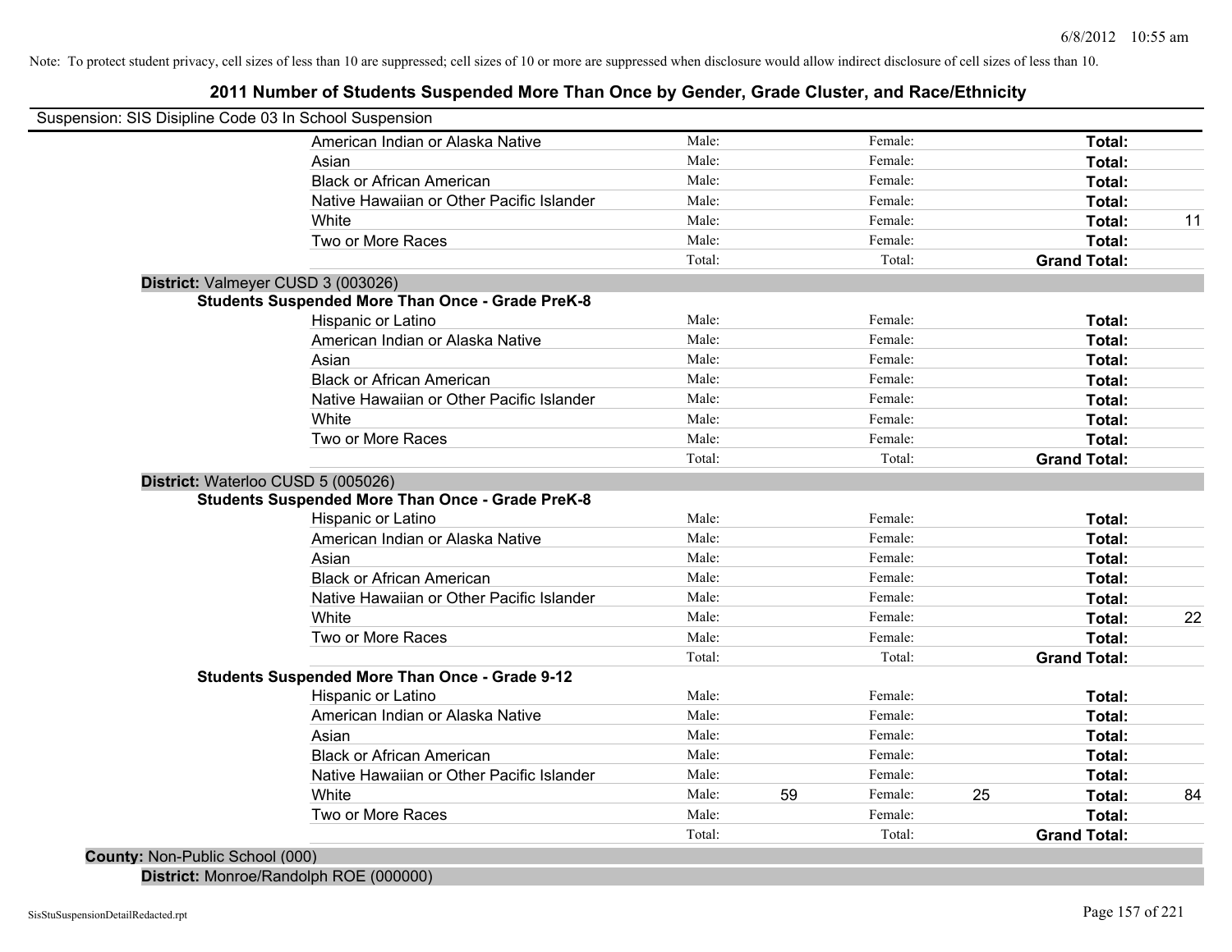Note: To protect student privacy, cell sizes of less than 10 are suppressed; cell sizes of 10 or more are suppressed when disclosure would allow indirect disclosure of cell sizes of less than 10.

## 2011 Number of Students Suspended More Than Once by Gender, Grade Cluster, and Race/Ethnicity

Suspension: SIS Disipline Code 03 In School Suspension

| | | | | | | |
|---|---|---|---|---|---|---|
| American Indian or Alaska Native | Male: | | Female: | | **Total:** | |
| Asian | Male: | | Female: | | **Total:** | |
| Black or African American | Male: | | Female: | | **Total:** | |
| Native Hawaiian or Other Pacific Islander | Male: | | Female: | | **Total:** | |
| White | Male: | | Female: | | **Total:** | 11 |
| Two or More Races | Male: | | Female: | | **Total:** | |
| | Total: | | Total: | | **Grand Total:** | |

**District:** Valmeyer CUSD 3 (003026)

**Students Suspended More Than Once - Grade PreK-8**

| | | | | | | |
|---|---|---|---|---|---|---|
| Hispanic or Latino | Male: | | Female: | | **Total:** | |
| American Indian or Alaska Native | Male: | | Female: | | **Total:** | |
| Asian | Male: | | Female: | | **Total:** | |
| Black or African American | Male: | | Female: | | **Total:** | |
| Native Hawaiian or Other Pacific Islander | Male: | | Female: | | **Total:** | |
| White | Male: | | Female: | | **Total:** | |
| Two or More Races | Male: | | Female: | | **Total:** | |
| | Total: | | Total: | | **Grand Total:** | |

**District:** Waterloo CUSD 5 (005026)

**Students Suspended More Than Once - Grade PreK-8**

| | | | | | | |
|---|---|---|---|---|---|---|
| Hispanic or Latino | Male: | | Female: | | **Total:** | |
| American Indian or Alaska Native | Male: | | Female: | | **Total:** | |
| Asian | Male: | | Female: | | **Total:** | |
| Black or African American | Male: | | Female: | | **Total:** | |
| Native Hawaiian or Other Pacific Islander | Male: | | Female: | | **Total:** | |
| White | Male: | | Female: | | **Total:** | 22 |
| Two or More Races | Male: | | Female: | | **Total:** | |
| | Total: | | Total: | | **Grand Total:** | |

**Students Suspended More Than Once - Grade 9-12**

| | | | | | | |
|---|---|---|---|---|---|---|
| Hispanic or Latino | Male: | | Female: | | **Total:** | |
| American Indian or Alaska Native | Male: | | Female: | | **Total:** | |
| Asian | Male: | | Female: | | **Total:** | |
| Black or African American | Male: | | Female: | | **Total:** | |
| Native Hawaiian or Other Pacific Islander | Male: | | Female: | | **Total:** | |
| White | Male: | 59 | Female: | 25 | **Total:** | 84 |
| Two or More Races | Male: | | Female: | | **Total:** | |
| | Total: | | Total: | | **Grand Total:** | |

**County:** Non-Public School (000)

**District:** Monroe/Randolph ROE (000000)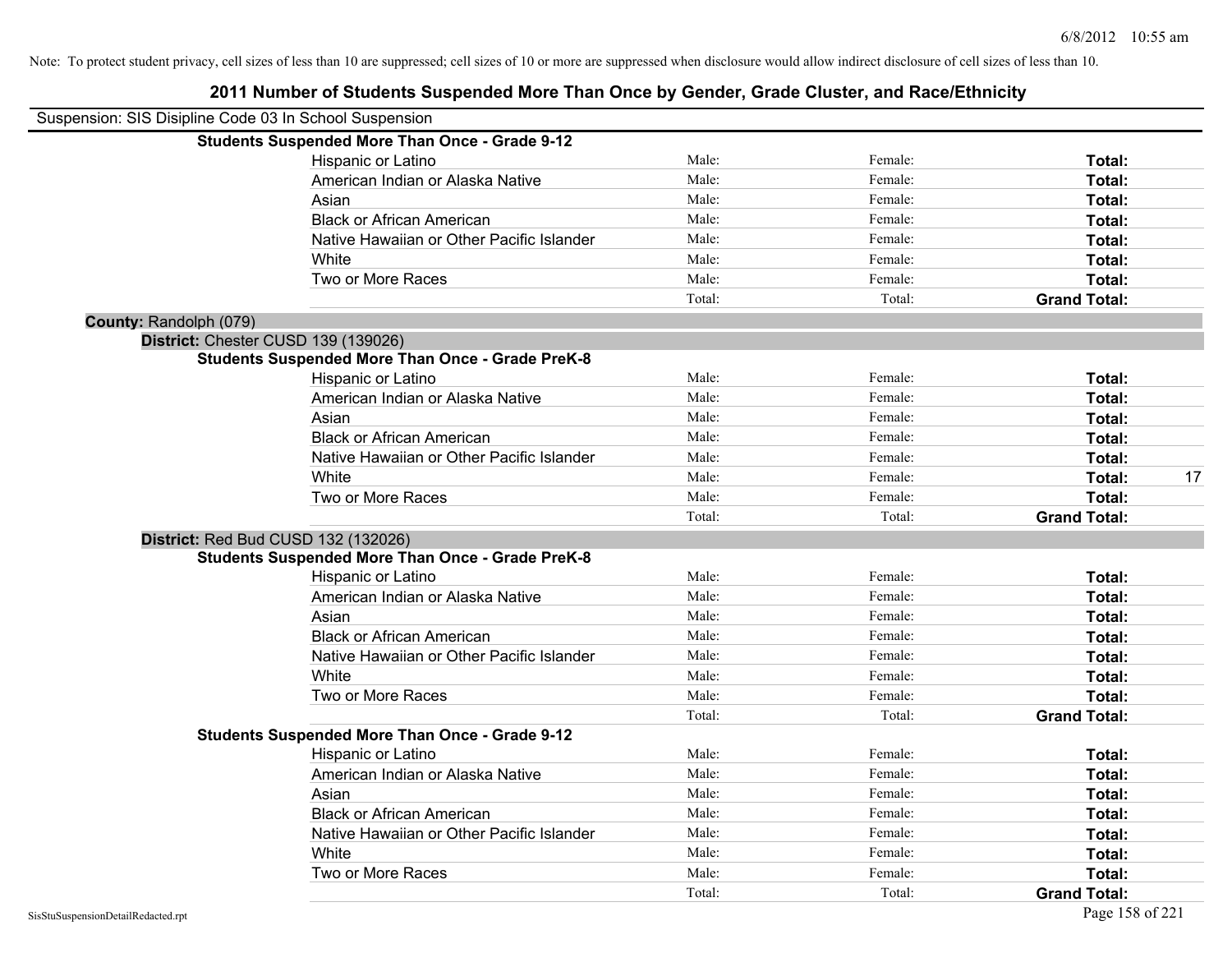Note: To protect student privacy, cell sizes of less than 10 are suppressed; cell sizes of 10 or more are suppressed when disclosure would allow indirect disclosure of cell sizes of less than 10.

## 2011 Number of Students Suspended More Than Once by Gender, Grade Cluster, and Race/Ethnicity

Suspension: SIS Disipline Code 03 In School Suspension

**Students Suspended More Than Once - Grade 9-12**

| | | | | |
|---|---|---|---|---|
| Hispanic or Latino | Male: | Female: | **Total:** | |
| American Indian or Alaska Native | Male: | Female: | **Total:** | |
| Asian | Male: | Female: | **Total:** | |
| Black or African American | Male: | Female: | **Total:** | |
| Native Hawaiian or Other Pacific Islander | Male: | Female: | **Total:** | |
| White | Male: | Female: | **Total:** | |
| Two or More Races | Male: | Female: | **Total:** | |
| | Total: | Total: | **Grand Total:** | |

**County:** Randolph (079)

**District:** Chester CUSD 139 (139026)

**Students Suspended More Than Once - Grade PreK-8**

| | | | | |
|---|---|---|---|---|
| Hispanic or Latino | Male: | Female: | **Total:** | |
| American Indian or Alaska Native | Male: | Female: | **Total:** | |
| Asian | Male: | Female: | **Total:** | |
| Black or African American | Male: | Female: | **Total:** | |
| Native Hawaiian or Other Pacific Islander | Male: | Female: | **Total:** | |
| White | Male: | Female: | **Total:** | 17 |
| Two or More Races | Male: | Female: | **Total:** | |
| | Total: | Total: | **Grand Total:** | |

**District:** Red Bud CUSD 132 (132026)

**Students Suspended More Than Once - Grade PreK-8**

| | | | | |
|---|---|---|---|---|
| Hispanic or Latino | Male: | Female: | **Total:** | |
| American Indian or Alaska Native | Male: | Female: | **Total:** | |
| Asian | Male: | Female: | **Total:** | |
| Black or African American | Male: | Female: | **Total:** | |
| Native Hawaiian or Other Pacific Islander | Male: | Female: | **Total:** | |
| White | Male: | Female: | **Total:** | |
| Two or More Races | Male: | Female: | **Total:** | |
| | Total: | Total: | **Grand Total:** | |

**Students Suspended More Than Once - Grade 9-12**

| | | | | |
|---|---|---|---|---|
| Hispanic or Latino | Male: | Female: | **Total:** | |
| American Indian or Alaska Native | Male: | Female: | **Total:** | |
| Asian | Male: | Female: | **Total:** | |
| Black or African American | Male: | Female: | **Total:** | |
| Native Hawaiian or Other Pacific Islander | Male: | Female: | **Total:** | |
| White | Male: | Female: | **Total:** | |
| Two or More Races | Male: | Female: | **Total:** | |
| | Total: | Total: | **Grand Total:** | |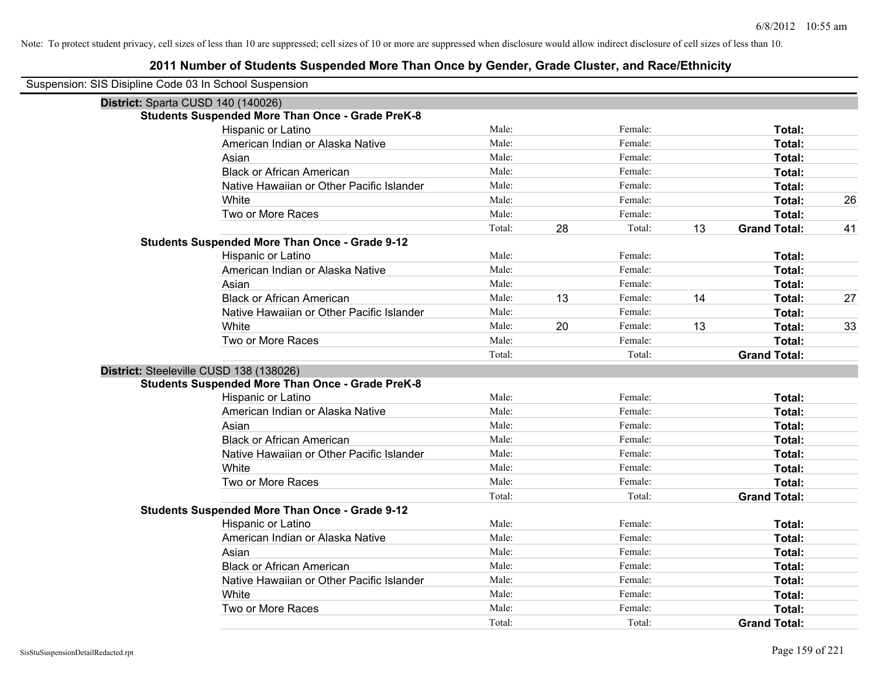Note: To protect student privacy, cell sizes of less than 10 are suppressed; cell sizes of 10 or more are suppressed when disclosure would allow indirect disclosure of cell sizes of less than 10.

# 2011 Number of Students Suspended More Than Once by Gender, Grade Cluster, and Race/Ethnicity

Suspension: SIS Disipline Code 03 In School Suspension

## District: Sparta CUSD 140 (140026)

### Students Suspended More Than Once - Grade PreK-8

| Race/Ethnicity | | | | | | |
|---|---|---|---|---|---|---|
| Hispanic or Latino | Male: | | Female: | | **Total:** | |
| American Indian or Alaska Native | Male: | | Female: | | **Total:** | |
| Asian | Male: | | Female: | | **Total:** | |
| Black or African American | Male: | | Female: | | **Total:** | |
| Native Hawaiian or Other Pacific Islander | Male: | | Female: | | **Total:** | |
| White | Male: | | Female: | | **Total:** | 26 |
| Two or More Races | Male: | | Female: | | **Total:** | |
| | Total: | 28 | Total: | 13 | **Grand Total:** | 41 |

### Students Suspended More Than Once - Grade 9-12

| Race/Ethnicity | | | | | | |
|---|---|---|---|---|---|---|
| Hispanic or Latino | Male: | | Female: | | **Total:** | |
| American Indian or Alaska Native | Male: | | Female: | | **Total:** | |
| Asian | Male: | | Female: | | **Total:** | |
| Black or African American | Male: | 13 | Female: | 14 | **Total:** | 27 |
| Native Hawaiian or Other Pacific Islander | Male: | | Female: | | **Total:** | |
| White | Male: | 20 | Female: | 13 | **Total:** | 33 |
| Two or More Races | Male: | | Female: | | **Total:** | |
| | Total: | | Total: | | **Grand Total:** | |

## District: Steeleville CUSD 138 (138026)

### Students Suspended More Than Once - Grade PreK-8

| Race/Ethnicity | | | | | | |
|---|---|---|---|---|---|---|
| Hispanic or Latino | Male: | | Female: | | **Total:** | |
| American Indian or Alaska Native | Male: | | Female: | | **Total:** | |
| Asian | Male: | | Female: | | **Total:** | |
| Black or African American | Male: | | Female: | | **Total:** | |
| Native Hawaiian or Other Pacific Islander | Male: | | Female: | | **Total:** | |
| White | Male: | | Female: | | **Total:** | |
| Two or More Races | Male: | | Female: | | **Total:** | |
| | Total: | | Total: | | **Grand Total:** | |

### Students Suspended More Than Once - Grade 9-12

| Race/Ethnicity | | | | | | |
|---|---|---|---|---|---|---|
| Hispanic or Latino | Male: | | Female: | | **Total:** | |
| American Indian or Alaska Native | Male: | | Female: | | **Total:** | |
| Asian | Male: | | Female: | | **Total:** | |
| Black or African American | Male: | | Female: | | **Total:** | |
| Native Hawaiian or Other Pacific Islander | Male: | | Female: | | **Total:** | |
| White | Male: | | Female: | | **Total:** | |
| Two or More Races | Male: | | Female: | | **Total:** | |
| | Total: | | Total: | | **Grand Total:** | |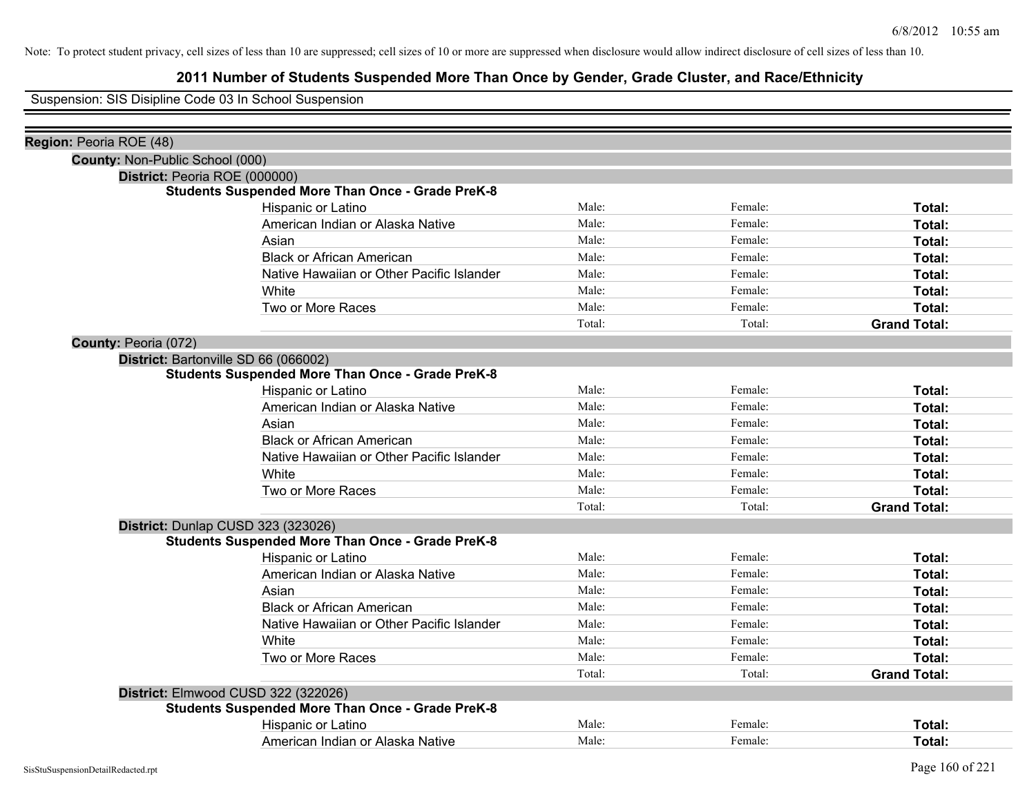Note: To protect student privacy, cell sizes of less than 10 are suppressed; cell sizes of 10 or more are suppressed when disclosure would allow indirect disclosure of cell sizes of less than 10.

# 2011 Number of Students Suspended More Than Once by Gender, Grade Cluster, and Race/Ethnicity

Suspension: SIS Disipline Code 03 In School Suspension

**Region:** Peoria ROE (48)

**County:** Non-Public School (000)

**District:** Peoria ROE (000000)

**Students Suspended More Than Once - Grade PreK-8**

| | | | |
|---|---|---|---|
| Hispanic or Latino | Male: | Female: | **Total:** |
| American Indian or Alaska Native | Male: | Female: | **Total:** |
| Asian | Male: | Female: | **Total:** |
| Black or African American | Male: | Female: | **Total:** |
| Native Hawaiian or Other Pacific Islander | Male: | Female: | **Total:** |
| White | Male: | Female: | **Total:** |
| Two or More Races | Male: | Female: | **Total:** |
| | Total: | Total: | **Grand Total:** |

**County:** Peoria (072)

**District:** Bartonville SD 66 (066002)

**Students Suspended More Than Once - Grade PreK-8**

| | | | |
|---|---|---|---|
| Hispanic or Latino | Male: | Female: | **Total:** |
| American Indian or Alaska Native | Male: | Female: | **Total:** |
| Asian | Male: | Female: | **Total:** |
| Black or African American | Male: | Female: | **Total:** |
| Native Hawaiian or Other Pacific Islander | Male: | Female: | **Total:** |
| White | Male: | Female: | **Total:** |
| Two or More Races | Male: | Female: | **Total:** |
| | Total: | Total: | **Grand Total:** |

**District:** Dunlap CUSD 323 (323026)

**Students Suspended More Than Once - Grade PreK-8**

| | | | |
|---|---|---|---|
| Hispanic or Latino | Male: | Female: | **Total:** |
| American Indian or Alaska Native | Male: | Female: | **Total:** |
| Asian | Male: | Female: | **Total:** |
| Black or African American | Male: | Female: | **Total:** |
| Native Hawaiian or Other Pacific Islander | Male: | Female: | **Total:** |
| White | Male: | Female: | **Total:** |
| Two or More Races | Male: | Female: | **Total:** |
| | Total: | Total: | **Grand Total:** |

**District:** Elmwood CUSD 322 (322026)

**Students Suspended More Than Once - Grade PreK-8**

| | | | |
|---|---|---|---|
| Hispanic or Latino | Male: | Female: | **Total:** |
| American Indian or Alaska Native | Male: | Female: | **Total:** |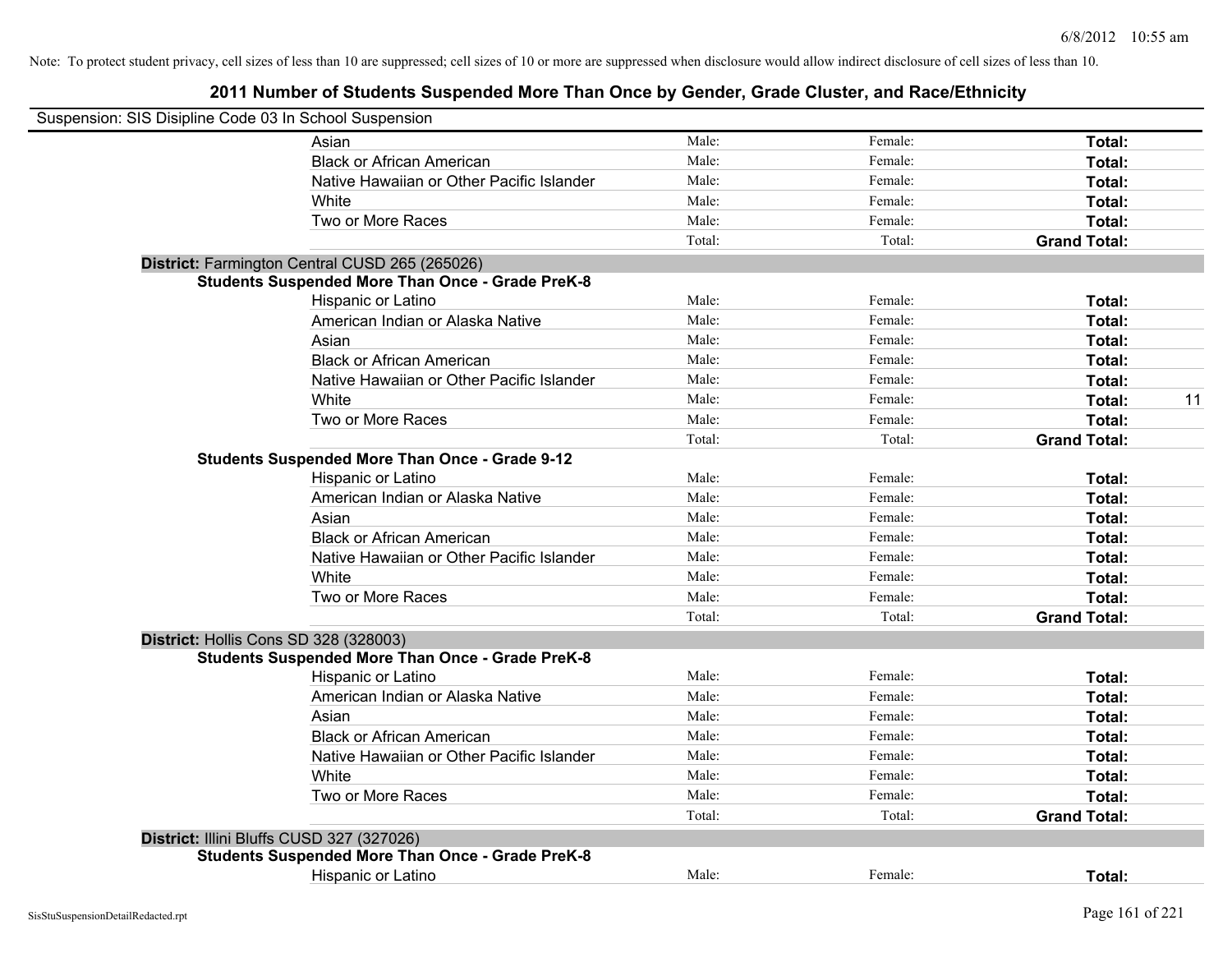Note: To protect student privacy, cell sizes of less than 10 are suppressed; cell sizes of 10 or more are suppressed when disclosure would allow indirect disclosure of cell sizes of less than 10.

## 2011 Number of Students Suspended More Than Once by Gender, Grade Cluster, and Race/Ethnicity

Suspension: SIS Disipline Code 03 In School Suspension

| | | | | |
|---|---|---|---|---|
| Asian | Male: | Female: | **Total:** | |
| Black or African American | Male: | Female: | **Total:** | |
| Native Hawaiian or Other Pacific Islander | Male: | Female: | **Total:** | |
| White | Male: | Female: | **Total:** | |
| Two or More Races | Male: | Female: | **Total:** | |
| | Total: | Total: | **Grand Total:** | |

**District:** Farmington Central CUSD 265 (265026)

**Students Suspended More Than Once - Grade PreK-8**

| | | | | |
|---|---|---|---|---|
| Hispanic or Latino | Male: | Female: | **Total:** | |
| American Indian or Alaska Native | Male: | Female: | **Total:** | |
| Asian | Male: | Female: | **Total:** | |
| Black or African American | Male: | Female: | **Total:** | |
| Native Hawaiian or Other Pacific Islander | Male: | Female: | **Total:** | |
| White | Male: | Female: | **Total:** | 11 |
| Two or More Races | Male: | Female: | **Total:** | |
| | Total: | Total: | **Grand Total:** | |

**Students Suspended More Than Once - Grade 9-12**

| | | | | |
|---|---|---|---|---|
| Hispanic or Latino | Male: | Female: | **Total:** | |
| American Indian or Alaska Native | Male: | Female: | **Total:** | |
| Asian | Male: | Female: | **Total:** | |
| Black or African American | Male: | Female: | **Total:** | |
| Native Hawaiian or Other Pacific Islander | Male: | Female: | **Total:** | |
| White | Male: | Female: | **Total:** | |
| Two or More Races | Male: | Female: | **Total:** | |
| | Total: | Total: | **Grand Total:** | |

**District:** Hollis Cons SD 328 (328003)

**Students Suspended More Than Once - Grade PreK-8**

| | | | | |
|---|---|---|---|---|
| Hispanic or Latino | Male: | Female: | **Total:** | |
| American Indian or Alaska Native | Male: | Female: | **Total:** | |
| Asian | Male: | Female: | **Total:** | |
| Black or African American | Male: | Female: | **Total:** | |
| Native Hawaiian or Other Pacific Islander | Male: | Female: | **Total:** | |
| White | Male: | Female: | **Total:** | |
| Two or More Races | Male: | Female: | **Total:** | |
| | Total: | Total: | **Grand Total:** | |

**District:** Illini Bluffs CUSD 327 (327026)

**Students Suspended More Than Once - Grade PreK-8**

| | | | | |
|---|---|---|---|---|
| Hispanic or Latino | Male: | Female: | **Total:** | |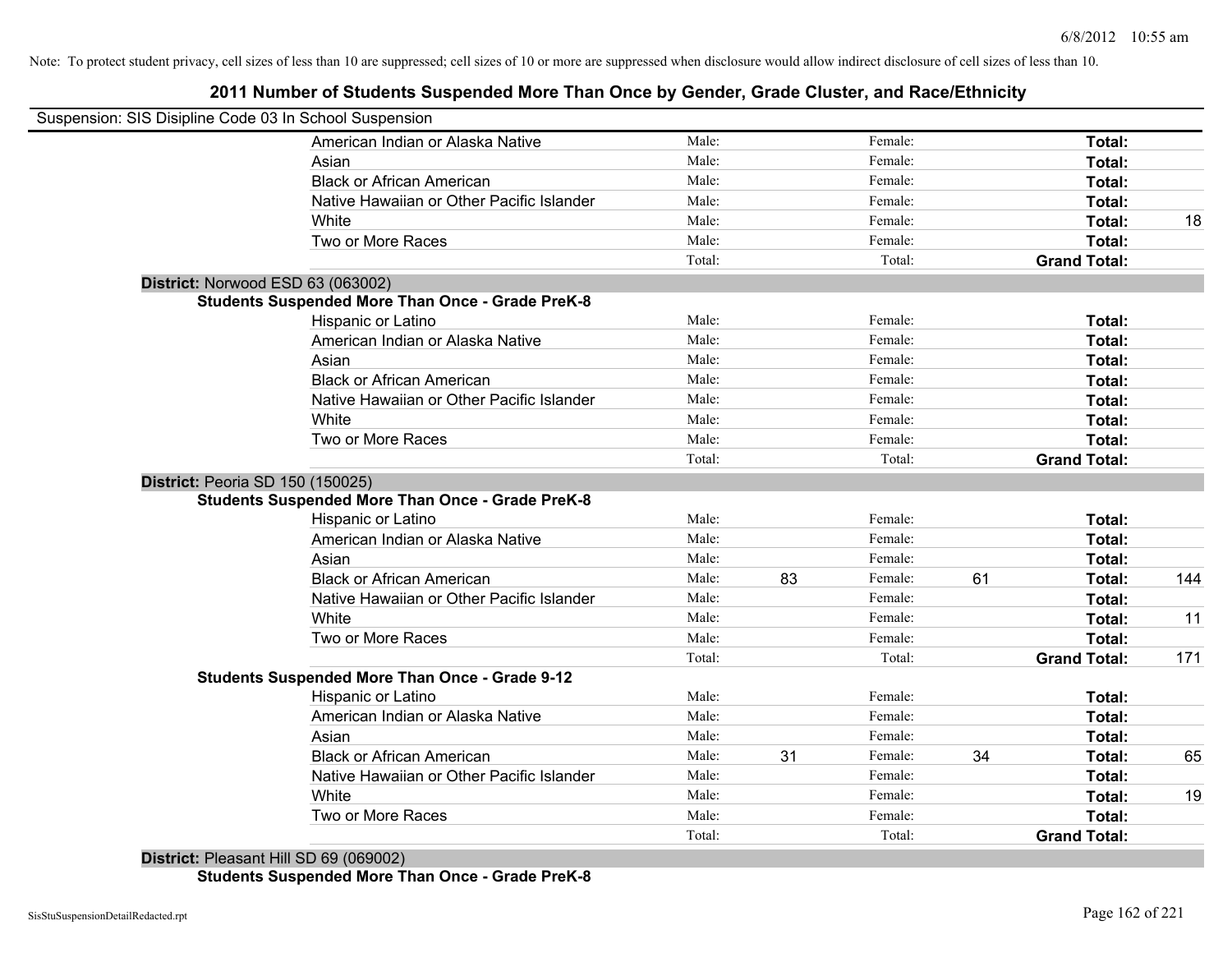Note: To protect student privacy, cell sizes of less than 10 are suppressed; cell sizes of 10 or more are suppressed when disclosure would allow indirect disclosure of cell sizes of less than 10.

# 2011 Number of Students Suspended More Than Once by Gender, Grade Cluster, and Race/Ethnicity

Suspension: SIS Disipline Code 03 In School Suspension

| | | | | | | |
|---|---|---|---|---|---|---|
| American Indian or Alaska Native | Male: | | Female: | | **Total:** | |
| Asian | Male: | | Female: | | **Total:** | |
| Black or African American | Male: | | Female: | | **Total:** | |
| Native Hawaiian or Other Pacific Islander | Male: | | Female: | | **Total:** | |
| White | Male: | | Female: | | **Total:** | 18 |
| Two or More Races | Male: | | Female: | | **Total:** | |
| | Total: | | Total: | | **Grand Total:** | |

**District:** Norwood ESD 63 (063002)

**Students Suspended More Than Once - Grade PreK-8**

| | | | | | | |
|---|---|---|---|---|---|---|
| Hispanic or Latino | Male: | | Female: | | **Total:** | |
| American Indian or Alaska Native | Male: | | Female: | | **Total:** | |
| Asian | Male: | | Female: | | **Total:** | |
| Black or African American | Male: | | Female: | | **Total:** | |
| Native Hawaiian or Other Pacific Islander | Male: | | Female: | | **Total:** | |
| White | Male: | | Female: | | **Total:** | |
| Two or More Races | Male: | | Female: | | **Total:** | |
| | Total: | | Total: | | **Grand Total:** | |

**District:** Peoria SD 150 (150025)

**Students Suspended More Than Once - Grade PreK-8**

| | | | | | | |
|---|---|---|---|---|---|---|
| Hispanic or Latino | Male: | | Female: | | **Total:** | |
| American Indian or Alaska Native | Male: | | Female: | | **Total:** | |
| Asian | Male: | | Female: | | **Total:** | |
| Black or African American | Male: | 83 | Female: | 61 | **Total:** | 144 |
| Native Hawaiian or Other Pacific Islander | Male: | | Female: | | **Total:** | |
| White | Male: | | Female: | | **Total:** | 11 |
| Two or More Races | Male: | | Female: | | **Total:** | |
| | Total: | | Total: | | **Grand Total:** | 171 |

**Students Suspended More Than Once - Grade 9-12**

| | | | | | | |
|---|---|---|---|---|---|---|
| Hispanic or Latino | Male: | | Female: | | **Total:** | |
| American Indian or Alaska Native | Male: | | Female: | | **Total:** | |
| Asian | Male: | | Female: | | **Total:** | |
| Black or African American | Male: | 31 | Female: | 34 | **Total:** | 65 |
| Native Hawaiian or Other Pacific Islander | Male: | | Female: | | **Total:** | |
| White | Male: | | Female: | | **Total:** | 19 |
| Two or More Races | Male: | | Female: | | **Total:** | |
| | Total: | | Total: | | **Grand Total:** | |

**District:** Pleasant Hill SD 69 (069002)

**Students Suspended More Than Once - Grade PreK-8**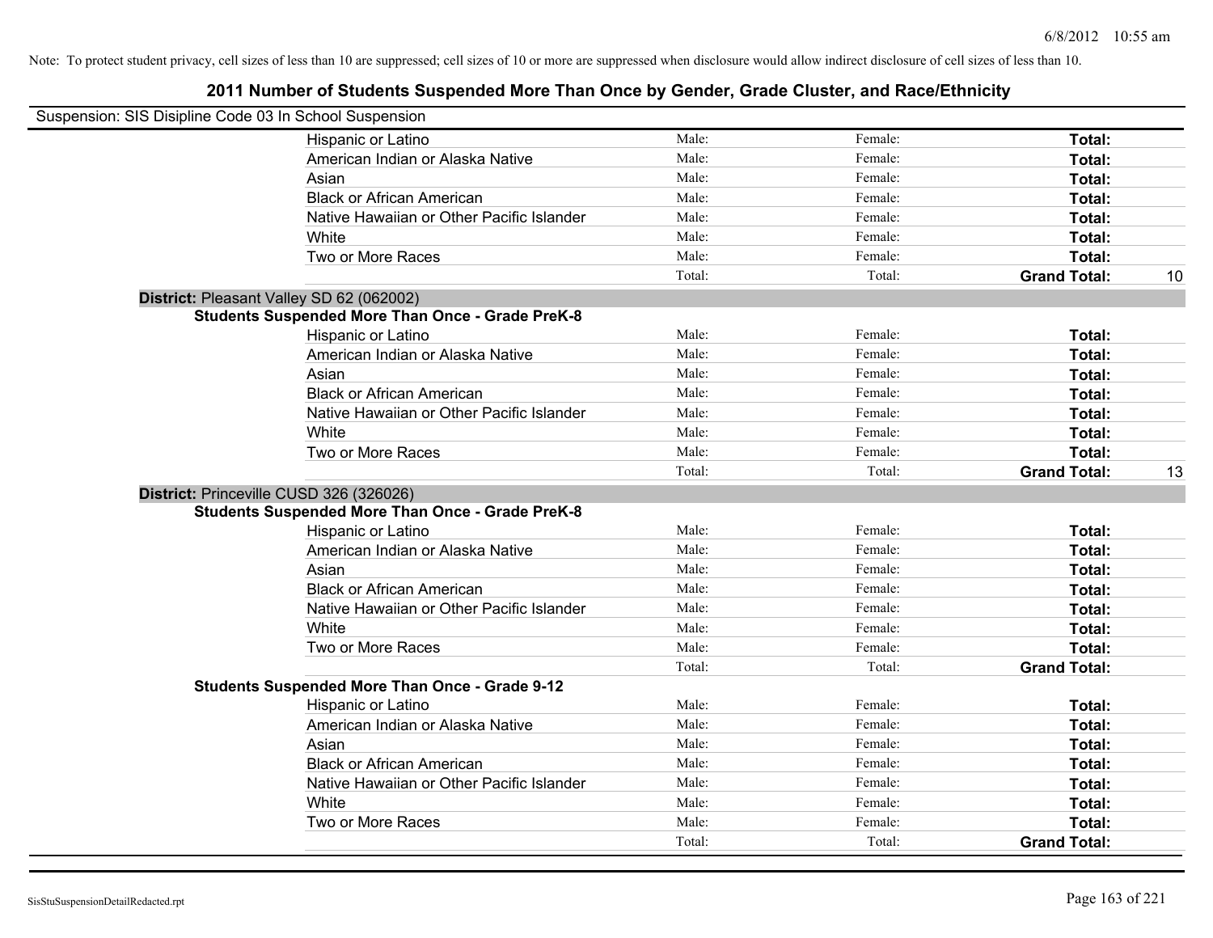Note: To protect student privacy, cell sizes of less than 10 are suppressed; cell sizes of 10 or more are suppressed when disclosure would allow indirect disclosure of cell sizes of less than 10.

## 2011 Number of Students Suspended More Than Once by Gender, Grade Cluster, and Race/Ethnicity

Suspension: SIS Disipline Code 03 In School Suspension

| | | | | |
|---|---|---|---|---|
| Hispanic or Latino | Male: | Female: | **Total:** | |
| American Indian or Alaska Native | Male: | Female: | **Total:** | |
| Asian | Male: | Female: | **Total:** | |
| Black or African American | Male: | Female: | **Total:** | |
| Native Hawaiian or Other Pacific Islander | Male: | Female: | **Total:** | |
| White | Male: | Female: | **Total:** | |
| Two or More Races | Male: | Female: | **Total:** | |
| | Total: | Total: | **Grand Total:** | 10 |

**District:** Pleasant Valley SD 62 (062002)

**Students Suspended More Than Once - Grade PreK-8**

| | | | | |
|---|---|---|---|---|
| Hispanic or Latino | Male: | Female: | **Total:** | |
| American Indian or Alaska Native | Male: | Female: | **Total:** | |
| Asian | Male: | Female: | **Total:** | |
| Black or African American | Male: | Female: | **Total:** | |
| Native Hawaiian or Other Pacific Islander | Male: | Female: | **Total:** | |
| White | Male: | Female: | **Total:** | |
| Two or More Races | Male: | Female: | **Total:** | |
| | Total: | Total: | **Grand Total:** | 13 |

**District:** Princeville CUSD 326 (326026)

**Students Suspended More Than Once - Grade PreK-8**

| | | | | |
|---|---|---|---|---|
| Hispanic or Latino | Male: | Female: | **Total:** | |
| American Indian or Alaska Native | Male: | Female: | **Total:** | |
| Asian | Male: | Female: | **Total:** | |
| Black or African American | Male: | Female: | **Total:** | |
| Native Hawaiian or Other Pacific Islander | Male: | Female: | **Total:** | |
| White | Male: | Female: | **Total:** | |
| Two or More Races | Male: | Female: | **Total:** | |
| | Total: | Total: | **Grand Total:** | |

**Students Suspended More Than Once - Grade 9-12**

| | | | | |
|---|---|---|---|---|
| Hispanic or Latino | Male: | Female: | **Total:** | |
| American Indian or Alaska Native | Male: | Female: | **Total:** | |
| Asian | Male: | Female: | **Total:** | |
| Black or African American | Male: | Female: | **Total:** | |
| Native Hawaiian or Other Pacific Islander | Male: | Female: | **Total:** | |
| White | Male: | Female: | **Total:** | |
| Two or More Races | Male: | Female: | **Total:** | |
| | Total: | Total: | **Grand Total:** | |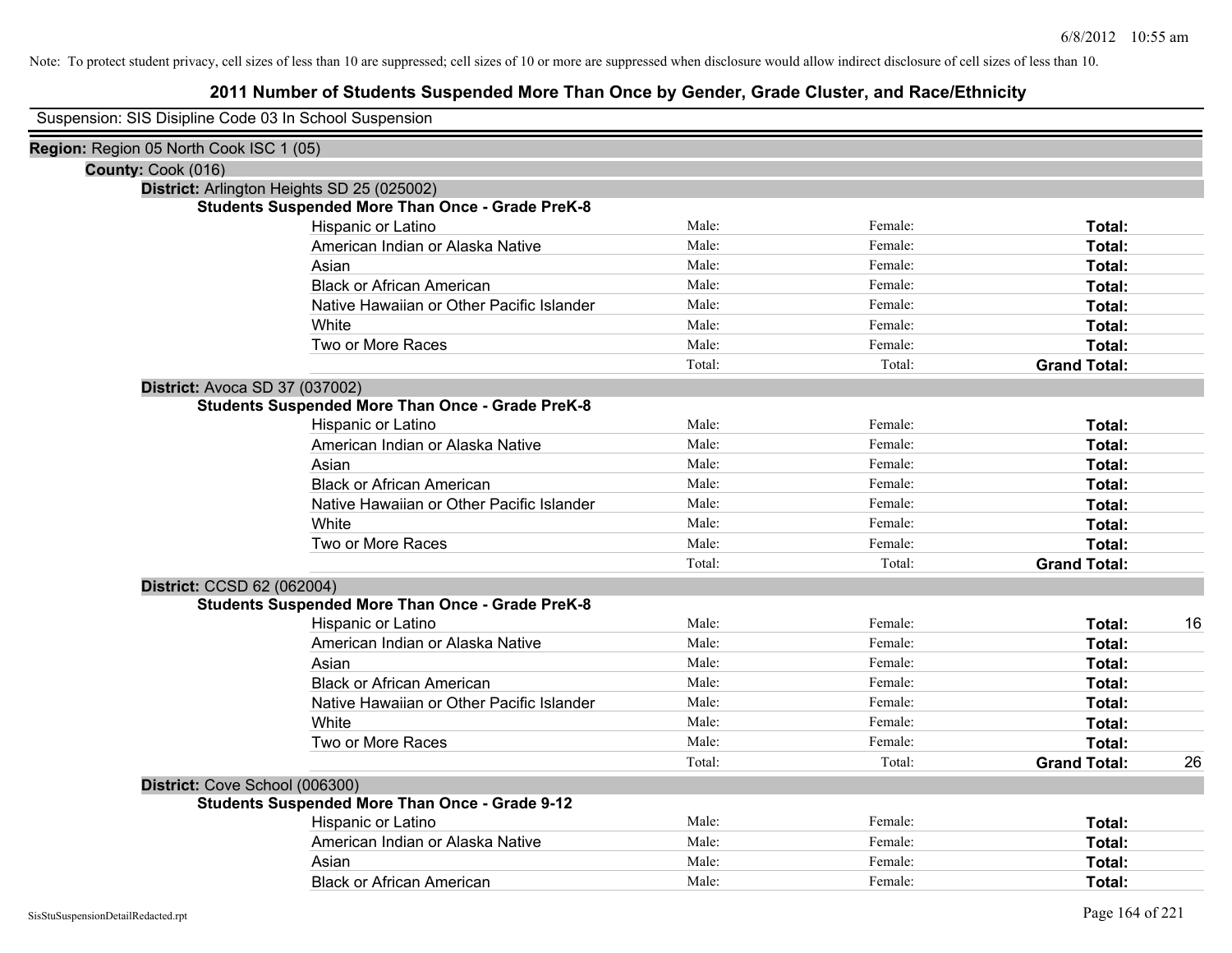Note: To protect student privacy, cell sizes of less than 10 are suppressed; cell sizes of 10 or more are suppressed when disclosure would allow indirect disclosure of cell sizes of less than 10.

# 2011 Number of Students Suspended More Than Once by Gender, Grade Cluster, and Race/Ethnicity

Suspension: SIS Disipline Code 03 In School Suspension

**Region:** Region 05 North Cook ISC 1 (05)

**County:** Cook (016)

**District:** Arlington Heights SD 25 (025002)

**Students Suspended More Than Once - Grade PreK-8**

| Race/Ethnicity | Male | Female | Total |
|---|---|---|---|
| Hispanic or Latino | Male: | Female: | **Total:** |
| American Indian or Alaska Native | Male: | Female: | **Total:** |
| Asian | Male: | Female: | **Total:** |
| Black or African American | Male: | Female: | **Total:** |
| Native Hawaiian or Other Pacific Islander | Male: | Female: | **Total:** |
| White | Male: | Female: | **Total:** |
| Two or More Races | Male: | Female: | **Total:** |
| | Total: | Total: | **Grand Total:** |

**District:** Avoca SD 37 (037002)

**Students Suspended More Than Once - Grade PreK-8**

| Race/Ethnicity | Male | Female | Total |
|---|---|---|---|
| Hispanic or Latino | Male: | Female: | **Total:** |
| American Indian or Alaska Native | Male: | Female: | **Total:** |
| Asian | Male: | Female: | **Total:** |
| Black or African American | Male: | Female: | **Total:** |
| Native Hawaiian or Other Pacific Islander | Male: | Female: | **Total:** |
| White | Male: | Female: | **Total:** |
| Two or More Races | Male: | Female: | **Total:** |
| | Total: | Total: | **Grand Total:** |

**District:** CCSD 62 (062004)

**Students Suspended More Than Once - Grade PreK-8**

| Race/Ethnicity | Male | Female | Total |
|---|---|---|---|
| Hispanic or Latino | Male: | Female: | **Total:** 16 |
| American Indian or Alaska Native | Male: | Female: | **Total:** |
| Asian | Male: | Female: | **Total:** |
| Black or African American | Male: | Female: | **Total:** |
| Native Hawaiian or Other Pacific Islander | Male: | Female: | **Total:** |
| White | Male: | Female: | **Total:** |
| Two or More Races | Male: | Female: | **Total:** |
| | Total: | Total: | **Grand Total:** 26 |

**District:** Cove School (006300)

**Students Suspended More Than Once - Grade 9-12**

| Race/Ethnicity | Male | Female | Total |
|---|---|---|---|
| Hispanic or Latino | Male: | Female: | **Total:** |
| American Indian or Alaska Native | Male: | Female: | **Total:** |
| Asian | Male: | Female: | **Total:** |
| Black or African American | Male: | Female: | **Total:** |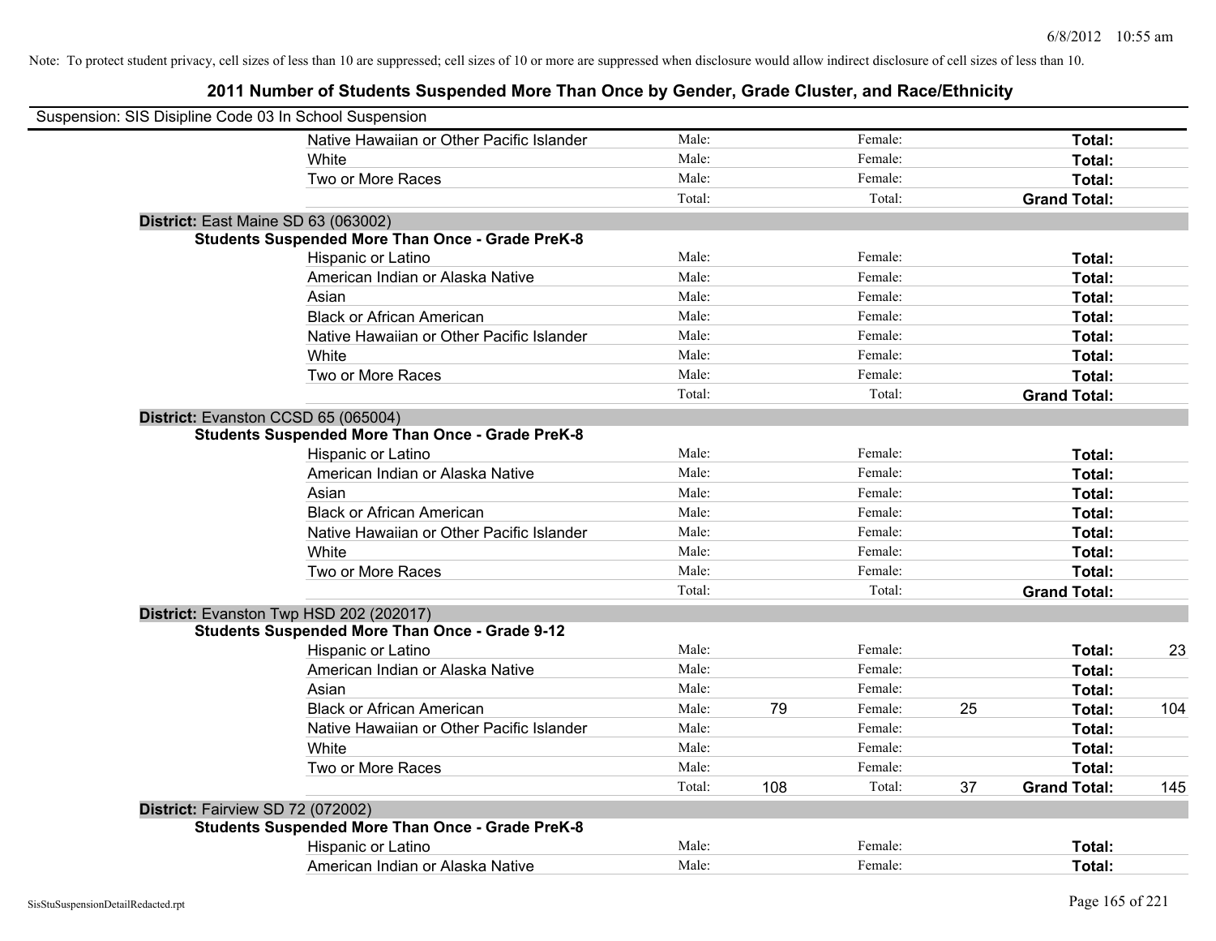Note: To protect student privacy, cell sizes of less than 10 are suppressed; cell sizes of 10 or more are suppressed when disclosure would allow indirect disclosure of cell sizes of less than 10.

## 2011 Number of Students Suspended More Than Once by Gender, Grade Cluster, and Race/Ethnicity

Suspension: SIS Disipline Code 03 In School Suspension

| | | | | | | |
|---|---|---|---|---|---|---|
| Native Hawaiian or Other Pacific Islander | Male: | | Female: | | **Total:** | |
| White | Male: | | Female: | | **Total:** | |
| Two or More Races | Male: | | Female: | | **Total:** | |
| | Total: | | Total: | | **Grand Total:** | |

**District:** East Maine SD 63 (063002)

**Students Suspended More Than Once - Grade PreK-8**

| | | | | | | |
|---|---|---|---|---|---|---|
| Hispanic or Latino | Male: | | Female: | | **Total:** | |
| American Indian or Alaska Native | Male: | | Female: | | **Total:** | |
| Asian | Male: | | Female: | | **Total:** | |
| Black or African American | Male: | | Female: | | **Total:** | |
| Native Hawaiian or Other Pacific Islander | Male: | | Female: | | **Total:** | |
| White | Male: | | Female: | | **Total:** | |
| Two or More Races | Male: | | Female: | | **Total:** | |
| | Total: | | Total: | | **Grand Total:** | |

**District:** Evanston CCSD 65 (065004)

**Students Suspended More Than Once - Grade PreK-8**

| | | | | | | |
|---|---|---|---|---|---|---|
| Hispanic or Latino | Male: | | Female: | | **Total:** | |
| American Indian or Alaska Native | Male: | | Female: | | **Total:** | |
| Asian | Male: | | Female: | | **Total:** | |
| Black or African American | Male: | | Female: | | **Total:** | |
| Native Hawaiian or Other Pacific Islander | Male: | | Female: | | **Total:** | |
| White | Male: | | Female: | | **Total:** | |
| Two or More Races | Male: | | Female: | | **Total:** | |
| | Total: | | Total: | | **Grand Total:** | |

**District:** Evanston Twp HSD 202 (202017)

**Students Suspended More Than Once - Grade 9-12**

| | | | | | | |
|---|---|---|---|---|---|---|
| Hispanic or Latino | Male: | | Female: | | **Total:** | 23 |
| American Indian or Alaska Native | Male: | | Female: | | **Total:** | |
| Asian | Male: | | Female: | | **Total:** | |
| Black or African American | Male: | 79 | Female: | 25 | **Total:** | 104 |
| Native Hawaiian or Other Pacific Islander | Male: | | Female: | | **Total:** | |
| White | Male: | | Female: | | **Total:** | |
| Two or More Races | Male: | | Female: | | **Total:** | |
| | Total: | 108 | Total: | 37 | **Grand Total:** | 145 |

**District:** Fairview SD 72 (072002)

**Students Suspended More Than Once - Grade PreK-8**

| | | | | | | |
|---|---|---|---|---|---|---|
| Hispanic or Latino | Male: | | Female: | | **Total:** | |
| American Indian or Alaska Native | Male: | | Female: | | **Total:** | |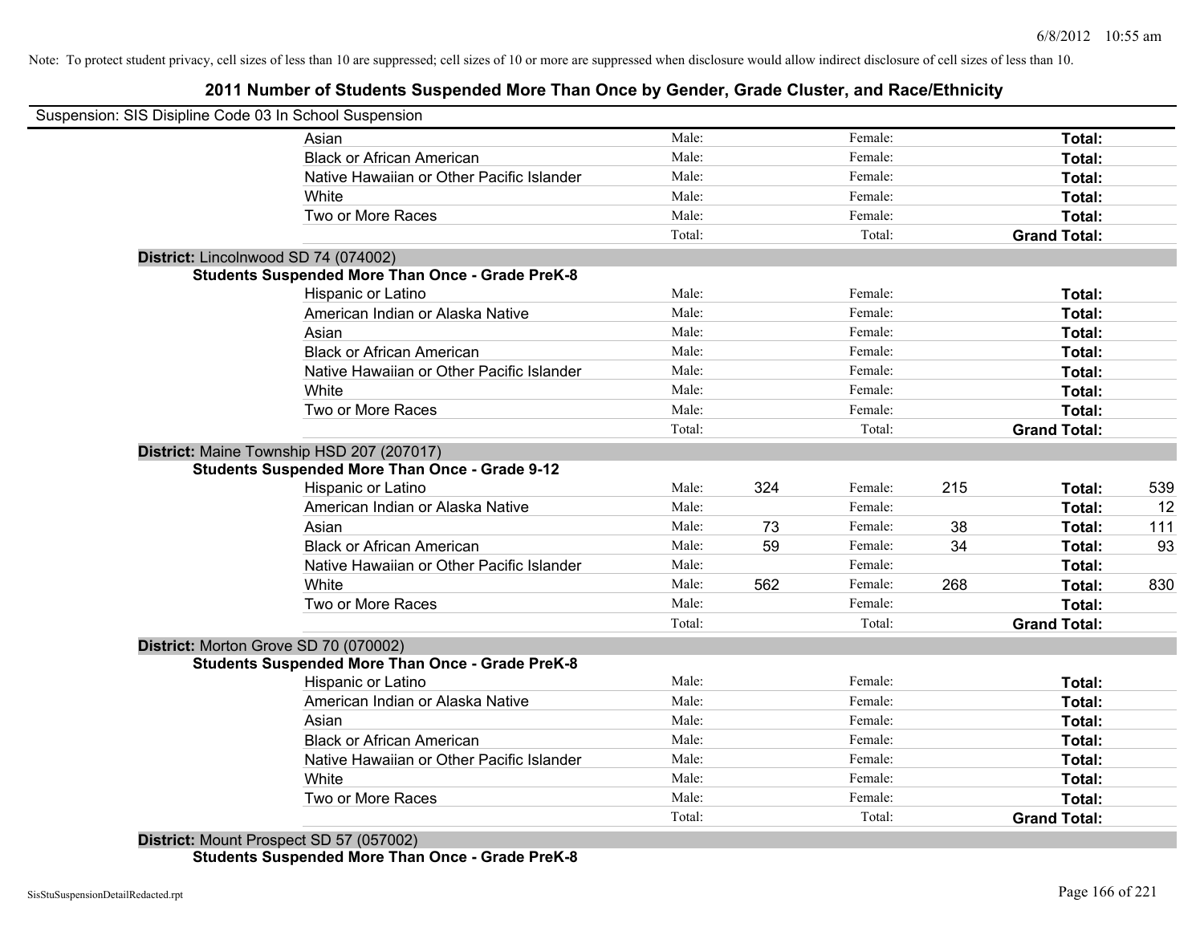Note: To protect student privacy, cell sizes of less than 10 are suppressed; cell sizes of 10 or more are suppressed when disclosure would allow indirect disclosure of cell sizes of less than 10.

# 2011 Number of Students Suspended More Than Once by Gender, Grade Cluster, and Race/Ethnicity

Suspension: SIS Disipline Code 03 In School Suspension

| | | | | | |
|---|---|---|---|---|---|
| Asian | Male: | | Female: | | **Total:** | |
| Black or African American | Male: | | Female: | | **Total:** | |
| Native Hawaiian or Other Pacific Islander | Male: | | Female: | | **Total:** | |
| White | Male: | | Female: | | **Total:** | |
| Two or More Races | Male: | | Female: | | **Total:** | |
| | Total: | | Total: | | **Grand Total:** | |

**District:** Lincolnwood SD 74 (074002)

**Students Suspended More Than Once - Grade PreK-8**

| | | | | | | |
|---|---|---|---|---|---|---|
| Hispanic or Latino | Male: | | Female: | | **Total:** | |
| American Indian or Alaska Native | Male: | | Female: | | **Total:** | |
| Asian | Male: | | Female: | | **Total:** | |
| Black or African American | Male: | | Female: | | **Total:** | |
| Native Hawaiian or Other Pacific Islander | Male: | | Female: | | **Total:** | |
| White | Male: | | Female: | | **Total:** | |
| Two or More Races | Male: | | Female: | | **Total:** | |
| | Total: | | Total: | | **Grand Total:** | |

**District:** Maine Township HSD 207 (207017)

**Students Suspended More Than Once - Grade 9-12**

| | | | | | | |
|---|---|---|---|---|---|---|
| Hispanic or Latino | Male: | 324 | Female: | 215 | **Total:** | 539 |
| American Indian or Alaska Native | Male: | | Female: | | **Total:** | 12 |
| Asian | Male: | 73 | Female: | 38 | **Total:** | 111 |
| Black or African American | Male: | 59 | Female: | 34 | **Total:** | 93 |
| Native Hawaiian or Other Pacific Islander | Male: | | Female: | | **Total:** | |
| White | Male: | 562 | Female: | 268 | **Total:** | 830 |
| Two or More Races | Male: | | Female: | | **Total:** | |
| | Total: | | Total: | | **Grand Total:** | |

**District:** Morton Grove SD 70 (070002)

**Students Suspended More Than Once - Grade PreK-8**

| | | | | | | |
|---|---|---|---|---|---|---|
| Hispanic or Latino | Male: | | Female: | | **Total:** | |
| American Indian or Alaska Native | Male: | | Female: | | **Total:** | |
| Asian | Male: | | Female: | | **Total:** | |
| Black or African American | Male: | | Female: | | **Total:** | |
| Native Hawaiian or Other Pacific Islander | Male: | | Female: | | **Total:** | |
| White | Male: | | Female: | | **Total:** | |
| Two or More Races | Male: | | Female: | | **Total:** | |
| | Total: | | Total: | | **Grand Total:** | |

**District:** Mount Prospect SD 57 (057002)

**Students Suspended More Than Once - Grade PreK-8**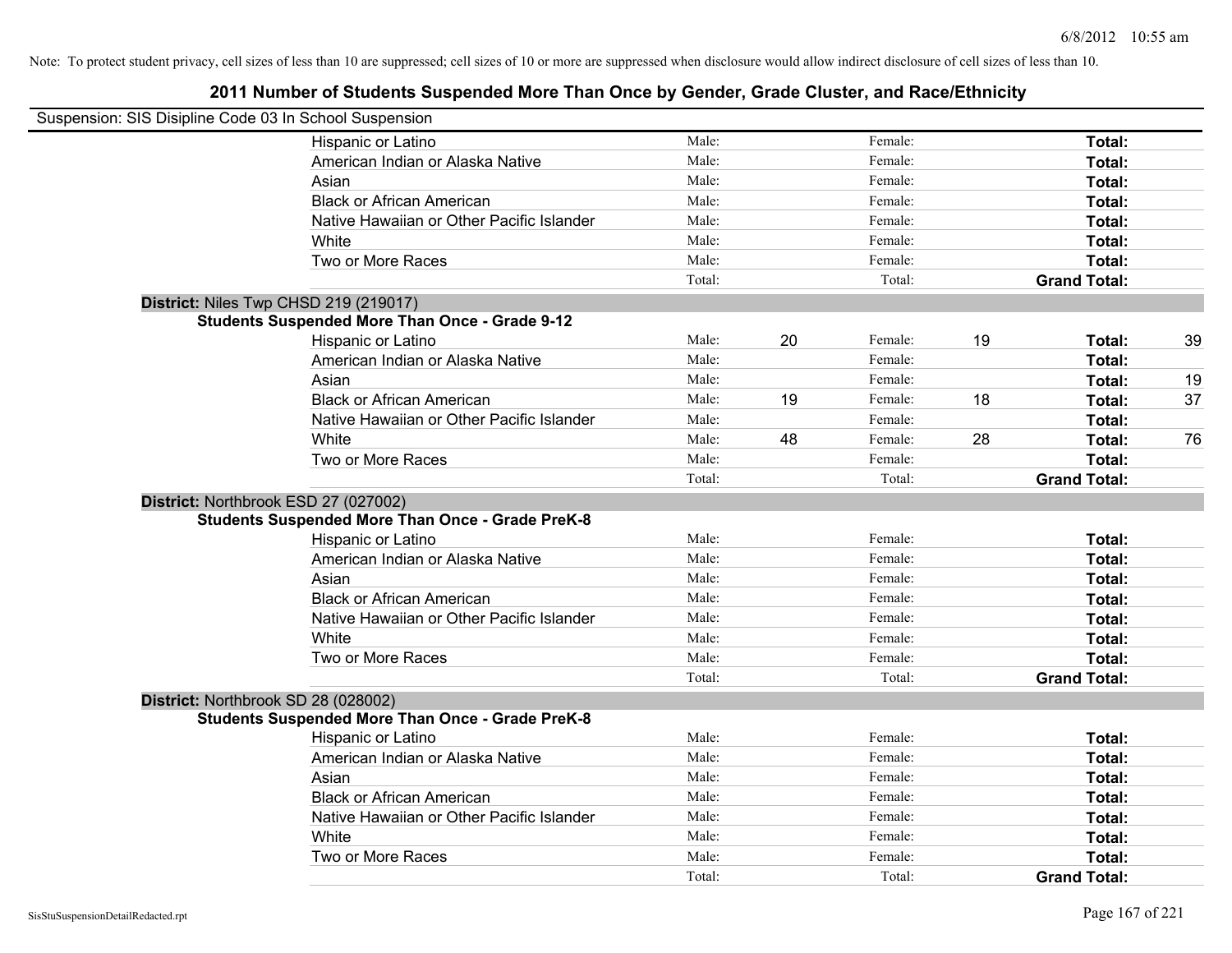Note: To protect student privacy, cell sizes of less than 10 are suppressed; cell sizes of 10 or more are suppressed when disclosure would allow indirect disclosure of cell sizes of less than 10.

# 2011 Number of Students Suspended More Than Once by Gender, Grade Cluster, and Race/Ethnicity

Suspension: SIS Disipline Code 03 In School Suspension

| | | | | | | |
|---|---|---|---|---|---|---|
| Hispanic or Latino | Male: | | Female: | | **Total:** | |
| American Indian or Alaska Native | Male: | | Female: | | **Total:** | |
| Asian | Male: | | Female: | | **Total:** | |
| Black or African American | Male: | | Female: | | **Total:** | |
| Native Hawaiian or Other Pacific Islander | Male: | | Female: | | **Total:** | |
| White | Male: | | Female: | | **Total:** | |
| Two or More Races | Male: | | Female: | | **Total:** | |
| | Total: | | Total: | | **Grand Total:** | |

**District:** Niles Twp CHSD 219 (219017)

**Students Suspended More Than Once - Grade 9-12**

| | | | | | | |
|---|---|---|---|---|---|---|
| Hispanic or Latino | Male: | 20 | Female: | 19 | **Total:** | 39 |
| American Indian or Alaska Native | Male: | | Female: | | **Total:** | |
| Asian | Male: | | Female: | | **Total:** | 19 |
| Black or African American | Male: | 19 | Female: | 18 | **Total:** | 37 |
| Native Hawaiian or Other Pacific Islander | Male: | | Female: | | **Total:** | |
| White | Male: | 48 | Female: | 28 | **Total:** | 76 |
| Two or More Races | Male: | | Female: | | **Total:** | |
| | Total: | | Total: | | **Grand Total:** | |

**District:** Northbrook ESD 27 (027002)

**Students Suspended More Than Once - Grade PreK-8**

| | | | | | | |
|---|---|---|---|---|---|---|
| Hispanic or Latino | Male: | | Female: | | **Total:** | |
| American Indian or Alaska Native | Male: | | Female: | | **Total:** | |
| Asian | Male: | | Female: | | **Total:** | |
| Black or African American | Male: | | Female: | | **Total:** | |
| Native Hawaiian or Other Pacific Islander | Male: | | Female: | | **Total:** | |
| White | Male: | | Female: | | **Total:** | |
| Two or More Races | Male: | | Female: | | **Total:** | |
| | Total: | | Total: | | **Grand Total:** | |

**District:** Northbrook SD 28 (028002)

**Students Suspended More Than Once - Grade PreK-8**

| | | | | | | |
|---|---|---|---|---|---|---|
| Hispanic or Latino | Male: | | Female: | | **Total:** | |
| American Indian or Alaska Native | Male: | | Female: | | **Total:** | |
| Asian | Male: | | Female: | | **Total:** | |
| Black or African American | Male: | | Female: | | **Total:** | |
| Native Hawaiian or Other Pacific Islander | Male: | | Female: | | **Total:** | |
| White | Male: | | Female: | | **Total:** | |
| Two or More Races | Male: | | Female: | | **Total:** | |
| | Total: | | Total: | | **Grand Total:** | |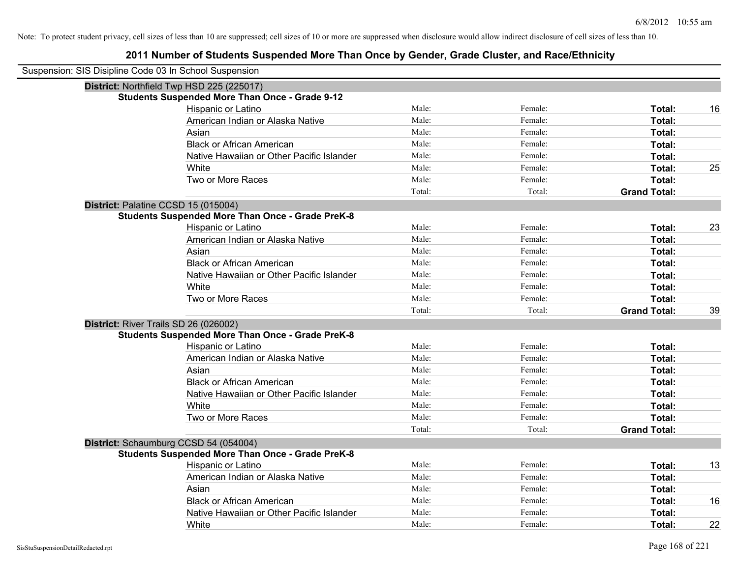Note: To protect student privacy, cell sizes of less than 10 are suppressed; cell sizes of 10 or more are suppressed when disclosure would allow indirect disclosure of cell sizes of less than 10.

## 2011 Number of Students Suspended More Than Once by Gender, Grade Cluster, and Race/Ethnicity

Suspension: SIS Disipline Code 03 In School Suspension

### District: Northfield Twp HSD 225 (225017)

**Students Suspended More Than Once - Grade 9-12**

| Race/Ethnicity | Male | Female | Total |
|---|---|---|---|
| Hispanic or Latino | Male: | Female: | Total: 16 |
| American Indian or Alaska Native | Male: | Female: | Total: |
| Asian | Male: | Female: | Total: |
| Black or African American | Male: | Female: | Total: |
| Native Hawaiian or Other Pacific Islander | Male: | Female: | Total: |
| White | Male: | Female: | Total: 25 |
| Two or More Races | Male: | Female: | Total: |
| | Total: | Total: | Grand Total: |

### District: Palatine CCSD 15 (015004)

**Students Suspended More Than Once - Grade PreK-8**

| Race/Ethnicity | Male | Female | Total |
|---|---|---|---|
| Hispanic or Latino | Male: | Female: | Total: 23 |
| American Indian or Alaska Native | Male: | Female: | Total: |
| Asian | Male: | Female: | Total: |
| Black or African American | Male: | Female: | Total: |
| Native Hawaiian or Other Pacific Islander | Male: | Female: | Total: |
| White | Male: | Female: | Total: |
| Two or More Races | Male: | Female: | Total: |
| | Total: | Total: | Grand Total: 39 |

### District: River Trails SD 26 (026002)

**Students Suspended More Than Once - Grade PreK-8**

| Race/Ethnicity | Male | Female | Total |
|---|---|---|---|
| Hispanic or Latino | Male: | Female: | Total: |
| American Indian or Alaska Native | Male: | Female: | Total: |
| Asian | Male: | Female: | Total: |
| Black or African American | Male: | Female: | Total: |
| Native Hawaiian or Other Pacific Islander | Male: | Female: | Total: |
| White | Male: | Female: | Total: |
| Two or More Races | Male: | Female: | Total: |
| | Total: | Total: | Grand Total: |

### District: Schaumburg CCSD 54 (054004)

**Students Suspended More Than Once - Grade PreK-8**

| Race/Ethnicity | Male | Female | Total |
|---|---|---|---|
| Hispanic or Latino | Male: | Female: | Total: 13 |
| American Indian or Alaska Native | Male: | Female: | Total: |
| Asian | Male: | Female: | Total: |
| Black or African American | Male: | Female: | Total: 16 |
| Native Hawaiian or Other Pacific Islander | Male: | Female: | Total: |
| White | Male: | Female: | Total: 22 |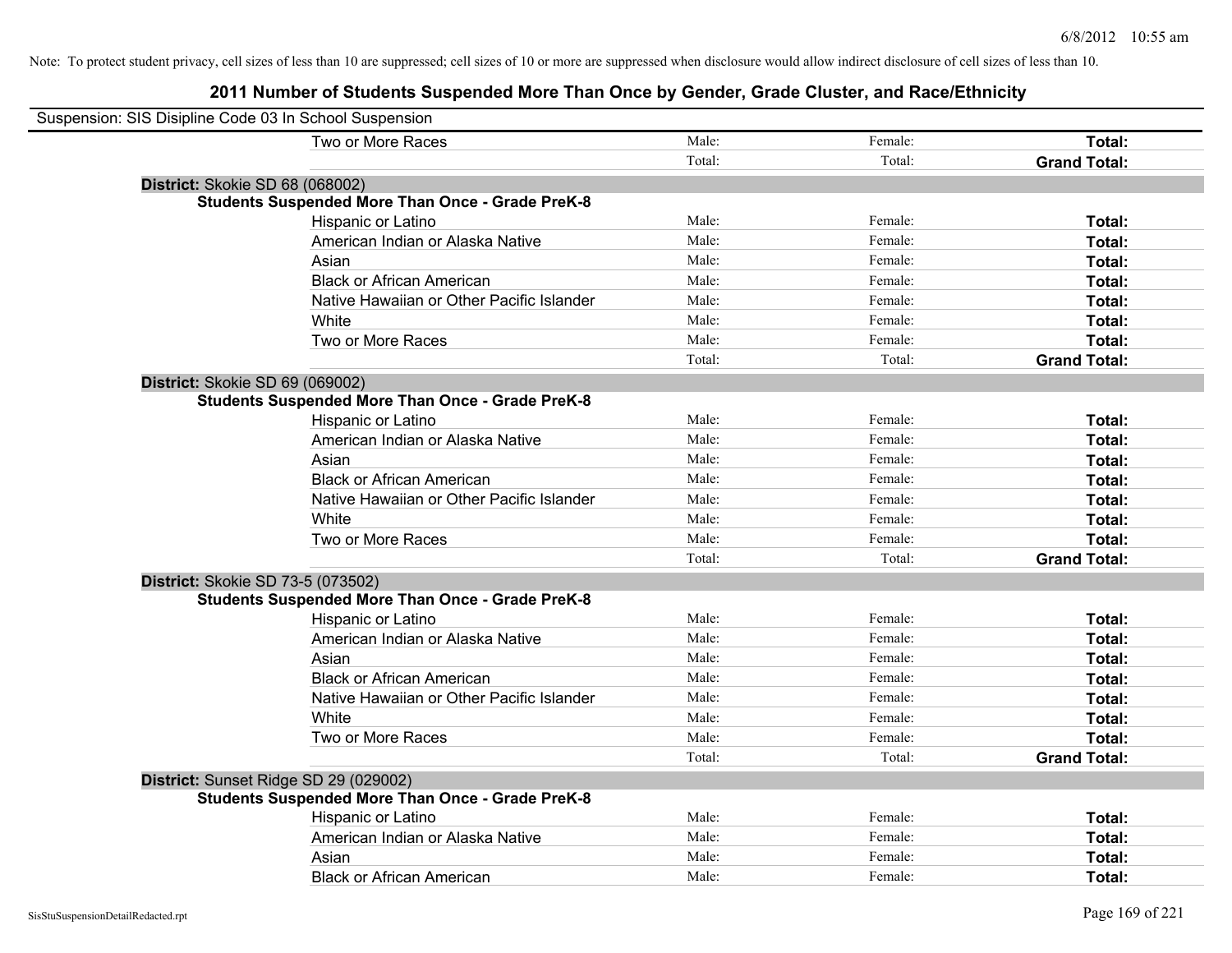Note: To protect student privacy, cell sizes of less than 10 are suppressed; cell sizes of 10 or more are suppressed when disclosure would allow indirect disclosure of cell sizes of less than 10.

# 2011 Number of Students Suspended More Than Once by Gender, Grade Cluster, and Race/Ethnicity

Suspension: SIS Disipline Code 03 In School Suspension

| | | | |
|---|---|---|---|
| Two or More Races | Male: | Female: | **Total:** |
| | Total: | Total: | **Grand Total:** |

**District:** Skokie SD 68 (068002)

**Students Suspended More Than Once - Grade PreK-8**

| | | | |
|---|---|---|---|
| Hispanic or Latino | Male: | Female: | **Total:** |
| American Indian or Alaska Native | Male: | Female: | **Total:** |
| Asian | Male: | Female: | **Total:** |
| Black or African American | Male: | Female: | **Total:** |
| Native Hawaiian or Other Pacific Islander | Male: | Female: | **Total:** |
| White | Male: | Female: | **Total:** |
| Two or More Races | Male: | Female: | **Total:** |
| | Total: | Total: | **Grand Total:** |

**District:** Skokie SD 69 (069002)

**Students Suspended More Than Once - Grade PreK-8**

| | | | |
|---|---|---|---|
| Hispanic or Latino | Male: | Female: | **Total:** |
| American Indian or Alaska Native | Male: | Female: | **Total:** |
| Asian | Male: | Female: | **Total:** |
| Black or African American | Male: | Female: | **Total:** |
| Native Hawaiian or Other Pacific Islander | Male: | Female: | **Total:** |
| White | Male: | Female: | **Total:** |
| Two or More Races | Male: | Female: | **Total:** |
| | Total: | Total: | **Grand Total:** |

**District:** Skokie SD 73-5 (073502)

**Students Suspended More Than Once - Grade PreK-8**

| | | | |
|---|---|---|---|
| Hispanic or Latino | Male: | Female: | **Total:** |
| American Indian or Alaska Native | Male: | Female: | **Total:** |
| Asian | Male: | Female: | **Total:** |
| Black or African American | Male: | Female: | **Total:** |
| Native Hawaiian or Other Pacific Islander | Male: | Female: | **Total:** |
| White | Male: | Female: | **Total:** |
| Two or More Races | Male: | Female: | **Total:** |
| | Total: | Total: | **Grand Total:** |

**District:** Sunset Ridge SD 29 (029002)

**Students Suspended More Than Once - Grade PreK-8**

| | | | |
|---|---|---|---|
| Hispanic or Latino | Male: | Female: | **Total:** |
| American Indian or Alaska Native | Male: | Female: | **Total:** |
| Asian | Male: | Female: | **Total:** |
| Black or African American | Male: | Female: | **Total:** |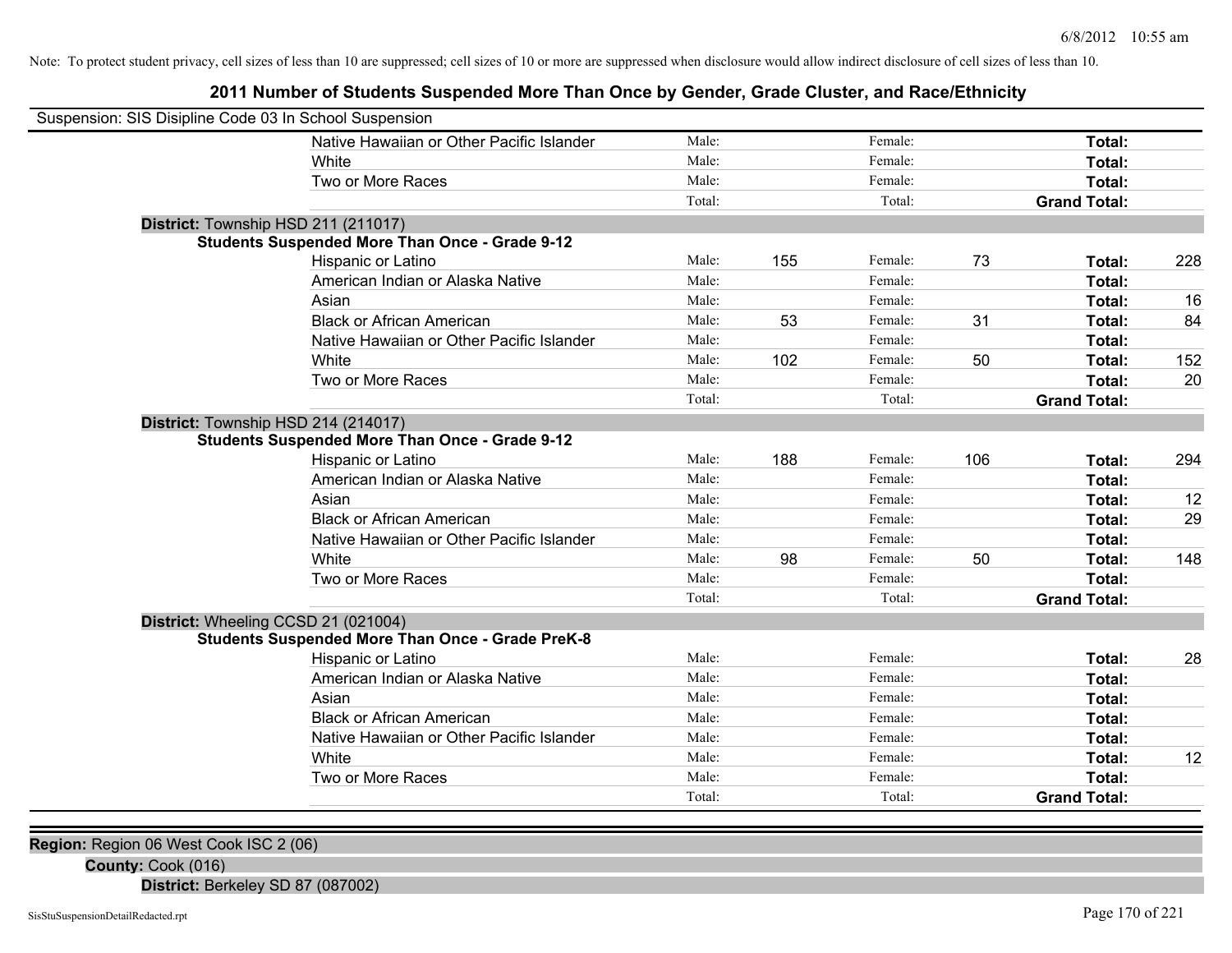Note: To protect student privacy, cell sizes of less than 10 are suppressed; cell sizes of 10 or more are suppressed when disclosure would allow indirect disclosure of cell sizes of less than 10.

## 2011 Number of Students Suspended More Than Once by Gender, Grade Cluster, and Race/Ethnicity

Suspension: SIS Disipline Code 03 In School Suspension

| | | | | | | |
|---|---|---|---|---|---|---|
| Native Hawaiian or Other Pacific Islander | Male: | | Female: | | **Total:** | |
| White | Male: | | Female: | | **Total:** | |
| Two or More Races | Male: | | Female: | | **Total:** | |
| | Total: | | Total: | | **Grand Total:** | |

**District:** Township HSD 211 (211017)

**Students Suspended More Than Once - Grade 9-12**

| | | | | | | |
|---|---|---|---|---|---|---|
| Hispanic or Latino | Male: | 155 | Female: | 73 | **Total:** | 228 |
| American Indian or Alaska Native | Male: | | Female: | | **Total:** | |
| Asian | Male: | | Female: | | **Total:** | 16 |
| Black or African American | Male: | 53 | Female: | 31 | **Total:** | 84 |
| Native Hawaiian or Other Pacific Islander | Male: | | Female: | | **Total:** | |
| White | Male: | 102 | Female: | 50 | **Total:** | 152 |
| Two or More Races | Male: | | Female: | | **Total:** | 20 |
| | Total: | | Total: | | **Grand Total:** | |

**District:** Township HSD 214 (214017)

**Students Suspended More Than Once - Grade 9-12**

| | | | | | | |
|---|---|---|---|---|---|---|
| Hispanic or Latino | Male: | 188 | Female: | 106 | **Total:** | 294 |
| American Indian or Alaska Native | Male: | | Female: | | **Total:** | |
| Asian | Male: | | Female: | | **Total:** | 12 |
| Black or African American | Male: | | Female: | | **Total:** | 29 |
| Native Hawaiian or Other Pacific Islander | Male: | | Female: | | **Total:** | |
| White | Male: | 98 | Female: | 50 | **Total:** | 148 |
| Two or More Races | Male: | | Female: | | **Total:** | |
| | Total: | | Total: | | **Grand Total:** | |

**District:** Wheeling CCSD 21 (021004)

**Students Suspended More Than Once - Grade PreK-8**

| | | | | | | |
|---|---|---|---|---|---|---|
| Hispanic or Latino | Male: | | Female: | | **Total:** | 28 |
| American Indian or Alaska Native | Male: | | Female: | | **Total:** | |
| Asian | Male: | | Female: | | **Total:** | |
| Black or African American | Male: | | Female: | | **Total:** | |
| Native Hawaiian or Other Pacific Islander | Male: | | Female: | | **Total:** | |
| White | Male: | | Female: | | **Total:** | 12 |
| Two or More Races | Male: | | Female: | | **Total:** | |
| | Total: | | Total: | | **Grand Total:** | |

**Region:** Region 06 West Cook ISC 2 (06)

**County:** Cook (016)

**District:** Berkeley SD 87 (087002)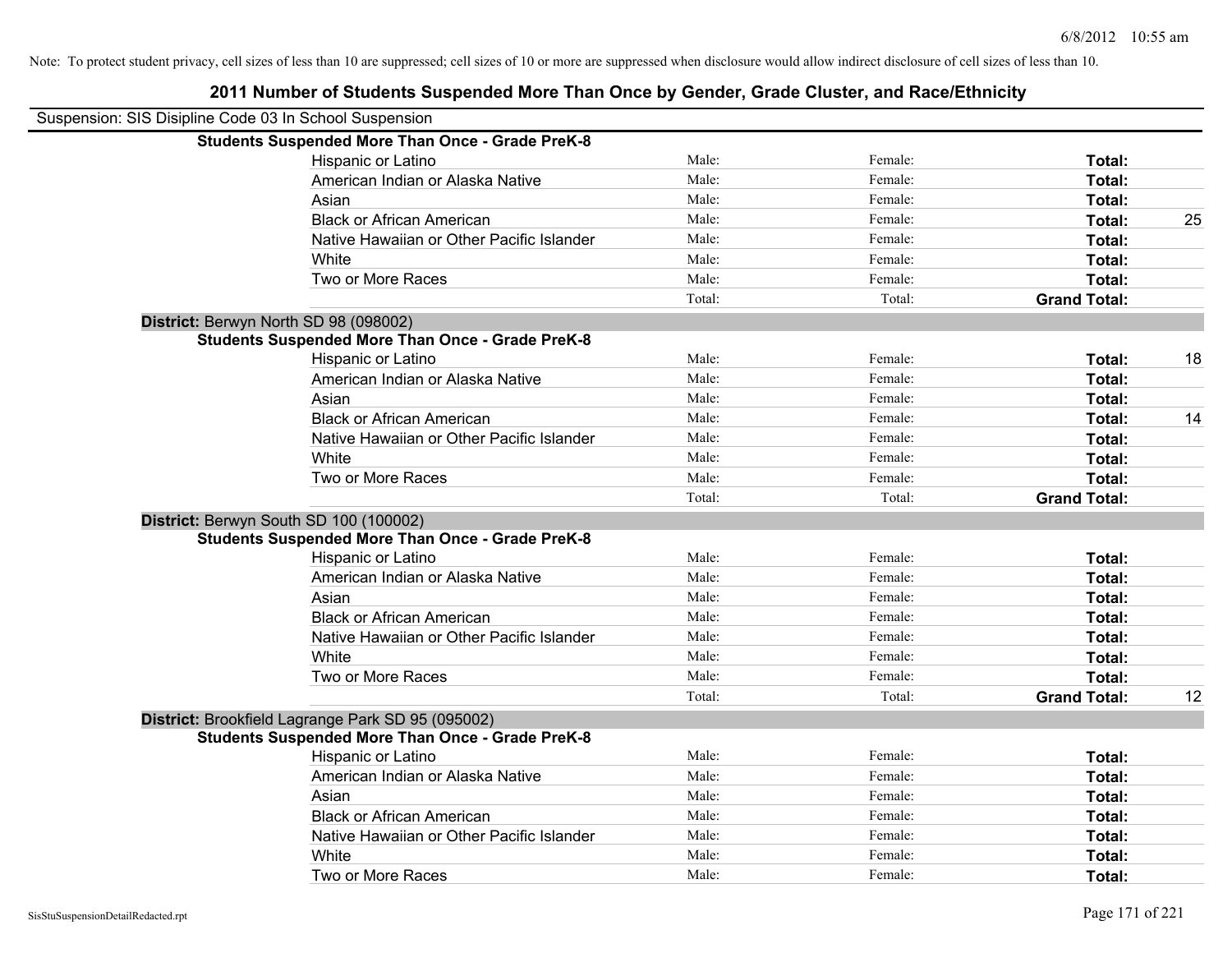Note: To protect student privacy, cell sizes of less than 10 are suppressed; cell sizes of 10 or more are suppressed when disclosure would allow indirect disclosure of cell sizes of less than 10.

## 2011 Number of Students Suspended More Than Once by Gender, Grade Cluster, and Race/Ethnicity

Suspension: SIS Disipline Code 03 In School Suspension

**Students Suspended More Than Once - Grade PreK-8**

| | | | | |
|---|---|---|---|---|
| Hispanic or Latino | Male: | Female: | **Total:** | |
| American Indian or Alaska Native | Male: | Female: | **Total:** | |
| Asian | Male: | Female: | **Total:** | |
| Black or African American | Male: | Female: | **Total:** | 25 |
| Native Hawaiian or Other Pacific Islander | Male: | Female: | **Total:** | |
| White | Male: | Female: | **Total:** | |
| Two or More Races | Male: | Female: | **Total:** | |
| | Total: | Total: | **Grand Total:** | |

**District:** Berwyn North SD 98 (098002)

**Students Suspended More Than Once - Grade PreK-8**

| | | | | |
|---|---|---|---|---|
| Hispanic or Latino | Male: | Female: | **Total:** | 18 |
| American Indian or Alaska Native | Male: | Female: | **Total:** | |
| Asian | Male: | Female: | **Total:** | |
| Black or African American | Male: | Female: | **Total:** | 14 |
| Native Hawaiian or Other Pacific Islander | Male: | Female: | **Total:** | |
| White | Male: | Female: | **Total:** | |
| Two or More Races | Male: | Female: | **Total:** | |
| | Total: | Total: | **Grand Total:** | |

**District:** Berwyn South SD 100 (100002)

**Students Suspended More Than Once - Grade PreK-8**

| | | | | |
|---|---|---|---|---|
| Hispanic or Latino | Male: | Female: | **Total:** | |
| American Indian or Alaska Native | Male: | Female: | **Total:** | |
| Asian | Male: | Female: | **Total:** | |
| Black or African American | Male: | Female: | **Total:** | |
| Native Hawaiian or Other Pacific Islander | Male: | Female: | **Total:** | |
| White | Male: | Female: | **Total:** | |
| Two or More Races | Male: | Female: | **Total:** | |
| | Total: | Total: | **Grand Total:** | 12 |

**District:** Brookfield Lagrange Park SD 95 (095002)

**Students Suspended More Than Once - Grade PreK-8**

| | | | | |
|---|---|---|---|---|
| Hispanic or Latino | Male: | Female: | **Total:** | |
| American Indian or Alaska Native | Male: | Female: | **Total:** | |
| Asian | Male: | Female: | **Total:** | |
| Black or African American | Male: | Female: | **Total:** | |
| Native Hawaiian or Other Pacific Islander | Male: | Female: | **Total:** | |
| White | Male: | Female: | **Total:** | |
| Two or More Races | Male: | Female: | **Total:** | |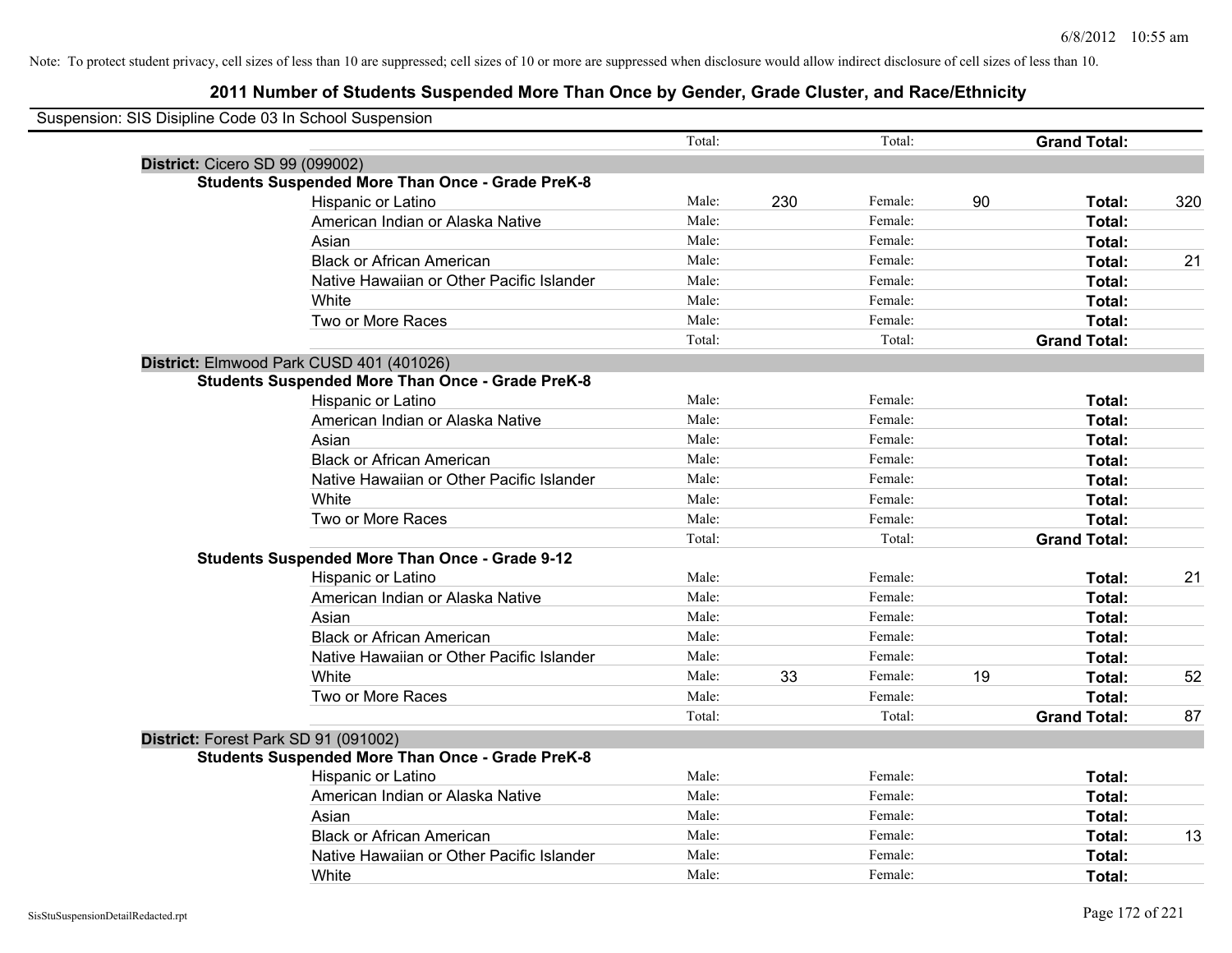Note: To protect student privacy, cell sizes of less than 10 are suppressed; cell sizes of 10 or more are suppressed when disclosure would allow indirect disclosure of cell sizes of less than 10.

# 2011 Number of Students Suspended More Than Once by Gender, Grade Cluster, and Race/Ethnicity

Suspension: SIS Disipline Code 03 In School Suspension

| | | | | | | |
|---|---|---|---|---|---|---|
| | Total: | | Total: | | **Grand Total:** | |
| **District:** Cicero SD 99 (099002) | | | | | | |
| **Students Suspended More Than Once - Grade PreK-8** | | | | | | |
| Hispanic or Latino | Male: | 230 | Female: | 90 | **Total:** | 320 |
| American Indian or Alaska Native | Male: | | Female: | | **Total:** | |
| Asian | Male: | | Female: | | **Total:** | |
| Black or African American | Male: | | Female: | | **Total:** | 21 |
| Native Hawaiian or Other Pacific Islander | Male: | | Female: | | **Total:** | |
| White | Male: | | Female: | | **Total:** | |
| Two or More Races | Male: | | Female: | | **Total:** | |
| | Total: | | Total: | | **Grand Total:** | |
| **District:** Elmwood Park CUSD 401 (401026) | | | | | | |
| **Students Suspended More Than Once - Grade PreK-8** | | | | | | |
| Hispanic or Latino | Male: | | Female: | | **Total:** | |
| American Indian or Alaska Native | Male: | | Female: | | **Total:** | |
| Asian | Male: | | Female: | | **Total:** | |
| Black or African American | Male: | | Female: | | **Total:** | |
| Native Hawaiian or Other Pacific Islander | Male: | | Female: | | **Total:** | |
| White | Male: | | Female: | | **Total:** | |
| Two or More Races | Male: | | Female: | | **Total:** | |
| | Total: | | Total: | | **Grand Total:** | |
| **Students Suspended More Than Once - Grade 9-12** | | | | | | |
| Hispanic or Latino | Male: | | Female: | | **Total:** | 21 |
| American Indian or Alaska Native | Male: | | Female: | | **Total:** | |
| Asian | Male: | | Female: | | **Total:** | |
| Black or African American | Male: | | Female: | | **Total:** | |
| Native Hawaiian or Other Pacific Islander | Male: | | Female: | | **Total:** | |
| White | Male: | 33 | Female: | 19 | **Total:** | 52 |
| Two or More Races | Male: | | Female: | | **Total:** | |
| | Total: | | Total: | | **Grand Total:** | 87 |
| **District:** Forest Park SD 91 (091002) | | | | | | |
| **Students Suspended More Than Once - Grade PreK-8** | | | | | | |
| Hispanic or Latino | Male: | | Female: | | **Total:** | |
| American Indian or Alaska Native | Male: | | Female: | | **Total:** | |
| Asian | Male: | | Female: | | **Total:** | |
| Black or African American | Male: | | Female: | | **Total:** | 13 |
| Native Hawaiian or Other Pacific Islander | Male: | | Female: | | **Total:** | |
| White | Male: | | Female: | | **Total:** | |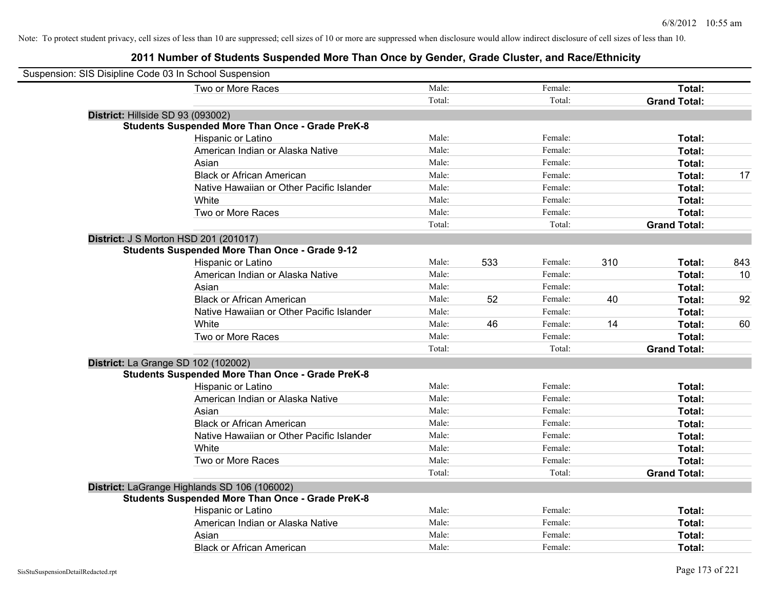Note: To protect student privacy, cell sizes of less than 10 are suppressed; cell sizes of 10 or more are suppressed when disclosure would allow indirect disclosure of cell sizes of less than 10.

## 2011 Number of Students Suspended More Than Once by Gender, Grade Cluster, and Race/Ethnicity

Suspension: SIS Disipline Code 03 In School Suspension

| | | | | | | |
|---|---|---|---|---|---|---|
| Two or More Races | Male: | | Female: | | **Total:** | |
| | Total: | | Total: | | **Grand Total:** | |

**District:** Hillside SD 93 (093002)

**Students Suspended More Than Once - Grade PreK-8**

| | | | | | | |
|---|---|---|---|---|---|---|
| Hispanic or Latino | Male: | | Female: | | **Total:** | |
| American Indian or Alaska Native | Male: | | Female: | | **Total:** | |
| Asian | Male: | | Female: | | **Total:** | |
| Black or African American | Male: | | Female: | | **Total:** | 17 |
| Native Hawaiian or Other Pacific Islander | Male: | | Female: | | **Total:** | |
| White | Male: | | Female: | | **Total:** | |
| Two or More Races | Male: | | Female: | | **Total:** | |
| | Total: | | Total: | | **Grand Total:** | |

**District:** J S Morton HSD 201 (201017)

**Students Suspended More Than Once - Grade 9-12**

| | | | | | | |
|---|---|---|---|---|---|---|
| Hispanic or Latino | Male: | 533 | Female: | 310 | **Total:** | 843 |
| American Indian or Alaska Native | Male: | | Female: | | **Total:** | 10 |
| Asian | Male: | | Female: | | **Total:** | |
| Black or African American | Male: | 52 | Female: | 40 | **Total:** | 92 |
| Native Hawaiian or Other Pacific Islander | Male: | | Female: | | **Total:** | |
| White | Male: | 46 | Female: | 14 | **Total:** | 60 |
| Two or More Races | Male: | | Female: | | **Total:** | |
| | Total: | | Total: | | **Grand Total:** | |

**District:** La Grange SD 102 (102002)

**Students Suspended More Than Once - Grade PreK-8**

| | | | | | | |
|---|---|---|---|---|---|---|
| Hispanic or Latino | Male: | | Female: | | **Total:** | |
| American Indian or Alaska Native | Male: | | Female: | | **Total:** | |
| Asian | Male: | | Female: | | **Total:** | |
| Black or African American | Male: | | Female: | | **Total:** | |
| Native Hawaiian or Other Pacific Islander | Male: | | Female: | | **Total:** | |
| White | Male: | | Female: | | **Total:** | |
| Two or More Races | Male: | | Female: | | **Total:** | |
| | Total: | | Total: | | **Grand Total:** | |

**District:** LaGrange Highlands SD 106 (106002)

**Students Suspended More Than Once - Grade PreK-8**

| | | | | | | |
|---|---|---|---|---|---|---|
| Hispanic or Latino | Male: | | Female: | | **Total:** | |
| American Indian or Alaska Native | Male: | | Female: | | **Total:** | |
| Asian | Male: | | Female: | | **Total:** | |
| Black or African American | Male: | | Female: | | **Total:** | |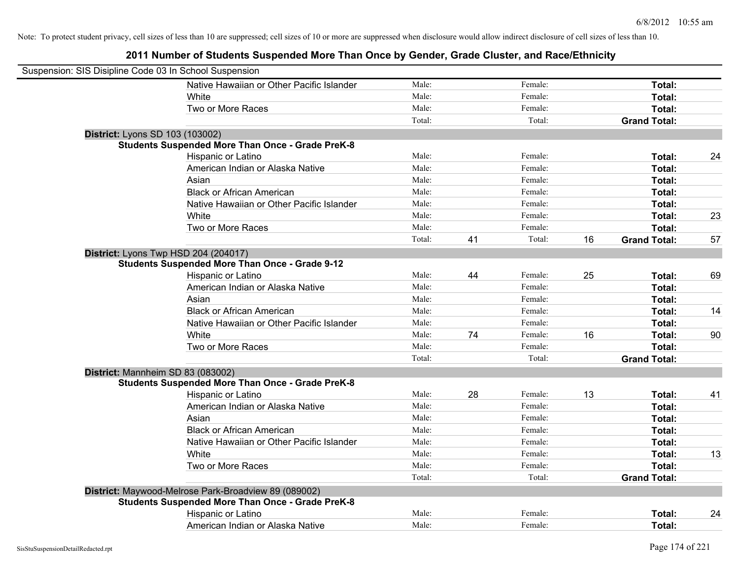Note: To protect student privacy, cell sizes of less than 10 are suppressed; cell sizes of 10 or more are suppressed when disclosure would allow indirect disclosure of cell sizes of less than 10.

## 2011 Number of Students Suspended More Than Once by Gender, Grade Cluster, and Race/Ethnicity

Suspension: SIS Disipline Code 03 In School Suspension

| | | | | | | |
|---|---|---|---|---|---|---|
| Native Hawaiian or Other Pacific Islander | Male: | | Female: | | **Total:** | |
| White | Male: | | Female: | | **Total:** | |
| Two or More Races | Male: | | Female: | | **Total:** | |
| | Total: | | Total: | | **Grand Total:** | |

**District:** Lyons SD 103 (103002)

**Students Suspended More Than Once - Grade PreK-8**

| | | | | | | |
|---|---|---|---|---|---|---|
| Hispanic or Latino | Male: | | Female: | | **Total:** | 24 |
| American Indian or Alaska Native | Male: | | Female: | | **Total:** | |
| Asian | Male: | | Female: | | **Total:** | |
| Black or African American | Male: | | Female: | | **Total:** | |
| Native Hawaiian or Other Pacific Islander | Male: | | Female: | | **Total:** | |
| White | Male: | | Female: | | **Total:** | 23 |
| Two or More Races | Male: | | Female: | | **Total:** | |
| | Total: | 41 | Total: | 16 | **Grand Total:** | 57 |

**District:** Lyons Twp HSD 204 (204017)

**Students Suspended More Than Once - Grade 9-12**

| | | | | | | |
|---|---|---|---|---|---|---|
| Hispanic or Latino | Male: | 44 | Female: | 25 | **Total:** | 69 |
| American Indian or Alaska Native | Male: | | Female: | | **Total:** | |
| Asian | Male: | | Female: | | **Total:** | |
| Black or African American | Male: | | Female: | | **Total:** | 14 |
| Native Hawaiian or Other Pacific Islander | Male: | | Female: | | **Total:** | |
| White | Male: | 74 | Female: | 16 | **Total:** | 90 |
| Two or More Races | Male: | | Female: | | **Total:** | |
| | Total: | | Total: | | **Grand Total:** | |

**District:** Mannheim SD 83 (083002)

**Students Suspended More Than Once - Grade PreK-8**

| | | | | | | |
|---|---|---|---|---|---|---|
| Hispanic or Latino | Male: | 28 | Female: | 13 | **Total:** | 41 |
| American Indian or Alaska Native | Male: | | Female: | | **Total:** | |
| Asian | Male: | | Female: | | **Total:** | |
| Black or African American | Male: | | Female: | | **Total:** | |
| Native Hawaiian or Other Pacific Islander | Male: | | Female: | | **Total:** | |
| White | Male: | | Female: | | **Total:** | 13 |
| Two or More Races | Male: | | Female: | | **Total:** | |
| | Total: | | Total: | | **Grand Total:** | |

**District:** Maywood-Melrose Park-Broadview 89 (089002)

**Students Suspended More Than Once - Grade PreK-8**

| | | | | | | |
|---|---|---|---|---|---|---|
| Hispanic or Latino | Male: | | Female: | | **Total:** | 24 |
| American Indian or Alaska Native | Male: | | Female: | | **Total:** | |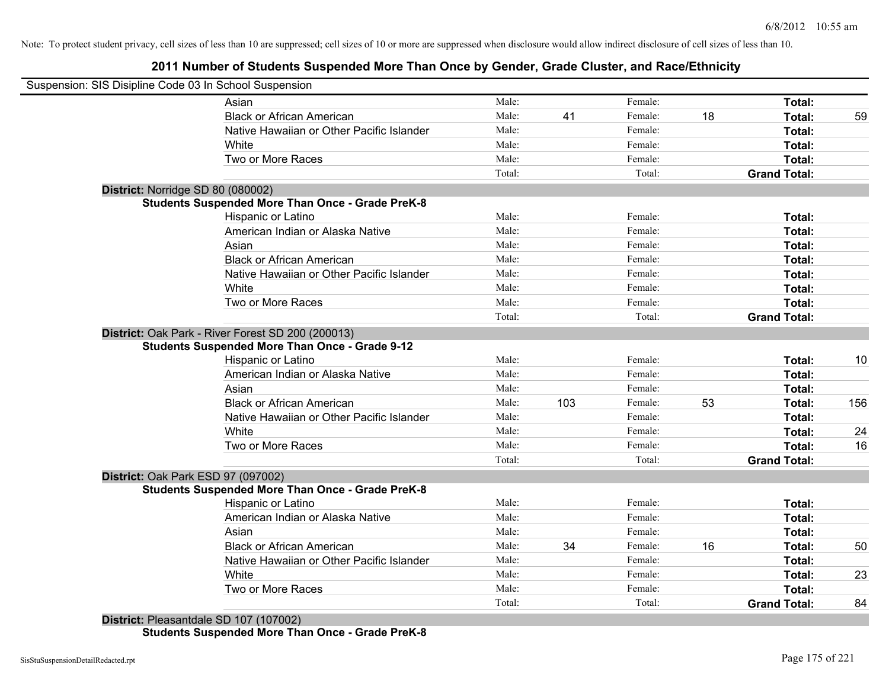Note: To protect student privacy, cell sizes of less than 10 are suppressed; cell sizes of 10 or more are suppressed when disclosure would allow indirect disclosure of cell sizes of less than 10.

## 2011 Number of Students Suspended More Than Once by Gender, Grade Cluster, and Race/Ethnicity

Suspension: SIS Disipline Code 03 In School Suspension

| | | | | | | |
|---|---|---|---|---|---|---|
| Asian | Male: | | Female: | | **Total:** | |
| Black or African American | Male: | 41 | Female: | 18 | **Total:** | 59 |
| Native Hawaiian or Other Pacific Islander | Male: | | Female: | | **Total:** | |
| White | Male: | | Female: | | **Total:** | |
| Two or More Races | Male: | | Female: | | **Total:** | |
| | Total: | | Total: | | **Grand Total:** | |

**District:** Norridge SD 80 (080002)

**Students Suspended More Than Once - Grade PreK-8**

| | | | | | | |
|---|---|---|---|---|---|---|
| Hispanic or Latino | Male: | | Female: | | **Total:** | |
| American Indian or Alaska Native | Male: | | Female: | | **Total:** | |
| Asian | Male: | | Female: | | **Total:** | |
| Black or African American | Male: | | Female: | | **Total:** | |
| Native Hawaiian or Other Pacific Islander | Male: | | Female: | | **Total:** | |
| White | Male: | | Female: | | **Total:** | |
| Two or More Races | Male: | | Female: | | **Total:** | |
| | Total: | | Total: | | **Grand Total:** | |

**District:** Oak Park - River Forest SD 200 (200013)

**Students Suspended More Than Once - Grade 9-12**

| | | | | | | |
|---|---|---|---|---|---|---|
| Hispanic or Latino | Male: | | Female: | | **Total:** | 10 |
| American Indian or Alaska Native | Male: | | Female: | | **Total:** | |
| Asian | Male: | | Female: | | **Total:** | |
| Black or African American | Male: | 103 | Female: | 53 | **Total:** | 156 |
| Native Hawaiian or Other Pacific Islander | Male: | | Female: | | **Total:** | |
| White | Male: | | Female: | | **Total:** | 24 |
| Two or More Races | Male: | | Female: | | **Total:** | 16 |
| | Total: | | Total: | | **Grand Total:** | |

**District:** Oak Park ESD 97 (097002)

**Students Suspended More Than Once - Grade PreK-8**

| | | | | | | |
|---|---|---|---|---|---|---|
| Hispanic or Latino | Male: | | Female: | | **Total:** | |
| American Indian or Alaska Native | Male: | | Female: | | **Total:** | |
| Asian | Male: | | Female: | | **Total:** | |
| Black or African American | Male: | 34 | Female: | 16 | **Total:** | 50 |
| Native Hawaiian or Other Pacific Islander | Male: | | Female: | | **Total:** | |
| White | Male: | | Female: | | **Total:** | 23 |
| Two or More Races | Male: | | Female: | | **Total:** | |
| | Total: | | Total: | | **Grand Total:** | 84 |

**District:** Pleasantdale SD 107 (107002)

**Students Suspended More Than Once - Grade PreK-8**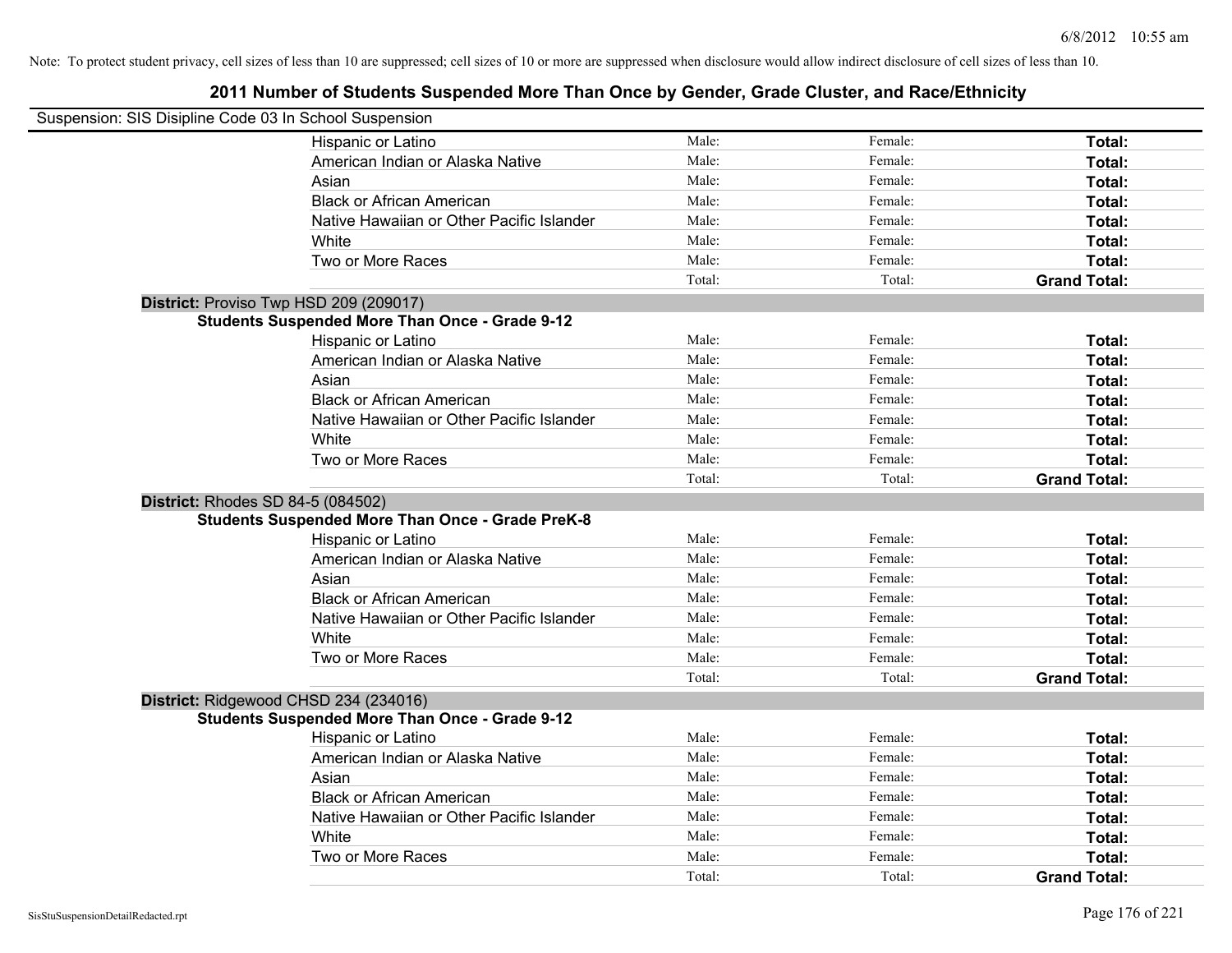Note: To protect student privacy, cell sizes of less than 10 are suppressed; cell sizes of 10 or more are suppressed when disclosure would allow indirect disclosure of cell sizes of less than 10.

## 2011 Number of Students Suspended More Than Once by Gender, Grade Cluster, and Race/Ethnicity

Suspension: SIS Disipline Code 03 In School Suspension

| | | | |
|---|---|---|---|
| Hispanic or Latino | Male: | Female: | **Total:** |
| American Indian or Alaska Native | Male: | Female: | **Total:** |
| Asian | Male: | Female: | **Total:** |
| Black or African American | Male: | Female: | **Total:** |
| Native Hawaiian or Other Pacific Islander | Male: | Female: | **Total:** |
| White | Male: | Female: | **Total:** |
| Two or More Races | Male: | Female: | **Total:** |
| | Total: | Total: | **Grand Total:** |

**District:** Proviso Twp HSD 209 (209017)

**Students Suspended More Than Once - Grade 9-12**

| | | | |
|---|---|---|---|
| Hispanic or Latino | Male: | Female: | **Total:** |
| American Indian or Alaska Native | Male: | Female: | **Total:** |
| Asian | Male: | Female: | **Total:** |
| Black or African American | Male: | Female: | **Total:** |
| Native Hawaiian or Other Pacific Islander | Male: | Female: | **Total:** |
| White | Male: | Female: | **Total:** |
| Two or More Races | Male: | Female: | **Total:** |
| | Total: | Total: | **Grand Total:** |

**District:** Rhodes SD 84-5 (084502)

**Students Suspended More Than Once - Grade PreK-8**

| | | | |
|---|---|---|---|
| Hispanic or Latino | Male: | Female: | **Total:** |
| American Indian or Alaska Native | Male: | Female: | **Total:** |
| Asian | Male: | Female: | **Total:** |
| Black or African American | Male: | Female: | **Total:** |
| Native Hawaiian or Other Pacific Islander | Male: | Female: | **Total:** |
| White | Male: | Female: | **Total:** |
| Two or More Races | Male: | Female: | **Total:** |
| | Total: | Total: | **Grand Total:** |

**District:** Ridgewood CHSD 234 (234016)

**Students Suspended More Than Once - Grade 9-12**

| | | | |
|---|---|---|---|
| Hispanic or Latino | Male: | Female: | **Total:** |
| American Indian or Alaska Native | Male: | Female: | **Total:** |
| Asian | Male: | Female: | **Total:** |
| Black or African American | Male: | Female: | **Total:** |
| Native Hawaiian or Other Pacific Islander | Male: | Female: | **Total:** |
| White | Male: | Female: | **Total:** |
| Two or More Races | Male: | Female: | **Total:** |
| | Total: | Total: | **Grand Total:** |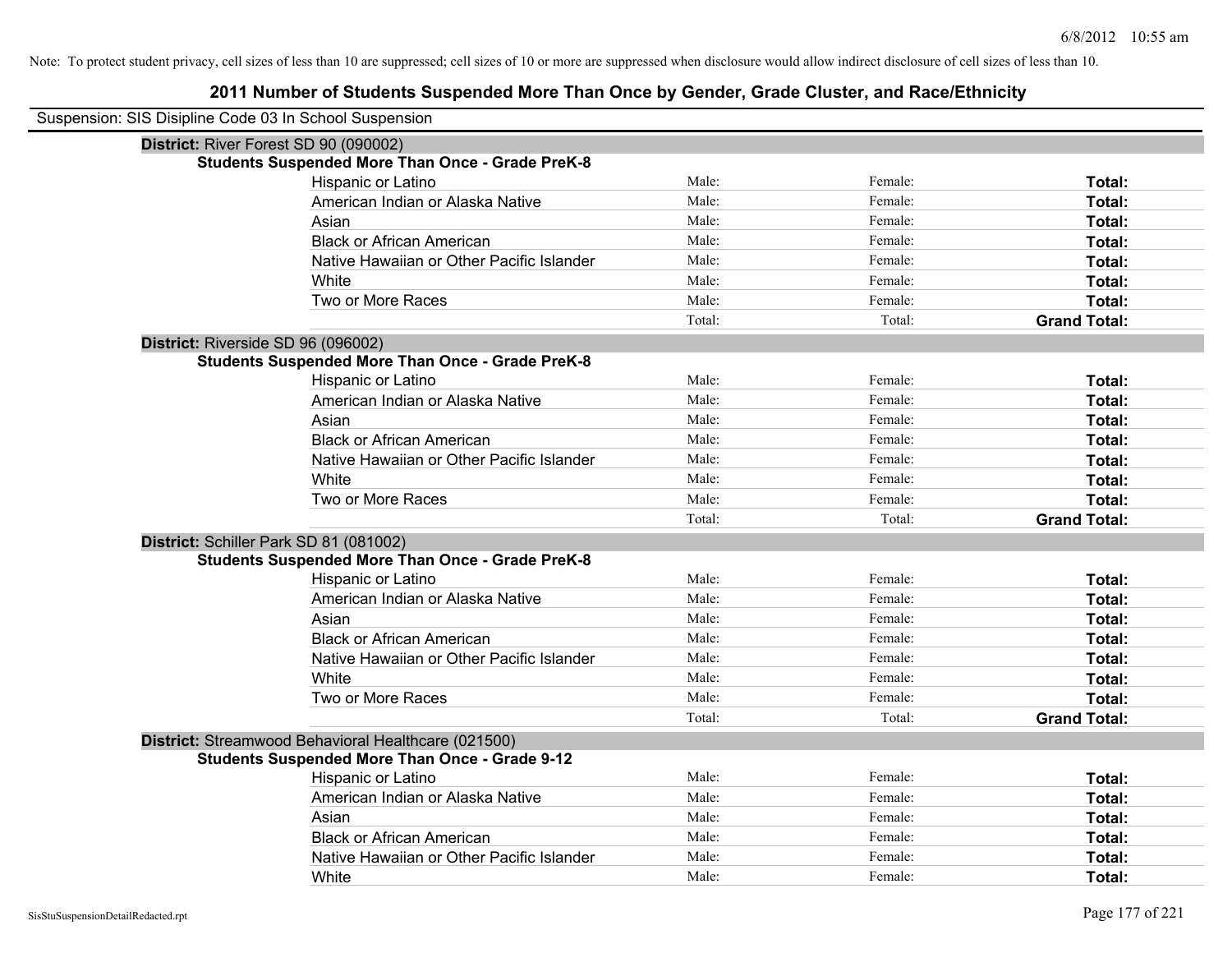Note: To protect student privacy, cell sizes of less than 10 are suppressed; cell sizes of 10 or more are suppressed when disclosure would allow indirect disclosure of cell sizes of less than 10.

## 2011 Number of Students Suspended More Than Once by Gender, Grade Cluster, and Race/Ethnicity

Suspension: SIS Disipline Code 03 In School Suspension

**District:** River Forest SD 90 (090002)

**Students Suspended More Than Once - Grade PreK-8**

| | | | |
|---|---|---|---|
| Hispanic or Latino | Male: | Female: | **Total:** |
| American Indian or Alaska Native | Male: | Female: | **Total:** |
| Asian | Male: | Female: | **Total:** |
| Black or African American | Male: | Female: | **Total:** |
| Native Hawaiian or Other Pacific Islander | Male: | Female: | **Total:** |
| White | Male: | Female: | **Total:** |
| Two or More Races | Male: | Female: | **Total:** |
| | Total: | Total: | **Grand Total:** |

**District:** Riverside SD 96 (096002)

**Students Suspended More Than Once - Grade PreK-8**

| | | | |
|---|---|---|---|
| Hispanic or Latino | Male: | Female: | **Total:** |
| American Indian or Alaska Native | Male: | Female: | **Total:** |
| Asian | Male: | Female: | **Total:** |
| Black or African American | Male: | Female: | **Total:** |
| Native Hawaiian or Other Pacific Islander | Male: | Female: | **Total:** |
| White | Male: | Female: | **Total:** |
| Two or More Races | Male: | Female: | **Total:** |
| | Total: | Total: | **Grand Total:** |

**District:** Schiller Park SD 81 (081002)

**Students Suspended More Than Once - Grade PreK-8**

| | | | |
|---|---|---|---|
| Hispanic or Latino | Male: | Female: | **Total:** |
| American Indian or Alaska Native | Male: | Female: | **Total:** |
| Asian | Male: | Female: | **Total:** |
| Black or African American | Male: | Female: | **Total:** |
| Native Hawaiian or Other Pacific Islander | Male: | Female: | **Total:** |
| White | Male: | Female: | **Total:** |
| Two or More Races | Male: | Female: | **Total:** |
| | Total: | Total: | **Grand Total:** |

**District:** Streamwood Behavioral Healthcare (021500)

**Students Suspended More Than Once - Grade 9-12**

| | | | |
|---|---|---|---|
| Hispanic or Latino | Male: | Female: | **Total:** |
| American Indian or Alaska Native | Male: | Female: | **Total:** |
| Asian | Male: | Female: | **Total:** |
| Black or African American | Male: | Female: | **Total:** |
| Native Hawaiian or Other Pacific Islander | Male: | Female: | **Total:** |
| White | Male: | Female: | **Total:** |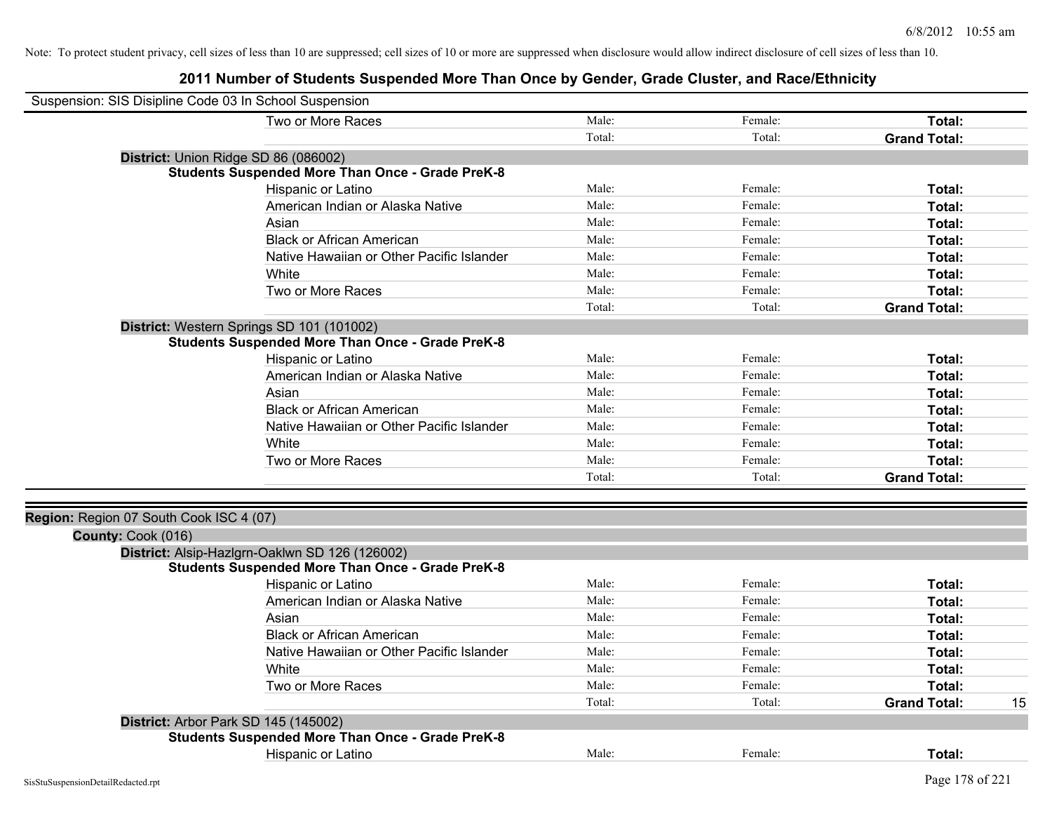Note: To protect student privacy, cell sizes of less than 10 are suppressed; cell sizes of 10 or more are suppressed when disclosure would allow indirect disclosure of cell sizes of less than 10.

# 2011 Number of Students Suspended More Than Once by Gender, Grade Cluster, and Race/Ethnicity

Suspension: SIS Disipline Code 03 In School Suspension

| | | | | |
|---|---|---|---|---|
| Two or More Races | Male: | Female: | **Total:** | |
| | Total: | Total: | **Grand Total:** | |

**District:** Union Ridge SD 86 (086002)

**Students Suspended More Than Once - Grade PreK-8**

| | | | | |
|---|---|---|---|---|
| Hispanic or Latino | Male: | Female: | **Total:** | |
| American Indian or Alaska Native | Male: | Female: | **Total:** | |
| Asian | Male: | Female: | **Total:** | |
| Black or African American | Male: | Female: | **Total:** | |
| Native Hawaiian or Other Pacific Islander | Male: | Female: | **Total:** | |
| White | Male: | Female: | **Total:** | |
| Two or More Races | Male: | Female: | **Total:** | |
| | Total: | Total: | **Grand Total:** | |

**District:** Western Springs SD 101 (101002)

**Students Suspended More Than Once - Grade PreK-8**

| | | | | |
|---|---|---|---|---|
| Hispanic or Latino | Male: | Female: | **Total:** | |
| American Indian or Alaska Native | Male: | Female: | **Total:** | |
| Asian | Male: | Female: | **Total:** | |
| Black or African American | Male: | Female: | **Total:** | |
| Native Hawaiian or Other Pacific Islander | Male: | Female: | **Total:** | |
| White | Male: | Female: | **Total:** | |
| Two or More Races | Male: | Female: | **Total:** | |
| | Total: | Total: | **Grand Total:** | |

**Region:** Region 07 South Cook ISC 4 (07)

**County:** Cook (016)

**District:** Alsip-Hazlgrn-Oaklwn SD 126 (126002)

**Students Suspended More Than Once - Grade PreK-8**

| | | | | |
|---|---|---|---|---|
| Hispanic or Latino | Male: | Female: | **Total:** | |
| American Indian or Alaska Native | Male: | Female: | **Total:** | |
| Asian | Male: | Female: | **Total:** | |
| Black or African American | Male: | Female: | **Total:** | |
| Native Hawaiian or Other Pacific Islander | Male: | Female: | **Total:** | |
| White | Male: | Female: | **Total:** | |
| Two or More Races | Male: | Female: | **Total:** | |
| | Total: | Total: | **Grand Total:** | 15 |

**District:** Arbor Park SD 145 (145002)

**Students Suspended More Than Once - Grade PreK-8**

| | | | | |
|---|---|---|---|---|
| Hispanic or Latino | Male: | Female: | **Total:** | |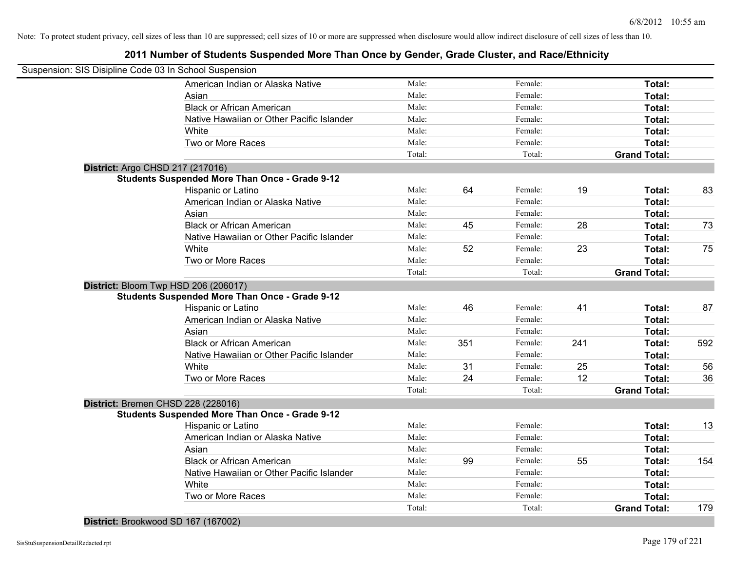Note: To protect student privacy, cell sizes of less than 10 are suppressed; cell sizes of 10 or more are suppressed when disclosure would allow indirect disclosure of cell sizes of less than 10.

## 2011 Number of Students Suspended More Than Once by Gender, Grade Cluster, and Race/Ethnicity

Suspension: SIS Disipline Code 03 In School Suspension

| | | | | | | |
|---|---|---|---|---|---|---|
| American Indian or Alaska Native | Male: | | Female: | | **Total:** | |
| Asian | Male: | | Female: | | **Total:** | |
| Black or African American | Male: | | Female: | | **Total:** | |
| Native Hawaiian or Other Pacific Islander | Male: | | Female: | | **Total:** | |
| White | Male: | | Female: | | **Total:** | |
| Two or More Races | Male: | | Female: | | **Total:** | |
| | Total: | | Total: | | **Grand Total:** | |

**District:** Argo CHSD 217 (217016)

**Students Suspended More Than Once - Grade 9-12**

| | | | | | | |
|---|---|---|---|---|---|---|
| Hispanic or Latino | Male: | 64 | Female: | 19 | **Total:** | 83 |
| American Indian or Alaska Native | Male: | | Female: | | **Total:** | |
| Asian | Male: | | Female: | | **Total:** | |
| Black or African American | Male: | 45 | Female: | 28 | **Total:** | 73 |
| Native Hawaiian or Other Pacific Islander | Male: | | Female: | | **Total:** | |
| White | Male: | 52 | Female: | 23 | **Total:** | 75 |
| Two or More Races | Male: | | Female: | | **Total:** | |
| | Total: | | Total: | | **Grand Total:** | |

**District:** Bloom Twp HSD 206 (206017)

**Students Suspended More Than Once - Grade 9-12**

| | | | | | | |
|---|---|---|---|---|---|---|
| Hispanic or Latino | Male: | 46 | Female: | 41 | **Total:** | 87 |
| American Indian or Alaska Native | Male: | | Female: | | **Total:** | |
| Asian | Male: | | Female: | | **Total:** | |
| Black or African American | Male: | 351 | Female: | 241 | **Total:** | 592 |
| Native Hawaiian or Other Pacific Islander | Male: | | Female: | | **Total:** | |
| White | Male: | 31 | Female: | 25 | **Total:** | 56 |
| Two or More Races | Male: | 24 | Female: | 12 | **Total:** | 36 |
| | Total: | | Total: | | **Grand Total:** | |

**District:** Bremen CHSD 228 (228016)

**Students Suspended More Than Once - Grade 9-12**

| | | | | | | |
|---|---|---|---|---|---|---|
| Hispanic or Latino | Male: | | Female: | | **Total:** | 13 |
| American Indian or Alaska Native | Male: | | Female: | | **Total:** | |
| Asian | Male: | | Female: | | **Total:** | |
| Black or African American | Male: | 99 | Female: | 55 | **Total:** | 154 |
| Native Hawaiian or Other Pacific Islander | Male: | | Female: | | **Total:** | |
| White | Male: | | Female: | | **Total:** | |
| Two or More Races | Male: | | Female: | | **Total:** | |
| | Total: | | Total: | | **Grand Total:** | 179 |

**District:** Brookwood SD 167 (167002)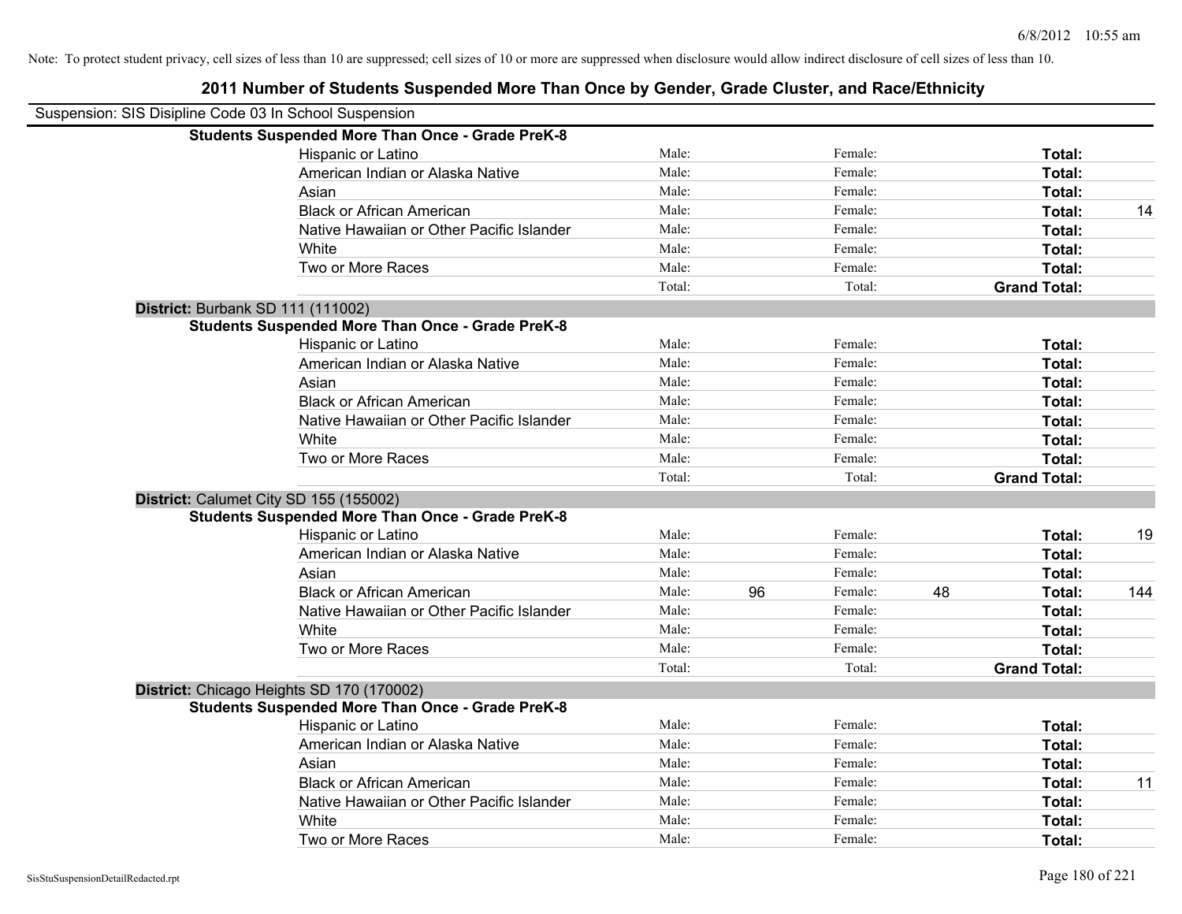Note: To protect student privacy, cell sizes of less than 10 are suppressed; cell sizes of 10 or more are suppressed when disclosure would allow indirect disclosure of cell sizes of less than 10.

## 2011 Number of Students Suspended More Than Once by Gender, Grade Cluster, and Race/Ethnicity

Suspension: SIS Disipline Code 03 In School Suspension

**Students Suspended More Than Once - Grade PreK-8**

| | | | | | | |
|---|---|---|---|---|---|---|
| Hispanic or Latino | Male: | | Female: | | **Total:** | |
| American Indian or Alaska Native | Male: | | Female: | | **Total:** | |
| Asian | Male: | | Female: | | **Total:** | |
| Black or African American | Male: | | Female: | | **Total:** | 14 |
| Native Hawaiian or Other Pacific Islander | Male: | | Female: | | **Total:** | |
| White | Male: | | Female: | | **Total:** | |
| Two or More Races | Male: | | Female: | | **Total:** | |
| | Total: | | Total: | | **Grand Total:** | |

**District:** Burbank SD 111 (111002)

**Students Suspended More Than Once - Grade PreK-8**

| | | | | | | |
|---|---|---|---|---|---|---|
| Hispanic or Latino | Male: | | Female: | | **Total:** | |
| American Indian or Alaska Native | Male: | | Female: | | **Total:** | |
| Asian | Male: | | Female: | | **Total:** | |
| Black or African American | Male: | | Female: | | **Total:** | |
| Native Hawaiian or Other Pacific Islander | Male: | | Female: | | **Total:** | |
| White | Male: | | Female: | | **Total:** | |
| Two or More Races | Male: | | Female: | | **Total:** | |
| | Total: | | Total: | | **Grand Total:** | |

**District:** Calumet City SD 155 (155002)

**Students Suspended More Than Once - Grade PreK-8**

| | | | | | | |
|---|---|---|---|---|---|---|
| Hispanic or Latino | Male: | | Female: | | **Total:** | 19 |
| American Indian or Alaska Native | Male: | | Female: | | **Total:** | |
| Asian | Male: | | Female: | | **Total:** | |
| Black or African American | Male: | 96 | Female: | 48 | **Total:** | 144 |
| Native Hawaiian or Other Pacific Islander | Male: | | Female: | | **Total:** | |
| White | Male: | | Female: | | **Total:** | |
| Two or More Races | Male: | | Female: | | **Total:** | |
| | Total: | | Total: | | **Grand Total:** | |

**District:** Chicago Heights SD 170 (170002)

**Students Suspended More Than Once - Grade PreK-8**

| | | | | | | |
|---|---|---|---|---|---|---|
| Hispanic or Latino | Male: | | Female: | | **Total:** | |
| American Indian or Alaska Native | Male: | | Female: | | **Total:** | |
| Asian | Male: | | Female: | | **Total:** | |
| Black or African American | Male: | | Female: | | **Total:** | 11 |
| Native Hawaiian or Other Pacific Islander | Male: | | Female: | | **Total:** | |
| White | Male: | | Female: | | **Total:** | |
| Two or More Races | Male: | | Female: | | **Total:** | |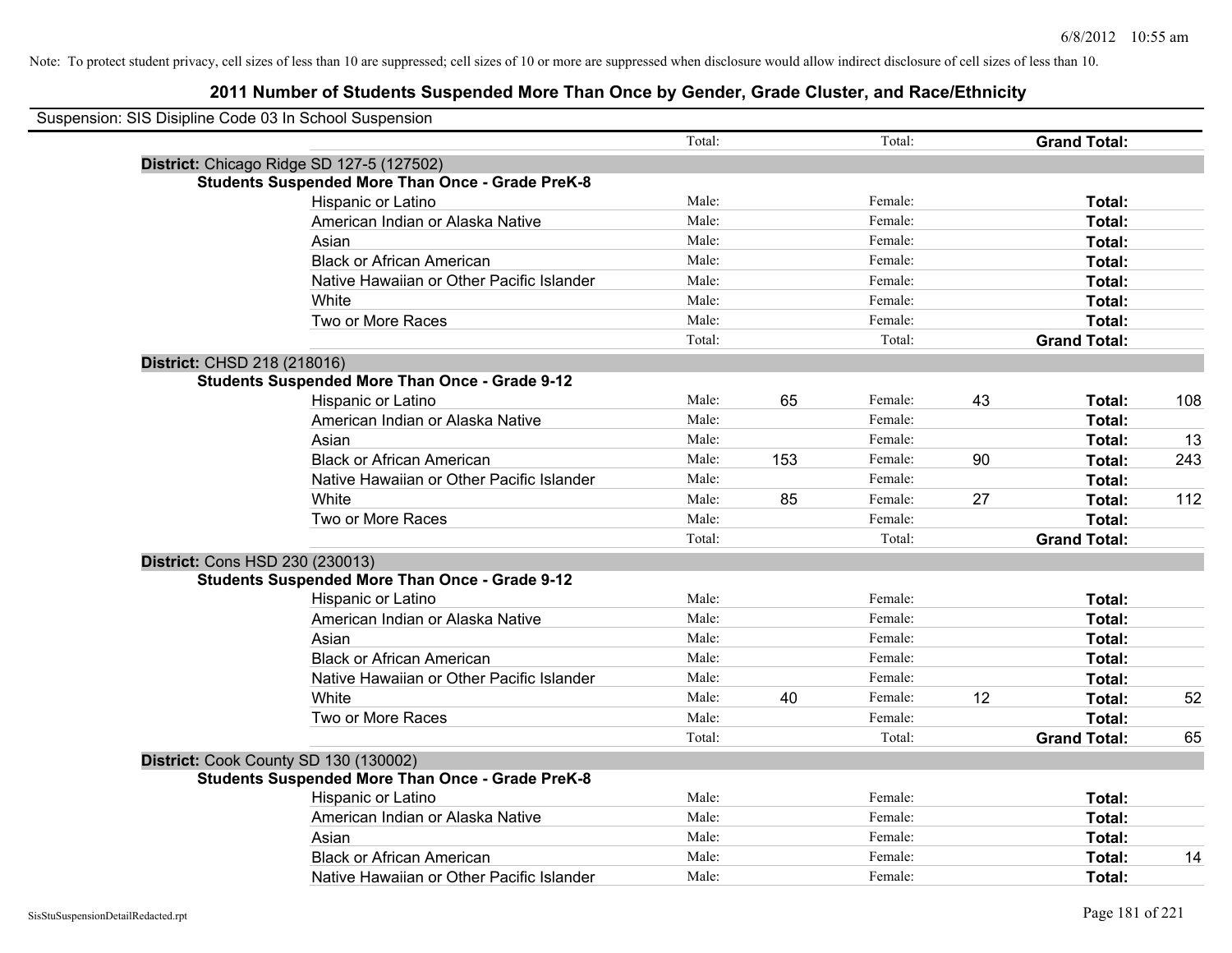Note: To protect student privacy, cell sizes of less than 10 are suppressed; cell sizes of 10 or more are suppressed when disclosure would allow indirect disclosure of cell sizes of less than 10.

# 2011 Number of Students Suspended More Than Once by Gender, Grade Cluster, and Race/Ethnicity

Suspension: SIS Disipline Code 03 In School Suspension

| | | | | | | |
|---|---|---|---|---|---|---|
| | Total: | | Total: | | **Grand Total:** | |
| **District:** Chicago Ridge SD 127-5 (127502) | | | | | | |
| **Students Suspended More Than Once - Grade PreK-8** | | | | | | |
| Hispanic or Latino | Male: | | Female: | | **Total:** | |
| American Indian or Alaska Native | Male: | | Female: | | **Total:** | |
| Asian | Male: | | Female: | | **Total:** | |
| Black or African American | Male: | | Female: | | **Total:** | |
| Native Hawaiian or Other Pacific Islander | Male: | | Female: | | **Total:** | |
| White | Male: | | Female: | | **Total:** | |
| Two or More Races | Male: | | Female: | | **Total:** | |
| | Total: | | Total: | | **Grand Total:** | |
| **District:** CHSD 218 (218016) | | | | | | |
| **Students Suspended More Than Once - Grade 9-12** | | | | | | |
| Hispanic or Latino | Male: | 65 | Female: | 43 | **Total:** | 108 |
| American Indian or Alaska Native | Male: | | Female: | | **Total:** | |
| Asian | Male: | | Female: | | **Total:** | 13 |
| Black or African American | Male: | 153 | Female: | 90 | **Total:** | 243 |
| Native Hawaiian or Other Pacific Islander | Male: | | Female: | | **Total:** | |
| White | Male: | 85 | Female: | 27 | **Total:** | 112 |
| Two or More Races | Male: | | Female: | | **Total:** | |
| | Total: | | Total: | | **Grand Total:** | |
| **District:** Cons HSD 230 (230013) | | | | | | |
| **Students Suspended More Than Once - Grade 9-12** | | | | | | |
| Hispanic or Latino | Male: | | Female: | | **Total:** | |
| American Indian or Alaska Native | Male: | | Female: | | **Total:** | |
| Asian | Male: | | Female: | | **Total:** | |
| Black or African American | Male: | | Female: | | **Total:** | |
| Native Hawaiian or Other Pacific Islander | Male: | | Female: | | **Total:** | |
| White | Male: | 40 | Female: | 12 | **Total:** | 52 |
| Two or More Races | Male: | | Female: | | **Total:** | |
| | Total: | | Total: | | **Grand Total:** | 65 |
| **District:** Cook County SD 130 (130002) | | | | | | |
| **Students Suspended More Than Once - Grade PreK-8** | | | | | | |
| Hispanic or Latino | Male: | | Female: | | **Total:** | |
| American Indian or Alaska Native | Male: | | Female: | | **Total:** | |
| Asian | Male: | | Female: | | **Total:** | |
| Black or African American | Male: | | Female: | | **Total:** | 14 |
| Native Hawaiian or Other Pacific Islander | Male: | | Female: | | **Total:** | |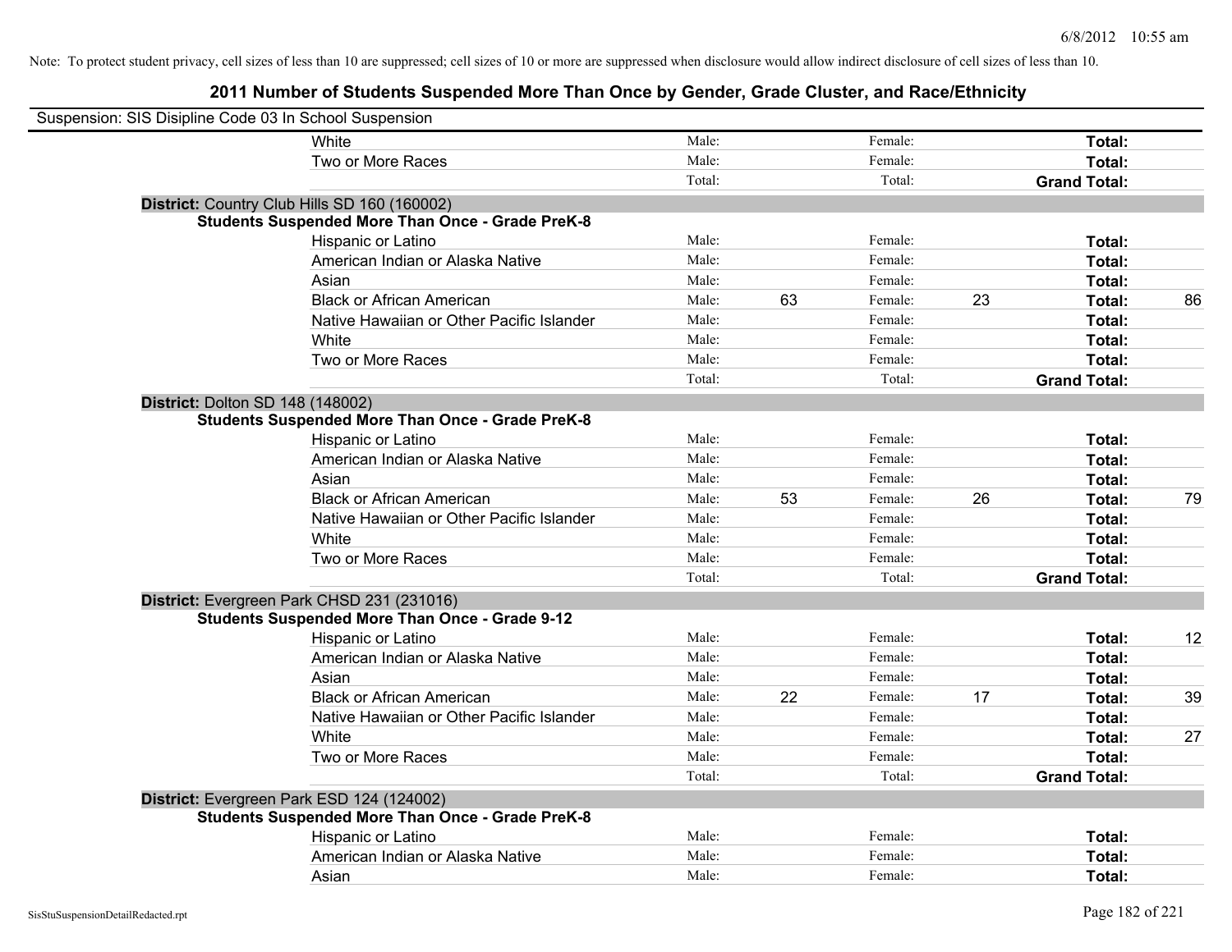Note: To protect student privacy, cell sizes of less than 10 are suppressed; cell sizes of 10 or more are suppressed when disclosure would allow indirect disclosure of cell sizes of less than 10.

## 2011 Number of Students Suspended More Than Once by Gender, Grade Cluster, and Race/Ethnicity

Suspension: SIS Disipline Code 03 In School Suspension

| | | | | | | |
|---|---|---|---|---|---|---|
| White | Male: | | Female: | | **Total:** | |
| Two or More Races | Male: | | Female: | | **Total:** | |
| | Total: | | Total: | | **Grand Total:** | |

**District:** Country Club Hills SD 160 (160002)

**Students Suspended More Than Once - Grade PreK-8**

| | | | | | | |
|---|---|---|---|---|---|---|
| Hispanic or Latino | Male: | | Female: | | **Total:** | |
| American Indian or Alaska Native | Male: | | Female: | | **Total:** | |
| Asian | Male: | | Female: | | **Total:** | |
| Black or African American | Male: | 63 | Female: | 23 | **Total:** | 86 |
| Native Hawaiian or Other Pacific Islander | Male: | | Female: | | **Total:** | |
| White | Male: | | Female: | | **Total:** | |
| Two or More Races | Male: | | Female: | | **Total:** | |
| | Total: | | Total: | | **Grand Total:** | |

**District:** Dolton SD 148 (148002)

**Students Suspended More Than Once - Grade PreK-8**

| | | | | | | |
|---|---|---|---|---|---|---|
| Hispanic or Latino | Male: | | Female: | | **Total:** | |
| American Indian or Alaska Native | Male: | | Female: | | **Total:** | |
| Asian | Male: | | Female: | | **Total:** | |
| Black or African American | Male: | 53 | Female: | 26 | **Total:** | 79 |
| Native Hawaiian or Other Pacific Islander | Male: | | Female: | | **Total:** | |
| White | Male: | | Female: | | **Total:** | |
| Two or More Races | Male: | | Female: | | **Total:** | |
| | Total: | | Total: | | **Grand Total:** | |

**District:** Evergreen Park CHSD 231 (231016)

**Students Suspended More Than Once - Grade 9-12**

| | | | | | | |
|---|---|---|---|---|---|---|
| Hispanic or Latino | Male: | | Female: | | **Total:** | 12 |
| American Indian or Alaska Native | Male: | | Female: | | **Total:** | |
| Asian | Male: | | Female: | | **Total:** | |
| Black or African American | Male: | 22 | Female: | 17 | **Total:** | 39 |
| Native Hawaiian or Other Pacific Islander | Male: | | Female: | | **Total:** | |
| White | Male: | | Female: | | **Total:** | 27 |
| Two or More Races | Male: | | Female: | | **Total:** | |
| | Total: | | Total: | | **Grand Total:** | |

**District:** Evergreen Park ESD 124 (124002)

**Students Suspended More Than Once - Grade PreK-8**

| | | | | | | |
|---|---|---|---|---|---|---|
| Hispanic or Latino | Male: | | Female: | | **Total:** | |
| American Indian or Alaska Native | Male: | | Female: | | **Total:** | |
| Asian | Male: | | Female: | | **Total:** | |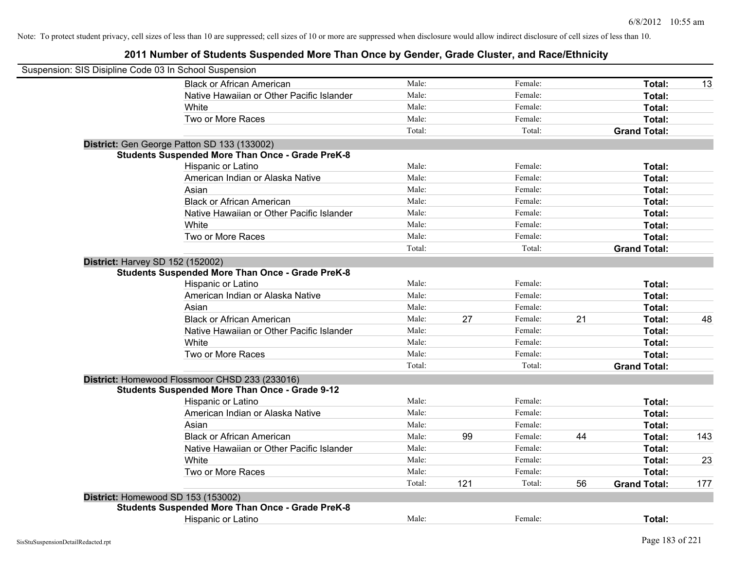Note: To protect student privacy, cell sizes of less than 10 are suppressed; cell sizes of 10 or more are suppressed when disclosure would allow indirect disclosure of cell sizes of less than 10.

# 2011 Number of Students Suspended More Than Once by Gender, Grade Cluster, and Race/Ethnicity

Suspension: SIS Disipline Code 03 In School Suspension

| | | | | | | |
|---|---|---|---|---|---|---|
| Black or African American | Male: | | Female: | | **Total:** | 13 |
| Native Hawaiian or Other Pacific Islander | Male: | | Female: | | **Total:** | |
| White | Male: | | Female: | | **Total:** | |
| Two or More Races | Male: | | Female: | | **Total:** | |
| | Total: | | Total: | | **Grand Total:** | |

**District:** Gen George Patton SD 133 (133002)

**Students Suspended More Than Once - Grade PreK-8**

| | | | | | | |
|---|---|---|---|---|---|---|
| Hispanic or Latino | Male: | | Female: | | **Total:** | |
| American Indian or Alaska Native | Male: | | Female: | | **Total:** | |
| Asian | Male: | | Female: | | **Total:** | |
| Black or African American | Male: | | Female: | | **Total:** | |
| Native Hawaiian or Other Pacific Islander | Male: | | Female: | | **Total:** | |
| White | Male: | | Female: | | **Total:** | |
| Two or More Races | Male: | | Female: | | **Total:** | |
| | Total: | | Total: | | **Grand Total:** | |

**District:** Harvey SD 152 (152002)

**Students Suspended More Than Once - Grade PreK-8**

| | | | | | | |
|---|---|---|---|---|---|---|
| Hispanic or Latino | Male: | | Female: | | **Total:** | |
| American Indian or Alaska Native | Male: | | Female: | | **Total:** | |
| Asian | Male: | | Female: | | **Total:** | |
| Black or African American | Male: | 27 | Female: | 21 | **Total:** | 48 |
| Native Hawaiian or Other Pacific Islander | Male: | | Female: | | **Total:** | |
| White | Male: | | Female: | | **Total:** | |
| Two or More Races | Male: | | Female: | | **Total:** | |
| | Total: | | Total: | | **Grand Total:** | |

**District:** Homewood Flossmoor CHSD 233 (233016)

**Students Suspended More Than Once - Grade 9-12**

| | | | | | | |
|---|---|---|---|---|---|---|
| Hispanic or Latino | Male: | | Female: | | **Total:** | |
| American Indian or Alaska Native | Male: | | Female: | | **Total:** | |
| Asian | Male: | | Female: | | **Total:** | |
| Black or African American | Male: | 99 | Female: | 44 | **Total:** | 143 |
| Native Hawaiian or Other Pacific Islander | Male: | | Female: | | **Total:** | |
| White | Male: | | Female: | | **Total:** | 23 |
| Two or More Races | Male: | | Female: | | **Total:** | |
| | Total: | 121 | Total: | 56 | **Grand Total:** | 177 |

**District:** Homewood SD 153 (153002)

**Students Suspended More Than Once - Grade PreK-8**

| | | | | | | |
|---|---|---|---|---|---|---|
| Hispanic or Latino | Male: | | Female: | | **Total:** | |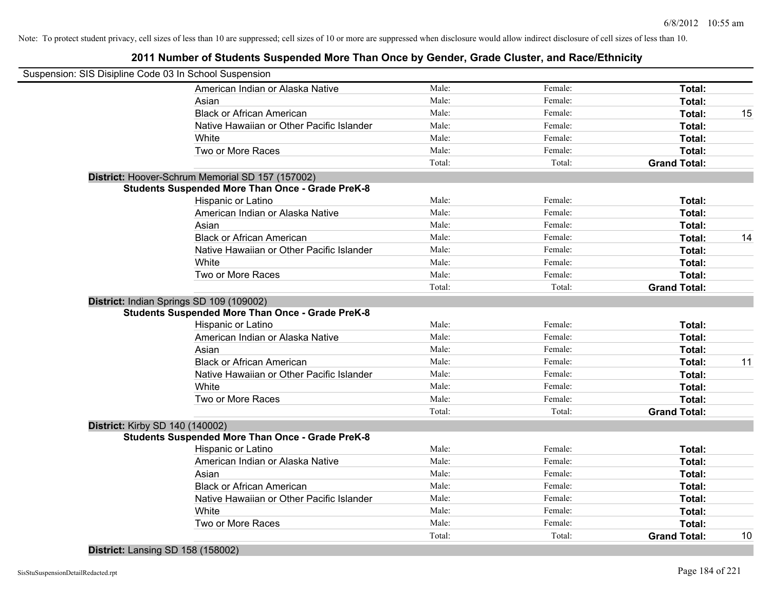Note: To protect student privacy, cell sizes of less than 10 are suppressed; cell sizes of 10 or more are suppressed when disclosure would allow indirect disclosure of cell sizes of less than 10.

# 2011 Number of Students Suspended More Than Once by Gender, Grade Cluster, and Race/Ethnicity

Suspension: SIS Disipline Code 03 In School Suspension

| | | | | |
|---|---|---|---|---|
| American Indian or Alaska Native | Male: | Female: | **Total:** | |
| Asian | Male: | Female: | **Total:** | |
| Black or African American | Male: | Female: | **Total:** | 15 |
| Native Hawaiian or Other Pacific Islander | Male: | Female: | **Total:** | |
| White | Male: | Female: | **Total:** | |
| Two or More Races | Male: | Female: | **Total:** | |
| | Total: | Total: | **Grand Total:** | |

**District:** Hoover-Schrum Memorial SD 157 (157002)

**Students Suspended More Than Once - Grade PreK-8**

| | | | | |
|---|---|---|---|---|
| Hispanic or Latino | Male: | Female: | **Total:** | |
| American Indian or Alaska Native | Male: | Female: | **Total:** | |
| Asian | Male: | Female: | **Total:** | |
| Black or African American | Male: | Female: | **Total:** | 14 |
| Native Hawaiian or Other Pacific Islander | Male: | Female: | **Total:** | |
| White | Male: | Female: | **Total:** | |
| Two or More Races | Male: | Female: | **Total:** | |
| | Total: | Total: | **Grand Total:** | |

**District:** Indian Springs SD 109 (109002)

**Students Suspended More Than Once - Grade PreK-8**

| | | | | |
|---|---|---|---|---|
| Hispanic or Latino | Male: | Female: | **Total:** | |
| American Indian or Alaska Native | Male: | Female: | **Total:** | |
| Asian | Male: | Female: | **Total:** | |
| Black or African American | Male: | Female: | **Total:** | 11 |
| Native Hawaiian or Other Pacific Islander | Male: | Female: | **Total:** | |
| White | Male: | Female: | **Total:** | |
| Two or More Races | Male: | Female: | **Total:** | |
| | Total: | Total: | **Grand Total:** | |

**District:** Kirby SD 140 (140002)

**Students Suspended More Than Once - Grade PreK-8**

| | | | | |
|---|---|---|---|---|
| Hispanic or Latino | Male: | Female: | **Total:** | |
| American Indian or Alaska Native | Male: | Female: | **Total:** | |
| Asian | Male: | Female: | **Total:** | |
| Black or African American | Male: | Female: | **Total:** | |
| Native Hawaiian or Other Pacific Islander | Male: | Female: | **Total:** | |
| White | Male: | Female: | **Total:** | |
| Two or More Races | Male: | Female: | **Total:** | |
| | Total: | Total: | **Grand Total:** | 10 |

**District:** Lansing SD 158 (158002)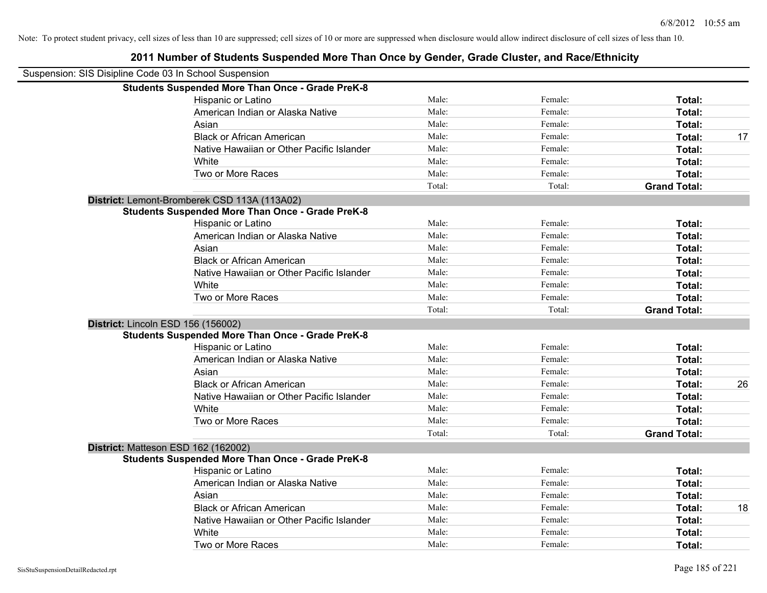Note: To protect student privacy, cell sizes of less than 10 are suppressed; cell sizes of 10 or more are suppressed when disclosure would allow indirect disclosure of cell sizes of less than 10.

# 2011 Number of Students Suspended More Than Once by Gender, Grade Cluster, and Race/Ethnicity

Suspension: SIS Disipline Code 03 In School Suspension

**Students Suspended More Than Once - Grade PreK-8**

| | | | | |
|---|---|---|---|---|
| Hispanic or Latino | Male: | Female: | **Total:** | |
| American Indian or Alaska Native | Male: | Female: | **Total:** | |
| Asian | Male: | Female: | **Total:** | |
| Black or African American | Male: | Female: | **Total:** | 17 |
| Native Hawaiian or Other Pacific Islander | Male: | Female: | **Total:** | |
| White | Male: | Female: | **Total:** | |
| Two or More Races | Male: | Female: | **Total:** | |
| | Total: | Total: | **Grand Total:** | |

**District:** Lemont-Bromberek CSD 113A (113A02)

**Students Suspended More Than Once - Grade PreK-8**

| | | | | |
|---|---|---|---|---|
| Hispanic or Latino | Male: | Female: | **Total:** | |
| American Indian or Alaska Native | Male: | Female: | **Total:** | |
| Asian | Male: | Female: | **Total:** | |
| Black or African American | Male: | Female: | **Total:** | |
| Native Hawaiian or Other Pacific Islander | Male: | Female: | **Total:** | |
| White | Male: | Female: | **Total:** | |
| Two or More Races | Male: | Female: | **Total:** | |
| | Total: | Total: | **Grand Total:** | |

**District:** Lincoln ESD 156 (156002)

**Students Suspended More Than Once - Grade PreK-8**

| | | | | |
|---|---|---|---|---|
| Hispanic or Latino | Male: | Female: | **Total:** | |
| American Indian or Alaska Native | Male: | Female: | **Total:** | |
| Asian | Male: | Female: | **Total:** | |
| Black or African American | Male: | Female: | **Total:** | 26 |
| Native Hawaiian or Other Pacific Islander | Male: | Female: | **Total:** | |
| White | Male: | Female: | **Total:** | |
| Two or More Races | Male: | Female: | **Total:** | |
| | Total: | Total: | **Grand Total:** | |

**District:** Matteson ESD 162 (162002)

**Students Suspended More Than Once - Grade PreK-8**

| | | | | |
|---|---|---|---|---|
| Hispanic or Latino | Male: | Female: | **Total:** | |
| American Indian or Alaska Native | Male: | Female: | **Total:** | |
| Asian | Male: | Female: | **Total:** | |
| Black or African American | Male: | Female: | **Total:** | 18 |
| Native Hawaiian or Other Pacific Islander | Male: | Female: | **Total:** | |
| White | Male: | Female: | **Total:** | |
| Two or More Races | Male: | Female: | **Total:** | |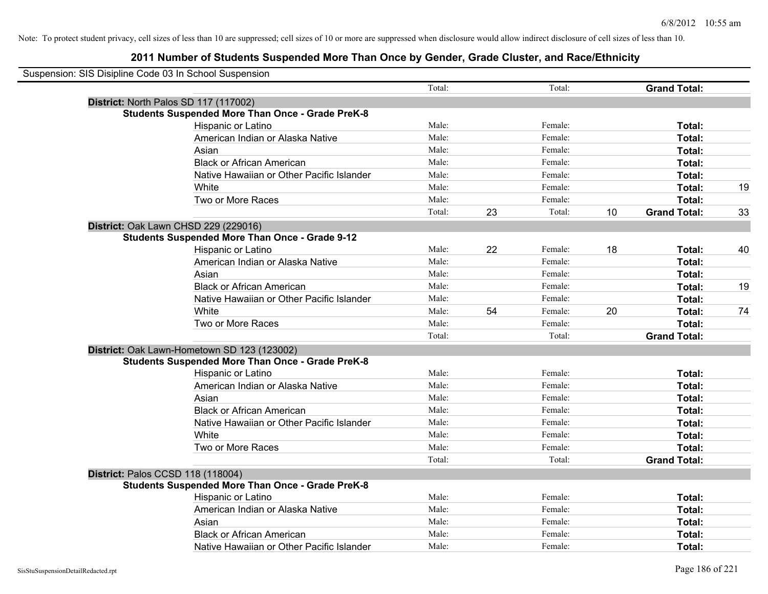Note: To protect student privacy, cell sizes of less than 10 are suppressed; cell sizes of 10 or more are suppressed when disclosure would allow indirect disclosure of cell sizes of less than 10.

## 2011 Number of Students Suspended More Than Once by Gender, Grade Cluster, and Race/Ethnicity

Suspension: SIS Disipline Code 03 In School Suspension

| | | | | | | |
|---|---|---|---|---|---|---|
| | Total: | | Total: | | **Grand Total:** | |
| **District:** North Palos SD 117 (117002) | | | | | | |
| **Students Suspended More Than Once - Grade PreK-8** | | | | | | |
| Hispanic or Latino | Male: | | Female: | | **Total:** | |
| American Indian or Alaska Native | Male: | | Female: | | **Total:** | |
| Asian | Male: | | Female: | | **Total:** | |
| Black or African American | Male: | | Female: | | **Total:** | |
| Native Hawaiian or Other Pacific Islander | Male: | | Female: | | **Total:** | |
| White | Male: | | Female: | | **Total:** | 19 |
| Two or More Races | Male: | | Female: | | **Total:** | |
| | Total: | 23 | Total: | 10 | **Grand Total:** | 33 |
| **District:** Oak Lawn CHSD 229 (229016) | | | | | | |
| **Students Suspended More Than Once - Grade 9-12** | | | | | | |
| Hispanic or Latino | Male: | 22 | Female: | 18 | **Total:** | 40 |
| American Indian or Alaska Native | Male: | | Female: | | **Total:** | |
| Asian | Male: | | Female: | | **Total:** | |
| Black or African American | Male: | | Female: | | **Total:** | 19 |
| Native Hawaiian or Other Pacific Islander | Male: | | Female: | | **Total:** | |
| White | Male: | 54 | Female: | 20 | **Total:** | 74 |
| Two or More Races | Male: | | Female: | | **Total:** | |
| | Total: | | Total: | | **Grand Total:** | |
| **District:** Oak Lawn-Hometown SD 123 (123002) | | | | | | |
| **Students Suspended More Than Once - Grade PreK-8** | | | | | | |
| Hispanic or Latino | Male: | | Female: | | **Total:** | |
| American Indian or Alaska Native | Male: | | Female: | | **Total:** | |
| Asian | Male: | | Female: | | **Total:** | |
| Black or African American | Male: | | Female: | | **Total:** | |
| Native Hawaiian or Other Pacific Islander | Male: | | Female: | | **Total:** | |
| White | Male: | | Female: | | **Total:** | |
| Two or More Races | Male: | | Female: | | **Total:** | |
| | Total: | | Total: | | **Grand Total:** | |
| **District:** Palos CCSD 118 (118004) | | | | | | |
| **Students Suspended More Than Once - Grade PreK-8** | | | | | | |
| Hispanic or Latino | Male: | | Female: | | **Total:** | |
| American Indian or Alaska Native | Male: | | Female: | | **Total:** | |
| Asian | Male: | | Female: | | **Total:** | |
| Black or African American | Male: | | Female: | | **Total:** | |
| Native Hawaiian or Other Pacific Islander | Male: | | Female: | | **Total:** | |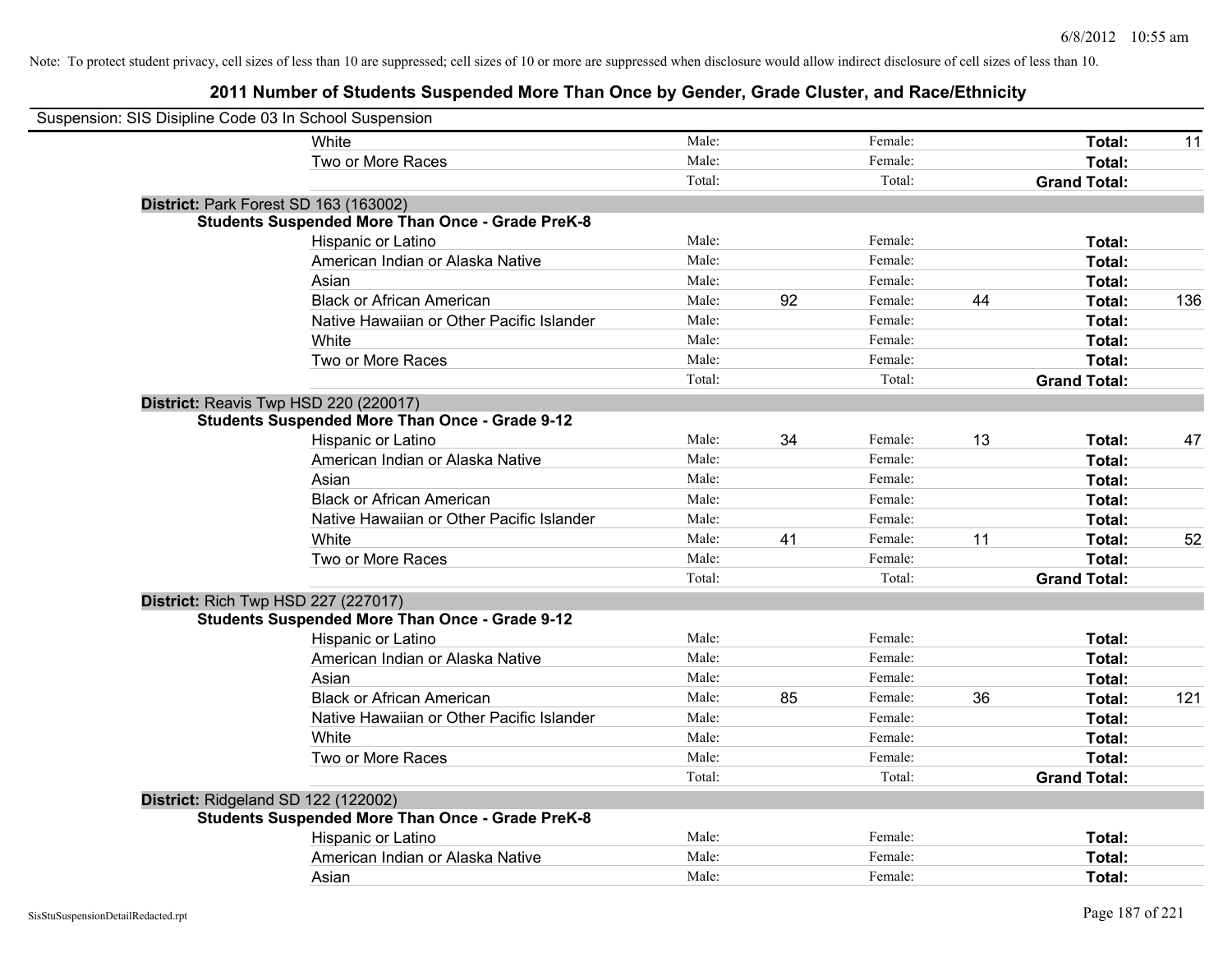Note: To protect student privacy, cell sizes of less than 10 are suppressed; cell sizes of 10 or more are suppressed when disclosure would allow indirect disclosure of cell sizes of less than 10.

## 2011 Number of Students Suspended More Than Once by Gender, Grade Cluster, and Race/Ethnicity

Suspension: SIS Disipline Code 03 In School Suspension

| | Male: | | Female: | | | |
|---|---|---|---|---|---|---|
| White | Male: | | Female: | | **Total:** | 11 |
| Two or More Races | Male: | | Female: | | **Total:** | |
| | Total: | | Total: | | **Grand Total:** | |

**District:** Park Forest SD 163 (163002)

**Students Suspended More Than Once - Grade PreK-8**

| | | | | | | |
|---|---|---|---|---|---|---|
| Hispanic or Latino | Male: | | Female: | | **Total:** | |
| American Indian or Alaska Native | Male: | | Female: | | **Total:** | |
| Asian | Male: | | Female: | | **Total:** | |
| Black or African American | Male: | 92 | Female: | 44 | **Total:** | 136 |
| Native Hawaiian or Other Pacific Islander | Male: | | Female: | | **Total:** | |
| White | Male: | | Female: | | **Total:** | |
| Two or More Races | Male: | | Female: | | **Total:** | |
| | Total: | | Total: | | **Grand Total:** | |

**District:** Reavis Twp HSD 220 (220017)

**Students Suspended More Than Once - Grade 9-12**

| | | | | | | |
|---|---|---|---|---|---|---|
| Hispanic or Latino | Male: | 34 | Female: | 13 | **Total:** | 47 |
| American Indian or Alaska Native | Male: | | Female: | | **Total:** | |
| Asian | Male: | | Female: | | **Total:** | |
| Black or African American | Male: | | Female: | | **Total:** | |
| Native Hawaiian or Other Pacific Islander | Male: | | Female: | | **Total:** | |
| White | Male: | 41 | Female: | 11 | **Total:** | 52 |
| Two or More Races | Male: | | Female: | | **Total:** | |
| | Total: | | Total: | | **Grand Total:** | |

**District:** Rich Twp HSD 227 (227017)

**Students Suspended More Than Once - Grade 9-12**

| | | | | | | |
|---|---|---|---|---|---|---|
| Hispanic or Latino | Male: | | Female: | | **Total:** | |
| American Indian or Alaska Native | Male: | | Female: | | **Total:** | |
| Asian | Male: | | Female: | | **Total:** | |
| Black or African American | Male: | 85 | Female: | 36 | **Total:** | 121 |
| Native Hawaiian or Other Pacific Islander | Male: | | Female: | | **Total:** | |
| White | Male: | | Female: | | **Total:** | |
| Two or More Races | Male: | | Female: | | **Total:** | |
| | Total: | | Total: | | **Grand Total:** | |

**District:** Ridgeland SD 122 (122002)

**Students Suspended More Than Once - Grade PreK-8**

| | | | | | | |
|---|---|---|---|---|---|---|
| Hispanic or Latino | Male: | | Female: | | **Total:** | |
| American Indian or Alaska Native | Male: | | Female: | | **Total:** | |
| Asian | Male: | | Female: | | **Total:** | |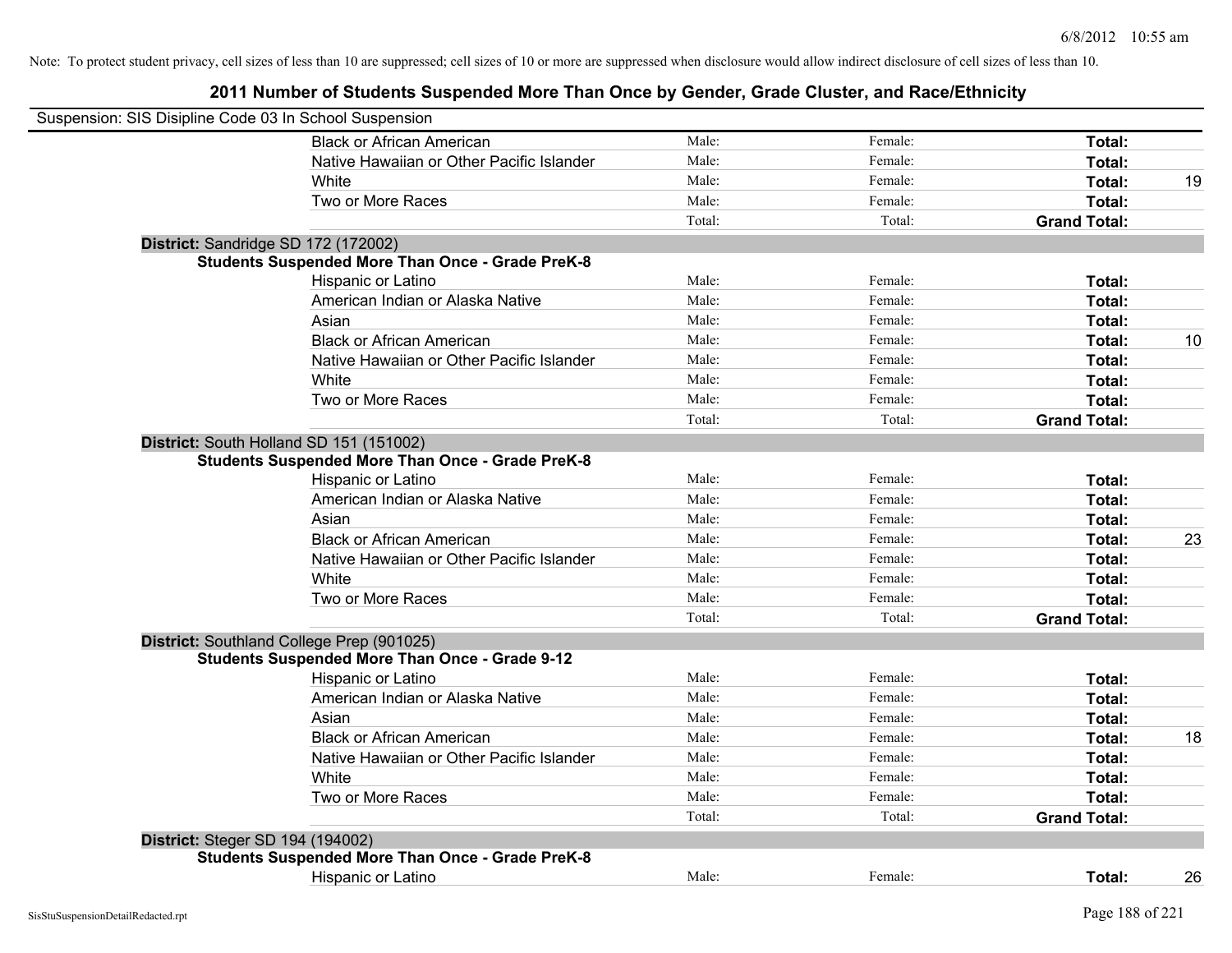Note: To protect student privacy, cell sizes of less than 10 are suppressed; cell sizes of 10 or more are suppressed when disclosure would allow indirect disclosure of cell sizes of less than 10.

## 2011 Number of Students Suspended More Than Once by Gender, Grade Cluster, and Race/Ethnicity

Suspension: SIS Disipline Code 03 In School Suspension

| | | | | |
|---|---|---|---|---|
| Black or African American | Male: | Female: | **Total:** | |
| Native Hawaiian or Other Pacific Islander | Male: | Female: | **Total:** | |
| White | Male: | Female: | **Total:** | 19 |
| Two or More Races | Male: | Female: | **Total:** | |
| | Total: | Total: | **Grand Total:** | |

**District:** Sandridge SD 172 (172002)

**Students Suspended More Than Once - Grade PreK-8**

| | | | | |
|---|---|---|---|---|
| Hispanic or Latino | Male: | Female: | **Total:** | |
| American Indian or Alaska Native | Male: | Female: | **Total:** | |
| Asian | Male: | Female: | **Total:** | |
| Black or African American | Male: | Female: | **Total:** | 10 |
| Native Hawaiian or Other Pacific Islander | Male: | Female: | **Total:** | |
| White | Male: | Female: | **Total:** | |
| Two or More Races | Male: | Female: | **Total:** | |
| | Total: | Total: | **Grand Total:** | |

**District:** South Holland SD 151 (151002)

**Students Suspended More Than Once - Grade PreK-8**

| | | | | |
|---|---|---|---|---|
| Hispanic or Latino | Male: | Female: | **Total:** | |
| American Indian or Alaska Native | Male: | Female: | **Total:** | |
| Asian | Male: | Female: | **Total:** | |
| Black or African American | Male: | Female: | **Total:** | 23 |
| Native Hawaiian or Other Pacific Islander | Male: | Female: | **Total:** | |
| White | Male: | Female: | **Total:** | |
| Two or More Races | Male: | Female: | **Total:** | |
| | Total: | Total: | **Grand Total:** | |

**District:** Southland College Prep (901025)

**Students Suspended More Than Once - Grade 9-12**

| | | | | |
|---|---|---|---|---|
| Hispanic or Latino | Male: | Female: | **Total:** | |
| American Indian or Alaska Native | Male: | Female: | **Total:** | |
| Asian | Male: | Female: | **Total:** | |
| Black or African American | Male: | Female: | **Total:** | 18 |
| Native Hawaiian or Other Pacific Islander | Male: | Female: | **Total:** | |
| White | Male: | Female: | **Total:** | |
| Two or More Races | Male: | Female: | **Total:** | |
| | Total: | Total: | **Grand Total:** | |

**District:** Steger SD 194 (194002)

**Students Suspended More Than Once - Grade PreK-8**

| | | | | |
|---|---|---|---|---|
| Hispanic or Latino | Male: | Female: | **Total:** | 26 |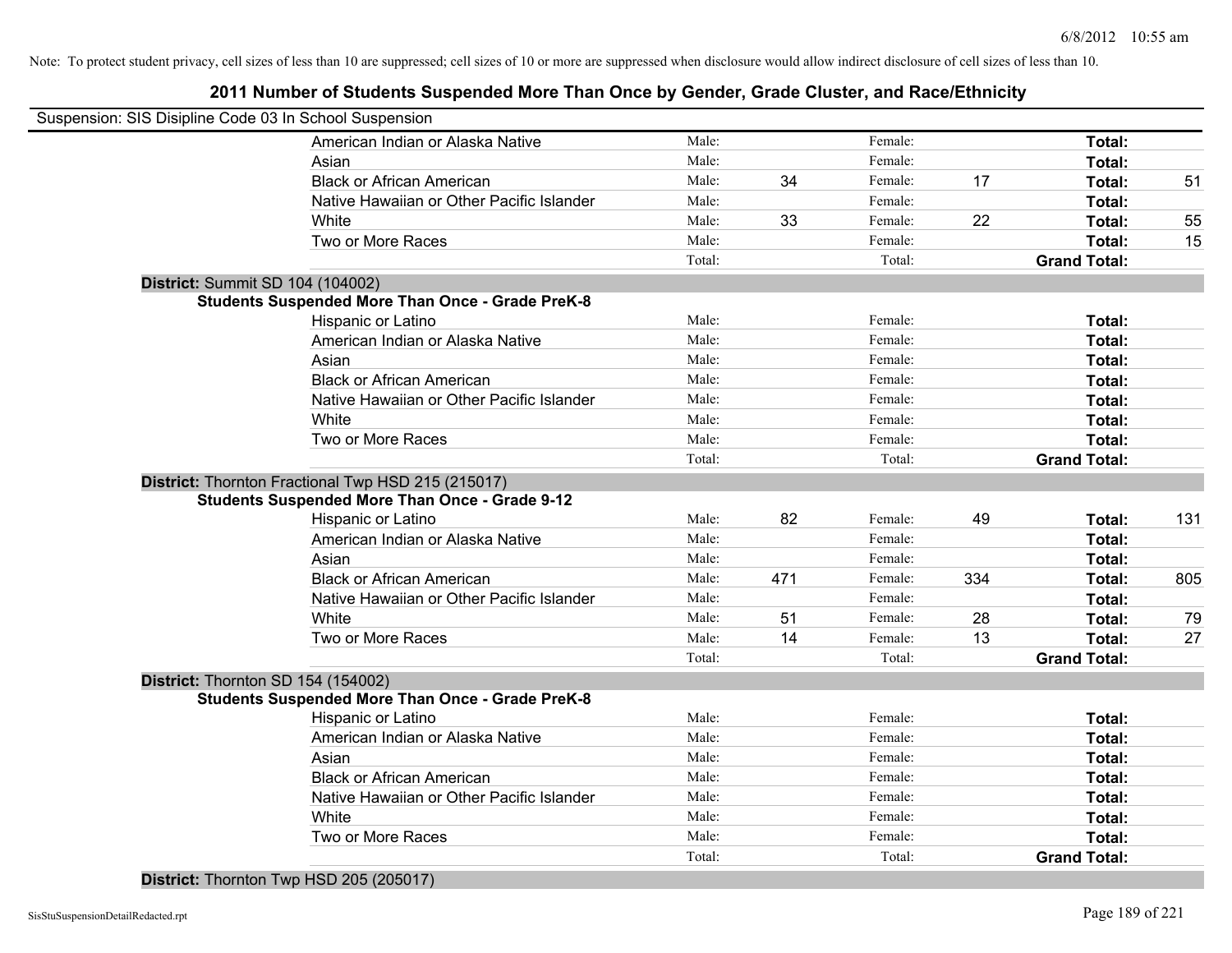Note: To protect student privacy, cell sizes of less than 10 are suppressed; cell sizes of 10 or more are suppressed when disclosure would allow indirect disclosure of cell sizes of less than 10.

# 2011 Number of Students Suspended More Than Once by Gender, Grade Cluster, and Race/Ethnicity

Suspension: SIS Disipline Code 03 In School Suspension

| | Male: | | Female: | | Total: | |
|---|---|---|---|---|---|---|
| American Indian or Alaska Native | Male: | | Female: | | Total: | |
| Asian | Male: | | Female: | | Total: | |
| Black or African American | Male: | 34 | Female: | 17 | Total: | 51 |
| Native Hawaiian or Other Pacific Islander | Male: | | Female: | | Total: | |
| White | Male: | 33 | Female: | 22 | Total: | 55 |
| Two or More Races | Male: | | Female: | | Total: | 15 |
| | Total: | | Total: | | Grand Total: | |

**District:** Summit SD 104 (104002)

**Students Suspended More Than Once - Grade PreK-8**

| | | | | | | |
|---|---|---|---|---|---|---|
| Hispanic or Latino | Male: | | Female: | | Total: | |
| American Indian or Alaska Native | Male: | | Female: | | Total: | |
| Asian | Male: | | Female: | | Total: | |
| Black or African American | Male: | | Female: | | Total: | |
| Native Hawaiian or Other Pacific Islander | Male: | | Female: | | Total: | |
| White | Male: | | Female: | | Total: | |
| Two or More Races | Male: | | Female: | | Total: | |
| | Total: | | Total: | | Grand Total: | |

**District:** Thornton Fractional Twp HSD 215 (215017)

**Students Suspended More Than Once - Grade 9-12**

| | | | | | | |
|---|---|---|---|---|---|---|
| Hispanic or Latino | Male: | 82 | Female: | 49 | Total: | 131 |
| American Indian or Alaska Native | Male: | | Female: | | Total: | |
| Asian | Male: | | Female: | | Total: | |
| Black or African American | Male: | 471 | Female: | 334 | Total: | 805 |
| Native Hawaiian or Other Pacific Islander | Male: | | Female: | | Total: | |
| White | Male: | 51 | Female: | 28 | Total: | 79 |
| Two or More Races | Male: | 14 | Female: | 13 | Total: | 27 |
| | Total: | | Total: | | Grand Total: | |

**District:** Thornton SD 154 (154002)

**Students Suspended More Than Once - Grade PreK-8**

| | | | | | | |
|---|---|---|---|---|---|---|
| Hispanic or Latino | Male: | | Female: | | Total: | |
| American Indian or Alaska Native | Male: | | Female: | | Total: | |
| Asian | Male: | | Female: | | Total: | |
| Black or African American | Male: | | Female: | | Total: | |
| Native Hawaiian or Other Pacific Islander | Male: | | Female: | | Total: | |
| White | Male: | | Female: | | Total: | |
| Two or More Races | Male: | | Female: | | Total: | |
| | Total: | | Total: | | Grand Total: | |

**District:** Thornton Twp HSD 205 (205017)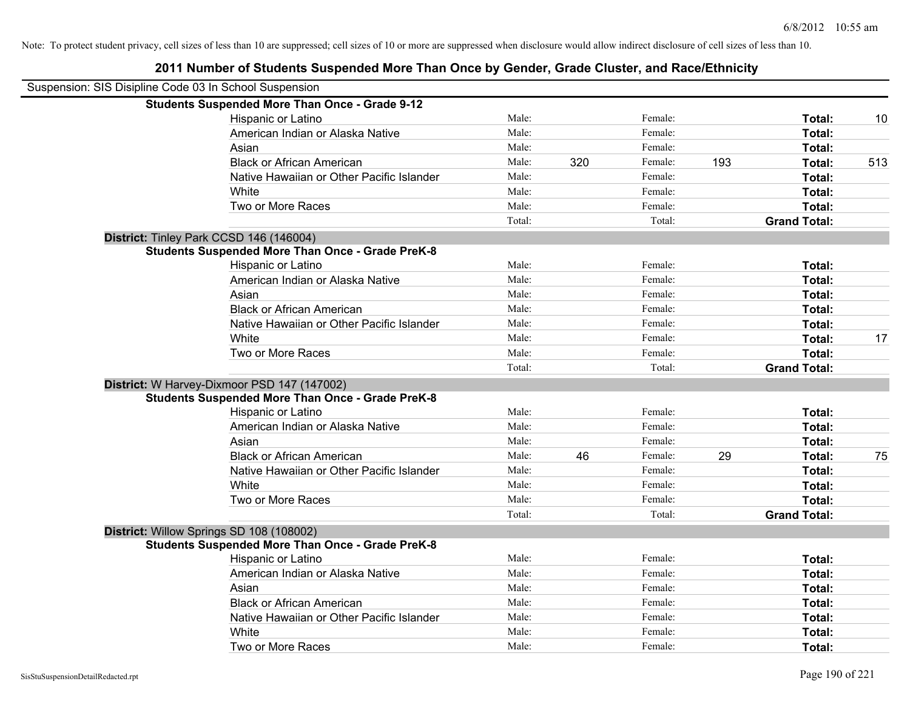Note: To protect student privacy, cell sizes of less than 10 are suppressed; cell sizes of 10 or more are suppressed when disclosure would allow indirect disclosure of cell sizes of less than 10.

# 2011 Number of Students Suspended More Than Once by Gender, Grade Cluster, and Race/Ethnicity

Suspension: SIS Disipline Code 03 In School Suspension

**Students Suspended More Than Once - Grade 9-12**

| | | | | | | |
|---|---|---|---|---|---|---|
| Hispanic or Latino | Male: | | Female: | | **Total:** | 10 |
| American Indian or Alaska Native | Male: | | Female: | | **Total:** | |
| Asian | Male: | | Female: | | **Total:** | |
| Black or African American | Male: | 320 | Female: | 193 | **Total:** | 513 |
| Native Hawaiian or Other Pacific Islander | Male: | | Female: | | **Total:** | |
| White | Male: | | Female: | | **Total:** | |
| Two or More Races | Male: | | Female: | | **Total:** | |
| | Total: | | Total: | | **Grand Total:** | |

**District:** Tinley Park CCSD 146 (146004)

**Students Suspended More Than Once - Grade PreK-8**

| | | | | | | |
|---|---|---|---|---|---|---|
| Hispanic or Latino | Male: | | Female: | | **Total:** | |
| American Indian or Alaska Native | Male: | | Female: | | **Total:** | |
| Asian | Male: | | Female: | | **Total:** | |
| Black or African American | Male: | | Female: | | **Total:** | |
| Native Hawaiian or Other Pacific Islander | Male: | | Female: | | **Total:** | |
| White | Male: | | Female: | | **Total:** | 17 |
| Two or More Races | Male: | | Female: | | **Total:** | |
| | Total: | | Total: | | **Grand Total:** | |

**District:** W Harvey-Dixmoor PSD 147 (147002)

**Students Suspended More Than Once - Grade PreK-8**

| | | | | | | |
|---|---|---|---|---|---|---|
| Hispanic or Latino | Male: | | Female: | | **Total:** | |
| American Indian or Alaska Native | Male: | | Female: | | **Total:** | |
| Asian | Male: | | Female: | | **Total:** | |
| Black or African American | Male: | 46 | Female: | 29 | **Total:** | 75 |
| Native Hawaiian or Other Pacific Islander | Male: | | Female: | | **Total:** | |
| White | Male: | | Female: | | **Total:** | |
| Two or More Races | Male: | | Female: | | **Total:** | |
| | Total: | | Total: | | **Grand Total:** | |

**District:** Willow Springs SD 108 (108002)

**Students Suspended More Than Once - Grade PreK-8**

| | | | | | | |
|---|---|---|---|---|---|---|
| Hispanic or Latino | Male: | | Female: | | **Total:** | |
| American Indian or Alaska Native | Male: | | Female: | | **Total:** | |
| Asian | Male: | | Female: | | **Total:** | |
| Black or African American | Male: | | Female: | | **Total:** | |
| Native Hawaiian or Other Pacific Islander | Male: | | Female: | | **Total:** | |
| White | Male: | | Female: | | **Total:** | |
| Two or More Races | Male: | | Female: | | **Total:** | |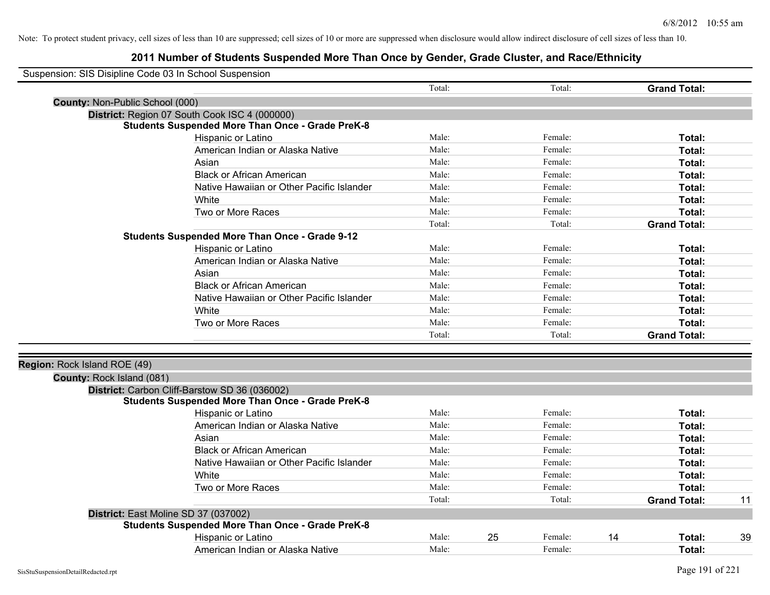Note: To protect student privacy, cell sizes of less than 10 are suppressed; cell sizes of 10 or more are suppressed when disclosure would allow indirect disclosure of cell sizes of less than 10.

# 2011 Number of Students Suspended More Than Once by Gender, Grade Cluster, and Race/Ethnicity

Suspension: SIS Disipline Code 03 In School Suspension

| | | | | | | |
|---|---|---|---|---|---|---|
| | Total: | | Total: | | **Grand Total:** | |

**County:** Non-Public School (000)

**District:** Region 07 South Cook ISC 4 (000000)

**Students Suspended More Than Once - Grade PreK-8**

| | | | | | | |
|---|---|---|---|---|---|---|
| Hispanic or Latino | Male: | | Female: | | **Total:** | |
| American Indian or Alaska Native | Male: | | Female: | | **Total:** | |
| Asian | Male: | | Female: | | **Total:** | |
| Black or African American | Male: | | Female: | | **Total:** | |
| Native Hawaiian or Other Pacific Islander | Male: | | Female: | | **Total:** | |
| White | Male: | | Female: | | **Total:** | |
| Two or More Races | Male: | | Female: | | **Total:** | |
| | Total: | | Total: | | **Grand Total:** | |

**Students Suspended More Than Once - Grade 9-12**

| | | | | | | |
|---|---|---|---|---|---|---|
| Hispanic or Latino | Male: | | Female: | | **Total:** | |
| American Indian or Alaska Native | Male: | | Female: | | **Total:** | |
| Asian | Male: | | Female: | | **Total:** | |
| Black or African American | Male: | | Female: | | **Total:** | |
| Native Hawaiian or Other Pacific Islander | Male: | | Female: | | **Total:** | |
| White | Male: | | Female: | | **Total:** | |
| Two or More Races | Male: | | Female: | | **Total:** | |
| | Total: | | Total: | | **Grand Total:** | |

**Region:** Rock Island ROE (49)

**County:** Rock Island (081)

**District:** Carbon Cliff-Barstow SD 36 (036002)

**Students Suspended More Than Once - Grade PreK-8**

| | | | | | | |
|---|---|---|---|---|---|---|
| Hispanic or Latino | Male: | | Female: | | **Total:** | |
| American Indian or Alaska Native | Male: | | Female: | | **Total:** | |
| Asian | Male: | | Female: | | **Total:** | |
| Black or African American | Male: | | Female: | | **Total:** | |
| Native Hawaiian or Other Pacific Islander | Male: | | Female: | | **Total:** | |
| White | Male: | | Female: | | **Total:** | |
| Two or More Races | Male: | | Female: | | **Total:** | |
| | Total: | | Total: | | **Grand Total:** | 11 |

**District:** East Moline SD 37 (037002)

**Students Suspended More Than Once - Grade PreK-8**

| | | | | | | |
|---|---|---|---|---|---|---|
| Hispanic or Latino | Male: | 25 | Female: | 14 | **Total:** | 39 |
| American Indian or Alaska Native | Male: | | Female: | | **Total:** | |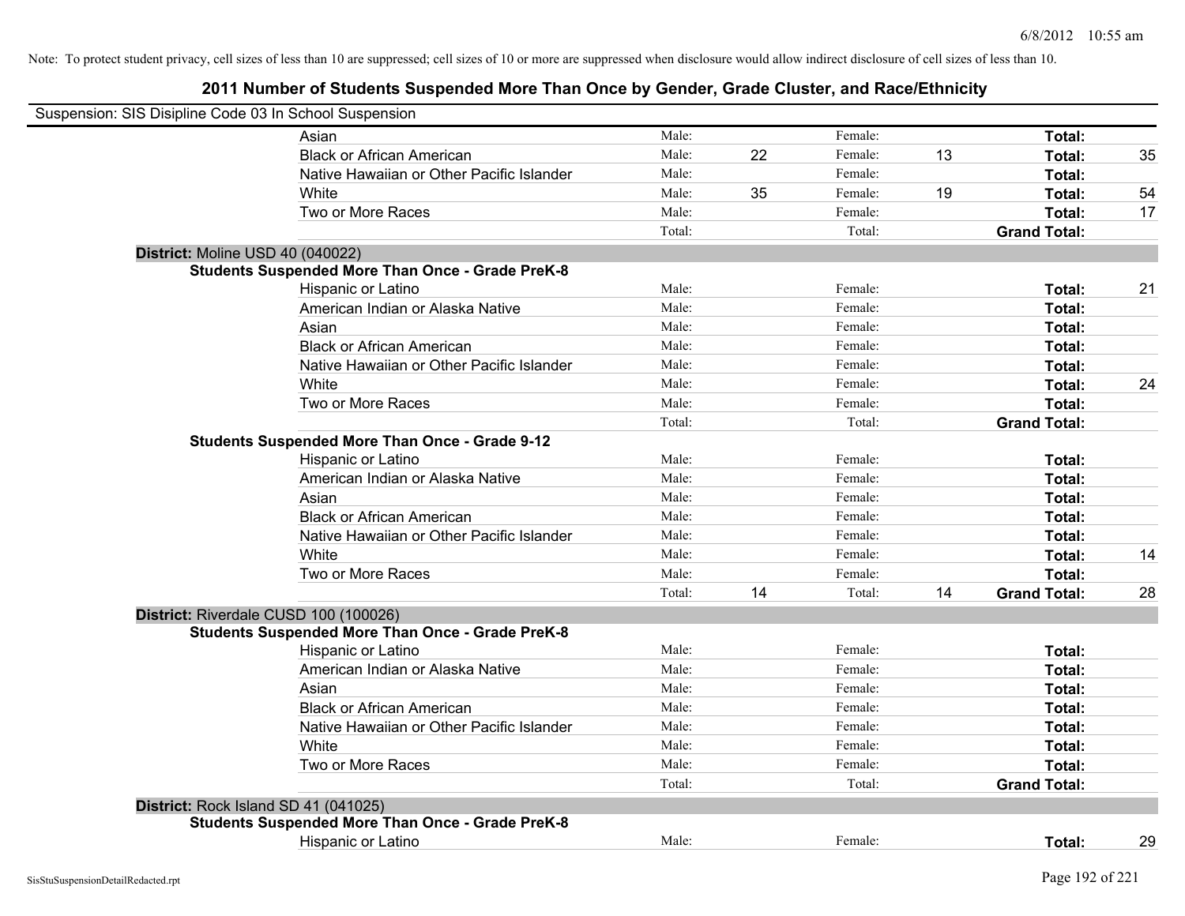Note: To protect student privacy, cell sizes of less than 10 are suppressed; cell sizes of 10 or more are suppressed when disclosure would allow indirect disclosure of cell sizes of less than 10.

## 2011 Number of Students Suspended More Than Once by Gender, Grade Cluster, and Race/Ethnicity

Suspension: SIS Disipline Code 03 In School Suspension

| | | | | | | |
|---|---|---|---|---|---|---|
| Asian | Male: | | Female: | | **Total:** | |
| Black or African American | Male: | 22 | Female: | 13 | **Total:** | 35 |
| Native Hawaiian or Other Pacific Islander | Male: | | Female: | | **Total:** | |
| White | Male: | 35 | Female: | 19 | **Total:** | 54 |
| Two or More Races | Male: | | Female: | | **Total:** | 17 |
| | Total: | | Total: | | **Grand Total:** | |

**District:** Moline USD 40 (040022)

**Students Suspended More Than Once - Grade PreK-8**

| | | | | | | |
|---|---|---|---|---|---|---|
| Hispanic or Latino | Male: | | Female: | | **Total:** | 21 |
| American Indian or Alaska Native | Male: | | Female: | | **Total:** | |
| Asian | Male: | | Female: | | **Total:** | |
| Black or African American | Male: | | Female: | | **Total:** | |
| Native Hawaiian or Other Pacific Islander | Male: | | Female: | | **Total:** | |
| White | Male: | | Female: | | **Total:** | 24 |
| Two or More Races | Male: | | Female: | | **Total:** | |
| | Total: | | Total: | | **Grand Total:** | |

**Students Suspended More Than Once - Grade 9-12**

| | | | | | | |
|---|---|---|---|---|---|---|
| Hispanic or Latino | Male: | | Female: | | **Total:** | |
| American Indian or Alaska Native | Male: | | Female: | | **Total:** | |
| Asian | Male: | | Female: | | **Total:** | |
| Black or African American | Male: | | Female: | | **Total:** | |
| Native Hawaiian or Other Pacific Islander | Male: | | Female: | | **Total:** | |
| White | Male: | | Female: | | **Total:** | 14 |
| Two or More Races | Male: | | Female: | | **Total:** | |
| | Total: | 14 | Total: | 14 | **Grand Total:** | 28 |

**District:** Riverdale CUSD 100 (100026)

**Students Suspended More Than Once - Grade PreK-8**

| | | | | | | |
|---|---|---|---|---|---|---|
| Hispanic or Latino | Male: | | Female: | | **Total:** | |
| American Indian or Alaska Native | Male: | | Female: | | **Total:** | |
| Asian | Male: | | Female: | | **Total:** | |
| Black or African American | Male: | | Female: | | **Total:** | |
| Native Hawaiian or Other Pacific Islander | Male: | | Female: | | **Total:** | |
| White | Male: | | Female: | | **Total:** | |
| Two or More Races | Male: | | Female: | | **Total:** | |
| | Total: | | Total: | | **Grand Total:** | |

**District:** Rock Island SD 41 (041025)

**Students Suspended More Than Once - Grade PreK-8**

| | | | | | | |
|---|---|---|---|---|---|---|
| Hispanic or Latino | Male: | | Female: | | **Total:** | 29 |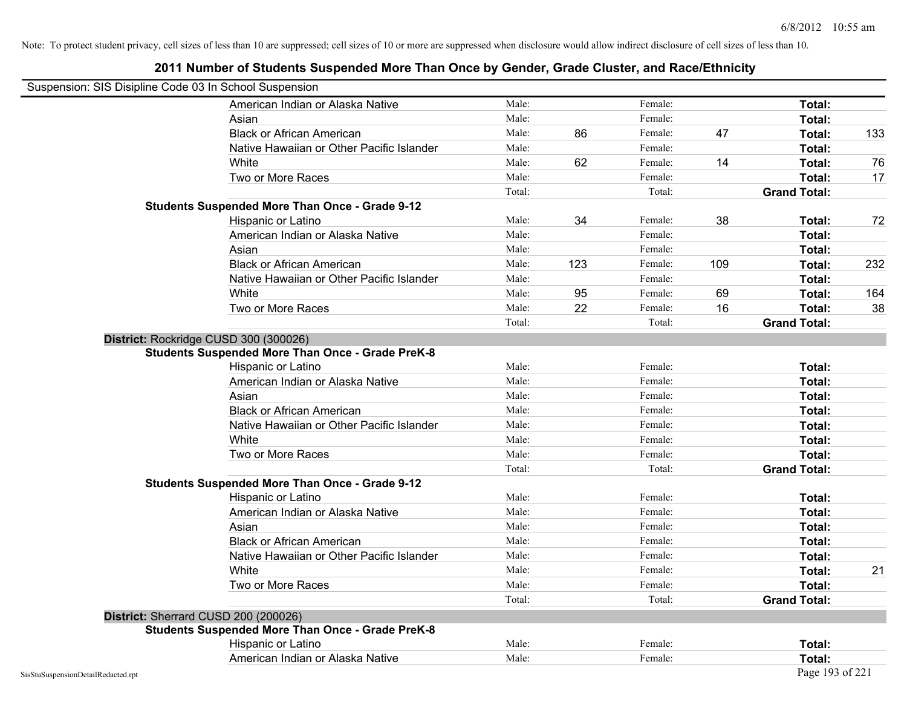Note: To protect student privacy, cell sizes of less than 10 are suppressed; cell sizes of 10 or more are suppressed when disclosure would allow indirect disclosure of cell sizes of less than 10.

# 2011 Number of Students Suspended More Than Once by Gender, Grade Cluster, and Race/Ethnicity

Suspension: SIS Disipline Code 03 In School Suspension

| | | | | | | |
|---|---|---|---|---|---|---|
| American Indian or Alaska Native | Male: | | Female: | | **Total:** | |
| Asian | Male: | | Female: | | **Total:** | |
| Black or African American | Male: | 86 | Female: | 47 | **Total:** | 133 |
| Native Hawaiian or Other Pacific Islander | Male: | | Female: | | **Total:** | |
| White | Male: | 62 | Female: | 14 | **Total:** | 76 |
| Two or More Races | Male: | | Female: | | **Total:** | 17 |
| | Total: | | Total: | | **Grand Total:** | |

**Students Suspended More Than Once - Grade 9-12**

| | | | | | | |
|---|---|---|---|---|---|---|
| Hispanic or Latino | Male: | 34 | Female: | 38 | **Total:** | 72 |
| American Indian or Alaska Native | Male: | | Female: | | **Total:** | |
| Asian | Male: | | Female: | | **Total:** | |
| Black or African American | Male: | 123 | Female: | 109 | **Total:** | 232 |
| Native Hawaiian or Other Pacific Islander | Male: | | Female: | | **Total:** | |
| White | Male: | 95 | Female: | 69 | **Total:** | 164 |
| Two or More Races | Male: | 22 | Female: | 16 | **Total:** | 38 |
| | Total: | | Total: | | **Grand Total:** | |

**District:** Rockridge CUSD 300 (300026)

**Students Suspended More Than Once - Grade PreK-8**

| | | | | | | |
|---|---|---|---|---|---|---|
| Hispanic or Latino | Male: | | Female: | | **Total:** | |
| American Indian or Alaska Native | Male: | | Female: | | **Total:** | |
| Asian | Male: | | Female: | | **Total:** | |
| Black or African American | Male: | | Female: | | **Total:** | |
| Native Hawaiian or Other Pacific Islander | Male: | | Female: | | **Total:** | |
| White | Male: | | Female: | | **Total:** | |
| Two or More Races | Male: | | Female: | | **Total:** | |
| | Total: | | Total: | | **Grand Total:** | |

**Students Suspended More Than Once - Grade 9-12**

| | | | | | | |
|---|---|---|---|---|---|---|
| Hispanic or Latino | Male: | | Female: | | **Total:** | |
| American Indian or Alaska Native | Male: | | Female: | | **Total:** | |
| Asian | Male: | | Female: | | **Total:** | |
| Black or African American | Male: | | Female: | | **Total:** | |
| Native Hawaiian or Other Pacific Islander | Male: | | Female: | | **Total:** | |
| White | Male: | | Female: | | **Total:** | 21 |
| Two or More Races | Male: | | Female: | | **Total:** | |
| | Total: | | Total: | | **Grand Total:** | |

**District:** Sherrard CUSD 200 (200026)

**Students Suspended More Than Once - Grade PreK-8**

| | | | | | | |
|---|---|---|---|---|---|---|
| Hispanic or Latino | Male: | | Female: | | **Total:** | |
| American Indian or Alaska Native | Male: | | Female: | | **Total:** | |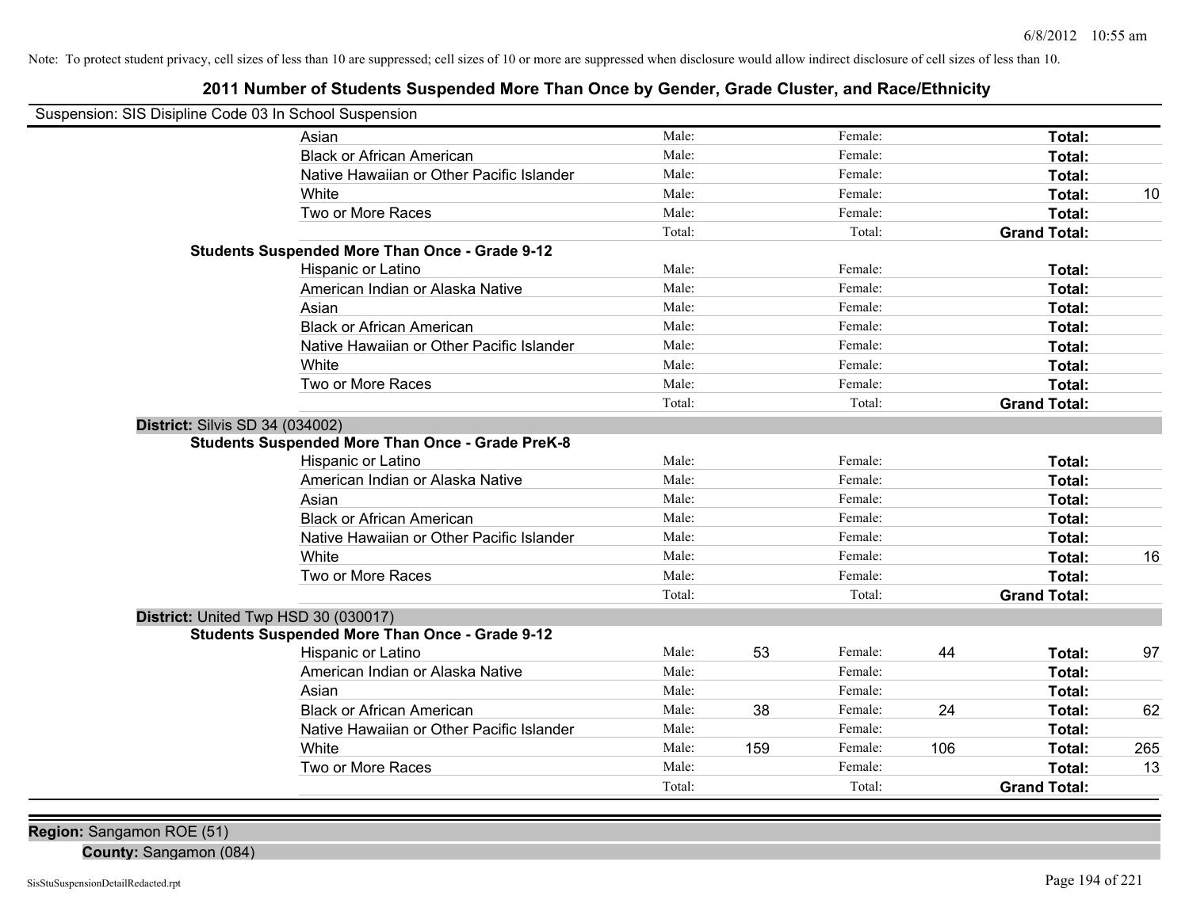Note: To protect student privacy, cell sizes of less than 10 are suppressed; cell sizes of 10 or more are suppressed when disclosure would allow indirect disclosure of cell sizes of less than 10.

## 2011 Number of Students Suspended More Than Once by Gender, Grade Cluster, and Race/Ethnicity

Suspension: SIS Disipline Code 03 In School Suspension

| | Male: | | Female: | | | |
|---|---|---|---|---|---|---|
| Asian | Male: | | Female: | | Total: | |
| Black or African American | Male: | | Female: | | Total: | |
| Native Hawaiian or Other Pacific Islander | Male: | | Female: | | Total: | |
| White | Male: | | Female: | | Total: | 10 |
| Two or More Races | Male: | | Female: | | Total: | |
| | Total: | | Total: | | Grand Total: | |

**Students Suspended More Than Once - Grade 9-12**

| | | | | | | |
|---|---|---|---|---|---|---|
| Hispanic or Latino | Male: | | Female: | | Total: | |
| American Indian or Alaska Native | Male: | | Female: | | Total: | |
| Asian | Male: | | Female: | | Total: | |
| Black or African American | Male: | | Female: | | Total: | |
| Native Hawaiian or Other Pacific Islander | Male: | | Female: | | Total: | |
| White | Male: | | Female: | | Total: | |
| Two or More Races | Male: | | Female: | | Total: | |
| | Total: | | Total: | | Grand Total: | |

**District:** Silvis SD 34 (034002)

**Students Suspended More Than Once - Grade PreK-8**

| | | | | | | |
|---|---|---|---|---|---|---|
| Hispanic or Latino | Male: | | Female: | | Total: | |
| American Indian or Alaska Native | Male: | | Female: | | Total: | |
| Asian | Male: | | Female: | | Total: | |
| Black or African American | Male: | | Female: | | Total: | |
| Native Hawaiian or Other Pacific Islander | Male: | | Female: | | Total: | |
| White | Male: | | Female: | | Total: | 16 |
| Two or More Races | Male: | | Female: | | Total: | |
| | Total: | | Total: | | Grand Total: | |

**District:** United Twp HSD 30 (030017)

**Students Suspended More Than Once - Grade 9-12**

| | | | | | | |
|---|---|---|---|---|---|---|
| Hispanic or Latino | Male: | 53 | Female: | 44 | Total: | 97 |
| American Indian or Alaska Native | Male: | | Female: | | Total: | |
| Asian | Male: | | Female: | | Total: | |
| Black or African American | Male: | 38 | Female: | 24 | Total: | 62 |
| Native Hawaiian or Other Pacific Islander | Male: | | Female: | | Total: | |
| White | Male: | 159 | Female: | 106 | Total: | 265 |
| Two or More Races | Male: | | Female: | | Total: | 13 |
| | Total: | | Total: | | Grand Total: | |

**Region:** Sangamon ROE (51)

**County:** Sangamon (084)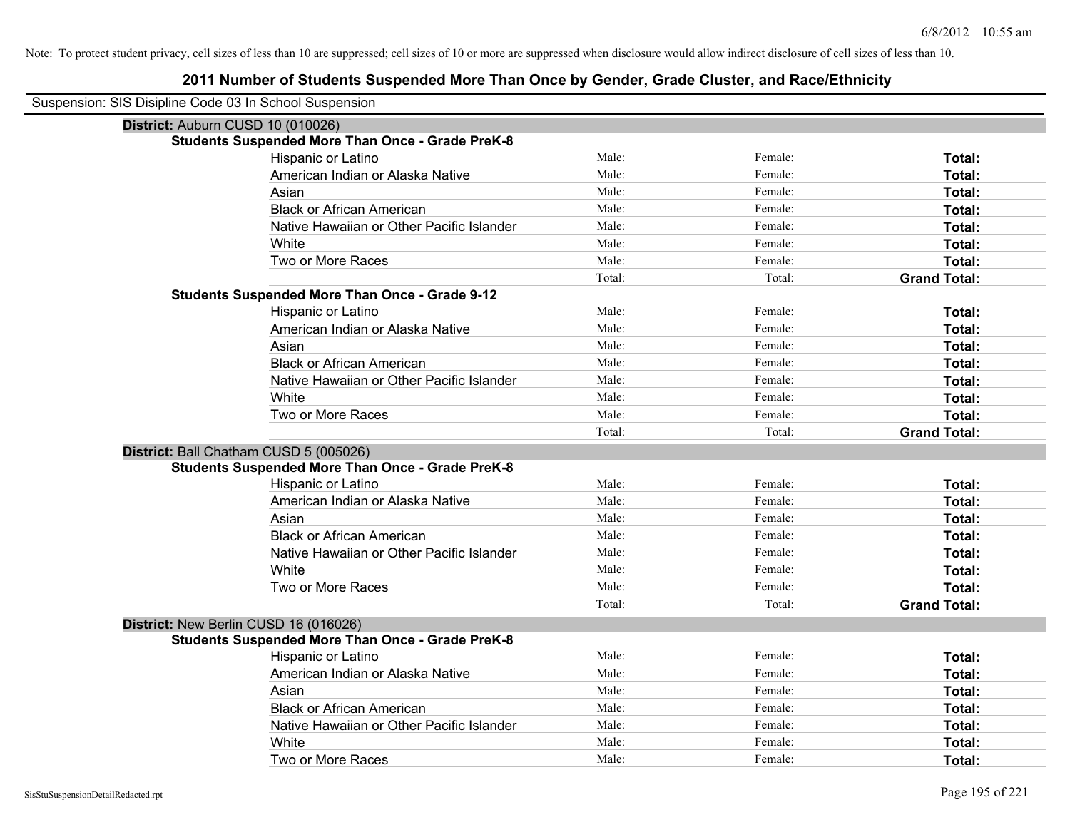Note: To protect student privacy, cell sizes of less than 10 are suppressed; cell sizes of 10 or more are suppressed when disclosure would allow indirect disclosure of cell sizes of less than 10.

## 2011 Number of Students Suspended More Than Once by Gender, Grade Cluster, and Race/Ethnicity

Suspension: SIS Disipline Code 03 In School Suspension

### District: Auburn CUSD 10 (010026)

**Students Suspended More Than Once - Grade PreK-8**

| | | | |
|---|---|---|---|
| Hispanic or Latino | Male: | Female: | **Total:** |
| American Indian or Alaska Native | Male: | Female: | **Total:** |
| Asian | Male: | Female: | **Total:** |
| Black or African American | Male: | Female: | **Total:** |
| Native Hawaiian or Other Pacific Islander | Male: | Female: | **Total:** |
| White | Male: | Female: | **Total:** |
| Two or More Races | Male: | Female: | **Total:** |
| | Total: | Total: | **Grand Total:** |

**Students Suspended More Than Once - Grade 9-12**

| | | | |
|---|---|---|---|
| Hispanic or Latino | Male: | Female: | **Total:** |
| American Indian or Alaska Native | Male: | Female: | **Total:** |
| Asian | Male: | Female: | **Total:** |
| Black or African American | Male: | Female: | **Total:** |
| Native Hawaiian or Other Pacific Islander | Male: | Female: | **Total:** |
| White | Male: | Female: | **Total:** |
| Two or More Races | Male: | Female: | **Total:** |
| | Total: | Total: | **Grand Total:** |

### District: Ball Chatham CUSD 5 (005026)

**Students Suspended More Than Once - Grade PreK-8**

| | | | |
|---|---|---|---|
| Hispanic or Latino | Male: | Female: | **Total:** |
| American Indian or Alaska Native | Male: | Female: | **Total:** |
| Asian | Male: | Female: | **Total:** |
| Black or African American | Male: | Female: | **Total:** |
| Native Hawaiian or Other Pacific Islander | Male: | Female: | **Total:** |
| White | Male: | Female: | **Total:** |
| Two or More Races | Male: | Female: | **Total:** |
| | Total: | Total: | **Grand Total:** |

### District: New Berlin CUSD 16 (016026)

**Students Suspended More Than Once - Grade PreK-8**

| | | | |
|---|---|---|---|
| Hispanic or Latino | Male: | Female: | **Total:** |
| American Indian or Alaska Native | Male: | Female: | **Total:** |
| Asian | Male: | Female: | **Total:** |
| Black or African American | Male: | Female: | **Total:** |
| Native Hawaiian or Other Pacific Islander | Male: | Female: | **Total:** |
| White | Male: | Female: | **Total:** |
| Two or More Races | Male: | Female: | **Total:** |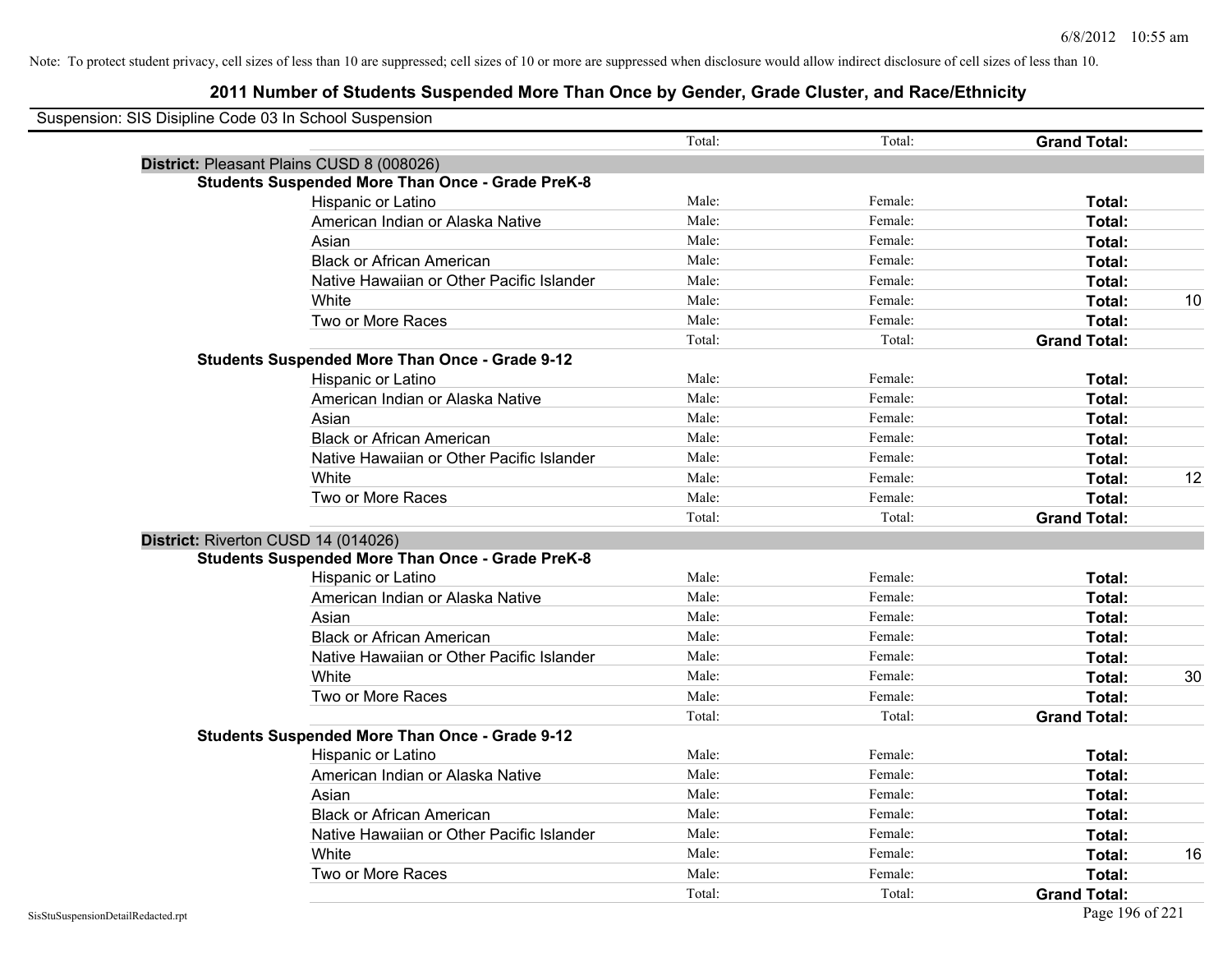Note: To protect student privacy, cell sizes of less than 10 are suppressed; cell sizes of 10 or more are suppressed when disclosure would allow indirect disclosure of cell sizes of less than 10.

# 2011 Number of Students Suspended More Than Once by Gender, Grade Cluster, and Race/Ethnicity

Suspension: SIS Disipline Code 03 In School Suspension

| | Total: | Total: | Grand Total: | |
|---|---|---|---|---|

**District:** Pleasant Plains CUSD 8 (008026)

**Students Suspended More Than Once - Grade PreK-8**

| | | | | |
|---|---|---|---|---|
| Hispanic or Latino | Male: | Female: | **Total:** | |
| American Indian or Alaska Native | Male: | Female: | **Total:** | |
| Asian | Male: | Female: | **Total:** | |
| Black or African American | Male: | Female: | **Total:** | |
| Native Hawaiian or Other Pacific Islander | Male: | Female: | **Total:** | |
| White | Male: | Female: | **Total:** | 10 |
| Two or More Races | Male: | Female: | **Total:** | |
| | Total: | Total: | **Grand Total:** | |

**Students Suspended More Than Once - Grade 9-12**

| | | | | |
|---|---|---|---|---|
| Hispanic or Latino | Male: | Female: | **Total:** | |
| American Indian or Alaska Native | Male: | Female: | **Total:** | |
| Asian | Male: | Female: | **Total:** | |
| Black or African American | Male: | Female: | **Total:** | |
| Native Hawaiian or Other Pacific Islander | Male: | Female: | **Total:** | |
| White | Male: | Female: | **Total:** | 12 |
| Two or More Races | Male: | Female: | **Total:** | |
| | Total: | Total: | **Grand Total:** | |

**District:** Riverton CUSD 14 (014026)

**Students Suspended More Than Once - Grade PreK-8**

| | | | | |
|---|---|---|---|---|
| Hispanic or Latino | Male: | Female: | **Total:** | |
| American Indian or Alaska Native | Male: | Female: | **Total:** | |
| Asian | Male: | Female: | **Total:** | |
| Black or African American | Male: | Female: | **Total:** | |
| Native Hawaiian or Other Pacific Islander | Male: | Female: | **Total:** | |
| White | Male: | Female: | **Total:** | 30 |
| Two or More Races | Male: | Female: | **Total:** | |
| | Total: | Total: | **Grand Total:** | |

**Students Suspended More Than Once - Grade 9-12**

| | | | | |
|---|---|---|---|---|
| Hispanic or Latino | Male: | Female: | **Total:** | |
| American Indian or Alaska Native | Male: | Female: | **Total:** | |
| Asian | Male: | Female: | **Total:** | |
| Black or African American | Male: | Female: | **Total:** | |
| Native Hawaiian or Other Pacific Islander | Male: | Female: | **Total:** | |
| White | Male: | Female: | **Total:** | 16 |
| Two or More Races | Male: | Female: | **Total:** | |
| | Total: | Total: | **Grand Total:** | |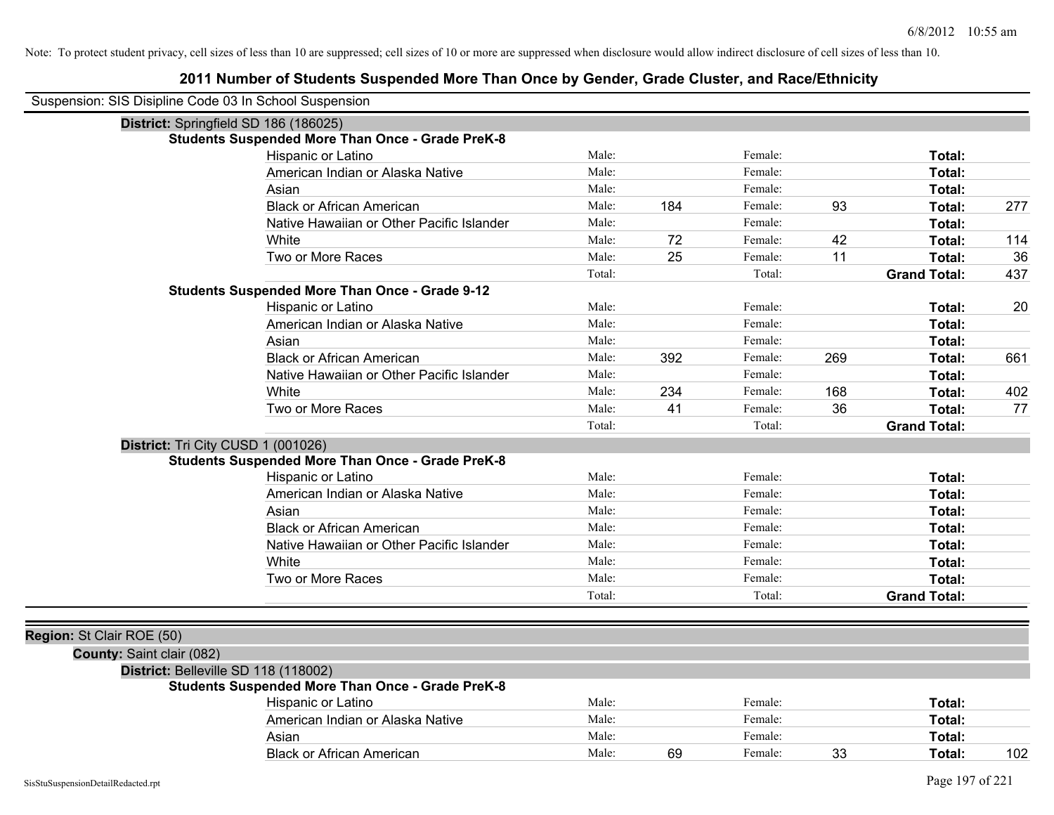Note: To protect student privacy, cell sizes of less than 10 are suppressed; cell sizes of 10 or more are suppressed when disclosure would allow indirect disclosure of cell sizes of less than 10.

# 2011 Number of Students Suspended More Than Once by Gender, Grade Cluster, and Race/Ethnicity

Suspension: SIS Disipline Code 03 In School Suspension

**District:** Springfield SD 186 (186025)

**Students Suspended More Than Once - Grade PreK-8**

| Race/Ethnicity | | Male | | Female | | Total |
|---|---|---|---|---|---|---|
| Hispanic or Latino | Male: | | Female: | | Total: | |
| American Indian or Alaska Native | Male: | | Female: | | Total: | |
| Asian | Male: | | Female: | | Total: | |
| Black or African American | Male: | 184 | Female: | 93 | Total: | 277 |
| Native Hawaiian or Other Pacific Islander | Male: | | Female: | | Total: | |
| White | Male: | 72 | Female: | 42 | Total: | 114 |
| Two or More Races | Male: | 25 | Female: | 11 | Total: | 36 |
| | Total: | | Total: | | Grand Total: | 437 |

**Students Suspended More Than Once - Grade 9-12**

| Race/Ethnicity | | Male | | Female | | Total |
|---|---|---|---|---|---|---|
| Hispanic or Latino | Male: | | Female: | | Total: | 20 |
| American Indian or Alaska Native | Male: | | Female: | | Total: | |
| Asian | Male: | | Female: | | Total: | |
| Black or African American | Male: | 392 | Female: | 269 | Total: | 661 |
| Native Hawaiian or Other Pacific Islander | Male: | | Female: | | Total: | |
| White | Male: | 234 | Female: | 168 | Total: | 402 |
| Two or More Races | Male: | 41 | Female: | 36 | Total: | 77 |
| | Total: | | Total: | | Grand Total: | |

**District:** Tri City CUSD 1 (001026)

**Students Suspended More Than Once - Grade PreK-8**

| Race/Ethnicity | | Male | | Female | | Total |
|---|---|---|---|---|---|---|
| Hispanic or Latino | Male: | | Female: | | Total: | |
| American Indian or Alaska Native | Male: | | Female: | | Total: | |
| Asian | Male: | | Female: | | Total: | |
| Black or African American | Male: | | Female: | | Total: | |
| Native Hawaiian or Other Pacific Islander | Male: | | Female: | | Total: | |
| White | Male: | | Female: | | Total: | |
| Two or More Races | Male: | | Female: | | Total: | |
| | Total: | | Total: | | Grand Total: | |

**Region:** St Clair ROE (50)

**County:** Saint clair (082)

**District:** Belleville SD 118 (118002)

**Students Suspended More Than Once - Grade PreK-8**

| Race/Ethnicity | | Male | | Female | | Total |
|---|---|---|---|---|---|---|
| Hispanic or Latino | Male: | | Female: | | Total: | |
| American Indian or Alaska Native | Male: | | Female: | | Total: | |
| Asian | Male: | | Female: | | Total: | |
| Black or African American | Male: | 69 | Female: | 33 | Total: | 102 |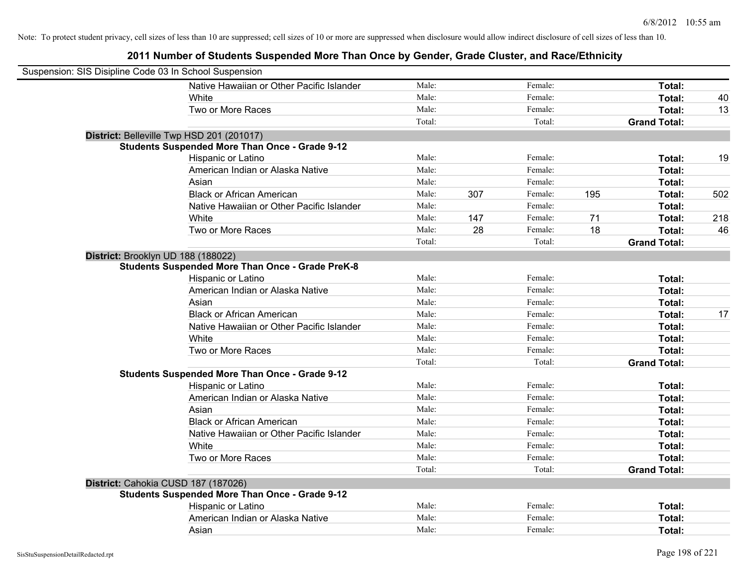Note: To protect student privacy, cell sizes of less than 10 are suppressed; cell sizes of 10 or more are suppressed when disclosure would allow indirect disclosure of cell sizes of less than 10.

# 2011 Number of Students Suspended More Than Once by Gender, Grade Cluster, and Race/Ethnicity

Suspension: SIS Disipline Code 03 In School Suspension

| | | | | | | |
|---|---|---|---|---|---|---|
| Native Hawaiian or Other Pacific Islander | Male: | | Female: | | **Total:** | |
| White | Male: | | Female: | | **Total:** | 40 |
| Two or More Races | Male: | | Female: | | **Total:** | 13 |
| | Total: | | Total: | | **Grand Total:** | |

**District:** Belleville Twp HSD 201 (201017)

**Students Suspended More Than Once - Grade 9-12**

| | | | | | | |
|---|---|---|---|---|---|---|
| Hispanic or Latino | Male: | | Female: | | **Total:** | 19 |
| American Indian or Alaska Native | Male: | | Female: | | **Total:** | |
| Asian | Male: | | Female: | | **Total:** | |
| Black or African American | Male: | 307 | Female: | 195 | **Total:** | 502 |
| Native Hawaiian or Other Pacific Islander | Male: | | Female: | | **Total:** | |
| White | Male: | 147 | Female: | 71 | **Total:** | 218 |
| Two or More Races | Male: | 28 | Female: | 18 | **Total:** | 46 |
| | Total: | | Total: | | **Grand Total:** | |

**District:** Brooklyn UD 188 (188022)

**Students Suspended More Than Once - Grade PreK-8**

| | | | | | | |
|---|---|---|---|---|---|---|
| Hispanic or Latino | Male: | | Female: | | **Total:** | |
| American Indian or Alaska Native | Male: | | Female: | | **Total:** | |
| Asian | Male: | | Female: | | **Total:** | |
| Black or African American | Male: | | Female: | | **Total:** | 17 |
| Native Hawaiian or Other Pacific Islander | Male: | | Female: | | **Total:** | |
| White | Male: | | Female: | | **Total:** | |
| Two or More Races | Male: | | Female: | | **Total:** | |
| | Total: | | Total: | | **Grand Total:** | |

**Students Suspended More Than Once - Grade 9-12**

| | | | | | | |
|---|---|---|---|---|---|---|
| Hispanic or Latino | Male: | | Female: | | **Total:** | |
| American Indian or Alaska Native | Male: | | Female: | | **Total:** | |
| Asian | Male: | | Female: | | **Total:** | |
| Black or African American | Male: | | Female: | | **Total:** | |
| Native Hawaiian or Other Pacific Islander | Male: | | Female: | | **Total:** | |
| White | Male: | | Female: | | **Total:** | |
| Two or More Races | Male: | | Female: | | **Total:** | |
| | Total: | | Total: | | **Grand Total:** | |

**District:** Cahokia CUSD 187 (187026)

**Students Suspended More Than Once - Grade 9-12**

| | | | | | | |
|---|---|---|---|---|---|---|
| Hispanic or Latino | Male: | | Female: | | **Total:** | |
| American Indian or Alaska Native | Male: | | Female: | | **Total:** | |
| Asian | Male: | | Female: | | **Total:** | |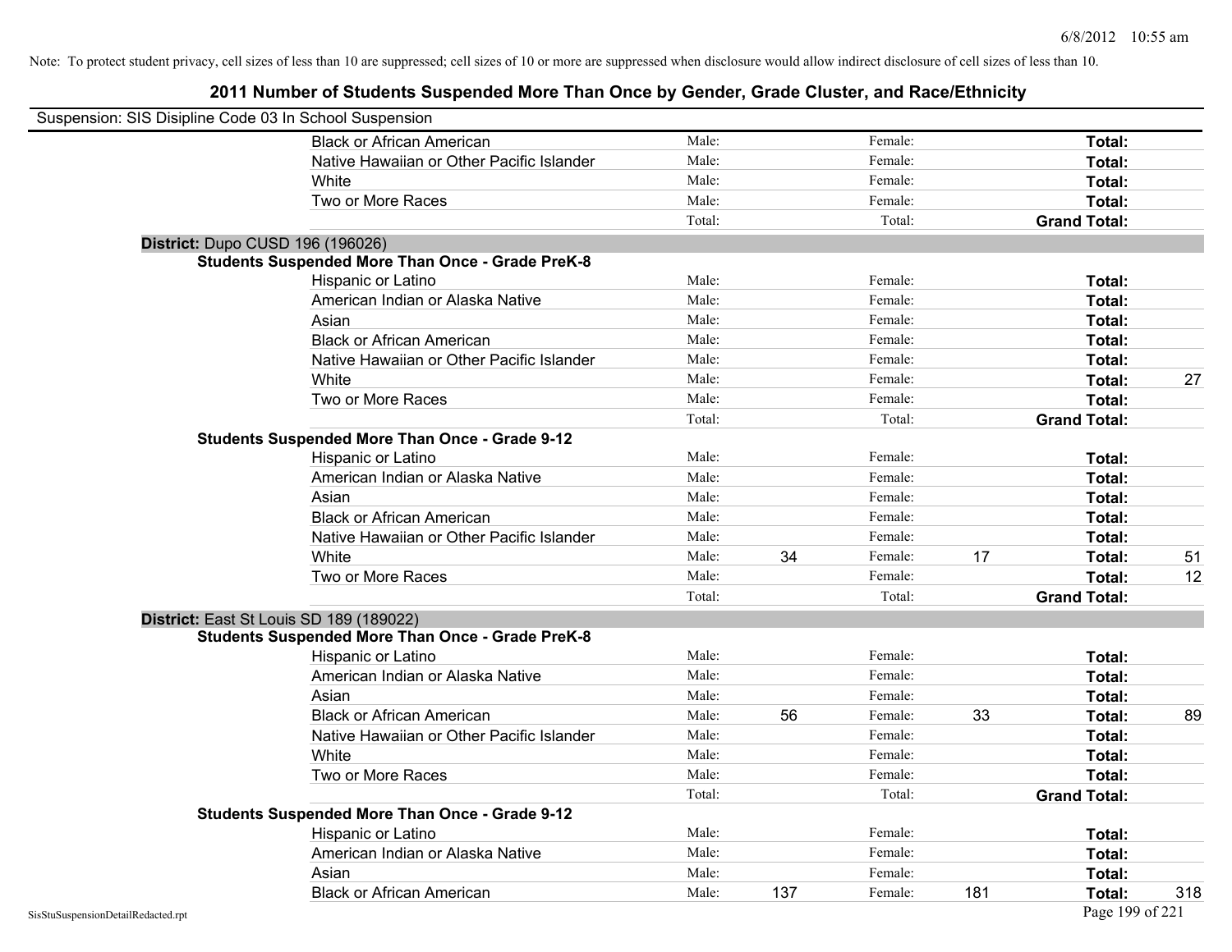Note: To protect student privacy, cell sizes of less than 10 are suppressed; cell sizes of 10 or more are suppressed when disclosure would allow indirect disclosure of cell sizes of less than 10.

## 2011 Number of Students Suspended More Than Once by Gender, Grade Cluster, and Race/Ethnicity

Suspension: SIS Disipline Code 03 In School Suspension

| | | | | | | |
|---|---|---|---|---|---|---|
| Black or African American | Male: | | Female: | | **Total:** | |
| Native Hawaiian or Other Pacific Islander | Male: | | Female: | | **Total:** | |
| White | Male: | | Female: | | **Total:** | |
| Two or More Races | Male: | | Female: | | **Total:** | |
| | Total: | | Total: | | **Grand Total:** | |

**District:** Dupo CUSD 196 (196026)

**Students Suspended More Than Once - Grade PreK-8**

| | | | | | | |
|---|---|---|---|---|---|---|
| Hispanic or Latino | Male: | | Female: | | **Total:** | |
| American Indian or Alaska Native | Male: | | Female: | | **Total:** | |
| Asian | Male: | | Female: | | **Total:** | |
| Black or African American | Male: | | Female: | | **Total:** | |
| Native Hawaiian or Other Pacific Islander | Male: | | Female: | | **Total:** | |
| White | Male: | | Female: | | **Total:** | 27 |
| Two or More Races | Male: | | Female: | | **Total:** | |
| | Total: | | Total: | | **Grand Total:** | |

**Students Suspended More Than Once - Grade 9-12**

| | | | | | | |
|---|---|---|---|---|---|---|
| Hispanic or Latino | Male: | | Female: | | **Total:** | |
| American Indian or Alaska Native | Male: | | Female: | | **Total:** | |
| Asian | Male: | | Female: | | **Total:** | |
| Black or African American | Male: | | Female: | | **Total:** | |
| Native Hawaiian or Other Pacific Islander | Male: | | Female: | | **Total:** | |
| White | Male: | 34 | Female: | 17 | **Total:** | 51 |
| Two or More Races | Male: | | Female: | | **Total:** | 12 |
| | Total: | | Total: | | **Grand Total:** | |

**District:** East St Louis SD 189 (189022)

**Students Suspended More Than Once - Grade PreK-8**

| | | | | | | |
|---|---|---|---|---|---|---|
| Hispanic or Latino | Male: | | Female: | | **Total:** | |
| American Indian or Alaska Native | Male: | | Female: | | **Total:** | |
| Asian | Male: | | Female: | | **Total:** | |
| Black or African American | Male: | 56 | Female: | 33 | **Total:** | 89 |
| Native Hawaiian or Other Pacific Islander | Male: | | Female: | | **Total:** | |
| White | Male: | | Female: | | **Total:** | |
| Two or More Races | Male: | | Female: | | **Total:** | |
| | Total: | | Total: | | **Grand Total:** | |

**Students Suspended More Than Once - Grade 9-12**

| | | | | | | |
|---|---|---|---|---|---|---|
| Hispanic or Latino | Male: | | Female: | | **Total:** | |
| American Indian or Alaska Native | Male: | | Female: | | **Total:** | |
| Asian | Male: | | Female: | | **Total:** | |
| Black or African American | Male: | 137 | Female: | 181 | **Total:** | 318 |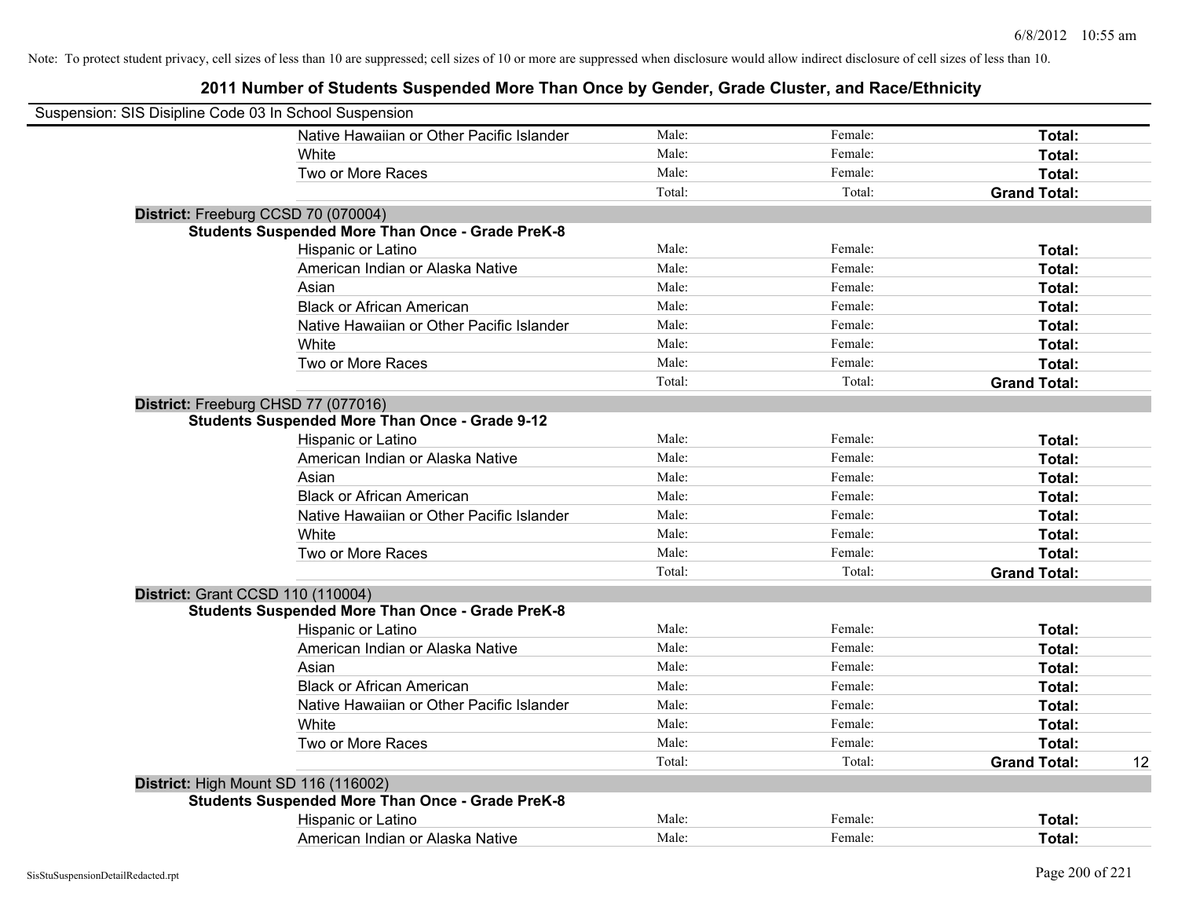Note: To protect student privacy, cell sizes of less than 10 are suppressed; cell sizes of 10 or more are suppressed when disclosure would allow indirect disclosure of cell sizes of less than 10.

## 2011 Number of Students Suspended More Than Once by Gender, Grade Cluster, and Race/Ethnicity

Suspension: SIS Disipline Code 03 In School Suspension

| | | | | |
|---|---|---|---|---|
| Native Hawaiian or Other Pacific Islander | Male: | Female: | **Total:** | |
| White | Male: | Female: | **Total:** | |
| Two or More Races | Male: | Female: | **Total:** | |
| | Total: | Total: | **Grand Total:** | |

**District:** Freeburg CCSD 70 (070004)

**Students Suspended More Than Once - Grade PreK-8**

| | | | | |
|---|---|---|---|---|
| Hispanic or Latino | Male: | Female: | **Total:** | |
| American Indian or Alaska Native | Male: | Female: | **Total:** | |
| Asian | Male: | Female: | **Total:** | |
| Black or African American | Male: | Female: | **Total:** | |
| Native Hawaiian or Other Pacific Islander | Male: | Female: | **Total:** | |
| White | Male: | Female: | **Total:** | |
| Two or More Races | Male: | Female: | **Total:** | |
| | Total: | Total: | **Grand Total:** | |

**District:** Freeburg CHSD 77 (077016)

**Students Suspended More Than Once - Grade 9-12**

| | | | | |
|---|---|---|---|---|
| Hispanic or Latino | Male: | Female: | **Total:** | |
| American Indian or Alaska Native | Male: | Female: | **Total:** | |
| Asian | Male: | Female: | **Total:** | |
| Black or African American | Male: | Female: | **Total:** | |
| Native Hawaiian or Other Pacific Islander | Male: | Female: | **Total:** | |
| White | Male: | Female: | **Total:** | |
| Two or More Races | Male: | Female: | **Total:** | |
| | Total: | Total: | **Grand Total:** | |

**District:** Grant CCSD 110 (110004)

**Students Suspended More Than Once - Grade PreK-8**

| | | | | |
|---|---|---|---|---|
| Hispanic or Latino | Male: | Female: | **Total:** | |
| American Indian or Alaska Native | Male: | Female: | **Total:** | |
| Asian | Male: | Female: | **Total:** | |
| Black or African American | Male: | Female: | **Total:** | |
| Native Hawaiian or Other Pacific Islander | Male: | Female: | **Total:** | |
| White | Male: | Female: | **Total:** | |
| Two or More Races | Male: | Female: | **Total:** | |
| | Total: | Total: | **Grand Total:** | 12 |

**District:** High Mount SD 116 (116002)

**Students Suspended More Than Once - Grade PreK-8**

| | | | | |
|---|---|---|---|---|
| Hispanic or Latino | Male: | Female: | **Total:** | |
| American Indian or Alaska Native | Male: | Female: | **Total:** | |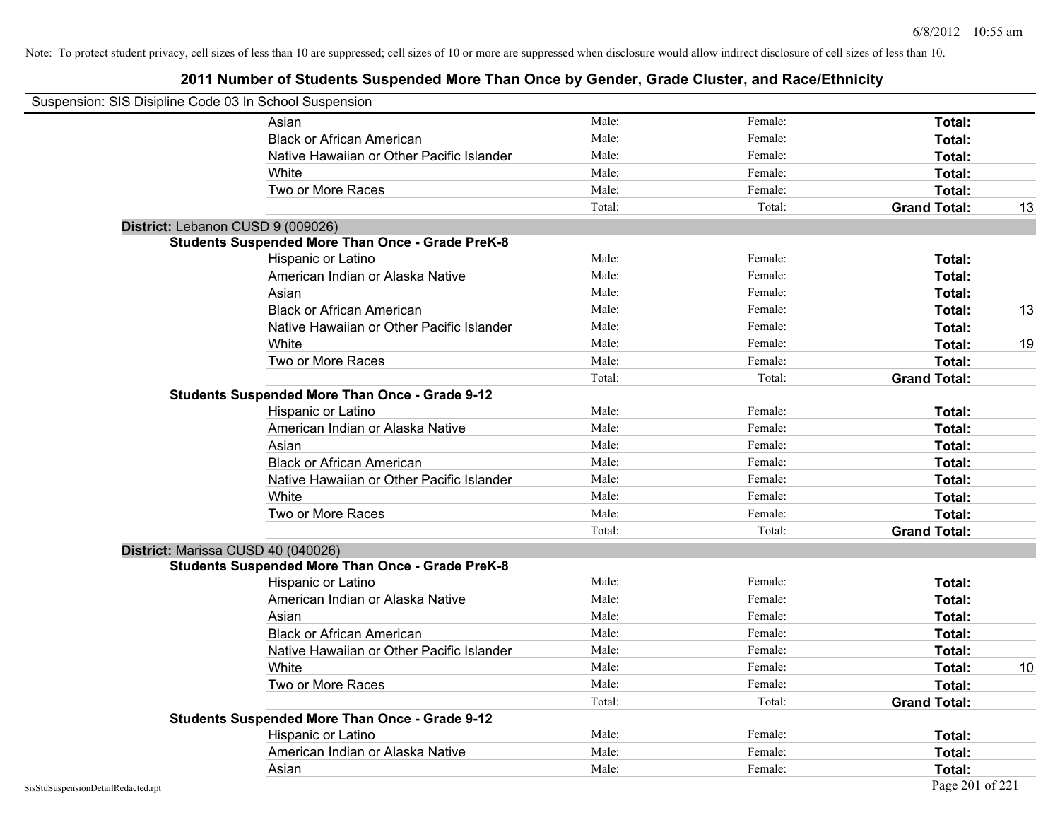Note: To protect student privacy, cell sizes of less than 10 are suppressed; cell sizes of 10 or more are suppressed when disclosure would allow indirect disclosure of cell sizes of less than 10.

# 2011 Number of Students Suspended More Than Once by Gender, Grade Cluster, and Race/Ethnicity

Suspension: SIS Disipline Code 03 In School Suspension

| | | | | |
|---|---|---|---|---|
| Asian | Male: | Female: | **Total:** | |
| Black or African American | Male: | Female: | **Total:** | |
| Native Hawaiian or Other Pacific Islander | Male: | Female: | **Total:** | |
| White | Male: | Female: | **Total:** | |
| Two or More Races | Male: | Female: | **Total:** | |
| | Total: | Total: | **Grand Total:** | 13 |

**District:** Lebanon CUSD 9 (009026)

**Students Suspended More Than Once - Grade PreK-8**

| | | | | |
|---|---|---|---|---|
| Hispanic or Latino | Male: | Female: | **Total:** | |
| American Indian or Alaska Native | Male: | Female: | **Total:** | |
| Asian | Male: | Female: | **Total:** | |
| Black or African American | Male: | Female: | **Total:** | 13 |
| Native Hawaiian or Other Pacific Islander | Male: | Female: | **Total:** | |
| White | Male: | Female: | **Total:** | 19 |
| Two or More Races | Male: | Female: | **Total:** | |
| | Total: | Total: | **Grand Total:** | |

**Students Suspended More Than Once - Grade 9-12**

| | | | | |
|---|---|---|---|---|
| Hispanic or Latino | Male: | Female: | **Total:** | |
| American Indian or Alaska Native | Male: | Female: | **Total:** | |
| Asian | Male: | Female: | **Total:** | |
| Black or African American | Male: | Female: | **Total:** | |
| Native Hawaiian or Other Pacific Islander | Male: | Female: | **Total:** | |
| White | Male: | Female: | **Total:** | |
| Two or More Races | Male: | Female: | **Total:** | |
| | Total: | Total: | **Grand Total:** | |

**District:** Marissa CUSD 40 (040026)

**Students Suspended More Than Once - Grade PreK-8**

| | | | | |
|---|---|---|---|---|
| Hispanic or Latino | Male: | Female: | **Total:** | |
| American Indian or Alaska Native | Male: | Female: | **Total:** | |
| Asian | Male: | Female: | **Total:** | |
| Black or African American | Male: | Female: | **Total:** | |
| Native Hawaiian or Other Pacific Islander | Male: | Female: | **Total:** | |
| White | Male: | Female: | **Total:** | 10 |
| Two or More Races | Male: | Female: | **Total:** | |
| | Total: | Total: | **Grand Total:** | |

**Students Suspended More Than Once - Grade 9-12**

| | | | | |
|---|---|---|---|---|
| Hispanic or Latino | Male: | Female: | **Total:** | |
| American Indian or Alaska Native | Male: | Female: | **Total:** | |
| Asian | Male: | Female: | **Total:** | |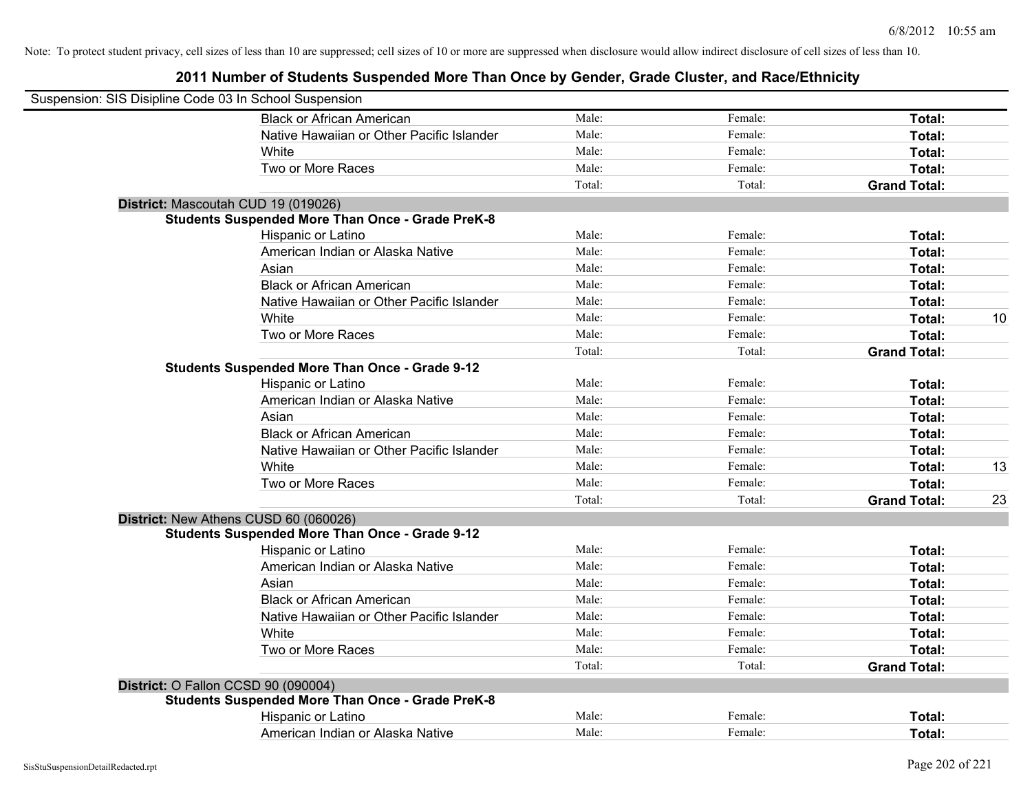Note: To protect student privacy, cell sizes of less than 10 are suppressed; cell sizes of 10 or more are suppressed when disclosure would allow indirect disclosure of cell sizes of less than 10.

# 2011 Number of Students Suspended More Than Once by Gender, Grade Cluster, and Race/Ethnicity

Suspension: SIS Disipline Code 03 In School Suspension

| | | | | |
|---|---|---|---|---|
| Black or African American | Male: | Female: | **Total:** | |
| Native Hawaiian or Other Pacific Islander | Male: | Female: | **Total:** | |
| White | Male: | Female: | **Total:** | |
| Two or More Races | Male: | Female: | **Total:** | |
| | Total: | Total: | **Grand Total:** | |

**District:** Mascoutah CUD 19 (019026)

**Students Suspended More Than Once - Grade PreK-8**

| | | | | |
|---|---|---|---|---|
| Hispanic or Latino | Male: | Female: | **Total:** | |
| American Indian or Alaska Native | Male: | Female: | **Total:** | |
| Asian | Male: | Female: | **Total:** | |
| Black or African American | Male: | Female: | **Total:** | |
| Native Hawaiian or Other Pacific Islander | Male: | Female: | **Total:** | |
| White | Male: | Female: | **Total:** | 10 |
| Two or More Races | Male: | Female: | **Total:** | |
| | Total: | Total: | **Grand Total:** | |

**Students Suspended More Than Once - Grade 9-12**

| | | | | |
|---|---|---|---|---|
| Hispanic or Latino | Male: | Female: | **Total:** | |
| American Indian or Alaska Native | Male: | Female: | **Total:** | |
| Asian | Male: | Female: | **Total:** | |
| Black or African American | Male: | Female: | **Total:** | |
| Native Hawaiian or Other Pacific Islander | Male: | Female: | **Total:** | |
| White | Male: | Female: | **Total:** | 13 |
| Two or More Races | Male: | Female: | **Total:** | |
| | Total: | Total: | **Grand Total:** | 23 |

**District:** New Athens CUSD 60 (060026)

**Students Suspended More Than Once - Grade 9-12**

| | | | | |
|---|---|---|---|---|
| Hispanic or Latino | Male: | Female: | **Total:** | |
| American Indian or Alaska Native | Male: | Female: | **Total:** | |
| Asian | Male: | Female: | **Total:** | |
| Black or African American | Male: | Female: | **Total:** | |
| Native Hawaiian or Other Pacific Islander | Male: | Female: | **Total:** | |
| White | Male: | Female: | **Total:** | |
| Two or More Races | Male: | Female: | **Total:** | |
| | Total: | Total: | **Grand Total:** | |

**District:** O Fallon CCSD 90 (090004)

**Students Suspended More Than Once - Grade PreK-8**

| | | | | |
|---|---|---|---|---|
| Hispanic or Latino | Male: | Female: | **Total:** | |
| American Indian or Alaska Native | Male: | Female: | **Total:** | |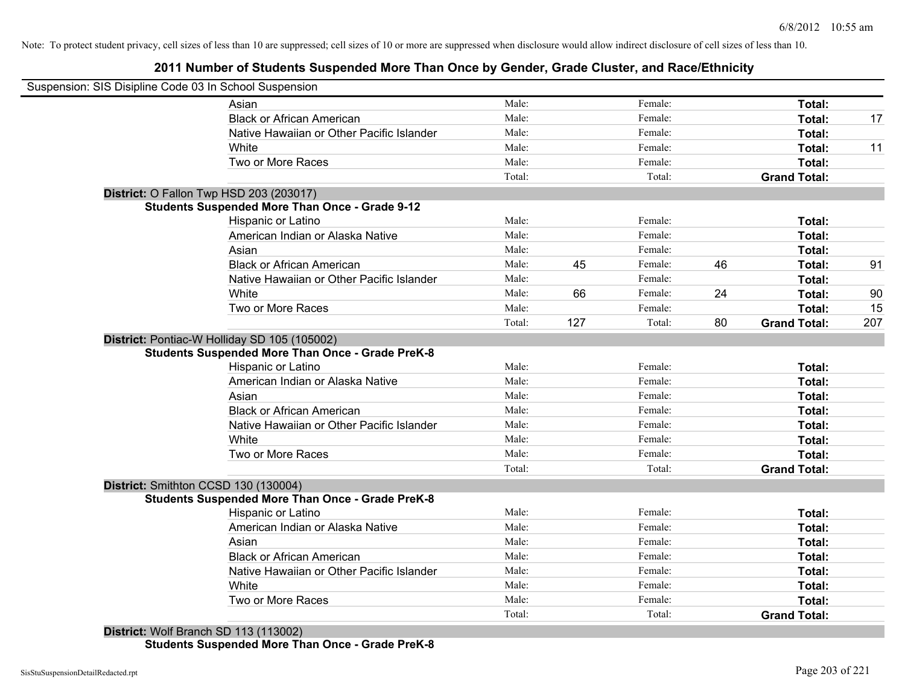Note: To protect student privacy, cell sizes of less than 10 are suppressed; cell sizes of 10 or more are suppressed when disclosure would allow indirect disclosure of cell sizes of less than 10.

## 2011 Number of Students Suspended More Than Once by Gender, Grade Cluster, and Race/Ethnicity

Suspension: SIS Disipline Code 03 In School Suspension

| | | | | | | |
|---|---|---|---|---|---|---|
| Asian | Male: | | Female: | | **Total:** | |
| Black or African American | Male: | | Female: | | **Total:** | 17 |
| Native Hawaiian or Other Pacific Islander | Male: | | Female: | | **Total:** | |
| White | Male: | | Female: | | **Total:** | 11 |
| Two or More Races | Male: | | Female: | | **Total:** | |
| | Total: | | Total: | | **Grand Total:** | |

**District:** O Fallon Twp HSD 203 (203017)

**Students Suspended More Than Once - Grade 9-12**

| | | | | | | |
|---|---|---|---|---|---|---|
| Hispanic or Latino | Male: | | Female: | | **Total:** | |
| American Indian or Alaska Native | Male: | | Female: | | **Total:** | |
| Asian | Male: | | Female: | | **Total:** | |
| Black or African American | Male: | 45 | Female: | 46 | **Total:** | 91 |
| Native Hawaiian or Other Pacific Islander | Male: | | Female: | | **Total:** | |
| White | Male: | 66 | Female: | 24 | **Total:** | 90 |
| Two or More Races | Male: | | Female: | | **Total:** | 15 |
| | Total: | 127 | Total: | 80 | **Grand Total:** | 207 |

**District:** Pontiac-W Holliday SD 105 (105002)

**Students Suspended More Than Once - Grade PreK-8**

| | | | | | | |
|---|---|---|---|---|---|---|
| Hispanic or Latino | Male: | | Female: | | **Total:** | |
| American Indian or Alaska Native | Male: | | Female: | | **Total:** | |
| Asian | Male: | | Female: | | **Total:** | |
| Black or African American | Male: | | Female: | | **Total:** | |
| Native Hawaiian or Other Pacific Islander | Male: | | Female: | | **Total:** | |
| White | Male: | | Female: | | **Total:** | |
| Two or More Races | Male: | | Female: | | **Total:** | |
| | Total: | | Total: | | **Grand Total:** | |

**District:** Smithton CCSD 130 (130004)

**Students Suspended More Than Once - Grade PreK-8**

| | | | | | | |
|---|---|---|---|---|---|---|
| Hispanic or Latino | Male: | | Female: | | **Total:** | |
| American Indian or Alaska Native | Male: | | Female: | | **Total:** | |
| Asian | Male: | | Female: | | **Total:** | |
| Black or African American | Male: | | Female: | | **Total:** | |
| Native Hawaiian or Other Pacific Islander | Male: | | Female: | | **Total:** | |
| White | Male: | | Female: | | **Total:** | |
| Two or More Races | Male: | | Female: | | **Total:** | |
| | Total: | | Total: | | **Grand Total:** | |

**District:** Wolf Branch SD 113 (113002)

**Students Suspended More Than Once - Grade PreK-8**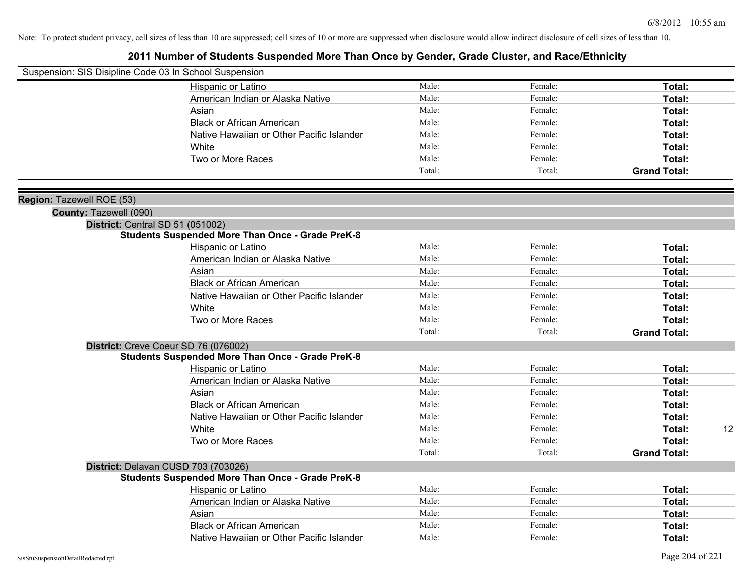Note: To protect student privacy, cell sizes of less than 10 are suppressed; cell sizes of 10 or more are suppressed when disclosure would allow indirect disclosure of cell sizes of less than 10.

# 2011 Number of Students Suspended More Than Once by Gender, Grade Cluster, and Race/Ethnicity

Suspension: SIS Disipline Code 03 In School Suspension

| | | | | |
|---|---|---|---|---|
| Hispanic or Latino | Male: | Female: | **Total:** | |
| American Indian or Alaska Native | Male: | Female: | **Total:** | |
| Asian | Male: | Female: | **Total:** | |
| Black or African American | Male: | Female: | **Total:** | |
| Native Hawaiian or Other Pacific Islander | Male: | Female: | **Total:** | |
| White | Male: | Female: | **Total:** | |
| Two or More Races | Male: | Female: | **Total:** | |
| | Total: | Total: | **Grand Total:** | |

**Region:** Tazewell ROE (53)

**County:** Tazewell (090)

**District:** Central SD 51 (051002)

**Students Suspended More Than Once - Grade PreK-8**

| | | | | |
|---|---|---|---|---|
| Hispanic or Latino | Male: | Female: | **Total:** | |
| American Indian or Alaska Native | Male: | Female: | **Total:** | |
| Asian | Male: | Female: | **Total:** | |
| Black or African American | Male: | Female: | **Total:** | |
| Native Hawaiian or Other Pacific Islander | Male: | Female: | **Total:** | |
| White | Male: | Female: | **Total:** | |
| Two or More Races | Male: | Female: | **Total:** | |
| | Total: | Total: | **Grand Total:** | |

**District:** Creve Coeur SD 76 (076002)

**Students Suspended More Than Once - Grade PreK-8**

| | | | | |
|---|---|---|---|---|
| Hispanic or Latino | Male: | Female: | **Total:** | |
| American Indian or Alaska Native | Male: | Female: | **Total:** | |
| Asian | Male: | Female: | **Total:** | |
| Black or African American | Male: | Female: | **Total:** | |
| Native Hawaiian or Other Pacific Islander | Male: | Female: | **Total:** | |
| White | Male: | Female: | **Total:** | 12 |
| Two or More Races | Male: | Female: | **Total:** | |
| | Total: | Total: | **Grand Total:** | |

**District:** Delavan CUSD 703 (703026)

**Students Suspended More Than Once - Grade PreK-8**

| | | | | |
|---|---|---|---|---|
| Hispanic or Latino | Male: | Female: | **Total:** | |
| American Indian or Alaska Native | Male: | Female: | **Total:** | |
| Asian | Male: | Female: | **Total:** | |
| Black or African American | Male: | Female: | **Total:** | |
| Native Hawaiian or Other Pacific Islander | Male: | Female: | **Total:** | |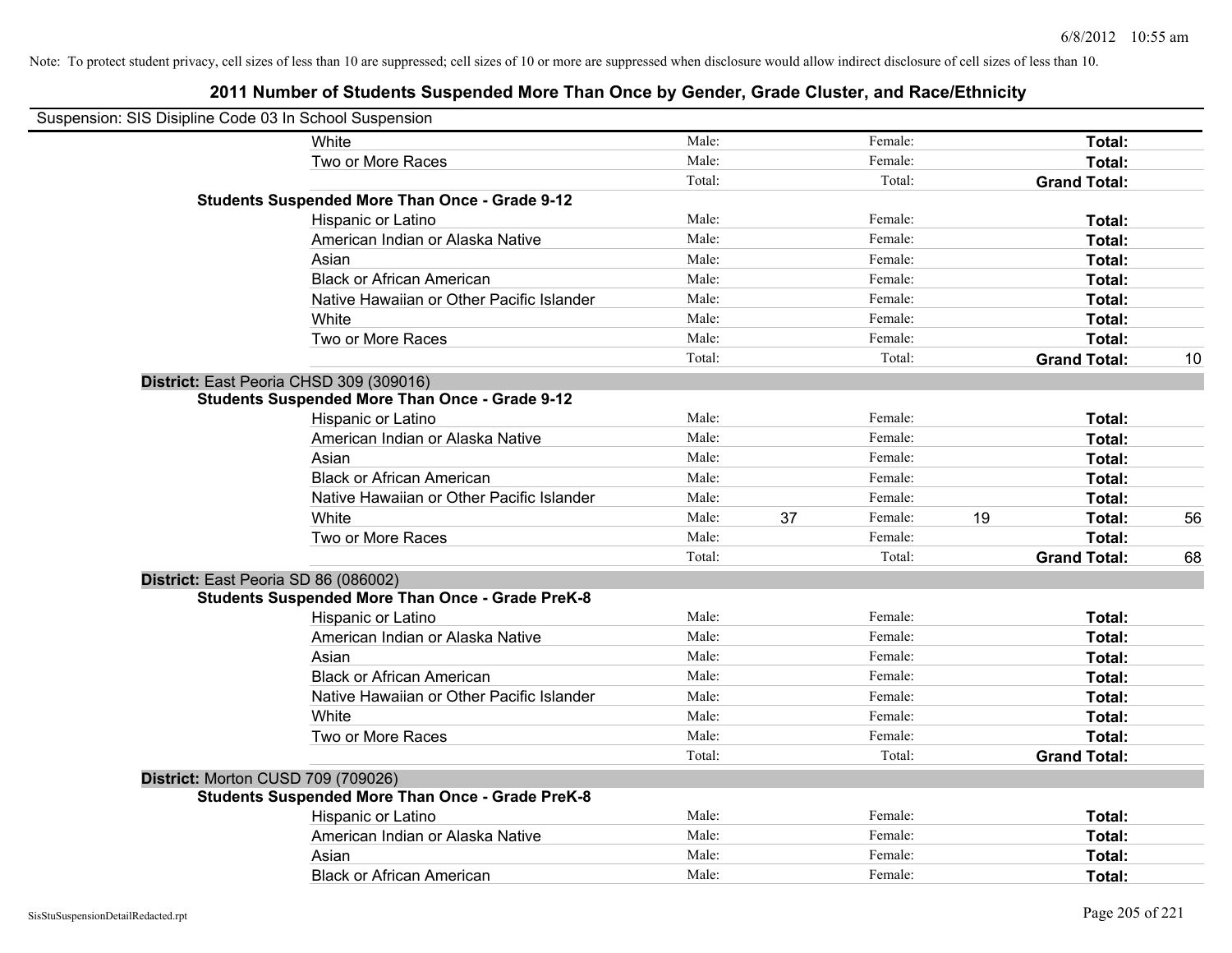Note: To protect student privacy, cell sizes of less than 10 are suppressed; cell sizes of 10 or more are suppressed when disclosure would allow indirect disclosure of cell sizes of less than 10.

## 2011 Number of Students Suspended More Than Once by Gender, Grade Cluster, and Race/Ethnicity

Suspension: SIS Disipline Code 03 In School Suspension

| | | | | | | |
|---|---|---|---|---|---|---|
| White | Male: | | Female: | | **Total:** | |
| Two or More Races | Male: | | Female: | | **Total:** | |
| | Total: | | Total: | | **Grand Total:** | |
| **Students Suspended More Than Once - Grade 9-12** | | | | | | |
| Hispanic or Latino | Male: | | Female: | | **Total:** | |
| American Indian or Alaska Native | Male: | | Female: | | **Total:** | |
| Asian | Male: | | Female: | | **Total:** | |
| Black or African American | Male: | | Female: | | **Total:** | |
| Native Hawaiian or Other Pacific Islander | Male: | | Female: | | **Total:** | |
| White | Male: | | Female: | | **Total:** | |
| Two or More Races | Male: | | Female: | | **Total:** | |
| | Total: | | Total: | | **Grand Total:** | 10 |

**District:** East Peoria CHSD 309 (309016)

| | | | | | | |
|---|---|---|---|---|---|---|
| **Students Suspended More Than Once - Grade 9-12** | | | | | | |
| Hispanic or Latino | Male: | | Female: | | **Total:** | |
| American Indian or Alaska Native | Male: | | Female: | | **Total:** | |
| Asian | Male: | | Female: | | **Total:** | |
| Black or African American | Male: | | Female: | | **Total:** | |
| Native Hawaiian or Other Pacific Islander | Male: | | Female: | | **Total:** | |
| White | Male: | 37 | Female: | 19 | **Total:** | 56 |
| Two or More Races | Male: | | Female: | | **Total:** | |
| | Total: | | Total: | | **Grand Total:** | 68 |

**District:** East Peoria SD 86 (086002)

| | | | | | | |
|---|---|---|---|---|---|---|
| **Students Suspended More Than Once - Grade PreK-8** | | | | | | |
| Hispanic or Latino | Male: | | Female: | | **Total:** | |
| American Indian or Alaska Native | Male: | | Female: | | **Total:** | |
| Asian | Male: | | Female: | | **Total:** | |
| Black or African American | Male: | | Female: | | **Total:** | |
| Native Hawaiian or Other Pacific Islander | Male: | | Female: | | **Total:** | |
| White | Male: | | Female: | | **Total:** | |
| Two or More Races | Male: | | Female: | | **Total:** | |
| | Total: | | Total: | | **Grand Total:** | |

**District:** Morton CUSD 709 (709026)

| | | | | | | |
|---|---|---|---|---|---|---|
| **Students Suspended More Than Once - Grade PreK-8** | | | | | | |
| Hispanic or Latino | Male: | | Female: | | **Total:** | |
| American Indian or Alaska Native | Male: | | Female: | | **Total:** | |
| Asian | Male: | | Female: | | **Total:** | |
| Black or African American | Male: | | Female: | | **Total:** | |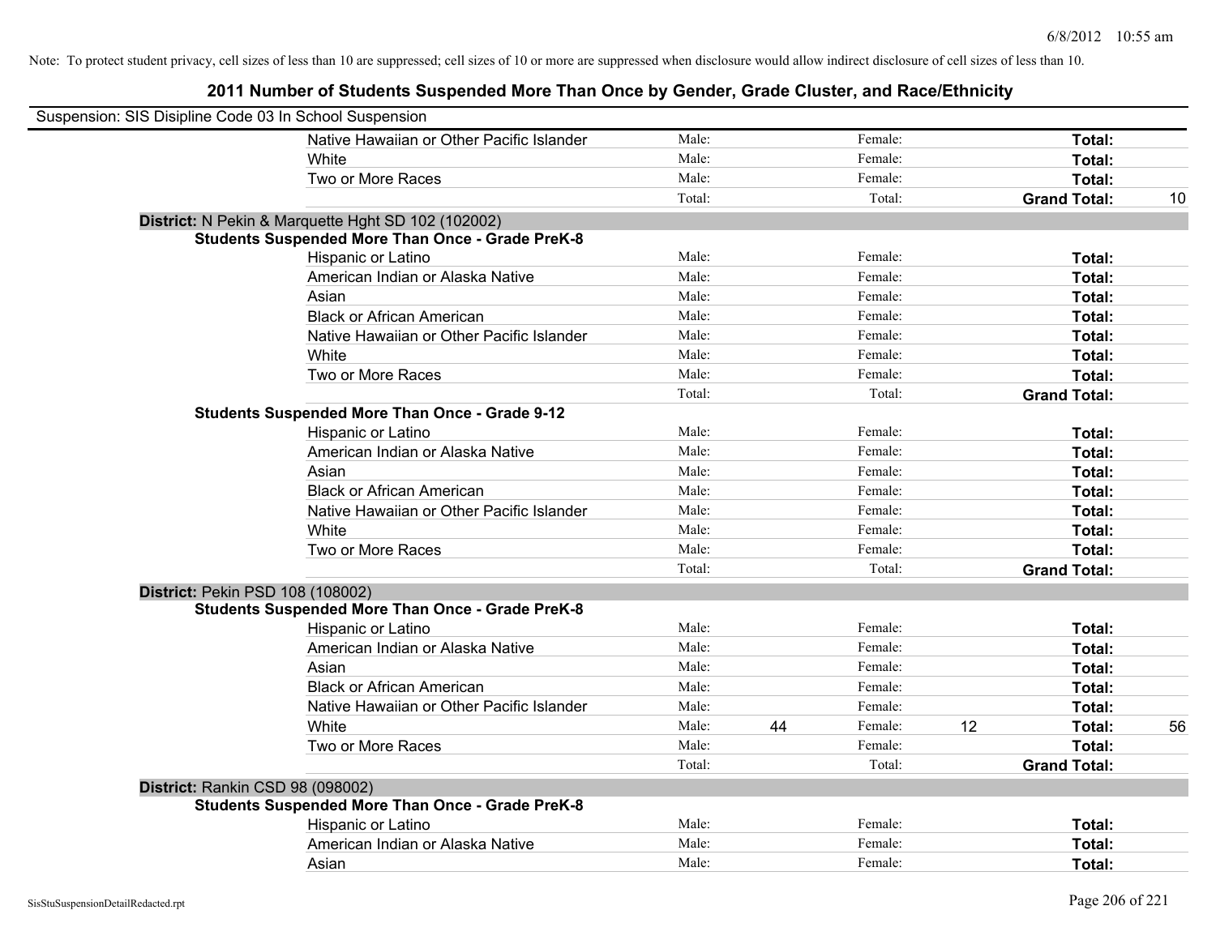Note: To protect student privacy, cell sizes of less than 10 are suppressed; cell sizes of 10 or more are suppressed when disclosure would allow indirect disclosure of cell sizes of less than 10.

## 2011 Number of Students Suspended More Than Once by Gender, Grade Cluster, and Race/Ethnicity

Suspension: SIS Disipline Code 03 In School Suspension

| | Male | | Female | | Total | |
|---|---|---|---|---|---|---|
| Native Hawaiian or Other Pacific Islander | Male: | | Female: | | **Total:** | |
| White | Male: | | Female: | | **Total:** | |
| Two or More Races | Male: | | Female: | | **Total:** | |
| | Total: | | Total: | | **Grand Total:** | 10 |

**District:** N Pekin & Marquette Hght SD 102 (102002)

**Students Suspended More Than Once - Grade PreK-8**

| | Male | | Female | | Total | |
|---|---|---|---|---|---|---|
| Hispanic or Latino | Male: | | Female: | | **Total:** | |
| American Indian or Alaska Native | Male: | | Female: | | **Total:** | |
| Asian | Male: | | Female: | | **Total:** | |
| Black or African American | Male: | | Female: | | **Total:** | |
| Native Hawaiian or Other Pacific Islander | Male: | | Female: | | **Total:** | |
| White | Male: | | Female: | | **Total:** | |
| Two or More Races | Male: | | Female: | | **Total:** | |
| | Total: | | Total: | | **Grand Total:** | |

**Students Suspended More Than Once - Grade 9-12**

| | Male | | Female | | Total | |
|---|---|---|---|---|---|---|
| Hispanic or Latino | Male: | | Female: | | **Total:** | |
| American Indian or Alaska Native | Male: | | Female: | | **Total:** | |
| Asian | Male: | | Female: | | **Total:** | |
| Black or African American | Male: | | Female: | | **Total:** | |
| Native Hawaiian or Other Pacific Islander | Male: | | Female: | | **Total:** | |
| White | Male: | | Female: | | **Total:** | |
| Two or More Races | Male: | | Female: | | **Total:** | |
| | Total: | | Total: | | **Grand Total:** | |

**District:** Pekin PSD 108 (108002)

**Students Suspended More Than Once - Grade PreK-8**

| | Male | | Female | | Total | |
|---|---|---|---|---|---|---|
| Hispanic or Latino | Male: | | Female: | | **Total:** | |
| American Indian or Alaska Native | Male: | | Female: | | **Total:** | |
| Asian | Male: | | Female: | | **Total:** | |
| Black or African American | Male: | | Female: | | **Total:** | |
| Native Hawaiian or Other Pacific Islander | Male: | | Female: | | **Total:** | |
| White | Male: | 44 | Female: | 12 | **Total:** | 56 |
| Two or More Races | Male: | | Female: | | **Total:** | |
| | Total: | | Total: | | **Grand Total:** | |

**District:** Rankin CSD 98 (098002)

**Students Suspended More Than Once - Grade PreK-8**

| | Male | | Female | | Total | |
|---|---|---|---|---|---|---|
| Hispanic or Latino | Male: | | Female: | | **Total:** | |
| American Indian or Alaska Native | Male: | | Female: | | **Total:** | |
| Asian | Male: | | Female: | | **Total:** | |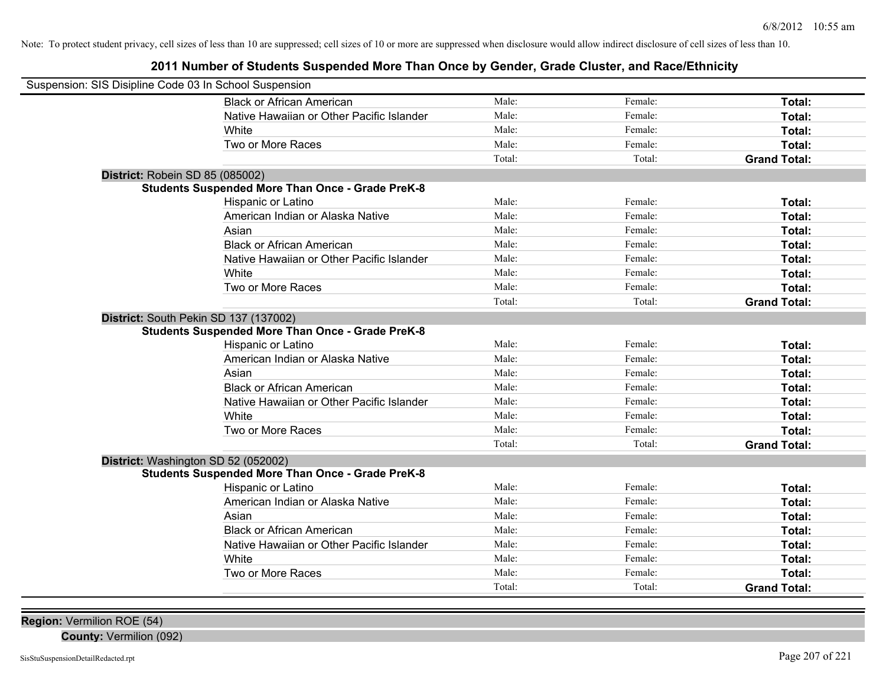Note: To protect student privacy, cell sizes of less than 10 are suppressed; cell sizes of 10 or more are suppressed when disclosure would allow indirect disclosure of cell sizes of less than 10.

# 2011 Number of Students Suspended More Than Once by Gender, Grade Cluster, and Race/Ethnicity

Suspension: SIS Disipline Code 03 In School Suspension

| | | | | |
|---|---|---|---|---|
| | Black or African American | Male: | Female: | **Total:** |
| | Native Hawaiian or Other Pacific Islander | Male: | Female: | **Total:** |
| | White | Male: | Female: | **Total:** |
| | Two or More Races | Male: | Female: | **Total:** |
| | | Total: | Total: | **Grand Total:** |

**District:** Robein SD 85 (085002)

**Students Suspended More Than Once - Grade PreK-8**

| | | | |
|---|---|---|---|
| Hispanic or Latino | Male: | Female: | **Total:** |
| American Indian or Alaska Native | Male: | Female: | **Total:** |
| Asian | Male: | Female: | **Total:** |
| Black or African American | Male: | Female: | **Total:** |
| Native Hawaiian or Other Pacific Islander | Male: | Female: | **Total:** |
| White | Male: | Female: | **Total:** |
| Two or More Races | Male: | Female: | **Total:** |
| | Total: | Total: | **Grand Total:** |

**District:** South Pekin SD 137 (137002)

**Students Suspended More Than Once - Grade PreK-8**

| | | | |
|---|---|---|---|
| Hispanic or Latino | Male: | Female: | **Total:** |
| American Indian or Alaska Native | Male: | Female: | **Total:** |
| Asian | Male: | Female: | **Total:** |
| Black or African American | Male: | Female: | **Total:** |
| Native Hawaiian or Other Pacific Islander | Male: | Female: | **Total:** |
| White | Male: | Female: | **Total:** |
| Two or More Races | Male: | Female: | **Total:** |
| | Total: | Total: | **Grand Total:** |

**District:** Washington SD 52 (052002)

**Students Suspended More Than Once - Grade PreK-8**

| | | | |
|---|---|---|---|
| Hispanic or Latino | Male: | Female: | **Total:** |
| American Indian or Alaska Native | Male: | Female: | **Total:** |
| Asian | Male: | Female: | **Total:** |
| Black or African American | Male: | Female: | **Total:** |
| Native Hawaiian or Other Pacific Islander | Male: | Female: | **Total:** |
| White | Male: | Female: | **Total:** |
| Two or More Races | Male: | Female: | **Total:** |
| | Total: | Total: | **Grand Total:** |

**Region:** Vermilion ROE (54)

**County:** Vermilion (092)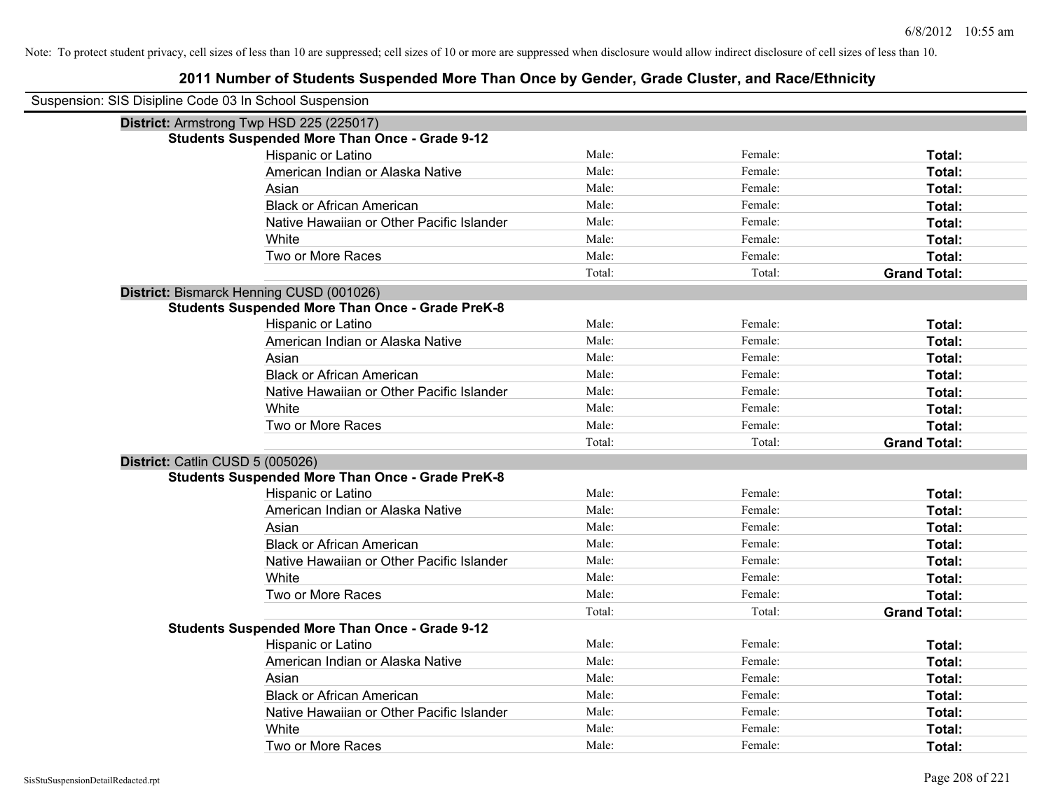Note: To protect student privacy, cell sizes of less than 10 are suppressed; cell sizes of 10 or more are suppressed when disclosure would allow indirect disclosure of cell sizes of less than 10.

# 2011 Number of Students Suspended More Than Once by Gender, Grade Cluster, and Race/Ethnicity

Suspension: SIS Disipline Code 03 In School Suspension

**District:** Armstrong Twp HSD 225 (225017)

**Students Suspended More Than Once - Grade 9-12**

| Race/Ethnicity | Male | Female | Total |
|---|---|---|---|
| Hispanic or Latino | Male: | Female: | **Total:** |
| American Indian or Alaska Native | Male: | Female: | **Total:** |
| Asian | Male: | Female: | **Total:** |
| Black or African American | Male: | Female: | **Total:** |
| Native Hawaiian or Other Pacific Islander | Male: | Female: | **Total:** |
| White | Male: | Female: | **Total:** |
| Two or More Races | Male: | Female: | **Total:** |
| | Total: | Total: | **Grand Total:** |

**District:** Bismarck Henning CUSD (001026)

**Students Suspended More Than Once - Grade PreK-8**

| Race/Ethnicity | Male | Female | Total |
|---|---|---|---|
| Hispanic or Latino | Male: | Female: | **Total:** |
| American Indian or Alaska Native | Male: | Female: | **Total:** |
| Asian | Male: | Female: | **Total:** |
| Black or African American | Male: | Female: | **Total:** |
| Native Hawaiian or Other Pacific Islander | Male: | Female: | **Total:** |
| White | Male: | Female: | **Total:** |
| Two or More Races | Male: | Female: | **Total:** |
| | Total: | Total: | **Grand Total:** |

**District:** Catlin CUSD 5 (005026)

**Students Suspended More Than Once - Grade PreK-8**

| Race/Ethnicity | Male | Female | Total |
|---|---|---|---|
| Hispanic or Latino | Male: | Female: | **Total:** |
| American Indian or Alaska Native | Male: | Female: | **Total:** |
| Asian | Male: | Female: | **Total:** |
| Black or African American | Male: | Female: | **Total:** |
| Native Hawaiian or Other Pacific Islander | Male: | Female: | **Total:** |
| White | Male: | Female: | **Total:** |
| Two or More Races | Male: | Female: | **Total:** |
| | Total: | Total: | **Grand Total:** |

**Students Suspended More Than Once - Grade 9-12**

| Race/Ethnicity | Male | Female | Total |
|---|---|---|---|
| Hispanic or Latino | Male: | Female: | **Total:** |
| American Indian or Alaska Native | Male: | Female: | **Total:** |
| Asian | Male: | Female: | **Total:** |
| Black or African American | Male: | Female: | **Total:** |
| Native Hawaiian or Other Pacific Islander | Male: | Female: | **Total:** |
| White | Male: | Female: | **Total:** |
| Two or More Races | Male: | Female: | **Total:** |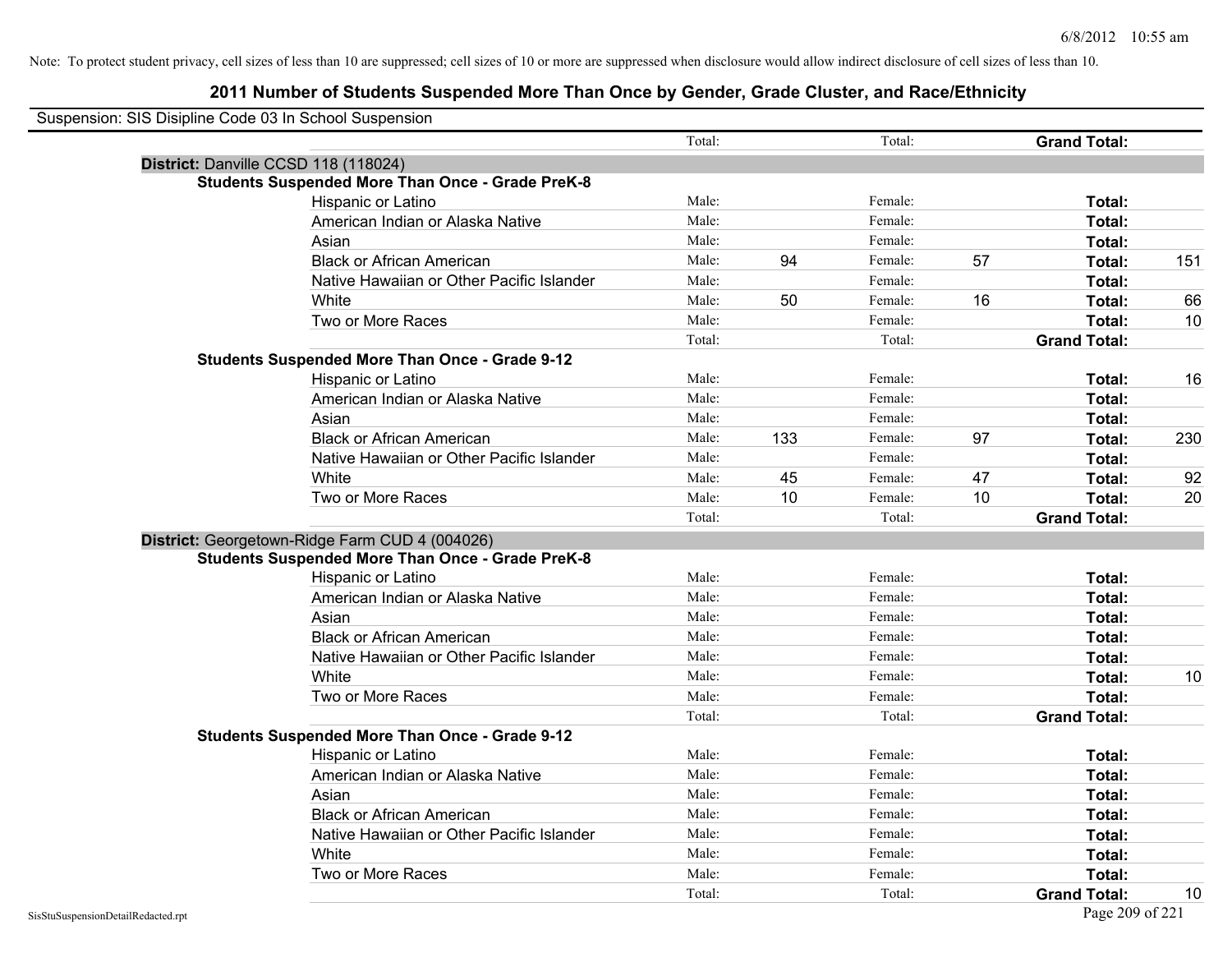Note: To protect student privacy, cell sizes of less than 10 are suppressed; cell sizes of 10 or more are suppressed when disclosure would allow indirect disclosure of cell sizes of less than 10.

# 2011 Number of Students Suspended More Than Once by Gender, Grade Cluster, and Race/Ethnicity

Suspension: SIS Disipline Code 03 In School Suspension

| | | | | | | | |
|---|---|---|---|---|---|---|---|
| | Total: | | Total: | | **Grand Total:** | |
| **District:** Danville CCSD 118 (118024) | | | | | | | |
| **Students Suspended More Than Once - Grade PreK-8** | | | | | | | |
| Hispanic or Latino | Male: | | Female: | | **Total:** | |
| American Indian or Alaska Native | Male: | | Female: | | **Total:** | |
| Asian | Male: | | Female: | | **Total:** | |
| Black or African American | Male: | 94 | Female: | 57 | **Total:** | 151 |
| Native Hawaiian or Other Pacific Islander | Male: | | Female: | | **Total:** | |
| White | Male: | 50 | Female: | 16 | **Total:** | 66 |
| Two or More Races | Male: | | Female: | | **Total:** | 10 |
| | Total: | | Total: | | **Grand Total:** | |
| **Students Suspended More Than Once - Grade 9-12** | | | | | | | |
| Hispanic or Latino | Male: | | Female: | | **Total:** | 16 |
| American Indian or Alaska Native | Male: | | Female: | | **Total:** | |
| Asian | Male: | | Female: | | **Total:** | |
| Black or African American | Male: | 133 | Female: | 97 | **Total:** | 230 |
| Native Hawaiian or Other Pacific Islander | Male: | | Female: | | **Total:** | |
| White | Male: | 45 | Female: | 47 | **Total:** | 92 |
| Two or More Races | Male: | 10 | Female: | 10 | **Total:** | 20 |
| | Total: | | Total: | | **Grand Total:** | |
| **District:** Georgetown-Ridge Farm CUD 4 (004026) | | | | | | | |
| **Students Suspended More Than Once - Grade PreK-8** | | | | | | | |
| Hispanic or Latino | Male: | | Female: | | **Total:** | |
| American Indian or Alaska Native | Male: | | Female: | | **Total:** | |
| Asian | Male: | | Female: | | **Total:** | |
| Black or African American | Male: | | Female: | | **Total:** | |
| Native Hawaiian or Other Pacific Islander | Male: | | Female: | | **Total:** | |
| White | Male: | | Female: | | **Total:** | 10 |
| Two or More Races | Male: | | Female: | | **Total:** | |
| | Total: | | Total: | | **Grand Total:** | |
| **Students Suspended More Than Once - Grade 9-12** | | | | | | | |
| Hispanic or Latino | Male: | | Female: | | **Total:** | |
| American Indian or Alaska Native | Male: | | Female: | | **Total:** | |
| Asian | Male: | | Female: | | **Total:** | |
| Black or African American | Male: | | Female: | | **Total:** | |
| Native Hawaiian or Other Pacific Islander | Male: | | Female: | | **Total:** | |
| White | Male: | | Female: | | **Total:** | |
| Two or More Races | Male: | | Female: | | **Total:** | |
| | Total: | | Total: | | **Grand Total:** | 10 |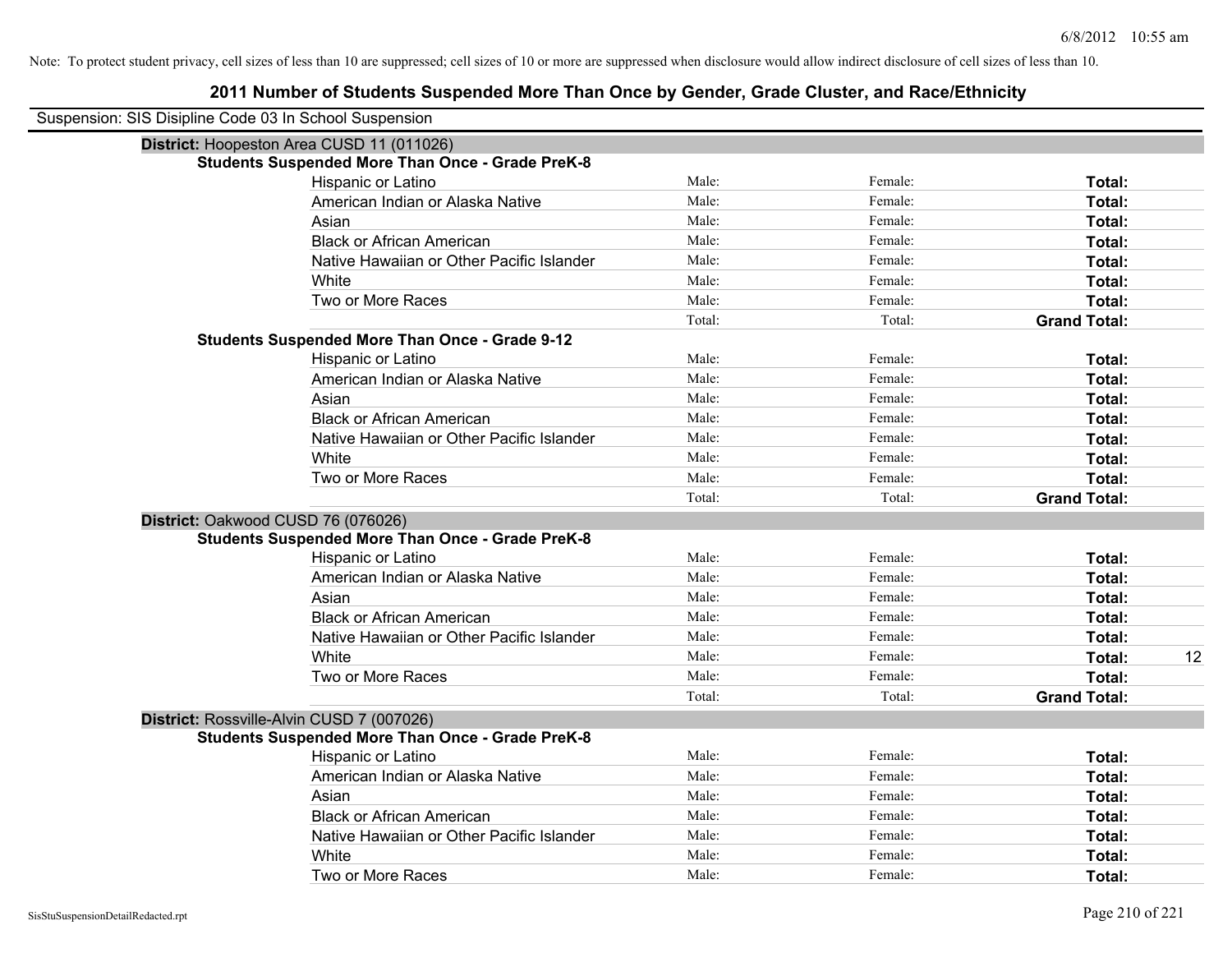Note: To protect student privacy, cell sizes of less than 10 are suppressed; cell sizes of 10 or more are suppressed when disclosure would allow indirect disclosure of cell sizes of less than 10.

# 2011 Number of Students Suspended More Than Once by Gender, Grade Cluster, and Race/Ethnicity

Suspension: SIS Disipline Code 03 In School Suspension

## District: Hoopeston Area CUSD 11 (011026)

### Students Suspended More Than Once - Grade PreK-8

| | | | | |
|---|---|---|---|---|
| Hispanic or Latino | Male: | Female: | **Total:** | |
| American Indian or Alaska Native | Male: | Female: | **Total:** | |
| Asian | Male: | Female: | **Total:** | |
| Black or African American | Male: | Female: | **Total:** | |
| Native Hawaiian or Other Pacific Islander | Male: | Female: | **Total:** | |
| White | Male: | Female: | **Total:** | |
| Two or More Races | Male: | Female: | **Total:** | |
| | Total: | Total: | **Grand Total:** | |

### Students Suspended More Than Once - Grade 9-12

| | | | | |
|---|---|---|---|---|
| Hispanic or Latino | Male: | Female: | **Total:** | |
| American Indian or Alaska Native | Male: | Female: | **Total:** | |
| Asian | Male: | Female: | **Total:** | |
| Black or African American | Male: | Female: | **Total:** | |
| Native Hawaiian or Other Pacific Islander | Male: | Female: | **Total:** | |
| White | Male: | Female: | **Total:** | |
| Two or More Races | Male: | Female: | **Total:** | |
| | Total: | Total: | **Grand Total:** | |

## District: Oakwood CUSD 76 (076026)

### Students Suspended More Than Once - Grade PreK-8

| | | | | |
|---|---|---|---|---|
| Hispanic or Latino | Male: | Female: | **Total:** | |
| American Indian or Alaska Native | Male: | Female: | **Total:** | |
| Asian | Male: | Female: | **Total:** | |
| Black or African American | Male: | Female: | **Total:** | |
| Native Hawaiian or Other Pacific Islander | Male: | Female: | **Total:** | |
| White | Male: | Female: | **Total:** | 12 |
| Two or More Races | Male: | Female: | **Total:** | |
| | Total: | Total: | **Grand Total:** | |

## District: Rossville-Alvin CUSD 7 (007026)

### Students Suspended More Than Once - Grade PreK-8

| | | | | |
|---|---|---|---|---|
| Hispanic or Latino | Male: | Female: | **Total:** | |
| American Indian or Alaska Native | Male: | Female: | **Total:** | |
| Asian | Male: | Female: | **Total:** | |
| Black or African American | Male: | Female: | **Total:** | |
| Native Hawaiian or Other Pacific Islander | Male: | Female: | **Total:** | |
| White | Male: | Female: | **Total:** | |
| Two or More Races | Male: | Female: | **Total:** | |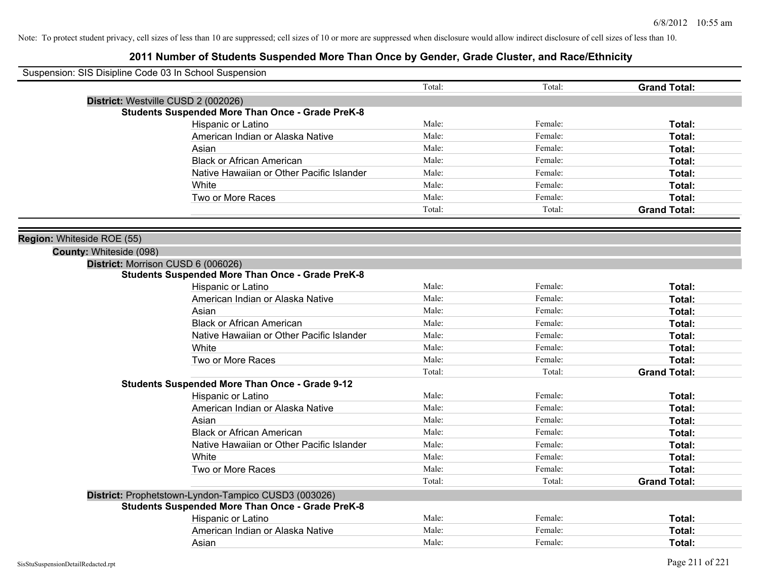Note: To protect student privacy, cell sizes of less than 10 are suppressed; cell sizes of 10 or more are suppressed when disclosure would allow indirect disclosure of cell sizes of less than 10.

# 2011 Number of Students Suspended More Than Once by Gender, Grade Cluster, and Race/Ethnicity

Suspension: SIS Disipline Code 03 In School Suspension

| | Total: | Total: | **Grand Total:** |
|---|---|---|---|

**District:** Westville CUSD 2 (002026)

**Students Suspended More Than Once - Grade PreK-8**

| | | | |
|---|---|---|---|
| Hispanic or Latino | Male: | Female: | **Total:** |
| American Indian or Alaska Native | Male: | Female: | **Total:** |
| Asian | Male: | Female: | **Total:** |
| Black or African American | Male: | Female: | **Total:** |
| Native Hawaiian or Other Pacific Islander | Male: | Female: | **Total:** |
| White | Male: | Female: | **Total:** |
| Two or More Races | Male: | Female: | **Total:** |
| | Total: | Total: | **Grand Total:** |

**Region:** Whiteside ROE (55)

**County:** Whiteside (098)

**District:** Morrison CUSD 6 (006026)

**Students Suspended More Than Once - Grade PreK-8**

| | | | |
|---|---|---|---|
| Hispanic or Latino | Male: | Female: | **Total:** |
| American Indian or Alaska Native | Male: | Female: | **Total:** |
| Asian | Male: | Female: | **Total:** |
| Black or African American | Male: | Female: | **Total:** |
| Native Hawaiian or Other Pacific Islander | Male: | Female: | **Total:** |
| White | Male: | Female: | **Total:** |
| Two or More Races | Male: | Female: | **Total:** |
| | Total: | Total: | **Grand Total:** |

**Students Suspended More Than Once - Grade 9-12**

| | | | |
|---|---|---|---|
| Hispanic or Latino | Male: | Female: | **Total:** |
| American Indian or Alaska Native | Male: | Female: | **Total:** |
| Asian | Male: | Female: | **Total:** |
| Black or African American | Male: | Female: | **Total:** |
| Native Hawaiian or Other Pacific Islander | Male: | Female: | **Total:** |
| White | Male: | Female: | **Total:** |
| Two or More Races | Male: | Female: | **Total:** |
| | Total: | Total: | **Grand Total:** |

**District:** Prophetstown-Lyndon-Tampico CUSD3 (003026)

**Students Suspended More Than Once - Grade PreK-8**

| | | | |
|---|---|---|---|
| Hispanic or Latino | Male: | Female: | **Total:** |
| American Indian or Alaska Native | Male: | Female: | **Total:** |
| Asian | Male: | Female: | **Total:** |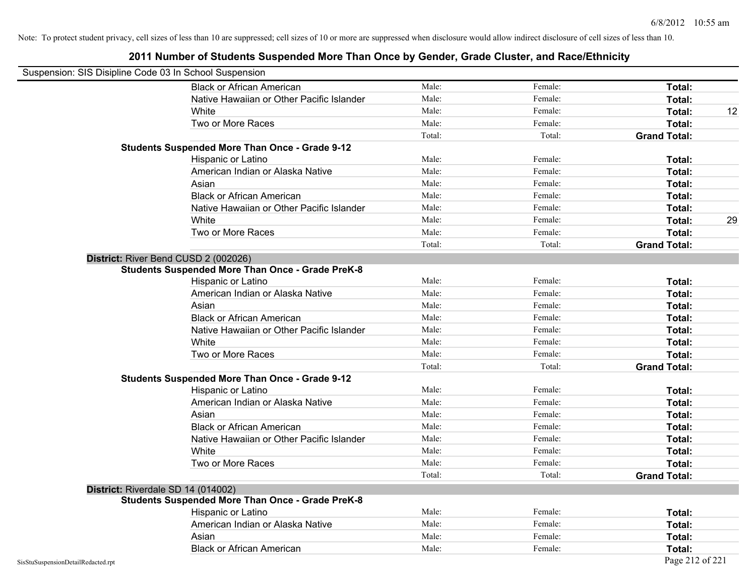Note: To protect student privacy, cell sizes of less than 10 are suppressed; cell sizes of 10 or more are suppressed when disclosure would allow indirect disclosure of cell sizes of less than 10.

## 2011 Number of Students Suspended More Than Once by Gender, Grade Cluster, and Race/Ethnicity

Suspension: SIS Disipline Code 03 In School Suspension

| | | | | |
|---|---|---|---|---|
| Black or African American | Male: | Female: | **Total:** | |
| Native Hawaiian or Other Pacific Islander | Male: | Female: | **Total:** | |
| White | Male: | Female: | **Total:** | 12 |
| Two or More Races | Male: | Female: | **Total:** | |
| | Total: | Total: | **Grand Total:** | |

**Students Suspended More Than Once - Grade 9-12**

| | | | | |
|---|---|---|---|---|
| Hispanic or Latino | Male: | Female: | **Total:** | |
| American Indian or Alaska Native | Male: | Female: | **Total:** | |
| Asian | Male: | Female: | **Total:** | |
| Black or African American | Male: | Female: | **Total:** | |
| Native Hawaiian or Other Pacific Islander | Male: | Female: | **Total:** | |
| White | Male: | Female: | **Total:** | 29 |
| Two or More Races | Male: | Female: | **Total:** | |
| | Total: | Total: | **Grand Total:** | |

**District:** River Bend CUSD 2 (002026)

**Students Suspended More Than Once - Grade PreK-8**

| | | | | |
|---|---|---|---|---|
| Hispanic or Latino | Male: | Female: | **Total:** | |
| American Indian or Alaska Native | Male: | Female: | **Total:** | |
| Asian | Male: | Female: | **Total:** | |
| Black or African American | Male: | Female: | **Total:** | |
| Native Hawaiian or Other Pacific Islander | Male: | Female: | **Total:** | |
| White | Male: | Female: | **Total:** | |
| Two or More Races | Male: | Female: | **Total:** | |
| | Total: | Total: | **Grand Total:** | |

**Students Suspended More Than Once - Grade 9-12**

| | | | | |
|---|---|---|---|---|
| Hispanic or Latino | Male: | Female: | **Total:** | |
| American Indian or Alaska Native | Male: | Female: | **Total:** | |
| Asian | Male: | Female: | **Total:** | |
| Black or African American | Male: | Female: | **Total:** | |
| Native Hawaiian or Other Pacific Islander | Male: | Female: | **Total:** | |
| White | Male: | Female: | **Total:** | |
| Two or More Races | Male: | Female: | **Total:** | |
| | Total: | Total: | **Grand Total:** | |

**District:** Riverdale SD 14 (014002)

**Students Suspended More Than Once - Grade PreK-8**

| | | | | |
|---|---|---|---|---|
| Hispanic or Latino | Male: | Female: | **Total:** | |
| American Indian or Alaska Native | Male: | Female: | **Total:** | |
| Asian | Male: | Female: | **Total:** | |
| Black or African American | Male: | Female: | **Total:** | |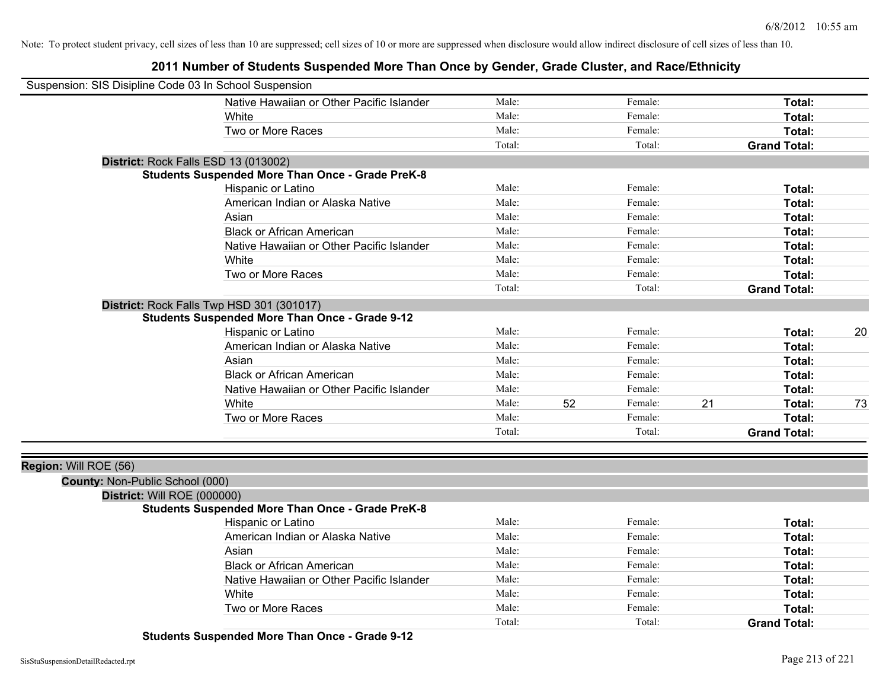Note: To protect student privacy, cell sizes of less than 10 are suppressed; cell sizes of 10 or more are suppressed when disclosure would allow indirect disclosure of cell sizes of less than 10.

## 2011 Number of Students Suspended More Than Once by Gender, Grade Cluster, and Race/Ethnicity

Suspension: SIS Disipline Code 03 In School Suspension

| | | | | | | |
|---|---|---|---|---|---|---|
| Native Hawaiian or Other Pacific Islander | Male: | | Female: | | **Total:** | |
| White | Male: | | Female: | | **Total:** | |
| Two or More Races | Male: | | Female: | | **Total:** | |
| | Total: | | Total: | | **Grand Total:** | |

**District:** Rock Falls ESD 13 (013002)

**Students Suspended More Than Once - Grade PreK-8**

| | | | | | | |
|---|---|---|---|---|---|---|
| Hispanic or Latino | Male: | | Female: | | **Total:** | |
| American Indian or Alaska Native | Male: | | Female: | | **Total:** | |
| Asian | Male: | | Female: | | **Total:** | |
| Black or African American | Male: | | Female: | | **Total:** | |
| Native Hawaiian or Other Pacific Islander | Male: | | Female: | | **Total:** | |
| White | Male: | | Female: | | **Total:** | |
| Two or More Races | Male: | | Female: | | **Total:** | |
| | Total: | | Total: | | **Grand Total:** | |

**District:** Rock Falls Twp HSD 301 (301017)

**Students Suspended More Than Once - Grade 9-12**

| | | | | | | |
|---|---|---|---|---|---|---|
| Hispanic or Latino | Male: | | Female: | | **Total:** | 20 |
| American Indian or Alaska Native | Male: | | Female: | | **Total:** | |
| Asian | Male: | | Female: | | **Total:** | |
| Black or African American | Male: | | Female: | | **Total:** | |
| Native Hawaiian or Other Pacific Islander | Male: | | Female: | | **Total:** | |
| White | Male: | 52 | Female: | 21 | **Total:** | 73 |
| Two or More Races | Male: | | Female: | | **Total:** | |
| | Total: | | Total: | | **Grand Total:** | |

**Region:** Will ROE (56)

**County:** Non-Public School (000)

**District:** Will ROE (000000)

**Students Suspended More Than Once - Grade PreK-8**

| | | | | | | |
|---|---|---|---|---|---|---|
| Hispanic or Latino | Male: | | Female: | | **Total:** | |
| American Indian or Alaska Native | Male: | | Female: | | **Total:** | |
| Asian | Male: | | Female: | | **Total:** | |
| Black or African American | Male: | | Female: | | **Total:** | |
| Native Hawaiian or Other Pacific Islander | Male: | | Female: | | **Total:** | |
| White | Male: | | Female: | | **Total:** | |
| Two or More Races | Male: | | Female: | | **Total:** | |
| | Total: | | Total: | | **Grand Total:** | |

**Students Suspended More Than Once - Grade 9-12**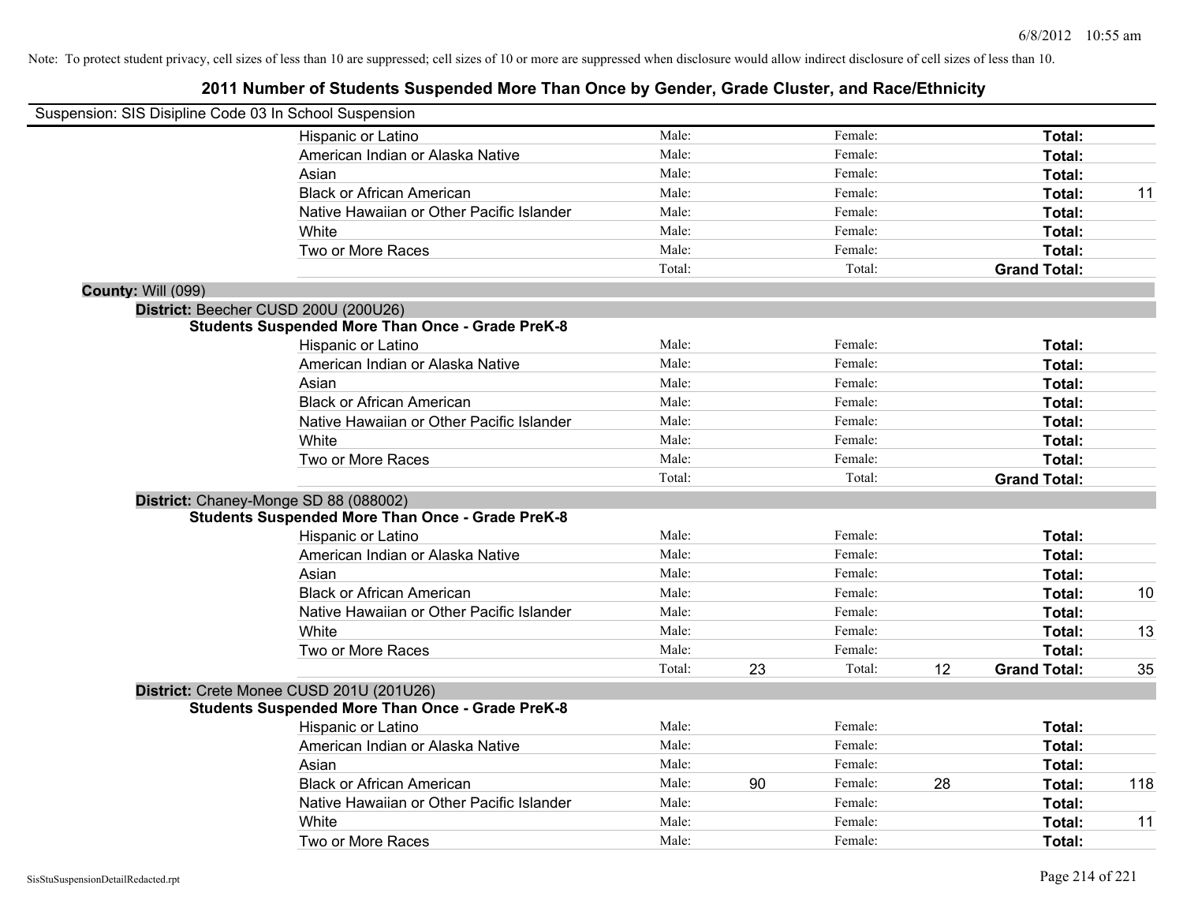Note: To protect student privacy, cell sizes of less than 10 are suppressed; cell sizes of 10 or more are suppressed when disclosure would allow indirect disclosure of cell sizes of less than 10.

## 2011 Number of Students Suspended More Than Once by Gender, Grade Cluster, and Race/Ethnicity

Suspension: SIS Disipline Code 03 In School Suspension

| | | | | | |
|---|---|---|---|---|---|
| Hispanic or Latino | Male: | | Female: | | **Total:** | |
| American Indian or Alaska Native | Male: | | Female: | | **Total:** | |
| Asian | Male: | | Female: | | **Total:** | |
| Black or African American | Male: | | Female: | | **Total:** | 11 |
| Native Hawaiian or Other Pacific Islander | Male: | | Female: | | **Total:** | |
| White | Male: | | Female: | | **Total:** | |
| Two or More Races | Male: | | Female: | | **Total:** | |
| | Total: | | Total: | | **Grand Total:** | |

**County:** Will (099)

**District:** Beecher CUSD 200U (200U26)

**Students Suspended More Than Once - Grade PreK-8**

| | | | | | | |
|---|---|---|---|---|---|---|
| Hispanic or Latino | Male: | | Female: | | **Total:** | |
| American Indian or Alaska Native | Male: | | Female: | | **Total:** | |
| Asian | Male: | | Female: | | **Total:** | |
| Black or African American | Male: | | Female: | | **Total:** | |
| Native Hawaiian or Other Pacific Islander | Male: | | Female: | | **Total:** | |
| White | Male: | | Female: | | **Total:** | |
| Two or More Races | Male: | | Female: | | **Total:** | |
| | Total: | | Total: | | **Grand Total:** | |

**District:** Chaney-Monge SD 88 (088002)

**Students Suspended More Than Once - Grade PreK-8**

| | | | | | | |
|---|---|---|---|---|---|---|
| Hispanic or Latino | Male: | | Female: | | **Total:** | |
| American Indian or Alaska Native | Male: | | Female: | | **Total:** | |
| Asian | Male: | | Female: | | **Total:** | |
| Black or African American | Male: | | Female: | | **Total:** | 10 |
| Native Hawaiian or Other Pacific Islander | Male: | | Female: | | **Total:** | |
| White | Male: | | Female: | | **Total:** | 13 |
| Two or More Races | Male: | | Female: | | **Total:** | |
| | Total: | 23 | Total: | 12 | **Grand Total:** | 35 |

**District:** Crete Monee CUSD 201U (201U26)

**Students Suspended More Than Once - Grade PreK-8**

| | | | | | | |
|---|---|---|---|---|---|---|
| Hispanic or Latino | Male: | | Female: | | **Total:** | |
| American Indian or Alaska Native | Male: | | Female: | | **Total:** | |
| Asian | Male: | | Female: | | **Total:** | |
| Black or African American | Male: | 90 | Female: | 28 | **Total:** | 118 |
| Native Hawaiian or Other Pacific Islander | Male: | | Female: | | **Total:** | |
| White | Male: | | Female: | | **Total:** | 11 |
| Two or More Races | Male: | | Female: | | **Total:** | |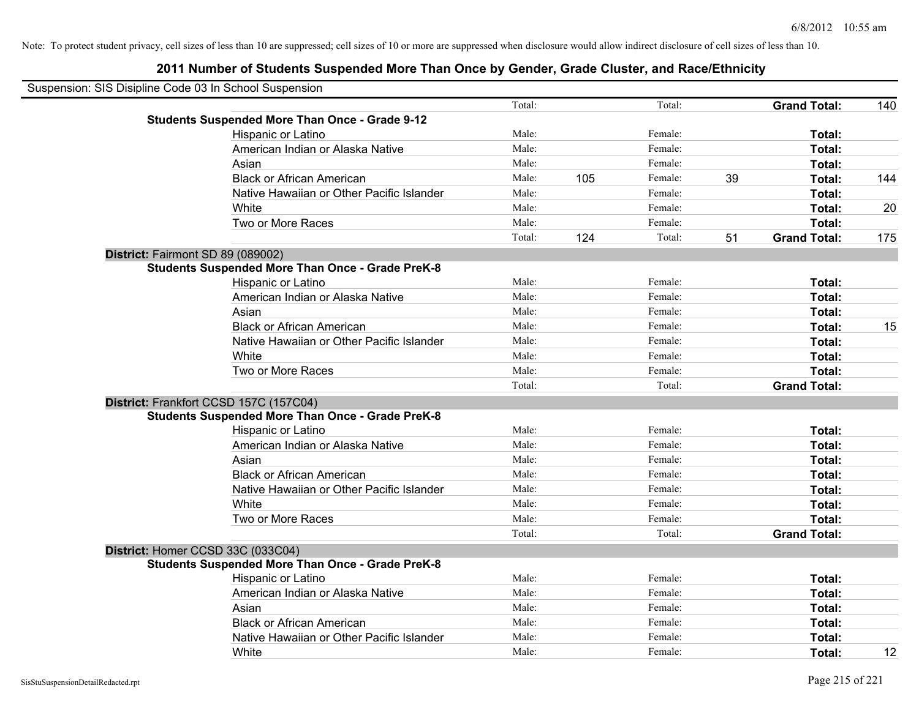Note: To protect student privacy, cell sizes of less than 10 are suppressed; cell sizes of 10 or more are suppressed when disclosure would allow indirect disclosure of cell sizes of less than 10.

## 2011 Number of Students Suspended More Than Once by Gender, Grade Cluster, and Race/Ethnicity

Suspension: SIS Disipline Code 03 In School Suspension

| | | | | | | | |
|---|---|---|---|---|---|---|---|
| | Total: | | Total: | | **Grand Total:** | 140 |
| **Students Suspended More Than Once - Grade 9-12** | | | | | | |
| Hispanic or Latino | Male: | | Female: | | **Total:** | |
| American Indian or Alaska Native | Male: | | Female: | | **Total:** | |
| Asian | Male: | | Female: | | **Total:** | |
| Black or African American | Male: | 105 | Female: | 39 | **Total:** | 144 |
| Native Hawaiian or Other Pacific Islander | Male: | | Female: | | **Total:** | |
| White | Male: | | Female: | | **Total:** | 20 |
| Two or More Races | Male: | | Female: | | **Total:** | |
| | Total: | 124 | Total: | 51 | **Grand Total:** | 175 |

**District:** Fairmont SD 89 (089002)

| | | | | | | |
|---|---|---|---|---|---|---|
| **Students Suspended More Than Once - Grade PreK-8** | | | | | | |
| Hispanic or Latino | Male: | | Female: | | **Total:** | |
| American Indian or Alaska Native | Male: | | Female: | | **Total:** | |
| Asian | Male: | | Female: | | **Total:** | |
| Black or African American | Male: | | Female: | | **Total:** | 15 |
| Native Hawaiian or Other Pacific Islander | Male: | | Female: | | **Total:** | |
| White | Male: | | Female: | | **Total:** | |
| Two or More Races | Male: | | Female: | | **Total:** | |
| | Total: | | Total: | | **Grand Total:** | |

**District:** Frankfort CCSD 157C (157C04)

| | | | | | | |
|---|---|---|---|---|---|---|
| **Students Suspended More Than Once - Grade PreK-8** | | | | | | |
| Hispanic or Latino | Male: | | Female: | | **Total:** | |
| American Indian or Alaska Native | Male: | | Female: | | **Total:** | |
| Asian | Male: | | Female: | | **Total:** | |
| Black or African American | Male: | | Female: | | **Total:** | |
| Native Hawaiian or Other Pacific Islander | Male: | | Female: | | **Total:** | |
| White | Male: | | Female: | | **Total:** | |
| Two or More Races | Male: | | Female: | | **Total:** | |
| | Total: | | Total: | | **Grand Total:** | |

**District:** Homer CCSD 33C (033C04)

| | | | | | | |
|---|---|---|---|---|---|---|
| **Students Suspended More Than Once - Grade PreK-8** | | | | | | |
| Hispanic or Latino | Male: | | Female: | | **Total:** | |
| American Indian or Alaska Native | Male: | | Female: | | **Total:** | |
| Asian | Male: | | Female: | | **Total:** | |
| Black or African American | Male: | | Female: | | **Total:** | |
| Native Hawaiian or Other Pacific Islander | Male: | | Female: | | **Total:** | |
| White | Male: | | Female: | | **Total:** | 12 |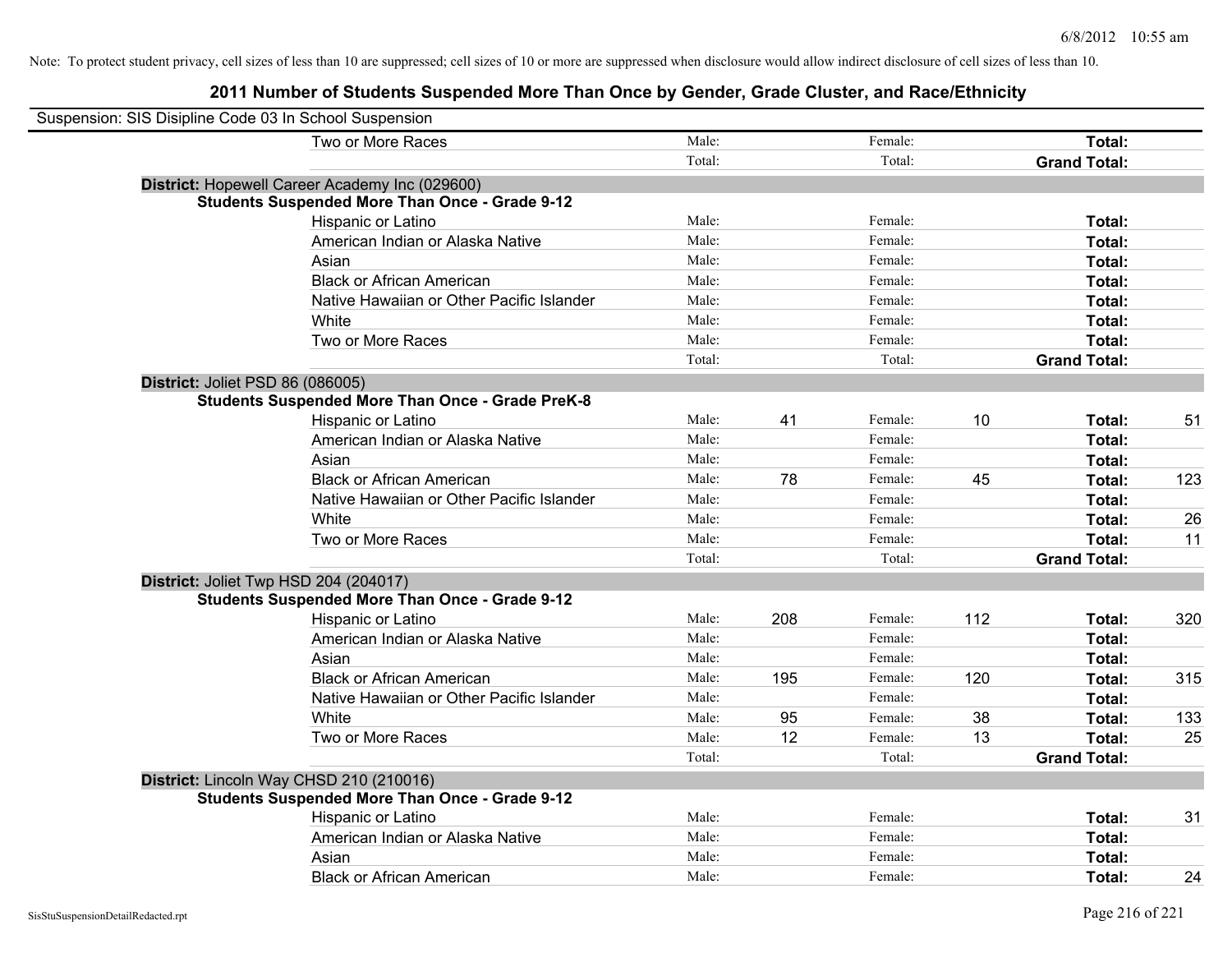Note: To protect student privacy, cell sizes of less than 10 are suppressed; cell sizes of 10 or more are suppressed when disclosure would allow indirect disclosure of cell sizes of less than 10.

## 2011 Number of Students Suspended More Than Once by Gender, Grade Cluster, and Race/Ethnicity

Suspension: SIS Disipline Code 03 In School Suspension

| | | | | | |
|---|---|---|---|---|---|
| Two or More Races | Male: | | Female: | | **Total:** | |
| | Total: | | Total: | | **Grand Total:** | |

**District:** Hopewell Career Academy Inc (029600)

**Students Suspended More Than Once - Grade 9-12**

| Race/Ethnicity | | | | | | |
|---|---|---|---|---|---|---|
| Hispanic or Latino | Male: | | Female: | | **Total:** | |
| American Indian or Alaska Native | Male: | | Female: | | **Total:** | |
| Asian | Male: | | Female: | | **Total:** | |
| Black or African American | Male: | | Female: | | **Total:** | |
| Native Hawaiian or Other Pacific Islander | Male: | | Female: | | **Total:** | |
| White | Male: | | Female: | | **Total:** | |
| Two or More Races | Male: | | Female: | | **Total:** | |
| | Total: | | Total: | | **Grand Total:** | |

**District:** Joliet PSD 86 (086005)

**Students Suspended More Than Once - Grade PreK-8**

| Race/Ethnicity | | | | | | |
|---|---|---|---|---|---|---|
| Hispanic or Latino | Male: | 41 | Female: | 10 | **Total:** | 51 |
| American Indian or Alaska Native | Male: | | Female: | | **Total:** | |
| Asian | Male: | | Female: | | **Total:** | |
| Black or African American | Male: | 78 | Female: | 45 | **Total:** | 123 |
| Native Hawaiian or Other Pacific Islander | Male: | | Female: | | **Total:** | |
| White | Male: | | Female: | | **Total:** | 26 |
| Two or More Races | Male: | | Female: | | **Total:** | 11 |
| | Total: | | Total: | | **Grand Total:** | |

**District:** Joliet Twp HSD 204 (204017)

**Students Suspended More Than Once - Grade 9-12**

| Race/Ethnicity | | | | | | |
|---|---|---|---|---|---|---|
| Hispanic or Latino | Male: | 208 | Female: | 112 | **Total:** | 320 |
| American Indian or Alaska Native | Male: | | Female: | | **Total:** | |
| Asian | Male: | | Female: | | **Total:** | |
| Black or African American | Male: | 195 | Female: | 120 | **Total:** | 315 |
| Native Hawaiian or Other Pacific Islander | Male: | | Female: | | **Total:** | |
| White | Male: | 95 | Female: | 38 | **Total:** | 133 |
| Two or More Races | Male: | 12 | Female: | 13 | **Total:** | 25 |
| | Total: | | Total: | | **Grand Total:** | |

**District:** Lincoln Way CHSD 210 (210016)

**Students Suspended More Than Once - Grade 9-12**

| Race/Ethnicity | | | | | | |
|---|---|---|---|---|---|---|
| Hispanic or Latino | Male: | | Female: | | **Total:** | 31 |
| American Indian or Alaska Native | Male: | | Female: | | **Total:** | |
| Asian | Male: | | Female: | | **Total:** | |
| Black or African American | Male: | | Female: | | **Total:** | 24 |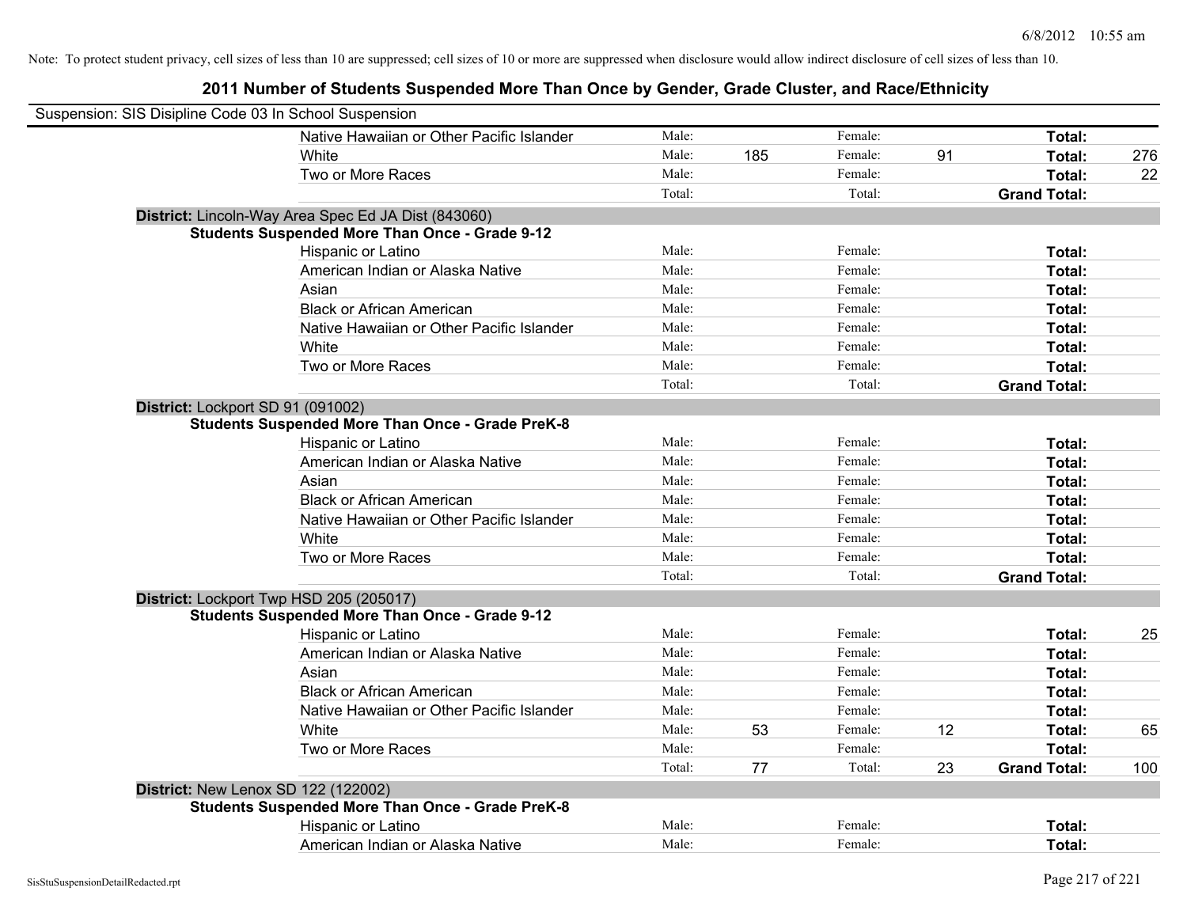Note: To protect student privacy, cell sizes of less than 10 are suppressed; cell sizes of 10 or more are suppressed when disclosure would allow indirect disclosure of cell sizes of less than 10.

## 2011 Number of Students Suspended More Than Once by Gender, Grade Cluster, and Race/Ethnicity

Suspension: SIS Disipline Code 03 In School Suspension

| | | | | | | | |
|---|---|---|---|---|---|---|---|
| | Native Hawaiian or Other Pacific Islander | Male: | | Female: | | **Total:** | |
| | White | Male: | 185 | Female: | 91 | **Total:** | 276 |
| | Two or More Races | Male: | | Female: | | **Total:** | 22 |
| | | Total: | | Total: | | **Grand Total:** | |
| **District:** Lincoln-Way Area Spec Ed JA Dist (843060) | | | | | | | |
| **Students Suspended More Than Once - Grade 9-12** | | | | | | | |
| | Hispanic or Latino | Male: | | Female: | | **Total:** | |
| | American Indian or Alaska Native | Male: | | Female: | | **Total:** | |
| | Asian | Male: | | Female: | | **Total:** | |
| | Black or African American | Male: | | Female: | | **Total:** | |
| | Native Hawaiian or Other Pacific Islander | Male: | | Female: | | **Total:** | |
| | White | Male: | | Female: | | **Total:** | |
| | Two or More Races | Male: | | Female: | | **Total:** | |
| | | Total: | | Total: | | **Grand Total:** | |
| **District:** Lockport SD 91 (091002) | | | | | | | |
| **Students Suspended More Than Once - Grade PreK-8** | | | | | | | |
| | Hispanic or Latino | Male: | | Female: | | **Total:** | |
| | American Indian or Alaska Native | Male: | | Female: | | **Total:** | |
| | Asian | Male: | | Female: | | **Total:** | |
| | Black or African American | Male: | | Female: | | **Total:** | |
| | Native Hawaiian or Other Pacific Islander | Male: | | Female: | | **Total:** | |
| | White | Male: | | Female: | | **Total:** | |
| | Two or More Races | Male: | | Female: | | **Total:** | |
| | | Total: | | Total: | | **Grand Total:** | |
| **District:** Lockport Twp HSD 205 (205017) | | | | | | | |
| **Students Suspended More Than Once - Grade 9-12** | | | | | | | |
| | Hispanic or Latino | Male: | | Female: | | **Total:** | 25 |
| | American Indian or Alaska Native | Male: | | Female: | | **Total:** | |
| | Asian | Male: | | Female: | | **Total:** | |
| | Black or African American | Male: | | Female: | | **Total:** | |
| | Native Hawaiian or Other Pacific Islander | Male: | | Female: | | **Total:** | |
| | White | Male: | 53 | Female: | 12 | **Total:** | 65 |
| | Two or More Races | Male: | | Female: | | **Total:** | |
| | | Total: | 77 | Total: | 23 | **Grand Total:** | 100 |
| **District:** New Lenox SD 122 (122002) | | | | | | | |
| **Students Suspended More Than Once - Grade PreK-8** | | | | | | | |
| | Hispanic or Latino | Male: | | Female: | | **Total:** | |
| | American Indian or Alaska Native | Male: | | Female: | | **Total:** | |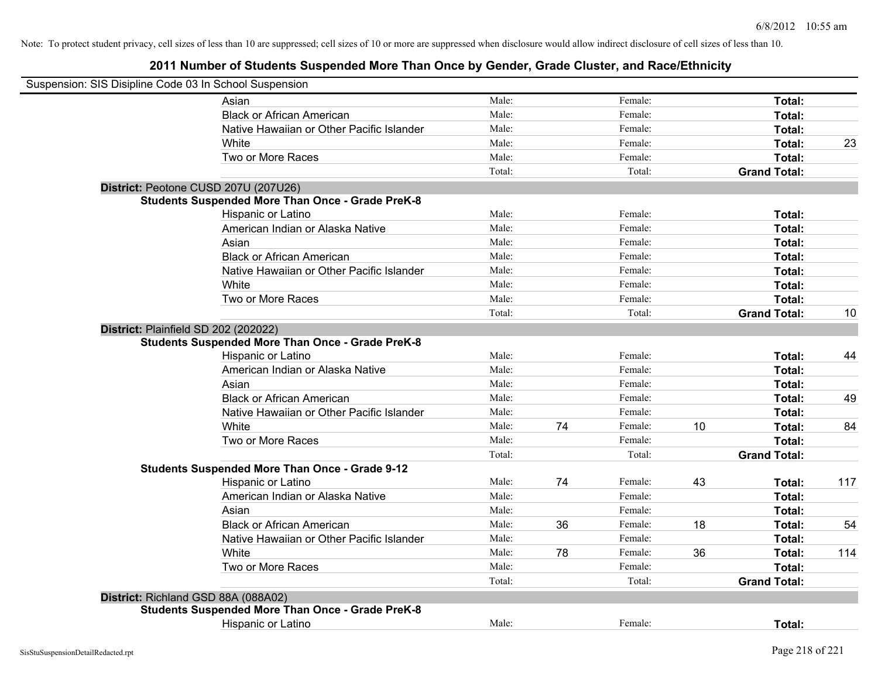Note: To protect student privacy, cell sizes of less than 10 are suppressed; cell sizes of 10 or more are suppressed when disclosure would allow indirect disclosure of cell sizes of less than 10.

# 2011 Number of Students Suspended More Than Once by Gender, Grade Cluster, and Race/Ethnicity

Suspension: SIS Disipline Code 03 In School Suspension

| | | | | | | |
|---|---|---|---|---|---|---|
| Asian | Male: | | Female: | | **Total:** | |
| Black or African American | Male: | | Female: | | **Total:** | |
| Native Hawaiian or Other Pacific Islander | Male: | | Female: | | **Total:** | |
| White | Male: | | Female: | | **Total:** | 23 |
| Two or More Races | Male: | | Female: | | **Total:** | |
| | Total: | | Total: | | **Grand Total:** | |

**District:** Peotone CUSD 207U (207U26)

**Students Suspended More Than Once - Grade PreK-8**

| | | | | | | |
|---|---|---|---|---|---|---|
| Hispanic or Latino | Male: | | Female: | | **Total:** | |
| American Indian or Alaska Native | Male: | | Female: | | **Total:** | |
| Asian | Male: | | Female: | | **Total:** | |
| Black or African American | Male: | | Female: | | **Total:** | |
| Native Hawaiian or Other Pacific Islander | Male: | | Female: | | **Total:** | |
| White | Male: | | Female: | | **Total:** | |
| Two or More Races | Male: | | Female: | | **Total:** | |
| | Total: | | Total: | | **Grand Total:** | 10 |

**District:** Plainfield SD 202 (202022)

**Students Suspended More Than Once - Grade PreK-8**

| | | | | | | |
|---|---|---|---|---|---|---|
| Hispanic or Latino | Male: | | Female: | | **Total:** | 44 |
| American Indian or Alaska Native | Male: | | Female: | | **Total:** | |
| Asian | Male: | | Female: | | **Total:** | |
| Black or African American | Male: | | Female: | | **Total:** | 49 |
| Native Hawaiian or Other Pacific Islander | Male: | | Female: | | **Total:** | |
| White | Male: | 74 | Female: | 10 | **Total:** | 84 |
| Two or More Races | Male: | | Female: | | **Total:** | |
| | Total: | | Total: | | **Grand Total:** | |

**Students Suspended More Than Once - Grade 9-12**

| | | | | | | |
|---|---|---|---|---|---|---|
| Hispanic or Latino | Male: | 74 | Female: | 43 | **Total:** | 117 |
| American Indian or Alaska Native | Male: | | Female: | | **Total:** | |
| Asian | Male: | | Female: | | **Total:** | |
| Black or African American | Male: | 36 | Female: | 18 | **Total:** | 54 |
| Native Hawaiian or Other Pacific Islander | Male: | | Female: | | **Total:** | |
| White | Male: | 78 | Female: | 36 | **Total:** | 114 |
| Two or More Races | Male: | | Female: | | **Total:** | |
| | Total: | | Total: | | **Grand Total:** | |

**District:** Richland GSD 88A (088A02)

**Students Suspended More Than Once - Grade PreK-8**

| | | | | | | |
|---|---|---|---|---|---|---|
| Hispanic or Latino | Male: | | Female: | | **Total:** | |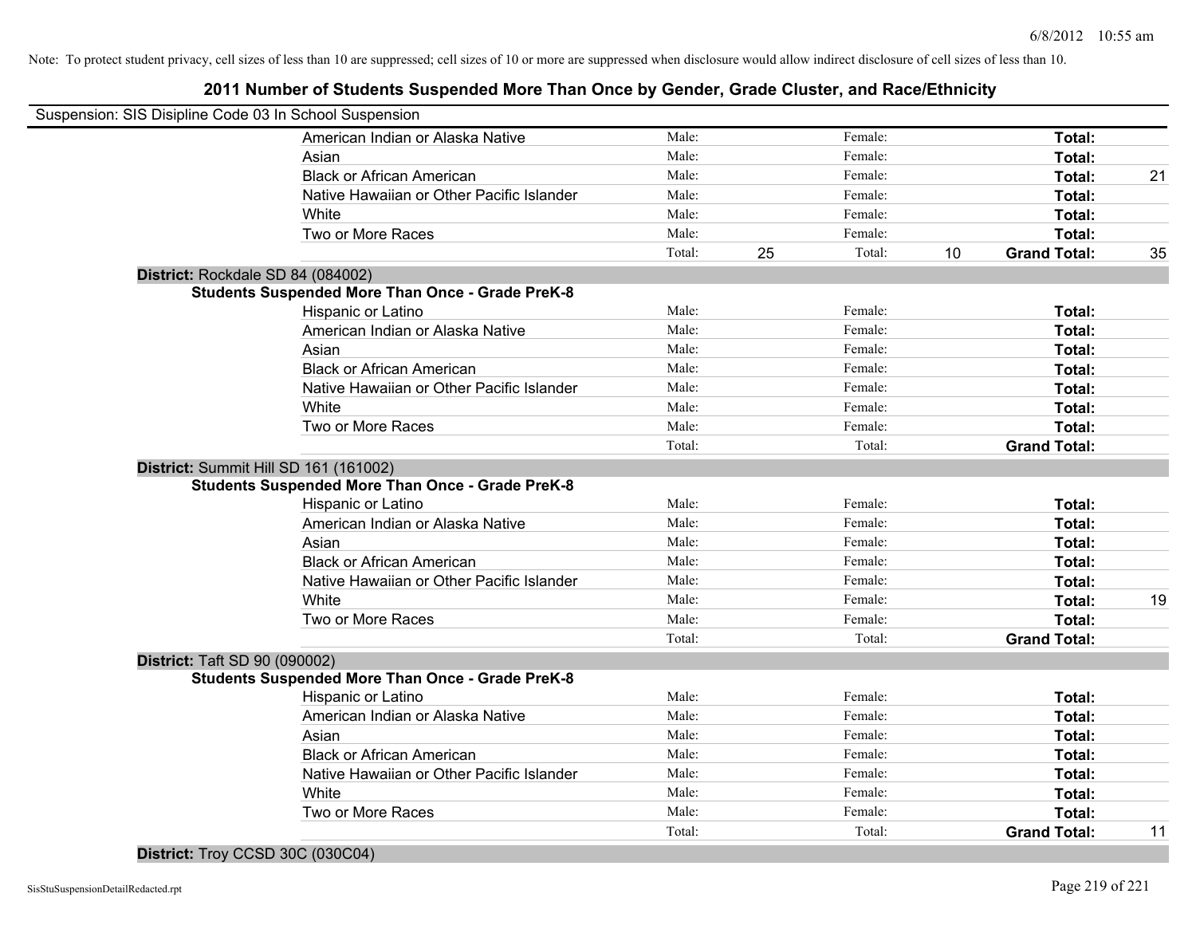Note: To protect student privacy, cell sizes of less than 10 are suppressed; cell sizes of 10 or more are suppressed when disclosure would allow indirect disclosure of cell sizes of less than 10.

## 2011 Number of Students Suspended More Than Once by Gender, Grade Cluster, and Race/Ethnicity

Suspension: SIS Disipline Code 03 In School Suspension

| | Male: | | Female: | | | |
|---|---|---|---|---|---|---|
| American Indian or Alaska Native | Male: | | Female: | | **Total:** | |
| Asian | Male: | | Female: | | **Total:** | |
| Black or African American | Male: | | Female: | | **Total:** | 21 |
| Native Hawaiian or Other Pacific Islander | Male: | | Female: | | **Total:** | |
| White | Male: | | Female: | | **Total:** | |
| Two or More Races | Male: | | Female: | | **Total:** | |
| | Total: | 25 | Total: | 10 | **Grand Total:** | 35 |

**District:** Rockdale SD 84 (084002)

**Students Suspended More Than Once - Grade PreK-8**

| | | | | | | |
|---|---|---|---|---|---|---|
| Hispanic or Latino | Male: | | Female: | | **Total:** | |
| American Indian or Alaska Native | Male: | | Female: | | **Total:** | |
| Asian | Male: | | Female: | | **Total:** | |
| Black or African American | Male: | | Female: | | **Total:** | |
| Native Hawaiian or Other Pacific Islander | Male: | | Female: | | **Total:** | |
| White | Male: | | Female: | | **Total:** | |
| Two or More Races | Male: | | Female: | | **Total:** | |
| | Total: | | Total: | | **Grand Total:** | |

**District:** Summit Hill SD 161 (161002)

**Students Suspended More Than Once - Grade PreK-8**

| | | | | | | |
|---|---|---|---|---|---|---|
| Hispanic or Latino | Male: | | Female: | | **Total:** | |
| American Indian or Alaska Native | Male: | | Female: | | **Total:** | |
| Asian | Male: | | Female: | | **Total:** | |
| Black or African American | Male: | | Female: | | **Total:** | |
| Native Hawaiian or Other Pacific Islander | Male: | | Female: | | **Total:** | |
| White | Male: | | Female: | | **Total:** | 19 |
| Two or More Races | Male: | | Female: | | **Total:** | |
| | Total: | | Total: | | **Grand Total:** | |

**District:** Taft SD 90 (090002)

**Students Suspended More Than Once - Grade PreK-8**

| | | | | | | |
|---|---|---|---|---|---|---|
| Hispanic or Latino | Male: | | Female: | | **Total:** | |
| American Indian or Alaska Native | Male: | | Female: | | **Total:** | |
| Asian | Male: | | Female: | | **Total:** | |
| Black or African American | Male: | | Female: | | **Total:** | |
| Native Hawaiian or Other Pacific Islander | Male: | | Female: | | **Total:** | |
| White | Male: | | Female: | | **Total:** | |
| Two or More Races | Male: | | Female: | | **Total:** | |
| | Total: | | Total: | | **Grand Total:** | 11 |

**District:** Troy CCSD 30C (030C04)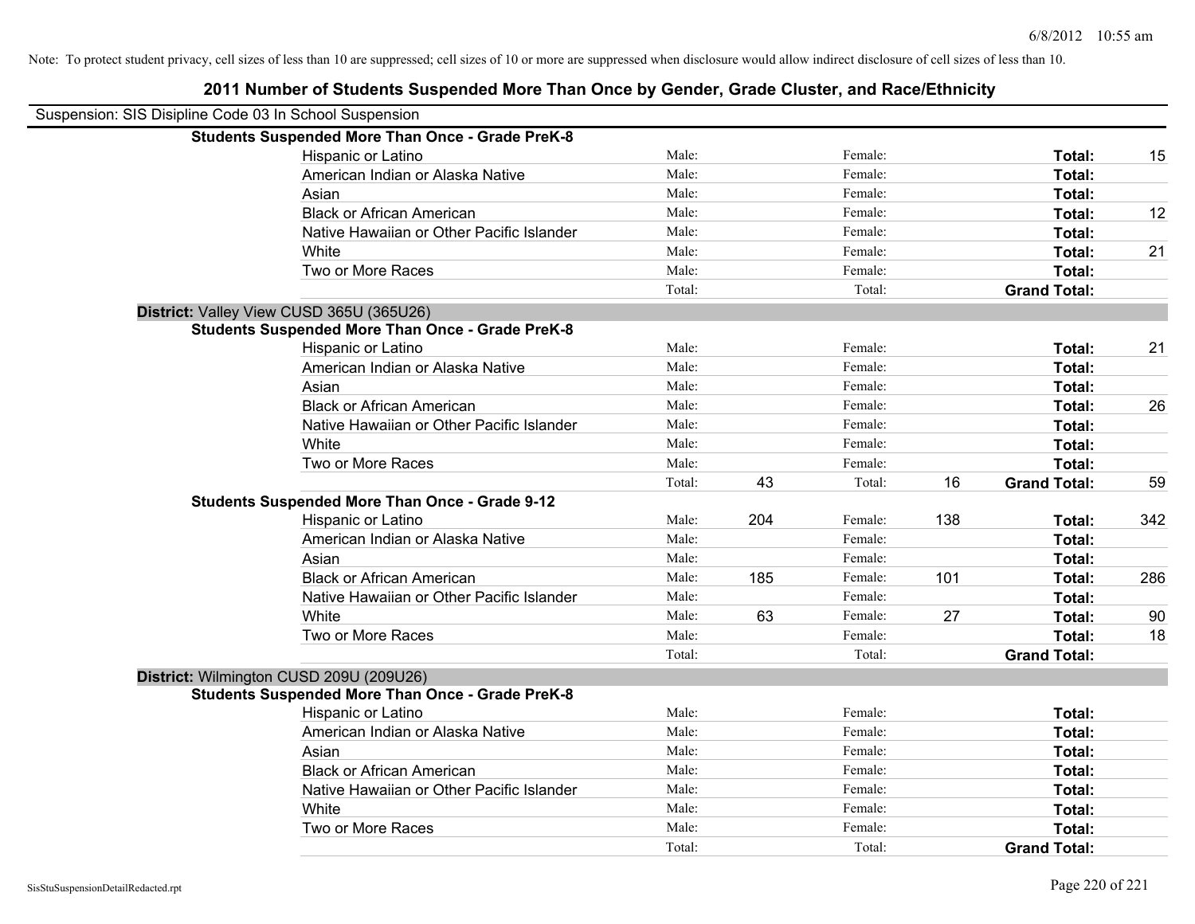Note: To protect student privacy, cell sizes of less than 10 are suppressed; cell sizes of 10 or more are suppressed when disclosure would allow indirect disclosure of cell sizes of less than 10.

## 2011 Number of Students Suspended More Than Once by Gender, Grade Cluster, and Race/Ethnicity

Suspension: SIS Disipline Code 03 In School Suspension

**Students Suspended More Than Once - Grade PreK-8**

| Race/Ethnicity | Male: | | Female: | | Total: | |
|---|---|---|---|---|---|---|
| Hispanic or Latino | Male: | | Female: | | **Total:** | 15 |
| American Indian or Alaska Native | Male: | | Female: | | **Total:** | |
| Asian | Male: | | Female: | | **Total:** | |
| Black or African American | Male: | | Female: | | **Total:** | 12 |
| Native Hawaiian or Other Pacific Islander | Male: | | Female: | | **Total:** | |
| White | Male: | | Female: | | **Total:** | 21 |
| Two or More Races | Male: | | Female: | | **Total:** | |
| | Total: | | Total: | | **Grand Total:** | |

**District:** Valley View CUSD 365U (365U26)

**Students Suspended More Than Once - Grade PreK-8**

| Race/Ethnicity | Male: | | Female: | | Total: | |
|---|---|---|---|---|---|---|
| Hispanic or Latino | Male: | | Female: | | **Total:** | 21 |
| American Indian or Alaska Native | Male: | | Female: | | **Total:** | |
| Asian | Male: | | Female: | | **Total:** | |
| Black or African American | Male: | | Female: | | **Total:** | 26 |
| Native Hawaiian or Other Pacific Islander | Male: | | Female: | | **Total:** | |
| White | Male: | | Female: | | **Total:** | |
| Two or More Races | Male: | | Female: | | **Total:** | |
| | Total: | 43 | Total: | 16 | **Grand Total:** | 59 |

**Students Suspended More Than Once - Grade 9-12**

| Race/Ethnicity | Male: | | Female: | | Total: | |
|---|---|---|---|---|---|---|
| Hispanic or Latino | Male: | 204 | Female: | 138 | **Total:** | 342 |
| American Indian or Alaska Native | Male: | | Female: | | **Total:** | |
| Asian | Male: | | Female: | | **Total:** | |
| Black or African American | Male: | 185 | Female: | 101 | **Total:** | 286 |
| Native Hawaiian or Other Pacific Islander | Male: | | Female: | | **Total:** | |
| White | Male: | 63 | Female: | 27 | **Total:** | 90 |
| Two or More Races | Male: | | Female: | | **Total:** | 18 |
| | Total: | | Total: | | **Grand Total:** | |

**District:** Wilmington CUSD 209U (209U26)

**Students Suspended More Than Once - Grade PreK-8**

| Race/Ethnicity | Male: | | Female: | | Total: | |
|---|---|---|---|---|---|---|
| Hispanic or Latino | Male: | | Female: | | **Total:** | |
| American Indian or Alaska Native | Male: | | Female: | | **Total:** | |
| Asian | Male: | | Female: | | **Total:** | |
| Black or African American | Male: | | Female: | | **Total:** | |
| Native Hawaiian or Other Pacific Islander | Male: | | Female: | | **Total:** | |
| White | Male: | | Female: | | **Total:** | |
| Two or More Races | Male: | | Female: | | **Total:** | |
| | Total: | | Total: | | **Grand Total:** | |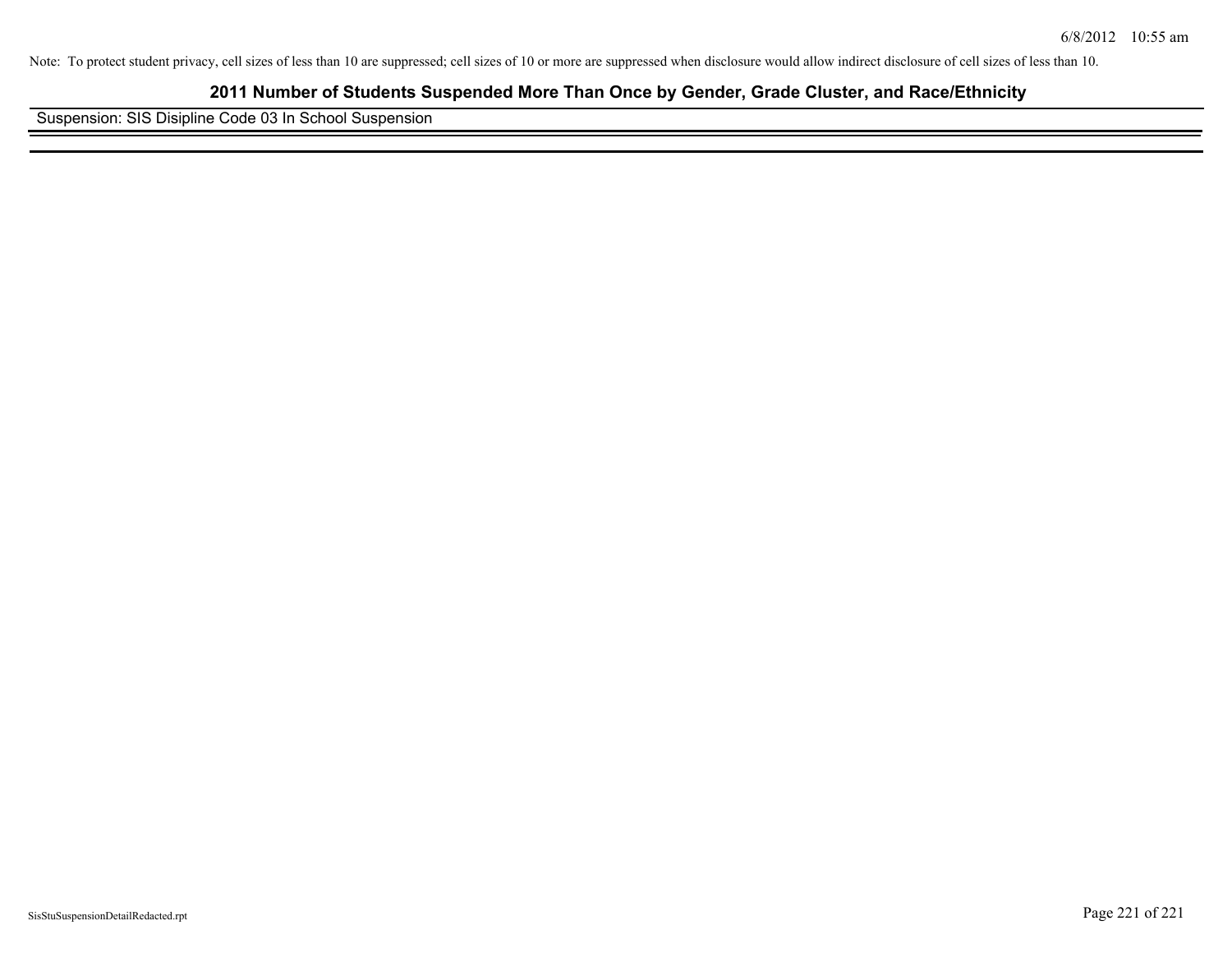Note: To protect student privacy, cell sizes of less than 10 are suppressed; cell sizes of 10 or more are suppressed when disclosure would allow indirect disclosure of cell sizes of less than 10.

## 2011 Number of Students Suspended More Than Once by Gender, Grade Cluster, and Race/Ethnicity

Suspension: SIS Disipline Code 03 In School Suspension